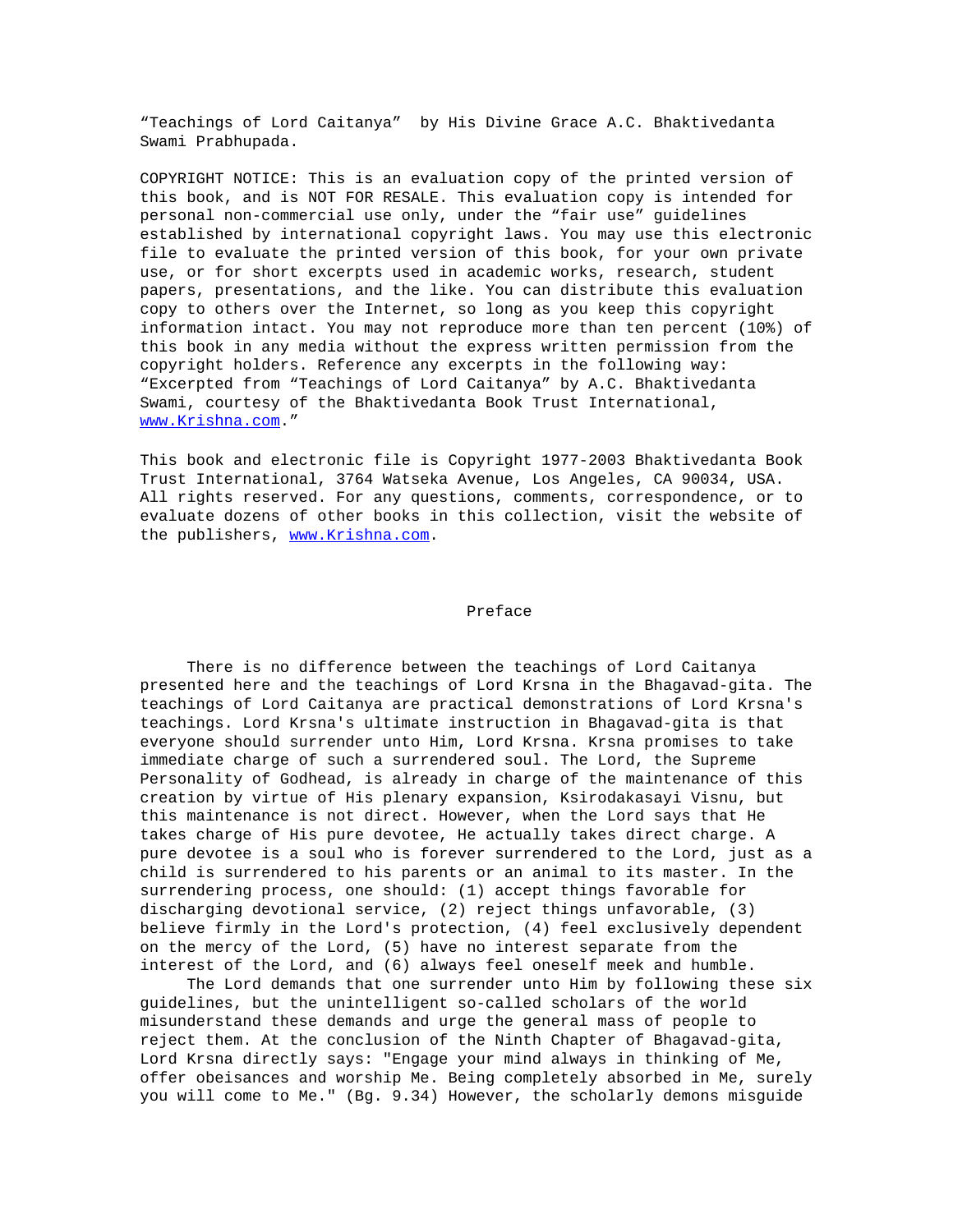"Teachings of Lord Caitanya" by His Divine Grace A.C. Bhaktivedanta Swami Prabhupada.

COPYRIGHT NOTICE: This is an evaluation copy of the printed version of this book, and is NOT FOR RESALE. This evaluation copy is intended for personal non-commercial use only, under the "fair use" guidelines established by international copyright laws. You may use this electronic file to evaluate the printed version of this book, for your own private use, or for short excerpts used in academic works, research, student papers, presentations, and the like. You can distribute this evaluation copy to others over the Internet, so long as you keep this copyright information intact. You may not reproduce more than ten percent (10%) of this book in any media without the express written permission from the copyright holders. Reference any excerpts in the following way: "Excerpted from "Teachings of Lord Caitanya" by A.C. Bhaktivedanta Swami, courtesy of the Bhaktivedanta Book Trust International, www.Krishna.com."

This book and electronic file is Copyright 1977-2003 Bhaktivedanta Book Trust International, 3764 Watseka Avenue, Los Angeles, CA 90034, USA. All rights reserved. For any questions, comments, correspondence, or to evaluate dozens of other books in this collection, visit the website of the publishers, www.Krishna.com.

# Preface

There is no difference between the teachings of Lord Caitanya presented here and the teachings of Lord Krsna in the Bhagavad-gita. The teachings of Lord Caitanya are practical demonstrations of Lord Krsna's teachings. Lord Krsna's ultimate instruction in Bhagavad-gita is that everyone should surrender unto Him, Lord Krsna. Krsna promises to take immediate charge of such a surrendered soul. The Lord, the Supreme Personality of Godhead, is already in charge of the maintenance of this creation by virtue of His plenary expansion, Ksirodakasayi Visnu, but this maintenance is not direct. However, when the Lord says that He takes charge of His pure devotee, He actually takes direct charge. A pure devotee is a soul who is forever surrendered to the Lord, just as a child is surrendered to his parents or an animal to its master. In the surrendering process, one should: (1) accept things favorable for discharging devotional service, (2) reject things unfavorable, (3) believe firmly in the Lord's protection, (4) feel exclusively dependent on the mercy of the Lord, (5) have no interest separate from the interest of the Lord, and (6) always feel oneself meek and humble.

The Lord demands that one surrender unto Him by following these six guidelines, but the unintelligent so-called scholars of the world misunderstand these demands and urge the general mass of people to reject them. At the conclusion of the Ninth Chapter of Bhagavad-gita, Lord Krsna directly says: "Engage your mind always in thinking of Me, offer obeisances and worship Me. Being completely absorbed in Me, surely you will come to Me." (Bg. 9.34) However, the scholarly demons misguide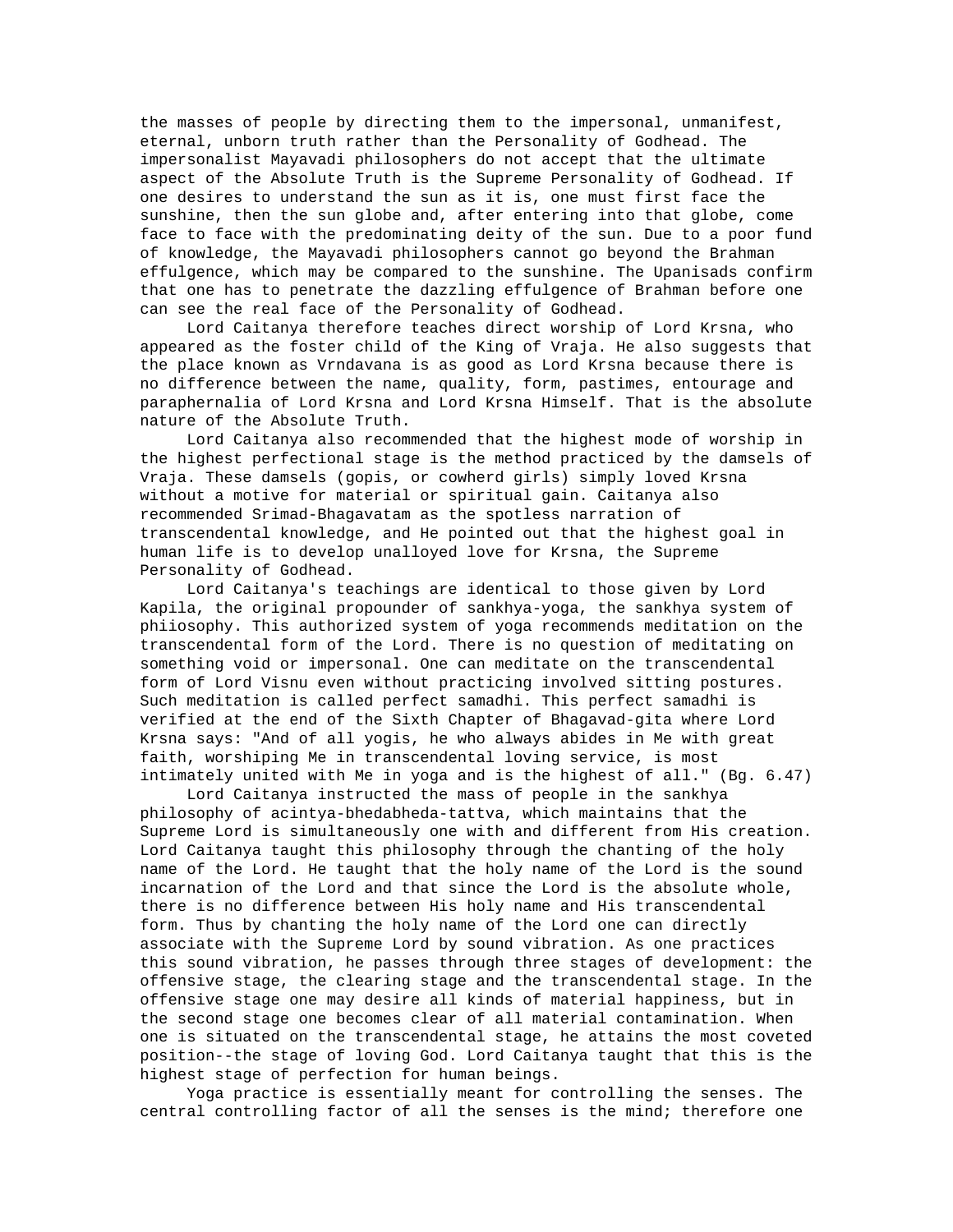the masses of people by directing them to the impersonal, unmanifest, eternal, unborn truth rather than the Personality of Godhead. The impersonalist Mayavadi philosophers do not accept that the ultimate aspect of the Absolute Truth is the Supreme Personality of Godhead. If one desires to understand the sun as it is, one must first face the sunshine, then the sun globe and, after entering into that globe, come face to face with the predominating deity of the sun. Due to a poor fund of knowledge, the Mayavadi philosophers cannot go beyond the Brahman effulgence, which may be compared to the sunshine. The Upanisads confirm that one has to penetrate the dazzling effulgence of Brahman before one can see the real face of the Personality of Godhead.

Lord Caitanya therefore teaches direct worship of Lord Krsna, who appeared as the foster child of the King of Vraja. He also suggests that the place known as Vrndavana is as good as Lord Krsna because there is no difference between the name, quality, form, pastimes, entourage and paraphernalia of Lord Krsna and Lord Krsna Himself. That is the absolute nature of the Absolute Truth.

Lord Caitanya also recommended that the highest mode of worship in the highest perfectional stage is the method practiced by the damsels of Vraja. These damsels (gopis, or cowherd girls) simply loved Krsna without a motive for material or spiritual gain. Caitanya also recommended Srimad-Bhagavatam as the spotless narration of transcendental knowledge, and He pointed out that the highest goal in human life is to develop unalloyed love for Krsna, the Supreme Personality of Godhead.

Lord Caitanya's teachings are identical to those given by Lord Kapila, the original propounder of sankhya-yoga, the sankhya system of phiiosophy. This authorized system of yoga recommends meditation on the transcendental form of the Lord. There is no question of meditating on something void or impersonal. One can meditate on the transcendental form of Lord Visnu even without practicing involved sitting postures. Such meditation is called perfect samadhi. This perfect samadhi is verified at the end of the Sixth Chapter of Bhagavad-gita where Lord Krsna says: "And of all yogis, he who always abides in Me with great faith, worshiping Me in transcendental loving service, is most intimately united with Me in yoga and is the highest of all." (Bg. 6.47)

Lord Caitanya instructed the mass of people in the sankhya philosophy of acintya-bhedabheda-tattva, which maintains that the Supreme Lord is simultaneously one with and different from His creation. Lord Caitanya taught this philosophy through the chanting of the holy name of the Lord. He taught that the holy name of the Lord is the sound incarnation of the Lord and that since the Lord is the absolute whole, there is no difference between His holy name and His transcendental form. Thus by chanting the holy name of the Lord one can directly associate with the Supreme Lord by sound vibration. As one practices this sound vibration, he passes through three stages of development: the offensive stage, the clearing stage and the transcendental stage. In the offensive stage one may desire all kinds of material happiness, but in the second stage one becomes clear of all material contamination. When one is situated on the transcendental stage, he attains the most coveted position--the stage of loving God. Lord Caitanya taught that this is the highest stage of perfection for human beings.

Yoga practice is essentially meant for controlling the senses. The central controlling factor of all the senses is the mind; therefore one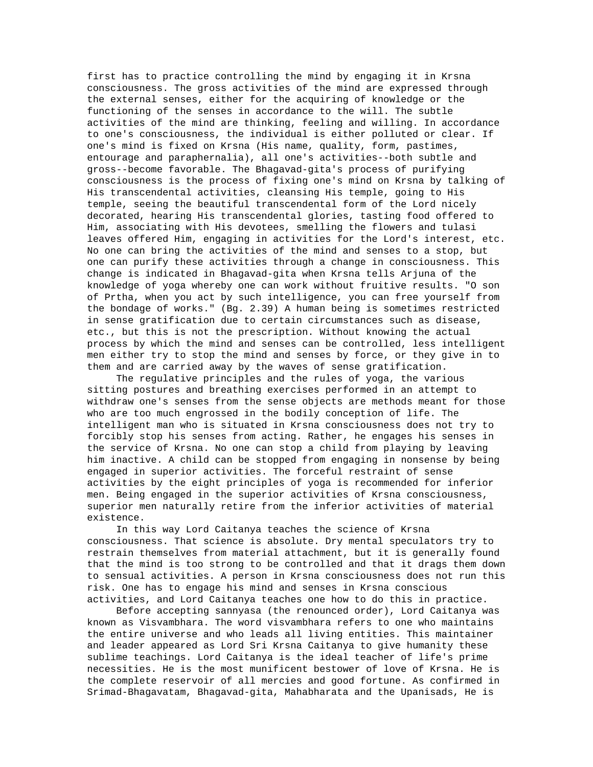first has to practice controlling the mind by engaging it in Krsna consciousness. The gross activities of the mind are expressed through the external senses, either for the acquiring of knowledge or the functioning of the senses in accordance to the will. The subtle activities of the mind are thinking, feeling and willing. In accordance to one's consciousness, the individual is either polluted or clear. If one's mind is fixed on Krsna (His name, quality, form, pastimes, entourage and paraphernalia), all one's activities--both subtle and gross--become favorable. The Bhagavad-gita's process of purifying consciousness is the process of fixing one's mind on Krsna by talking of His transcendental activities, cleansing His temple, going to His temple, seeing the beautiful transcendental form of the Lord nicely decorated, hearing His transcendental glories, tasting food offered to Him, associating with His devotees, smelling the flowers and tulasi leaves offered Him, engaging in activities for the Lord's interest, etc. No one can bring the activities of the mind and senses to a stop, but one can purify these activities through a change in consciousness. This change is indicated in Bhagavad-gita when Krsna tells Arjuna of the knowledge of yoga whereby one can work without fruitive results. "O son of Prtha, when you act by such intelligence, you can free yourself from the bondage of works." (Bg. 2.39) A human being is sometimes restricted in sense gratification due to certain circumstances such as disease, etc., but this is not the prescription. Without knowing the actual process by which the mind and senses can be controlled, less intelligent men either try to stop the mind and senses by force, or they give in to them and are carried away by the waves of sense gratification.

The regulative principles and the rules of yoga, the various sitting postures and breathing exercises performed in an attempt to withdraw one's senses from the sense objects are methods meant for those who are too much engrossed in the bodily conception of life. The intelligent man who is situated in Krsna consciousness does not try to forcibly stop his senses from acting. Rather, he engages his senses in the service of Krsna. No one can stop a child from playing by leaving him inactive. A child can be stopped from engaging in nonsense by being engaged in superior activities. The forceful restraint of sense activities by the eight principles of yoga is recommended for inferior men. Being engaged in the superior activities of Krsna consciousness, superior men naturally retire from the inferior activities of material existence.

In this way Lord Caitanya teaches the science of Krsna consciousness. That science is absolute. Dry mental speculators try to restrain themselves from material attachment, but it is generally found that the mind is too strong to be controlled and that it drags them down to sensual activities. A person in Krsna consciousness does not run this risk. One has to engage his mind and senses in Krsna conscious activities, and Lord Caitanya teaches one how to do this in practice.

Before accepting sannyasa (the renounced order), Lord Caitanya was known as Visvambhara. The word visvambhara refers to one who maintains the entire universe and who leads all living entities. This maintainer and leader appeared as Lord Sri Krsna Caitanya to give humanity these sublime teachings. Lord Caitanya is the ideal teacher of life's prime necessities. He is the most munificent bestower of love of Krsna. He is the complete reservoir of all mercies and good fortune. As confirmed in Srimad-Bhagavatam, Bhagavad-gita, Mahabharata and the Upanisads, He is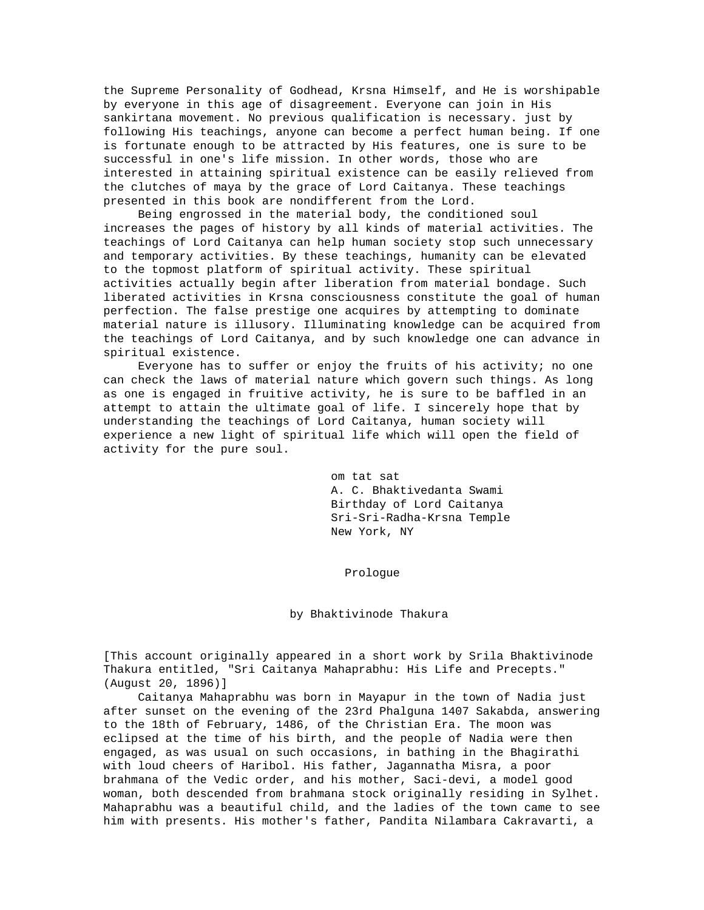the Supreme Personality of Godhead, Krsna Himself, and He is worshipable by everyone in this age of disagreement. Everyone can join in His sankirtana movement. No previous qualification is necessary. just by following His teachings, anyone can become a perfect human being. If one is fortunate enough to be attracted by His features, one is sure to be successful in one's life mission. In other words, those who are interested in attaining spiritual existence can be easily relieved from the clutches of maya by the grace of Lord Caitanya. These teachings presented in this book are nondifferent from the Lord.

Being engrossed in the material body, the conditioned soul increases the pages of history by all kinds of material activities. The teachings of Lord Caitanya can help human society stop such unnecessary and temporary activities. By these teachings, humanity can be elevated to the topmost platform of spiritual activity. These spiritual activities actually begin after liberation from material bondage. Such liberated activities in Krsna consciousness constitute the goal of human perfection. The false prestige one acquires by attempting to dominate material nature is illusory. Illuminating knowledge can be acquired from the teachings of Lord Caitanya, and by such knowledge one can advance in spiritual existence.

Everyone has to suffer or enjoy the fruits of his activity; no one can check the laws of material nature which govern such things. As long as one is engaged in fruitive activity, he is sure to be baffled in an attempt to attain the ultimate goal of life. I sincerely hope that by understanding the teachings of Lord Caitanya, human society will experience a new light of spiritual life which will open the field of activity for the pure soul.

om tat sat
A. C. Bhaktivedanta Swami
Birthday of Lord Caitanya
Sri-Sri-Radha-Krsna Temple
New York, NY

## Prologue

### by Bhaktivinode Thakura

[This account originally appeared in a short work by Srila Bhaktivinode Thakura entitled, "Sri Caitanya Mahaprabhu: His Life and Precepts." (August 20, 1896)]

Caitanya Mahaprabhu was born in Mayapur in the town of Nadia just after sunset on the evening of the 23rd Phalguna 1407 Sakabda, answering to the 18th of February, 1486, of the Christian Era. The moon was eclipsed at the time of his birth, and the people of Nadia were then engaged, as was usual on such occasions, in bathing in the Bhagirathi with loud cheers of Haribol. His father, Jagannatha Misra, a poor brahmana of the Vedic order, and his mother, Saci-devi, a model good woman, both descended from brahmana stock originally residing in Sylhet. Mahaprabhu was a beautiful child, and the ladies of the town came to see him with presents. His mother's father, Pandita Nilambara Cakravarti, a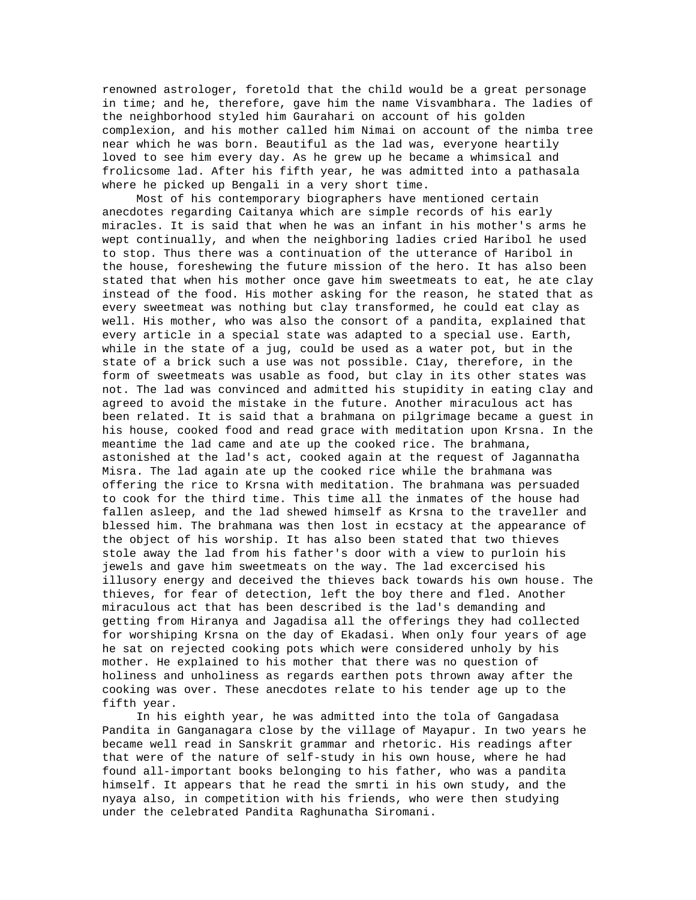renowned astrologer, foretold that the child would be a great personage in time; and he, therefore, gave him the name Visvambhara. The ladies of the neighborhood styled him Gaurahari on account of his golden complexion, and his mother called him Nimai on account of the nimba tree near which he was born. Beautiful as the lad was, everyone heartily loved to see him every day. As he grew up he became a whimsical and frolicsome lad. After his fifth year, he was admitted into a pathasala where he picked up Bengali in a very short time.

Most of his contemporary biographers have mentioned certain anecdotes regarding Caitanya which are simple records of his early miracles. It is said that when he was an infant in his mother's arms he wept continually, and when the neighboring ladies cried Haribol he used to stop. Thus there was a continuation of the utterance of Haribol in the house, foreshewing the future mission of the hero. It has also been stated that when his mother once gave him sweetmeats to eat, he ate clay instead of the food. His mother asking for the reason, he stated that as every sweetmeat was nothing but clay transformed, he could eat clay as well. His mother, who was also the consort of a pandita, explained that every article in a special state was adapted to a special use. Earth, while in the state of a jug, could be used as a water pot, but in the state of a brick such a use was not possible. C1ay, therefore, in the form of sweetmeats was usable as food, but clay in its other states was not. The lad was convinced and admitted his stupidity in eating clay and agreed to avoid the mistake in the future. Another miraculous act has been related. It is said that a brahmana on pilgrimage became a guest in his house, cooked food and read grace with meditation upon Krsna. In the meantime the lad came and ate up the cooked rice. The brahmana, astonished at the lad's act, cooked again at the request of Jagannatha Misra. The lad again ate up the cooked rice while the brahmana was offering the rice to Krsna with meditation. The brahmana was persuaded to cook for the third time. This time all the inmates of the house had fallen asleep, and the lad shewed himself as Krsna to the traveller and blessed him. The brahmana was then lost in ecstacy at the appearance of the object of his worship. It has also been stated that two thieves stole away the lad from his father's door with a view to purloin his jewels and gave him sweetmeats on the way. The lad excercised his illusory energy and deceived the thieves back towards his own house. The thieves, for fear of detection, left the boy there and fled. Another miraculous act that has been described is the lad's demanding and getting from Hiranya and Jagadisa all the offerings they had collected for worshiping Krsna on the day of Ekadasi. When only four years of age he sat on rejected cooking pots which were considered unholy by his mother. He explained to his mother that there was no question of holiness and unholiness as regards earthen pots thrown away after the cooking was over. These anecdotes relate to his tender age up to the fifth year.

In his eighth year, he was admitted into the tola of Gangadasa Pandita in Ganganagara close by the village of Mayapur. In two years he became well read in Sanskrit grammar and rhetoric. His readings after that were of the nature of self-study in his own house, where he had found all-important books belonging to his father, who was a pandita himself. It appears that he read the smrti in his own study, and the nyaya also, in competition with his friends, who were then studying under the celebrated Pandita Raghunatha Siromani.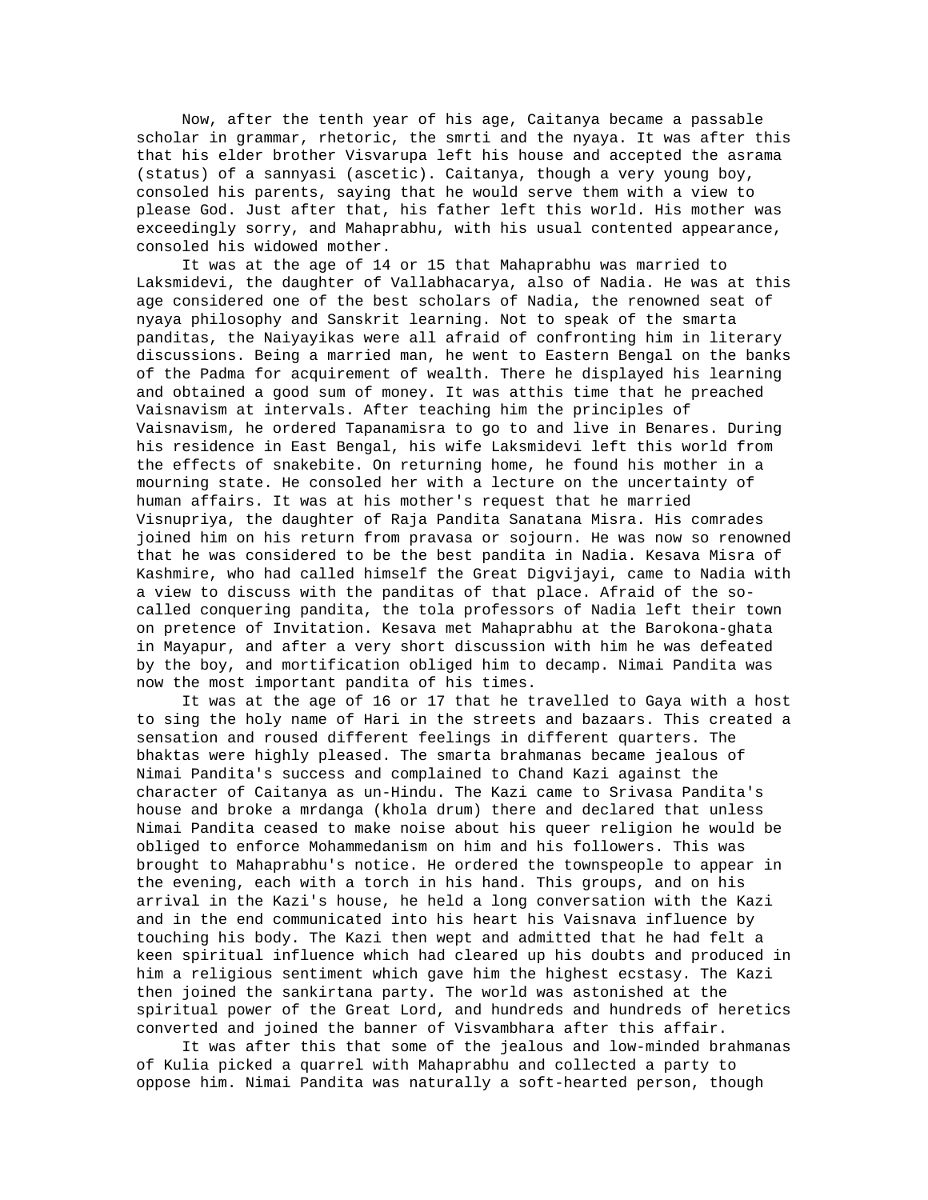Now, after the tenth year of his age, Caitanya became a passable scholar in grammar, rhetoric, the smrti and the nyaya. It was after this that his elder brother Visvarupa left his house and accepted the asrama (status) of a sannyasi (ascetic). Caitanya, though a very young boy, consoled his parents, saying that he would serve them with a view to please God. Just after that, his father left this world. His mother was exceedingly sorry, and Mahaprabhu, with his usual contented appearance, consoled his widowed mother.

It was at the age of 14 or 15 that Mahaprabhu was married to Laksmidevi, the daughter of Vallabhacarya, also of Nadia. He was at this age considered one of the best scholars of Nadia, the renowned seat of nyaya philosophy and Sanskrit learning. Not to speak of the smarta panditas, the Naiyayikas were all afraid of confronting him in literary discussions. Being a married man, he went to Eastern Bengal on the banks of the Padma for acquirement of wealth. There he displayed his learning and obtained a good sum of money. It was atthis time that he preached Vaisnavism at intervals. After teaching him the principles of Vaisnavism, he ordered Tapanamisra to go to and live in Benares. During his residence in East Bengal, his wife Laksmidevi left this world from the effects of snakebite. On returning home, he found his mother in a mourning state. He consoled her with a lecture on the uncertainty of human affairs. It was at his mother's request that he married Visnupriya, the daughter of Raja Pandita Sanatana Misra. His comrades joined him on his return from pravasa or sojourn. He was now so renowned that he was considered to be the best pandita in Nadia. Kesava Misra of Kashmire, who had called himself the Great Digvijayi, came to Nadia with a view to discuss with the panditas of that place. Afraid of the so-called conquering pandita, the tola professors of Nadia left their town on pretence of Invitation. Kesava met Mahaprabhu at the Barokona-ghata in Mayapur, and after a very short discussion with him he was defeated by the boy, and mortification obliged him to decamp. Nimai Pandita was now the most important pandita of his times.

It was at the age of 16 or 17 that he travelled to Gaya with a host to sing the holy name of Hari in the streets and bazaars. This created a sensation and roused different feelings in different quarters. The bhaktas were highly pleased. The smarta brahmanas became jealous of Nimai Pandita's success and complained to Chand Kazi against the character of Caitanya as un-Hindu. The Kazi came to Srivasa Pandita's house and broke a mrdanga (khola drum) there and declared that unless Nimai Pandita ceased to make noise about his queer religion he would be obliged to enforce Mohammedanism on him and his followers. This was brought to Mahaprabhu's notice. He ordered the townspeople to appear in the evening, each with a torch in his hand. This groups, and on his arrival in the Kazi's house, he held a long conversation with the Kazi and in the end communicated into his heart his Vaisnava influence by touching his body. The Kazi then wept and admitted that he had felt a keen spiritual influence which had cleared up his doubts and produced in him a religious sentiment which gave him the highest ecstasy. The Kazi then joined the sankirtana party. The world was astonished at the spiritual power of the Great Lord, and hundreds and hundreds of heretics converted and joined the banner of Visvambhara after this affair.

It was after this that some of the jealous and low-minded brahmanas of Kulia picked a quarrel with Mahaprabhu and collected a party to oppose him. Nimai Pandita was naturally a soft-hearted person, though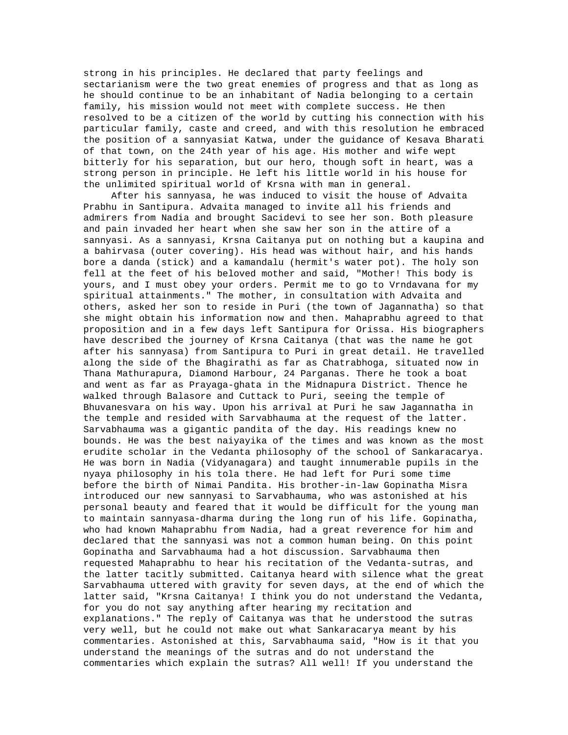strong in his principles. He declared that party feelings and sectarianism were the two great enemies of progress and that as long as he should continue to be an inhabitant of Nadia belonging to a certain family, his mission would not meet with complete success. He then resolved to be a citizen of the world by cutting his connection with his particular family, caste and creed, and with this resolution he embraced the position of a sannyasiat Katwa, under the guidance of Kesava Bharati of that town, on the 24th year of his age. His mother and wife wept bitterly for his separation, but our hero, though soft in heart, was a strong person in principle. He left his little world in his house for the unlimited spiritual world of Krsna with man in general.

After his sannyasa, he was induced to visit the house of Advaita Prabhu in Santipura. Advaita managed to invite all his friends and admirers from Nadia and brought Sacidevi to see her son. Both pleasure and pain invaded her heart when she saw her son in the attire of a sannyasi. As a sannyasi, Krsna Caitanya put on nothing but a kaupina and a bahirvasa (outer covering). His head was without hair, and his hands bore a danda (stick) and a kamandalu (hermit's water pot). The holy son fell at the feet of his beloved mother and said, "Mother! This body is yours, and I must obey your orders. Permit me to go to Vrndavana for my spiritual attainments." The mother, in consultation with Advaita and others, asked her son to reside in Puri (the town of Jagannatha) so that she might obtain his information now and then. Mahaprabhu agreed to that proposition and in a few days left Santipura for Orissa. His biographers have described the journey of Krsna Caitanya (that was the name he got after his sannyasa) from Santipura to Puri in great detail. He travelled along the side of the Bhagirathi as far as Chatrabhoga, situated now in Thana Mathurapura, Diamond Harbour, 24 Parganas. There he took a boat and went as far as Prayaga-ghata in the Midnapura District. Thence he walked through Balasore and Cuttack to Puri, seeing the temple of Bhuvanesvara on his way. Upon his arrival at Puri he saw Jagannatha in the temple and resided with Sarvabhauma at the request of the latter. Sarvabhauma was a gigantic pandita of the day. His readings knew no bounds. He was the best naiyayika of the times and was known as the most erudite scholar in the Vedanta philosophy of the school of Sankaracarya. He was born in Nadia (Vidyanagara) and taught innumerable pupils in the nyaya philosophy in his tola there. He had left for Puri some time before the birth of Nimai Pandita. His brother-in-law Gopinatha Misra introduced our new sannyasi to Sarvabhauma, who was astonished at his personal beauty and feared that it would be difficult for the young man to maintain sannyasa-dharma during the long run of his life. Gopinatha, who had known Mahaprabhu from Nadia, had a great reverence for him and declared that the sannyasi was not a common human being. On this point Gopinatha and Sarvabhauma had a hot discussion. Sarvabhauma then requested Mahaprabhu to hear his recitation of the Vedanta-sutras, and the latter tacitly submitted. Caitanya heard with silence what the great Sarvabhauma uttered with gravity for seven days, at the end of which the latter said, "Krsna Caitanya! I think you do not understand the Vedanta, for you do not say anything after hearing my recitation and explanations." The reply of Caitanya was that he understood the sutras very well, but he could not make out what Sankaracarya meant by his commentaries. Astonished at this, Sarvabhauma said, "How is it that you understand the meanings of the sutras and do not understand the commentaries which explain the sutras? All well! If you understand the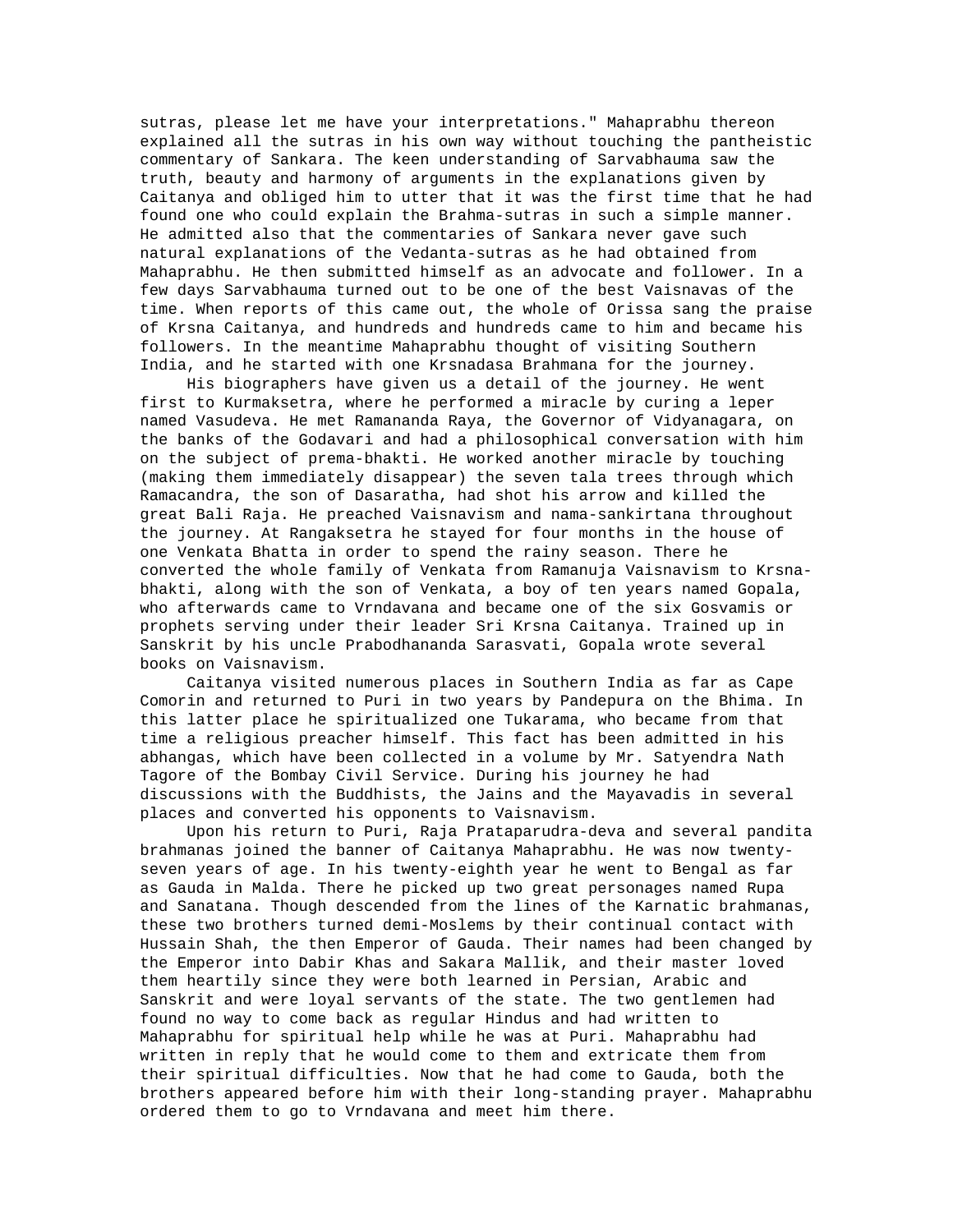sutras, please let me have your interpretations." Mahaprabhu thereon explained all the sutras in his own way without touching the pantheistic commentary of Sankara. The keen understanding of Sarvabhauma saw the truth, beauty and harmony of arguments in the explanations given by Caitanya and obliged him to utter that it was the first time that he had found one who could explain the Brahma-sutras in such a simple manner. He admitted also that the commentaries of Sankara never gave such natural explanations of the Vedanta-sutras as he had obtained from Mahaprabhu. He then submitted himself as an advocate and follower. In a few days Sarvabhauma turned out to be one of the best Vaisnavas of the time. When reports of this came out, the whole of Orissa sang the praise of Krsna Caitanya, and hundreds and hundreds came to him and became his followers. In the meantime Mahaprabhu thought of visiting Southern India, and he started with one Krsnadasa Brahmana for the journey.

His biographers have given us a detail of the journey. He went first to Kurmaksetra, where he performed a miracle by curing a leper named Vasudeva. He met Ramananda Raya, the Governor of Vidyanagara, on the banks of the Godavari and had a philosophical conversation with him on the subject of prema-bhakti. He worked another miracle by touching (making them immediately disappear) the seven tala trees through which Ramacandra, the son of Dasaratha, had shot his arrow and killed the great Bali Raja. He preached Vaisnavism and nama-sankirtana throughout the journey. At Rangaksetra he stayed for four months in the house of one Venkata Bhatta in order to spend the rainy season. There he converted the whole family of Venkata from Ramanuja Vaisnavism to Krsna-bhakti, along with the son of Venkata, a boy of ten years named Gopala, who afterwards came to Vrndavana and became one of the six Gosvamis or prophets serving under their leader Sri Krsna Caitanya. Trained up in Sanskrit by his uncle Prabodhananda Sarasvati, Gopala wrote several books on Vaisnavism.

Caitanya visited numerous places in Southern India as far as Cape Comorin and returned to Puri in two years by Pandepura on the Bhima. In this latter place he spiritualized one Tukarama, who became from that time a religious preacher himself. This fact has been admitted in his abhangas, which have been collected in a volume by Mr. Satyendra Nath Tagore of the Bombay Civil Service. During his journey he had discussions with the Buddhists, the Jains and the Mayavadis in several places and converted his opponents to Vaisnavism.

Upon his return to Puri, Raja Prataparudra-deva and several pandita brahmanas joined the banner of Caitanya Mahaprabhu. He was now twenty-seven years of age. In his twenty-eighth year he went to Bengal as far as Gauda in Malda. There he picked up two great personages named Rupa and Sanatana. Though descended from the lines of the Karnatic brahmanas, these two brothers turned demi-Moslems by their continual contact with Hussain Shah, the then Emperor of Gauda. Their names had been changed by the Emperor into Dabir Khas and Sakara Mallik, and their master loved them heartily since they were both learned in Persian, Arabic and Sanskrit and were loyal servants of the state. The two gentlemen had found no way to come back as regular Hindus and had written to Mahaprabhu for spiritual help while he was at Puri. Mahaprabhu had written in reply that he would come to them and extricate them from their spiritual difficulties. Now that he had come to Gauda, both the brothers appeared before him with their long-standing prayer. Mahaprabhu ordered them to go to Vrndavana and meet him there.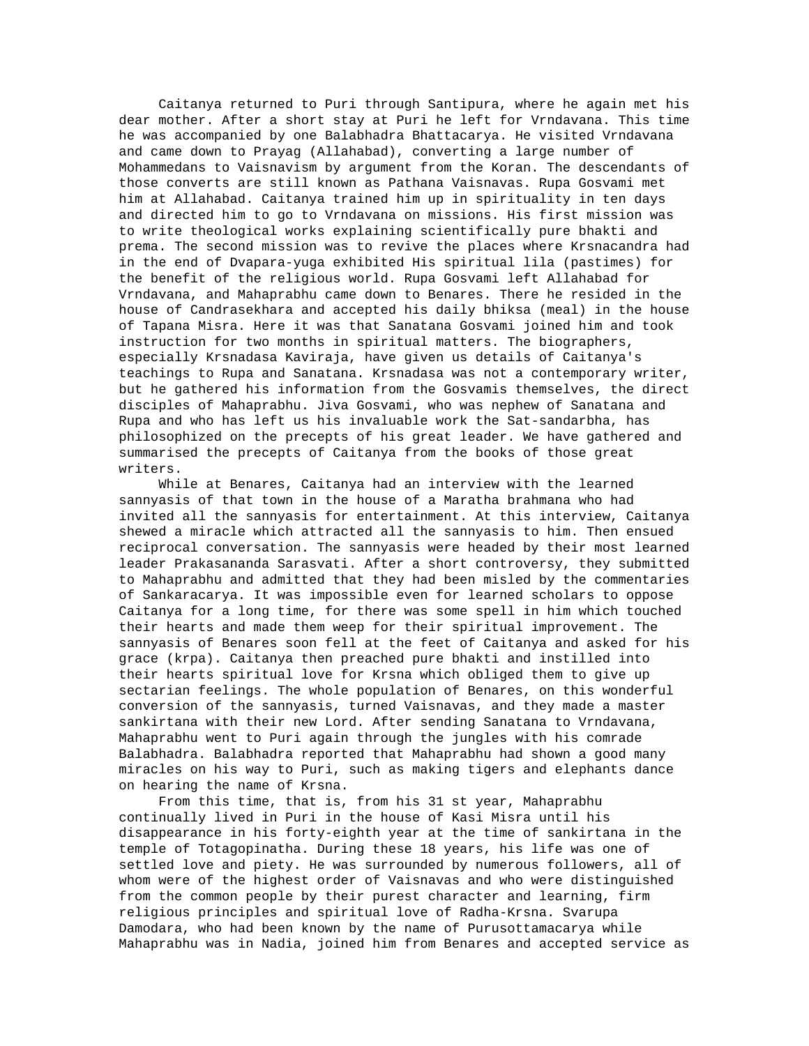Caitanya returned to Puri through Santipura, where he again met his dear mother. After a short stay at Puri he left for Vrndavana. This time he was accompanied by one Balabhadra Bhattacarya. He visited Vrndavana and came down to Prayag (Allahabad), converting a large number of Mohammedans to Vaisnavism by argument from the Koran. The descendants of those converts are still known as Pathana Vaisnavas. Rupa Gosvami met him at Allahabad. Caitanya trained him up in spirituality in ten days and directed him to go to Vrndavana on missions. His first mission was to write theological works explaining scientifically pure bhakti and prema. The second mission was to revive the places where Krsnacandra had in the end of Dvapara-yuga exhibited His spiritual lila (pastimes) for the benefit of the religious world. Rupa Gosvami left Allahabad for Vrndavana, and Mahaprabhu came down to Benares. There he resided in the house of Candrasekhara and accepted his daily bhiksa (meal) in the house of Tapana Misra. Here it was that Sanatana Gosvami joined him and took instruction for two months in spiritual matters. The biographers, especially Krsnadasa Kaviraja, have given us details of Caitanya's teachings to Rupa and Sanatana. Krsnadasa was not a contemporary writer, but he gathered his information from the Gosvamis themselves, the direct disciples of Mahaprabhu. Jiva Gosvami, who was nephew of Sanatana and Rupa and who has left us his invaluable work the Sat-sandarbha, has philosophized on the precepts of his great leader. We have gathered and summarised the precepts of Caitanya from the books of those great writers.

While at Benares, Caitanya had an interview with the learned sannyasis of that town in the house of a Maratha brahmana who had invited all the sannyasis for entertainment. At this interview, Caitanya shewed a miracle which attracted all the sannyasis to him. Then ensued reciprocal conversation. The sannyasis were headed by their most learned leader Prakasananda Sarasvati. After a short controversy, they submitted to Mahaprabhu and admitted that they had been misled by the commentaries of Sankaracarya. It was impossible even for learned scholars to oppose Caitanya for a long time, for there was some spell in him which touched their hearts and made them weep for their spiritual improvement. The sannyasis of Benares soon fell at the feet of Caitanya and asked for his grace (krpa). Caitanya then preached pure bhakti and instilled into their hearts spiritual love for Krsna which obliged them to give up sectarian feelings. The whole population of Benares, on this wonderful conversion of the sannyasis, turned Vaisnavas, and they made a master sankirtana with their new Lord. After sending Sanatana to Vrndavana, Mahaprabhu went to Puri again through the jungles with his comrade Balabhadra. Balabhadra reported that Mahaprabhu had shown a good many miracles on his way to Puri, such as making tigers and elephants dance on hearing the name of Krsna.

From this time, that is, from his 31 st year, Mahaprabhu continually lived in Puri in the house of Kasi Misra until his disappearance in his forty-eighth year at the time of sankirtana in the temple of Totagopinatha. During these 18 years, his life was one of settled love and piety. He was surrounded by numerous followers, all of whom were of the highest order of Vaisnavas and who were distinguished from the common people by their purest character and learning, firm religious principles and spiritual love of Radha-Krsna. Svarupa Damodara, who had been known by the name of Purusottamacarya while Mahaprabhu was in Nadia, joined him from Benares and accepted service as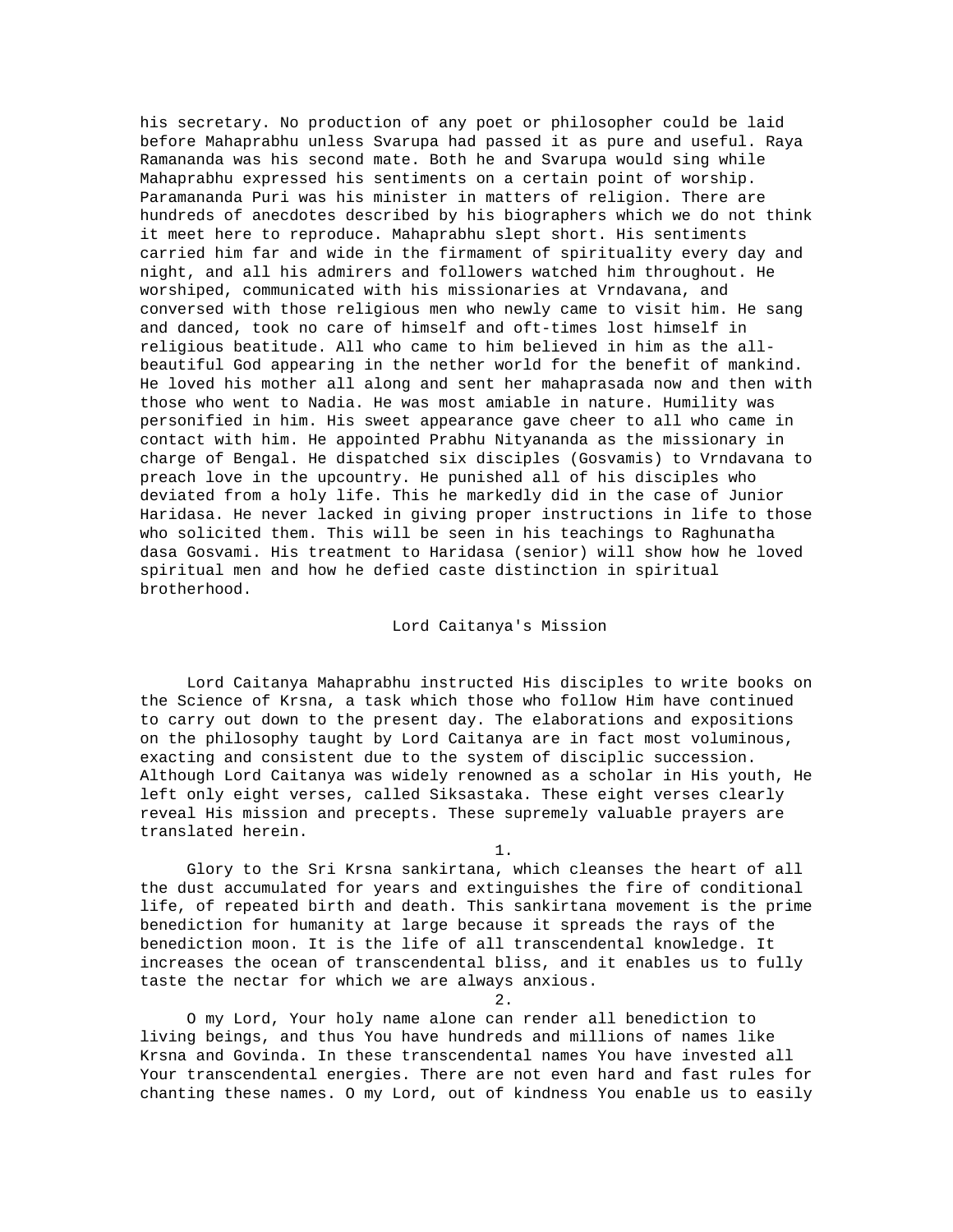his secretary. No production of any poet or philosopher could be laid before Mahaprabhu unless Svarupa had passed it as pure and useful. Raya Ramananda was his second mate. Both he and Svarupa would sing while Mahaprabhu expressed his sentiments on a certain point of worship. Paramananda Puri was his minister in matters of religion. There are hundreds of anecdotes described by his biographers which we do not think it meet here to reproduce. Mahaprabhu slept short. His sentiments carried him far and wide in the firmament of spirituality every day and night, and all his admirers and followers watched him throughout. He worshiped, communicated with his missionaries at Vrndavana, and conversed with those religious men who newly came to visit him. He sang and danced, took no care of himself and oft-times lost himself in religious beatitude. All who came to him believed in him as the all-beautiful God appearing in the nether world for the benefit of mankind. He loved his mother all along and sent her mahaprasada now and then with those who went to Nadia. He was most amiable in nature. Humility was personified in him. His sweet appearance gave cheer to all who came in contact with him. He appointed Prabhu Nityananda as the missionary in charge of Bengal. He dispatched six disciples (Gosvamis) to Vrndavana to preach love in the upcountry. He punished all of his disciples who deviated from a holy life. This he markedly did in the case of Junior Haridasa. He never lacked in giving proper instructions in life to those who solicited them. This will be seen in his teachings to Raghunatha dasa Gosvami. His treatment to Haridasa (senior) will show how he loved spiritual men and how he defied caste distinction in spiritual brotherhood.

## Lord Caitanya's Mission

Lord Caitanya Mahaprabhu instructed His disciples to write books on the Science of Krsna, a task which those who follow Him have continued to carry out down to the present day. The elaborations and expositions on the philosophy taught by Lord Caitanya are in fact most voluminous, exacting and consistent due to the system of disciplic succession. Although Lord Caitanya was widely renowned as a scholar in His youth, He left only eight verses, called Siksastaka. These eight verses clearly reveal His mission and precepts. These supremely valuable prayers are translated herein.

1.

Glory to the Sri Krsna sankirtana, which cleanses the heart of all the dust accumulated for years and extinguishes the fire of conditional life, of repeated birth and death. This sankirtana movement is the prime benediction for humanity at large because it spreads the rays of the benediction moon. It is the life of all transcendental knowledge. It increases the ocean of transcendental bliss, and it enables us to fully taste the nectar for which we are always anxious.

2.

O my Lord, Your holy name alone can render all benediction to living beings, and thus You have hundreds and millions of names like Krsna and Govinda. In these transcendental names You have invested all Your transcendental energies. There are not even hard and fast rules for chanting these names. O my Lord, out of kindness You enable us to easily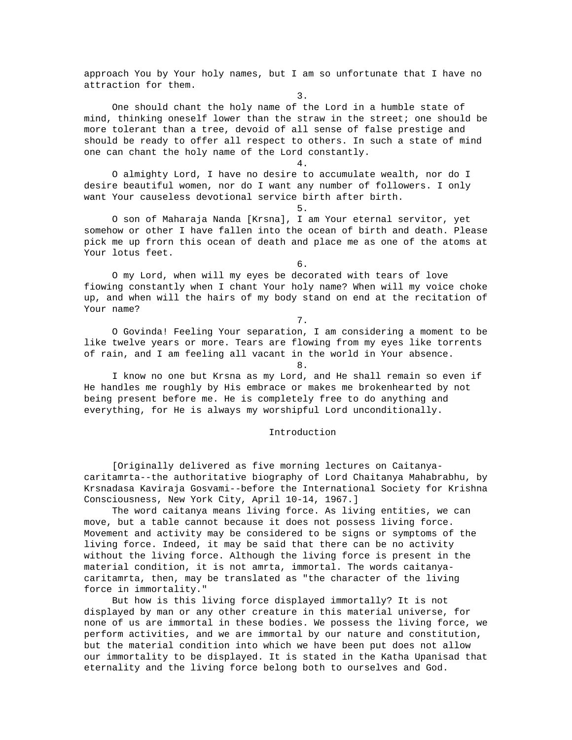approach You by Your holy names, but I am so unfortunate that I have no attraction for them.

3.

One should chant the holy name of the Lord in a humble state of mind, thinking oneself lower than the straw in the street; one should be more tolerant than a tree, devoid of all sense of false prestige and should be ready to offer all respect to others. In such a state of mind one can chant the holy name of the Lord constantly.

4.

O almighty Lord, I have no desire to accumulate wealth, nor do I desire beautiful women, nor do I want any number of followers. I only want Your causeless devotional service birth after birth.

5.

O son of Maharaja Nanda [Krsna], I am Your eternal servitor, yet somehow or other I have fallen into the ocean of birth and death. Please pick me up frorn this ocean of death and place me as one of the atoms at Your lotus feet.

6.

O my Lord, when will my eyes be decorated with tears of love fiowing constantly when I chant Your holy name? When will my voice choke up, and when will the hairs of my body stand on end at the recitation of Your name?

7.

O Govinda! Feeling Your separation, I am considering a moment to be like twelve years or more. Tears are flowing from my eyes like torrents of rain, and I am feeling all vacant in the world in Your absence.

8.

I know no one but Krsna as my Lord, and He shall remain so even if He handles me roughly by His embrace or makes me brokenhearted by not being present before me. He is completely free to do anything and everything, for He is always my worshipful Lord unconditionally.

## Introduction

[Originally delivered as five morning lectures on Caitanya-caritamrta--the authoritative biography of Lord Chaitanya Mahabrabhu, by Krsnadasa Kaviraja Gosvami--before the International Society for Krishna Consciousness, New York City, April 10-14, 1967.]

The word caitanya means living force. As living entities, we can move, but a table cannot because it does not possess living force. Movement and activity may be considered to be signs or symptoms of the living force. Indeed, it may be said that there can be no activity without the living force. Although the living force is present in the material condition, it is not amrta, immortal. The words caitanya-caritamrta, then, may be translated as "the character of the living force in immortality."

But how is this living force displayed immortally? It is not displayed by man or any other creature in this material universe, for none of us are immortal in these bodies. We possess the living force, we perform activities, and we are immortal by our nature and constitution, but the material condition into which we have been put does not allow our immortality to be displayed. It is stated in the Katha Upanisad that eternality and the living force belong both to ourselves and God.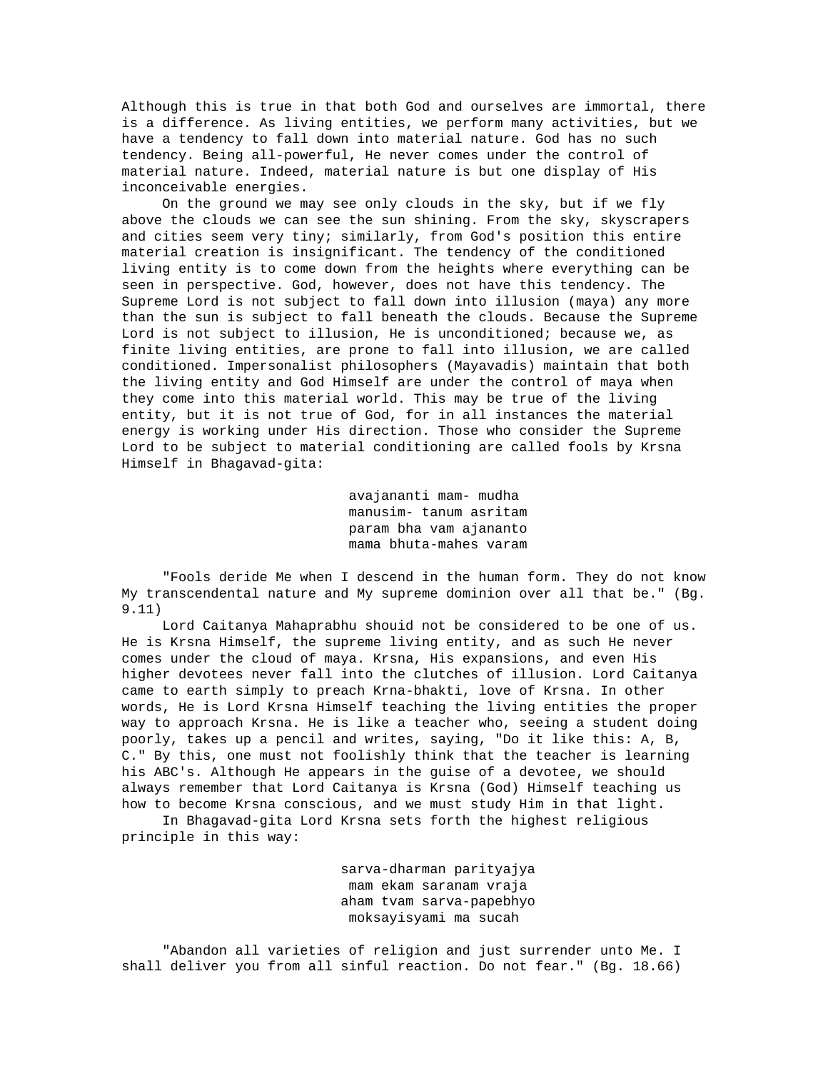Although this is true in that both God and ourselves are immortal, there is a difference. As living entities, we perform many activities, but we have a tendency to fall down into material nature. God has no such tendency. Being all-powerful, He never comes under the control of material nature. Indeed, material nature is but one display of His inconceivable energies.

On the ground we may see only clouds in the sky, but if we fly above the clouds we can see the sun shining. From the sky, skyscrapers and cities seem very tiny; similarly, from God's position this entire material creation is insignificant. The tendency of the conditioned living entity is to come down from the heights where everything can be seen in perspective. God, however, does not have this tendency. The Supreme Lord is not subject to fall down into illusion (maya) any more than the sun is subject to fall beneath the clouds. Because the Supreme Lord is not subject to illusion, He is unconditioned; because we, as finite living entities, are prone to fall into illusion, we are called conditioned. Impersonalist philosophers (Mayavadis) maintain that both the living entity and God Himself are under the control of maya when they come into this material world. This may be true of the living entity, but it is not true of God, for in all instances the material energy is working under His direction. Those who consider the Supreme Lord to be subject to material conditioning are called fools by Krsna Himself in Bhagavad-gita:

avajananti mam- mudha
manusim- tanum asritam
param bha vam ajananto
mama bhuta-mahes varam

"Fools deride Me when I descend in the human form. They do not know My transcendental nature and My supreme dominion over all that be." (Bg. 9.11)

Lord Caitanya Mahaprabhu shouid not be considered to be one of us. He is Krsna Himself, the supreme living entity, and as such He never comes under the cloud of maya. Krsna, His expansions, and even His higher devotees never fall into the clutches of illusion. Lord Caitanya came to earth simply to preach Krna-bhakti, love of Krsna. In other words, He is Lord Krsna Himself teaching the living entities the proper way to approach Krsna. He is like a teacher who, seeing a student doing poorly, takes up a pencil and writes, saying, "Do it like this: A, B, C." By this, one must not foolishly think that the teacher is learning his ABC's. Although He appears in the guise of a devotee, we should always remember that Lord Caitanya is Krsna (God) Himself teaching us how to become Krsna conscious, and we must study Him in that light.

In Bhagavad-gita Lord Krsna sets forth the highest religious principle in this way:

sarva-dharman parityajya
mam ekam saranam vraja
aham tvam sarva-papebhyo
moksayisyami ma sucah

"Abandon all varieties of religion and just surrender unto Me. I shall deliver you from all sinful reaction. Do not fear." (Bg. 18.66)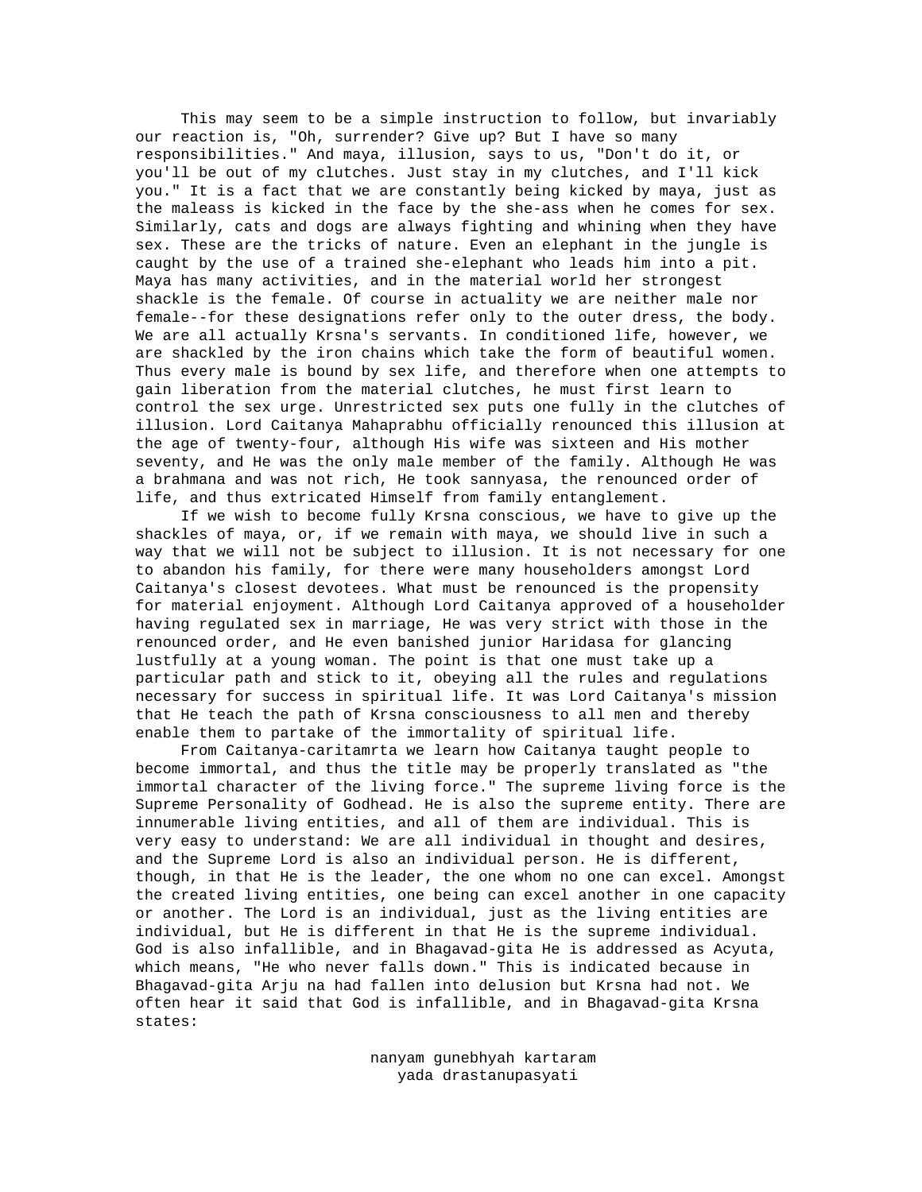This may seem to be a simple instruction to follow, but invariably our reaction is, "Oh, surrender? Give up? But I have so many responsibilities." And maya, illusion, says to us, "Don't do it, or you'll be out of my clutches. Just stay in my clutches, and I'll kick you." It is a fact that we are constantly being kicked by maya, just as the maleass is kicked in the face by the she-ass when he comes for sex. Similarly, cats and dogs are always fighting and whining when they have sex. These are the tricks of nature. Even an elephant in the jungle is caught by the use of a trained she-elephant who leads him into a pit. Maya has many activities, and in the material world her strongest shackle is the female. Of course in actuality we are neither male nor female--for these designations refer only to the outer dress, the body. We are all actually Krsna's servants. In conditioned life, however, we are shackled by the iron chains which take the form of beautiful women. Thus every male is bound by sex life, and therefore when one attempts to gain liberation from the material clutches, he must first learn to control the sex urge. Unrestricted sex puts one fully in the clutches of illusion. Lord Caitanya Mahaprabhu officially renounced this illusion at the age of twenty-four, although His wife was sixteen and His mother seventy, and He was the only male member of the family. Although He was a brahmana and was not rich, He took sannyasa, the renounced order of life, and thus extricated Himself from family entanglement.

If we wish to become fully Krsna conscious, we have to give up the shackles of maya, or, if we remain with maya, we should live in such a way that we will not be subject to illusion. It is not necessary for one to abandon his family, for there were many householders amongst Lord Caitanya's closest devotees. What must be renounced is the propensity for material enjoyment. Although Lord Caitanya approved of a householder having regulated sex in marriage, He was very strict with those in the renounced order, and He even banished junior Haridasa for glancing lustfully at a young woman. The point is that one must take up a particular path and stick to it, obeying all the rules and regulations necessary for success in spiritual life. It was Lord Caitanya's mission that He teach the path of Krsna consciousness to all men and thereby enable them to partake of the immortality of spiritual life.

From Caitanya-caritamrta we learn how Caitanya taught people to become immortal, and thus the title may be properly translated as "the immortal character of the living force." The supreme living force is the Supreme Personality of Godhead. He is also the supreme entity. There are innumerable living entities, and all of them are individual. This is very easy to understand: We are all individual in thought and desires, and the Supreme Lord is also an individual person. He is different, though, in that He is the leader, the one whom no one can excel. Amongst the created living entities, one being can excel another in one capacity or another. The Lord is an individual, just as the living entities are individual, but He is different in that He is the supreme individual. God is also infallible, and in Bhagavad-gita He is addressed as Acyuta, which means, "He who never falls down." This is indicated because in Bhagavad-gita Arju na had fallen into delusion but Krsna had not. We often hear it said that God is infallible, and in Bhagavad-gita Krsna states:

nanyam gunebhyah kartaram
yada drastanupasyati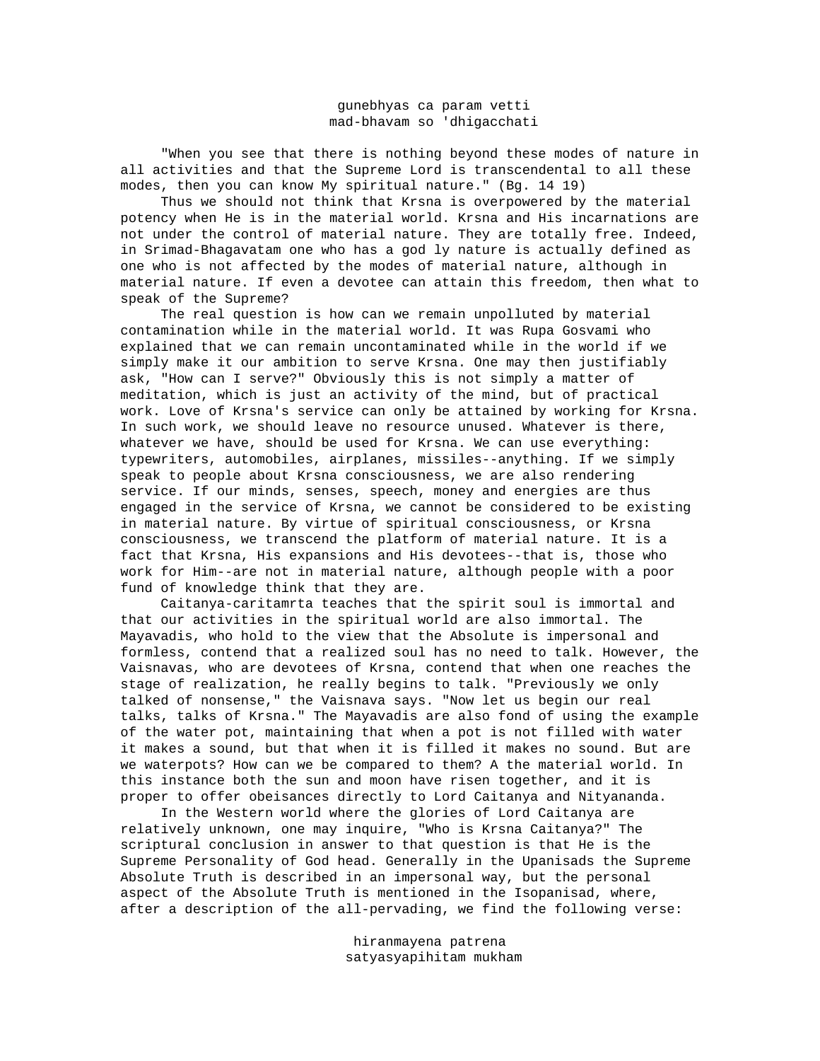gunebhyas ca param vetti
mad-bhavam so 'dhigacchati

"When you see that there is nothing beyond these modes of nature in all activities and that the Supreme Lord is transcendental to all these modes, then you can know My spiritual nature." (Bg. 14 19)

Thus we should not think that Krsna is overpowered by the material potency when He is in the material world. Krsna and His incarnations are not under the control of material nature. They are totally free. Indeed, in Srimad-Bhagavatam one who has a god ly nature is actually defined as one who is not affected by the modes of material nature, although in material nature. If even a devotee can attain this freedom, then what to speak of the Supreme?

The real question is how can we remain unpolluted by material contamination while in the material world. It was Rupa Gosvami who explained that we can remain uncontaminated while in the world if we simply make it our ambition to serve Krsna. One may then justifiably ask, "How can I serve?" Obviously this is not simply a matter of meditation, which is just an activity of the mind, but of practical work. Love of Krsna's service can only be attained by working for Krsna. In such work, we should leave no resource unused. Whatever is there, whatever we have, should be used for Krsna. We can use everything: typewriters, automobiles, airplanes, missiles--anything. If we simply speak to people about Krsna consciousness, we are also rendering service. If our minds, senses, speech, money and energies are thus engaged in the service of Krsna, we cannot be considered to be existing in material nature. By virtue of spiritual consciousness, or Krsna consciousness, we transcend the platform of material nature. It is a fact that Krsna, His expansions and His devotees--that is, those who work for Him--are not in material nature, although people with a poor fund of knowledge think that they are.

Caitanya-caritamrta teaches that the spirit soul is immortal and that our activities in the spiritual world are also immortal. The Mayavadis, who hold to the view that the Absolute is impersonal and formless, contend that a realized soul has no need to talk. However, the Vaisnavas, who are devotees of Krsna, contend that when one reaches the stage of realization, he really begins to talk. "Previously we only talked of nonsense," the Vaisnava says. "Now let us begin our real talks, talks of Krsna." The Mayavadis are also fond of using the example of the water pot, maintaining that when a pot is not filled with water it makes a sound, but that when it is filled it makes no sound. But are we waterpots? How can we be compared to them? A the material world. In this instance both the sun and moon have risen together, and it is proper to offer obeisances directly to Lord Caitanya and Nityananda.

In the Western world where the glories of Lord Caitanya are relatively unknown, one may inquire, "Who is Krsna Caitanya?" The scriptural conclusion in answer to that question is that He is the Supreme Personality of God head. Generally in the Upanisads the Supreme Absolute Truth is described in an impersonal way, but the personal aspect of the Absolute Truth is mentioned in the Isopanisad, where, after a description of the all-pervading, we find the following verse:

hiranmayena patrena
satyasyapihitam mukham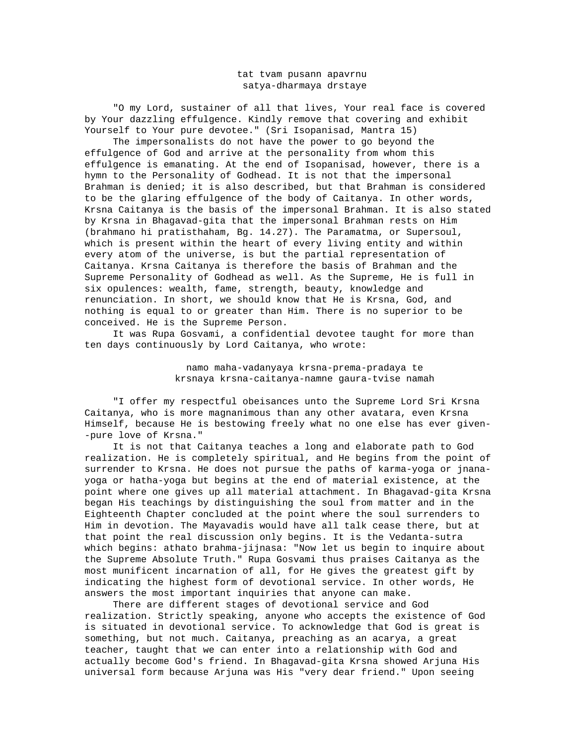tat tvam pusann apavrnu
satya-dharmaya drstaye

"O my Lord, sustainer of all that lives, Your real face is covered by Your dazzling effulgence. Kindly remove that covering and exhibit Yourself to Your pure devotee." (Sri Isopanisad, Mantra 15)

The impersonalists do not have the power to go beyond the effulgence of God and arrive at the personality from whom this effulgence is emanating. At the end of Isopanisad, however, there is a hymn to the Personality of Godhead. It is not that the impersonal Brahman is denied; it is also described, but that Brahman is considered to be the glaring effulgence of the body of Caitanya. In other words, Krsna Caitanya is the basis of the impersonal Brahman. It is also stated by Krsna in Bhagavad-gita that the impersonal Brahman rests on Him (brahmano hi pratisthaham, Bg. 14.27). The Paramatma, or Supersoul, which is present within the heart of every living entity and within every atom of the universe, is but the partial representation of Caitanya. Krsna Caitanya is therefore the basis of Brahman and the Supreme Personality of Godhead as well. As the Supreme, He is full in six opulences: wealth, fame, strength, beauty, knowledge and renunciation. In short, we should know that He is Krsna, God, and nothing is equal to or greater than Him. There is no superior to be conceived. He is the Supreme Person.

It was Rupa Gosvami, a confidential devotee taught for more than ten days continuously by Lord Caitanya, who wrote:

namo maha-vadanyaya krsna-prema-pradaya te
krsnaya krsna-caitanya-namne gaura-tvise namah

"I offer my respectful obeisances unto the Supreme Lord Sri Krsna Caitanya, who is more magnanimous than any other avatara, even Krsna Himself, because He is bestowing freely what no one else has ever given--pure love of Krsna."

It is not that Caitanya teaches a long and elaborate path to God realization. He is completely spiritual, and He begins from the point of surrender to Krsna. He does not pursue the paths of karma-yoga or jnana-yoga or hatha-yoga but begins at the end of material existence, at the point where one gives up all material attachment. In Bhagavad-gita Krsna began His teachings by distinguishing the soul from matter and in the Eighteenth Chapter concluded at the point where the soul surrenders to Him in devotion. The Mayavadis would have all talk cease there, but at that point the real discussion only begins. It is the Vedanta-sutra which begins: athato brahma-jijnasa: "Now let us begin to inquire about the Supreme Absolute Truth." Rupa Gosvami thus praises Caitanya as the most munificent incarnation of all, for He gives the greatest gift by indicating the highest form of devotional service. In other words, He answers the most important inquiries that anyone can make.

There are different stages of devotional service and God realization. Strictly speaking, anyone who accepts the existence of God is situated in devotional service. To acknowledge that God is great is something, but not much. Caitanya, preaching as an acarya, a great teacher, taught that we can enter into a relationship with God and actually become God's friend. In Bhagavad-gita Krsna showed Arjuna His universal form because Arjuna was His "very dear friend." Upon seeing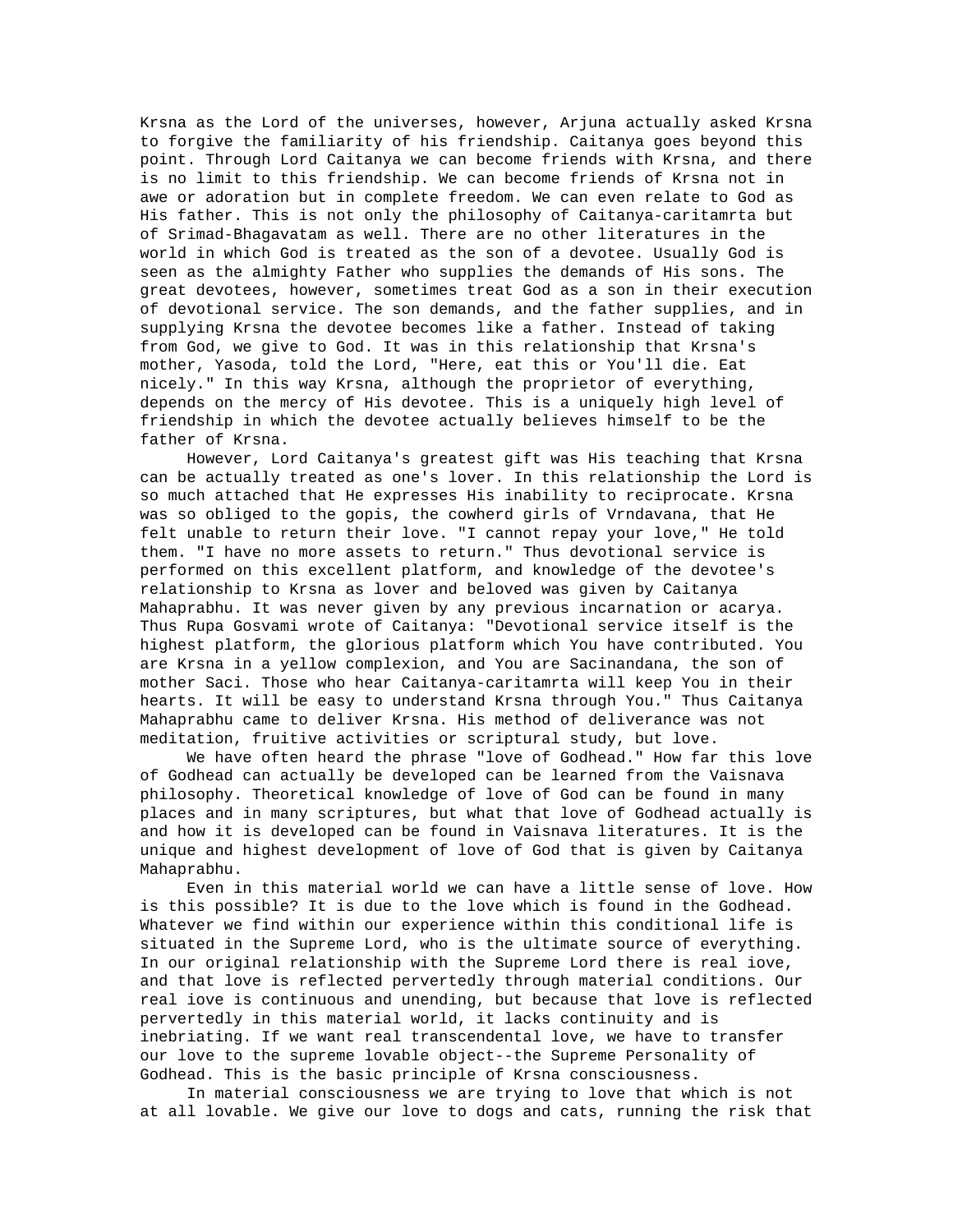Krsna as the Lord of the universes, however, Arjuna actually asked Krsna to forgive the familiarity of his friendship. Caitanya goes beyond this point. Through Lord Caitanya we can become friends with Krsna, and there is no limit to this friendship. We can become friends of Krsna not in awe or adoration but in complete freedom. We can even relate to God as His father. This is not only the philosophy of Caitanya-caritamrta but of Srimad-Bhagavatam as well. There are no other literatures in the world in which God is treated as the son of a devotee. Usually God is seen as the almighty Father who supplies the demands of His sons. The great devotees, however, sometimes treat God as a son in their execution of devotional service. The son demands, and the father supplies, and in supplying Krsna the devotee becomes like a father. Instead of taking from God, we give to God. It was in this relationship that Krsna's mother, Yasoda, told the Lord, "Here, eat this or You'll die. Eat nicely." In this way Krsna, although the proprietor of everything, depends on the mercy of His devotee. This is a uniquely high level of friendship in which the devotee actually believes himself to be the father of Krsna.

However, Lord Caitanya's greatest gift was His teaching that Krsna can be actually treated as one's lover. In this relationship the Lord is so much attached that He expresses His inability to reciprocate. Krsna was so obliged to the gopis, the cowherd girls of Vrndavana, that He felt unable to return their love. "I cannot repay your love," He told them. "I have no more assets to return." Thus devotional service is performed on this excellent platform, and knowledge of the devotee's relationship to Krsna as lover and beloved was given by Caitanya Mahaprabhu. It was never given by any previous incarnation or acarya. Thus Rupa Gosvami wrote of Caitanya: "Devotional service itself is the highest platform, the glorious platform which You have contributed. You are Krsna in a yellow complexion, and You are Sacinandana, the son of mother Saci. Those who hear Caitanya-caritamrta will keep You in their hearts. It will be easy to understand Krsna through You." Thus Caitanya Mahaprabhu came to deliver Krsna. His method of deliverance was not meditation, fruitive activities or scriptural study, but love.

We have often heard the phrase "love of Godhead." How far this love of Godhead can actually be developed can be learned from the Vaisnava philosophy. Theoretical knowledge of love of God can be found in many places and in many scriptures, but what that love of Godhead actually is and how it is developed can be found in Vaisnava literatures. It is the unique and highest development of love of God that is given by Caitanya Mahaprabhu.

Even in this material world we can have a little sense of love. How is this possible? It is due to the love which is found in the Godhead. Whatever we find within our experience within this conditional life is situated in the Supreme Lord, who is the ultimate source of everything. In our original relationship with the Supreme Lord there is real iove, and that love is reflected pervertedly through material conditions. Our real iove is continuous and unending, but because that love is reflected pervertedly in this material world, it lacks continuity and is inebriating. If we want real transcendental love, we have to transfer our love to the supreme lovable object--the Supreme Personality of Godhead. This is the basic principle of Krsna consciousness.

In material consciousness we are trying to love that which is not at all lovable. We give our love to dogs and cats, running the risk that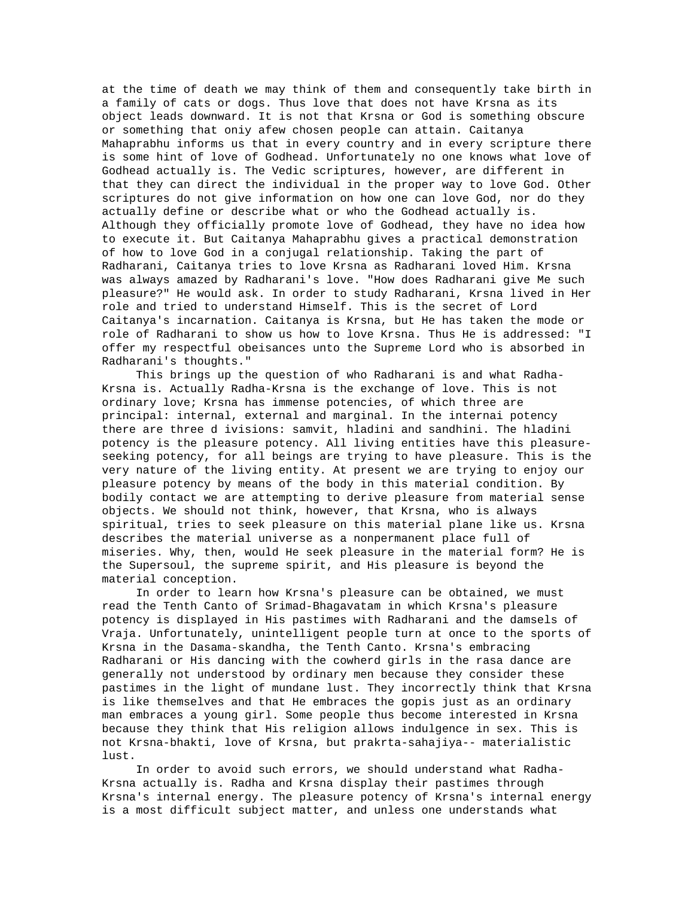at the time of death we may think of them and consequently take birth in a family of cats or dogs. Thus love that does not have Krsna as its object leads downward. It is not that Krsna or God is something obscure or something that oniy afew chosen people can attain. Caitanya Mahaprabhu informs us that in every country and in every scripture there is some hint of love of Godhead. Unfortunately no one knows what love of Godhead actually is. The Vedic scriptures, however, are different in that they can direct the individual in the proper way to love God. Other scriptures do not give information on how one can love God, nor do they actually define or describe what or who the Godhead actually is. Although they officially promote love of Godhead, they have no idea how to execute it. But Caitanya Mahaprabhu gives a practical demonstration of how to love God in a conjugal relationship. Taking the part of Radharani, Caitanya tries to love Krsna as Radharani loved Him. Krsna was always amazed by Radharani's love. "How does Radharani give Me such pleasure?" He would ask. In order to study Radharani, Krsna lived in Her role and tried to understand Himself. This is the secret of Lord Caitanya's incarnation. Caitanya is Krsna, but He has taken the mode or role of Radharani to show us how to love Krsna. Thus He is addressed: "I offer my respectful obeisances unto the Supreme Lord who is absorbed in Radharani's thoughts."

This brings up the question of who Radharani is and what Radha-Krsna is. Actually Radha-Krsna is the exchange of love. This is not ordinary love; Krsna has immense potencies, of which three are principal: internal, external and marginal. In the internai potency there are three d ivisions: samvit, hladini and sandhini. The hladini potency is the pleasure potency. All living entities have this pleasure-seeking potency, for all beings are trying to have pleasure. This is the very nature of the living entity. At present we are trying to enjoy our pleasure potency by means of the body in this material condition. By bodily contact we are attempting to derive pleasure from material sense objects. We should not think, however, that Krsna, who is always spiritual, tries to seek pleasure on this material plane like us. Krsna describes the material universe as a nonpermanent place full of miseries. Why, then, would He seek pleasure in the material form? He is the Supersoul, the supreme spirit, and His pleasure is beyond the material conception.

In order to learn how Krsna's pleasure can be obtained, we must read the Tenth Canto of Srimad-Bhagavatam in which Krsna's pleasure potency is displayed in His pastimes with Radharani and the damsels of Vraja. Unfortunately, unintelligent people turn at once to the sports of Krsna in the Dasama-skandha, the Tenth Canto. Krsna's embracing Radharani or His dancing with the cowherd girls in the rasa dance are generally not understood by ordinary men because they consider these pastimes in the light of mundane lust. They incorrectly think that Krsna is like themselves and that He embraces the gopis just as an ordinary man embraces a young girl. Some people thus become interested in Krsna because they think that His religion allows indulgence in sex. This is not Krsna-bhakti, love of Krsna, but prakrta-sahajiya-- materialistic lust.

In order to avoid such errors, we should understand what Radha-Krsna actually is. Radha and Krsna display their pastimes through Krsna's internal energy. The pleasure potency of Krsna's internal energy is a most difficult subject matter, and unless one understands what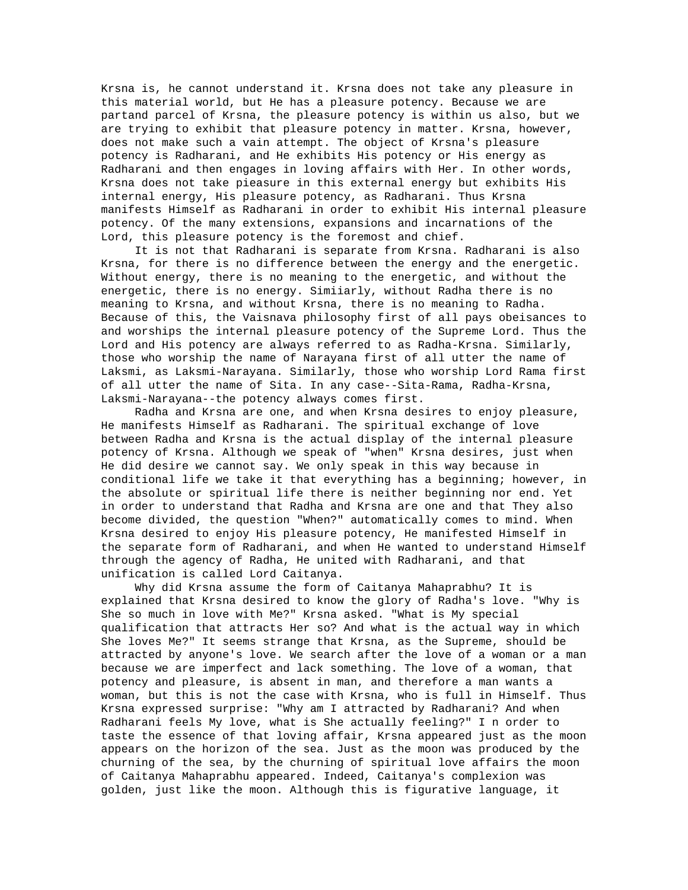Krsna is, he cannot understand it. Krsna does not take any pleasure in this material world, but He has a pleasure potency. Because we are partand parcel of Krsna, the pleasure potency is within us also, but we are trying to exhibit that pleasure potency in matter. Krsna, however, does not make such a vain attempt. The object of Krsna's pleasure potency is Radharani, and He exhibits His potency or His energy as Radharani and then engages in loving affairs with Her. In other words, Krsna does not take pieasure in this external energy but exhibits His internal energy, His pleasure potency, as Radharani. Thus Krsna manifests Himself as Radharani in order to exhibit His internal pleasure potency. Of the many extensions, expansions and incarnations of the Lord, this pleasure potency is the foremost and chief.

It is not that Radharani is separate from Krsna. Radharani is also Krsna, for there is no difference between the energy and the energetic. Without energy, there is no meaning to the energetic, and without the energetic, there is no energy. Simiiarly, without Radha there is no meaning to Krsna, and without Krsna, there is no meaning to Radha. Because of this, the Vaisnava philosophy first of all pays obeisances to and worships the internal pleasure potency of the Supreme Lord. Thus the Lord and His potency are always referred to as Radha-Krsna. Similarly, those who worship the name of Narayana first of all utter the name of Laksmi, as Laksmi-Narayana. Similarly, those who worship Lord Rama first of all utter the name of Sita. In any case--Sita-Rama, Radha-Krsna, Laksmi-Narayana--the potency always comes first.

Radha and Krsna are one, and when Krsna desires to enjoy pleasure, He manifests Himself as Radharani. The spiritual exchange of love between Radha and Krsna is the actual display of the internal pleasure potency of Krsna. Although we speak of "when" Krsna desires, just when He did desire we cannot say. We only speak in this way because in conditional life we take it that everything has a beginning; however, in the absolute or spiritual life there is neither beginning nor end. Yet in order to understand that Radha and Krsna are one and that They also become divided, the question "When?" automatically comes to mind. When Krsna desired to enjoy His pleasure potency, He manifested Himself in the separate form of Radharani, and when He wanted to understand Himself through the agency of Radha, He united with Radharani, and that unification is called Lord Caitanya.

Why did Krsna assume the form of Caitanya Mahaprabhu? It is explained that Krsna desired to know the glory of Radha's love. "Why is She so much in love with Me?" Krsna asked. "What is My special qualification that attracts Her so? And what is the actual way in which She loves Me?" It seems strange that Krsna, as the Supreme, should be attracted by anyone's love. We search after the love of a woman or a man because we are imperfect and lack something. The love of a woman, that potency and pleasure, is absent in man, and therefore a man wants a woman, but this is not the case with Krsna, who is full in Himself. Thus Krsna expressed surprise: "Why am I attracted by Radharani? And when Radharani feels My love, what is She actually feeling?" I n order to taste the essence of that loving affair, Krsna appeared just as the moon appears on the horizon of the sea. Just as the moon was produced by the churning of the sea, by the churning of spiritual love affairs the moon of Caitanya Mahaprabhu appeared. Indeed, Caitanya's complexion was golden, just like the moon. Although this is figurative language, it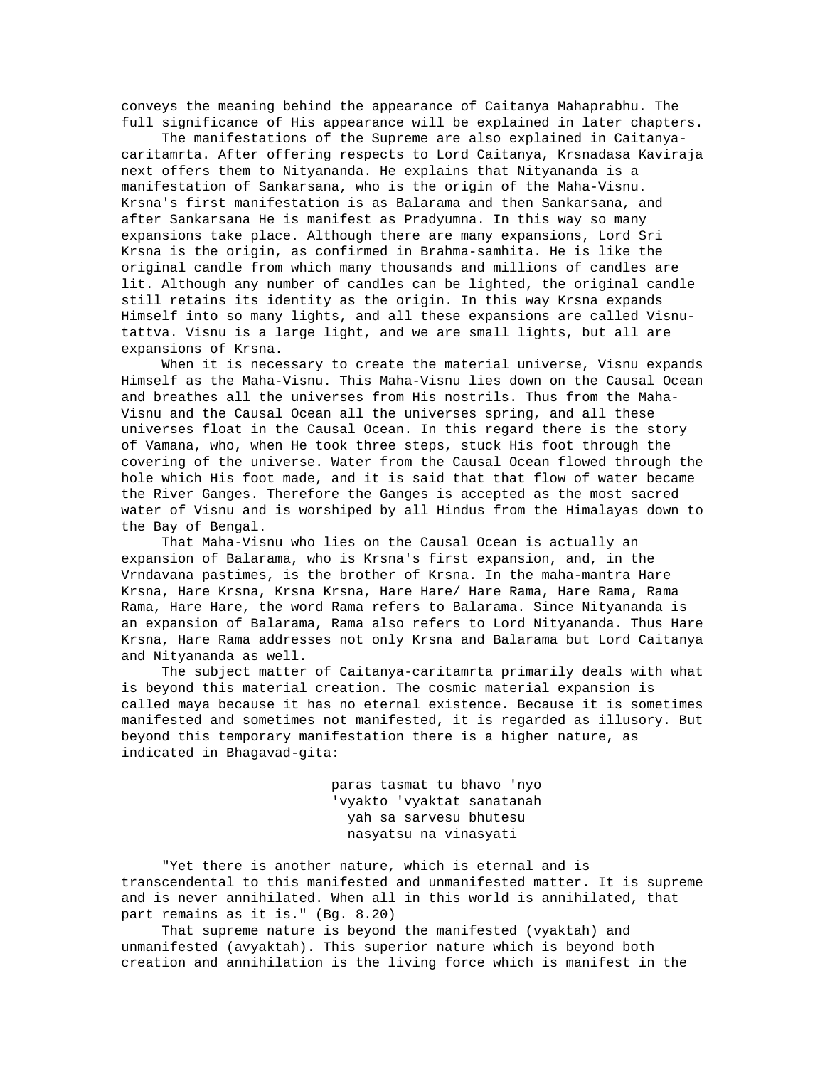conveys the meaning behind the appearance of Caitanya Mahaprabhu. The full significance of His appearance will be explained in later chapters.

The manifestations of the Supreme are also explained in Caitanya-caritamrta. After offering respects to Lord Caitanya, Krsnadasa Kaviraja next offers them to Nityananda. He explains that Nityananda is a manifestation of Sankarsana, who is the origin of the Maha-Visnu. Krsna's first manifestation is as Balarama and then Sankarsana, and after Sankarsana He is manifest as Pradyumna. In this way so many expansions take place. Although there are many expansions, Lord Sri Krsna is the origin, as confirmed in Brahma-samhita. He is like the original candle from which many thousands and millions of candles are lit. Although any number of candles can be lighted, the original candle still retains its identity as the origin. In this way Krsna expands Himself into so many lights, and all these expansions are called Visnu-tattva. Visnu is a large light, and we are small lights, but all are expansions of Krsna.

When it is necessary to create the material universe, Visnu expands Himself as the Maha-Visnu. This Maha-Visnu lies down on the Causal Ocean and breathes all the universes from His nostrils. Thus from the Maha-Visnu and the Causal Ocean all the universes spring, and all these universes float in the Causal Ocean. In this regard there is the story of Vamana, who, when He took three steps, stuck His foot through the covering of the universe. Water from the Causal Ocean flowed through the hole which His foot made, and it is said that that flow of water became the River Ganges. Therefore the Ganges is accepted as the most sacred water of Visnu and is worshiped by all Hindus from the Himalayas down to the Bay of Bengal.

That Maha-Visnu who lies on the Causal Ocean is actually an expansion of Balarama, who is Krsna's first expansion, and, in the Vrndavana pastimes, is the brother of Krsna. In the maha-mantra Hare Krsna, Hare Krsna, Krsna Krsna, Hare Hare/ Hare Rama, Hare Rama, Rama Rama, Hare Hare, the word Rama refers to Balarama. Since Nityananda is an expansion of Balarama, Rama also refers to Lord Nityananda. Thus Hare Krsna, Hare Rama addresses not only Krsna and Balarama but Lord Caitanya and Nityananda as well.

The subject matter of Caitanya-caritamrta primarily deals with what is beyond this material creation. The cosmic material expansion is called maya because it has no eternal existence. Because it is sometimes manifested and sometimes not manifested, it is regarded as illusory. But beyond this temporary manifestation there is a higher nature, as indicated in Bhagavad-gita:

> paras tasmat tu bhavo 'nyo
> 'vyakto 'vyaktat sanatanah
> yah sa sarvesu bhutesu
> nasyatsu na vinasyati

"Yet there is another nature, which is eternal and is transcendental to this manifested and unmanifested matter. It is supreme and is never annihilated. When all in this world is annihilated, that part remains as it is." (Bg. 8.20)

That supreme nature is beyond the manifested (vyaktah) and unmanifested (avyaktah). This superior nature which is beyond both creation and annihilation is the living force which is manifest in the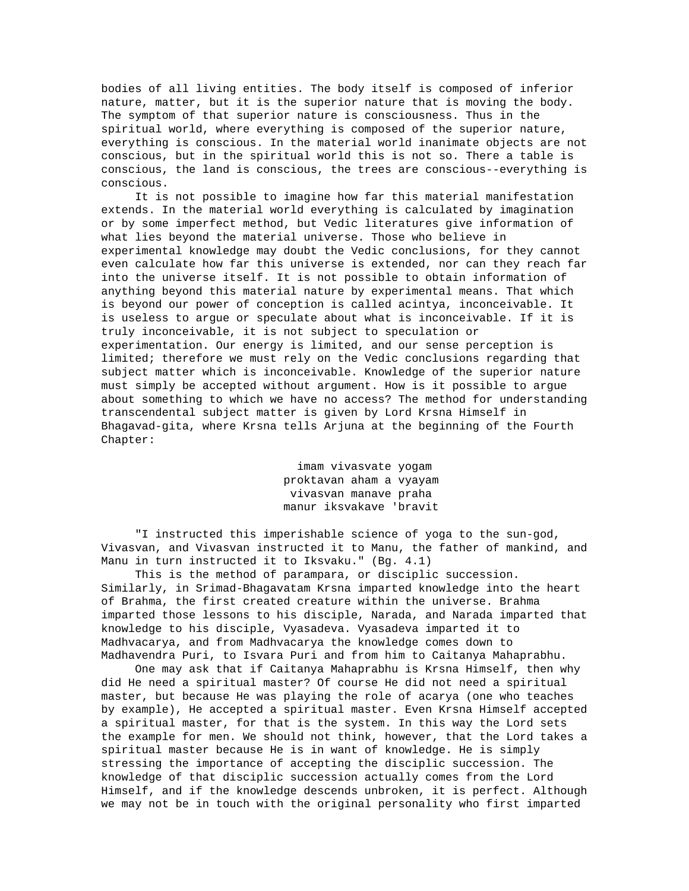bodies of all living entities. The body itself is composed of inferior nature, matter, but it is the superior nature that is moving the body. The symptom of that superior nature is consciousness. Thus in the spiritual world, where everything is composed of the superior nature, everything is conscious. In the material world inanimate objects are not conscious, but in the spiritual world this is not so. There a table is conscious, the land is conscious, the trees are conscious--everything is conscious.

It is not possible to imagine how far this material manifestation extends. In the material world everything is calculated by imagination or by some imperfect method, but Vedic literatures give information of what lies beyond the material universe. Those who believe in experimental knowledge may doubt the Vedic conclusions, for they cannot even calculate how far this universe is extended, nor can they reach far into the universe itself. It is not possible to obtain information of anything beyond this material nature by experimental means. That which is beyond our power of conception is called acintya, inconceivable. It is useless to argue or speculate about what is inconceivable. If it is truly inconceivable, it is not subject to speculation or experimentation. Our energy is limited, and our sense perception is limited; therefore we must rely on the Vedic conclusions regarding that subject matter which is inconceivable. Knowledge of the superior nature must simply be accepted without argument. How is it possible to argue about something to which we have no access? The method for understanding transcendental subject matter is given by Lord Krsna Himself in Bhagavad-gita, where Krsna tells Arjuna at the beginning of the Fourth Chapter:

imam vivasvate yogam
proktavan aham a vyayam
vivasvan manave praha
manur iksvakave 'bravit

"I instructed this imperishable science of yoga to the sun-god, Vivasvan, and Vivasvan instructed it to Manu, the father of mankind, and Manu in turn instructed it to Iksvaku." (Bg. 4.1)

This is the method of parampara, or disciplic succession. Similarly, in Srimad-Bhagavatam Krsna imparted knowledge into the heart of Brahma, the first created creature within the universe. Brahma imparted those lessons to his disciple, Narada, and Narada imparted that knowledge to his disciple, Vyasadeva. Vyasadeva imparted it to Madhvacarya, and from Madhvacarya the knowledge comes down to Madhavendra Puri, to Isvara Puri and from him to Caitanya Mahaprabhu.

One may ask that if Caitanya Mahaprabhu is Krsna Himself, then why did He need a spiritual master? Of course He did not need a spiritual master, but because He was playing the role of acarya (one who teaches by example), He accepted a spiritual master. Even Krsna Himself accepted a spiritual master, for that is the system. In this way the Lord sets the example for men. We should not think, however, that the Lord takes a spiritual master because He is in want of knowledge. He is simply stressing the importance of accepting the disciplic succession. The knowledge of that disciplic succession actually comes from the Lord Himself, and if the knowledge descends unbroken, it is perfect. Although we may not be in touch with the original personality who first imparted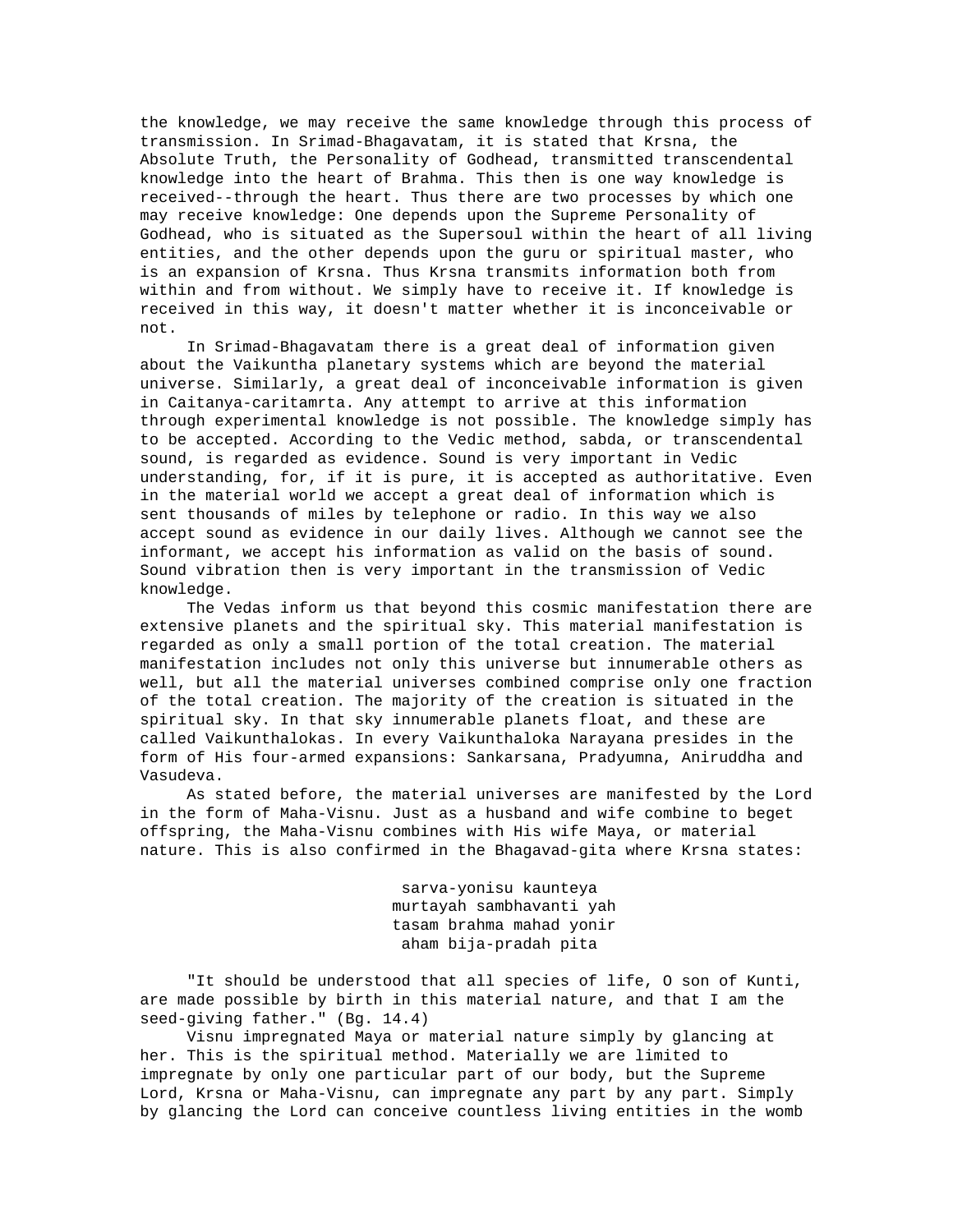the knowledge, we may receive the same knowledge through this process of transmission. In Srimad-Bhagavatam, it is stated that Krsna, the Absolute Truth, the Personality of Godhead, transmitted transcendental knowledge into the heart of Brahma. This then is one way knowledge is received--through the heart. Thus there are two processes by which one may receive knowledge: One depends upon the Supreme Personality of Godhead, who is situated as the Supersoul within the heart of all living entities, and the other depends upon the guru or spiritual master, who is an expansion of Krsna. Thus Krsna transmits information both from within and from without. We simply have to receive it. If knowledge is received in this way, it doesn't matter whether it is inconceivable or not.

In Srimad-Bhagavatam there is a great deal of information given about the Vaikuntha planetary systems which are beyond the material universe. Similarly, a great deal of inconceivable information is given in Caitanya-caritamrta. Any attempt to arrive at this information through experimental knowledge is not possible. The knowledge simply has to be accepted. According to the Vedic method, sabda, or transcendental sound, is regarded as evidence. Sound is very important in Vedic understanding, for, if it is pure, it is accepted as authoritative. Even in the material world we accept a great deal of information which is sent thousands of miles by telephone or radio. In this way we also accept sound as evidence in our daily lives. Although we cannot see the informant, we accept his information as valid on the basis of sound. Sound vibration then is very important in the transmission of Vedic knowledge.

The Vedas inform us that beyond this cosmic manifestation there are extensive planets and the spiritual sky. This material manifestation is regarded as only a small portion of the total creation. The material manifestation includes not only this universe but innumerable others as well, but all the material universes combined comprise only one fraction of the total creation. The majority of the creation is situated in the spiritual sky. In that sky innumerable planets float, and these are called Vaikunthalokas. In every Vaikunthaloka Narayana presides in the form of His four-armed expansions: Sankarsana, Pradyumna, Aniruddha and Vasudeva.

As stated before, the material universes are manifested by the Lord in the form of Maha-Visnu. Just as a husband and wife combine to beget offspring, the Maha-Visnu combines with His wife Maya, or material nature. This is also confirmed in the Bhagavad-gita where Krsna states:

sarva-yonisu kaunteya
murtayah sambhavanti yah
tasam brahma mahad yonir
aham bija-pradah pita

"It should be understood that all species of life, O son of Kunti, are made possible by birth in this material nature, and that I am the seed-giving father." (Bg. 14.4)

Visnu impregnated Maya or material nature simply by glancing at her. This is the spiritual method. Materially we are limited to impregnate by only one particular part of our body, but the Supreme Lord, Krsna or Maha-Visnu, can impregnate any part by any part. Simply by glancing the Lord can conceive countless living entities in the womb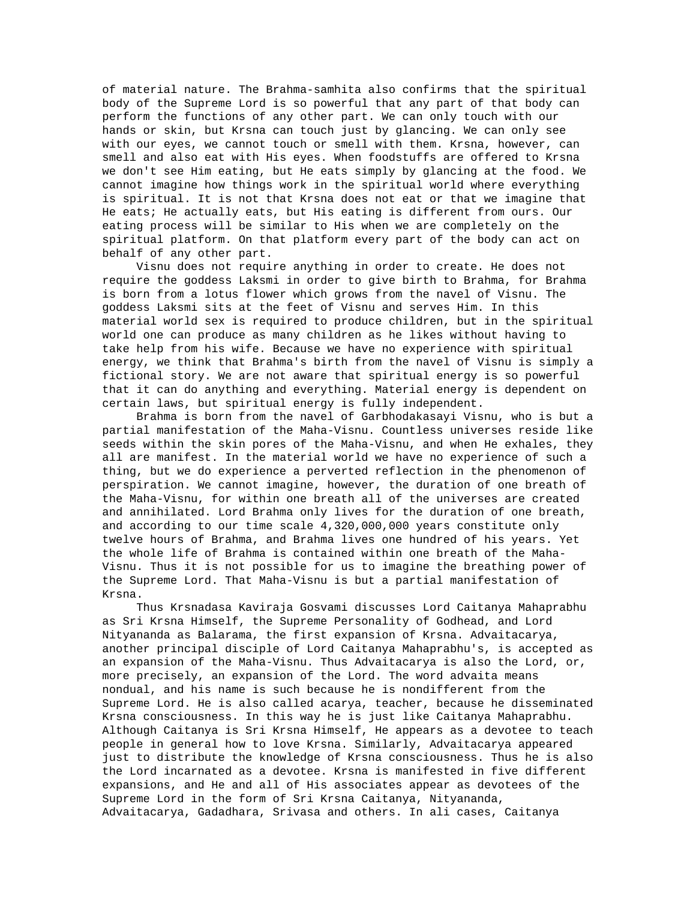of material nature. The Brahma-samhita also confirms that the spiritual body of the Supreme Lord is so powerful that any part of that body can perform the functions of any other part. We can only touch with our hands or skin, but Krsna can touch just by glancing. We can only see with our eyes, we cannot touch or smell with them. Krsna, however, can smell and also eat with His eyes. When foodstuffs are offered to Krsna we don't see Him eating, but He eats simply by glancing at the food. We cannot imagine how things work in the spiritual world where everything is spiritual. It is not that Krsna does not eat or that we imagine that He eats; He actually eats, but His eating is different from ours. Our eating process will be similar to His when we are completely on the spiritual platform. On that platform every part of the body can act on behalf of any other part.

Visnu does not require anything in order to create. He does not require the goddess Laksmi in order to give birth to Brahma, for Brahma is born from a lotus flower which grows from the navel of Visnu. The goddess Laksmi sits at the feet of Visnu and serves Him. In this material world sex is required to produce children, but in the spiritual world one can produce as many children as he likes without having to take help from his wife. Because we have no experience with spiritual energy, we think that Brahma's birth from the navel of Visnu is simply a fictional story. We are not aware that spiritual energy is so powerful that it can do anything and everything. Material energy is dependent on certain laws, but spiritual energy is fully independent.

Brahma is born from the navel of Garbhodakasayi Visnu, who is but a partial manifestation of the Maha-Visnu. Countless universes reside like seeds within the skin pores of the Maha-Visnu, and when He exhales, they all are manifest. In the material world we have no experience of such a thing, but we do experience a perverted reflection in the phenomenon of perspiration. We cannot imagine, however, the duration of one breath of the Maha-Visnu, for within one breath all of the universes are created and annihilated. Lord Brahma only lives for the duration of one breath, and according to our time scale 4,320,000,000 years constitute only twelve hours of Brahma, and Brahma lives one hundred of his years. Yet the whole life of Brahma is contained within one breath of the Maha-Visnu. Thus it is not possible for us to imagine the breathing power of the Supreme Lord. That Maha-Visnu is but a partial manifestation of Krsna.

Thus Krsnadasa Kaviraja Gosvami discusses Lord Caitanya Mahaprabhu as Sri Krsna Himself, the Supreme Personality of Godhead, and Lord Nityananda as Balarama, the first expansion of Krsna. Advaitacarya, another principal disciple of Lord Caitanya Mahaprabhu's, is accepted as an expansion of the Maha-Visnu. Thus Advaitacarya is also the Lord, or, more precisely, an expansion of the Lord. The word advaita means nondual, and his name is such because he is nondifferent from the Supreme Lord. He is also called acarya, teacher, because he disseminated Krsna consciousness. In this way he is just like Caitanya Mahaprabhu. Although Caitanya is Sri Krsna Himself, He appears as a devotee to teach people in general how to love Krsna. Similarly, Advaitacarya appeared just to distribute the knowledge of Krsna consciousness. Thus he is also the Lord incarnated as a devotee. Krsna is manifested in five different expansions, and He and all of His associates appear as devotees of the Supreme Lord in the form of Sri Krsna Caitanya, Nityananda, Advaitacarya, Gadadhara, Srivasa and others. In ali cases, Caitanya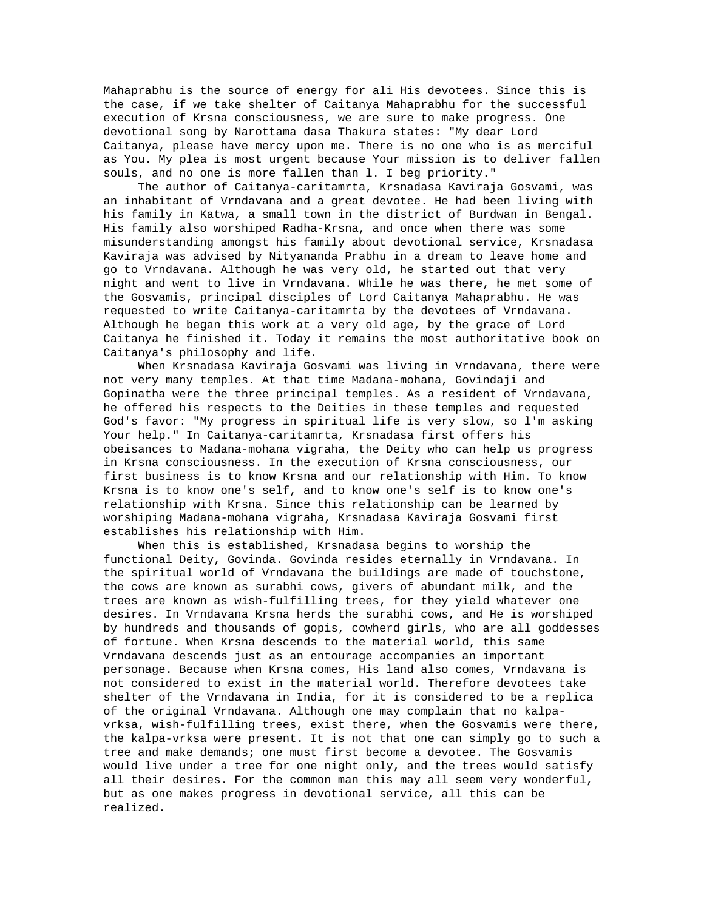Mahaprabhu is the source of energy for ali His devotees. Since this is the case, if we take shelter of Caitanya Mahaprabhu for the successful execution of Krsna consciousness, we are sure to make progress. One devotional song by Narottama dasa Thakura states: "My dear Lord Caitanya, please have mercy upon me. There is no one who is as merciful as You. My plea is most urgent because Your mission is to deliver fallen souls, and no one is more fallen than l. I beg priority."

The author of Caitanya-caritamrta, Krsnadasa Kaviraja Gosvami, was an inhabitant of Vrndavana and a great devotee. He had been living with his family in Katwa, a small town in the district of Burdwan in Bengal. His family also worshiped Radha-Krsna, and once when there was some misunderstanding amongst his family about devotional service, Krsnadasa Kaviraja was advised by Nityananda Prabhu in a dream to leave home and go to Vrndavana. Although he was very old, he started out that very night and went to live in Vrndavana. While he was there, he met some of the Gosvamis, principal disciples of Lord Caitanya Mahaprabhu. He was requested to write Caitanya-caritamrta by the devotees of Vrndavana. Although he began this work at a very old age, by the grace of Lord Caitanya he finished it. Today it remains the most authoritative book on Caitanya's philosophy and life.

When Krsnadasa Kaviraja Gosvami was living in Vrndavana, there were not very many temples. At that time Madana-mohana, Govindaji and Gopinatha were the three principal temples. As a resident of Vrndavana, he offered his respects to the Deities in these temples and requested God's favor: "My progress in spiritual life is very slow, so l'm asking Your help." In Caitanya-caritamrta, Krsnadasa first offers his obeisances to Madana-mohana vigraha, the Deity who can help us progress in Krsna consciousness. In the execution of Krsna consciousness, our first business is to know Krsna and our relationship with Him. To know Krsna is to know one's self, and to know one's self is to know one's relationship with Krsna. Since this relationship can be learned by worshiping Madana-mohana vigraha, Krsnadasa Kaviraja Gosvami first establishes his relationship with Him.

When this is established, Krsnadasa begins to worship the functional Deity, Govinda. Govinda resides eternally in Vrndavana. In the spiritual world of Vrndavana the buildings are made of touchstone, the cows are known as surabhi cows, givers of abundant milk, and the trees are known as wish-fulfilling trees, for they yield whatever one desires. In Vrndavana Krsna herds the surabhi cows, and He is worshiped by hundreds and thousands of gopis, cowherd girls, who are all goddesses of fortune. When Krsna descends to the material world, this same Vrndavana descends just as an entourage accompanies an important personage. Because when Krsna comes, His land also comes, Vrndavana is not considered to exist in the material world. Therefore devotees take shelter of the Vrndavana in India, for it is considered to be a replica of the original Vrndavana. Although one may complain that no kalpa-vrksa, wish-fulfilling trees, exist there, when the Gosvamis were there, the kalpa-vrksa were present. It is not that one can simply go to such a tree and make demands; one must first become a devotee. The Gosvamis would live under a tree for one night only, and the trees would satisfy all their desires. For the common man this may all seem very wonderful, but as one makes progress in devotional service, all this can be realized.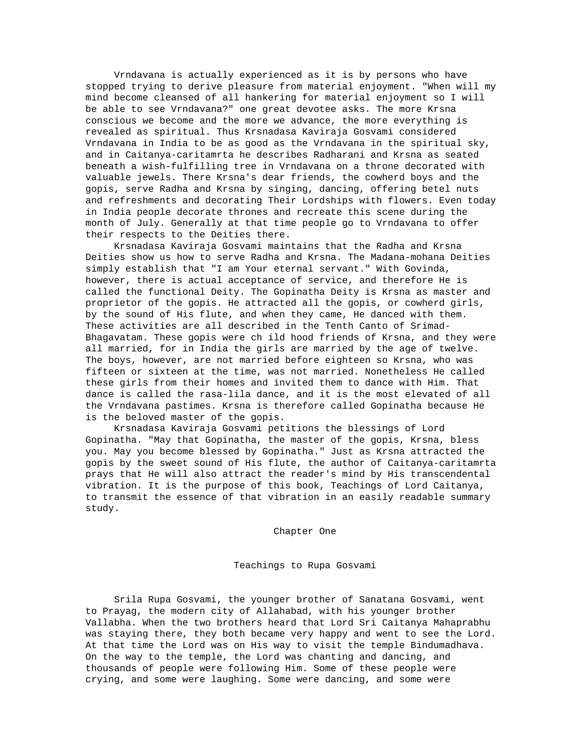Vrndavana is actually experienced as it is by persons who have stopped trying to derive pleasure from material enjoyment. "When will my mind become cleansed of all hankering for material enjoyment so I will be able to see Vrndavana?" one great devotee asks. The more Krsna conscious we become and the more we advance, the more everything is revealed as spiritual. Thus Krsnadasa Kaviraja Gosvami considered Vrndavana in India to be as good as the Vrndavana in the spiritual sky, and in Caitanya-caritamrta he describes Radharani and Krsna as seated beneath a wish-fulfilling tree in Vrndavana on a throne decorated with valuable jewels. There Krsna's dear friends, the cowherd boys and the gopis, serve Radha and Krsna by singing, dancing, offering betel nuts and refreshments and decorating Their Lordships with flowers. Even today in India people decorate thrones and recreate this scene during the month of July. Generally at that time people go to Vrndavana to offer their respects to the Deities there.

Krsnadasa Kaviraja Gosvami maintains that the Radha and Krsna Deities show us how to serve Radha and Krsna. The Madana-mohana Deities simply establish that "I am Your eternal servant." With Govinda, however, there is actual acceptance of service, and therefore He is called the functional Deity. The Gopinatha Deity is Krsna as master and proprietor of the gopis. He attracted all the gopis, or cowherd girls, by the sound of His flute, and when they came, He danced with them. These activities are all described in the Tenth Canto of Srimad-Bhagavatam. These gopis were ch ild hood friends of Krsna, and they were all married, for in India the girls are married by the age of twelve. The boys, however, are not married before eighteen so Krsna, who was fifteen or sixteen at the time, was not married. Nonetheless He called these girls from their homes and invited them to dance with Him. That dance is called the rasa-lila dance, and it is the most elevated of all the Vrndavana pastimes. Krsna is therefore called Gopinatha because He is the beloved master of the gopis.

Krsnadasa Kaviraja Gosvami petitions the blessings of Lord Gopinatha. "May that Gopinatha, the master of the gopis, Krsna, bless you. May you become blessed by Gopinatha." Just as Krsna attracted the gopis by the sweet sound of His flute, the author of Caitanya-caritamrta prays that He will also attract the reader's mind by His transcendental vibration. It is the purpose of this book, Teachings of Lord Caitanya, to transmit the essence of that vibration in an easily readable summary study.

# Chapter One

## Teachings to Rupa Gosvami

Srila Rupa Gosvami, the younger brother of Sanatana Gosvami, went to Prayag, the modern city of Allahabad, with his younger brother Vallabha. When the two brothers heard that Lord Sri Caitanya Mahaprabhu was staying there, they both became very happy and went to see the Lord. At that time the Lord was on His way to visit the temple Bindumadhava. On the way to the temple, the Lord was chanting and dancing, and thousands of people were following Him. Some of these people were crying, and some were laughing. Some were dancing, and some were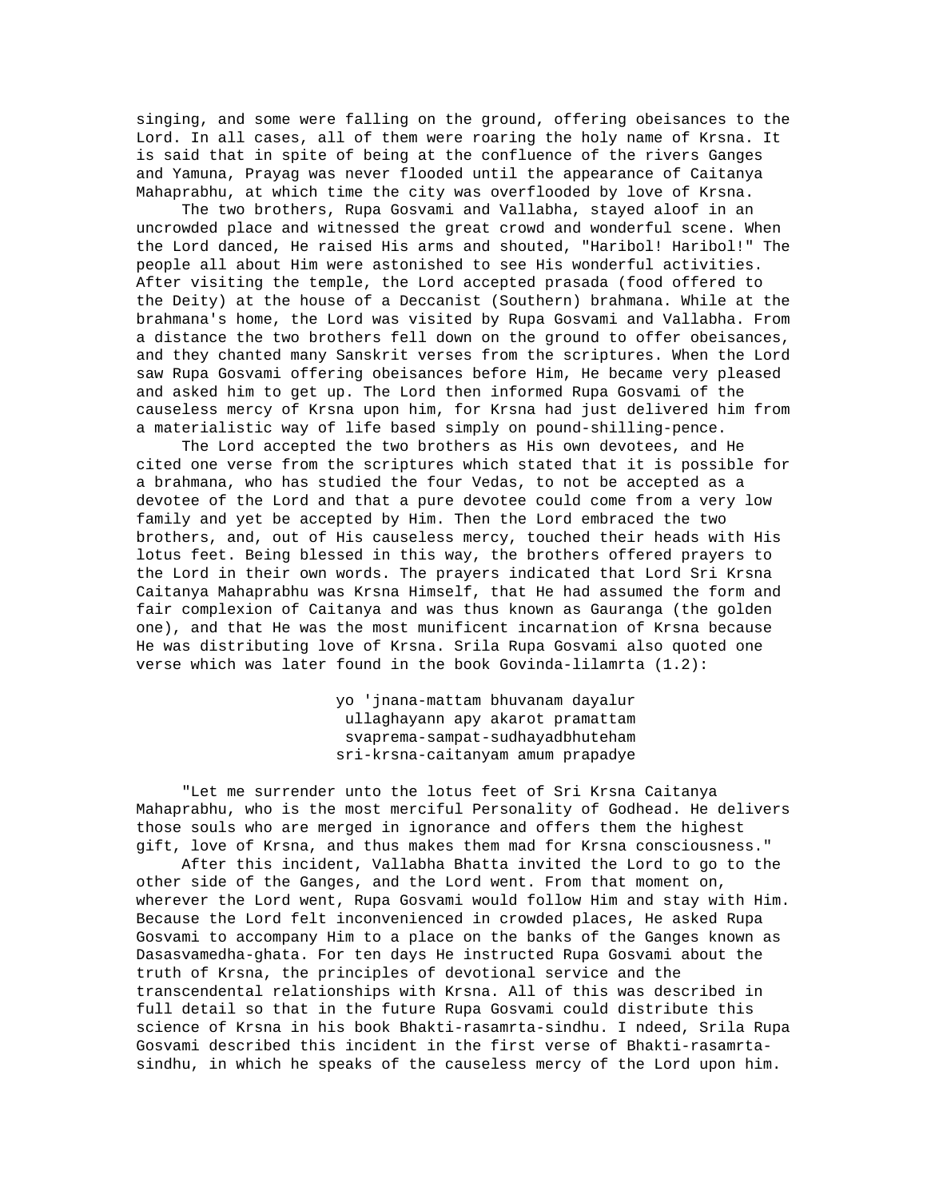singing, and some were falling on the ground, offering obeisances to the Lord. In all cases, all of them were roaring the holy name of Krsna. It is said that in spite of being at the confluence of the rivers Ganges and Yamuna, Prayag was never flooded until the appearance of Caitanya Mahaprabhu, at which time the city was overflooded by love of Krsna.

The two brothers, Rupa Gosvami and Vallabha, stayed aloof in an uncrowded place and witnessed the great crowd and wonderful scene. When the Lord danced, He raised His arms and shouted, "Haribol! Haribol!" The people all about Him were astonished to see His wonderful activities. After visiting the temple, the Lord accepted prasada (food offered to the Deity) at the house of a Deccanist (Southern) brahmana. While at the brahmana's home, the Lord was visited by Rupa Gosvami and Vallabha. From a distance the two brothers fell down on the ground to offer obeisances, and they chanted many Sanskrit verses from the scriptures. When the Lord saw Rupa Gosvami offering obeisances before Him, He became very pleased and asked him to get up. The Lord then informed Rupa Gosvami of the causeless mercy of Krsna upon him, for Krsna had just delivered him from a materialistic way of life based simply on pound-shilling-pence.

The Lord accepted the two brothers as His own devotees, and He cited one verse from the scriptures which stated that it is possible for a brahmana, who has studied the four Vedas, to not be accepted as a devotee of the Lord and that a pure devotee could come from a very low family and yet be accepted by Him. Then the Lord embraced the two brothers, and, out of His causeless mercy, touched their heads with His lotus feet. Being blessed in this way, the brothers offered prayers to the Lord in their own words. The prayers indicated that Lord Sri Krsna Caitanya Mahaprabhu was Krsna Himself, that He had assumed the form and fair complexion of Caitanya and was thus known as Gauranga (the golden one), and that He was the most munificent incarnation of Krsna because He was distributing love of Krsna. Srila Rupa Gosvami also quoted one verse which was later found in the book Govinda-lilamrta (1.2):

> yo 'jnana-mattam bhuvanam dayalur
> ullaghayann apy akarot pramattam
> svaprema-sampat-sudhayadbhuteham
> sri-krsna-caitanyam amum prapadye

"Let me surrender unto the lotus feet of Sri Krsna Caitanya Mahaprabhu, who is the most merciful Personality of Godhead. He delivers those souls who are merged in ignorance and offers them the highest gift, love of Krsna, and thus makes them mad for Krsna consciousness."

After this incident, Vallabha Bhatta invited the Lord to go to the other side of the Ganges, and the Lord went. From that moment on, wherever the Lord went, Rupa Gosvami would follow Him and stay with Him. Because the Lord felt inconvenienced in crowded places, He asked Rupa Gosvami to accompany Him to a place on the banks of the Ganges known as Dasasvamedha-ghata. For ten days He instructed Rupa Gosvami about the truth of Krsna, the principles of devotional service and the transcendental relationships with Krsna. All of this was described in full detail so that in the future Rupa Gosvami could distribute this science of Krsna in his book Bhakti-rasamrta-sindhu. I ndeed, Srila Rupa Gosvami described this incident in the first verse of Bhakti-rasamrta-sindhu, in which he speaks of the causeless mercy of the Lord upon him.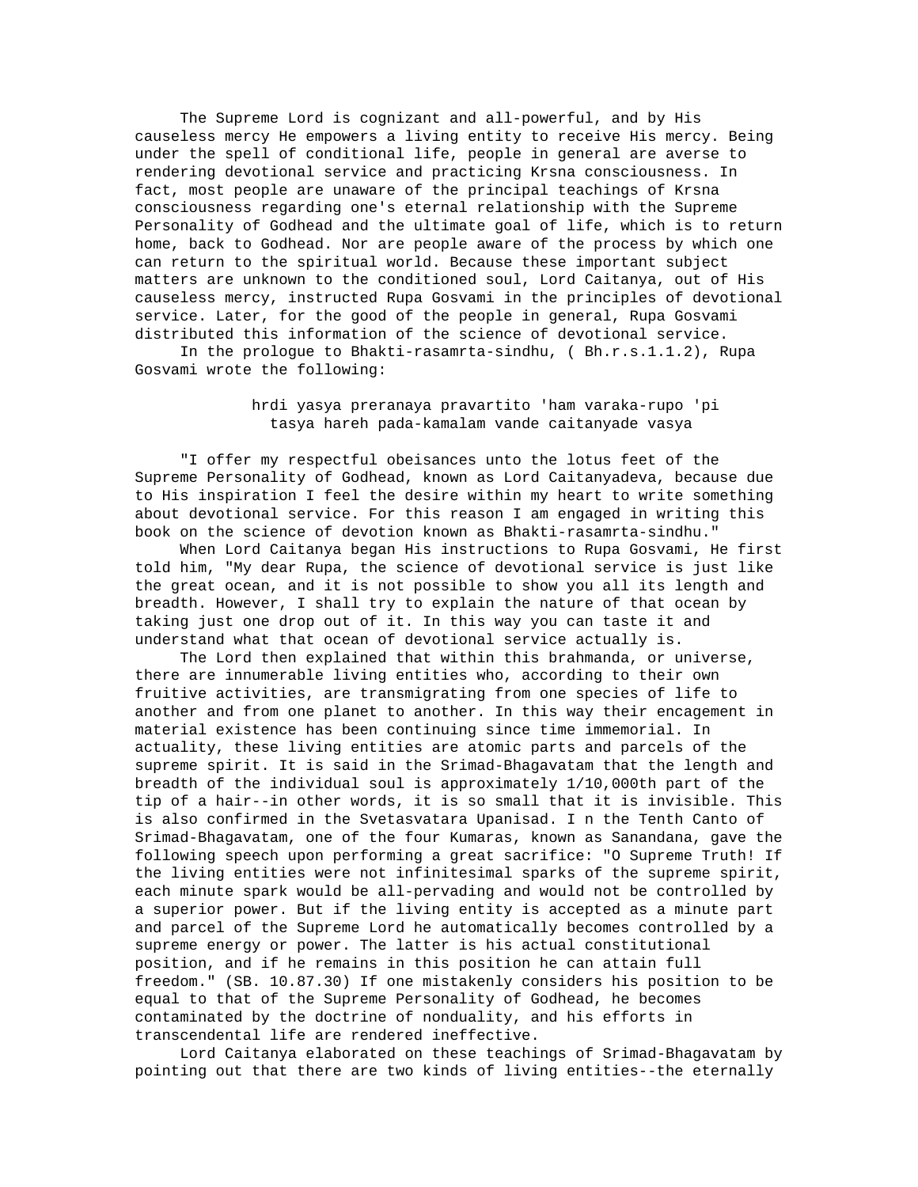The Supreme Lord is cognizant and all-powerful, and by His causeless mercy He empowers a living entity to receive His mercy. Being under the spell of conditional life, people in general are averse to rendering devotional service and practicing Krsna consciousness. In fact, most people are unaware of the principal teachings of Krsna consciousness regarding one's eternal relationship with the Supreme Personality of Godhead and the ultimate goal of life, which is to return home, back to Godhead. Nor are people aware of the process by which one can return to the spiritual world. Because these important subject matters are unknown to the conditioned soul, Lord Caitanya, out of His causeless mercy, instructed Rupa Gosvami in the principles of devotional service. Later, for the good of the people in general, Rupa Gosvami distributed this information of the science of devotional service.

In the prologue to Bhakti-rasamrta-sindhu, ( Bh.r.s.1.1.2), Rupa Gosvami wrote the following:

> hrdi yasya preranaya pravartito 'ham varaka-rupo 'pi
> tasya hareh pada-kamalam vande caitanyade vasya

"I offer my respectful obeisances unto the lotus feet of the Supreme Personality of Godhead, known as Lord Caitanyadeva, because due to His inspiration I feel the desire within my heart to write something about devotional service. For this reason I am engaged in writing this book on the science of devotion known as Bhakti-rasamrta-sindhu."

When Lord Caitanya began His instructions to Rupa Gosvami, He first told him, "My dear Rupa, the science of devotional service is just like the great ocean, and it is not possible to show you all its length and breadth. However, I shall try to explain the nature of that ocean by taking just one drop out of it. In this way you can taste it and understand what that ocean of devotional service actually is.

The Lord then explained that within this brahmanda, or universe, there are innumerable living entities who, according to their own fruitive activities, are transmigrating from one species of life to another and from one planet to another. In this way their encagement in material existence has been continuing since time immemorial. In actuality, these living entities are atomic parts and parcels of the supreme spirit. It is said in the Srimad-Bhagavatam that the length and breadth of the individual soul is approximately 1/10,000th part of the tip of a hair--in other words, it is so small that it is invisible. This is also confirmed in the Svetasvatara Upanisad. I n the Tenth Canto of Srimad-Bhagavatam, one of the four Kumaras, known as Sanandana, gave the following speech upon performing a great sacrifice: "O Supreme Truth! If the living entities were not infinitesimal sparks of the supreme spirit, each minute spark would be all-pervading and would not be controlled by a superior power. But if the living entity is accepted as a minute part and parcel of the Supreme Lord he automatically becomes controlled by a supreme energy or power. The latter is his actual constitutional position, and if he remains in this position he can attain full freedom." (SB. 10.87.30) If one mistakenly considers his position to be equal to that of the Supreme Personality of Godhead, he becomes contaminated by the doctrine of nonduality, and his efforts in transcendental life are rendered ineffective.

Lord Caitanya elaborated on these teachings of Srimad-Bhagavatam by pointing out that there are two kinds of living entities--the eternally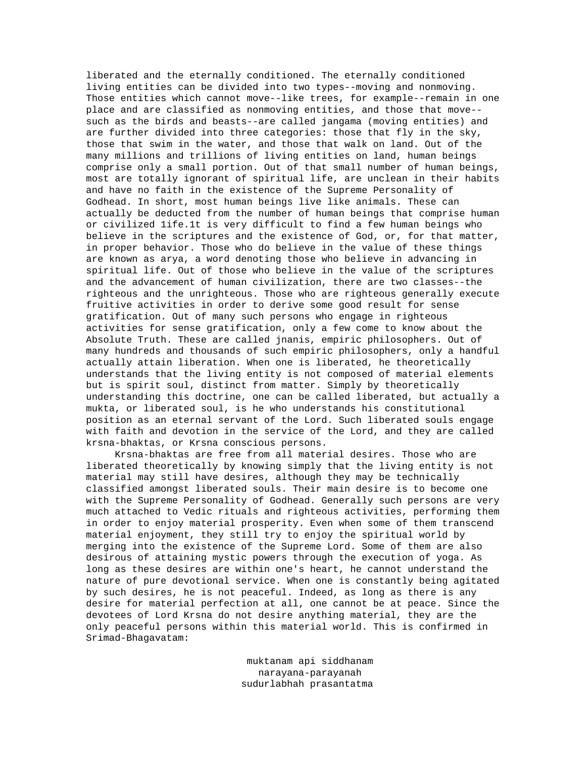liberated and the eternally conditioned. The eternally conditioned living entities can be divided into two types--moving and nonmoving. Those entities which cannot move--like trees, for example--remain in one place and are classified as nonmoving entities, and those that move--such as the birds and beasts--are called jangama (moving entities) and are further divided into three categories: those that fly in the sky, those that swim in the water, and those that walk on land. Out of the many millions and trillions of living entities on land, human beings comprise only a small portion. Out of that small number of human beings, most are totally ignorant of spiritual life, are unclean in their habits and have no faith in the existence of the Supreme Personality of Godhead. In short, most human beings live like animals. These can actually be deducted from the number of human beings that comprise human or civilized 1ife.1t is very difficult to find a few human beings who believe in the scriptures and the existence of God, or, for that matter, in proper behavior. Those who do believe in the value of these things are known as arya, a word denoting those who believe in advancing in spiritual life. Out of those who believe in the value of the scriptures and the advancement of human civilization, there are two classes--the righteous and the unrighteous. Those who are righteous generally execute fruitive activities in order to derive some good result for sense gratification. Out of many such persons who engage in righteous activities for sense gratification, only a few come to know about the Absolute Truth. These are called jnanis, empiric philosophers. Out of many hundreds and thousands of such empiric philosophers, only a handful actually attain liberation. When one is liberated, he theoretically understands that the living entity is not composed of material elements but is spirit soul, distinct from matter. Simply by theoretically understanding this doctrine, one can be called liberated, but actually a mukta, or liberated soul, is he who understands his constitutional position as an eternal servant of the Lord. Such liberated souls engage with faith and devotion in the service of the Lord, and they are called krsna-bhaktas, or Krsna conscious persons.

Krsna-bhaktas are free from all material desires. Those who are liberated theoretically by knowing simply that the living entity is not material may still have desires, although they may be technically classified amongst liberated souls. Their main desire is to become one with the Supreme Personality of Godhead. Generally such persons are very much attached to Vedic rituals and righteous activities, performing them in order to enjoy material prosperity. Even when some of them transcend material enjoyment, they still try to enjoy the spiritual world by merging into the existence of the Supreme Lord. Some of them are also desirous of attaining mystic powers through the execution of yoga. As long as these desires are within one's heart, he cannot understand the nature of pure devotional service. When one is constantly being agitated by such desires, he is not peaceful. Indeed, as long as there is any desire for material perfection at all, one cannot be at peace. Since the devotees of Lord Krsna do not desire anything material, they are the only peaceful persons within this material world. This is confirmed in Srimad-Bhagavatam:

muktanam api siddhanam
narayana-parayanah
sudurlabhah prasantatma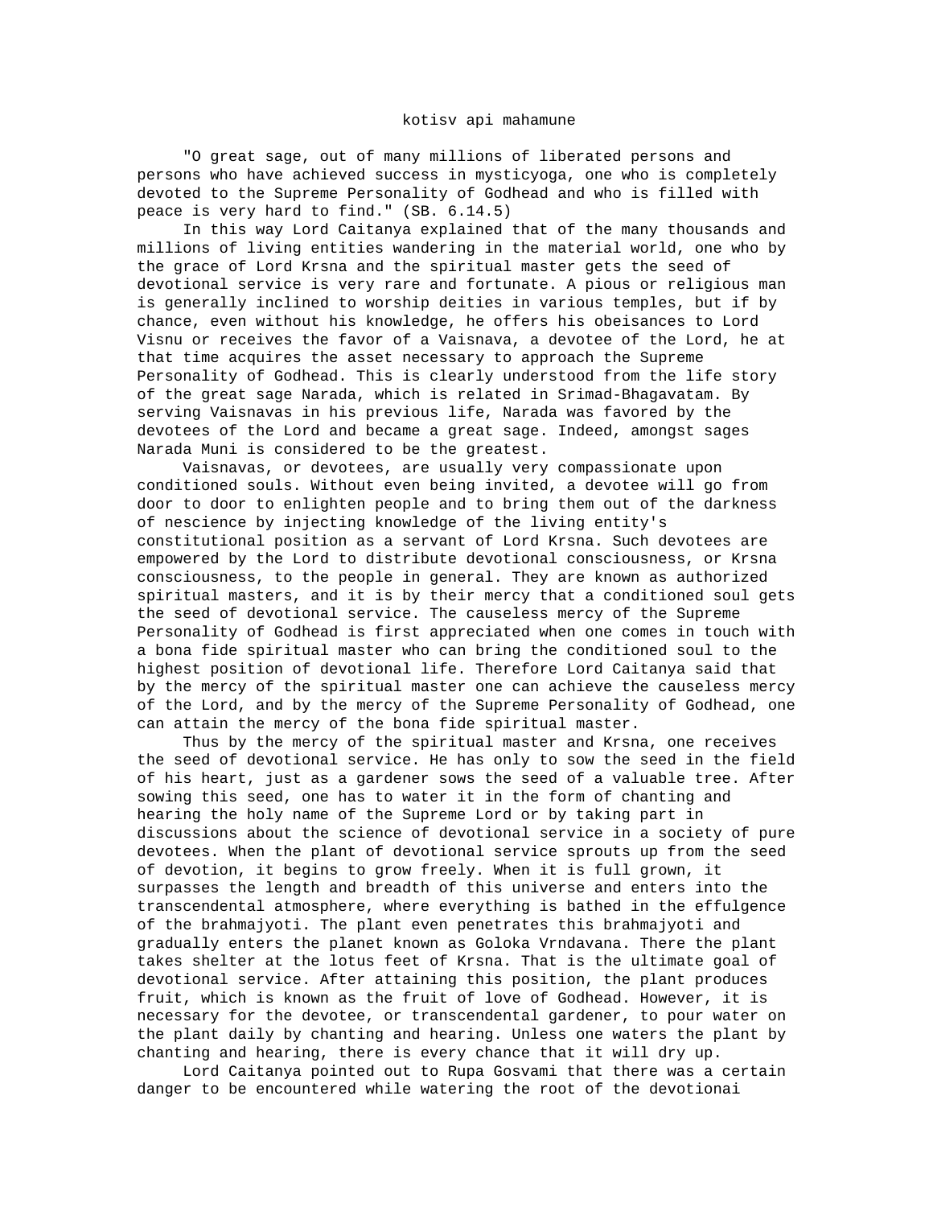kotisv api mahamune

"O great sage, out of many millions of liberated persons and persons who have achieved success in mysticyoga, one who is completely devoted to the Supreme Personality of Godhead and who is filled with peace is very hard to find." (SB. 6.14.5)

In this way Lord Caitanya explained that of the many thousands and millions of living entities wandering in the material world, one who by the grace of Lord Krsna and the spiritual master gets the seed of devotional service is very rare and fortunate. A pious or religious man is generally inclined to worship deities in various temples, but if by chance, even without his knowledge, he offers his obeisances to Lord Visnu or receives the favor of a Vaisnava, a devotee of the Lord, he at that time acquires the asset necessary to approach the Supreme Personality of Godhead. This is clearly understood from the life story of the great sage Narada, which is related in Srimad-Bhagavatam. By serving Vaisnavas in his previous life, Narada was favored by the devotees of the Lord and became a great sage. Indeed, amongst sages Narada Muni is considered to be the greatest.

Vaisnavas, or devotees, are usually very compassionate upon conditioned souls. Without even being invited, a devotee will go from door to door to enlighten people and to bring them out of the darkness of nescience by injecting knowledge of the living entity's constitutional position as a servant of Lord Krsna. Such devotees are empowered by the Lord to distribute devotional consciousness, or Krsna consciousness, to the people in general. They are known as authorized spiritual masters, and it is by their mercy that a conditioned soul gets the seed of devotional service. The causeless mercy of the Supreme Personality of Godhead is first appreciated when one comes in touch with a bona fide spiritual master who can bring the conditioned soul to the highest position of devotional life. Therefore Lord Caitanya said that by the mercy of the spiritual master one can achieve the causeless mercy of the Lord, and by the mercy of the Supreme Personality of Godhead, one can attain the mercy of the bona fide spiritual master.

Thus by the mercy of the spiritual master and Krsna, one receives the seed of devotional service. He has only to sow the seed in the field of his heart, just as a gardener sows the seed of a valuable tree. After sowing this seed, one has to water it in the form of chanting and hearing the holy name of the Supreme Lord or by taking part in discussions about the science of devotional service in a society of pure devotees. When the plant of devotional service sprouts up from the seed of devotion, it begins to grow freely. When it is full grown, it surpasses the length and breadth of this universe and enters into the transcendental atmosphere, where everything is bathed in the effulgence of the brahmajyoti. The plant even penetrates this brahmajyoti and gradually enters the planet known as Goloka Vrndavana. There the plant takes shelter at the lotus feet of Krsna. That is the ultimate goal of devotional service. After attaining this position, the plant produces fruit, which is known as the fruit of love of Godhead. However, it is necessary for the devotee, or transcendental gardener, to pour water on the plant daily by chanting and hearing. Unless one waters the plant by chanting and hearing, there is every chance that it will dry up.

Lord Caitanya pointed out to Rupa Gosvami that there was a certain danger to be encountered while watering the root of the devotionai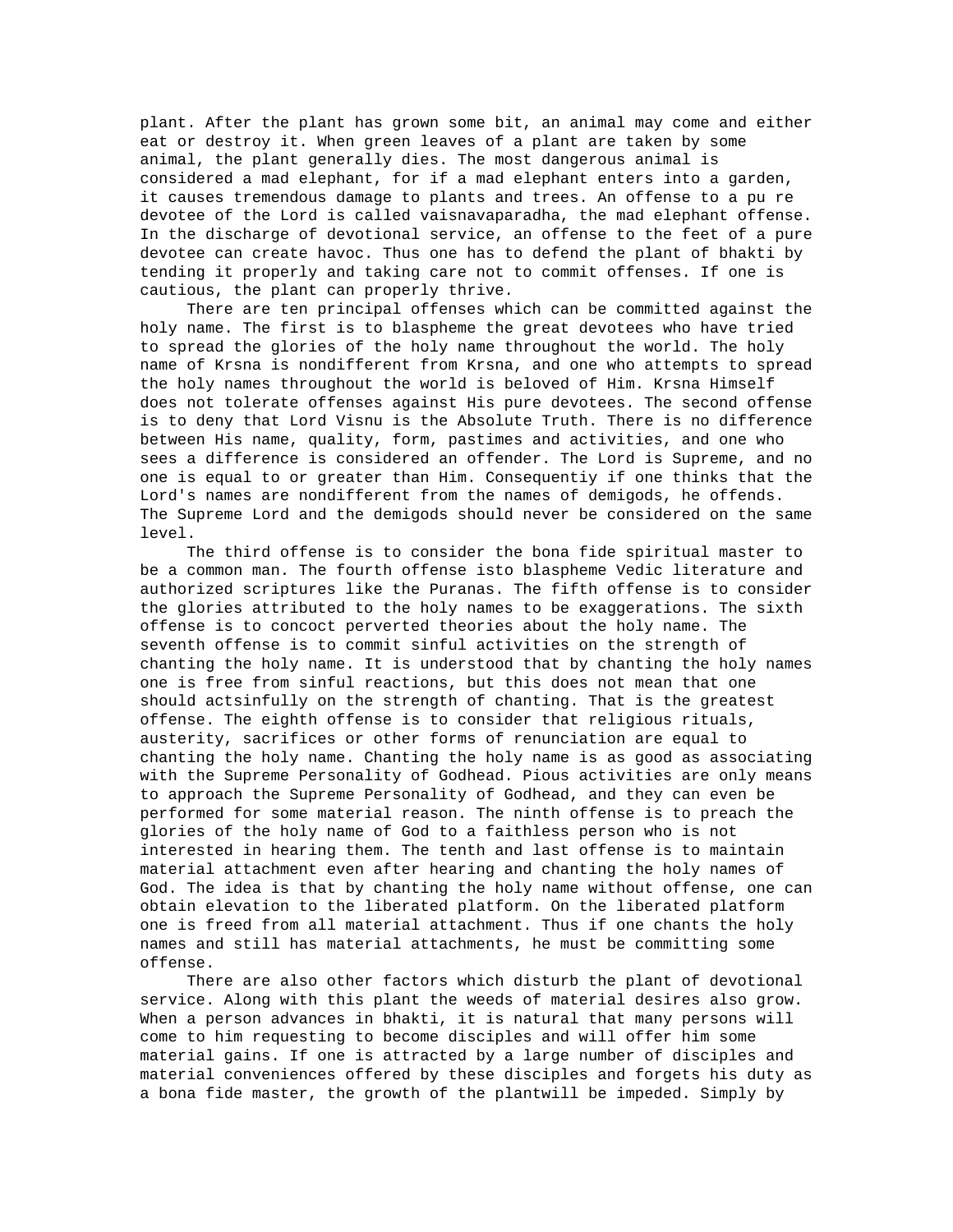plant. After the plant has grown some bit, an animal may come and either eat or destroy it. When green leaves of a plant are taken by some animal, the plant generally dies. The most dangerous animal is considered a mad elephant, for if a mad elephant enters into a garden, it causes tremendous damage to plants and trees. An offense to a pu re devotee of the Lord is called vaisnavaparadha, the mad elephant offense. In the discharge of devotional service, an offense to the feet of a pure devotee can create havoc. Thus one has to defend the plant of bhakti by tending it properly and taking care not to commit offenses. If one is cautious, the plant can properly thrive.

There are ten principal offenses which can be committed against the holy name. The first is to blaspheme the great devotees who have tried to spread the glories of the holy name throughout the world. The holy name of Krsna is nondifferent from Krsna, and one who attempts to spread the holy names throughout the world is beloved of Him. Krsna Himself does not tolerate offenses against His pure devotees. The second offense is to deny that Lord Visnu is the Absolute Truth. There is no difference between His name, quality, form, pastimes and activities, and one who sees a difference is considered an offender. The Lord is Supreme, and no one is equal to or greater than Him. Consequentiy if one thinks that the Lord's names are nondifferent from the names of demigods, he offends. The Supreme Lord and the demigods should never be considered on the same level.

The third offense is to consider the bona fide spiritual master to be a common man. The fourth offense isto blaspheme Vedic literature and authorized scriptures like the Puranas. The fifth offense is to consider the glories attributed to the holy names to be exaggerations. The sixth offense is to concoct perverted theories about the holy name. The seventh offense is to commit sinful activities on the strength of chanting the holy name. It is understood that by chanting the holy names one is free from sinful reactions, but this does not mean that one should actsinfully on the strength of chanting. That is the greatest offense. The eighth offense is to consider that religious rituals, austerity, sacrifices or other forms of renunciation are equal to chanting the holy name. Chanting the holy name is as good as associating with the Supreme Personality of Godhead. Pious activities are only means to approach the Supreme Personality of Godhead, and they can even be performed for some material reason. The ninth offense is to preach the glories of the holy name of God to a faithless person who is not interested in hearing them. The tenth and last offense is to maintain material attachment even after hearing and chanting the holy names of God. The idea is that by chanting the holy name without offense, one can obtain elevation to the liberated platform. On the liberated platform one is freed from all material attachment. Thus if one chants the holy names and still has material attachments, he must be committing some offense.

There are also other factors which disturb the plant of devotional service. Along with this plant the weeds of material desires also grow. When a person advances in bhakti, it is natural that many persons will come to him requesting to become disciples and will offer him some material gains. If one is attracted by a large number of disciples and material conveniences offered by these disciples and forgets his duty as a bona fide master, the growth of the plantwill be impeded. Simply by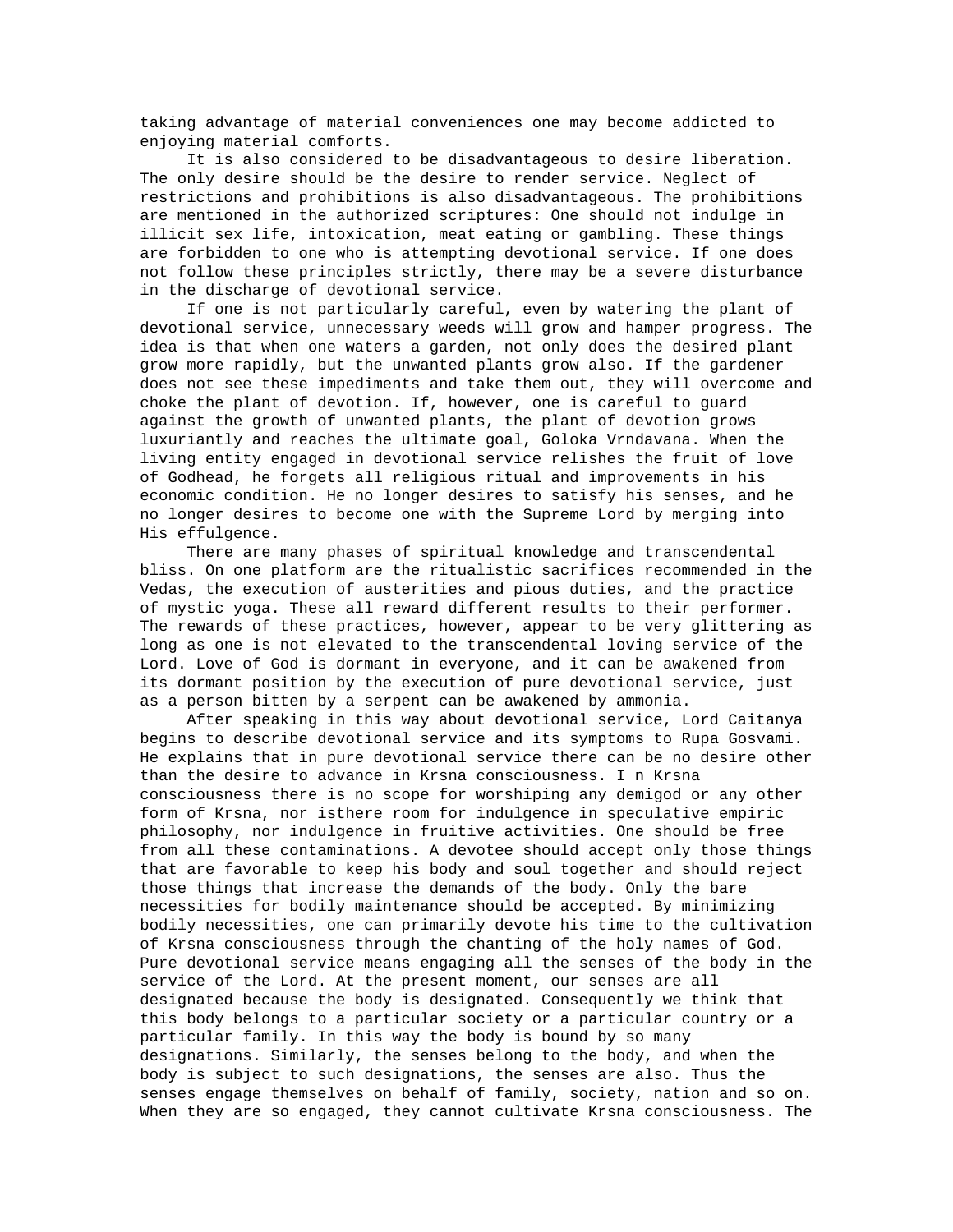taking advantage of material conveniences one may become addicted to enjoying material comforts.

It is also considered to be disadvantageous to desire liberation. The only desire should be the desire to render service. Neglect of restrictions and prohibitions is also disadvantageous. The prohibitions are mentioned in the authorized scriptures: One should not indulge in illicit sex life, intoxication, meat eating or gambling. These things are forbidden to one who is attempting devotional service. If one does not follow these principles strictly, there may be a severe disturbance in the discharge of devotional service.

If one is not particularly careful, even by watering the plant of devotional service, unnecessary weeds will grow and hamper progress. The idea is that when one waters a garden, not only does the desired plant grow more rapidly, but the unwanted plants grow also. If the gardener does not see these impediments and take them out, they will overcome and choke the plant of devotion. If, however, one is careful to guard against the growth of unwanted plants, the plant of devotion grows luxuriantly and reaches the ultimate goal, Goloka Vrndavana. When the living entity engaged in devotional service relishes the fruit of love of Godhead, he forgets all religious ritual and improvements in his economic condition. He no longer desires to satisfy his senses, and he no longer desires to become one with the Supreme Lord by merging into His effulgence.

There are many phases of spiritual knowledge and transcendental bliss. On one platform are the ritualistic sacrifices recommended in the Vedas, the execution of austerities and pious duties, and the practice of mystic yoga. These all reward different results to their performer. The rewards of these practices, however, appear to be very glittering as long as one is not elevated to the transcendental loving service of the Lord. Love of God is dormant in everyone, and it can be awakened from its dormant position by the execution of pure devotional service, just as a person bitten by a serpent can be awakened by ammonia.

After speaking in this way about devotional service, Lord Caitanya begins to describe devotional service and its symptoms to Rupa Gosvami. He explains that in pure devotional service there can be no desire other than the desire to advance in Krsna consciousness. I n Krsna consciousness there is no scope for worshiping any demigod or any other form of Krsna, nor isthere room for indulgence in speculative empiric philosophy, nor indulgence in fruitive activities. One should be free from all these contaminations. A devotee should accept only those things that are favorable to keep his body and soul together and should reject those things that increase the demands of the body. Only the bare necessities for bodily maintenance should be accepted. By minimizing bodily necessities, one can primarily devote his time to the cultivation of Krsna consciousness through the chanting of the holy names of God. Pure devotional service means engaging all the senses of the body in the service of the Lord. At the present moment, our senses are all designated because the body is designated. Consequently we think that this body belongs to a particular society or a particular country or a particular family. In this way the body is bound by so many designations. Similarly, the senses belong to the body, and when the body is subject to such designations, the senses are also. Thus the senses engage themselves on behalf of family, society, nation and so on. When they are so engaged, they cannot cultivate Krsna consciousness. The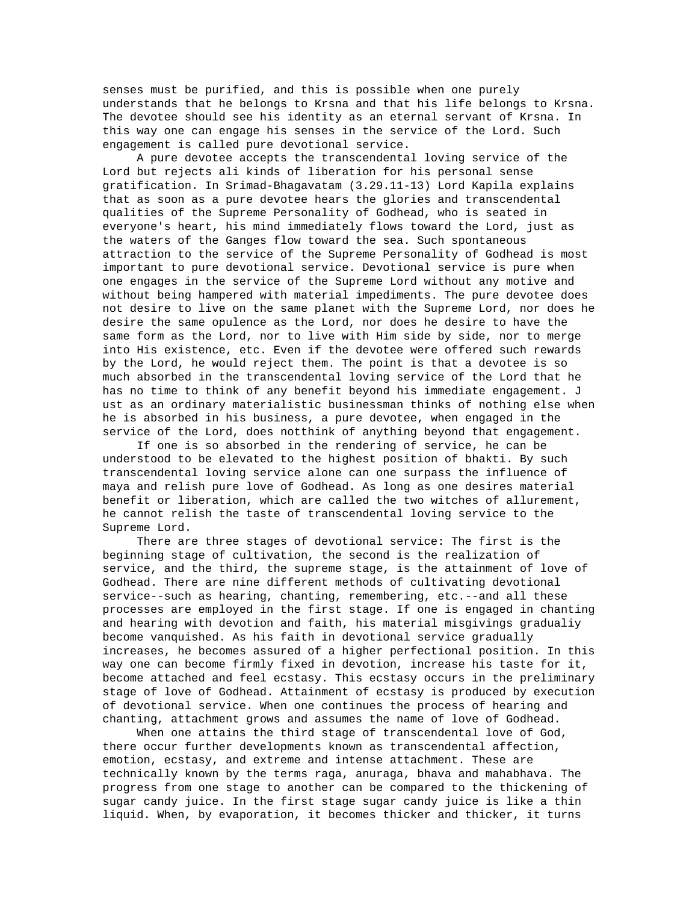senses must be purified, and this is possible when one purely understands that he belongs to Krsna and that his life belongs to Krsna. The devotee should see his identity as an eternal servant of Krsna. In this way one can engage his senses in the service of the Lord. Such engagement is called pure devotional service.

A pure devotee accepts the transcendental loving service of the Lord but rejects ali kinds of liberation for his personal sense gratification. In Srimad-Bhagavatam (3.29.11-13) Lord Kapila explains that as soon as a pure devotee hears the glories and transcendental qualities of the Supreme Personality of Godhead, who is seated in everyone's heart, his mind immediately flows toward the Lord, just as the waters of the Ganges flow toward the sea. Such spontaneous attraction to the service of the Supreme Personality of Godhead is most important to pure devotional service. Devotional service is pure when one engages in the service of the Supreme Lord without any motive and without being hampered with material impediments. The pure devotee does not desire to live on the same planet with the Supreme Lord, nor does he desire the same opulence as the Lord, nor does he desire to have the same form as the Lord, nor to live with Him side by side, nor to merge into His existence, etc. Even if the devotee were offered such rewards by the Lord, he would reject them. The point is that a devotee is so much absorbed in the transcendental loving service of the Lord that he has no time to think of any benefit beyond his immediate engagement. J ust as an ordinary materialistic businessman thinks of nothing else when he is absorbed in his business, a pure devotee, when engaged in the service of the Lord, does notthink of anything beyond that engagement.

If one is so absorbed in the rendering of service, he can be understood to be elevated to the highest position of bhakti. By such transcendental loving service alone can one surpass the influence of maya and relish pure love of Godhead. As long as one desires material benefit or liberation, which are called the two witches of allurement, he cannot relish the taste of transcendental loving service to the Supreme Lord.

There are three stages of devotional service: The first is the beginning stage of cultivation, the second is the realization of service, and the third, the supreme stage, is the attainment of love of Godhead. There are nine different methods of cultivating devotional service--such as hearing, chanting, remembering, etc.--and all these processes are employed in the first stage. If one is engaged in chanting and hearing with devotion and faith, his material misgivings gradualiy become vanquished. As his faith in devotional service gradually increases, he becomes assured of a higher perfectional position. In this way one can become firmly fixed in devotion, increase his taste for it, become attached and feel ecstasy. This ecstasy occurs in the preliminary stage of love of Godhead. Attainment of ecstasy is produced by execution of devotional service. When one continues the process of hearing and chanting, attachment grows and assumes the name of love of Godhead.

When one attains the third stage of transcendental love of God, there occur further developments known as transcendental affection, emotion, ecstasy, and extreme and intense attachment. These are technically known by the terms raga, anuraga, bhava and mahabhava. The progress from one stage to another can be compared to the thickening of sugar candy juice. In the first stage sugar candy juice is like a thin liquid. When, by evaporation, it becomes thicker and thicker, it turns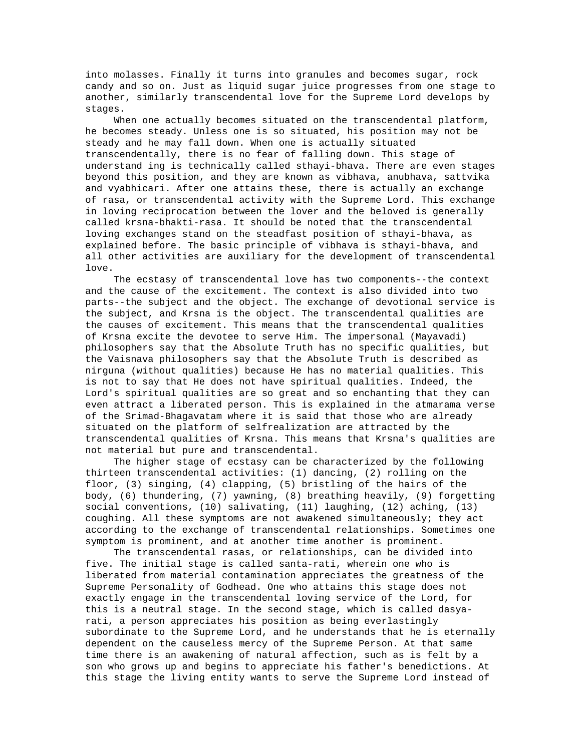into molasses. Finally it turns into granules and becomes sugar, rock candy and so on. Just as liquid sugar juice progresses from one stage to another, similarly transcendental love for the Supreme Lord develops by stages.

When one actually becomes situated on the transcendental platform, he becomes steady. Unless one is so situated, his position may not be steady and he may fall down. When one is actually situated transcendentally, there is no fear of falling down. This stage of understand ing is technically called sthayi-bhava. There are even stages beyond this position, and they are known as vibhava, anubhava, sattvika and vyabhicari. After one attains these, there is actually an exchange of rasa, or transcendental activity with the Supreme Lord. This exchange in loving reciprocation between the lover and the beloved is generally called krsna-bhakti-rasa. It should be noted that the transcendental loving exchanges stand on the steadfast position of sthayi-bhava, as explained before. The basic principle of vibhava is sthayi-bhava, and all other activities are auxiliary for the development of transcendental love.

The ecstasy of transcendental love has two components--the context and the cause of the excitement. The context is also divided into two parts--the subject and the object. The exchange of devotional service is the subject, and Krsna is the object. The transcendental qualities are the causes of excitement. This means that the transcendental qualities of Krsna excite the devotee to serve Him. The impersonal (Mayavadi) philosophers say that the Absolute Truth has no specific qualities, but the Vaisnava philosophers say that the Absolute Truth is described as nirguna (without qualities) because He has no material qualities. This is not to say that He does not have spiritual qualities. Indeed, the Lord's spiritual qualities are so great and so enchanting that they can even attract a liberated person. This is explained in the atmarama verse of the Srimad-Bhagavatam where it is said that those who are already situated on the platform of selfrealization are attracted by the transcendental qualities of Krsna. This means that Krsna's qualities are not material but pure and transcendental.

The higher stage of ecstasy can be characterized by the following thirteen transcendental activities: (1) dancing, (2) rolling on the floor, (3) singing, (4) clapping, (5) bristling of the hairs of the body, (6) thundering, (7) yawning, (8) breathing heavily, (9) forgetting social conventions, (10) salivating, (11) laughing, (12) aching, (13) coughing. All these symptoms are not awakened simultaneously; they act according to the exchange of transcendental relationships. Sometimes one symptom is prominent, and at another time another is prominent.

The transcendental rasas, or relationships, can be divided into five. The initial stage is called santa-rati, wherein one who is liberated from material contamination appreciates the greatness of the Supreme Personality of Godhead. One who attains this stage does not exactly engage in the transcendental loving service of the Lord, for this is a neutral stage. In the second stage, which is called dasya-rati, a person appreciates his position as being everlastingly subordinate to the Supreme Lord, and he understands that he is eternally dependent on the causeless mercy of the Supreme Person. At that same time there is an awakening of natural affection, such as is felt by a son who grows up and begins to appreciate his father's benedictions. At this stage the living entity wants to serve the Supreme Lord instead of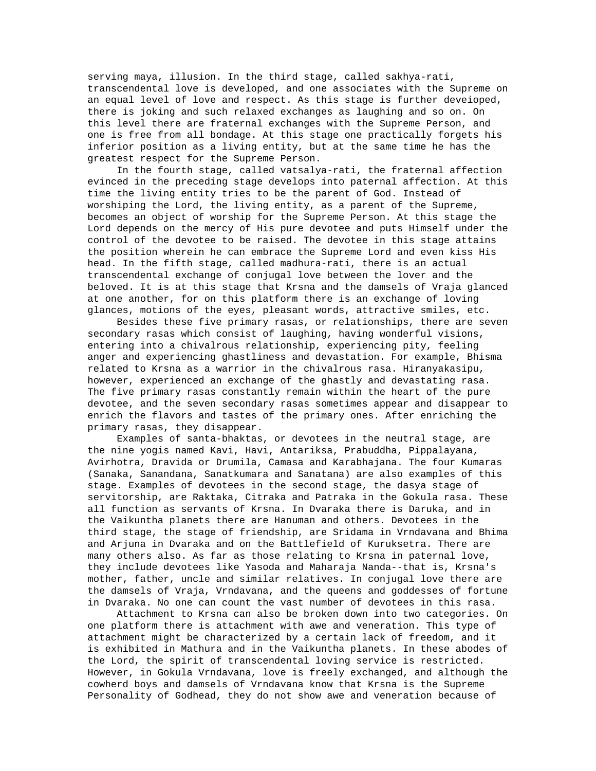serving maya, illusion. In the third stage, called sakhya-rati, transcendental love is developed, and one associates with the Supreme on an equal level of love and respect. As this stage is further deveioped, there is joking and such relaxed exchanges as laughing and so on. On this level there are fraternal exchanges with the Supreme Person, and one is free from all bondage. At this stage one practically forgets his inferior position as a living entity, but at the same time he has the greatest respect for the Supreme Person.

In the fourth stage, called vatsalya-rati, the fraternal affection evinced in the preceding stage develops into paternal affection. At this time the living entity tries to be the parent of God. Instead of worshiping the Lord, the living entity, as a parent of the Supreme, becomes an object of worship for the Supreme Person. At this stage the Lord depends on the mercy of His pure devotee and puts Himself under the control of the devotee to be raised. The devotee in this stage attains the position wherein he can embrace the Supreme Lord and even kiss His head. In the fifth stage, called madhura-rati, there is an actual transcendental exchange of conjugal love between the lover and the beloved. It is at this stage that Krsna and the damsels of Vraja glanced at one another, for on this platform there is an exchange of loving glances, motions of the eyes, pleasant words, attractive smiles, etc.

Besides these five primary rasas, or relationships, there are seven secondary rasas which consist of laughing, having wonderful visions, entering into a chivalrous relationship, experiencing pity, feeling anger and experiencing ghastliness and devastation. For example, Bhisma related to Krsna as a warrior in the chivalrous rasa. Hiranyakasipu, however, experienced an exchange of the ghastly and devastating rasa. The five primary rasas constantly remain within the heart of the pure devotee, and the seven secondary rasas sometimes appear and disappear to enrich the flavors and tastes of the primary ones. After enriching the primary rasas, they disappear.

Examples of santa-bhaktas, or devotees in the neutral stage, are the nine yogis named Kavi, Havi, Antariksa, Prabuddha, Pippalayana, Avirhotra, Dravida or Drumila, Camasa and Karabhajana. The four Kumaras (Sanaka, Sanandana, Sanatkumara and Sanatana) are also examples of this stage. Examples of devotees in the second stage, the dasya stage of servitorship, are Raktaka, Citraka and Patraka in the Gokula rasa. These all function as servants of Krsna. In Dvaraka there is Daruka, and in the Vaikuntha planets there are Hanuman and others. Devotees in the third stage, the stage of friendship, are Sridama in Vrndavana and Bhima and Arjuna in Dvaraka and on the Battlefield of Kuruksetra. There are many others also. As far as those relating to Krsna in paternal love, they include devotees like Yasoda and Maharaja Nanda--that is, Krsna's mother, father, uncle and similar relatives. In conjugal love there are the damsels of Vraja, Vrndavana, and the queens and goddesses of fortune in Dvaraka. No one can count the vast number of devotees in this rasa.

Attachment to Krsna can also be broken down into two categories. On one platform there is attachment with awe and veneration. This type of attachment might be characterized by a certain lack of freedom, and it is exhibited in Mathura and in the Vaikuntha planets. In these abodes of the Lord, the spirit of transcendental loving service is restricted. However, in Gokula Vrndavana, love is freely exchanged, and although the cowherd boys and damsels of Vrndavana know that Krsna is the Supreme Personality of Godhead, they do not show awe and veneration because of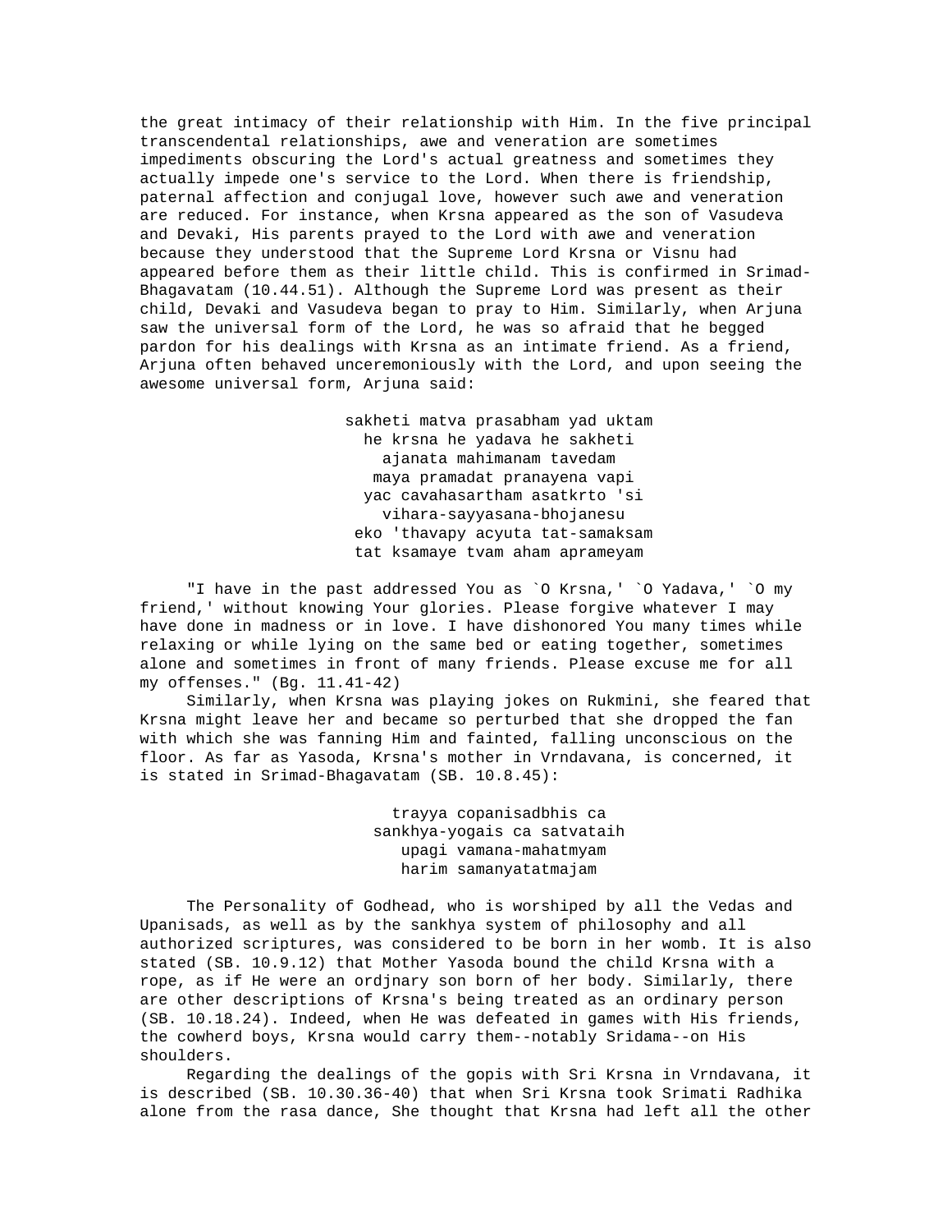the great intimacy of their relationship with Him. In the five principal transcendental relationships, awe and veneration are sometimes impediments obscuring the Lord's actual greatness and sometimes they actually impede one's service to the Lord. When there is friendship, paternal affection and conjugal love, however such awe and veneration are reduced. For instance, when Krsna appeared as the son of Vasudeva and Devaki, His parents prayed to the Lord with awe and veneration because they understood that the Supreme Lord Krsna or Visnu had appeared before them as their little child. This is confirmed in Srimad-Bhagavatam (10.44.51). Although the Supreme Lord was present as their child, Devaki and Vasudeva began to pray to Him. Similarly, when Arjuna saw the universal form of the Lord, he was so afraid that he begged pardon for his dealings with Krsna as an intimate friend. As a friend, Arjuna often behaved unceremoniously with the Lord, and upon seeing the awesome universal form, Arjuna said:

sakheti matva prasabham yad uktam
he krsna he yadava he sakheti
ajanata mahimanam tavedam
maya pramadat pranayena vapi
yac cavahasartham asatkrto 'si
vihara-sayyasana-bhojanesu
eko 'thavapy acyuta tat-samaksam
tat ksamaye tvam aham aprameyam

"I have in the past addressed You as `O Krsna,' `O Yadava,' `O my friend,' without knowing Your glories. Please forgive whatever I may have done in madness or in love. I have dishonored You many times while relaxing or while lying on the same bed or eating together, sometimes alone and sometimes in front of many friends. Please excuse me for all my offenses." (Bg. 11.41-42)

Similarly, when Krsna was playing jokes on Rukmini, she feared that Krsna might leave her and became so perturbed that she dropped the fan with which she was fanning Him and fainted, falling unconscious on the floor. As far as Yasoda, Krsna's mother in Vrndavana, is concerned, it is stated in Srimad-Bhagavatam (SB. 10.8.45):

trayya copanisadbhis ca
sankhya-yogais ca satvataih
upagi vamana-mahatmyam
harim samanyatatmajam

The Personality of Godhead, who is worshiped by all the Vedas and Upanisads, as well as by the sankhya system of philosophy and all authorized scriptures, was considered to be born in her womb. It is also stated (SB. 10.9.12) that Mother Yasoda bound the child Krsna with a rope, as if He were an ordjnary son born of her body. Similarly, there are other descriptions of Krsna's being treated as an ordinary person (SB. 10.18.24). Indeed, when He was defeated in games with His friends, the cowherd boys, Krsna would carry them--notably Sridama--on His shoulders.

Regarding the dealings of the gopis with Sri Krsna in Vrndavana, it is described (SB. 10.30.36-40) that when Sri Krsna took Srimati Radhika alone from the rasa dance, She thought that Krsna had left all the other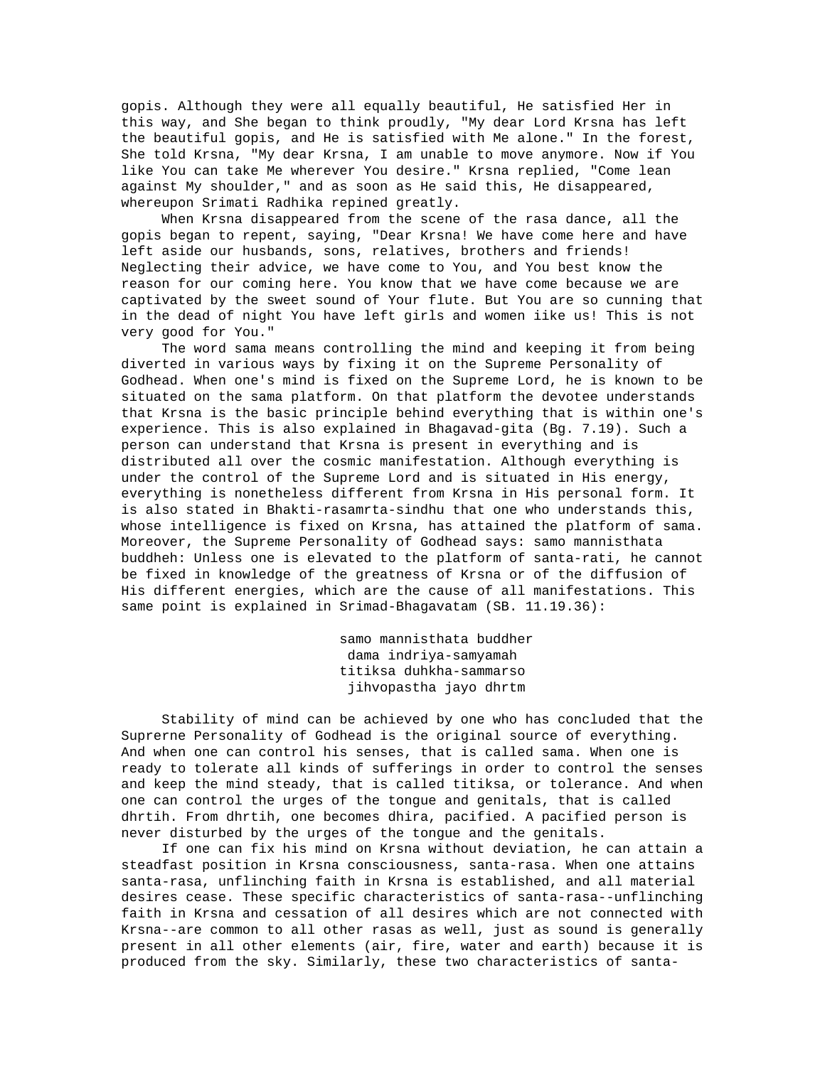gopis. Although they were all equally beautiful, He satisfied Her in this way, and She began to think proudly, "My dear Lord Krsna has left the beautiful gopis, and He is satisfied with Me alone." In the forest, She told Krsna, "My dear Krsna, I am unable to move anymore. Now if You like You can take Me wherever You desire." Krsna replied, "Come lean against My shoulder," and as soon as He said this, He disappeared, whereupon Srimati Radhika repined greatly.

When Krsna disappeared from the scene of the rasa dance, all the gopis began to repent, saying, "Dear Krsna! We have come here and have left aside our husbands, sons, relatives, brothers and friends! Neglecting their advice, we have come to You, and You best know the reason for our coming here. You know that we have come because we are captivated by the sweet sound of Your flute. But You are so cunning that in the dead of night You have left girls and women iike us! This is not very good for You."

The word sama means controlling the mind and keeping it from being diverted in various ways by fixing it on the Supreme Personality of Godhead. When one's mind is fixed on the Supreme Lord, he is known to be situated on the sama platform. On that platform the devotee understands that Krsna is the basic principle behind everything that is within one's experience. This is also explained in Bhagavad-gita (Bg. 7.19). Such a person can understand that Krsna is present in everything and is distributed all over the cosmic manifestation. Although everything is under the control of the Supreme Lord and is situated in His energy, everything is nonetheless different from Krsna in His personal form. It is also stated in Bhakti-rasamrta-sindhu that one who understands this, whose intelligence is fixed on Krsna, has attained the platform of sama. Moreover, the Supreme Personality of Godhead says: samo mannisthata buddheh: Unless one is elevated to the platform of santa-rati, he cannot be fixed in knowledge of the greatness of Krsna or of the diffusion of His different energies, which are the cause of all manifestations. This same point is explained in Srimad-Bhagavatam (SB. 11.19.36):

samo mannisthata buddher
dama indriya-samyamah
titiksa duhkha-sammarso
jihvopastha jayo dhrtm

Stability of mind can be achieved by one who has concluded that the Suprerne Personality of Godhead is the original source of everything. And when one can control his senses, that is called sama. When one is ready to tolerate all kinds of sufferings in order to control the senses and keep the mind steady, that is called titiksa, or tolerance. And when one can control the urges of the tongue and genitals, that is called dhrtih. From dhrtih, one becomes dhira, pacified. A pacified person is never disturbed by the urges of the tongue and the genitals.

If one can fix his mind on Krsna without deviation, he can attain a steadfast position in Krsna consciousness, santa-rasa. When one attains santa-rasa, unflinching faith in Krsna is established, and all material desires cease. These specific characteristics of santa-rasa--unflinching faith in Krsna and cessation of all desires which are not connected with Krsna--are common to all other rasas as well, just as sound is generally present in all other elements (air, fire, water and earth) because it is produced from the sky. Similarly, these two characteristics of santa-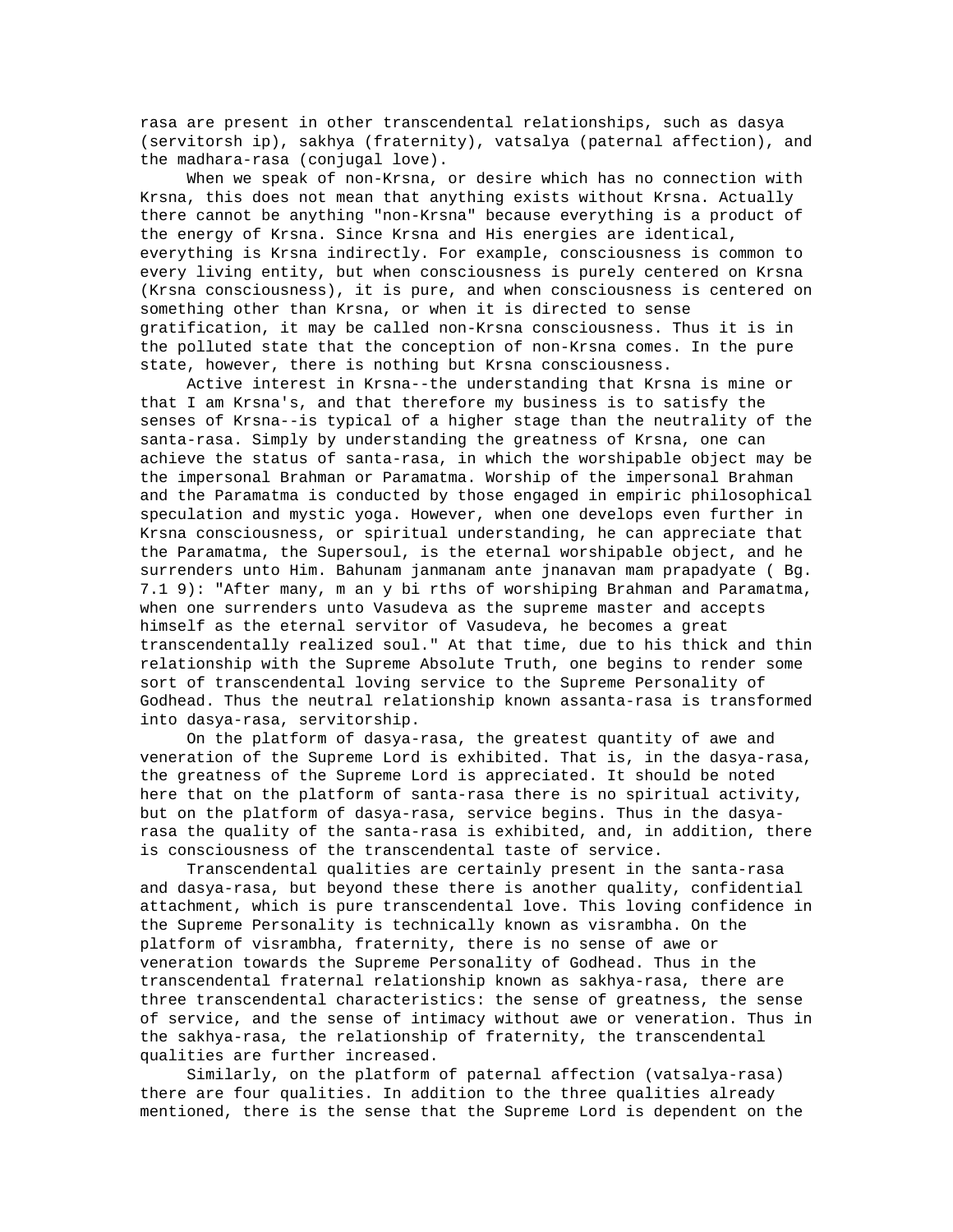rasa are present in other transcendental relationships, such as dasya (servitorsh ip), sakhya (fraternity), vatsalya (paternal affection), and the madhara-rasa (conjugal love).

When we speak of non-Krsna, or desire which has no connection with Krsna, this does not mean that anything exists without Krsna. Actually there cannot be anything "non-Krsna" because everything is a product of the energy of Krsna. Since Krsna and His energies are identical, everything is Krsna indirectly. For example, consciousness is common to every living entity, but when consciousness is purely centered on Krsna (Krsna consciousness), it is pure, and when consciousness is centered on something other than Krsna, or when it is directed to sense gratification, it may be called non-Krsna consciousness. Thus it is in the polluted state that the conception of non-Krsna comes. In the pure state, however, there is nothing but Krsna consciousness.

Active interest in Krsna--the understanding that Krsna is mine or that I am Krsna's, and that therefore my business is to satisfy the senses of Krsna--is typical of a higher stage than the neutrality of the santa-rasa. Simply by understanding the greatness of Krsna, one can achieve the status of santa-rasa, in which the worshipable object may be the impersonal Brahman or Paramatma. Worship of the impersonal Brahman and the Paramatma is conducted by those engaged in empiric philosophical speculation and mystic yoga. However, when one develops even further in Krsna consciousness, or spiritual understanding, he can appreciate that the Paramatma, the Supersoul, is the eternal worshipable object, and he surrenders unto Him. Bahunam janmanam ante jnanavan mam prapadyate ( Bg. 7.1 9): "After many, m an y bi rths of worshiping Brahman and Paramatma, when one surrenders unto Vasudeva as the supreme master and accepts himself as the eternal servitor of Vasudeva, he becomes a great transcendentally realized soul." At that time, due to his thick and thin relationship with the Supreme Absolute Truth, one begins to render some sort of transcendental loving service to the Supreme Personality of Godhead. Thus the neutral relationship known assanta-rasa is transformed into dasya-rasa, servitorship.

On the platform of dasya-rasa, the greatest quantity of awe and veneration of the Supreme Lord is exhibited. That is, in the dasya-rasa, the greatness of the Supreme Lord is appreciated. It should be noted here that on the platform of santa-rasa there is no spiritual activity, but on the platform of dasya-rasa, service begins. Thus in the dasya-rasa the quality of the santa-rasa is exhibited, and, in addition, there is consciousness of the transcendental taste of service.

Transcendental qualities are certainly present in the santa-rasa and dasya-rasa, but beyond these there is another quality, confidential attachment, which is pure transcendental love. This loving confidence in the Supreme Personality is technically known as visrambha. On the platform of visrambha, fraternity, there is no sense of awe or veneration towards the Supreme Personality of Godhead. Thus in the transcendental fraternal relationship known as sakhya-rasa, there are three transcendental characteristics: the sense of greatness, the sense of service, and the sense of intimacy without awe or veneration. Thus in the sakhya-rasa, the relationship of fraternity, the transcendental qualities are further increased.

Similarly, on the platform of paternal affection (vatsalya-rasa) there are four qualities. In addition to the three qualities already mentioned, there is the sense that the Supreme Lord is dependent on the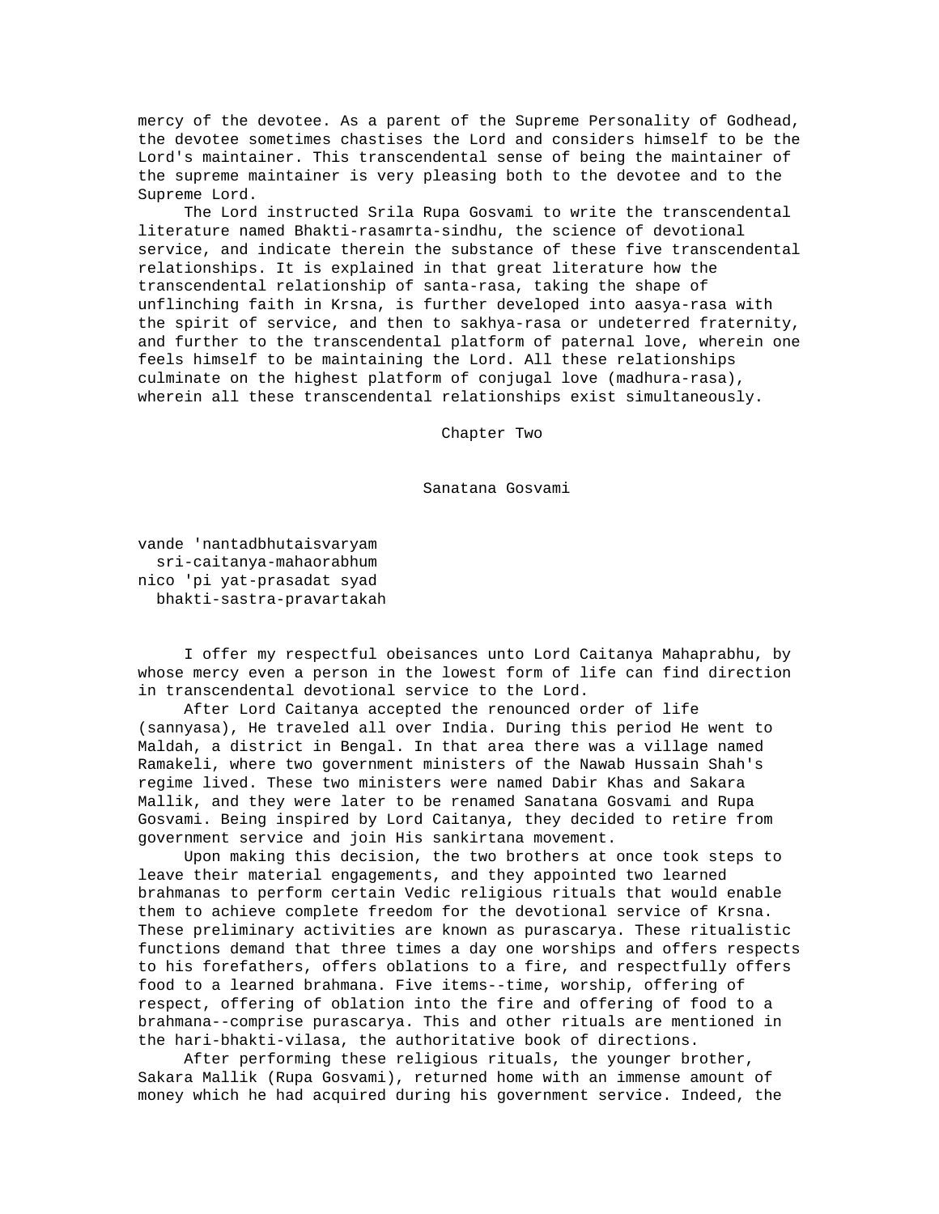mercy of the devotee. As a parent of the Supreme Personality of Godhead, the devotee sometimes chastises the Lord and considers himself to be the Lord's maintainer. This transcendental sense of being the maintainer of the supreme maintainer is very pleasing both to the devotee and to the Supreme Lord.

The Lord instructed Srila Rupa Gosvami to write the transcendental literature named Bhakti-rasamrta-sindhu, the science of devotional service, and indicate therein the substance of these five transcendental relationships. It is explained in that great literature how the transcendental relationship of santa-rasa, taking the shape of unflinching faith in Krsna, is further developed into aasya-rasa with the spirit of service, and then to sakhya-rasa or undeterred fraternity, and further to the transcendental platform of paternal love, wherein one feels himself to be maintaining the Lord. All these relationships culminate on the highest platform of conjugal love (madhura-rasa), wherein all these transcendental relationships exist simultaneously.

# Chapter Two

## Sanatana Gosvami

vande 'nantadbhutaisvaryam
  sri-caitanya-mahaorabhum
nico 'pi yat-prasadat syad
  bhakti-sastra-pravartakah

I offer my respectful obeisances unto Lord Caitanya Mahaprabhu, by whose mercy even a person in the lowest form of life can find direction in transcendental devotional service to the Lord.

After Lord Caitanya accepted the renounced order of life (sannyasa), He traveled all over India. During this period He went to Maldah, a district in Bengal. In that area there was a village named Ramakeli, where two government ministers of the Nawab Hussain Shah's regime lived. These two ministers were named Dabir Khas and Sakara Mallik, and they were later to be renamed Sanatana Gosvami and Rupa Gosvami. Being inspired by Lord Caitanya, they decided to retire from government service and join His sankirtana movement.

Upon making this decision, the two brothers at once took steps to leave their material engagements, and they appointed two learned brahmanas to perform certain Vedic religious rituals that would enable them to achieve complete freedom for the devotional service of Krsna. These preliminary activities are known as purascarya. These ritualistic functions demand that three times a day one worships and offers respects to his forefathers, offers oblations to a fire, and respectfully offers food to a learned brahmana. Five items--time, worship, offering of respect, offering of oblation into the fire and offering of food to a brahmana--comprise purascarya. This and other rituals are mentioned in the hari-bhakti-vilasa, the authoritative book of directions.

After performing these religious rituals, the younger brother, Sakara Mallik (Rupa Gosvami), returned home with an immense amount of money which he had acquired during his government service. Indeed, the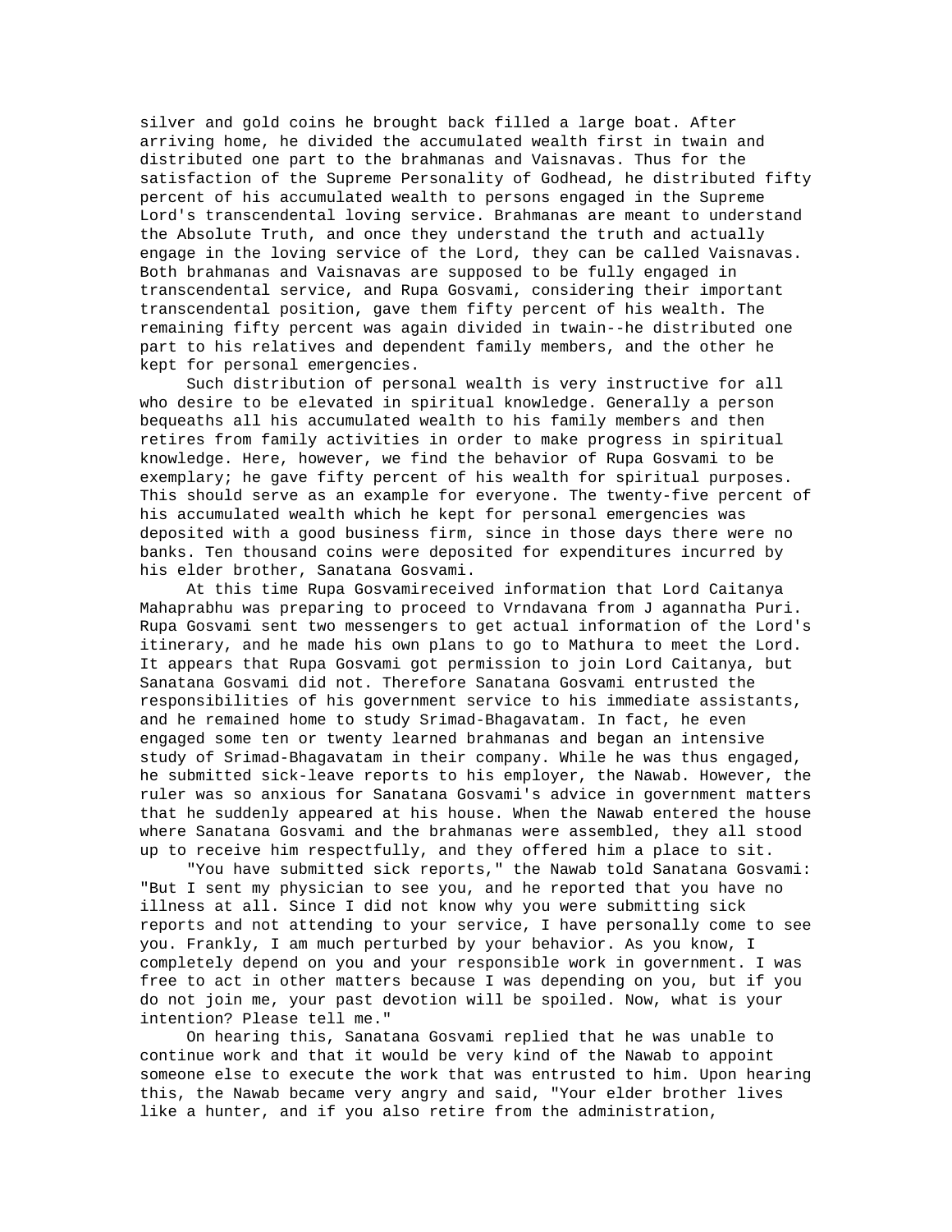silver and gold coins he brought back filled a large boat. After arriving home, he divided the accumulated wealth first in twain and distributed one part to the brahmanas and Vaisnavas. Thus for the satisfaction of the Supreme Personality of Godhead, he distributed fifty percent of his accumulated wealth to persons engaged in the Supreme Lord's transcendental loving service. Brahmanas are meant to understand the Absolute Truth, and once they understand the truth and actually engage in the loving service of the Lord, they can be called Vaisnavas. Both brahmanas and Vaisnavas are supposed to be fully engaged in transcendental service, and Rupa Gosvami, considering their important transcendental position, gave them fifty percent of his wealth. The remaining fifty percent was again divided in twain--he distributed one part to his relatives and dependent family members, and the other he kept for personal emergencies.

Such distribution of personal wealth is very instructive for all who desire to be elevated in spiritual knowledge. Generally a person bequeaths all his accumulated wealth to his family members and then retires from family activities in order to make progress in spiritual knowledge. Here, however, we find the behavior of Rupa Gosvami to be exemplary; he gave fifty percent of his wealth for spiritual purposes. This should serve as an example for everyone. The twenty-five percent of his accumulated wealth which he kept for personal emergencies was deposited with a good business firm, since in those days there were no banks. Ten thousand coins were deposited for expenditures incurred by his elder brother, Sanatana Gosvami.

At this time Rupa Gosvamireceived information that Lord Caitanya Mahaprabhu was preparing to proceed to Vrndavana from J agannatha Puri. Rupa Gosvami sent two messengers to get actual information of the Lord's itinerary, and he made his own plans to go to Mathura to meet the Lord. It appears that Rupa Gosvami got permission to join Lord Caitanya, but Sanatana Gosvami did not. Therefore Sanatana Gosvami entrusted the responsibilities of his government service to his immediate assistants, and he remained home to study Srimad-Bhagavatam. In fact, he even engaged some ten or twenty learned brahmanas and began an intensive study of Srimad-Bhagavatam in their company. While he was thus engaged, he submitted sick-leave reports to his employer, the Nawab. However, the ruler was so anxious for Sanatana Gosvami's advice in government matters that he suddenly appeared at his house. When the Nawab entered the house where Sanatana Gosvami and the brahmanas were assembled, they all stood up to receive him respectfully, and they offered him a place to sit.

"You have submitted sick reports," the Nawab told Sanatana Gosvami: "But I sent my physician to see you, and he reported that you have no illness at all. Since I did not know why you were submitting sick reports and not attending to your service, I have personally come to see you. Frankly, I am much perturbed by your behavior. As you know, I completely depend on you and your responsible work in government. I was free to act in other matters because I was depending on you, but if you do not join me, your past devotion will be spoiled. Now, what is your intention? Please tell me."

On hearing this, Sanatana Gosvami replied that he was unable to continue work and that it would be very kind of the Nawab to appoint someone else to execute the work that was entrusted to him. Upon hearing this, the Nawab became very angry and said, "Your elder brother lives like a hunter, and if you also retire from the administration,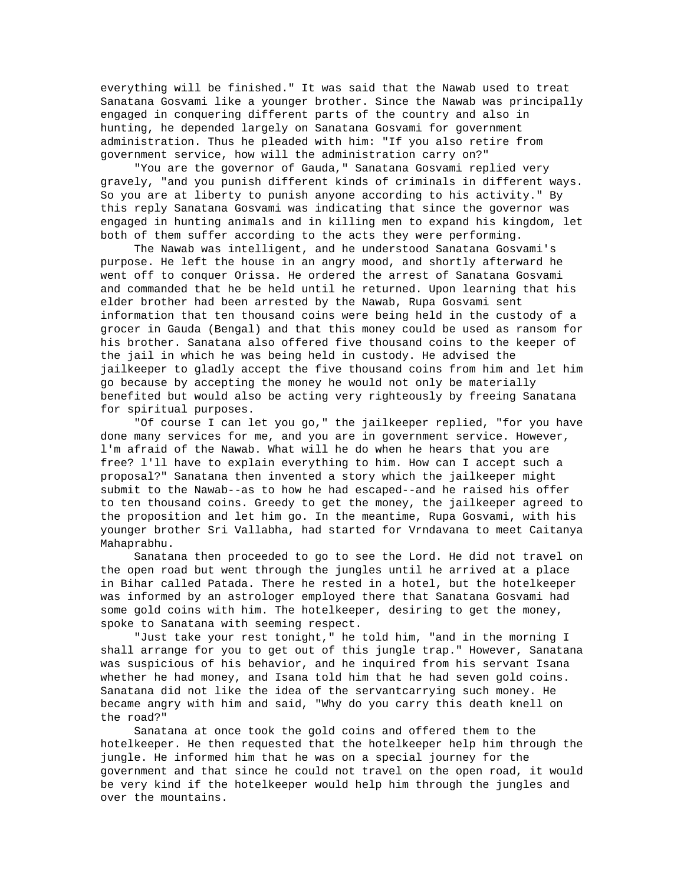everything will be finished." It was said that the Nawab used to treat Sanatana Gosvami like a younger brother. Since the Nawab was principally engaged in conquering different parts of the country and also in hunting, he depended largely on Sanatana Gosvami for government administration. Thus he pleaded with him: "If you also retire from government service, how will the administration carry on?"

"You are the governor of Gauda," Sanatana Gosvami replied very gravely, "and you punish different kinds of criminals in different ways. So you are at liberty to punish anyone according to his activity." By this reply Sanatana Gosvami was indicating that since the governor was engaged in hunting animals and in killing men to expand his kingdom, let both of them suffer according to the acts they were performing.

The Nawab was intelligent, and he understood Sanatana Gosvami's purpose. He left the house in an angry mood, and shortly afterward he went off to conquer Orissa. He ordered the arrest of Sanatana Gosvami and commanded that he be held until he returned. Upon learning that his elder brother had been arrested by the Nawab, Rupa Gosvami sent information that ten thousand coins were being held in the custody of a grocer in Gauda (Bengal) and that this money could be used as ransom for his brother. Sanatana also offered five thousand coins to the keeper of the jail in which he was being held in custody. He advised the jailkeeper to gladly accept the five thousand coins from him and let him go because by accepting the money he would not only be materially benefited but would also be acting very righteously by freeing Sanatana for spiritual purposes.

"Of course I can let you go," the jailkeeper replied, "for you have done many services for me, and you are in government service. However, l'm afraid of the Nawab. What will he do when he hears that you are free? l'll have to explain everything to him. How can I accept such a proposal?" Sanatana then invented a story which the jailkeeper might submit to the Nawab--as to how he had escaped--and he raised his offer to ten thousand coins. Greedy to get the money, the jailkeeper agreed to the proposition and let him go. In the meantime, Rupa Gosvami, with his younger brother Sri Vallabha, had started for Vrndavana to meet Caitanya Mahaprabhu.

Sanatana then proceeded to go to see the Lord. He did not travel on the open road but went through the jungles until he arrived at a place in Bihar called Patada. There he rested in a hotel, but the hotelkeeper was informed by an astrologer employed there that Sanatana Gosvami had some gold coins with him. The hotelkeeper, desiring to get the money, spoke to Sanatana with seeming respect.

"Just take your rest tonight," he told him, "and in the morning I shall arrange for you to get out of this jungle trap." However, Sanatana was suspicious of his behavior, and he inquired from his servant Isana whether he had money, and Isana told him that he had seven gold coins. Sanatana did not like the idea of the servantcarrying such money. He became angry with him and said, "Why do you carry this death knell on the road?"

Sanatana at once took the gold coins and offered them to the hotelkeeper. He then requested that the hotelkeeper help him through the jungle. He informed him that he was on a special journey for the government and that since he could not travel on the open road, it would be very kind if the hotelkeeper would help him through the jungles and over the mountains.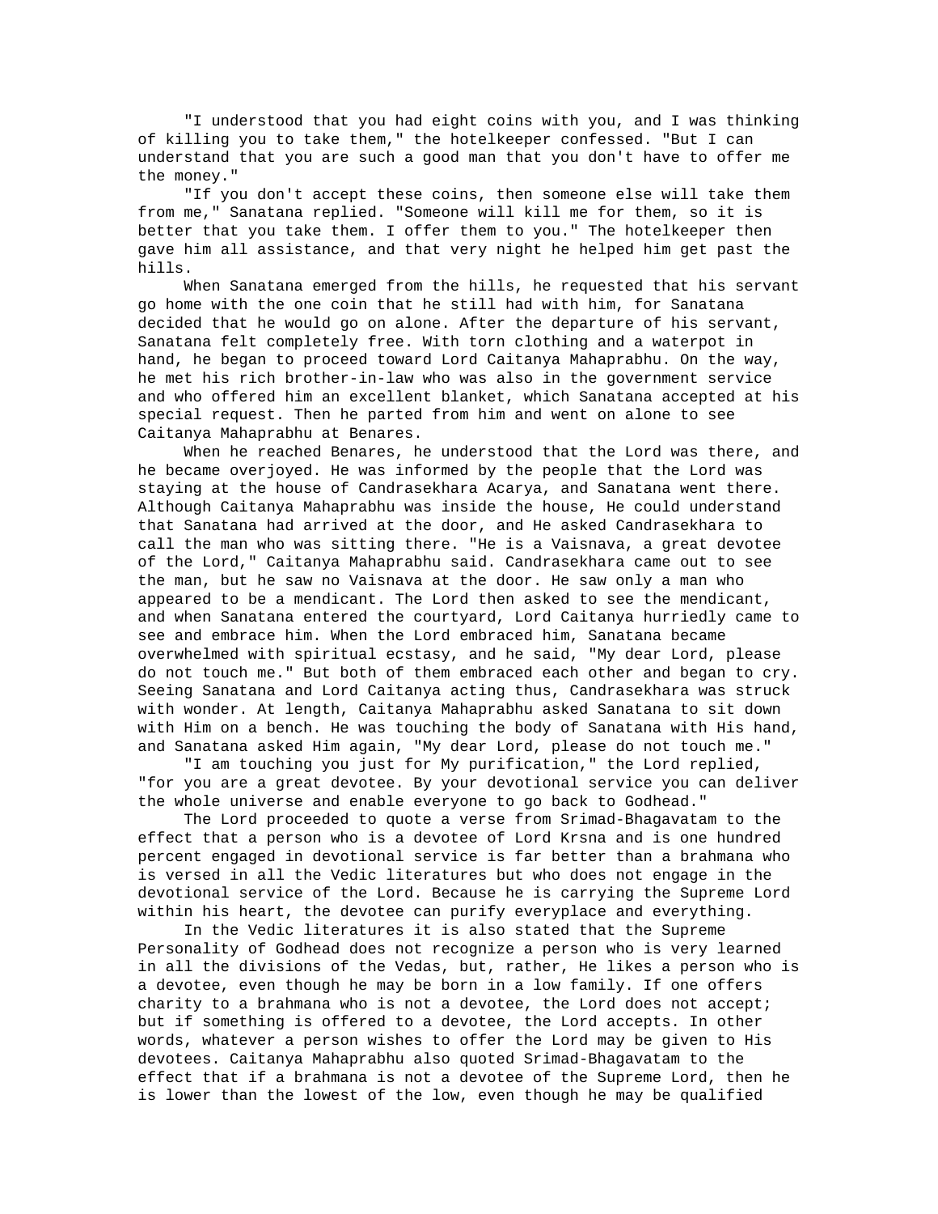"I understood that you had eight coins with you, and I was thinking of killing you to take them," the hotelkeeper confessed. "But I can understand that you are such a good man that you don't have to offer me the money."

"If you don't accept these coins, then someone else will take them from me," Sanatana replied. "Someone will kill me for them, so it is better that you take them. I offer them to you." The hotelkeeper then gave him all assistance, and that very night he helped him get past the hills.

When Sanatana emerged from the hills, he requested that his servant go home with the one coin that he still had with him, for Sanatana decided that he would go on alone. After the departure of his servant, Sanatana felt completely free. With torn clothing and a waterpot in hand, he began to proceed toward Lord Caitanya Mahaprabhu. On the way, he met his rich brother-in-law who was also in the government service and who offered him an excellent blanket, which Sanatana accepted at his special request. Then he parted from him and went on alone to see Caitanya Mahaprabhu at Benares.

When he reached Benares, he understood that the Lord was there, and he became overjoyed. He was informed by the people that the Lord was staying at the house of Candrasekhara Acarya, and Sanatana went there. Although Caitanya Mahaprabhu was inside the house, He could understand that Sanatana had arrived at the door, and He asked Candrasekhara to call the man who was sitting there. "He is a Vaisnava, a great devotee of the Lord," Caitanya Mahaprabhu said. Candrasekhara came out to see the man, but he saw no Vaisnava at the door. He saw only a man who appeared to be a mendicant. The Lord then asked to see the mendicant, and when Sanatana entered the courtyard, Lord Caitanya hurriedly came to see and embrace him. When the Lord embraced him, Sanatana became overwhelmed with spiritual ecstasy, and he said, "My dear Lord, please do not touch me." But both of them embraced each other and began to cry. Seeing Sanatana and Lord Caitanya acting thus, Candrasekhara was struck with wonder. At length, Caitanya Mahaprabhu asked Sanatana to sit down with Him on a bench. He was touching the body of Sanatana with His hand, and Sanatana asked Him again, "My dear Lord, please do not touch me."

"I am touching you just for My purification," the Lord replied, "for you are a great devotee. By your devotional service you can deliver the whole universe and enable everyone to go back to Godhead."

The Lord proceeded to quote a verse from Srimad-Bhagavatam to the effect that a person who is a devotee of Lord Krsna and is one hundred percent engaged in devotional service is far better than a brahmana who is versed in all the Vedic literatures but who does not engage in the devotional service of the Lord. Because he is carrying the Supreme Lord within his heart, the devotee can purify everyplace and everything.

In the Vedic literatures it is also stated that the Supreme Personality of Godhead does not recognize a person who is very learned in all the divisions of the Vedas, but, rather, He likes a person who is a devotee, even though he may be born in a low family. If one offers charity to a brahmana who is not a devotee, the Lord does not accept; but if something is offered to a devotee, the Lord accepts. In other words, whatever a person wishes to offer the Lord may be given to His devotees. Caitanya Mahaprabhu also quoted Srimad-Bhagavatam to the effect that if a brahmana is not a devotee of the Supreme Lord, then he is lower than the lowest of the low, even though he may be qualified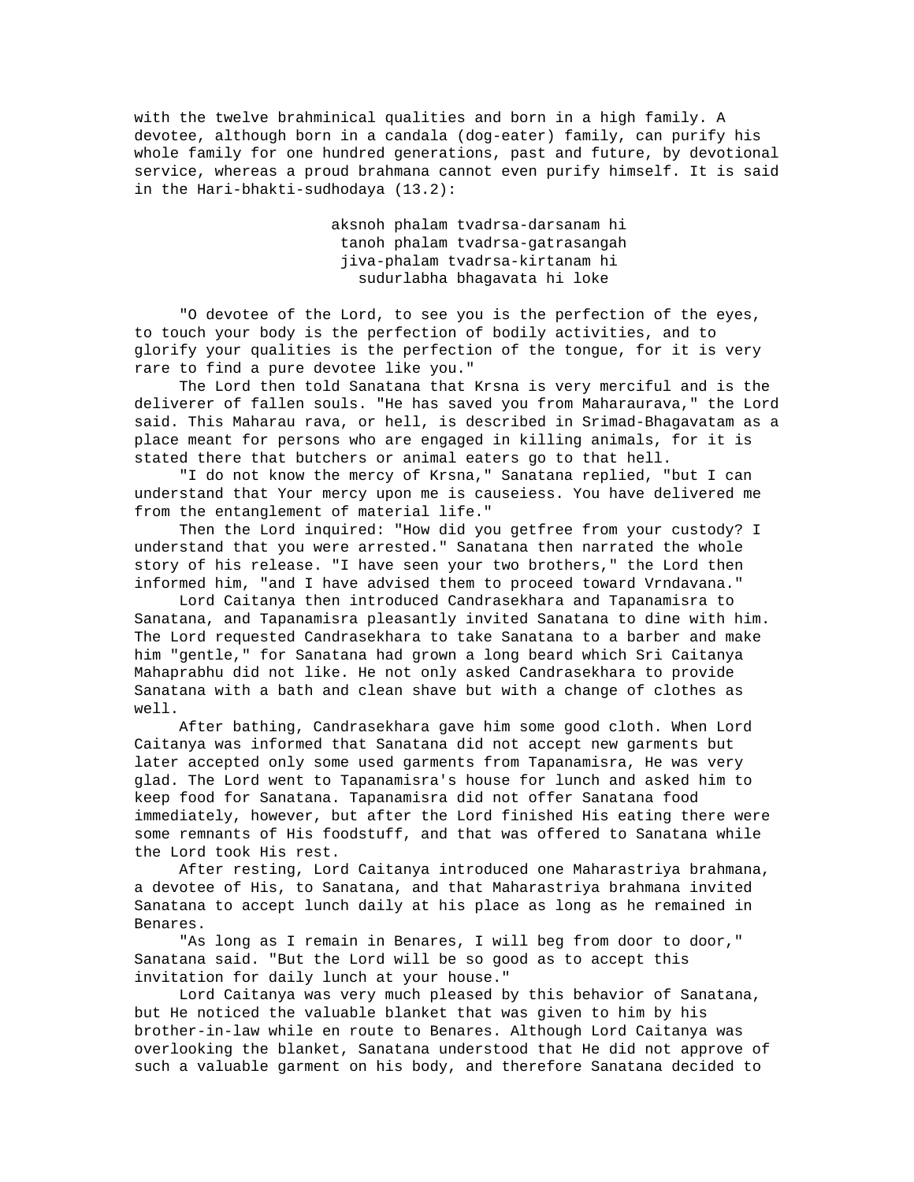with the twelve brahminical qualities and born in a high family. A devotee, although born in a candala (dog-eater) family, can purify his whole family for one hundred generations, past and future, by devotional service, whereas a proud brahmana cannot even purify himself. It is said in the Hari-bhakti-sudhodaya (13.2):

> aksnoh phalam tvadrsa-darsanam hi
> tanoh phalam tvadrsa-gatrasangah
> jiva-phalam tvadrsa-kirtanam hi
> sudurlabha bhagavata hi loke

"O devotee of the Lord, to see you is the perfection of the eyes, to touch your body is the perfection of bodily activities, and to glorify your qualities is the perfection of the tongue, for it is very rare to find a pure devotee like you."

The Lord then told Sanatana that Krsna is very merciful and is the deliverer of fallen souls. "He has saved you from Maharaurava," the Lord said. This Maharau rava, or hell, is described in Srimad-Bhagavatam as a place meant for persons who are engaged in killing animals, for it is stated there that butchers or animal eaters go to that hell.

"I do not know the mercy of Krsna," Sanatana replied, "but I can understand that Your mercy upon me is causeiess. You have delivered me from the entanglement of material life."

Then the Lord inquired: "How did you getfree from your custody? I understand that you were arrested." Sanatana then narrated the whole story of his release. "I have seen your two brothers," the Lord then informed him, "and I have advised them to proceed toward Vrndavana."

Lord Caitanya then introduced Candrasekhara and Tapanamisra to Sanatana, and Tapanamisra pleasantly invited Sanatana to dine with him. The Lord requested Candrasekhara to take Sanatana to a barber and make him "gentle," for Sanatana had grown a long beard which Sri Caitanya Mahaprabhu did not like. He not only asked Candrasekhara to provide Sanatana with a bath and clean shave but with a change of clothes as well.

After bathing, Candrasekhara gave him some good cloth. When Lord Caitanya was informed that Sanatana did not accept new garments but later accepted only some used garments from Tapanamisra, He was very glad. The Lord went to Tapanamisra's house for lunch and asked him to keep food for Sanatana. Tapanamisra did not offer Sanatana food immediately, however, but after the Lord finished His eating there were some remnants of His foodstuff, and that was offered to Sanatana while the Lord took His rest.

After resting, Lord Caitanya introduced one Maharastriya brahmana, a devotee of His, to Sanatana, and that Maharastriya brahmana invited Sanatana to accept lunch daily at his place as long as he remained in Benares.

"As long as I remain in Benares, I will beg from door to door," Sanatana said. "But the Lord will be so good as to accept this invitation for daily lunch at your house."

Lord Caitanya was very much pleased by this behavior of Sanatana, but He noticed the valuable blanket that was given to him by his brother-in-law while en route to Benares. Although Lord Caitanya was overlooking the blanket, Sanatana understood that He did not approve of such a valuable garment on his body, and therefore Sanatana decided to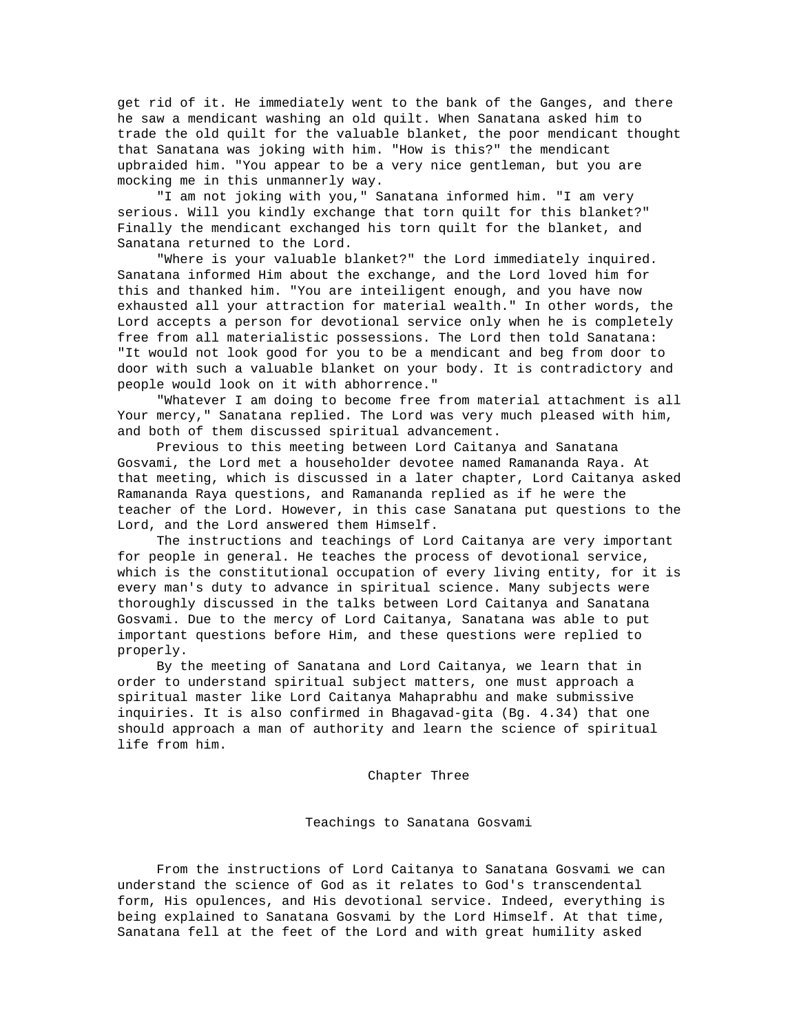get rid of it. He immediately went to the bank of the Ganges, and there he saw a mendicant washing an old quilt. When Sanatana asked him to trade the old quilt for the valuable blanket, the poor mendicant thought that Sanatana was joking with him. "How is this?" the mendicant upbraided him. "You appear to be a very nice gentleman, but you are mocking me in this unmannerly way.

"I am not joking with you," Sanatana informed him. "I am very serious. Will you kindly exchange that torn quilt for this blanket?" Finally the mendicant exchanged his torn quilt for the blanket, and Sanatana returned to the Lord.

"Where is your valuable blanket?" the Lord immediately inquired. Sanatana informed Him about the exchange, and the Lord loved him for this and thanked him. "You are inteiligent enough, and you have now exhausted all your attraction for material wealth." In other words, the Lord accepts a person for devotional service only when he is completely free from all materialistic possessions. The Lord then told Sanatana: "It would not look good for you to be a mendicant and beg from door to door with such a valuable blanket on your body. It is contradictory and people would look on it with abhorrence."

"Whatever I am doing to become free from material attachment is all Your mercy," Sanatana replied. The Lord was very much pleased with him, and both of them discussed spiritual advancement.

Previous to this meeting between Lord Caitanya and Sanatana Gosvami, the Lord met a householder devotee named Ramananda Raya. At that meeting, which is discussed in a later chapter, Lord Caitanya asked Ramananda Raya questions, and Ramananda replied as if he were the teacher of the Lord. However, in this case Sanatana put questions to the Lord, and the Lord answered them Himself.

The instructions and teachings of Lord Caitanya are very important for people in general. He teaches the process of devotional service, which is the constitutional occupation of every living entity, for it is every man's duty to advance in spiritual science. Many subjects were thoroughly discussed in the talks between Lord Caitanya and Sanatana Gosvami. Due to the mercy of Lord Caitanya, Sanatana was able to put important questions before Him, and these questions were replied to properly.

By the meeting of Sanatana and Lord Caitanya, we learn that in order to understand spiritual subject matters, one must approach a spiritual master like Lord Caitanya Mahaprabhu and make submissive inquiries. It is also confirmed in Bhagavad-gita (Bg. 4.34) that one should approach a man of authority and learn the science of spiritual life from him.

# Chapter Three

## Teachings to Sanatana Gosvami

From the instructions of Lord Caitanya to Sanatana Gosvami we can understand the science of God as it relates to God's transcendental form, His opulences, and His devotional service. Indeed, everything is being explained to Sanatana Gosvami by the Lord Himself. At that time, Sanatana fell at the feet of the Lord and with great humility asked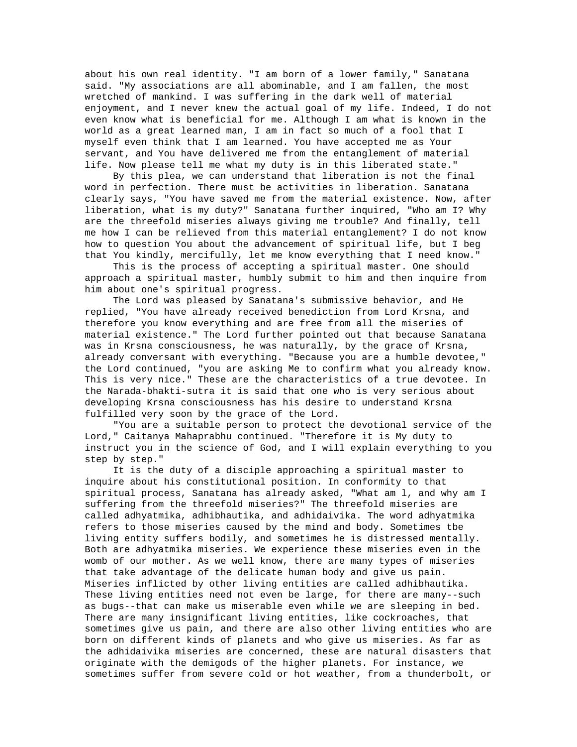about his own real identity. "I am born of a lower family," Sanatana said. "My associations are all abominable, and I am fallen, the most wretched of mankind. I was suffering in the dark well of material enjoyment, and I never knew the actual goal of my life. Indeed, I do not even know what is beneficial for me. Although I am what is known in the world as a great learned man, I am in fact so much of a fool that I myself even think that I am learned. You have accepted me as Your servant, and You have delivered me from the entanglement of material life. Now please tell me what my duty is in this liberated state."

By this plea, we can understand that liberation is not the final word in perfection. There must be activities in liberation. Sanatana clearly says, "You have saved me from the material existence. Now, after liberation, what is my duty?" Sanatana further inquired, "Who am I? Why are the threefold miseries always giving me trouble? And finally, tell me how I can be relieved from this material entanglement? I do not know how to question You about the advancement of spiritual life, but I beg that You kindly, mercifully, let me know everything that I need know."

This is the process of accepting a spiritual master. One should approach a spiritual master, humbly submit to him and then inquire from him about one's spiritual progress.

The Lord was pleased by Sanatana's submissive behavior, and He replied, "You have already received benediction from Lord Krsna, and therefore you know everything and are free from all the miseries of material existence." The Lord further pointed out that because Sanatana was in Krsna consciousness, he was naturally, by the grace of Krsna, already conversant with everything. "Because you are a humble devotee," the Lord continued, "you are asking Me to confirm what you already know. This is very nice." These are the characteristics of a true devotee. In the Narada-bhakti-sutra it is said that one who is very serious about developing Krsna consciousness has his desire to understand Krsna fulfilled very soon by the grace of the Lord.

"You are a suitable person to protect the devotional service of the Lord," Caitanya Mahaprabhu continued. "Therefore it is My duty to instruct you in the science of God, and I will explain everything to you step by step."

It is the duty of a disciple approaching a spiritual master to inquire about his constitutional position. In conformity to that spiritual process, Sanatana has already asked, "What am l, and why am I suffering from the threefold miseries?" The threefold miseries are called adhyatmika, adhibhautika, and adhidaivika. The word adhyatmika refers to those miseries caused by the mind and body. Sometimes tbe living entity suffers bodily, and sometimes he is distressed mentally. Both are adhyatmika miseries. We experience these miseries even in the womb of our mother. As we well know, there are many types of miseries that take advantage of the delicate human body and give us pain. Miseries inflicted by other living entities are called adhibhautika. These living entities need not even be large, for there are many--such as bugs--that can make us miserable even while we are sleeping in bed. There are many insignificant living entities, like cockroaches, that sometimes give us pain, and there are also other living entities who are born on different kinds of planets and who give us miseries. As far as the adhidaivika miseries are concerned, these are natural disasters that originate with the demigods of the higher planets. For instance, we sometimes suffer from severe cold or hot weather, from a thunderbolt, or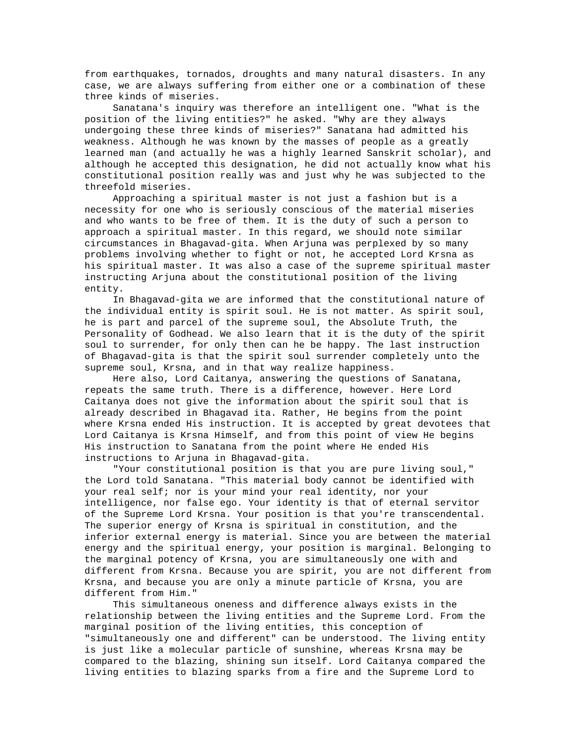from earthquakes, tornados, droughts and many natural disasters. In any case, we are always suffering from either one or a combination of these three kinds of miseries.

Sanatana's inquiry was therefore an intelligent one. "What is the position of the living entities?" he asked. "Why are they always undergoing these three kinds of miseries?" Sanatana had admitted his weakness. Although he was known by the masses of people as a greatly learned man (and actually he was a highly learned Sanskrit scholar), and although he accepted this designation, he did not actually know what his constitutional position really was and just why he was subjected to the threefold miseries.

Approaching a spiritual master is not just a fashion but is a necessity for one who is seriously conscious of the material miseries and who wants to be free of them. It is the duty of such a person to approach a spiritual master. In this regard, we should note similar circumstances in Bhagavad-gita. When Arjuna was perplexed by so many problems involving whether to fight or not, he accepted Lord Krsna as his spiritual master. It was also a case of the supreme spiritual master instructing Arjuna about the constitutional position of the living entity.

In Bhagavad-gita we are informed that the constitutional nature of the individual entity is spirit soul. He is not matter. As spirit soul, he is part and parcel of the supreme soul, the Absolute Truth, the Personality of Godhead. We also learn that it is the duty of the spirit soul to surrender, for only then can he be happy. The last instruction of Bhagavad-gita is that the spirit soul surrender completely unto the supreme soul, Krsna, and in that way realize happiness.

Here also, Lord Caitanya, answering the questions of Sanatana, repeats the same truth. There is a difference, however. Here Lord Caitanya does not give the information about the spirit soul that is already described in Bhagavad ita. Rather, He begins from the point where Krsna ended His instruction. It is accepted by great devotees that Lord Caitanya is Krsna Himself, and from this point of view He begins His instruction to Sanatana from the point where He ended His instructions to Arjuna in Bhagavad-gita.

"Your constitutional position is that you are pure living soul," the Lord told Sanatana. "This material body cannot be identified with your real self; nor is your mind your real identity, nor your intelligence, nor false ego. Your identity is that of eternal servitor of the Supreme Lord Krsna. Your position is that you're transcendental. The superior energy of Krsna is spiritual in constitution, and the inferior external energy is material. Since you are between the material energy and the spiritual energy, your position is marginal. Belonging to the marginal potency of Krsna, you are simultaneously one with and different from Krsna. Because you are spirit, you are not different from Krsna, and because you are only a minute particle of Krsna, you are different from Him."

This simultaneous oneness and difference always exists in the relationship between the living entities and the Supreme Lord. From the marginal position of the living entities, this conception of "simultaneously one and different" can be understood. The living entity is just like a molecular particle of sunshine, whereas Krsna may be compared to the blazing, shining sun itself. Lord Caitanya compared the living entities to blazing sparks from a fire and the Supreme Lord to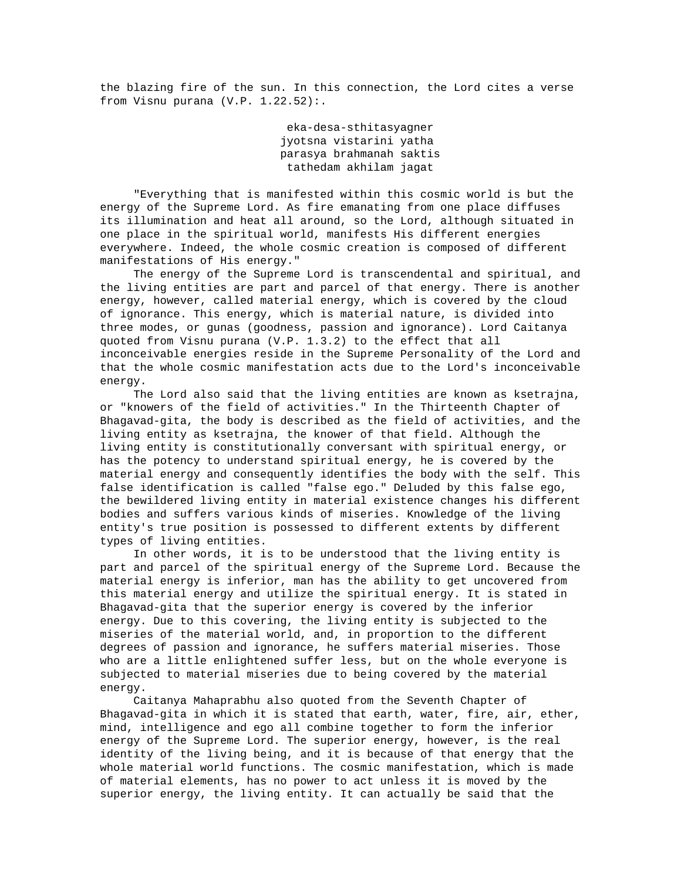the blazing fire of the sun. In this connection, the Lord cites a verse from Visnu purana (V.P. 1.22.52):.

> eka-desa-sthitasyagner
> jyotsna vistarini yatha
> parasya brahmanah saktis
> tathedam akhilam jagat

"Everything that is manifested within this cosmic world is but the energy of the Supreme Lord. As fire emanating from one place diffuses its illumination and heat all around, so the Lord, although situated in one place in the spiritual world, manifests His different energies everywhere. Indeed, the whole cosmic creation is composed of different manifestations of His energy."

The energy of the Supreme Lord is transcendental and spiritual, and the living entities are part and parcel of that energy. There is another energy, however, called material energy, which is covered by the cloud of ignorance. This energy, which is material nature, is divided into three modes, or gunas (goodness, passion and ignorance). Lord Caitanya quoted from Visnu purana (V.P. 1.3.2) to the effect that all inconceivable energies reside in the Supreme Personality of the Lord and that the whole cosmic manifestation acts due to the Lord's inconceivable energy.

The Lord also said that the living entities are known as ksetrajna, or "knowers of the field of activities." In the Thirteenth Chapter of Bhagavad-gita, the body is described as the field of activities, and the living entity as ksetrajna, the knower of that field. Although the living entity is constitutionally conversant with spiritual energy, or has the potency to understand spiritual energy, he is covered by the material energy and consequently identifies the body with the self. This false identification is called "false ego." Deluded by this false ego, the bewildered living entity in material existence changes his different bodies and suffers various kinds of miseries. Knowledge of the living entity's true position is possessed to different extents by different types of living entities.

In other words, it is to be understood that the living entity is part and parcel of the spiritual energy of the Supreme Lord. Because the material energy is inferior, man has the ability to get uncovered from this material energy and utilize the spiritual energy. It is stated in Bhagavad-gita that the superior energy is covered by the inferior energy. Due to this covering, the living entity is subjected to the miseries of the material world, and, in proportion to the different degrees of passion and ignorance, he suffers material miseries. Those who are a little enlightened suffer less, but on the whole everyone is subjected to material miseries due to being covered by the material energy.

Caitanya Mahaprabhu also quoted from the Seventh Chapter of Bhagavad-gita in which it is stated that earth, water, fire, air, ether, mind, intelligence and ego all combine together to form the inferior energy of the Supreme Lord. The superior energy, however, is the real identity of the living being, and it is because of that energy that the whole material world functions. The cosmic manifestation, which is made of material elements, has no power to act unless it is moved by the superior energy, the living entity. It can actually be said that the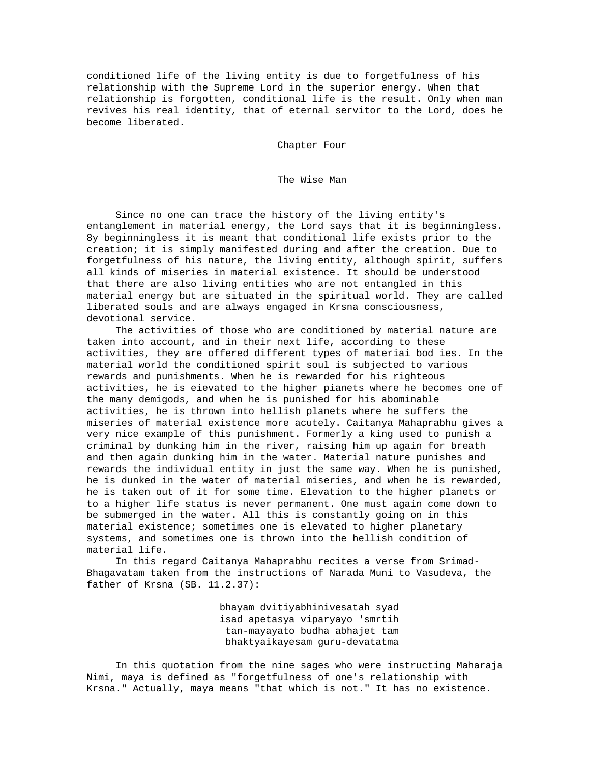conditioned life of the living entity is due to forgetfulness of his relationship with the Supreme Lord in the superior energy. When that relationship is forgotten, conditional life is the result. Only when man revives his real identity, that of eternal servitor to the Lord, does he become liberated.

# Chapter Four

## The Wise Man

Since no one can trace the history of the living entity's entanglement in material energy, the Lord says that it is beginningless. 8y beginningless it is meant that conditional life exists prior to the creation; it is simply manifested during and after the creation. Due to forgetfulness of his nature, the living entity, although spirit, suffers all kinds of miseries in material existence. It should be understood that there are also living entities who are not entangled in this material energy but are situated in the spiritual world. They are called liberated souls and are always engaged in Krsna consciousness, devotional service.

The activities of those who are conditioned by material nature are taken into account, and in their next life, according to these activities, they are offered different types of materiai bod ies. In the material world the conditioned spirit soul is subjected to various rewards and punishments. When he is rewarded for his righteous activities, he is eievated to the higher pianets where he becomes one of the many demigods, and when he is punished for his abominable activities, he is thrown into hellish planets where he suffers the miseries of material existence more acutely. Caitanya Mahaprabhu gives a very nice example of this punishment. Formerly a king used to punish a criminal by dunking him in the river, raising him up again for breath and then again dunking him in the water. Material nature punishes and rewards the individual entity in just the same way. When he is punished, he is dunked in the water of material miseries, and when he is rewarded, he is taken out of it for some time. Elevation to the higher planets or to a higher life status is never permanent. One must again come down to be submerged in the water. All this is constantly going on in this material existence; sometimes one is elevated to higher planetary systems, and sometimes one is thrown into the hellish condition of material life.

In this regard Caitanya Mahaprabhu recites a verse from Srimad-Bhagavatam taken from the instructions of Narada Muni to Vasudeva, the father of Krsna (SB. 11.2.37):

> bhayam dvitiyabhinivesatah syad
> isad apetasya viparyayo 'smrtih
> tan-mayayato budha abhajet tam
> bhaktyaikayesam guru-devatatma

In this quotation from the nine sages who were instructing Maharaja Nimi, maya is defined as "forgetfulness of one's relationship with Krsna." Actually, maya means "that which is not." It has no existence.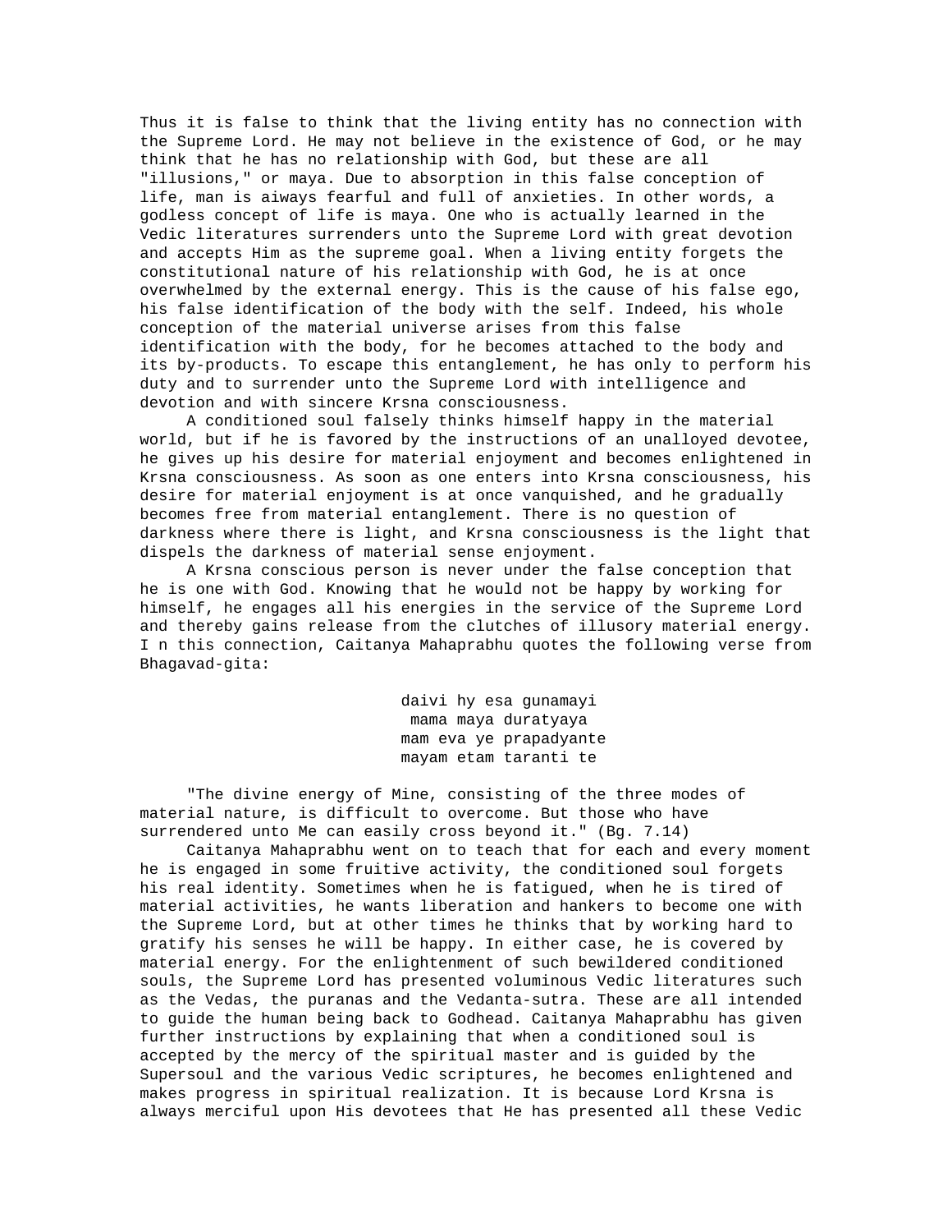Thus it is false to think that the living entity has no connection with the Supreme Lord. He may not believe in the existence of God, or he may think that he has no relationship with God, but these are all "illusions," or maya. Due to absorption in this false conception of life, man is aiways fearful and full of anxieties. In other words, a godless concept of life is maya. One who is actually learned in the Vedic literatures surrenders unto the Supreme Lord with great devotion and accepts Him as the supreme goal. When a living entity forgets the constitutional nature of his relationship with God, he is at once overwhelmed by the external energy. This is the cause of his false ego, his false identification of the body with the self. Indeed, his whole conception of the material universe arises from this false identification with the body, for he becomes attached to the body and its by-products. To escape this entanglement, he has only to perform his duty and to surrender unto the Supreme Lord with intelligence and devotion and with sincere Krsna consciousness.

A conditioned soul falsely thinks himself happy in the material world, but if he is favored by the instructions of an unalloyed devotee, he gives up his desire for material enjoyment and becomes enlightened in Krsna consciousness. As soon as one enters into Krsna consciousness, his desire for material enjoyment is at once vanquished, and he gradually becomes free from material entanglement. There is no question of darkness where there is light, and Krsna consciousness is the light that dispels the darkness of material sense enjoyment.

A Krsna conscious person is never under the false conception that he is one with God. Knowing that he would not be happy by working for himself, he engages all his energies in the service of the Supreme Lord and thereby gains release from the clutches of illusory material energy. I n this connection, Caitanya Mahaprabhu quotes the following verse from Bhagavad-gita:

daivi hy esa gunamayi
mama maya duratyaya
mam eva ye prapadyante
mayam etam taranti te

"The divine energy of Mine, consisting of the three modes of material nature, is difficult to overcome. But those who have surrendered unto Me can easily cross beyond it." (Bg. 7.14)

Caitanya Mahaprabhu went on to teach that for each and every moment he is engaged in some fruitive activity, the conditioned soul forgets his real identity. Sometimes when he is fatigued, when he is tired of material activities, he wants liberation and hankers to become one with the Supreme Lord, but at other times he thinks that by working hard to gratify his senses he will be happy. In either case, he is covered by material energy. For the enlightenment of such bewildered conditioned souls, the Supreme Lord has presented voluminous Vedic literatures such as the Vedas, the puranas and the Vedanta-sutra. These are all intended to guide the human being back to Godhead. Caitanya Mahaprabhu has given further instructions by explaining that when a conditioned soul is accepted by the mercy of the spiritual master and is guided by the Supersoul and the various Vedic scriptures, he becomes enlightened and makes progress in spiritual realization. It is because Lord Krsna is always merciful upon His devotees that He has presented all these Vedic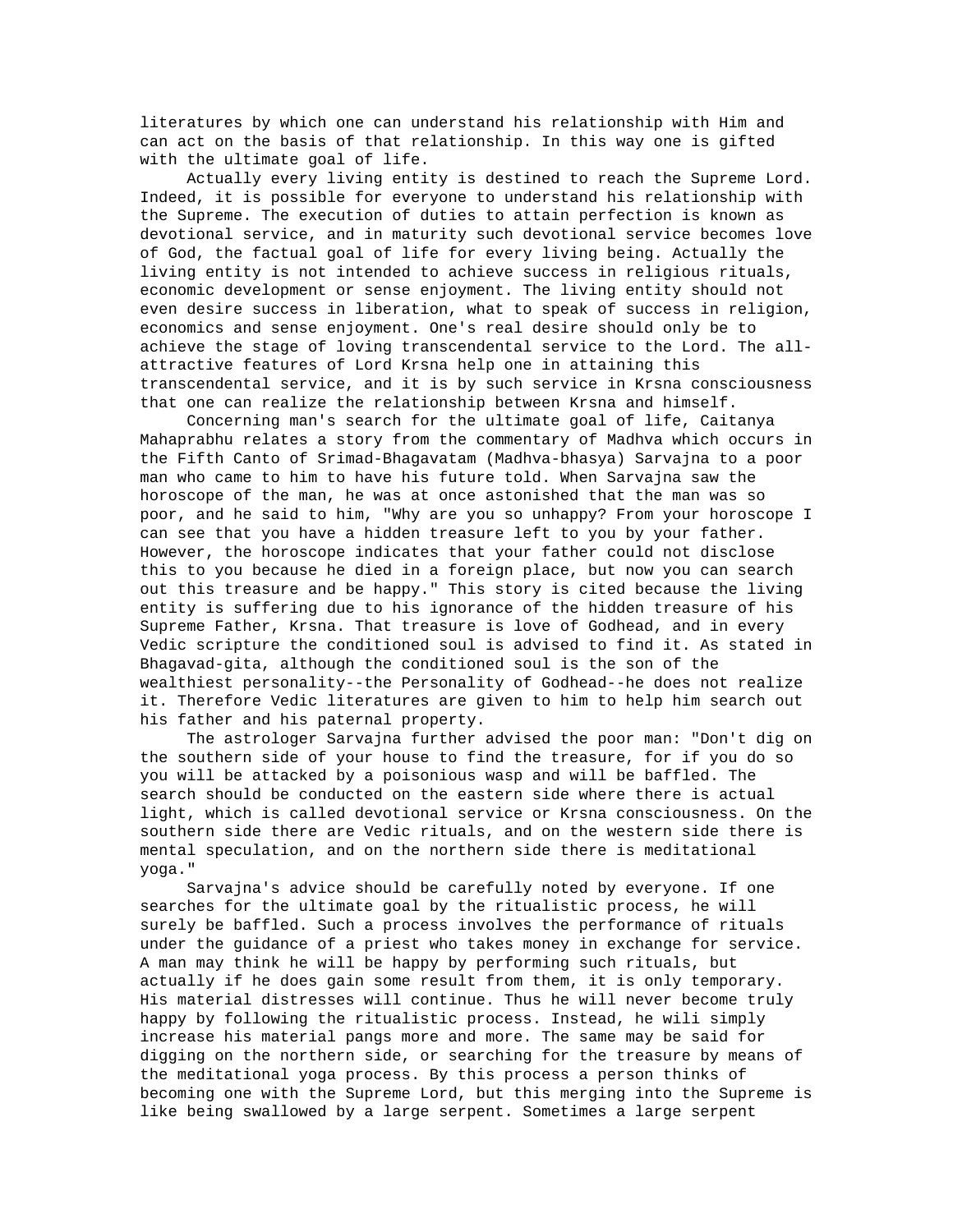literatures by which one can understand his relationship with Him and can act on the basis of that relationship. In this way one is gifted with the ultimate goal of life.

Actually every living entity is destined to reach the Supreme Lord. Indeed, it is possible for everyone to understand his relationship with the Supreme. The execution of duties to attain perfection is known as devotional service, and in maturity such devotional service becomes love of God, the factual goal of life for every living being. Actually the living entity is not intended to achieve success in religious rituals, economic development or sense enjoyment. The living entity should not even desire success in liberation, what to speak of success in religion, economics and sense enjoyment. One's real desire should only be to achieve the stage of loving transcendental service to the Lord. The all-attractive features of Lord Krsna help one in attaining this transcendental service, and it is by such service in Krsna consciousness that one can realize the relationship between Krsna and himself.

Concerning man's search for the ultimate goal of life, Caitanya Mahaprabhu relates a story from the commentary of Madhva which occurs in the Fifth Canto of Srimad-Bhagavatam (Madhva-bhasya) Sarvajna to a poor man who came to him to have his future told. When Sarvajna saw the horoscope of the man, he was at once astonished that the man was so poor, and he said to him, "Why are you so unhappy? From your horoscope I can see that you have a hidden treasure left to you by your father. However, the horoscope indicates that your father could not disclose this to you because he died in a foreign place, but now you can search out this treasure and be happy." This story is cited because the living entity is suffering due to his ignorance of the hidden treasure of his Supreme Father, Krsna. That treasure is love of Godhead, and in every Vedic scripture the conditioned soul is advised to find it. As stated in Bhagavad-gita, although the conditioned soul is the son of the wealthiest personality--the Personality of Godhead--he does not realize it. Therefore Vedic literatures are given to him to help him search out his father and his paternal property.

The astrologer Sarvajna further advised the poor man: "Don't dig on the southern side of your house to find the treasure, for if you do so you will be attacked by a poisonious wasp and will be baffled. The search should be conducted on the eastern side where there is actual light, which is called devotional service or Krsna consciousness. On the southern side there are Vedic rituals, and on the western side there is mental speculation, and on the northern side there is meditational yoga."

Sarvajna's advice should be carefully noted by everyone. If one searches for the ultimate goal by the ritualistic process, he will surely be baffled. Such a process involves the performance of rituals under the guidance of a priest who takes money in exchange for service. A man may think he will be happy by performing such rituals, but actually if he does gain some result from them, it is only temporary. His material distresses will continue. Thus he will never become truly happy by following the ritualistic process. Instead, he wili simply increase his material pangs more and more. The same may be said for digging on the northern side, or searching for the treasure by means of the meditational yoga process. By this process a person thinks of becoming one with the Supreme Lord, but this merging into the Supreme is like being swallowed by a large serpent. Sometimes a large serpent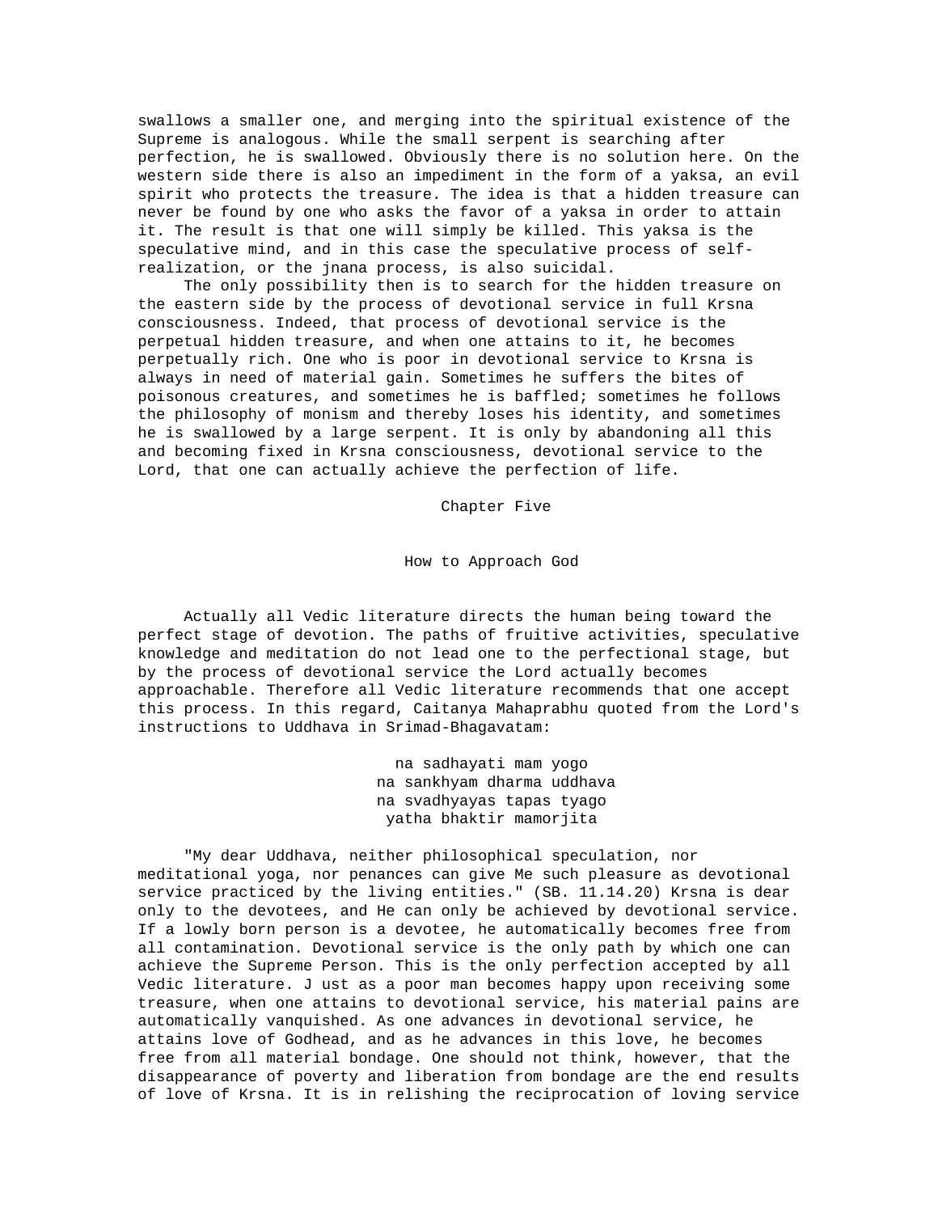swallows a smaller one, and merging into the spiritual existence of the Supreme is analogous. While the small serpent is searching after perfection, he is swallowed. Obviously there is no solution here. On the western side there is also an impediment in the form of a yaksa, an evil spirit who protects the treasure. The idea is that a hidden treasure can never be found by one who asks the favor of a yaksa in order to attain it. The result is that one will simply be killed. This yaksa is the speculative mind, and in this case the speculative process of self-realization, or the jnana process, is also suicidal.

The only possibility then is to search for the hidden treasure on the eastern side by the process of devotional service in full Krsna consciousness. Indeed, that process of devotional service is the perpetual hidden treasure, and when one attains to it, he becomes perpetually rich. One who is poor in devotional service to Krsna is always in need of material gain. Sometimes he suffers the bites of poisonous creatures, and sometimes he is baffled; sometimes he follows the philosophy of monism and thereby loses his identity, and sometimes he is swallowed by a large serpent. It is only by abandoning all this and becoming fixed in Krsna consciousness, devotional service to the Lord, that one can actually achieve the perfection of life.

# Chapter Five

## How to Approach God

Actually all Vedic literature directs the human being toward the perfect stage of devotion. The paths of fruitive activities, speculative knowledge and meditation do not lead one to the perfectional stage, but by the process of devotional service the Lord actually becomes approachable. Therefore all Vedic literature recommends that one accept this process. In this regard, Caitanya Mahaprabhu quoted from the Lord's instructions to Uddhava in Srimad-Bhagavatam:

> na sadhayati mam yogo
> na sankhyam dharma uddhava
> na svadhyayas tapas tyago
> yatha bhaktir mamorjita

"My dear Uddhava, neither philosophical speculation, nor meditational yoga, nor penances can give Me such pleasure as devotional service practiced by the living entities." (SB. 11.14.20) Krsna is dear only to the devotees, and He can only be achieved by devotional service. If a lowly born person is a devotee, he automatically becomes free from all contamination. Devotional service is the only path by which one can achieve the Supreme Person. This is the only perfection accepted by all Vedic literature. J ust as a poor man becomes happy upon receiving some treasure, when one attains to devotional service, his material pains are automatically vanquished. As one advances in devotional service, he attains love of Godhead, and as he advances in this love, he becomes free from all material bondage. One should not think, however, that the disappearance of poverty and liberation from bondage are the end results of love of Krsna. It is in relishing the reciprocation of loving service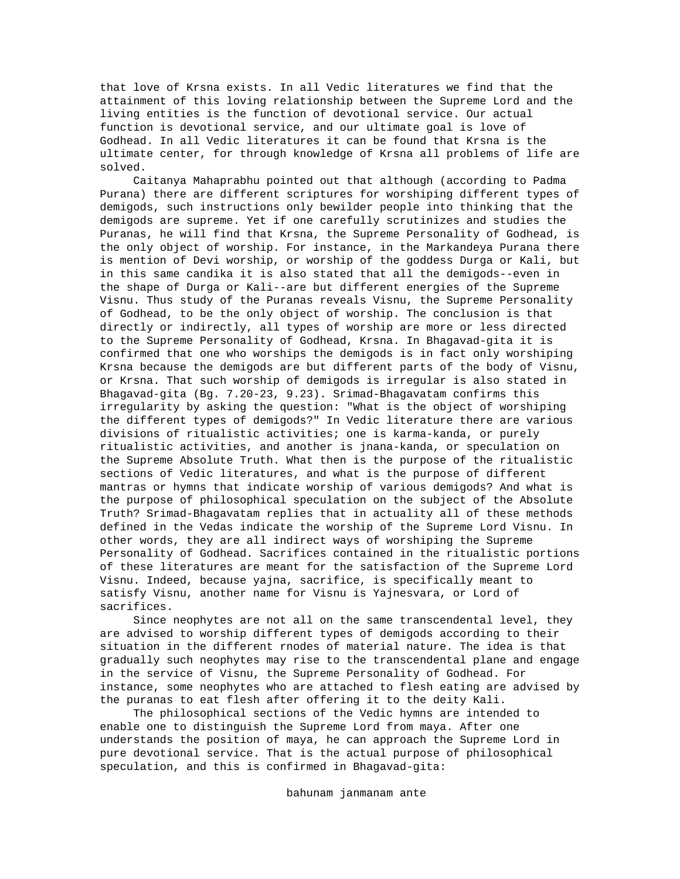that love of Krsna exists. In all Vedic literatures we find that the attainment of this loving relationship between the Supreme Lord and the living entities is the function of devotional service. Our actual function is devotional service, and our ultimate goal is love of Godhead. In all Vedic literatures it can be found that Krsna is the ultimate center, for through knowledge of Krsna all problems of life are solved.

Caitanya Mahaprabhu pointed out that although (according to Padma Purana) there are different scriptures for worshiping different types of demigods, such instructions only bewilder people into thinking that the demigods are supreme. Yet if one carefully scrutinizes and studies the Puranas, he will find that Krsna, the Supreme Personality of Godhead, is the only object of worship. For instance, in the Markandeya Purana there is mention of Devi worship, or worship of the goddess Durga or Kali, but in this same candika it is also stated that all the demigods--even in the shape of Durga or Kali--are but different energies of the Supreme Visnu. Thus study of the Puranas reveals Visnu, the Supreme Personality of Godhead, to be the only object of worship. The conclusion is that directly or indirectly, all types of worship are more or less directed to the Supreme Personality of Godhead, Krsna. In Bhagavad-gita it is confirmed that one who worships the demigods is in fact only worshiping Krsna because the demigods are but different parts of the body of Visnu, or Krsna. That such worship of demigods is irregular is also stated in Bhagavad-gita (Bg. 7.20-23, 9.23). Srimad-Bhagavatam confirms this irregularity by asking the question: "What is the object of worshiping the different types of demigods?" In Vedic literature there are various divisions of ritualistic activities; one is karma-kanda, or purely ritualistic activities, and another is jnana-kanda, or speculation on the Supreme Absolute Truth. What then is the purpose of the ritualistic sections of Vedic literatures, and what is the purpose of different mantras or hymns that indicate worship of various demigods? And what is the purpose of philosophical speculation on the subject of the Absolute Truth? Srimad-Bhagavatam replies that in actuality all of these methods defined in the Vedas indicate the worship of the Supreme Lord Visnu. In other words, they are all indirect ways of worshiping the Supreme Personality of Godhead. Sacrifices contained in the ritualistic portions of these literatures are meant for the satisfaction of the Supreme Lord Visnu. Indeed, because yajna, sacrifice, is specifically meant to satisfy Visnu, another name for Visnu is Yajnesvara, or Lord of sacrifices.

Since neophytes are not all on the same transcendental level, they are advised to worship different types of demigods according to their situation in the different rnodes of material nature. The idea is that gradually such neophytes may rise to the transcendental plane and engage in the service of Visnu, the Supreme Personality of Godhead. For instance, some neophytes who are attached to flesh eating are advised by the puranas to eat flesh after offering it to the deity Kali.

The philosophical sections of the Vedic hymns are intended to enable one to distinguish the Supreme Lord from maya. After one understands the position of maya, he can approach the Supreme Lord in pure devotional service. That is the actual purpose of philosophical speculation, and this is confirmed in Bhagavad-gita:

bahunam janmanam ante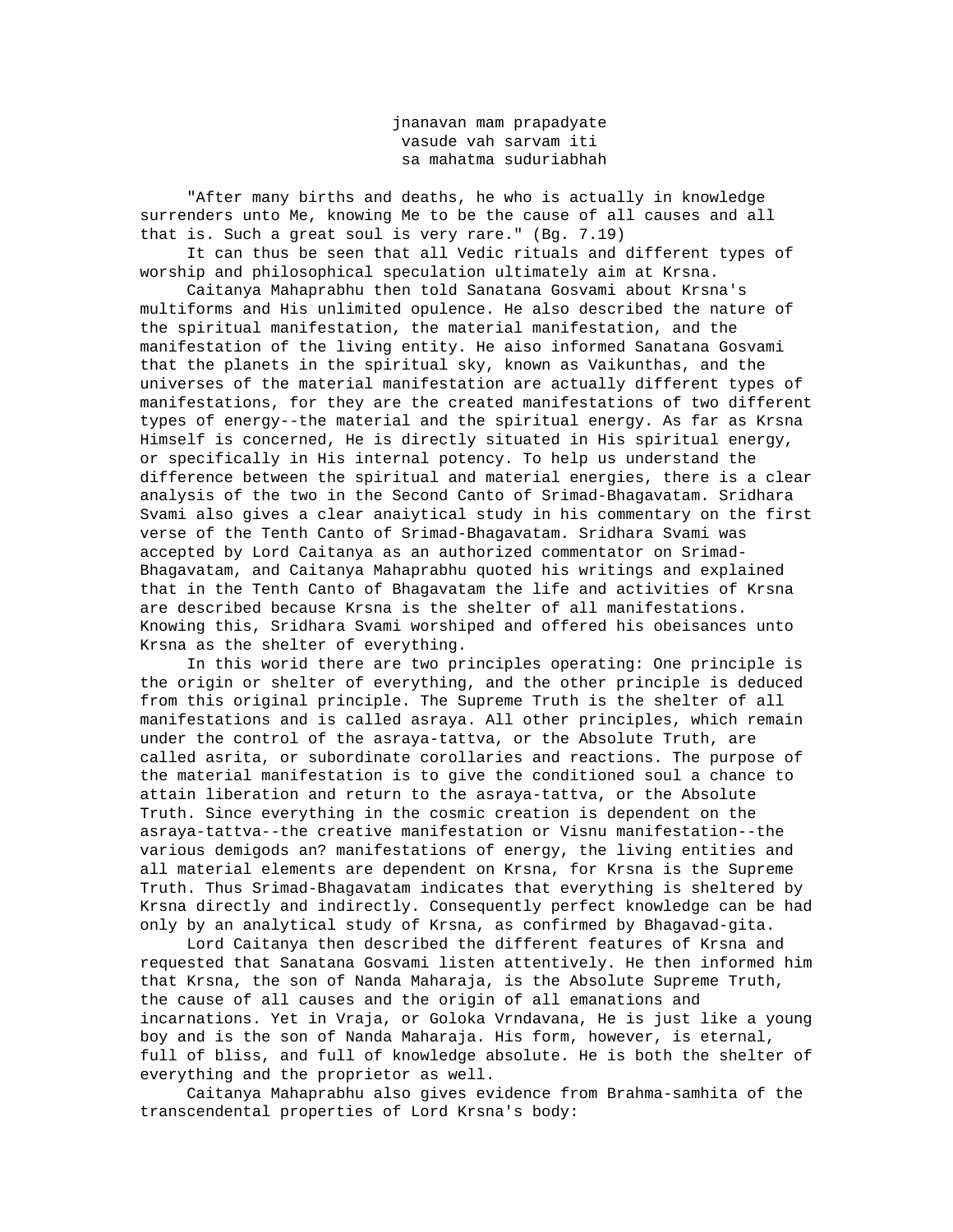jnanavan mam prapadyate
vasude vah sarvam iti
sa mahatma suduriabhah

"After many births and deaths, he who is actually in knowledge surrenders unto Me, knowing Me to be the cause of all causes and all that is. Such a great soul is very rare." (Bg. 7.19)

It can thus be seen that all Vedic rituals and different types of worship and philosophical speculation ultimately aim at Krsna.

Caitanya Mahaprabhu then told Sanatana Gosvami about Krsna's multiforms and His unlimited opulence. He also described the nature of the spiritual manifestation, the material manifestation, and the manifestation of the living entity. He aiso informed Sanatana Gosvami that the planets in the spiritual sky, known as Vaikunthas, and the universes of the material manifestation are actually different types of manifestations, for they are the created manifestations of two different types of energy--the material and the spiritual energy. As far as Krsna Himself is concerned, He is directly situated in His spiritual energy, or specifically in His internal potency. To help us understand the difference between the spiritual and material energies, there is a clear analysis of the two in the Second Canto of Srimad-Bhagavatam. Sridhara Svami also gives a clear anaiytical study in his commentary on the first verse of the Tenth Canto of Srimad-Bhagavatam. Sridhara Svami was accepted by Lord Caitanya as an authorized commentator on Srimad-Bhagavatam, and Caitanya Mahaprabhu quoted his writings and explained that in the Tenth Canto of Bhagavatam the life and activities of Krsna are described because Krsna is the shelter of all manifestations. Knowing this, Sridhara Svami worshiped and offered his obeisances unto Krsna as the shelter of everything.

In this worid there are two principles operating: One principle is the origin or shelter of everything, and the other principle is deduced from this original principle. The Supreme Truth is the shelter of all manifestations and is called asraya. All other principles, which remain under the control of the asraya-tattva, or the Absolute Truth, are called asrita, or subordinate corollaries and reactions. The purpose of the material manifestation is to give the conditioned soul a chance to attain liberation and return to the asraya-tattva, or the Absolute Truth. Since everything in the cosmic creation is dependent on the asraya-tattva--the creative manifestation or Visnu manifestation--the various demigods an? manifestations of energy, the living entities and all material elements are dependent on Krsna, for Krsna is the Supreme Truth. Thus Srimad-Bhagavatam indicates that everything is sheltered by Krsna directly and indirectly. Consequently perfect knowledge can be had only by an analytical study of Krsna, as confirmed by Bhagavad-gita.

Lord Caitanya then described the different features of Krsna and requested that Sanatana Gosvami listen attentively. He then informed him that Krsna, the son of Nanda Maharaja, is the Absolute Supreme Truth, the cause of all causes and the origin of all emanations and incarnations. Yet in Vraja, or Goloka Vrndavana, He is just like a young boy and is the son of Nanda Maharaja. His form, however, is eternal, full of bliss, and full of knowledge absolute. He is both the shelter of everything and the proprietor as well.

Caitanya Mahaprabhu also gives evidence from Brahma-samhita of the transcendental properties of Lord Krsna's body: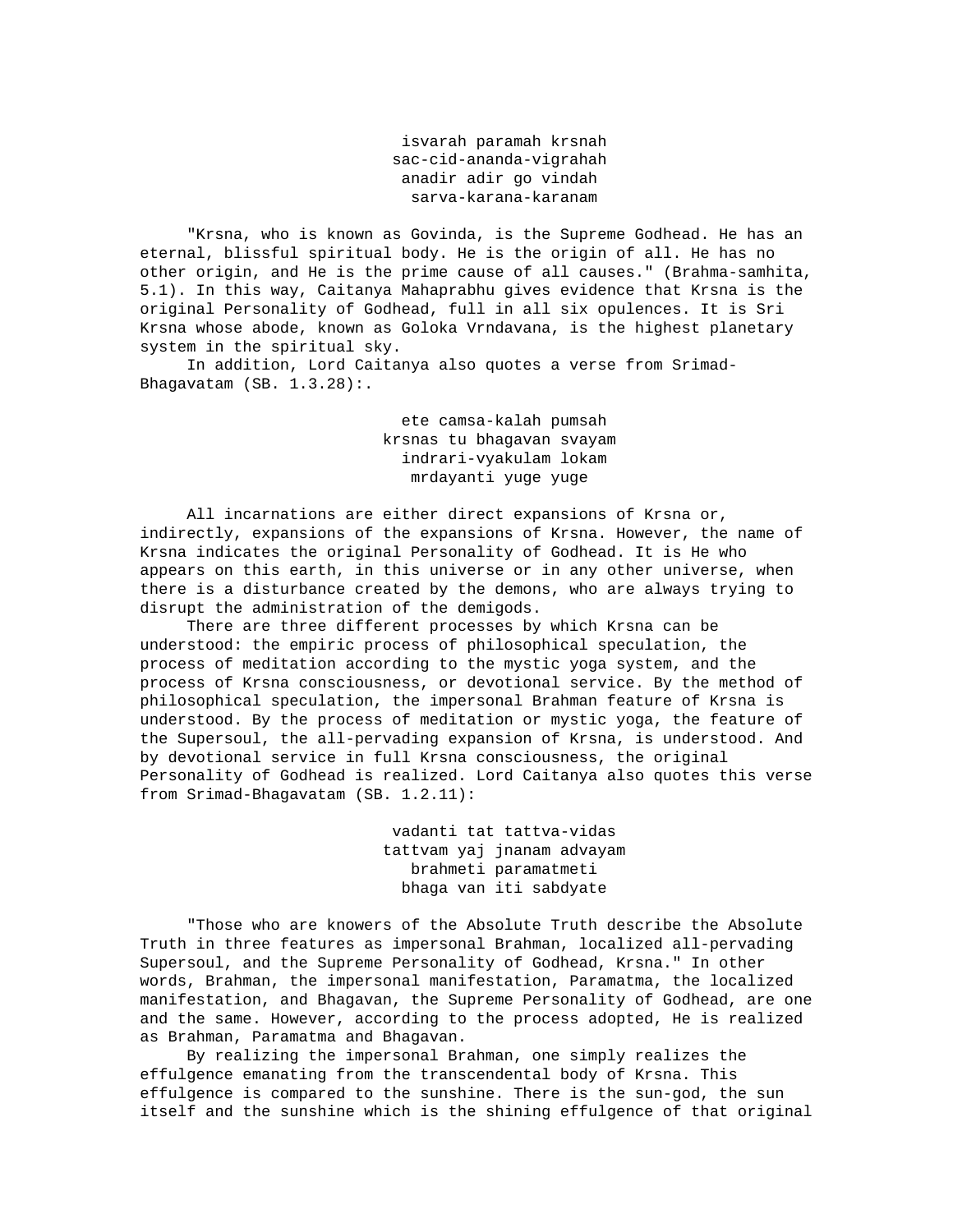isvarah paramah krsnah
sac-cid-ananda-vigrahah
anadir adir go vindah
sarva-karana-karanam

"Krsna, who is known as Govinda, is the Supreme Godhead. He has an eternal, blissful spiritual body. He is the origin of all. He has no other origin, and He is the prime cause of all causes." (Brahma-samhita, 5.1). In this way, Caitanya Mahaprabhu gives evidence that Krsna is the original Personality of Godhead, full in all six opulences. It is Sri Krsna whose abode, known as Goloka Vrndavana, is the highest planetary system in the spiritual sky.

In addition, Lord Caitanya also quotes a verse from Srimad-Bhagavatam (SB. 1.3.28):.

ete camsa-kalah pumsah
krsnas tu bhagavan svayam
indrari-vyakulam lokam
mrdayanti yuge yuge

All incarnations are either direct expansions of Krsna or, indirectly, expansions of the expansions of Krsna. However, the name of Krsna indicates the original Personality of Godhead. It is He who appears on this earth, in this universe or in any other universe, when there is a disturbance created by the demons, who are always trying to disrupt the administration of the demigods.

There are three different processes by which Krsna can be understood: the empiric process of philosophical speculation, the process of meditation according to the mystic yoga system, and the process of Krsna consciousness, or devotional service. By the method of philosophical speculation, the impersonal Brahman feature of Krsna is understood. By the process of meditation or mystic yoga, the feature of the Supersoul, the all-pervading expansion of Krsna, is understood. And by devotional service in full Krsna consciousness, the original Personality of Godhead is realized. Lord Caitanya also quotes this verse from Srimad-Bhagavatam (SB. 1.2.11):

vadanti tat tattva-vidas
tattvam yaj jnanam advayam
brahmeti paramatmeti
bhaga van iti sabdyate

"Those who are knowers of the Absolute Truth describe the Absolute Truth in three features as impersonal Brahman, localized all-pervading Supersoul, and the Supreme Personality of Godhead, Krsna." In other words, Brahman, the impersonal manifestation, Paramatma, the localized manifestation, and Bhagavan, the Supreme Personality of Godhead, are one and the same. However, according to the process adopted, He is realized as Brahman, Paramatma and Bhagavan.

By realizing the impersonal Brahman, one simply realizes the effulgence emanating from the transcendental body of Krsna. This effulgence is compared to the sunshine. There is the sun-god, the sun itself and the sunshine which is the shining effulgence of that original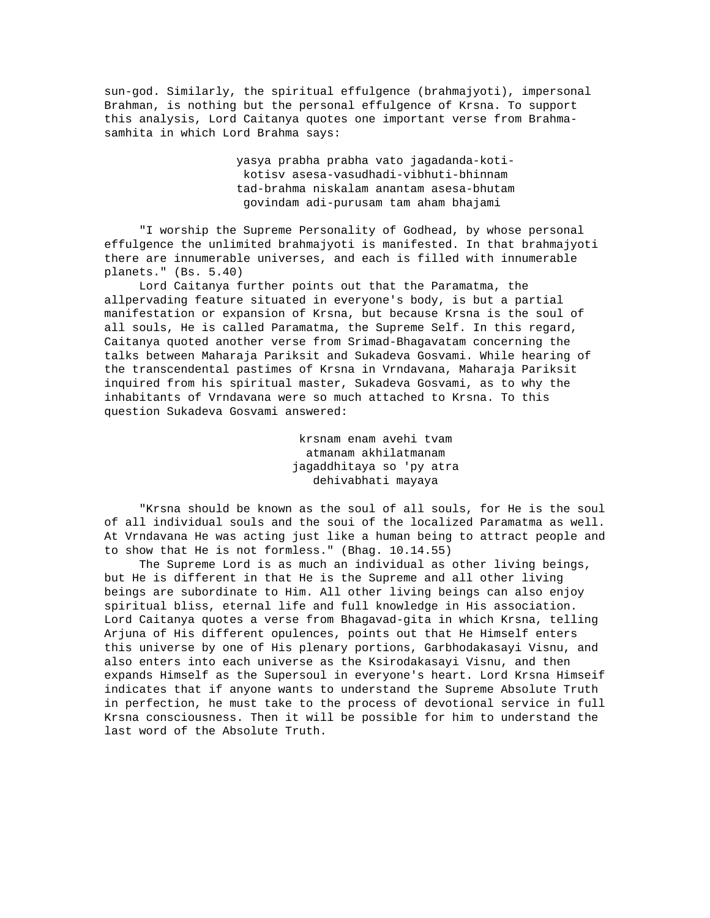sun-god. Similarly, the spiritual effulgence (brahmajyoti), impersonal Brahman, is nothing but the personal effulgence of Krsna. To support this analysis, Lord Caitanya quotes one important verse from Brahma-samhita in which Lord Brahma says:

> yasya prabha prabha vato jagadanda-koti-
> kotisv asesa-vasudhadi-vibhuti-bhinnam
> tad-brahma niskalam anantam asesa-bhutam
> govindam adi-purusam tam aham bhajami

"I worship the Supreme Personality of Godhead, by whose personal effulgence the unlimited brahmajyoti is manifested. In that brahmajyoti there are innumerable universes, and each is filled with innumerable planets." (Bs. 5.40)

Lord Caitanya further points out that the Paramatma, the allpervading feature situated in everyone's body, is but a partial manifestation or expansion of Krsna, but because Krsna is the soul of all souls, He is called Paramatma, the Supreme Self. In this regard, Caitanya quoted another verse from Srimad-Bhagavatam concerning the talks between Maharaja Pariksit and Sukadeva Gosvami. While hearing of the transcendental pastimes of Krsna in Vrndavana, Maharaja Pariksit inquired from his spiritual master, Sukadeva Gosvami, as to why the inhabitants of Vrndavana were so much attached to Krsna. To this question Sukadeva Gosvami answered:

> krsnam enam avehi tvam
> atmanam akhilatmanam
> jagaddhitaya so 'py atra
> dehivabhati mayaya

"Krsna should be known as the soul of all souls, for He is the soul of all individual souls and the soui of the localized Paramatma as well. At Vrndavana He was acting just like a human being to attract people and to show that He is not formless." (Bhag. 10.14.55)

The Supreme Lord is as much an individual as other living beings, but He is different in that He is the Supreme and all other living beings are subordinate to Him. All other living beings can also enjoy spiritual bliss, eternal life and full knowledge in His association. Lord Caitanya quotes a verse from Bhagavad-gita in which Krsna, telling Arjuna of His different opulences, points out that He Himself enters this universe by one of His plenary portions, Garbhodakasayi Visnu, and also enters into each universe as the Ksirodakasayi Visnu, and then expands Himself as the Supersoul in everyone's heart. Lord Krsna Himseif indicates that if anyone wants to understand the Supreme Absolute Truth in perfection, he must take to the process of devotional service in full Krsna consciousness. Then it will be possible for him to understand the last word of the Absolute Truth.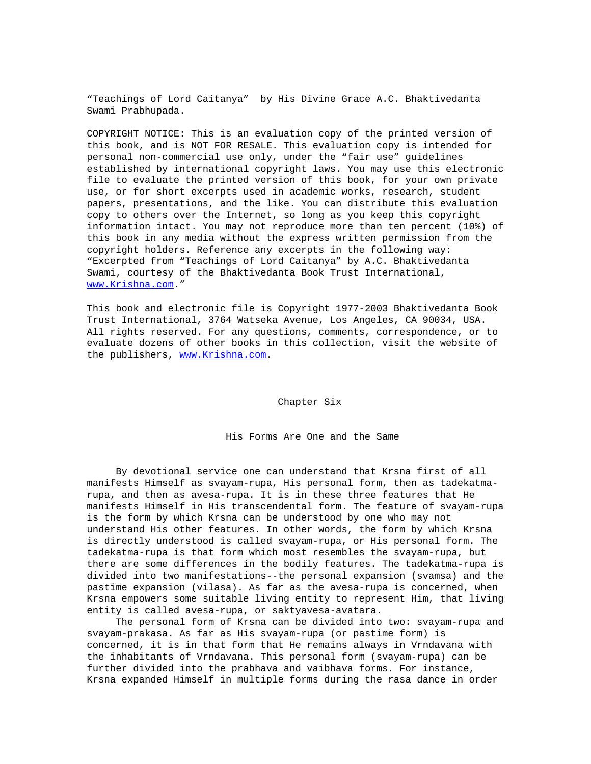"Teachings of Lord Caitanya" by His Divine Grace A.C. Bhaktivedanta Swami Prabhupada.

COPYRIGHT NOTICE: This is an evaluation copy of the printed version of this book, and is NOT FOR RESALE. This evaluation copy is intended for personal non-commercial use only, under the "fair use" guidelines established by international copyright laws. You may use this electronic file to evaluate the printed version of this book, for your own private use, or for short excerpts used in academic works, research, student papers, presentations, and the like. You can distribute this evaluation copy to others over the Internet, so long as you keep this copyright information intact. You may not reproduce more than ten percent (10%) of this book in any media without the express written permission from the copyright holders. Reference any excerpts in the following way: "Excerpted from "Teachings of Lord Caitanya" by A.C. Bhaktivedanta Swami, courtesy of the Bhaktivedanta Book Trust International, www.Krishna.com."

This book and electronic file is Copyright 1977-2003 Bhaktivedanta Book Trust International, 3764 Watseka Avenue, Los Angeles, CA 90034, USA. All rights reserved. For any questions, comments, correspondence, or to evaluate dozens of other books in this collection, visit the website of the publishers, www.Krishna.com.

# Chapter Six

## His Forms Are One and the Same

By devotional service one can understand that Krsna first of all manifests Himself as svayam-rupa, His personal form, then as tadekatma-rupa, and then as avesa-rupa. It is in these three features that He manifests Himself in His transcendental form. The feature of svayam-rupa is the form by which Krsna can be understood by one who may not understand His other features. In other words, the form by which Krsna is directly understood is called svayam-rupa, or His personal form. The tadekatma-rupa is that form which most resembles the svayam-rupa, but there are some differences in the bodily features. The tadekatma-rupa is divided into two manifestations--the personal expansion (svamsa) and the pastime expansion (vilasa). As far as the avesa-rupa is concerned, when Krsna empowers some suitable living entity to represent Him, that living entity is called avesa-rupa, or saktyavesa-avatara.

The personal form of Krsna can be divided into two: svayam-rupa and svayam-prakasa. As far as His svayam-rupa (or pastime form) is concerned, it is in that form that He remains always in Vrndavana with the inhabitants of Vrndavana. This personal form (svayam-rupa) can be further divided into the prabhava and vaibhava forms. For instance, Krsna expanded Himself in multiple forms during the rasa dance in order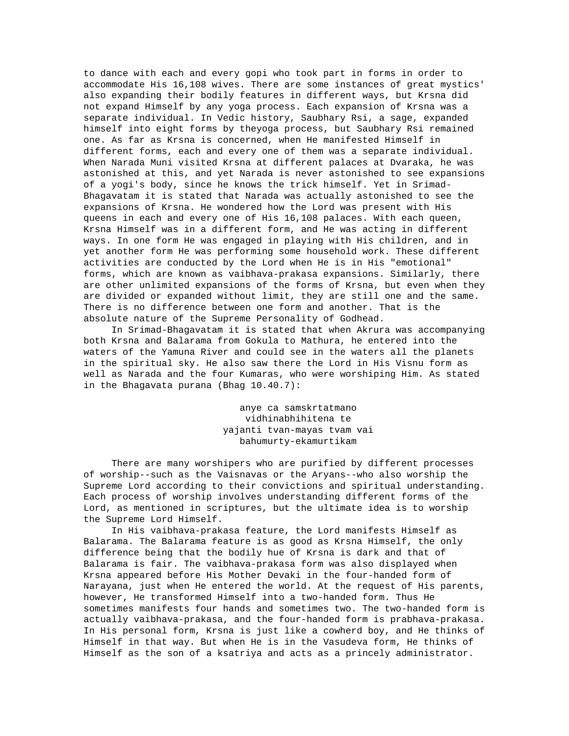to dance with each and every gopi who took part in forms in order to accommodate His 16,108 wives. There are some instances of great mystics' also expanding their bodily features in different ways, but Krsna did not expand Himself by any yoga process. Each expansion of Krsna was a separate individual. In Vedic history, Saubhary Rsi, a sage, expanded himself into eight forms by theyoga process, but Saubhary Rsi remained one. As far as Krsna is concerned, when He manifested Himself in different forms, each and every one of them was a separate individual. When Narada Muni visited Krsna at different palaces at Dvaraka, he was astonished at this, and yet Narada is never astonished to see expansions of a yogi's body, since he knows the trick himself. Yet in Srimad-Bhagavatam it is stated that Narada was actually astonished to see the expansions of Krsna. He wondered how the Lord was present with His queens in each and every one of His 16,108 palaces. With each queen, Krsna Himself was in a different form, and He was acting in different ways. In one form He was engaged in playing with His children, and in yet another form He was performing some household work. These different activities are conducted by the Lord when He is in His "emotional" forms, which are known as vaibhava-prakasa expansions. Similarly, there are other unlimited expansions of the forms of Krsna, but even when they are divided or expanded without limit, they are still one and the same. There is no difference between one form and another. That is the absolute nature of the Supreme Personality of Godhead.

In Srimad-Bhagavatam it is stated that when Akrura was accompanying both Krsna and Balarama from Gokula to Mathura, he entered into the waters of the Yamuna River and could see in the waters all the planets in the spiritual sky. He also saw there the Lord in His Visnu form as well as Narada and the four Kumaras, who were worshiping Him. As stated in the Bhagavata purana (Bhag 10.40.7):

> anye ca samskrtatmano
> vidhinabhihitena te
> yajanti tvan-mayas tvam vai
> bahumurty-ekamurtikam

There are many worshipers who are purified by different processes of worship--such as the Vaisnavas or the Aryans--who also worship the Supreme Lord according to their convictions and spiritual understanding. Each process of worship involves understanding different forms of the Lord, as mentioned in scriptures, but the ultimate idea is to worship the Supreme Lord Himself.

In His vaibhava-prakasa feature, the Lord manifests Himself as Balarama. The Balarama feature is as good as Krsna Himself, the only difference being that the bodily hue of Krsna is dark and that of Balarama is fair. The vaibhava-prakasa form was also displayed when Krsna appeared before His Mother Devaki in the four-handed form of Narayana, just when He entered the world. At the request of His parents, however, He transformed Himself into a two-handed form. Thus He sometimes manifests four hands and sometimes two. The two-handed form is actually vaibhava-prakasa, and the four-handed form is prabhava-prakasa. In His personal form, Krsna is just like a cowherd boy, and He thinks of Himself in that way. But when He is in the Vasudeva form, He thinks of Himself as the son of a ksatriya and acts as a princely administrator.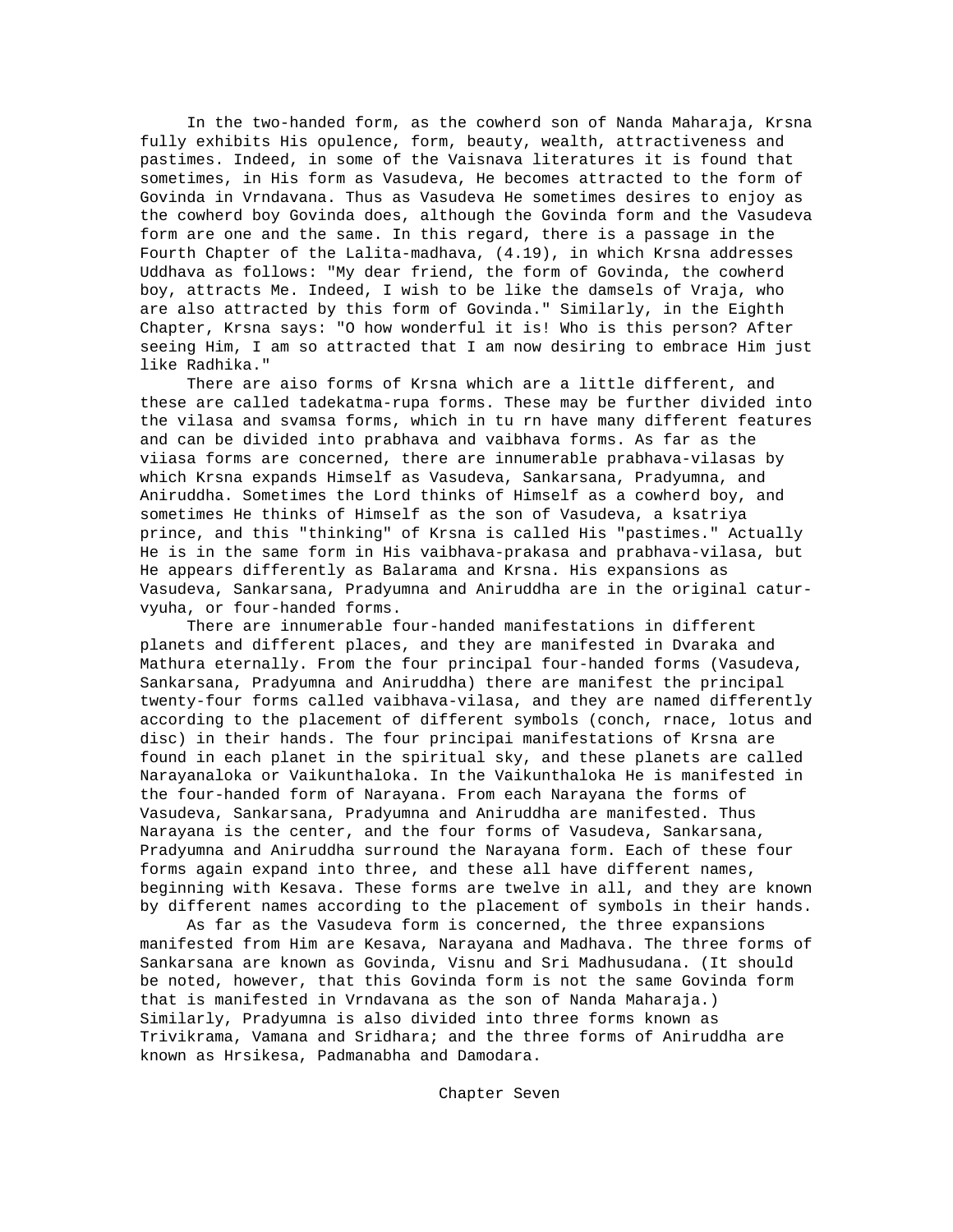In the two-handed form, as the cowherd son of Nanda Maharaja, Krsna fully exhibits His opulence, form, beauty, wealth, attractiveness and pastimes. Indeed, in some of the Vaisnava literatures it is found that sometimes, in His form as Vasudeva, He becomes attracted to the form of Govinda in Vrndavana. Thus as Vasudeva He sometimes desires to enjoy as the cowherd boy Govinda does, although the Govinda form and the Vasudeva form are one and the same. In this regard, there is a passage in the Fourth Chapter of the Lalita-madhava, (4.19), in which Krsna addresses Uddhava as follows: "My dear friend, the form of Govinda, the cowherd boy, attracts Me. Indeed, I wish to be like the damsels of Vraja, who are also attracted by this form of Govinda." Similarly, in the Eighth Chapter, Krsna says: "O how wonderful it is! Who is this person? After seeing Him, I am so attracted that I am now desiring to embrace Him just like Radhika."

There are aiso forms of Krsna which are a little different, and these are called tadekatma-rupa forms. These may be further divided into the vilasa and svamsa forms, which in tu rn have many different features and can be divided into prabhava and vaibhava forms. As far as the viiasa forms are concerned, there are innumerable prabhava-vilasas by which Krsna expands Himself as Vasudeva, Sankarsana, Pradyumna, and Aniruddha. Sometimes the Lord thinks of Himself as a cowherd boy, and sometimes He thinks of Himself as the son of Vasudeva, a ksatriya prince, and this "thinking" of Krsna is called His "pastimes." Actually He is in the same form in His vaibhava-prakasa and prabhava-vilasa, but He appears differently as Balarama and Krsna. His expansions as Vasudeva, Sankarsana, Pradyumna and Aniruddha are in the original catur-vyuha, or four-handed forms.

There are innumerable four-handed manifestations in different planets and different places, and they are manifested in Dvaraka and Mathura eternally. From the four principal four-handed forms (Vasudeva, Sankarsana, Pradyumna and Aniruddha) there are manifest the principal twenty-four forms called vaibhava-vilasa, and they are named differently according to the placement of different symbols (conch, rnace, lotus and disc) in their hands. The four principai manifestations of Krsna are found in each planet in the spiritual sky, and these planets are called Narayanaloka or Vaikunthaloka. In the Vaikunthaloka He is manifested in the four-handed form of Narayana. From each Narayana the forms of Vasudeva, Sankarsana, Pradyumna and Aniruddha are manifested. Thus Narayana is the center, and the four forms of Vasudeva, Sankarsana, Pradyumna and Aniruddha surround the Narayana form. Each of these four forms again expand into three, and these all have different names, beginning with Kesava. These forms are twelve in all, and they are known by different names according to the placement of symbols in their hands.

As far as the Vasudeva form is concerned, the three expansions manifested from Him are Kesava, Narayana and Madhava. The three forms of Sankarsana are known as Govinda, Visnu and Sri Madhusudana. (It should be noted, however, that this Govinda form is not the same Govinda form that is manifested in Vrndavana as the son of Nanda Maharaja.) Similarly, Pradyumna is also divided into three forms known as Trivikrama, Vamana and Sridhara; and the three forms of Aniruddha are known as Hrsikesa, Padmanabha and Damodara.

## Chapter Seven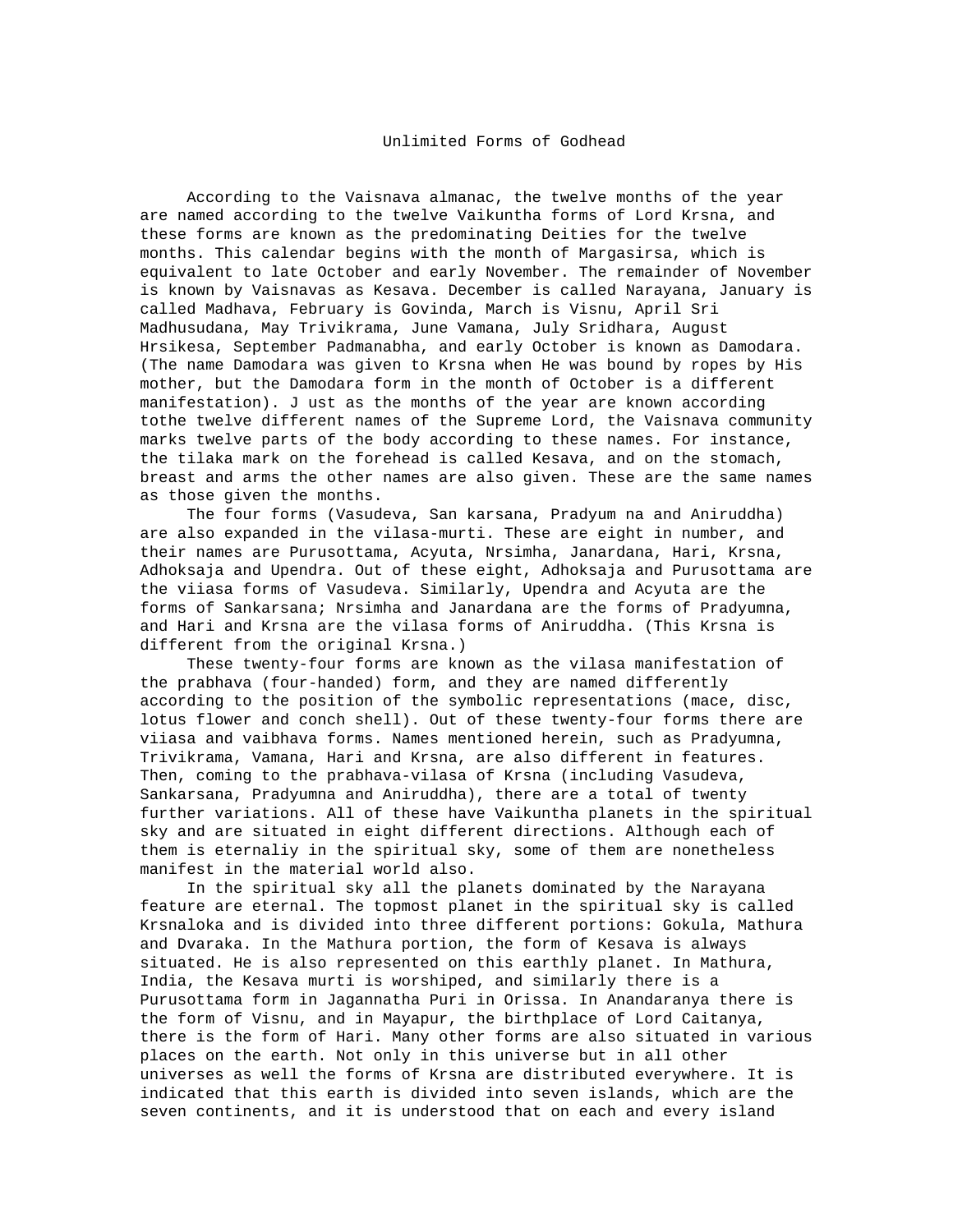# Unlimited Forms of Godhead

According to the Vaisnava almanac, the twelve months of the year are named according to the twelve Vaikuntha forms of Lord Krsna, and these forms are known as the predominating Deities for the twelve months. This calendar begins with the month of Margasirsa, which is equivalent to late October and early November. The remainder of November is known by Vaisnavas as Kesava. December is called Narayana, January is called Madhava, February is Govinda, March is Visnu, April Sri Madhusudana, May Trivikrama, June Vamana, July Sridhara, August Hrsikesa, September Padmanabha, and early October is known as Damodara. (The name Damodara was given to Krsna when He was bound by ropes by His mother, but the Damodara form in the month of October is a different manifestation). J ust as the months of the year are known according tothe twelve different names of the Supreme Lord, the Vaisnava community marks twelve parts of the body according to these names. For instance, the tilaka mark on the forehead is called Kesava, and on the stomach, breast and arms the other names are also given. These are the same names as those given the months.

The four forms (Vasudeva, San karsana, Pradyum na and Aniruddha) are also expanded in the vilasa-murti. These are eight in number, and their names are Purusottama, Acyuta, Nrsimha, Janardana, Hari, Krsna, Adhoksaja and Upendra. Out of these eight, Adhoksaja and Purusottama are the viiasa forms of Vasudeva. Similarly, Upendra and Acyuta are the forms of Sankarsana; Nrsimha and Janardana are the forms of Pradyumna, and Hari and Krsna are the vilasa forms of Aniruddha. (This Krsna is different from the original Krsna.)

These twenty-four forms are known as the vilasa manifestation of the prabhava (four-handed) form, and they are named differently according to the position of the symbolic representations (mace, disc, lotus flower and conch shell). Out of these twenty-four forms there are viiasa and vaibhava forms. Names mentioned herein, such as Pradyumna, Trivikrama, Vamana, Hari and Krsna, are also different in features. Then, coming to the prabhava-vilasa of Krsna (including Vasudeva, Sankarsana, Pradyumna and Aniruddha), there are a total of twenty further variations. All of these have Vaikuntha planets in the spiritual sky and are situated in eight different directions. Although each of them is eternaliy in the spiritual sky, some of them are nonetheless manifest in the material world also.

In the spiritual sky all the planets dominated by the Narayana feature are eternal. The topmost planet in the spiritual sky is called Krsnaloka and is divided into three different portions: Gokula, Mathura and Dvaraka. In the Mathura portion, the form of Kesava is always situated. He is also represented on this earthly planet. In Mathura, India, the Kesava murti is worshiped, and similarly there is a Purusottama form in Jagannatha Puri in Orissa. In Anandaranya there is the form of Visnu, and in Mayapur, the birthplace of Lord Caitanya, there is the form of Hari. Many other forms are also situated in various places on the earth. Not only in this universe but in all other universes as well the forms of Krsna are distributed everywhere. It is indicated that this earth is divided into seven islands, which are the seven continents, and it is understood that on each and every island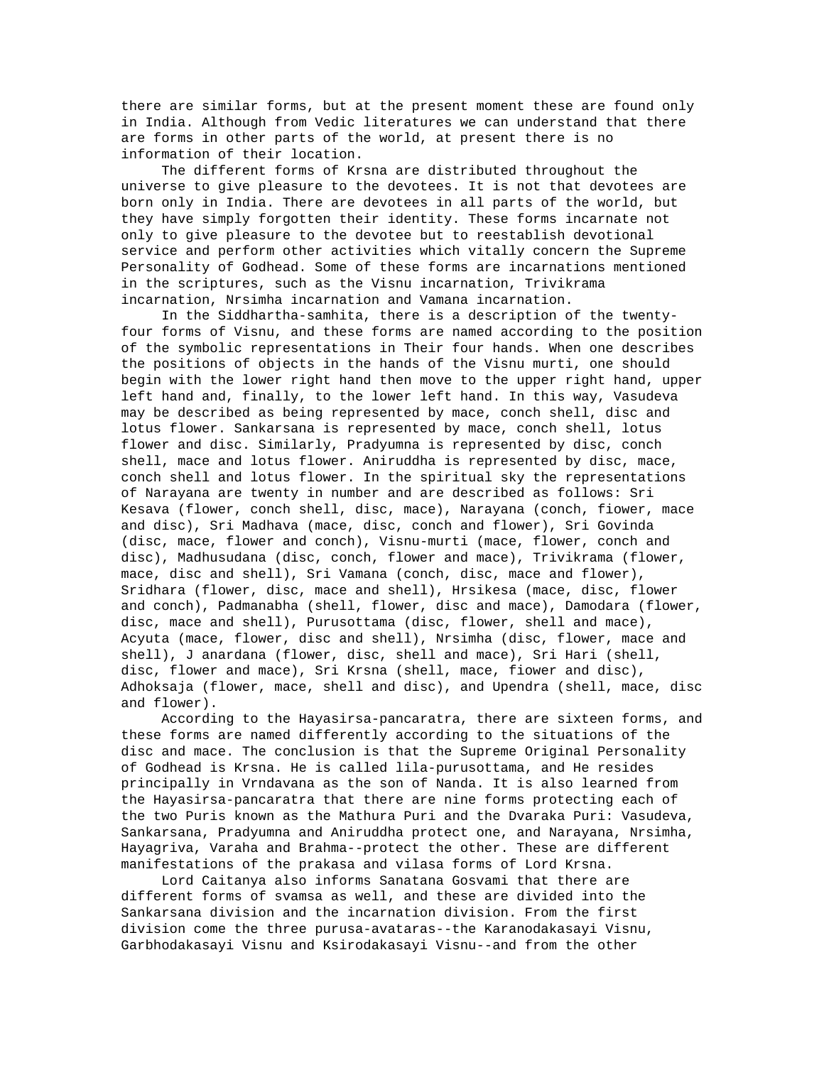there are similar forms, but at the present moment these are found only in India. Although from Vedic literatures we can understand that there are forms in other parts of the world, at present there is no information of their location.

The different forms of Krsna are distributed throughout the universe to give pleasure to the devotees. It is not that devotees are born only in India. There are devotees in all parts of the world, but they have simply forgotten their identity. These forms incarnate not only to give pleasure to the devotee but to reestablish devotional service and perform other activities which vitally concern the Supreme Personality of Godhead. Some of these forms are incarnations mentioned in the scriptures, such as the Visnu incarnation, Trivikrama incarnation, Nrsimha incarnation and Vamana incarnation.

In the Siddhartha-samhita, there is a description of the twenty-four forms of Visnu, and these forms are named according to the position of the symbolic representations in Their four hands. When one describes the positions of objects in the hands of the Visnu murti, one should begin with the lower right hand then move to the upper right hand, upper left hand and, finally, to the lower left hand. In this way, Vasudeva may be described as being represented by mace, conch shell, disc and lotus flower. Sankarsana is represented by mace, conch shell, lotus flower and disc. Similarly, Pradyumna is represented by disc, conch shell, mace and lotus flower. Aniruddha is represented by disc, mace, conch shell and lotus flower. In the spiritual sky the representations of Narayana are twenty in number and are described as follows: Sri Kesava (flower, conch shell, disc, mace), Narayana (conch, fiower, mace and disc), Sri Madhava (mace, disc, conch and flower), Sri Govinda (disc, mace, flower and conch), Visnu-murti (mace, flower, conch and disc), Madhusudana (disc, conch, flower and mace), Trivikrama (flower, mace, disc and shell), Sri Vamana (conch, disc, mace and flower), Sridhara (flower, disc, mace and shell), Hrsikesa (mace, disc, flower and conch), Padmanabha (shell, flower, disc and mace), Damodara (flower, disc, mace and shell), Purusottama (disc, flower, shell and mace), Acyuta (mace, flower, disc and shell), Nrsimha (disc, flower, mace and shell), J anardana (flower, disc, shell and mace), Sri Hari (shell, disc, flower and mace), Sri Krsna (shell, mace, fiower and disc), Adhoksaja (flower, mace, shell and disc), and Upendra (shell, mace, disc and flower).

According to the Hayasirsa-pancaratra, there are sixteen forms, and these forms are named differently according to the situations of the disc and mace. The conclusion is that the Supreme Original Personality of Godhead is Krsna. He is called lila-purusottama, and He resides principally in Vrndavana as the son of Nanda. It is also learned from the Hayasirsa-pancaratra that there are nine forms protecting each of the two Puris known as the Mathura Puri and the Dvaraka Puri: Vasudeva, Sankarsana, Pradyumna and Aniruddha protect one, and Narayana, Nrsimha, Hayagriva, Varaha and Brahma--protect the other. These are different manifestations of the prakasa and vilasa forms of Lord Krsna.

Lord Caitanya also informs Sanatana Gosvami that there are different forms of svamsa as well, and these are divided into the Sankarsana division and the incarnation division. From the first division come the three purusa-avataras--the Karanodakasayi Visnu, Garbhodakasayi Visnu and Ksirodakasayi Visnu--and from the other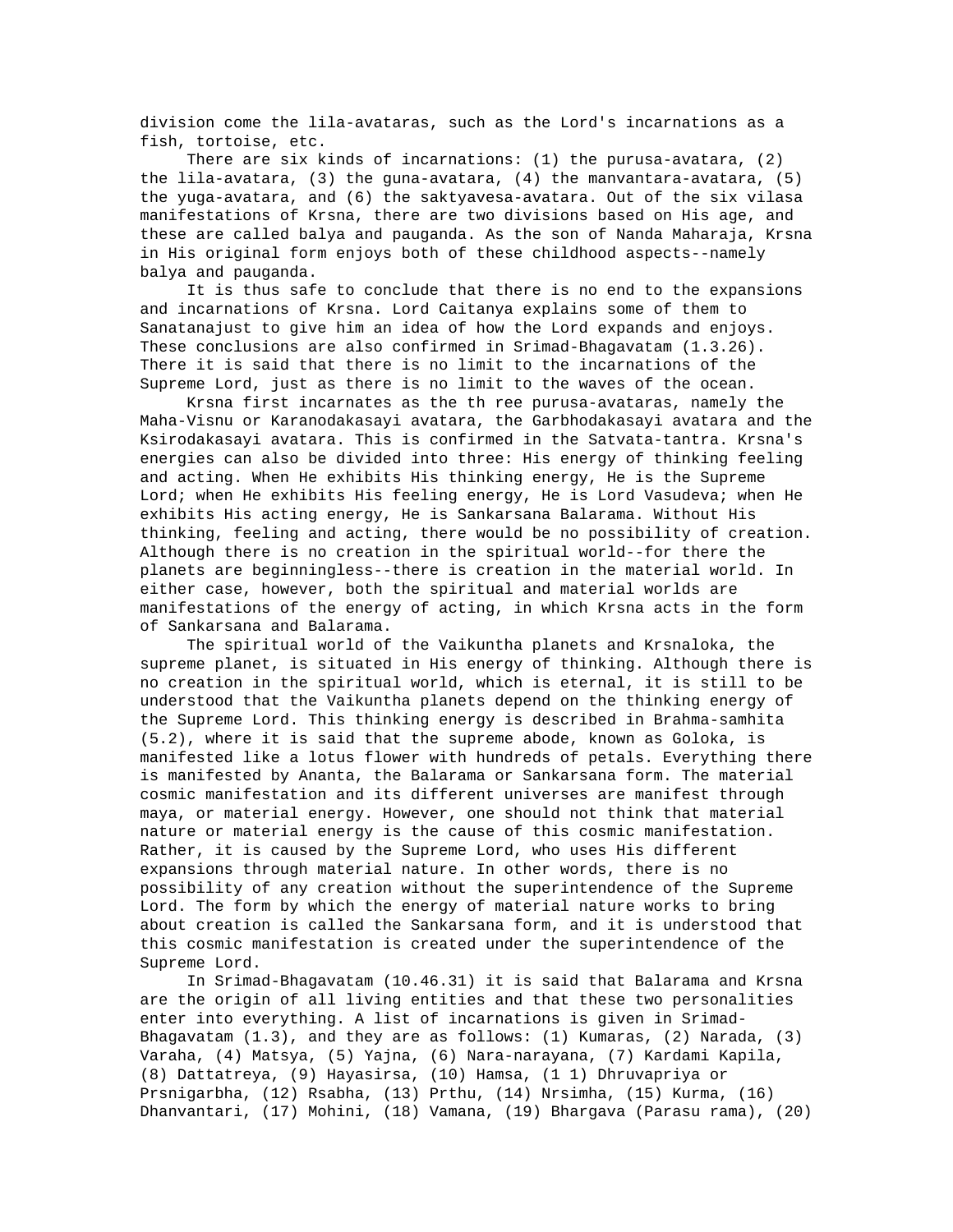division come the lila-avataras, such as the Lord's incarnations as a fish, tortoise, etc.

There are six kinds of incarnations: (1) the purusa-avatara, (2) the lila-avatara, (3) the guna-avatara, (4) the manvantara-avatara, (5) the yuga-avatara, and (6) the saktyavesa-avatara. Out of the six vilasa manifestations of Krsna, there are two divisions based on His age, and these are called balya and pauganda. As the son of Nanda Maharaja, Krsna in His original form enjoys both of these childhood aspects--namely balya and pauganda.

It is thus safe to conclude that there is no end to the expansions and incarnations of Krsna. Lord Caitanya explains some of them to Sanatanajust to give him an idea of how the Lord expands and enjoys. These conclusions are also confirmed in Srimad-Bhagavatam (1.3.26). There it is said that there is no limit to the incarnations of the Supreme Lord, just as there is no limit to the waves of the ocean.

Krsna first incarnates as the th ree purusa-avataras, namely the Maha-Visnu or Karanodakasayi avatara, the Garbhodakasayi avatara and the Ksirodakasayi avatara. This is confirmed in the Satvata-tantra. Krsna's energies can also be divided into three: His energy of thinking feeling and acting. When He exhibits His thinking energy, He is the Supreme Lord; when He exhibits His feeling energy, He is Lord Vasudeva; when He exhibits His acting energy, He is Sankarsana Balarama. Without His thinking, feeling and acting, there would be no possibility of creation. Although there is no creation in the spiritual world--for there the planets are beginningless--there is creation in the material world. In either case, however, both the spiritual and material worlds are manifestations of the energy of acting, in which Krsna acts in the form of Sankarsana and Balarama.

The spiritual world of the Vaikuntha planets and Krsnaloka, the supreme planet, is situated in His energy of thinking. Although there is no creation in the spiritual world, which is eternal, it is still to be understood that the Vaikuntha planets depend on the thinking energy of the Supreme Lord. This thinking energy is described in Brahma-samhita (5.2), where it is said that the supreme abode, known as Goloka, is manifested like a lotus flower with hundreds of petals. Everything there is manifested by Ananta, the Balarama or Sankarsana form. The material cosmic manifestation and its different universes are manifest through maya, or material energy. However, one should not think that material nature or material energy is the cause of this cosmic manifestation. Rather, it is caused by the Supreme Lord, who uses His different expansions through material nature. In other words, there is no possibility of any creation without the superintendence of the Supreme Lord. The form by which the energy of material nature works to bring about creation is called the Sankarsana form, and it is understood that this cosmic manifestation is created under the superintendence of the Supreme Lord.

In Srimad-Bhagavatam (10.46.31) it is said that Balarama and Krsna are the origin of all living entities and that these two personalities enter into everything. A list of incarnations is given in Srimad-Bhagavatam (1.3), and they are as follows: (1) Kumaras, (2) Narada, (3) Varaha, (4) Matsya, (5) Yajna, (6) Nara-narayana, (7) Kardami Kapila, (8) Dattatreya, (9) Hayasirsa, (10) Hamsa, (1 1) Dhruvapriya or Prsnigarbha, (12) Rsabha, (13) Prthu, (14) Nrsimha, (15) Kurma, (16) Dhanvantari, (17) Mohini, (18) Vamana, (19) Bhargava (Parasu rama), (20)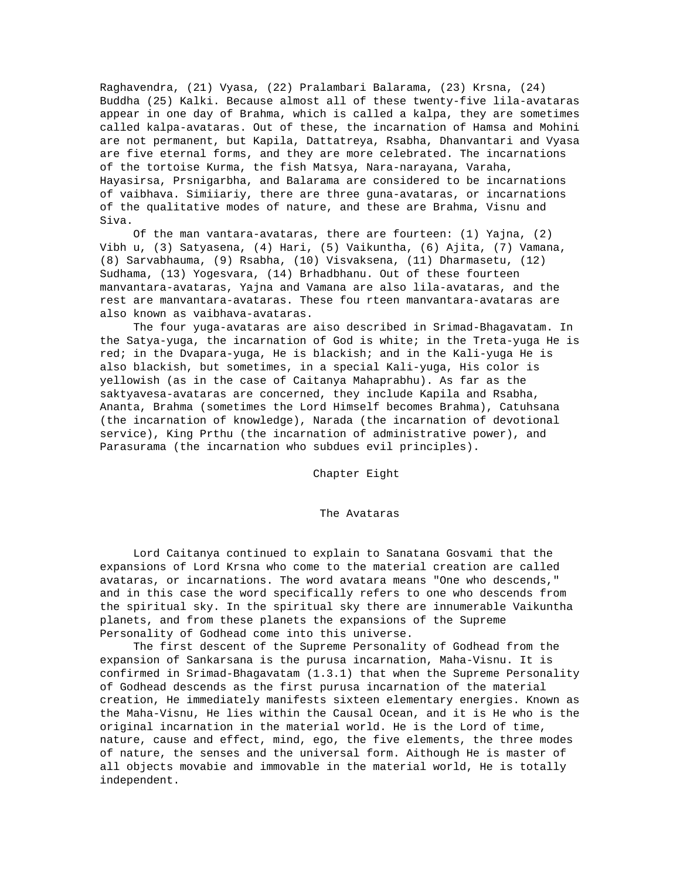Raghavendra, (21) Vyasa, (22) Pralambari Balarama, (23) Krsna, (24) Buddha (25) Kalki. Because almost all of these twenty-five lila-avataras appear in one day of Brahma, which is called a kalpa, they are sometimes called kalpa-avataras. Out of these, the incarnation of Hamsa and Mohini are not permanent, but Kapila, Dattatreya, Rsabha, Dhanvantari and Vyasa are five eternal forms, and they are more celebrated. The incarnations of the tortoise Kurma, the fish Matsya, Nara-narayana, Varaha, Hayasirsa, Prsnigarbha, and Balarama are considered to be incarnations of vaibhava. Simiiariy, there are three guna-avataras, or incarnations of the qualitative modes of nature, and these are Brahma, Visnu and Siva.

Of the man vantara-avataras, there are fourteen: (1) Yajna, (2) Vibh u, (3) Satyasena, (4) Hari, (5) Vaikuntha, (6) Ajita, (7) Vamana, (8) Sarvabhauma, (9) Rsabha, (10) Visvaksena, (11) Dharmasetu, (12) Sudhama, (13) Yogesvara, (14) Brhadbhanu. Out of these fourteen manvantara-avataras, Yajna and Vamana are also lila-avataras, and the rest are manvantara-avataras. These fou rteen manvantara-avataras are also known as vaibhava-avataras.

The four yuga-avataras are aiso described in Srimad-Bhagavatam. In the Satya-yuga, the incarnation of God is white; in the Treta-yuga He is red; in the Dvapara-yuga, He is blackish; and in the Kali-yuga He is also blackish, but sometimes, in a special Kali-yuga, His color is yellowish (as in the case of Caitanya Mahaprabhu). As far as the saktyavesa-avataras are concerned, they include Kapila and Rsabha, Ananta, Brahma (sometimes the Lord Himself becomes Brahma), Catuhsana (the incarnation of knowledge), Narada (the incarnation of devotional service), King Prthu (the incarnation of administrative power), and Parasurama (the incarnation who subdues evil principles).

## Chapter Eight

## The Avataras

Lord Caitanya continued to explain to Sanatana Gosvami that the expansions of Lord Krsna who come to the material creation are called avataras, or incarnations. The word avatara means "One who descends," and in this case the word specifically refers to one who descends from the spiritual sky. In the spiritual sky there are innumerable Vaikuntha planets, and from these planets the expansions of the Supreme Personality of Godhead come into this universe.

The first descent of the Supreme Personality of Godhead from the expansion of Sankarsana is the purusa incarnation, Maha-Visnu. It is confirmed in Srimad-Bhagavatam (1.3.1) that when the Supreme Personality of Godhead descends as the first purusa incarnation of the material creation, He immediately manifests sixteen elementary energies. Known as the Maha-Visnu, He lies within the Causal Ocean, and it is He who is the original incarnation in the material world. He is the Lord of time, nature, cause and effect, mind, ego, the five elements, the three modes of nature, the senses and the universal form. Aithough He is master of all objects movabie and immovable in the material world, He is totally independent.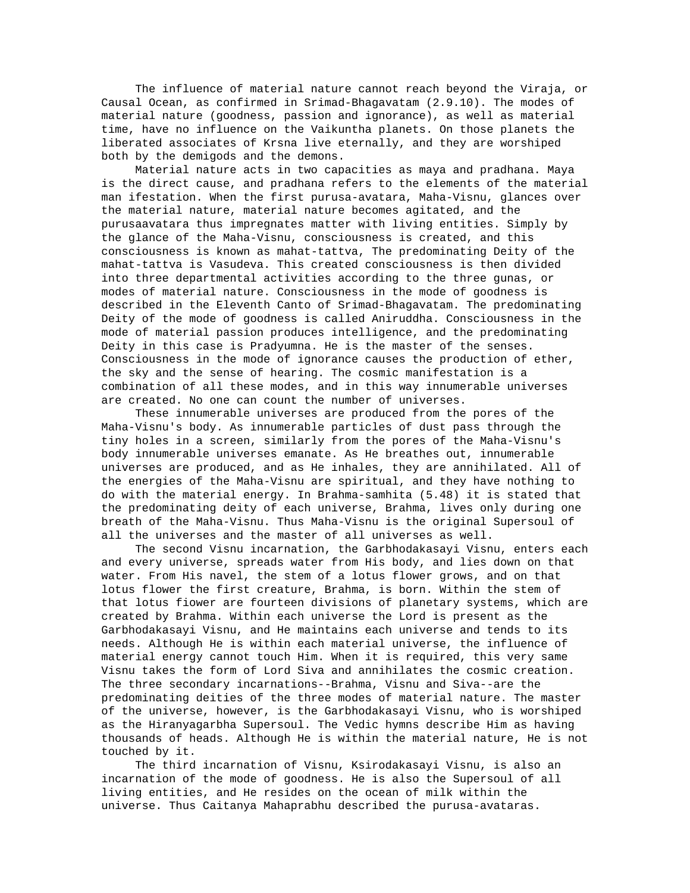The influence of material nature cannot reach beyond the Viraja, or Causal Ocean, as confirmed in Srimad-Bhagavatam (2.9.10). The modes of material nature (goodness, passion and ignorance), as well as material time, have no influence on the Vaikuntha planets. On those planets the liberated associates of Krsna live eternally, and they are worshiped both by the demigods and the demons.

Material nature acts in two capacities as maya and pradhana. Maya is the direct cause, and pradhana refers to the elements of the material man ifestation. When the first purusa-avatara, Maha-Visnu, glances over the material nature, material nature becomes agitated, and the purusaavatara thus impregnates matter with living entities. Simply by the glance of the Maha-Visnu, consciousness is created, and this consciousness is known as mahat-tattva, The predominating Deity of the mahat-tattva is Vasudeva. This created consciousness is then divided into three departmental activities according to the three gunas, or modes of material nature. Consciousness in the mode of goodness is described in the Eleventh Canto of Srimad-Bhagavatam. The predominating Deity of the mode of goodness is called Aniruddha. Consciousness in the mode of material passion produces intelligence, and the predominating Deity in this case is Pradyumna. He is the master of the senses. Consciousness in the mode of ignorance causes the production of ether, the sky and the sense of hearing. The cosmic manifestation is a combination of all these modes, and in this way innumerable universes are created. No one can count the number of universes.

These innumerable universes are produced from the pores of the Maha-Visnu's body. As innumerable particles of dust pass through the tiny holes in a screen, similarly from the pores of the Maha-Visnu's body innumerable universes emanate. As He breathes out, innumerable universes are produced, and as He inhales, they are annihilated. All of the energies of the Maha-Visnu are spiritual, and they have nothing to do with the material energy. In Brahma-samhita (5.48) it is stated that the predominating deity of each universe, Brahma, lives only during one breath of the Maha-Visnu. Thus Maha-Visnu is the original Supersoul of all the universes and the master of all universes as well.

The second Visnu incarnation, the Garbhodakasayi Visnu, enters each and every universe, spreads water from His body, and lies down on that water. From His navel, the stem of a lotus flower grows, and on that lotus flower the first creature, Brahma, is born. Within the stem of that lotus fiower are fourteen divisions of planetary systems, which are created by Brahma. Within each universe the Lord is present as the Garbhodakasayi Visnu, and He maintains each universe and tends to its needs. Although He is within each material universe, the influence of material energy cannot touch Him. When it is required, this very same Visnu takes the form of Lord Siva and annihilates the cosmic creation. The three secondary incarnations--Brahma, Visnu and Siva--are the predominating deities of the three modes of material nature. The master of the universe, however, is the Garbhodakasayi Visnu, who is worshiped as the Hiranyagarbha Supersoul. The Vedic hymns describe Him as having thousands of heads. Although He is within the material nature, He is not touched by it.

The third incarnation of Visnu, Ksirodakasayi Visnu, is also an incarnation of the mode of goodness. He is also the Supersoul of all living entities, and He resides on the ocean of milk within the universe. Thus Caitanya Mahaprabhu described the purusa-avataras.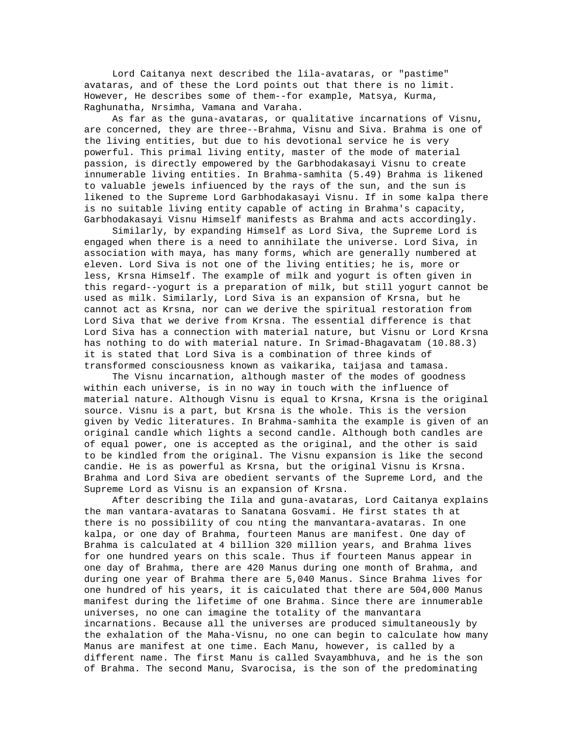Lord Caitanya next described the lila-avataras, or "pastime" avataras, and of these the Lord points out that there is no limit. However, He describes some of them--for example, Matsya, Kurma, Raghunatha, Nrsimha, Vamana and Varaha.

As far as the guna-avataras, or qualitative incarnations of Visnu, are concerned, they are three--Brahma, Visnu and Siva. Brahma is one of the living entities, but due to his devotional service he is very powerful. This primal living entity, master of the mode of material passion, is directly empowered by the Garbhodakasayi Visnu to create innumerable living entities. In Brahma-samhita (5.49) Brahma is likened to valuable jewels infiuenced by the rays of the sun, and the sun is likened to the Supreme Lord Garbhodakasayi Visnu. If in some kalpa there is no suitable living entity capable of acting in Brahma's capacity, Garbhodakasayi Visnu Himself manifests as Brahma and acts accordingly.

Similarly, by expanding Himself as Lord Siva, the Supreme Lord is engaged when there is a need to annihilate the universe. Lord Siva, in association with maya, has many forms, which are generally numbered at eleven. Lord Siva is not one of the living entities; he is, more or less, Krsna Himself. The example of milk and yogurt is often given in this regard--yogurt is a preparation of milk, but still yogurt cannot be used as milk. Similarly, Lord Siva is an expansion of Krsna, but he cannot act as Krsna, nor can we derive the spiritual restoration from Lord Siva that we derive from Krsna. The essential difference is that Lord Siva has a connection with material nature, but Visnu or Lord Krsna has nothing to do with material nature. In Srimad-Bhagavatam (10.88.3) it is stated that Lord Siva is a combination of three kinds of transformed consciousness known as vaikarika, taijasa and tamasa.

The Visnu incarnation, although master of the modes of goodness within each universe, is in no way in touch with the influence of material nature. Although Visnu is equal to Krsna, Krsna is the original source. Visnu is a part, but Krsna is the whole. This is the version given by Vedic literatures. In Brahma-samhita the example is given of an original candle which lights a second candle. Although both candles are of equal power, one is accepted as the original, and the other is said to be kindled from the original. The Visnu expansion is like the second candie. He is as powerful as Krsna, but the original Visnu is Krsna. Brahma and Lord Siva are obedient servants of the Supreme Lord, and the Supreme Lord as Visnu is an expansion of Krsna.

After describing the Iila and guna-avataras, Lord Caitanya explains the man vantara-avataras to Sanatana Gosvami. He first states th at there is no possibility of cou nting the manvantara-avataras. In one kalpa, or one day of Brahma, fourteen Manus are manifest. One day of Brahma is calculated at 4 billion 320 million years, and Brahma lives for one hundred years on this scale. Thus if fourteen Manus appear in one day of Brahma, there are 420 Manus during one month of Brahma, and during one year of Brahma there are 5,040 Manus. Since Brahma lives for one hundred of his years, it is caiculated that there are 504,000 Manus manifest during the lifetime of one Brahma. Since there are innumerable universes, no one can imagine the totality of the manvantara incarnations. Because all the universes are produced simultaneously by the exhalation of the Maha-Visnu, no one can begin to calculate how many Manus are manifest at one time. Each Manu, however, is called by a different name. The first Manu is called Svayambhuva, and he is the son of Brahma. The second Manu, Svarocisa, is the son of the predominating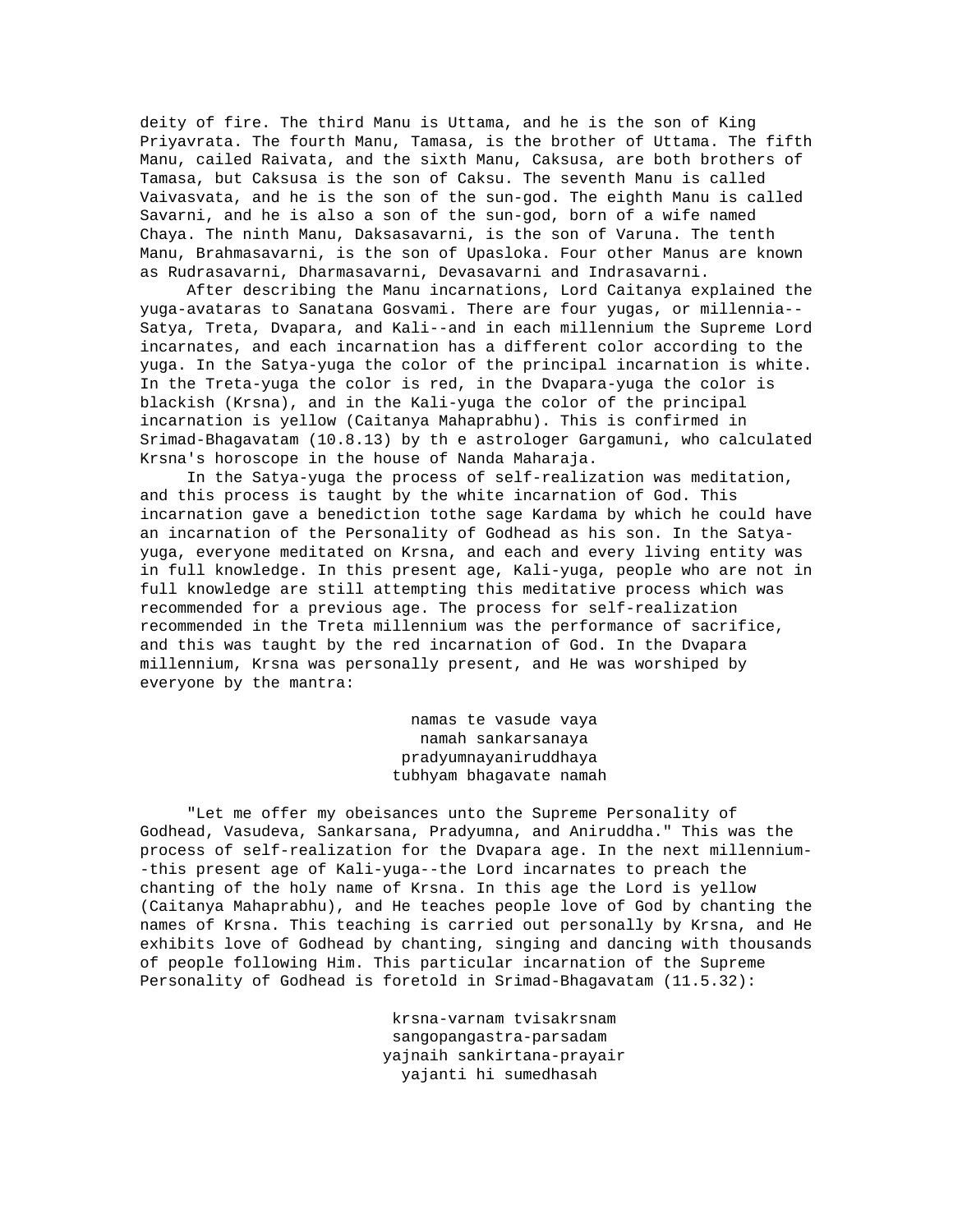deity of fire. The third Manu is Uttama, and he is the son of King Priyavrata. The fourth Manu, Tamasa, is the brother of Uttama. The fifth Manu, cailed Raivata, and the sixth Manu, Caksusa, are both brothers of Tamasa, but Caksusa is the son of Caksu. The seventh Manu is called Vaivasvata, and he is the son of the sun-god. The eighth Manu is called Savarni, and he is also a son of the sun-god, born of a wife named Chaya. The ninth Manu, Daksasavarni, is the son of Varuna. The tenth Manu, Brahmasavarni, is the son of Upasloka. Four other Manus are known as Rudrasavarni, Dharmasavarni, Devasavarni and Indrasavarni.

After describing the Manu incarnations, Lord Caitanya explained the yuga-avataras to Sanatana Gosvami. There are four yugas, or millennia--Satya, Treta, Dvapara, and Kali--and in each millennium the Supreme Lord incarnates, and each incarnation has a different color according to the yuga. In the Satya-yuga the color of the principal incarnation is white. In the Treta-yuga the color is red, in the Dvapara-yuga the color is blackish (Krsna), and in the Kali-yuga the color of the principal incarnation is yellow (Caitanya Mahaprabhu). This is confirmed in Srimad-Bhagavatam (10.8.13) by th e astrologer Gargamuni, who calculated Krsna's horoscope in the house of Nanda Maharaja.

In the Satya-yuga the process of self-realization was meditation, and this process is taught by the white incarnation of God. This incarnation gave a benediction tothe sage Kardama by which he could have an incarnation of the Personality of Godhead as his son. In the Satya-yuga, everyone meditated on Krsna, and each and every living entity was in full knowledge. In this present age, Kali-yuga, people who are not in full knowledge are still attempting this meditative process which was recommended for a previous age. The process for self-realization recommended in the Treta millennium was the performance of sacrifice, and this was taught by the red incarnation of God. In the Dvapara millennium, Krsna was personally present, and He was worshiped by everyone by the mantra:

namas te vasude vaya
namah sankarsanaya
pradyumnayaniruddhaya
tubhyam bhagavate namah

"Let me offer my obeisances unto the Supreme Personality of Godhead, Vasudeva, Sankarsana, Pradyumna, and Aniruddha." This was the process of self-realization for the Dvapara age. In the next millennium--this present age of Kali-yuga--the Lord incarnates to preach the chanting of the holy name of Krsna. In this age the Lord is yellow (Caitanya Mahaprabhu), and He teaches people love of God by chanting the names of Krsna. This teaching is carried out personally by Krsna, and He exhibits love of Godhead by chanting, singing and dancing with thousands of people following Him. This particular incarnation of the Supreme Personality of Godhead is foretold in Srimad-Bhagavatam (11.5.32):

krsna-varnam tvisakrsnam
sangopangastra-parsadam
yajnaih sankirtana-prayair
yajanti hi sumedhasah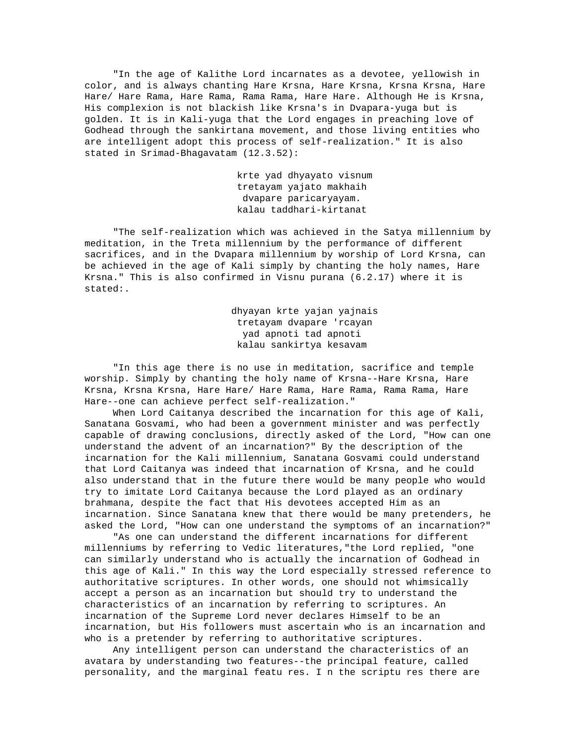"In the age of Kalithe Lord incarnates as a devotee, yellowish in color, and is always chanting Hare Krsna, Hare Krsna, Krsna Krsna, Hare Hare/ Hare Rama, Hare Rama, Rama Rama, Hare Hare. Although He is Krsna, His complexion is not blackish like Krsna's in Dvapara-yuga but is golden. It is in Kali-yuga that the Lord engages in preaching love of Godhead through the sankirtana movement, and those living entities who are intelligent adopt this process of self-realization." It is also stated in Srimad-Bhagavatam (12.3.52):

> krte yad dhyayato visnum
> tretayam yajato makhaih
> dvapare paricaryayam.
> kalau taddhari-kirtanat

"The self-realization which was achieved in the Satya millennium by meditation, in the Treta millennium by the performance of different sacrifices, and in the Dvapara millennium by worship of Lord Krsna, can be achieved in the age of Kali simply by chanting the holy names, Hare Krsna." This is also confirmed in Visnu purana (6.2.17) where it is stated:.

> dhyayan krte yajan yajnais
> tretayam dvapare 'rcayan
> yad apnoti tad apnoti
> kalau sankirtya kesavam

"In this age there is no use in meditation, sacrifice and temple worship. Simply by chanting the holy name of Krsna--Hare Krsna, Hare Krsna, Krsna Krsna, Hare Hare/ Hare Rama, Hare Rama, Rama Rama, Hare Hare--one can achieve perfect self-realization."

When Lord Caitanya described the incarnation for this age of Kali, Sanatana Gosvami, who had been a government minister and was perfectly capable of drawing conclusions, directly asked of the Lord, "How can one understand the advent of an incarnation?" By the description of the incarnation for the Kali millennium, Sanatana Gosvami could understand that Lord Caitanya was indeed that incarnation of Krsna, and he could also understand that in the future there would be many people who would try to imitate Lord Caitanya because the Lord played as an ordinary brahmana, despite the fact that His devotees accepted Him as an incarnation. Since Sanatana knew that there would be many pretenders, he asked the Lord, "How can one understand the symptoms of an incarnation?"

"As one can understand the different incarnations for different millenniums by referring to Vedic literatures,"the Lord replied, "one can similarly understand who is actually the incarnation of Godhead in this age of Kali." In this way the Lord especially stressed reference to authoritative scriptures. In other words, one should not whimsically accept a person as an incarnation but should try to understand the characteristics of an incarnation by referring to scriptures. An incarnation of the Supreme Lord never declares Himself to be an incarnation, but His followers must ascertain who is an incarnation and who is a pretender by referring to authoritative scriptures.

Any intelligent person can understand the characteristics of an avatara by understanding two features--the principal feature, called personality, and the marginal featu res. I n the scriptu res there are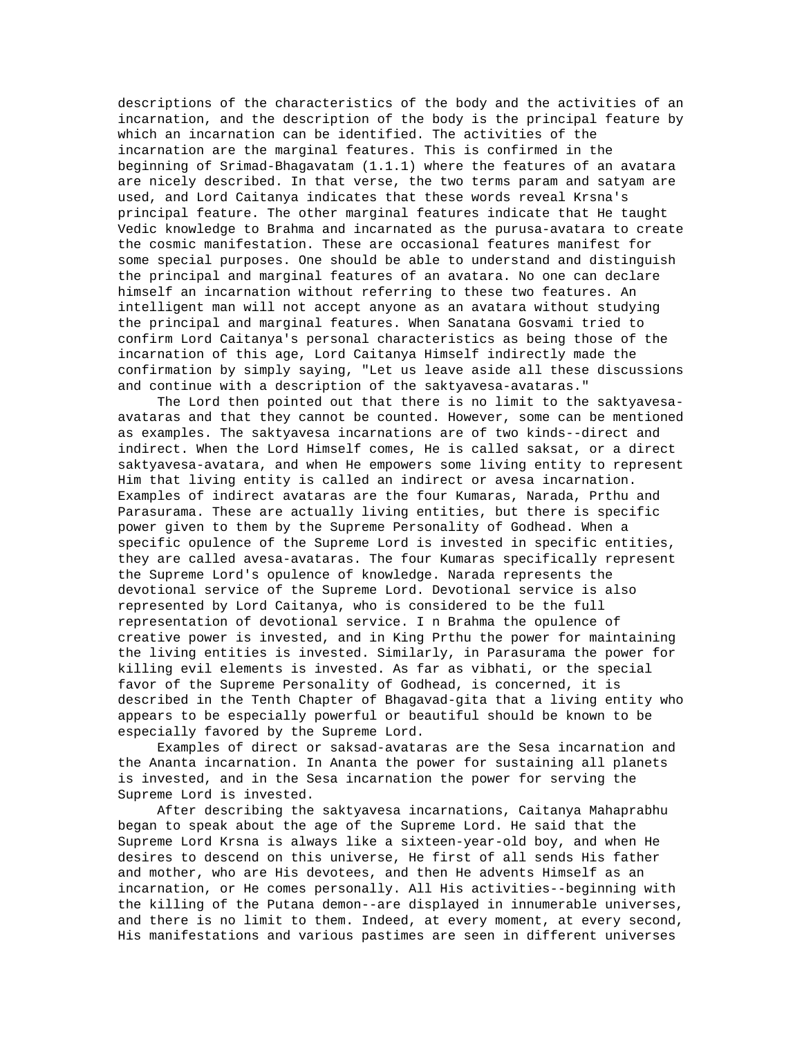descriptions of the characteristics of the body and the activities of an incarnation, and the description of the body is the principal feature by which an incarnation can be identified. The activities of the incarnation are the marginal features. This is confirmed in the beginning of Srimad-Bhagavatam (1.1.1) where the features of an avatara are nicely described. In that verse, the two terms param and satyam are used, and Lord Caitanya indicates that these words reveal Krsna's principal feature. The other marginal features indicate that He taught Vedic knowledge to Brahma and incarnated as the purusa-avatara to create the cosmic manifestation. These are occasional features manifest for some special purposes. One should be able to understand and distinguish the principal and marginal features of an avatara. No one can declare himself an incarnation without referring to these two features. An intelligent man will not accept anyone as an avatara without studying the principal and marginal features. When Sanatana Gosvami tried to confirm Lord Caitanya's personal characteristics as being those of the incarnation of this age, Lord Caitanya Himself indirectly made the confirmation by simply saying, "Let us leave aside all these discussions and continue with a description of the saktyavesa-avataras."

The Lord then pointed out that there is no limit to the saktyavesa-avataras and that they cannot be counted. However, some can be mentioned as examples. The saktyavesa incarnations are of two kinds--direct and indirect. When the Lord Himself comes, He is called saksat, or a direct saktyavesa-avatara, and when He empowers some living entity to represent Him that living entity is called an indirect or avesa incarnation. Examples of indirect avataras are the four Kumaras, Narada, Prthu and Parasurama. These are actually living entities, but there is specific power given to them by the Supreme Personality of Godhead. When a specific opulence of the Supreme Lord is invested in specific entities, they are called avesa-avataras. The four Kumaras specifically represent the Supreme Lord's opulence of knowledge. Narada represents the devotional service of the Supreme Lord. Devotional service is also represented by Lord Caitanya, who is considered to be the full representation of devotional service. I n Brahma the opulence of creative power is invested, and in King Prthu the power for maintaining the living entities is invested. Similarly, in Parasurama the power for killing evil elements is invested. As far as vibhati, or the special favor of the Supreme Personality of Godhead, is concerned, it is described in the Tenth Chapter of Bhagavad-gita that a living entity who appears to be especially powerful or beautiful should be known to be especially favored by the Supreme Lord.

Examples of direct or saksad-avataras are the Sesa incarnation and the Ananta incarnation. In Ananta the power for sustaining all planets is invested, and in the Sesa incarnation the power for serving the Supreme Lord is invested.

After describing the saktyavesa incarnations, Caitanya Mahaprabhu began to speak about the age of the Supreme Lord. He said that the Supreme Lord Krsna is always like a sixteen-year-old boy, and when He desires to descend on this universe, He first of all sends His father and mother, who are His devotees, and then He advents Himself as an incarnation, or He comes personally. All His activities--beginning with the killing of the Putana demon--are displayed in innumerable universes, and there is no limit to them. Indeed, at every moment, at every second, His manifestations and various pastimes are seen in different universes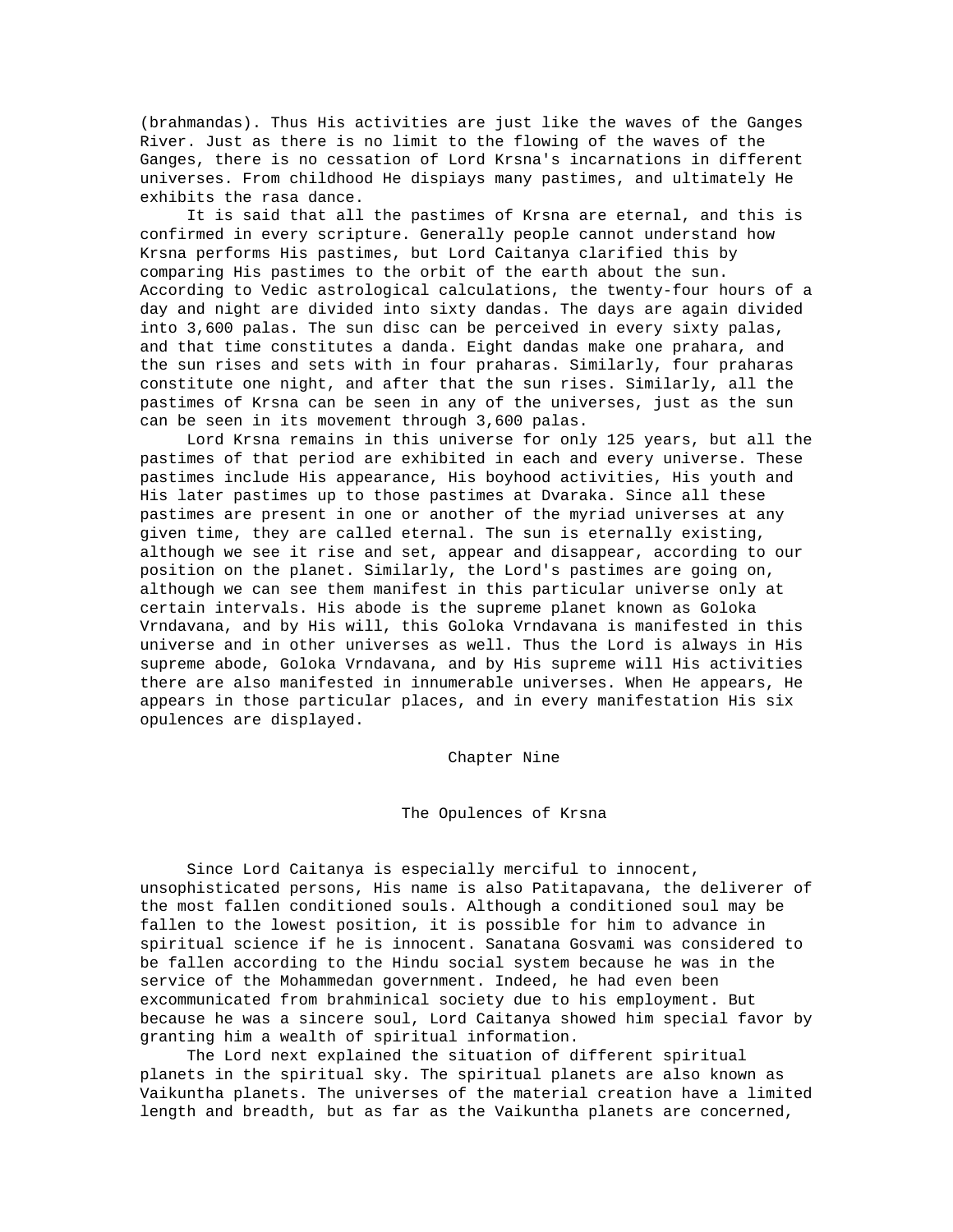(brahmandas). Thus His activities are just like the waves of the Ganges River. Just as there is no limit to the flowing of the waves of the Ganges, there is no cessation of Lord Krsna's incarnations in different universes. From childhood He dispiays many pastimes, and ultimately He exhibits the rasa dance.

It is said that all the pastimes of Krsna are eternal, and this is confirmed in every scripture. Generally people cannot understand how Krsna performs His pastimes, but Lord Caitanya clarified this by comparing His pastimes to the orbit of the earth about the sun. According to Vedic astrological calculations, the twenty-four hours of a day and night are divided into sixty dandas. The days are again divided into 3,600 palas. The sun disc can be perceived in every sixty palas, and that time constitutes a danda. Eight dandas make one prahara, and the sun rises and sets with in four praharas. Similarly, four praharas constitute one night, and after that the sun rises. Similarly, all the pastimes of Krsna can be seen in any of the universes, just as the sun can be seen in its movement through 3,600 palas.

Lord Krsna remains in this universe for only 125 years, but all the pastimes of that period are exhibited in each and every universe. These pastimes include His appearance, His boyhood activities, His youth and His later pastimes up to those pastimes at Dvaraka. Since all these pastimes are present in one or another of the myriad universes at any given time, they are called eternal. The sun is eternally existing, although we see it rise and set, appear and disappear, according to our position on the planet. Similarly, the Lord's pastimes are going on, although we can see them manifest in this particular universe only at certain intervals. His abode is the supreme planet known as Goloka Vrndavana, and by His will, this Goloka Vrndavana is manifested in this universe and in other universes as well. Thus the Lord is always in His supreme abode, Goloka Vrndavana, and by His supreme will His activities there are also manifested in innumerable universes. When He appears, He appears in those particular places, and in every manifestation His six opulences are displayed.

# Chapter Nine

## The Opulences of Krsna

Since Lord Caitanya is especially merciful to innocent, unsophisticated persons, His name is also Patitapavana, the deliverer of the most fallen conditioned souls. Although a conditioned soul may be fallen to the lowest position, it is possible for him to advance in spiritual science if he is innocent. Sanatana Gosvami was considered to be fallen according to the Hindu social system because he was in the service of the Mohammedan government. Indeed, he had even been excommunicated from brahminical society due to his employment. But because he was a sincere soul, Lord Caitanya showed him special favor by granting him a wealth of spiritual information.

The Lord next explained the situation of different spiritual planets in the spiritual sky. The spiritual planets are also known as Vaikuntha planets. The universes of the material creation have a limited length and breadth, but as far as the Vaikuntha planets are concerned,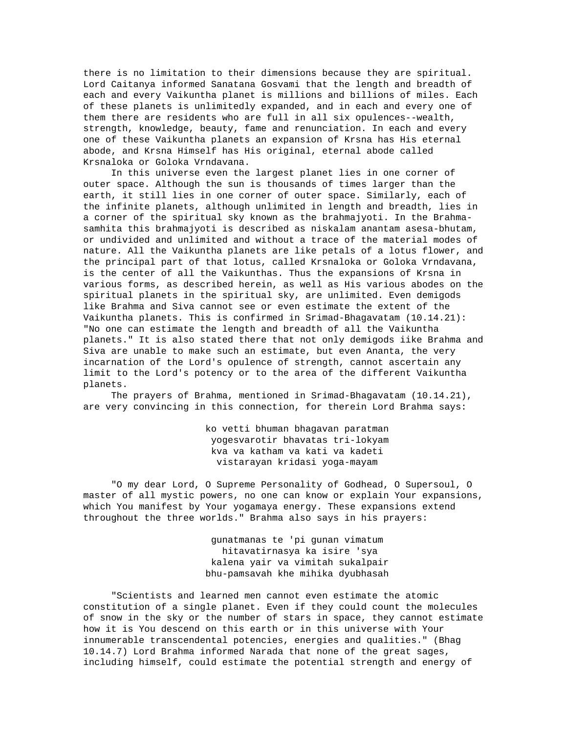there is no limitation to their dimensions because they are spiritual. Lord Caitanya informed Sanatana Gosvami that the length and breadth of each and every Vaikuntha planet is millions and billions of miles. Each of these planets is unlimitedly expanded, and in each and every one of them there are residents who are full in all six opulences--wealth, strength, knowledge, beauty, fame and renunciation. In each and every one of these Vaikuntha planets an expansion of Krsna has His eternal abode, and Krsna Himself has His original, eternal abode called Krsnaloka or Goloka Vrndavana.

In this universe even the largest planet lies in one corner of outer space. Although the sun is thousands of times larger than the earth, it still lies in one corner of outer space. Similarly, each of the infinite planets, although unlimited in length and breadth, lies in a corner of the spiritual sky known as the brahmajyoti. In the Brahma-samhita this brahmajyoti is described as niskalam anantam asesa-bhutam, or undivided and unlimited and without a trace of the material modes of nature. All the Vaikuntha planets are like petals of a lotus flower, and the principal part of that lotus, called Krsnaloka or Goloka Vrndavana, is the center of all the Vaikunthas. Thus the expansions of Krsna in various forms, as described herein, as well as His various abodes on the spiritual planets in the spiritual sky, are unlimited. Even demigods like Brahma and Siva cannot see or even estimate the extent of the Vaikuntha planets. This is confirmed in Srimad-Bhagavatam (10.14.21): "No one can estimate the length and breadth of all the Vaikuntha planets." It is also stated there that not only demigods iike Brahma and Siva are unable to make such an estimate, but even Ananta, the very incarnation of the Lord's opulence of strength, cannot ascertain any limit to the Lord's potency or to the area of the different Vaikuntha planets.

The prayers of Brahma, mentioned in Srimad-Bhagavatam (10.14.21), are very convincing in this connection, for therein Lord Brahma says:

ko vetti bhuman bhagavan paratman
yogesvarotir bhavatas tri-lokyam
kva va katham va kati va kadeti
vistarayan kridasi yoga-mayam

"O my dear Lord, O Supreme Personality of Godhead, O Supersoul, O master of all mystic powers, no one can know or explain Your expansions, which You manifest by Your yogamaya energy. These expansions extend throughout the three worlds." Brahma also says in his prayers:

gunatmanas te 'pi gunan vimatum
hitavatirnasya ka isire 'sya
kalena yair va vimitah sukalpair
bhu-pamsavah khe mihika dyubhasah

"Scientists and learned men cannot even estimate the atomic constitution of a single planet. Even if they could count the molecules of snow in the sky or the number of stars in space, they cannot estimate how it is You descend on this earth or in this universe with Your innumerable transcendental potencies, energies and qualities." (Bhag 10.14.7) Lord Brahma informed Narada that none of the great sages, including himself, could estimate the potential strength and energy of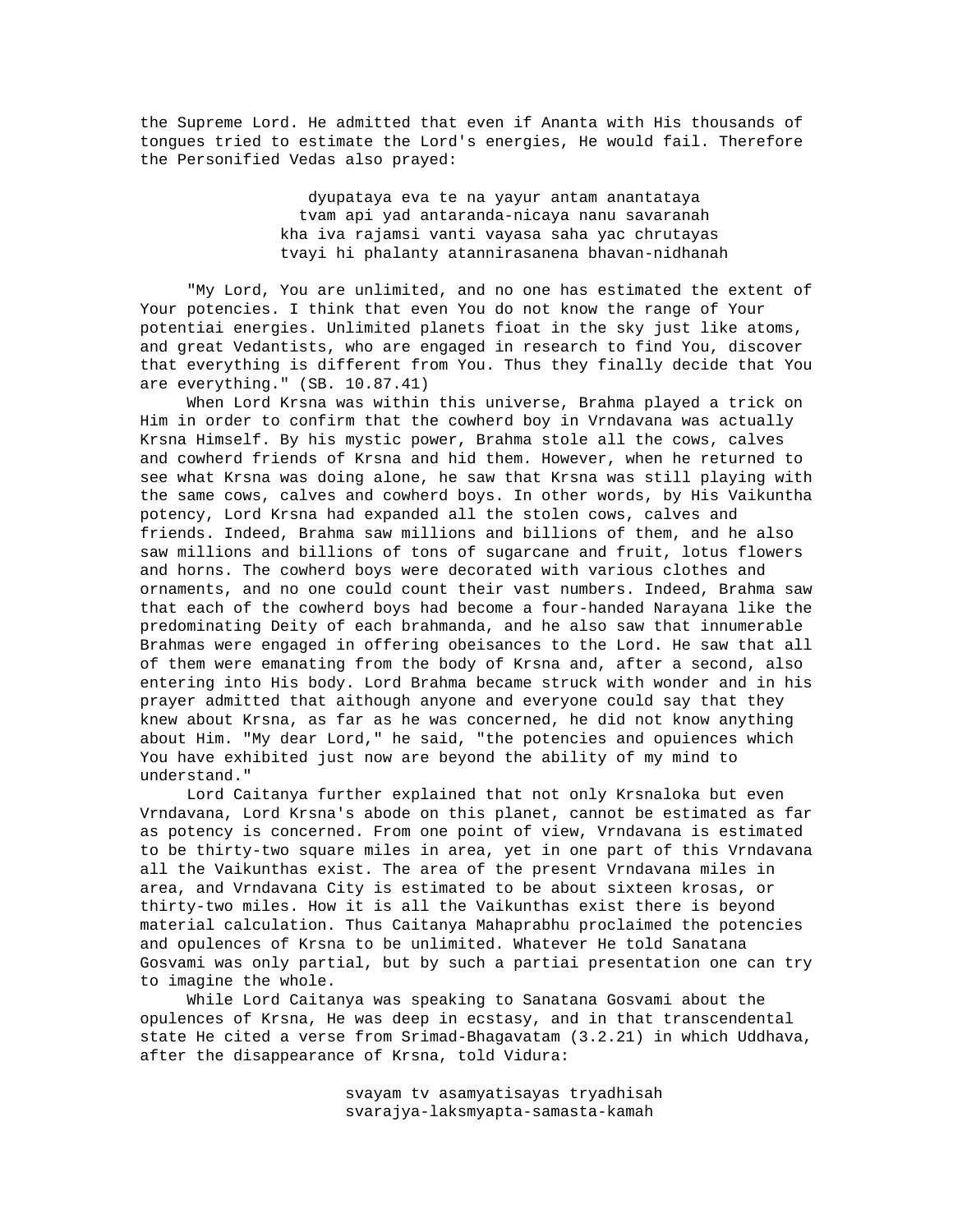the Supreme Lord. He admitted that even if Ananta with His thousands of tongues tried to estimate the Lord's energies, He would fail. Therefore the Personified Vedas also prayed:

> dyupataya eva te na yayur antam anantataya
> tvam api yad antaranda-nicaya nanu savaranah
> kha iva rajamsi vanti vayasa saha yac chrutayas
> tvayi hi phalanty atannirasanena bhavan-nidhanah

"My Lord, You are unlimited, and no one has estimated the extent of Your potencies. I think that even You do not know the range of Your potentiai energies. Unlimited planets fioat in the sky just like atoms, and great Vedantists, who are engaged in research to find You, discover that everything is different from You. Thus they finally decide that You are everything." (SB. 10.87.41)

When Lord Krsna was within this universe, Brahma played a trick on Him in order to confirm that the cowherd boy in Vrndavana was actually Krsna Himself. By his mystic power, Brahma stole all the cows, calves and cowherd friends of Krsna and hid them. However, when he returned to see what Krsna was doing alone, he saw that Krsna was still playing with the same cows, calves and cowherd boys. In other words, by His Vaikuntha potency, Lord Krsna had expanded all the stolen cows, calves and friends. Indeed, Brahma saw millions and billions of them, and he also saw millions and billions of tons of sugarcane and fruit, lotus flowers and horns. The cowherd boys were decorated with various clothes and ornaments, and no one could count their vast numbers. Indeed, Brahma saw that each of the cowherd boys had become a four-handed Narayana like the predominating Deity of each brahmanda, and he also saw that innumerable Brahmas were engaged in offering obeisances to the Lord. He saw that all of them were emanating from the body of Krsna and, after a second, also entering into His body. Lord Brahma became struck with wonder and in his prayer admitted that aithough anyone and everyone could say that they knew about Krsna, as far as he was concerned, he did not know anything about Him. "My dear Lord," he said, "the potencies and opuiences which You have exhibited just now are beyond the ability of my mind to understand."

Lord Caitanya further explained that not only Krsnaloka but even Vrndavana, Lord Krsna's abode on this planet, cannot be estimated as far as potency is concerned. From one point of view, Vrndavana is estimated to be thirty-two square miles in area, yet in one part of this Vrndavana all the Vaikunthas exist. The area of the present Vrndavana miles in area, and Vrndavana City is estimated to be about sixteen krosas, or thirty-two miles. How it is all the Vaikunthas exist there is beyond material calculation. Thus Caitanya Mahaprabhu proclaimed the potencies and opulences of Krsna to be unlimited. Whatever He told Sanatana Gosvami was only partial, but by such a partiai presentation one can try to imagine the whole.

While Lord Caitanya was speaking to Sanatana Gosvami about the opulences of Krsna, He was deep in ecstasy, and in that transcendental state He cited a verse from Srimad-Bhagavatam (3.2.21) in which Uddhava, after the disappearance of Krsna, told Vidura:

> svayam tv asamyatisayas tryadhisah
> svarajya-laksmyapta-samasta-kamah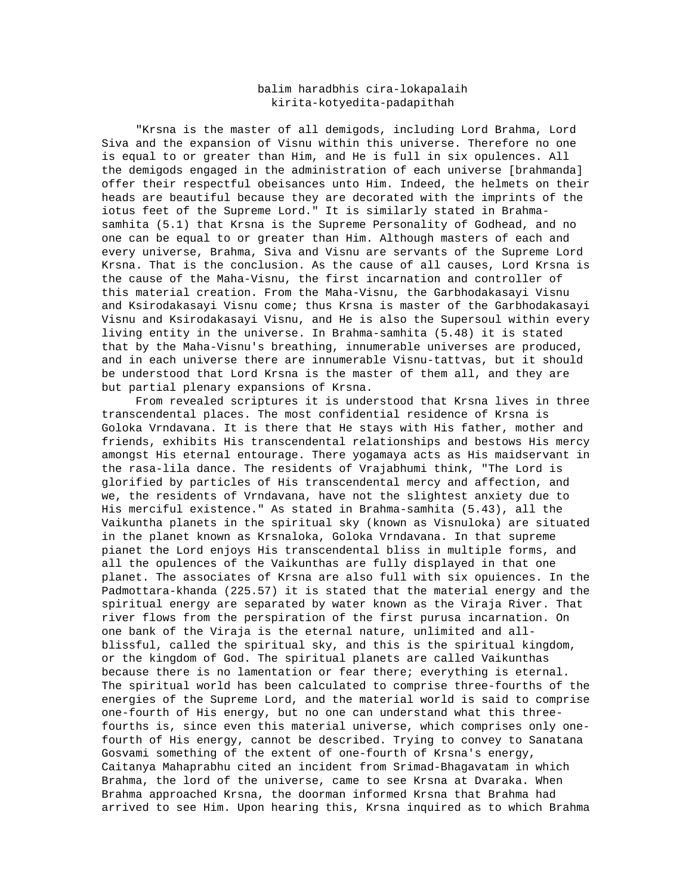balim haradbhis cira-lokapalaih
kirita-kotyedita-padapithah

"Krsna is the master of all demigods, including Lord Brahma, Lord Siva and the expansion of Visnu within this universe. Therefore no one is equal to or greater than Him, and He is full in six opulences. All the demigods engaged in the administration of each universe [brahmanda] offer their respectful obeisances unto Him. Indeed, the helmets on their heads are beautiful because they are decorated with the imprints of the iotus feet of the Supreme Lord." It is similarly stated in Brahma-samhita (5.1) that Krsna is the Supreme Personality of Godhead, and no one can be equal to or greater than Him. Although masters of each and every universe, Brahma, Siva and Visnu are servants of the Supreme Lord Krsna. That is the conclusion. As the cause of all causes, Lord Krsna is the cause of the Maha-Visnu, the first incarnation and controller of this material creation. From the Maha-Visnu, the Garbhodakasayi Visnu and Ksirodakasayi Visnu come; thus Krsna is master of the Garbhodakasayi Visnu and Ksirodakasayi Visnu, and He is also the Supersoul within every living entity in the universe. In Brahma-samhita (5.48) it is stated that by the Maha-Visnu's breathing, innumerable universes are produced, and in each universe there are innumerable Visnu-tattvas, but it should be understood that Lord Krsna is the master of them all, and they are but partial plenary expansions of Krsna.

From revealed scriptures it is understood that Krsna lives in three transcendental places. The most confidential residence of Krsna is Goloka Vrndavana. It is there that He stays with His father, mother and friends, exhibits His transcendental relationships and bestows His mercy amongst His eternal entourage. There yogamaya acts as His maidservant in the rasa-lila dance. The residents of Vrajabhumi think, "The Lord is glorified by particles of His transcendental mercy and affection, and we, the residents of Vrndavana, have not the slightest anxiety due to His merciful existence." As stated in Brahma-samhita (5.43), all the Vaikuntha planets in the spiritual sky (known as Visnuloka) are situated in the planet known as Krsnaloka, Goloka Vrndavana. In that supreme pianet the Lord enjoys His transcendental bliss in multiple forms, and all the opulences of the Vaikunthas are fully displayed in that one planet. The associates of Krsna are also full with six opuiences. In the Padmottara-khanda (225.57) it is stated that the material energy and the spiritual energy are separated by water known as the Viraja River. That river flows from the perspiration of the first purusa incarnation. On one bank of the Viraja is the eternal nature, unlimited and all-blissful, called the spiritual sky, and this is the spiritual kingdom, or the kingdom of God. The spiritual planets are called Vaikunthas because there is no lamentation or fear there; everything is eternal. The spiritual world has been calculated to comprise three-fourths of the energies of the Supreme Lord, and the material world is said to comprise one-fourth of His energy, but no one can understand what this three-fourths is, since even this material universe, which comprises only one-fourth of His energy, cannot be described. Trying to convey to Sanatana Gosvami something of the extent of one-fourth of Krsna's energy, Caitanya Mahaprabhu cited an incident from Srimad-Bhagavatam in which Brahma, the lord of the universe, came to see Krsna at Dvaraka. When Brahma approached Krsna, the doorman informed Krsna that Brahma had arrived to see Him. Upon hearing this, Krsna inquired as to which Brahma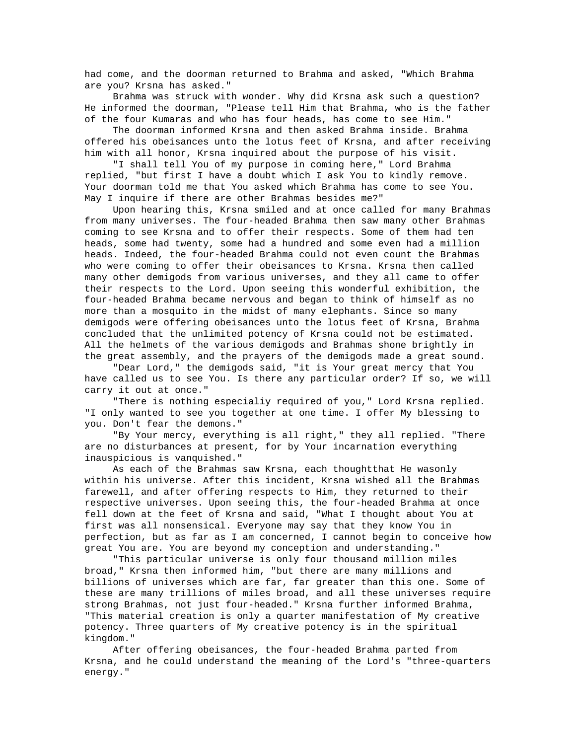had come, and the doorman returned to Brahma and asked, "Which Brahma are you? Krsna has asked."

Brahma was struck with wonder. Why did Krsna ask such a question? He informed the doorman, "Please tell Him that Brahma, who is the father of the four Kumaras and who has four heads, has come to see Him."

The doorman informed Krsna and then asked Brahma inside. Brahma offered his obeisances unto the lotus feet of Krsna, and after receiving him with all honor, Krsna inquired about the purpose of his visit.

"I shall tell You of my purpose in coming here," Lord Brahma replied, "but first I have a doubt which I ask You to kindly remove. Your doorman told me that You asked which Brahma has come to see You. May I inquire if there are other Brahmas besides me?"

Upon hearing this, Krsna smiled and at once called for many Brahmas from many universes. The four-headed Brahma then saw many other Brahmas coming to see Krsna and to offer their respects. Some of them had ten heads, some had twenty, some had a hundred and some even had a million heads. Indeed, the four-headed Brahma could not even count the Brahmas who were coming to offer their obeisances to Krsna. Krsna then called many other demigods from various universes, and they all came to offer their respects to the Lord. Upon seeing this wonderful exhibition, the four-headed Brahma became nervous and began to think of himself as no more than a mosquito in the midst of many elephants. Since so many demigods were offering obeisances unto the lotus feet of Krsna, Brahma concluded that the unlimited potency of Krsna could not be estimated. All the helmets of the various demigods and Brahmas shone brightly in the great assembly, and the prayers of the demigods made a great sound.

"Dear Lord," the demigods said, "it is Your great mercy that You have called us to see You. Is there any particular order? If so, we will carry it out at once."

"There is nothing especialiy required of you," Lord Krsna replied. "I only wanted to see you together at one time. I offer My blessing to you. Don't fear the demons."

"By Your mercy, everything is all right," they all replied. "There are no disturbances at present, for by Your incarnation everything inauspicious is vanquished."

As each of the Brahmas saw Krsna, each thoughtthat He wasonly within his universe. After this incident, Krsna wished all the Brahmas farewell, and after offering respects to Him, they returned to their respective universes. Upon seeing this, the four-headed Brahma at once fell down at the feet of Krsna and said, "What I thought about You at first was all nonsensical. Everyone may say that they know You in perfection, but as far as I am concerned, I cannot begin to conceive how great You are. You are beyond my conception and understanding."

"This particular universe is only four thousand million miles broad," Krsna then informed him, "but there are many millions and billions of universes which are far, far greater than this one. Some of these are many trillions of miles broad, and all these universes require strong Brahmas, not just four-headed." Krsna further informed Brahma, "This material creation is only a quarter manifestation of My creative potency. Three quarters of My creative potency is in the spiritual kingdom."

After offering obeisances, the four-headed Brahma parted from Krsna, and he could understand the meaning of the Lord's "three-quarters energy."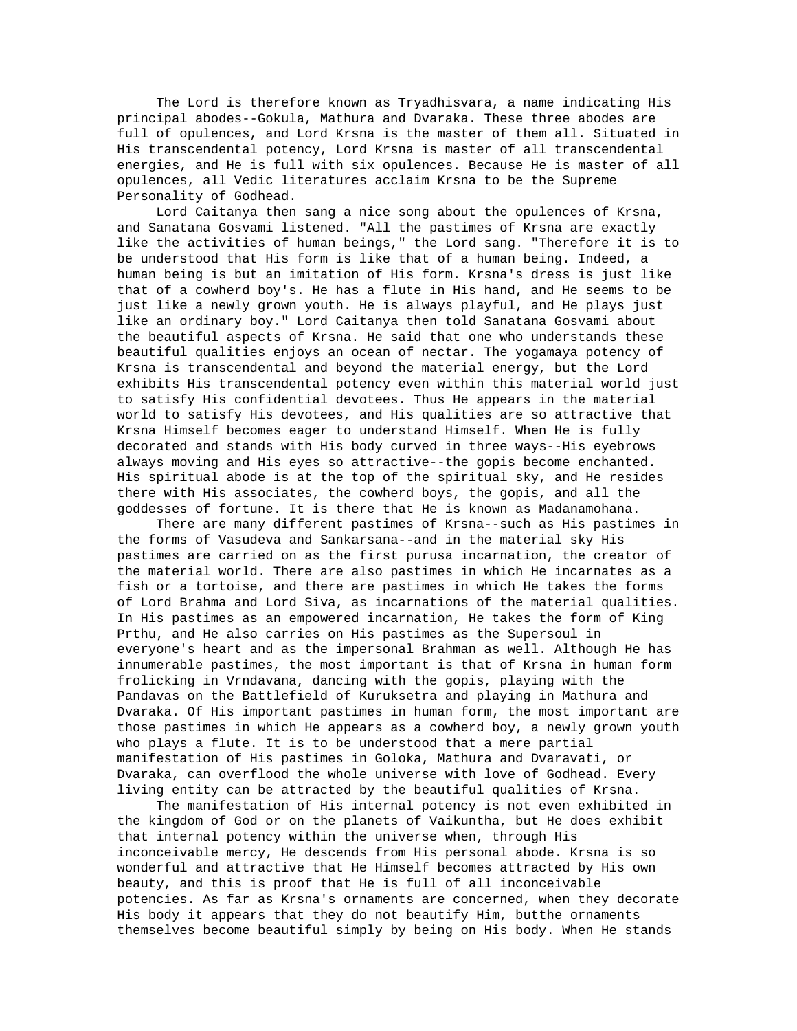The Lord is therefore known as Tryadhisvara, a name indicating His principal abodes--Gokula, Mathura and Dvaraka. These three abodes are full of opulences, and Lord Krsna is the master of them all. Situated in His transcendental potency, Lord Krsna is master of all transcendental energies, and He is full with six opulences. Because He is master of all opulences, all Vedic literatures acclaim Krsna to be the Supreme Personality of Godhead.

Lord Caitanya then sang a nice song about the opulences of Krsna, and Sanatana Gosvami listened. "All the pastimes of Krsna are exactly like the activities of human beings," the Lord sang. "Therefore it is to be understood that His form is like that of a human being. Indeed, a human being is but an imitation of His form. Krsna's dress is just like that of a cowherd boy's. He has a flute in His hand, and He seems to be just like a newly grown youth. He is always playful, and He plays just like an ordinary boy." Lord Caitanya then told Sanatana Gosvami about the beautiful aspects of Krsna. He said that one who understands these beautiful qualities enjoys an ocean of nectar. The yogamaya potency of Krsna is transcendental and beyond the material energy, but the Lord exhibits His transcendental potency even within this material world just to satisfy His confidential devotees. Thus He appears in the material world to satisfy His devotees, and His qualities are so attractive that Krsna Himself becomes eager to understand Himself. When He is fully decorated and stands with His body curved in three ways--His eyebrows always moving and His eyes so attractive--the gopis become enchanted. His spiritual abode is at the top of the spiritual sky, and He resides there with His associates, the cowherd boys, the gopis, and all the goddesses of fortune. It is there that He is known as Madanamohana.

There are many different pastimes of Krsna--such as His pastimes in the forms of Vasudeva and Sankarsana--and in the material sky His pastimes are carried on as the first purusa incarnation, the creator of the material world. There are also pastimes in which He incarnates as a fish or a tortoise, and there are pastimes in which He takes the forms of Lord Brahma and Lord Siva, as incarnations of the material qualities. In His pastimes as an empowered incarnation, He takes the form of King Prthu, and He also carries on His pastimes as the Supersoul in everyone's heart and as the impersonal Brahman as well. Although He has innumerable pastimes, the most important is that of Krsna in human form frolicking in Vrndavana, dancing with the gopis, playing with the Pandavas on the Battlefield of Kuruksetra and playing in Mathura and Dvaraka. Of His important pastimes in human form, the most important are those pastimes in which He appears as a cowherd boy, a newly grown youth who plays a flute. It is to be understood that a mere partial manifestation of His pastimes in Goloka, Mathura and Dvaravati, or Dvaraka, can overflood the whole universe with love of Godhead. Every living entity can be attracted by the beautiful qualities of Krsna.

The manifestation of His internal potency is not even exhibited in the kingdom of God or on the planets of Vaikuntha, but He does exhibit that internal potency within the universe when, through His inconceivable mercy, He descends from His personal abode. Krsna is so wonderful and attractive that He Himself becomes attracted by His own beauty, and this is proof that He is full of all inconceivable potencies. As far as Krsna's ornaments are concerned, when they decorate His body it appears that they do not beautify Him, butthe ornaments themselves become beautiful simply by being on His body. When He stands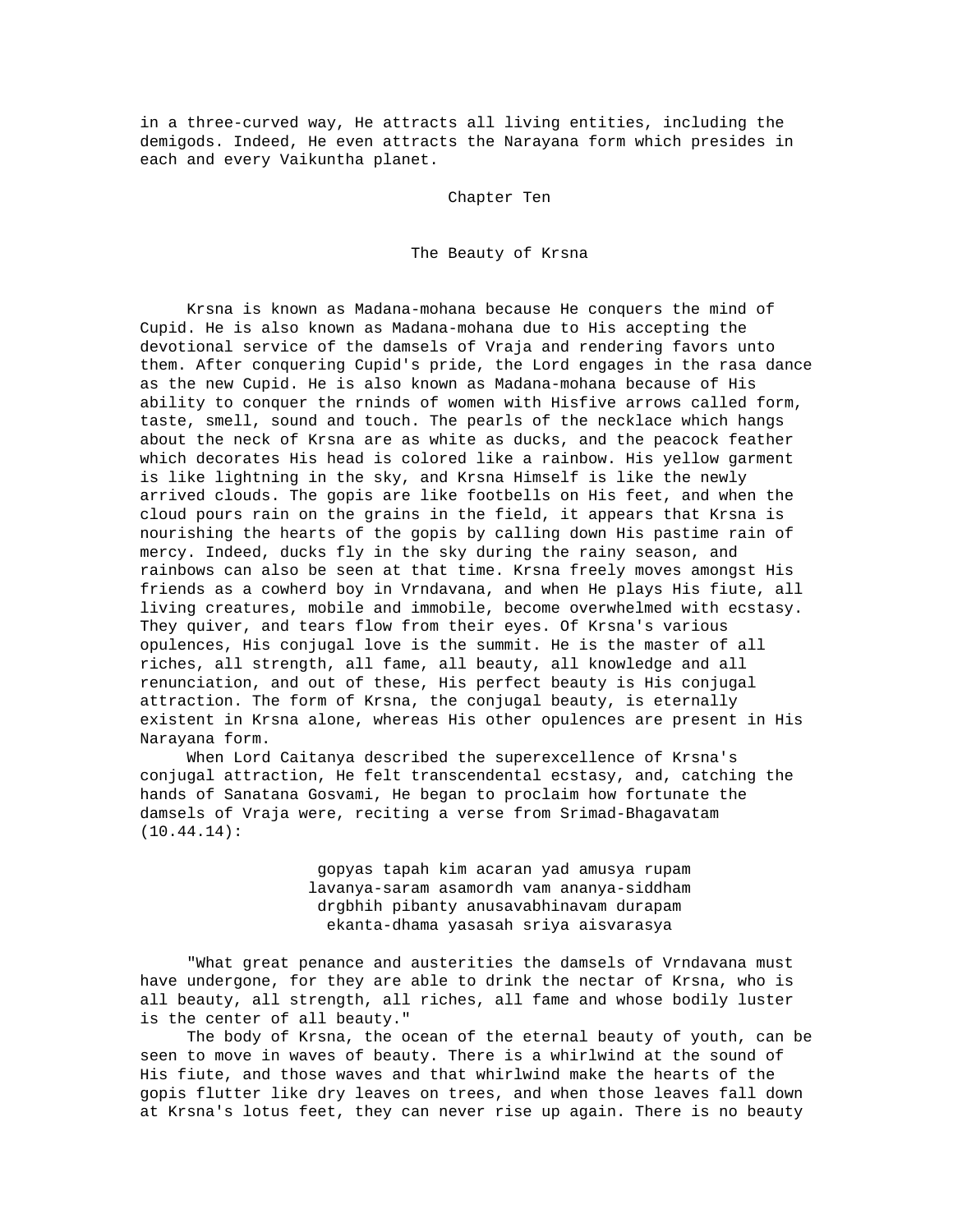in a three-curved way, He attracts all living entities, including the demigods. Indeed, He even attracts the Narayana form which presides in each and every Vaikuntha planet.

# Chapter Ten

## The Beauty of Krsna

Krsna is known as Madana-mohana because He conquers the mind of Cupid. He is also known as Madana-mohana due to His accepting the devotional service of the damsels of Vraja and rendering favors unto them. After conquering Cupid's pride, the Lord engages in the rasa dance as the new Cupid. He is also known as Madana-mohana because of His ability to conquer the rninds of women with Hisfive arrows called form, taste, smell, sound and touch. The pearls of the necklace which hangs about the neck of Krsna are as white as ducks, and the peacock feather which decorates His head is colored like a rainbow. His yellow garment is like lightning in the sky, and Krsna Himself is like the newly arrived clouds. The gopis are like footbells on His feet, and when the cloud pours rain on the grains in the field, it appears that Krsna is nourishing the hearts of the gopis by calling down His pastime rain of mercy. Indeed, ducks fly in the sky during the rainy season, and rainbows can also be seen at that time. Krsna freely moves amongst His friends as a cowherd boy in Vrndavana, and when He plays His fiute, all living creatures, mobile and immobile, become overwhelmed with ecstasy. They quiver, and tears flow from their eyes. Of Krsna's various opulences, His conjugal love is the summit. He is the master of all riches, all strength, all fame, all beauty, all knowledge and all renunciation, and out of these, His perfect beauty is His conjugal attraction. The form of Krsna, the conjugal beauty, is eternally existent in Krsna alone, whereas His other opulences are present in His Narayana form.

When Lord Caitanya described the superexcellence of Krsna's conjugal attraction, He felt transcendental ecstasy, and, catching the hands of Sanatana Gosvami, He began to proclaim how fortunate the damsels of Vraja were, reciting a verse from Srimad-Bhagavatam (10.44.14):

> gopyas tapah kim acaran yad amusya rupam
> lavanya-saram asamordh vam ananya-siddham
> drgbhih pibanty anusavabhinavam durapam
> ekanta-dhama yasasah sriya aisvarasya

"What great penance and austerities the damsels of Vrndavana must have undergone, for they are able to drink the nectar of Krsna, who is all beauty, all strength, all riches, all fame and whose bodily luster is the center of all beauty."

The body of Krsna, the ocean of the eternal beauty of youth, can be seen to move in waves of beauty. There is a whirlwind at the sound of His fiute, and those waves and that whirlwind make the hearts of the gopis flutter like dry leaves on trees, and when those leaves fall down at Krsna's lotus feet, they can never rise up again. There is no beauty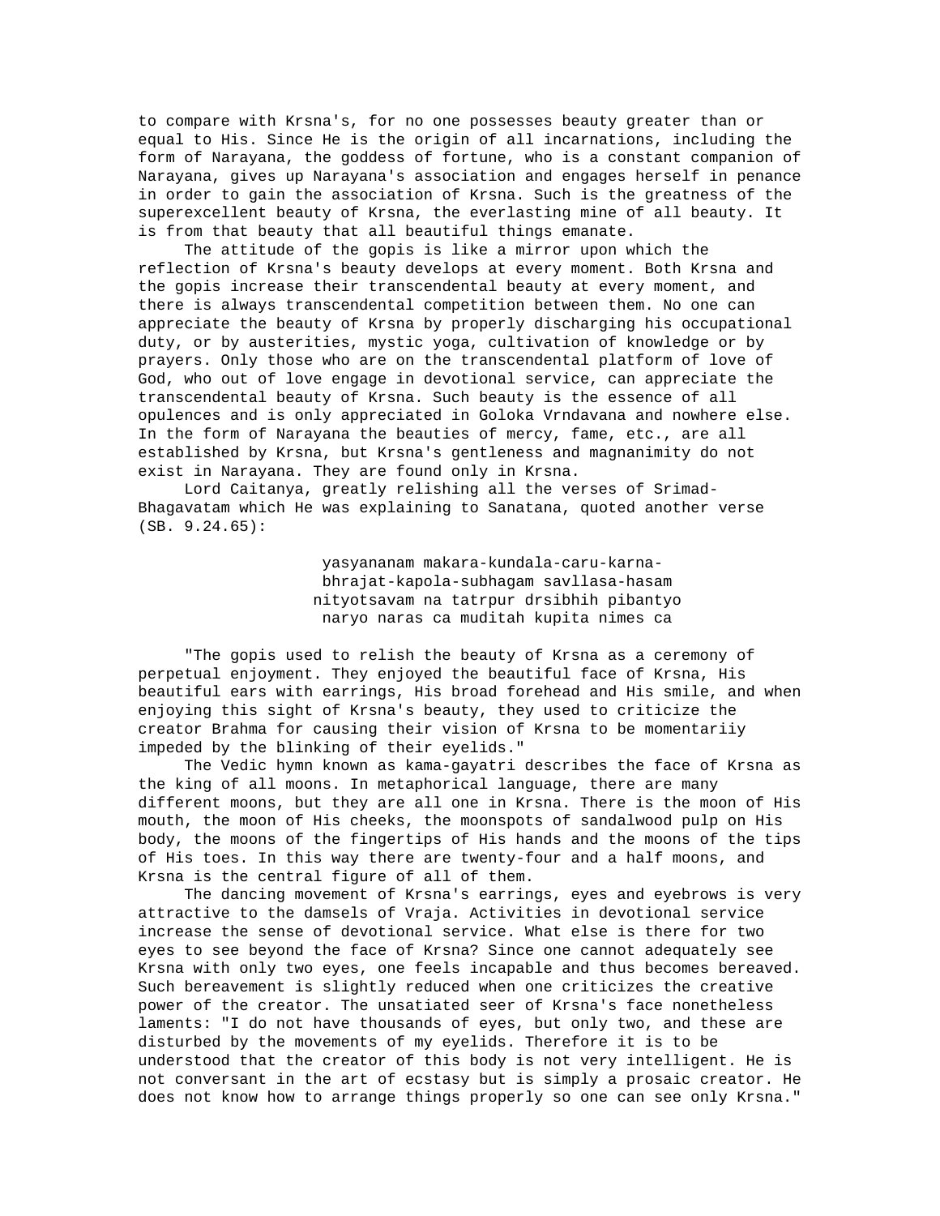to compare with Krsna's, for no one possesses beauty greater than or equal to His. Since He is the origin of all incarnations, including the form of Narayana, the goddess of fortune, who is a constant companion of Narayana, gives up Narayana's association and engages herself in penance in order to gain the association of Krsna. Such is the greatness of the superexcellent beauty of Krsna, the everlasting mine of all beauty. It is from that beauty that all beautiful things emanate.

The attitude of the gopis is like a mirror upon which the reflection of Krsna's beauty develops at every moment. Both Krsna and the gopis increase their transcendental beauty at every moment, and there is always transcendental competition between them. No one can appreciate the beauty of Krsna by properly discharging his occupational duty, or by austerities, mystic yoga, cultivation of knowledge or by prayers. Only those who are on the transcendental platform of love of God, who out of love engage in devotional service, can appreciate the transcendental beauty of Krsna. Such beauty is the essence of all opulences and is only appreciated in Goloka Vrndavana and nowhere else. In the form of Narayana the beauties of mercy, fame, etc., are all established by Krsna, but Krsna's gentleness and magnanimity do not exist in Narayana. They are found only in Krsna.

Lord Caitanya, greatly relishing all the verses of Srimad-Bhagavatam which He was explaining to Sanatana, quoted another verse (SB. 9.24.65):

> yasyananam makara-kundala-caru-karna-
> bhrajat-kapola-subhagam savllasa-hasam
> nityotsavam na tatrpur drsibhih pibantyo
> naryo naras ca muditah kupita nimes ca

"The gopis used to relish the beauty of Krsna as a ceremony of perpetual enjoyment. They enjoyed the beautiful face of Krsna, His beautiful ears with earrings, His broad forehead and His smile, and when enjoying this sight of Krsna's beauty, they used to criticize the creator Brahma for causing their vision of Krsna to be momentariiy impeded by the blinking of their eyelids."

The Vedic hymn known as kama-gayatri describes the face of Krsna as the king of all moons. In metaphorical language, there are many different moons, but they are all one in Krsna. There is the moon of His mouth, the moon of His cheeks, the moonspots of sandalwood pulp on His body, the moons of the fingertips of His hands and the moons of the tips of His toes. In this way there are twenty-four and a half moons, and Krsna is the central figure of all of them.

The dancing movement of Krsna's earrings, eyes and eyebrows is very attractive to the damsels of Vraja. Activities in devotional service increase the sense of devotional service. What else is there for two eyes to see beyond the face of Krsna? Since one cannot adequately see Krsna with only two eyes, one feels incapable and thus becomes bereaved. Such bereavement is slightly reduced when one criticizes the creative power of the creator. The unsatiated seer of Krsna's face nonetheless laments: "I do not have thousands of eyes, but only two, and these are disturbed by the movements of my eyelids. Therefore it is to be understood that the creator of this body is not very intelligent. He is not conversant in the art of ecstasy but is simply a prosaic creator. He does not know how to arrange things properly so one can see only Krsna."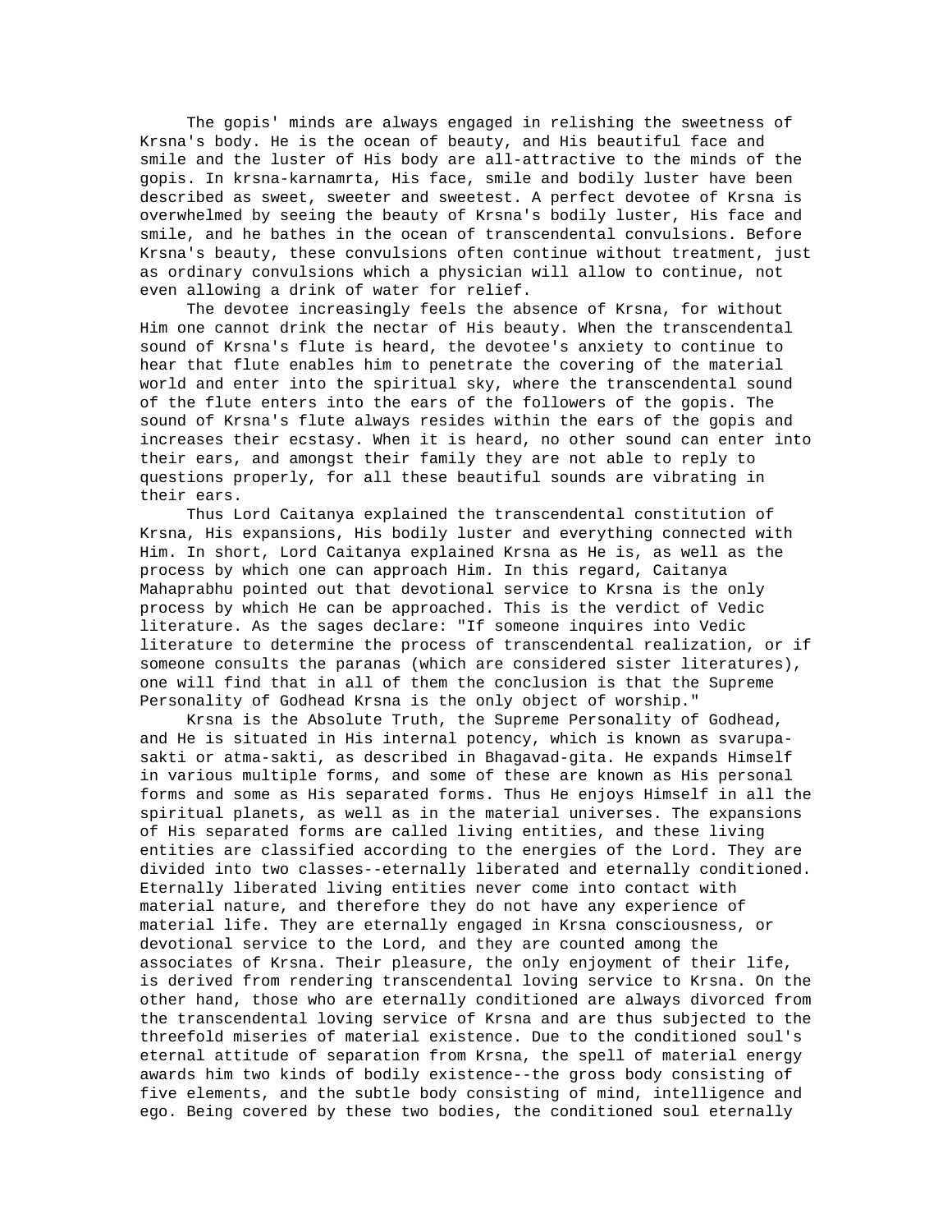The gopis' minds are always engaged in relishing the sweetness of Krsna's body. He is the ocean of beauty, and His beautiful face and smile and the luster of His body are all-attractive to the minds of the gopis. In krsna-karnamrta, His face, smile and bodily luster have been described as sweet, sweeter and sweetest. A perfect devotee of Krsna is overwhelmed by seeing the beauty of Krsna's bodily luster, His face and smile, and he bathes in the ocean of transcendental convulsions. Before Krsna's beauty, these convulsions often continue without treatment, just as ordinary convulsions which a physician will allow to continue, not even allowing a drink of water for relief.

The devotee increasingly feels the absence of Krsna, for without Him one cannot drink the nectar of His beauty. When the transcendental sound of Krsna's flute is heard, the devotee's anxiety to continue to hear that flute enables him to penetrate the covering of the material world and enter into the spiritual sky, where the transcendental sound of the flute enters into the ears of the followers of the gopis. The sound of Krsna's flute always resides within the ears of the gopis and increases their ecstasy. When it is heard, no other sound can enter into their ears, and amongst their family they are not able to reply to questions properly, for all these beautiful sounds are vibrating in their ears.

Thus Lord Caitanya explained the transcendental constitution of Krsna, His expansions, His bodily luster and everything connected with Him. In short, Lord Caitanya explained Krsna as He is, as well as the process by which one can approach Him. In this regard, Caitanya Mahaprabhu pointed out that devotional service to Krsna is the only process by which He can be approached. This is the verdict of Vedic literature. As the sages declare: "If someone inquires into Vedic literature to determine the process of transcendental realization, or if someone consults the paranas (which are considered sister literatures), one will find that in all of them the conclusion is that the Supreme Personality of Godhead Krsna is the only object of worship."

Krsna is the Absolute Truth, the Supreme Personality of Godhead, and He is situated in His internal potency, which is known as svarupa-sakti or atma-sakti, as described in Bhagavad-gita. He expands Himself in various multiple forms, and some of these are known as His personal forms and some as His separated forms. Thus He enjoys Himself in all the spiritual planets, as well as in the material universes. The expansions of His separated forms are called living entities, and these living entities are classified according to the energies of the Lord. They are divided into two classes--eternally liberated and eternally conditioned. Eternally liberated living entities never come into contact with material nature, and therefore they do not have any experience of material life. They are eternally engaged in Krsna consciousness, or devotional service to the Lord, and they are counted among the associates of Krsna. Their pleasure, the only enjoyment of their life, is derived from rendering transcendental loving service to Krsna. On the other hand, those who are eternally conditioned are always divorced from the transcendental loving service of Krsna and are thus subjected to the threefold miseries of material existence. Due to the conditioned soul's eternal attitude of separation from Krsna, the spell of material energy awards him two kinds of bodily existence--the gross body consisting of five elements, and the subtle body consisting of mind, intelligence and ego. Being covered by these two bodies, the conditioned soul eternally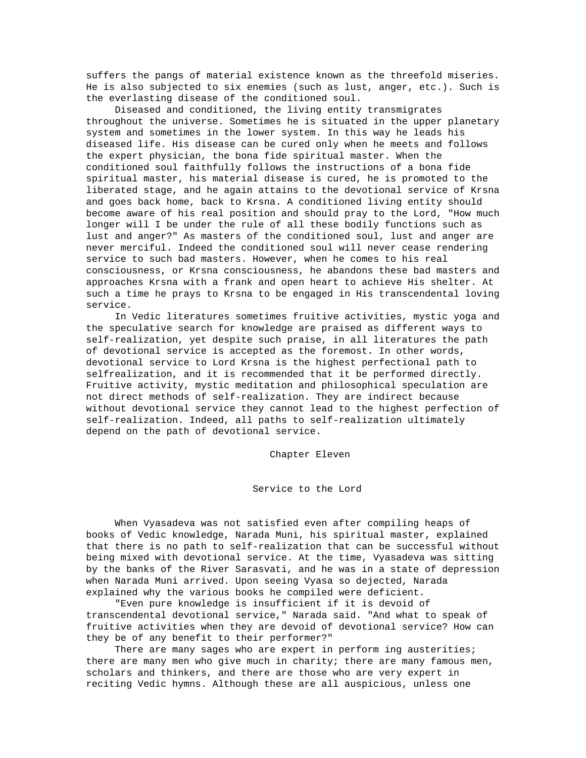suffers the pangs of material existence known as the threefold miseries. He is also subjected to six enemies (such as lust, anger, etc.). Such is the everlasting disease of the conditioned soul.

Diseased and conditioned, the living entity transmigrates throughout the universe. Sometimes he is situated in the upper planetary system and sometimes in the lower system. In this way he leads his diseased life. His disease can be cured only when he meets and follows the expert physician, the bona fide spiritual master. When the conditioned soul faithfully follows the instructions of a bona fide spiritual master, his material disease is cured, he is promoted to the liberated stage, and he again attains to the devotional service of Krsna and goes back home, back to Krsna. A conditioned living entity should become aware of his real position and should pray to the Lord, "How much longer will I be under the rule of all these bodily functions such as lust and anger?" As masters of the conditioned soul, lust and anger are never merciful. Indeed the conditioned soul will never cease rendering service to such bad masters. However, when he comes to his real consciousness, or Krsna consciousness, he abandons these bad masters and approaches Krsna with a frank and open heart to achieve His shelter. At such a time he prays to Krsna to be engaged in His transcendental loving service.

In Vedic literatures sometimes fruitive activities, mystic yoga and the speculative search for knowledge are praised as different ways to self-realization, yet despite such praise, in all literatures the path of devotional service is accepted as the foremost. In other words, devotional service to Lord Krsna is the highest perfectional path to selfrealization, and it is recommended that it be performed directly. Fruitive activity, mystic meditation and philosophical speculation are not direct methods of self-realization. They are indirect because without devotional service they cannot lead to the highest perfection of self-realization. Indeed, all paths to self-realization ultimately depend on the path of devotional service.

# Chapter Eleven

## Service to the Lord

When Vyasadeva was not satisfied even after compiling heaps of books of Vedic knowledge, Narada Muni, his spiritual master, explained that there is no path to self-realization that can be successful without being mixed with devotional service. At the time, Vyasadeva was sitting by the banks of the River Sarasvati, and he was in a state of depression when Narada Muni arrived. Upon seeing Vyasa so dejected, Narada explained why the various books he compiled were deficient.

"Even pure knowledge is insufficient if it is devoid of transcendental devotional service," Narada said. "And what to speak of fruitive activities when they are devoid of devotional service? How can they be of any benefit to their performer?"

There are many sages who are expert in perform ing austerities; there are many men who give much in charity; there are many famous men, scholars and thinkers, and there are those who are very expert in reciting Vedic hymns. Although these are all auspicious, unless one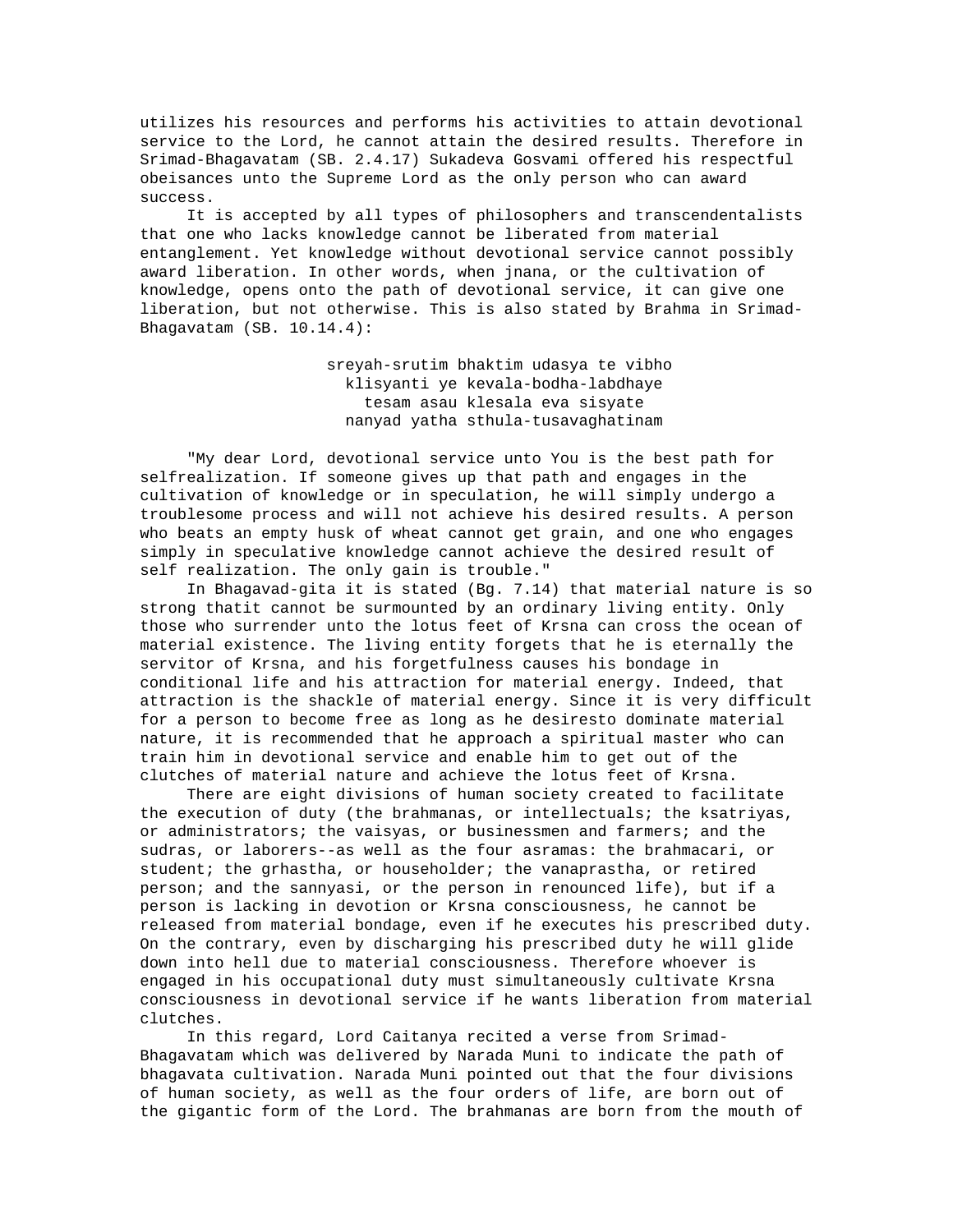utilizes his resources and performs his activities to attain devotional service to the Lord, he cannot attain the desired results. Therefore in Srimad-Bhagavatam (SB. 2.4.17) Sukadeva Gosvami offered his respectful obeisances unto the Supreme Lord as the only person who can award success.

It is accepted by all types of philosophers and transcendentalists that one who lacks knowledge cannot be liberated from material entanglement. Yet knowledge without devotional service cannot possibly award liberation. In other words, when jnana, or the cultivation of knowledge, opens onto the path of devotional service, it can give one liberation, but not otherwise. This is also stated by Brahma in Srimad-Bhagavatam (SB. 10.14.4):

> sreyah-srutim bhaktim udasya te vibho
> klisyanti ye kevala-bodha-labdhaye
> tesam asau klesala eva sisyate
> nanyad yatha sthula-tusavaghatinam

"My dear Lord, devotional service unto You is the best path for selfrealization. If someone gives up that path and engages in the cultivation of knowledge or in speculation, he will simply undergo a troublesome process and will not achieve his desired results. A person who beats an empty husk of wheat cannot get grain, and one who engages simply in speculative knowledge cannot achieve the desired result of self realization. The only gain is trouble."

In Bhagavad-gita it is stated (Bg. 7.14) that material nature is so strong thatit cannot be surmounted by an ordinary living entity. Only those who surrender unto the lotus feet of Krsna can cross the ocean of material existence. The living entity forgets that he is eternally the servitor of Krsna, and his forgetfulness causes his bondage in conditional life and his attraction for material energy. Indeed, that attraction is the shackle of material energy. Since it is very difficult for a person to become free as long as he desiresto dominate material nature, it is recommended that he approach a spiritual master who can train him in devotional service and enable him to get out of the clutches of material nature and achieve the lotus feet of Krsna.

There are eight divisions of human society created to facilitate the execution of duty (the brahmanas, or intellectuals; the ksatriyas, or administrators; the vaisyas, or businessmen and farmers; and the sudras, or laborers--as well as the four asramas: the brahmacari, or student; the grhastha, or householder; the vanaprastha, or retired person; and the sannyasi, or the person in renounced life), but if a person is lacking in devotion or Krsna consciousness, he cannot be released from material bondage, even if he executes his prescribed duty. On the contrary, even by discharging his prescribed duty he will glide down into hell due to material consciousness. Therefore whoever is engaged in his occupational duty must simultaneously cultivate Krsna consciousness in devotional service if he wants liberation from material clutches.

In this regard, Lord Caitanya recited a verse from Srimad-Bhagavatam which was delivered by Narada Muni to indicate the path of bhagavata cultivation. Narada Muni pointed out that the four divisions of human society, as well as the four orders of life, are born out of the gigantic form of the Lord. The brahmanas are born from the mouth of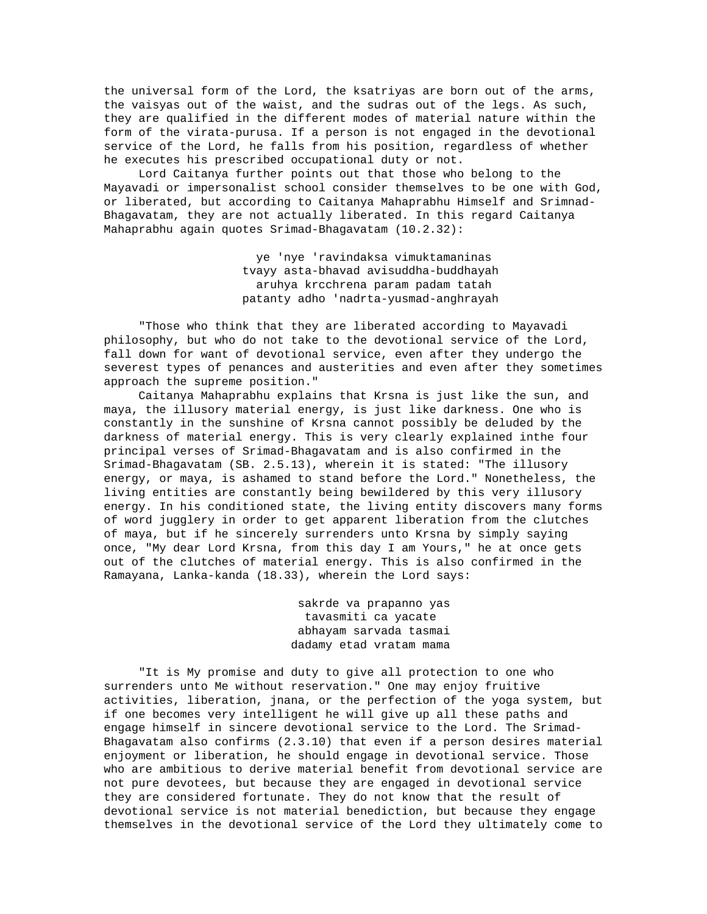the universal form of the Lord, the ksatriyas are born out of the arms, the vaisyas out of the waist, and the sudras out of the legs. As such, they are qualified in the different modes of material nature within the form of the virata-purusa. If a person is not engaged in the devotional service of the Lord, he falls from his position, regardless of whether he executes his prescribed occupational duty or not.

Lord Caitanya further points out that those who belong to the Mayavadi or impersonalist school consider themselves to be one with God, or liberated, but according to Caitanya Mahaprabhu Himself and Srimnad-Bhagavatam, they are not actually liberated. In this regard Caitanya Mahaprabhu again quotes Srimad-Bhagavatam (10.2.32):

> ye 'nye 'ravindaksa vimuktamaninas
> tvayy asta-bhavad avisuddha-buddhayah
> aruhya krcchrena param padam tatah
> patanty adho 'nadrta-yusmad-anghrayah

"Those who think that they are liberated according to Mayavadi philosophy, but who do not take to the devotional service of the Lord, fall down for want of devotional service, even after they undergo the severest types of penances and austerities and even after they sometimes approach the supreme position."

Caitanya Mahaprabhu explains that Krsna is just like the sun, and maya, the illusory material energy, is just like darkness. One who is constantly in the sunshine of Krsna cannot possibly be deluded by the darkness of material energy. This is very clearly explained inthe four principal verses of Srimad-Bhagavatam and is also confirmed in the Srimad-Bhagavatam (SB. 2.5.13), wherein it is stated: "The illusory energy, or maya, is ashamed to stand before the Lord." Nonetheless, the living entities are constantly being bewildered by this very illusory energy. In his conditioned state, the living entity discovers many forms of word jugglery in order to get apparent liberation from the clutches of maya, but if he sincerely surrenders unto Krsna by simply saying once, "My dear Lord Krsna, from this day I am Yours," he at once gets out of the clutches of material energy. This is also confirmed in the Ramayana, Lanka-kanda (18.33), wherein the Lord says:

> sakrde va prapanno yas
> tavasmiti ca yacate
> abhayam sarvada tasmai
> dadamy etad vratam mama

"It is My promise and duty to give all protection to one who surrenders unto Me without reservation." One may enjoy fruitive activities, liberation, jnana, or the perfection of the yoga system, but if one becomes very intelligent he will give up all these paths and engage himself in sincere devotional service to the Lord. The Srimad-Bhagavatam also confirms (2.3.10) that even if a person desires material enjoyment or liberation, he should engage in devotional service. Those who are ambitious to derive material benefit from devotional service are not pure devotees, but because they are engaged in devotional service they are considered fortunate. They do not know that the result of devotional service is not material benediction, but because they engage themselves in the devotional service of the Lord they ultimately come to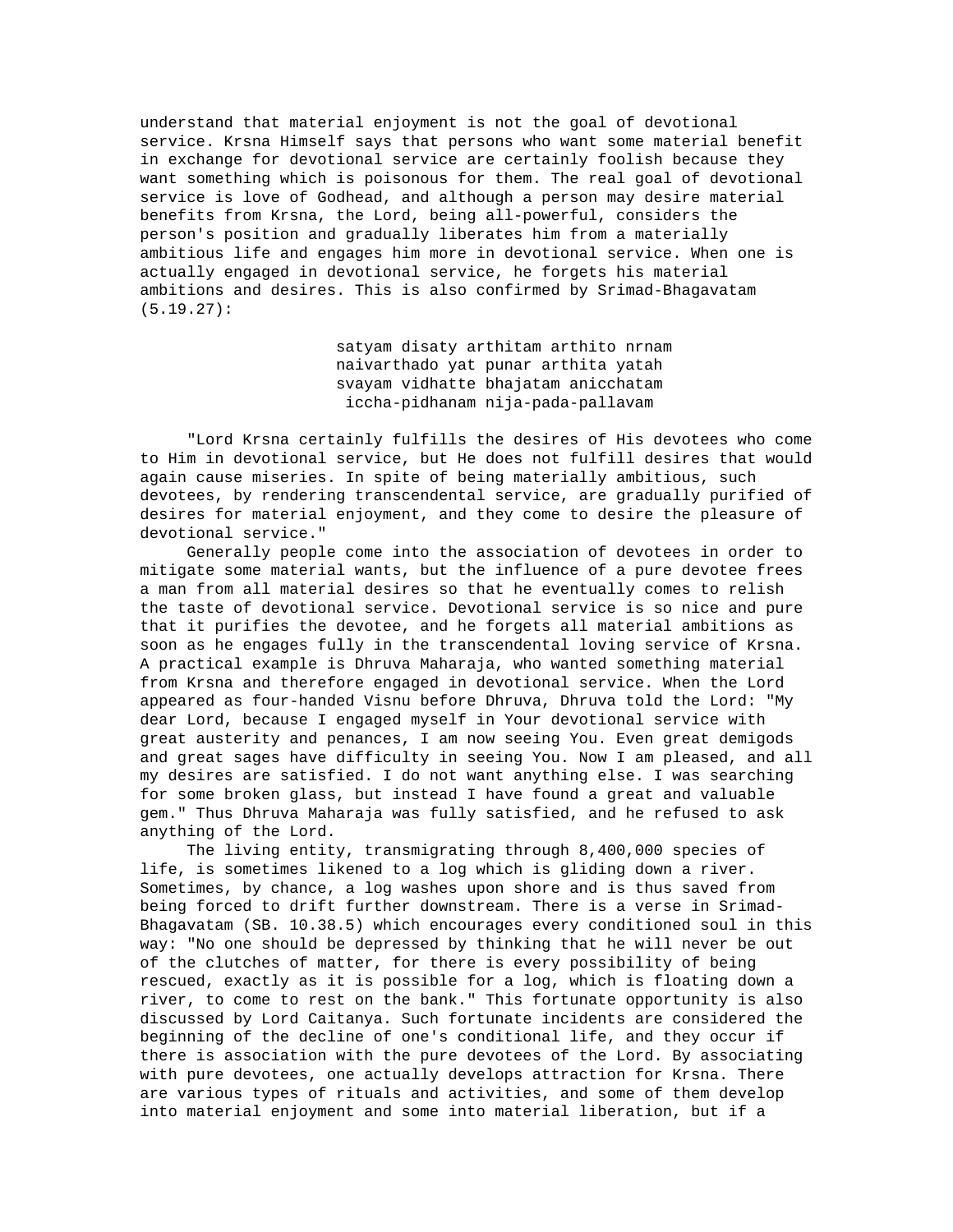understand that material enjoyment is not the goal of devotional service. Krsna Himself says that persons who want some material benefit in exchange for devotional service are certainly foolish because they want something which is poisonous for them. The real goal of devotional service is love of Godhead, and although a person may desire material benefits from Krsna, the Lord, being all-powerful, considers the person's position and gradually liberates him from a materially ambitious life and engages him more in devotional service. When one is actually engaged in devotional service, he forgets his material ambitions and desires. This is also confirmed by Srimad-Bhagavatam (5.19.27):

> satyam disaty arthitam arthito nrnam
> naivarthado yat punar arthita yatah
> svayam vidhatte bhajatam anicchatam
> iccha-pidhanam nija-pada-pallavam

"Lord Krsna certainly fulfills the desires of His devotees who come to Him in devotional service, but He does not fulfill desires that would again cause miseries. In spite of being materially ambitious, such devotees, by rendering transcendental service, are gradually purified of desires for material enjoyment, and they come to desire the pleasure of devotional service."

Generally people come into the association of devotees in order to mitigate some material wants, but the influence of a pure devotee frees a man from all material desires so that he eventually comes to relish the taste of devotional service. Devotional service is so nice and pure that it purifies the devotee, and he forgets all material ambitions as soon as he engages fully in the transcendental loving service of Krsna. A practical example is Dhruva Maharaja, who wanted something material from Krsna and therefore engaged in devotional service. When the Lord appeared as four-handed Visnu before Dhruva, Dhruva told the Lord: "My dear Lord, because I engaged myself in Your devotional service with great austerity and penances, I am now seeing You. Even great demigods and great sages have difficulty in seeing You. Now I am pleased, and all my desires are satisfied. I do not want anything else. I was searching for some broken glass, but instead I have found a great and valuable gem." Thus Dhruva Maharaja was fully satisfied, and he refused to ask anything of the Lord.

The living entity, transmigrating through 8,400,000 species of life, is sometimes likened to a log which is gliding down a river. Sometimes, by chance, a log washes upon shore and is thus saved from being forced to drift further downstream. There is a verse in Srimad-Bhagavatam (SB. 10.38.5) which encourages every conditioned soul in this way: "No one should be depressed by thinking that he will never be out of the clutches of matter, for there is every possibility of being rescued, exactly as it is possible for a log, which is floating down a river, to come to rest on the bank." This fortunate opportunity is also discussed by Lord Caitanya. Such fortunate incidents are considered the beginning of the decline of one's conditional life, and they occur if there is association with the pure devotees of the Lord. By associating with pure devotees, one actually develops attraction for Krsna. There are various types of rituals and activities, and some of them develop into material enjoyment and some into material liberation, but if a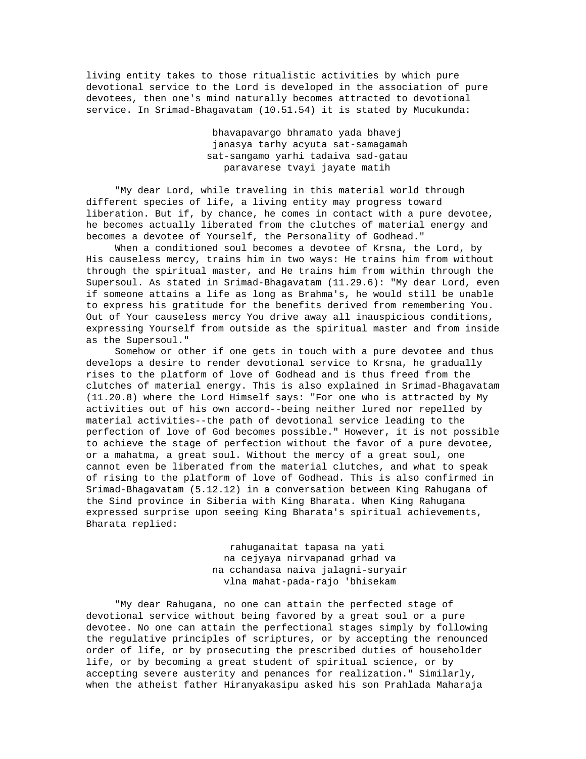living entity takes to those ritualistic activities by which pure devotional service to the Lord is developed in the association of pure devotees, then one's mind naturally becomes attracted to devotional service. In Srimad-Bhagavatam (10.51.54) it is stated by Mucukunda:

> bhavapavargo bhramato yada bhavej
> janasya tarhy acyuta sat-samagamah
> sat-sangamo yarhi tadaiva sad-gatau
> paravarese tvayi jayate matih

"My dear Lord, while traveling in this material world through different species of life, a living entity may progress toward liberation. But if, by chance, he comes in contact with a pure devotee, he becomes actually liberated from the clutches of material energy and becomes a devotee of Yourself, the Personality of Godhead."

When a conditioned soul becomes a devotee of Krsna, the Lord, by His causeless mercy, trains him in two ways: He trains him from without through the spiritual master, and He trains him from within through the Supersoul. As stated in Srimad-Bhagavatam (11.29.6): "My dear Lord, even if someone attains a life as long as Brahma's, he would still be unable to express his gratitude for the benefits derived from remembering You. Out of Your causeless mercy You drive away all inauspicious conditions, expressing Yourself from outside as the spiritual master and from inside as the Supersoul."

Somehow or other if one gets in touch with a pure devotee and thus develops a desire to render devotional service to Krsna, he gradually rises to the platform of love of Godhead and is thus freed from the clutches of material energy. This is also explained in Srimad-Bhagavatam (11.20.8) where the Lord Himself says: "For one who is attracted by My activities out of his own accord--being neither lured nor repelled by material activities--the path of devotional service leading to the perfection of love of God becomes possible." However, it is not possible to achieve the stage of perfection without the favor of a pure devotee, or a mahatma, a great soul. Without the mercy of a great soul, one cannot even be liberated from the material clutches, and what to speak of rising to the platform of love of Godhead. This is also confirmed in Srimad-Bhagavatam (5.12.12) in a conversation between King Rahugana of the Sind province in Siberia with King Bharata. When King Rahugana expressed surprise upon seeing King Bharata's spiritual achievements, Bharata replied:

> rahuganaitat tapasa na yati
> na cejyaya nirvapanad grhad va
> na cchandasa naiva jalagni-suryair
> vlna mahat-pada-rajo 'bhisekam

"My dear Rahugana, no one can attain the perfected stage of devotional service without being favored by a great soul or a pure devotee. No one can attain the perfectional stages simply by following the regulative principles of scriptures, or by accepting the renounced order of life, or by prosecuting the prescribed duties of householder life, or by becoming a great student of spiritual science, or by accepting severe austerity and penances for realization." Similarly, when the atheist father Hiranyakasipu asked his son Prahlada Maharaja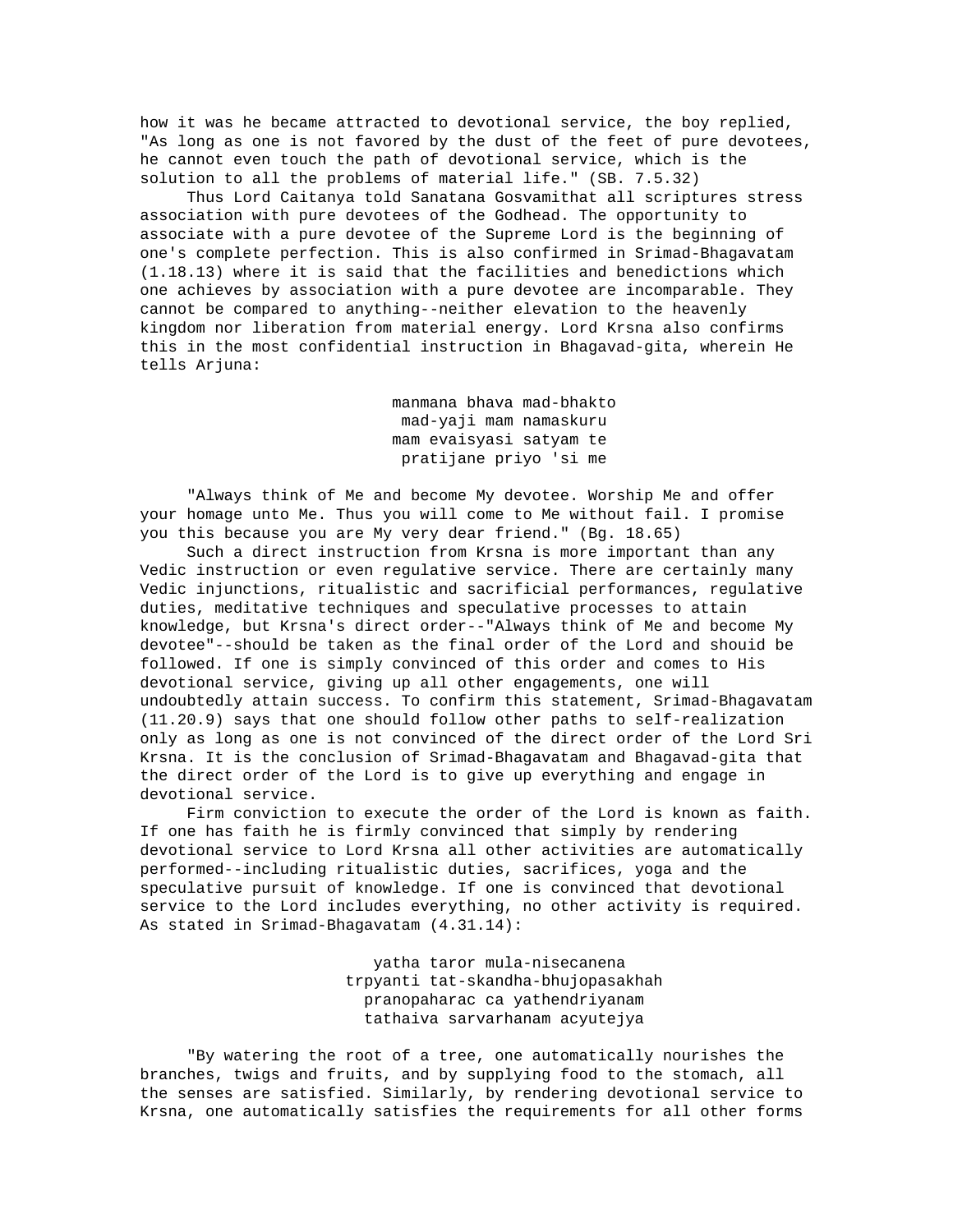how it was he became attracted to devotional service, the boy replied, "As long as one is not favored by the dust of the feet of pure devotees, he cannot even touch the path of devotional service, which is the solution to all the problems of material life." (SB. 7.5.32)

Thus Lord Caitanya told Sanatana Gosvamithat all scriptures stress association with pure devotees of the Godhead. The opportunity to associate with a pure devotee of the Supreme Lord is the beginning of one's complete perfection. This is also confirmed in Srimad-Bhagavatam (1.18.13) where it is said that the facilities and benedictions which one achieves by association with a pure devotee are incomparable. They cannot be compared to anything--neither elevation to the heavenly kingdom nor liberation from material energy. Lord Krsna also confirms this in the most confidential instruction in Bhagavad-gita, wherein He tells Arjuna:

> manmana bhava mad-bhakto
> mad-yaji mam namaskuru
> mam evaisyasi satyam te
> pratijane priyo 'si me

"Always think of Me and become My devotee. Worship Me and offer your homage unto Me. Thus you will come to Me without fail. I promise you this because you are My very dear friend." (Bg. 18.65)

Such a direct instruction from Krsna is more important than any Vedic instruction or even regulative service. There are certainly many Vedic injunctions, ritualistic and sacrificial performances, regulative duties, meditative techniques and speculative processes to attain knowledge, but Krsna's direct order--"Always think of Me and become My devotee"--should be taken as the final order of the Lord and shouid be followed. If one is simply convinced of this order and comes to His devotional service, giving up all other engagements, one will undoubtedly attain success. To confirm this statement, Srimad-Bhagavatam (11.20.9) says that one should follow other paths to self-realization only as long as one is not convinced of the direct order of the Lord Sri Krsna. It is the conclusion of Srimad-Bhagavatam and Bhagavad-gita that the direct order of the Lord is to give up everything and engage in devotional service.

Firm conviction to execute the order of the Lord is known as faith. If one has faith he is firmly convinced that simply by rendering devotional service to Lord Krsna all other activities are automatically performed--including ritualistic duties, sacrifices, yoga and the speculative pursuit of knowledge. If one is convinced that devotional service to the Lord includes everything, no other activity is required. As stated in Srimad-Bhagavatam (4.31.14):

> yatha taror mula-nisecanena
> trpyanti tat-skandha-bhujopasakhah
> pranopaharac ca yathendriyanam
> tathaiva sarvarhanam acyutejya

"By watering the root of a tree, one automatically nourishes the branches, twigs and fruits, and by supplying food to the stomach, all the senses are satisfied. Similarly, by rendering devotional service to Krsna, one automatically satisfies the requirements for all other forms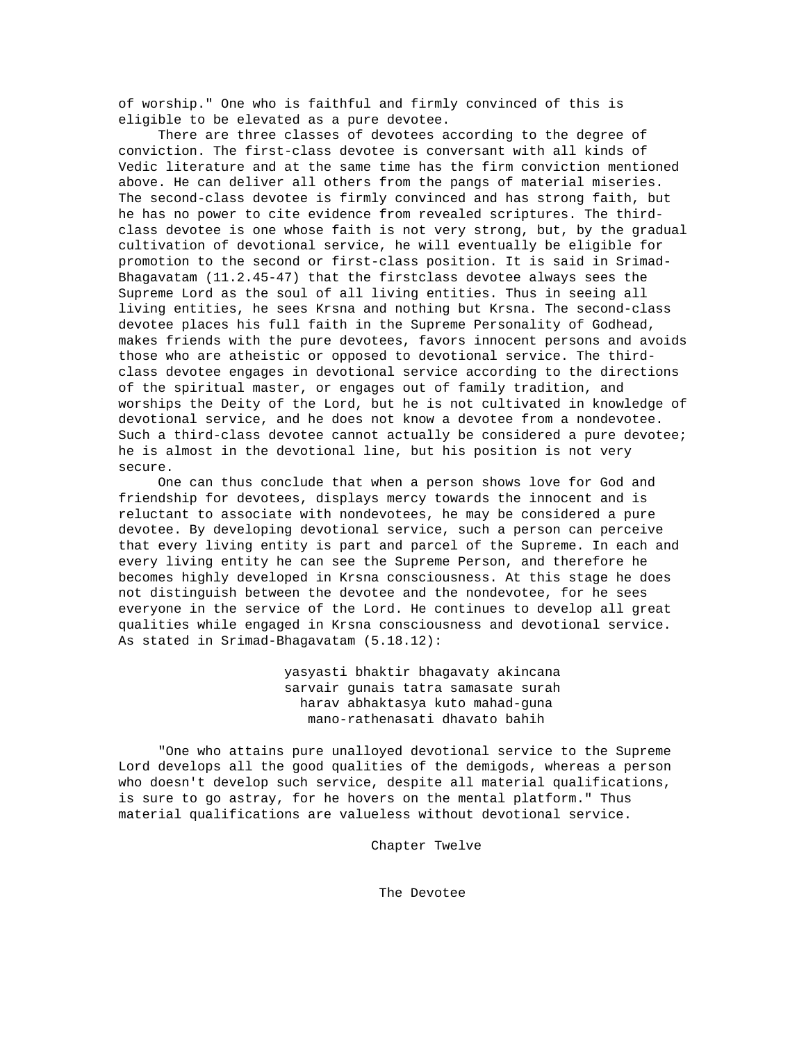of worship." One who is faithful and firmly convinced of this is eligible to be elevated as a pure devotee.

There are three classes of devotees according to the degree of conviction. The first-class devotee is conversant with all kinds of Vedic literature and at the same time has the firm conviction mentioned above. He can deliver all others from the pangs of material miseries. The second-class devotee is firmly convinced and has strong faith, but he has no power to cite evidence from revealed scriptures. The third-class devotee is one whose faith is not very strong, but, by the gradual cultivation of devotional service, he will eventually be eligible for promotion to the second or first-class position. It is said in Srimad-Bhagavatam (11.2.45-47) that the firstclass devotee always sees the Supreme Lord as the soul of all living entities. Thus in seeing all living entities, he sees Krsna and nothing but Krsna. The second-class devotee places his full faith in the Supreme Personality of Godhead, makes friends with the pure devotees, favors innocent persons and avoids those who are atheistic or opposed to devotional service. The third-class devotee engages in devotional service according to the directions of the spiritual master, or engages out of family tradition, and worships the Deity of the Lord, but he is not cultivated in knowledge of devotional service, and he does not know a devotee from a nondevotee. Such a third-class devotee cannot actually be considered a pure devotee; he is almost in the devotional line, but his position is not very secure.

One can thus conclude that when a person shows love for God and friendship for devotees, displays mercy towards the innocent and is reluctant to associate with nondevotees, he may be considered a pure devotee. By developing devotional service, such a person can perceive that every living entity is part and parcel of the Supreme. In each and every living entity he can see the Supreme Person, and therefore he becomes highly developed in Krsna consciousness. At this stage he does not distinguish between the devotee and the nondevotee, for he sees everyone in the service of the Lord. He continues to develop all great qualities while engaged in Krsna consciousness and devotional service. As stated in Srimad-Bhagavatam (5.18.12):

> yasyasti bhaktir bhagavaty akincana
> sarvair gunais tatra samasate surah
> harav abhaktasya kuto mahad-guna
> mano-rathenasati dhavato bahih

"One who attains pure unalloyed devotional service to the Supreme Lord develops all the good qualities of the demigods, whereas a person who doesn't develop such service, despite all material qualifications, is sure to go astray, for he hovers on the mental platform." Thus material qualifications are valueless without devotional service.

# Chapter Twelve

## The Devotee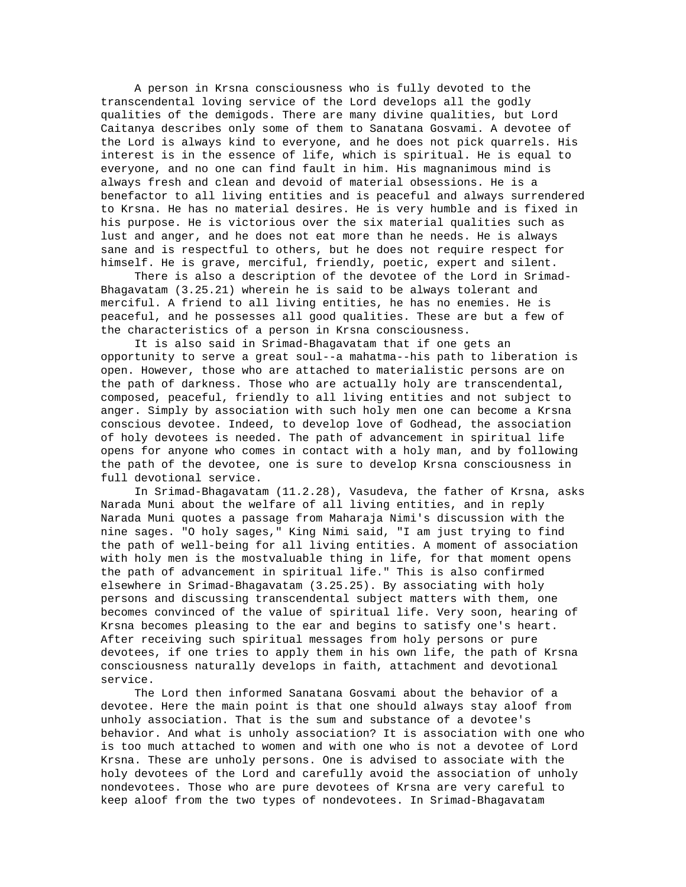A person in Krsna consciousness who is fully devoted to the transcendental loving service of the Lord develops all the godly qualities of the demigods. There are many divine qualities, but Lord Caitanya describes only some of them to Sanatana Gosvami. A devotee of the Lord is always kind to everyone, and he does not pick quarrels. His interest is in the essence of life, which is spiritual. He is equal to everyone, and no one can find fault in him. His magnanimous mind is always fresh and clean and devoid of material obsessions. He is a benefactor to all living entities and is peaceful and always surrendered to Krsna. He has no material desires. He is very humble and is fixed in his purpose. He is victorious over the six material qualities such as lust and anger, and he does not eat more than he needs. He is always sane and is respectful to others, but he does not require respect for himself. He is grave, merciful, friendly, poetic, expert and silent.

There is also a description of the devotee of the Lord in Srimad-Bhagavatam (3.25.21) wherein he is said to be always tolerant and merciful. A friend to all living entities, he has no enemies. He is peaceful, and he possesses all good qualities. These are but a few of the characteristics of a person in Krsna consciousness.

It is also said in Srimad-Bhagavatam that if one gets an opportunity to serve a great soul--a mahatma--his path to liberation is open. However, those who are attached to materialistic persons are on the path of darkness. Those who are actually holy are transcendental, composed, peaceful, friendly to all living entities and not subject to anger. Simply by association with such holy men one can become a Krsna conscious devotee. Indeed, to develop love of Godhead, the association of holy devotees is needed. The path of advancement in spiritual life opens for anyone who comes in contact with a holy man, and by following the path of the devotee, one is sure to develop Krsna consciousness in full devotional service.

In Srimad-Bhagavatam (11.2.28), Vasudeva, the father of Krsna, asks Narada Muni about the welfare of all living entities, and in reply Narada Muni quotes a passage from Maharaja Nimi's discussion with the nine sages. "O holy sages," King Nimi said, "I am just trying to find the path of well-being for all living entities. A moment of association with holy men is the mostvaluable thing in life, for that moment opens the path of advancement in spiritual life." This is also confirmed elsewhere in Srimad-Bhagavatam (3.25.25). By associating with holy persons and discussing transcendental subject matters with them, one becomes convinced of the value of spiritual life. Very soon, hearing of Krsna becomes pleasing to the ear and begins to satisfy one's heart. After receiving such spiritual messages from holy persons or pure devotees, if one tries to apply them in his own life, the path of Krsna consciousness naturally develops in faith, attachment and devotional service.

The Lord then informed Sanatana Gosvami about the behavior of a devotee. Here the main point is that one should always stay aloof from unholy association. That is the sum and substance of a devotee's behavior. And what is unholy association? It is association with one who is too much attached to women and with one who is not a devotee of Lord Krsna. These are unholy persons. One is advised to associate with the holy devotees of the Lord and carefully avoid the association of unholy nondevotees. Those who are pure devotees of Krsna are very careful to keep aloof from the two types of nondevotees. In Srimad-Bhagavatam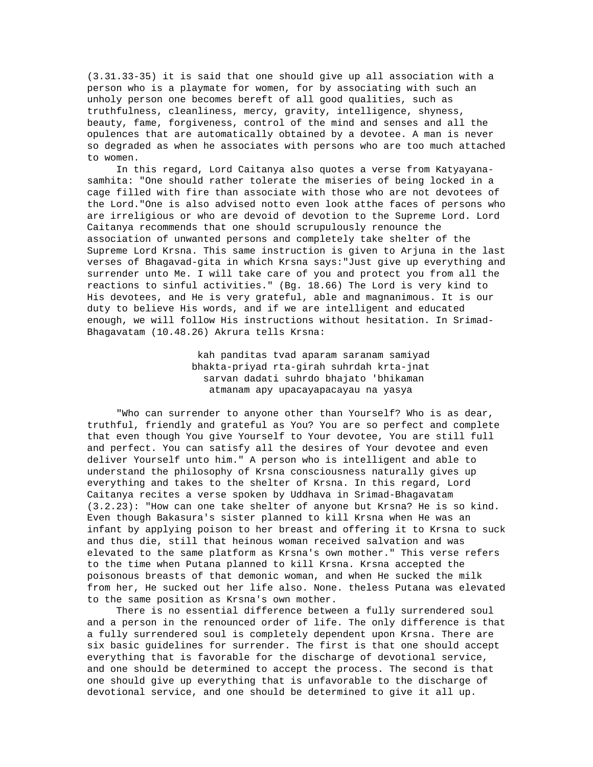(3.31.33-35) it is said that one should give up all association with a person who is a playmate for women, for by associating with such an unholy person one becomes bereft of all good qualities, such as truthfulness, cleanliness, mercy, gravity, intelligence, shyness, beauty, fame, forgiveness, control of the mind and senses and all the opulences that are automatically obtained by a devotee. A man is never so degraded as when he associates with persons who are too much attached to women.

In this regard, Lord Caitanya also quotes a verse from Katyayana-samhita: "One should rather tolerate the miseries of being locked in a cage filled with fire than associate with those who are not devotees of the Lord."One is also advised notto even look atthe faces of persons who are irreligious or who are devoid of devotion to the Supreme Lord. Lord Caitanya recommends that one should scrupulously renounce the association of unwanted persons and completely take shelter of the Supreme Lord Krsna. This same instruction is given to Arjuna in the last verses of Bhagavad-gita in which Krsna says:"Just give up everything and surrender unto Me. I will take care of you and protect you from all the reactions to sinful activities." (Bg. 18.66) The Lord is very kind to His devotees, and He is very grateful, able and magnanimous. It is our duty to believe His words, and if we are intelligent and educated enough, we will follow His instructions without hesitation. In Srimad-Bhagavatam (10.48.26) Akrura tells Krsna:

> kah panditas tvad aparam saranam samiyad
> bhakta-priyad rta-girah suhrdah krta-jnat
> sarvan dadati suhrdo bhajato 'bhikaman
> atmanam apy upacayapacayau na yasya

"Who can surrender to anyone other than Yourself? Who is as dear, truthful, friendly and grateful as You? You are so perfect and complete that even though You give Yourself to Your devotee, You are still full and perfect. You can satisfy all the desires of Your devotee and even deliver Yourself unto him." A person who is intelligent and able to understand the philosophy of Krsna consciousness naturally gives up everything and takes to the shelter of Krsna. In this regard, Lord Caitanya recites a verse spoken by Uddhava in Srimad-Bhagavatam (3.2.23): "How can one take shelter of anyone but Krsna? He is so kind. Even though Bakasura's sister planned to kill Krsna when He was an infant by applying poison to her breast and offering it to Krsna to suck and thus die, still that heinous woman received salvation and was elevated to the same platform as Krsna's own mother." This verse refers to the time when Putana planned to kill Krsna. Krsna accepted the poisonous breasts of that demonic woman, and when He sucked the milk from her, He sucked out her life also. None. theless Putana was elevated to the same position as Krsna's own mother.

There is no essential difference between a fully surrendered soul and a person in the renounced order of life. The only difference is that a fully surrendered soul is completely dependent upon Krsna. There are six basic guidelines for surrender. The first is that one should accept everything that is favorable for the discharge of devotional service, and one should be determined to accept the process. The second is that one should give up everything that is unfavorable to the discharge of devotional service, and one should be determined to give it all up.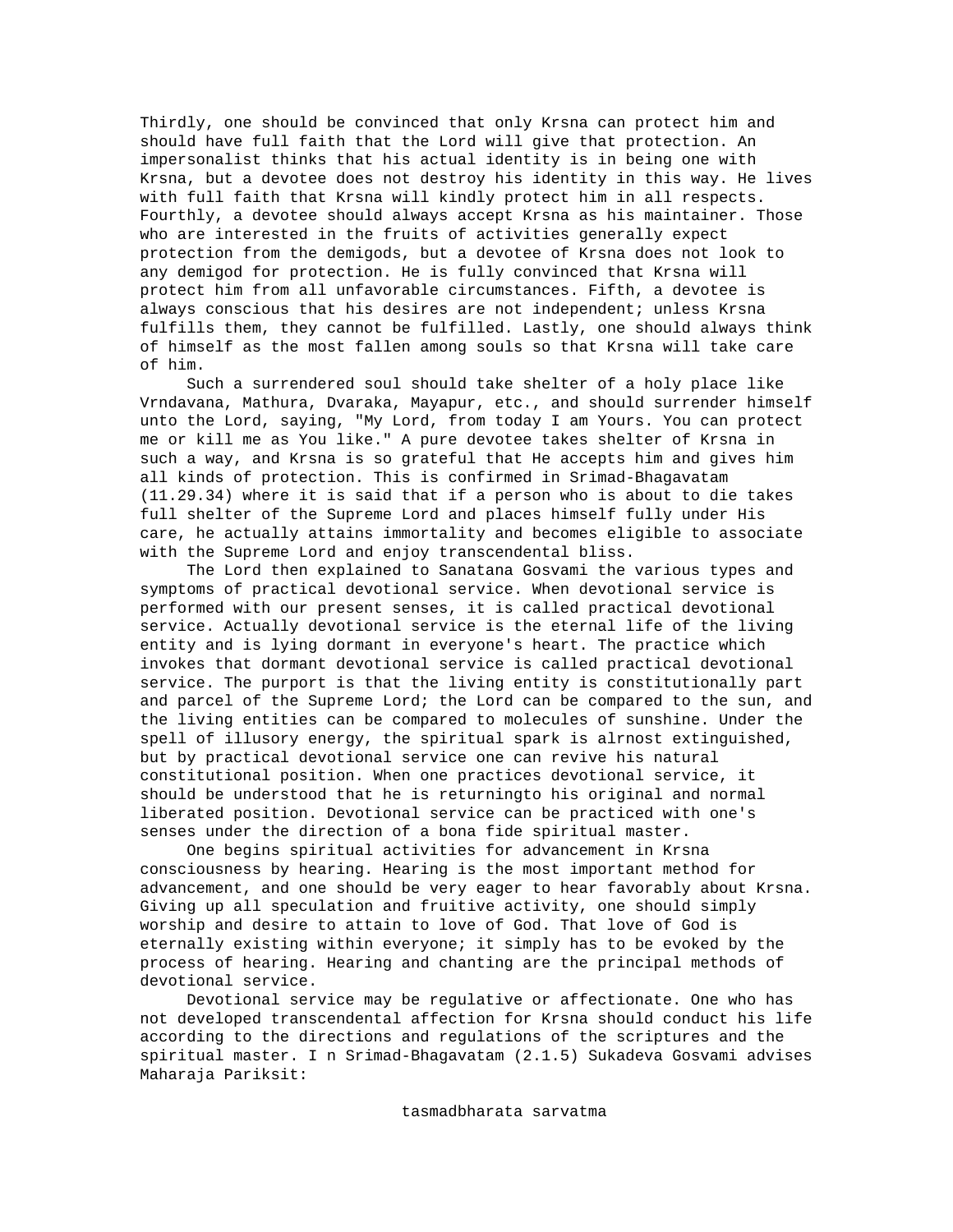Thirdly, one should be convinced that only Krsna can protect him and should have full faith that the Lord will give that protection. An impersonalist thinks that his actual identity is in being one with Krsna, but a devotee does not destroy his identity in this way. He lives with full faith that Krsna will kindly protect him in all respects. Fourthly, a devotee should always accept Krsna as his maintainer. Those who are interested in the fruits of activities generally expect protection from the demigods, but a devotee of Krsna does not look to any demigod for protection. He is fully convinced that Krsna will protect him from all unfavorable circumstances. Fifth, a devotee is always conscious that his desires are not independent; unless Krsna fulfills them, they cannot be fulfilled. Lastly, one should always think of himself as the most fallen among souls so that Krsna will take care of him.

Such a surrendered soul should take shelter of a holy place like Vrndavana, Mathura, Dvaraka, Mayapur, etc., and should surrender himself unto the Lord, saying, "My Lord, from today I am Yours. You can protect me or kill me as You like." A pure devotee takes shelter of Krsna in such a way, and Krsna is so grateful that He accepts him and gives him all kinds of protection. This is confirmed in Srimad-Bhagavatam (11.29.34) where it is said that if a person who is about to die takes full shelter of the Supreme Lord and places himself fully under His care, he actually attains immortality and becomes eligible to associate with the Supreme Lord and enjoy transcendental bliss.

The Lord then explained to Sanatana Gosvami the various types and symptoms of practical devotional service. When devotional service is performed with our present senses, it is called practical devotional service. Actually devotional service is the eternal life of the living entity and is lying dormant in everyone's heart. The practice which invokes that dormant devotional service is called practical devotional service. The purport is that the living entity is constitutionally part and parcel of the Supreme Lord; the Lord can be compared to the sun, and the living entities can be compared to molecules of sunshine. Under the spell of illusory energy, the spiritual spark is alrnost extinguished, but by practical devotional service one can revive his natural constitutional position. When one practices devotional service, it should be understood that he is returningto his original and normal liberated position. Devotional service can be practiced with one's senses under the direction of a bona fide spiritual master.

One begins spiritual activities for advancement in Krsna consciousness by hearing. Hearing is the most important method for advancement, and one should be very eager to hear favorably about Krsna. Giving up all speculation and fruitive activity, one should simply worship and desire to attain to love of God. That love of God is eternally existing within everyone; it simply has to be evoked by the process of hearing. Hearing and chanting are the principal methods of devotional service.

Devotional service may be regulative or affectionate. One who has not developed transcendental affection for Krsna should conduct his life according to the directions and regulations of the scriptures and the spiritual master. I n Srimad-Bhagavatam (2.1.5) Sukadeva Gosvami advises Maharaja Pariksit:

tasmadbharata sarvatma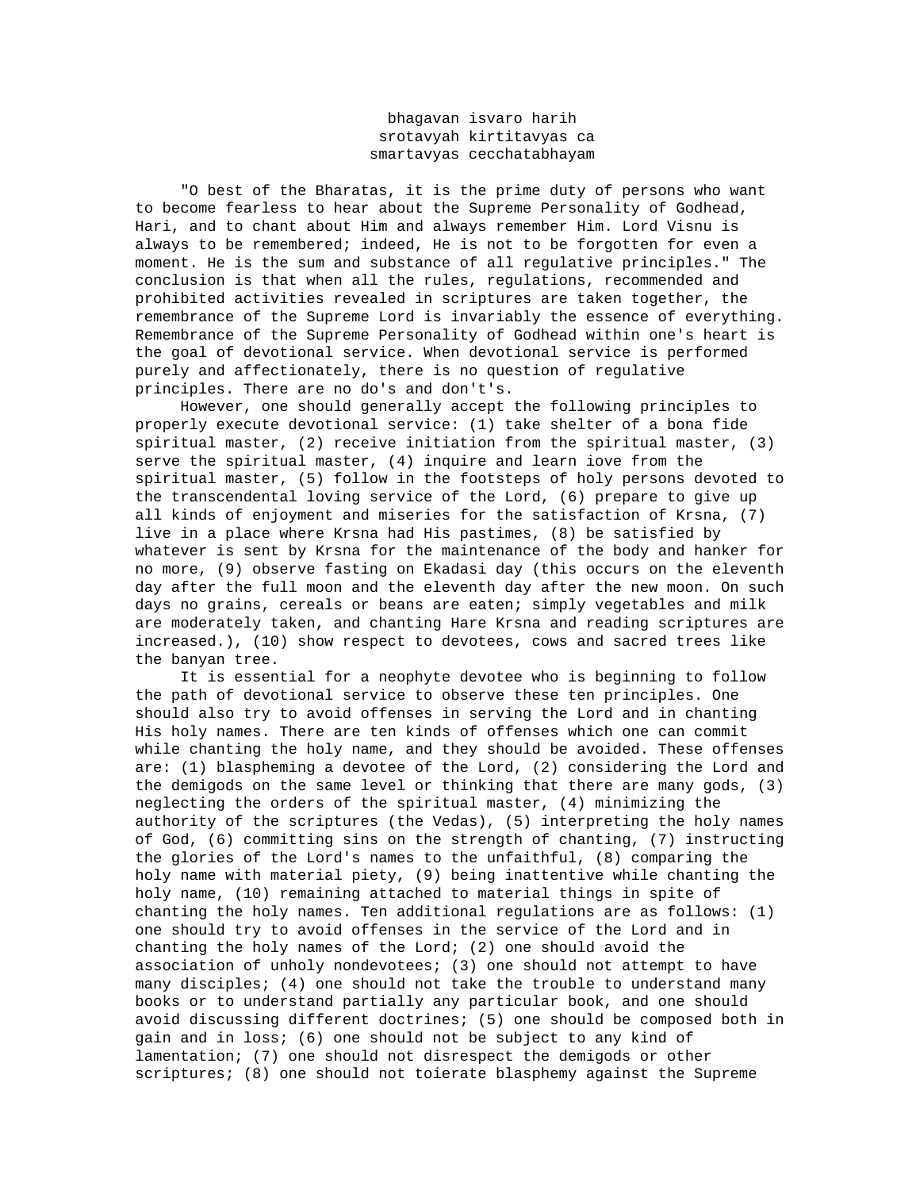bhagavan isvaro harih
srotavyah kirtitavyas ca
smartavyas cecchatabhayam

"O best of the Bharatas, it is the prime duty of persons who want to become fearless to hear about the Supreme Personality of Godhead, Hari, and to chant about Him and always remember Him. Lord Visnu is always to be remembered; indeed, He is not to be forgotten for even a moment. He is the sum and substance of all regulative principles." The conclusion is that when all the rules, regulations, recommended and prohibited activities revealed in scriptures are taken together, the remembrance of the Supreme Lord is invariably the essence of everything. Remembrance of the Supreme Personality of Godhead within one's heart is the goal of devotional service. When devotional service is performed purely and affectionately, there is no question of regulative principles. There are no do's and don't's.

However, one should generally accept the following principles to properly execute devotional service: (1) take shelter of a bona fide spiritual master, (2) receive initiation from the spiritual master, (3) serve the spiritual master, (4) inquire and learn iove from the spiritual master, (5) follow in the footsteps of holy persons devoted to the transcendental loving service of the Lord, (6) prepare to give up all kinds of enjoyment and miseries for the satisfaction of Krsna, (7) live in a place where Krsna had His pastimes, (8) be satisfied by whatever is sent by Krsna for the maintenance of the body and hanker for no more, (9) observe fasting on Ekadasi day (this occurs on the eleventh day after the full moon and the eleventh day after the new moon. On such days no grains, cereals or beans are eaten; simply vegetables and milk are moderately taken, and chanting Hare Krsna and reading scriptures are increased.), (10) show respect to devotees, cows and sacred trees like the banyan tree.

It is essential for a neophyte devotee who is beginning to follow the path of devotional service to observe these ten principles. One should also try to avoid offenses in serving the Lord and in chanting His holy names. There are ten kinds of offenses which one can commit while chanting the holy name, and they should be avoided. These offenses are: (1) blaspheming a devotee of the Lord, (2) considering the Lord and the demigods on the same level or thinking that there are many gods, (3) neglecting the orders of the spiritual master, (4) minimizing the authority of the scriptures (the Vedas), (5) interpreting the holy names of God, (6) committing sins on the strength of chanting, (7) instructing the glories of the Lord's names to the unfaithful, (8) comparing the holy name with material piety, (9) being inattentive while chanting the holy name, (10) remaining attached to material things in spite of chanting the holy names. Ten additional regulations are as follows: (1) one should try to avoid offenses in the service of the Lord and in chanting the holy names of the Lord; (2) one should avoid the association of unholy nondevotees; (3) one should not attempt to have many disciples; (4) one should not take the trouble to understand many books or to understand partially any particular book, and one should avoid discussing different doctrines; (5) one should be composed both in gain and in loss; (6) one should not be subject to any kind of lamentation; (7) one should not disrespect the demigods or other scriptures; (8) one should not toierate blasphemy against the Supreme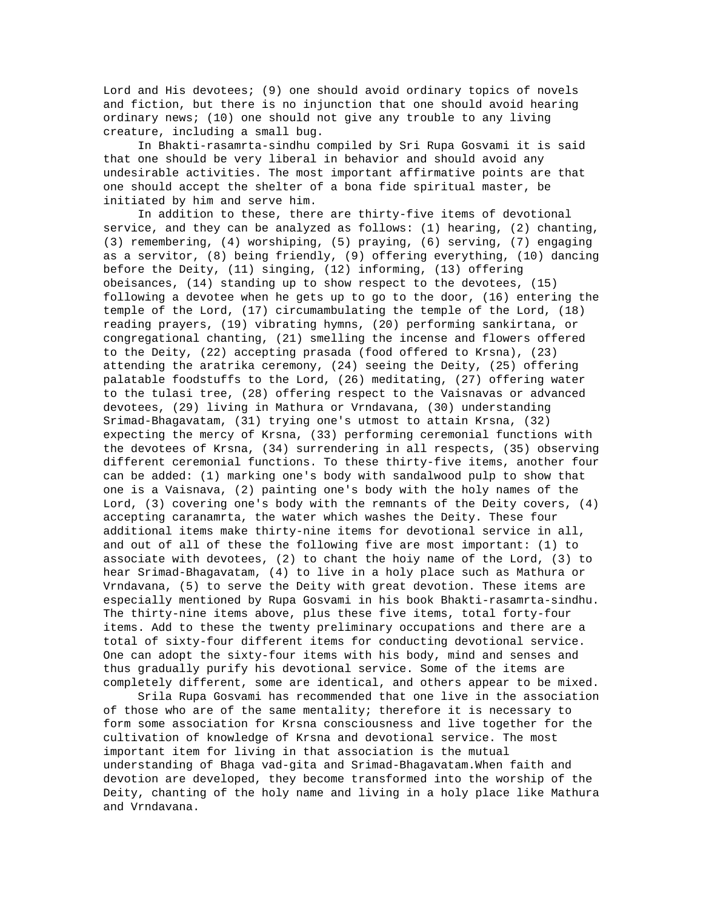Lord and His devotees; (9) one should avoid ordinary topics of novels and fiction, but there is no injunction that one should avoid hearing ordinary news; (10) one should not give any trouble to any living creature, including a small bug.

In Bhakti-rasamrta-sindhu compiled by Sri Rupa Gosvami it is said that one should be very liberal in behavior and should avoid any undesirable activities. The most important affirmative points are that one should accept the shelter of a bona fide spiritual master, be initiated by him and serve him.

In addition to these, there are thirty-five items of devotional service, and they can be analyzed as follows: (1) hearing, (2) chanting, (3) remembering, (4) worshiping, (5) praying, (6) serving, (7) engaging as a servitor, (8) being friendly, (9) offering everything, (10) dancing before the Deity, (11) singing, (12) informing, (13) offering obeisances, (14) standing up to show respect to the devotees, (15) following a devotee when he gets up to go to the door, (16) entering the temple of the Lord, (17) circumambulating the temple of the Lord, (18) reading prayers, (19) vibrating hymns, (20) performing sankirtana, or congregational chanting, (21) smelling the incense and flowers offered to the Deity, (22) accepting prasada (food offered to Krsna), (23) attending the aratrika ceremony, (24) seeing the Deity, (25) offering palatable foodstuffs to the Lord, (26) meditating, (27) offering water to the tulasi tree, (28) offering respect to the Vaisnavas or advanced devotees, (29) living in Mathura or Vrndavana, (30) understanding Srimad-Bhagavatam, (31) trying one's utmost to attain Krsna, (32) expecting the mercy of Krsna, (33) performing ceremonial functions with the devotees of Krsna, (34) surrendering in all respects, (35) observing different ceremonial functions. To these thirty-five items, another four can be added: (1) marking one's body with sandalwood pulp to show that one is a Vaisnava, (2) painting one's body with the holy names of the Lord, (3) covering one's body with the remnants of the Deity covers, (4) accepting caranamrta, the water which washes the Deity. These four additional items make thirty-nine items for devotional service in all, and out of all of these the following five are most important: (1) to associate with devotees, (2) to chant the hoiy name of the Lord, (3) to hear Srimad-Bhagavatam, (4) to live in a holy place such as Mathura or Vrndavana, (5) to serve the Deity with great devotion. These items are especially mentioned by Rupa Gosvami in his book Bhakti-rasamrta-sindhu. The thirty-nine items above, plus these five items, total forty-four items. Add to these the twenty preliminary occupations and there are a total of sixty-four different items for conducting devotional service. One can adopt the sixty-four items with his body, mind and senses and thus gradually purify his devotional service. Some of the items are completely different, some are identical, and others appear to be mixed.

Srila Rupa Gosvami has recommended that one live in the association of those who are of the same mentality; therefore it is necessary to form some association for Krsna consciousness and live together for the cultivation of knowledge of Krsna and devotional service. The most important item for living in that association is the mutual understanding of Bhaga vad-gita and Srimad-Bhagavatam.When faith and devotion are developed, they become transformed into the worship of the Deity, chanting of the holy name and living in a holy place like Mathura and Vrndavana.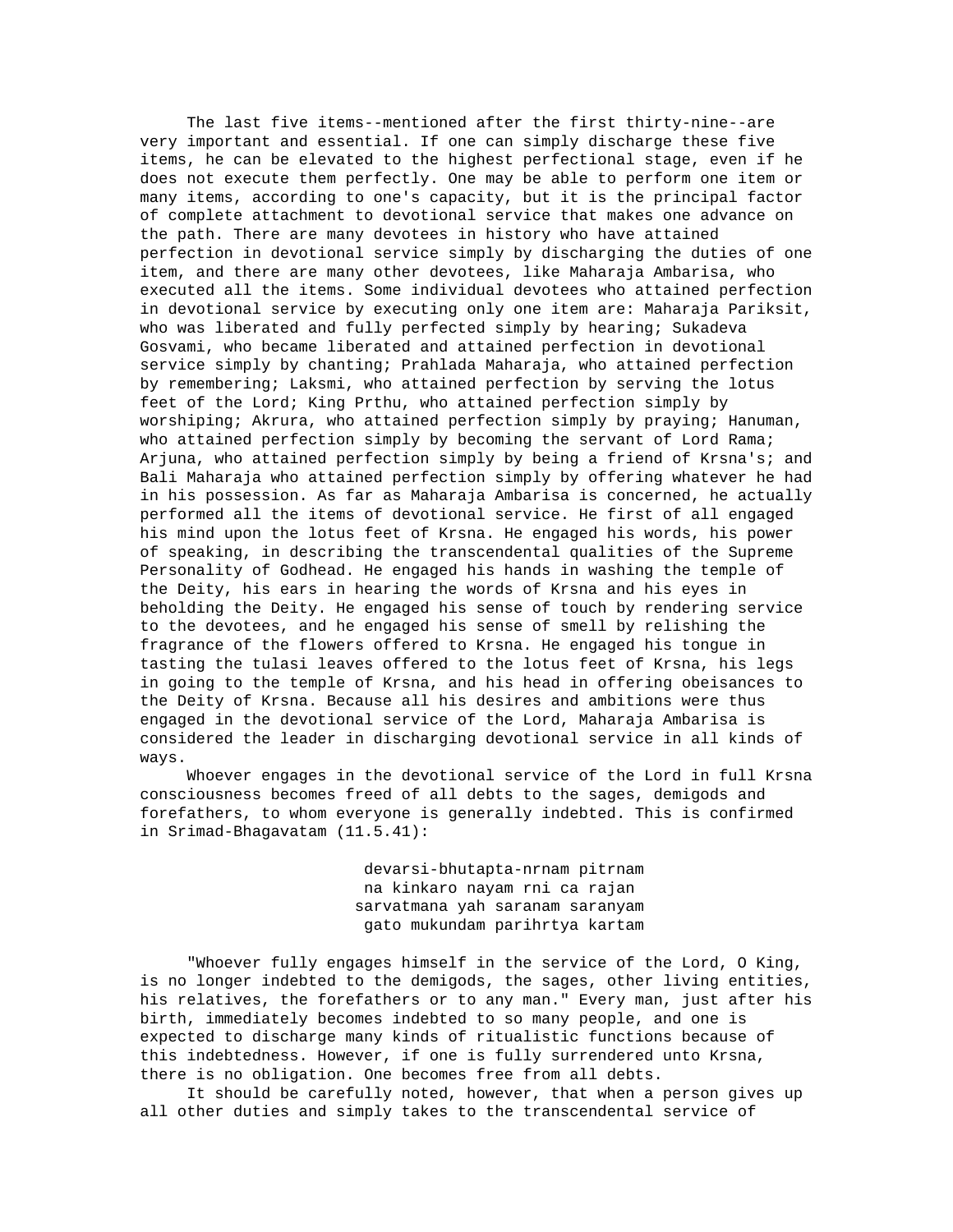The last five items--mentioned after the first thirty-nine--are very important and essential. If one can simply discharge these five items, he can be elevated to the highest perfectional stage, even if he does not execute them perfectly. One may be able to perform one item or many items, according to one's capacity, but it is the principal factor of complete attachment to devotional service that makes one advance on the path. There are many devotees in history who have attained perfection in devotional service simply by discharging the duties of one item, and there are many other devotees, like Maharaja Ambarisa, who executed all the items. Some individual devotees who attained perfection in devotional service by executing only one item are: Maharaja Pariksit, who was liberated and fully perfected simply by hearing; Sukadeva Gosvami, who became liberated and attained perfection in devotional service simply by chanting; Prahlada Maharaja, who attained perfection by remembering; Laksmi, who attained perfection by serving the lotus feet of the Lord; King Prthu, who attained perfection simply by worshiping; Akrura, who attained perfection simply by praying; Hanuman, who attained perfection simply by becoming the servant of Lord Rama; Arjuna, who attained perfection simply by being a friend of Krsna's; and Bali Maharaja who attained perfection simply by offering whatever he had in his possession. As far as Maharaja Ambarisa is concerned, he actually performed all the items of devotional service. He first of all engaged his mind upon the lotus feet of Krsna. He engaged his words, his power of speaking, in describing the transcendental qualities of the Supreme Personality of Godhead. He engaged his hands in washing the temple of the Deity, his ears in hearing the words of Krsna and his eyes in beholding the Deity. He engaged his sense of touch by rendering service to the devotees, and he engaged his sense of smell by relishing the fragrance of the flowers offered to Krsna. He engaged his tongue in tasting the tulasi leaves offered to the lotus feet of Krsna, his legs in going to the temple of Krsna, and his head in offering obeisances to the Deity of Krsna. Because all his desires and ambitions were thus engaged in the devotional service of the Lord, Maharaja Ambarisa is considered the leader in discharging devotional service in all kinds of ways.

Whoever engages in the devotional service of the Lord in full Krsna consciousness becomes freed of all debts to the sages, demigods and forefathers, to whom everyone is generally indebted. This is confirmed in Srimad-Bhagavatam (11.5.41):

devarsi-bhutapta-nrnam pitrnam  
na kinkaro nayam rni ca rajan  
sarvatmana yah saranam saranyam  
gato mukundam parihrtya kartam

"Whoever fully engages himself in the service of the Lord, O King, is no longer indebted to the demigods, the sages, other living entities, his relatives, the forefathers or to any man." Every man, just after his birth, immediately becomes indebted to so many people, and one is expected to discharge many kinds of ritualistic functions because of this indebtedness. However, if one is fully surrendered unto Krsna, there is no obligation. One becomes free from all debts.

It should be carefully noted, however, that when a person gives up all other duties and simply takes to the transcendental service of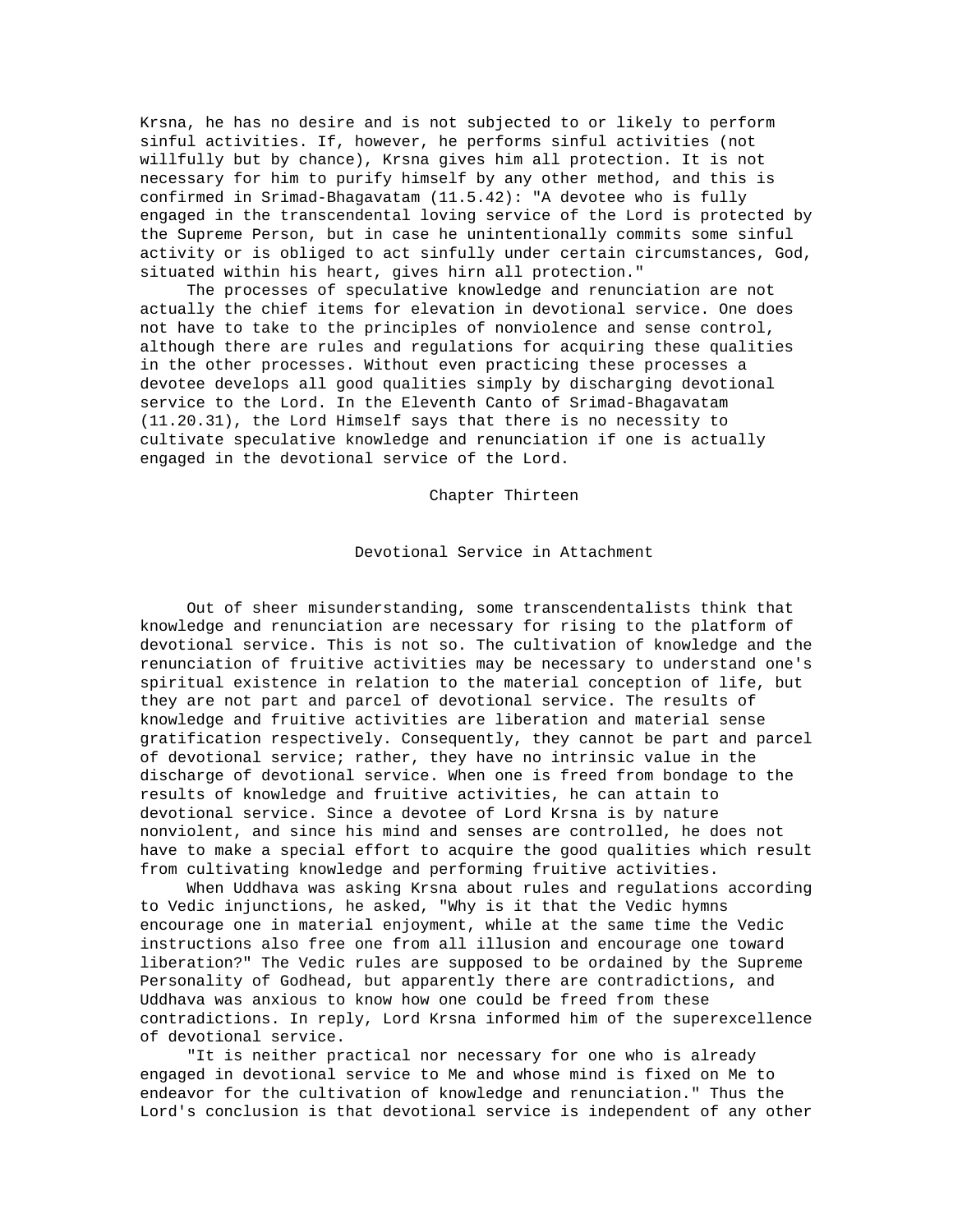Krsna, he has no desire and is not subjected to or likely to perform sinful activities. If, however, he performs sinful activities (not willfully but by chance), Krsna gives him all protection. It is not necessary for him to purify himself by any other method, and this is confirmed in Srimad-Bhagavatam (11.5.42): "A devotee who is fully engaged in the transcendental loving service of the Lord is protected by the Supreme Person, but in case he unintentionally commits some sinful activity or is obliged to act sinfully under certain circumstances, God, situated within his heart, gives hirn all protection."

The processes of speculative knowledge and renunciation are not actually the chief items for elevation in devotional service. One does not have to take to the principles of nonviolence and sense control, although there are rules and regulations for acquiring these qualities in the other processes. Without even practicing these processes a devotee develops all good qualities simply by discharging devotional service to the Lord. In the Eleventh Canto of Srimad-Bhagavatam (11.20.31), the Lord Himself says that there is no necessity to cultivate speculative knowledge and renunciation if one is actually engaged in the devotional service of the Lord.

# Chapter Thirteen

## Devotional Service in Attachment

Out of sheer misunderstanding, some transcendentalists think that knowledge and renunciation are necessary for rising to the platform of devotional service. This is not so. The cultivation of knowledge and the renunciation of fruitive activities may be necessary to understand one's spiritual existence in relation to the material conception of life, but they are not part and parcel of devotional service. The results of knowledge and fruitive activities are liberation and material sense gratification respectively. Consequently, they cannot be part and parcel of devotional service; rather, they have no intrinsic value in the discharge of devotional service. When one is freed from bondage to the results of knowledge and fruitive activities, he can attain to devotional service. Since a devotee of Lord Krsna is by nature nonviolent, and since his mind and senses are controlled, he does not have to make a special effort to acquire the good qualities which result from cultivating knowledge and performing fruitive activities.

When Uddhava was asking Krsna about rules and regulations according to Vedic injunctions, he asked, "Why is it that the Vedic hymns encourage one in material enjoyment, while at the same time the Vedic instructions also free one from all illusion and encourage one toward liberation?" The Vedic rules are supposed to be ordained by the Supreme Personality of Godhead, but apparently there are contradictions, and Uddhava was anxious to know how one could be freed from these contradictions. In reply, Lord Krsna informed him of the superexcellence of devotional service.

"It is neither practical nor necessary for one who is already engaged in devotional service to Me and whose mind is fixed on Me to endeavor for the cultivation of knowledge and renunciation." Thus the Lord's conclusion is that devotional service is independent of any other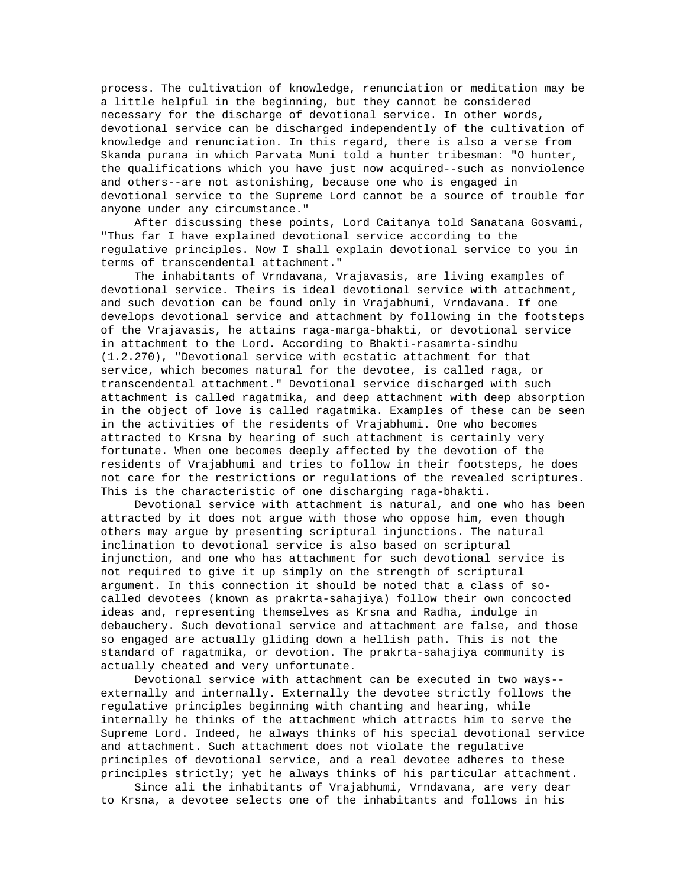process. The cultivation of knowledge, renunciation or meditation may be a little helpful in the beginning, but they cannot be considered necessary for the discharge of devotional service. In other words, devotional service can be discharged independently of the cultivation of knowledge and renunciation. In this regard, there is also a verse from Skanda purana in which Parvata Muni told a hunter tribesman: "O hunter, the qualifications which you have just now acquired--such as nonviolence and others--are not astonishing, because one who is engaged in devotional service to the Supreme Lord cannot be a source of trouble for anyone under any circumstance."

After discussing these points, Lord Caitanya told Sanatana Gosvami, "Thus far I have explained devotional service according to the regulative principles. Now I shall explain devotional service to you in terms of transcendental attachment."

The inhabitants of Vrndavana, Vrajavasis, are living examples of devotional service. Theirs is ideal devotional service with attachment, and such devotion can be found only in Vrajabhumi, Vrndavana. If one develops devotional service and attachment by following in the footsteps of the Vrajavasis, he attains raga-marga-bhakti, or devotional service in attachment to the Lord. According to Bhakti-rasamrta-sindhu (1.2.270), "Devotional service with ecstatic attachment for that service, which becomes natural for the devotee, is called raga, or transcendental attachment." Devotional service discharged with such attachment is called ragatmika, and deep attachment with deep absorption in the object of love is called ragatmika. Examples of these can be seen in the activities of the residents of Vrajabhumi. One who becomes attracted to Krsna by hearing of such attachment is certainly very fortunate. When one becomes deeply affected by the devotion of the residents of Vrajabhumi and tries to follow in their footsteps, he does not care for the restrictions or regulations of the revealed scriptures. This is the characteristic of one discharging raga-bhakti.

Devotional service with attachment is natural, and one who has been attracted by it does not argue with those who oppose him, even though others may argue by presenting scriptural injunctions. The natural inclination to devotional service is also based on scriptural injunction, and one who has attachment for such devotional service is not required to give it up simply on the strength of scriptural argument. In this connection it should be noted that a class of so-called devotees (known as prakrta-sahajiya) follow their own concocted ideas and, representing themselves as Krsna and Radha, indulge in debauchery. Such devotional service and attachment are false, and those so engaged are actually gliding down a hellish path. This is not the standard of ragatmika, or devotion. The prakrta-sahajiya community is actually cheated and very unfortunate.

Devotional service with attachment can be executed in two ways--externally and internally. Externally the devotee strictly follows the regulative principles beginning with chanting and hearing, while internally he thinks of the attachment which attracts him to serve the Supreme Lord. Indeed, he always thinks of his special devotional service and attachment. Such attachment does not violate the regulative principles of devotional service, and a real devotee adheres to these principles strictly; yet he always thinks of his particular attachment.

Since ali the inhabitants of Vrajabhumi, Vrndavana, are very dear to Krsna, a devotee selects one of the inhabitants and follows in his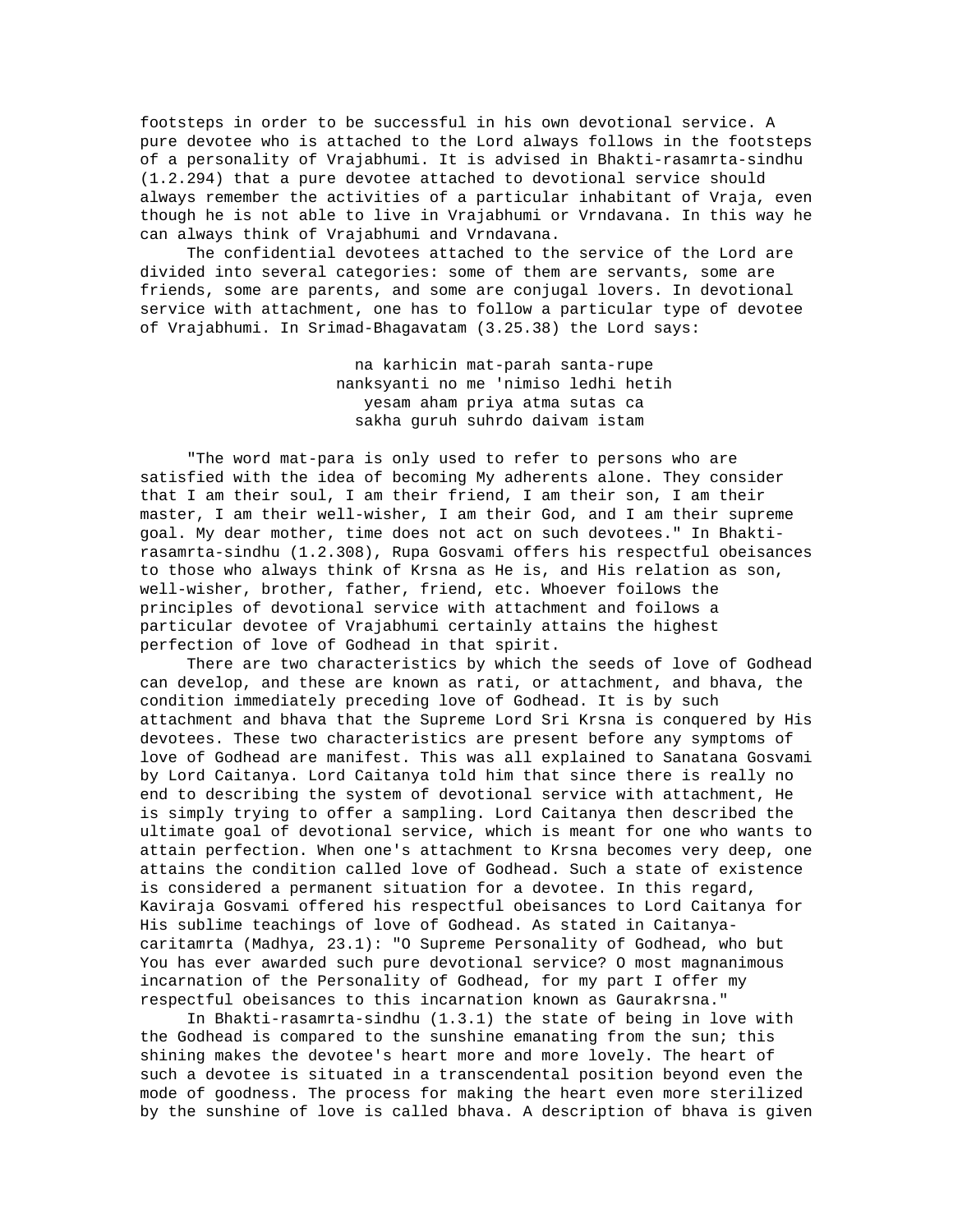footsteps in order to be successful in his own devotional service. A pure devotee who is attached to the Lord always follows in the footsteps of a personality of Vrajabhumi. It is advised in Bhakti-rasamrta-sindhu (1.2.294) that a pure devotee attached to devotional service should always remember the activities of a particular inhabitant of Vraja, even though he is not able to live in Vrajabhumi or Vrndavana. In this way he can always think of Vrajabhumi and Vrndavana.

The confidential devotees attached to the service of the Lord are divided into several categories: some of them are servants, some are friends, some are parents, and some are conjugal lovers. In devotional service with attachment, one has to follow a particular type of devotee of Vrajabhumi. In Srimad-Bhagavatam (3.25.38) the Lord says:

> na karhicin mat-parah santa-rupe
> nanksyanti no me 'nimiso ledhi hetih
> yesam aham priya atma sutas ca
> sakha guruh suhrdo daivam istam

"The word mat-para is only used to refer to persons who are satisfied with the idea of becoming My adherents alone. They consider that I am their soul, I am their friend, I am their son, I am their master, I am their well-wisher, I am their God, and I am their supreme goal. My dear mother, time does not act on such devotees." In Bhakti-rasamrta-sindhu (1.2.308), Rupa Gosvami offers his respectful obeisances to those who always think of Krsna as He is, and His relation as son, well-wisher, brother, father, friend, etc. Whoever foilows the principles of devotional service with attachment and foilows a particular devotee of Vrajabhumi certainly attains the highest perfection of love of Godhead in that spirit.

There are two characteristics by which the seeds of love of Godhead can develop, and these are known as rati, or attachment, and bhava, the condition immediately preceding love of Godhead. It is by such attachment and bhava that the Supreme Lord Sri Krsna is conquered by His devotees. These two characteristics are present before any symptoms of love of Godhead are manifest. This was all explained to Sanatana Gosvami by Lord Caitanya. Lord Caitanya told him that since there is really no end to describing the system of devotional service with attachment, He is simply trying to offer a sampling. Lord Caitanya then described the ultimate goal of devotional service, which is meant for one who wants to attain perfection. When one's attachment to Krsna becomes very deep, one attains the condition called love of Godhead. Such a state of existence is considered a permanent situation for a devotee. In this regard, Kaviraja Gosvami offered his respectful obeisances to Lord Caitanya for His sublime teachings of love of Godhead. As stated in Caitanya-caritamrta (Madhya, 23.1): "O Supreme Personality of Godhead, who but You has ever awarded such pure devotional service? O most magnanimous incarnation of the Personality of Godhead, for my part I offer my respectful obeisances to this incarnation known as Gaurakrsna."

In Bhakti-rasamrta-sindhu (1.3.1) the state of being in love with the Godhead is compared to the sunshine emanating from the sun; this shining makes the devotee's heart more and more lovely. The heart of such a devotee is situated in a transcendental position beyond even the mode of goodness. The process for making the heart even more sterilized by the sunshine of love is called bhava. A description of bhava is given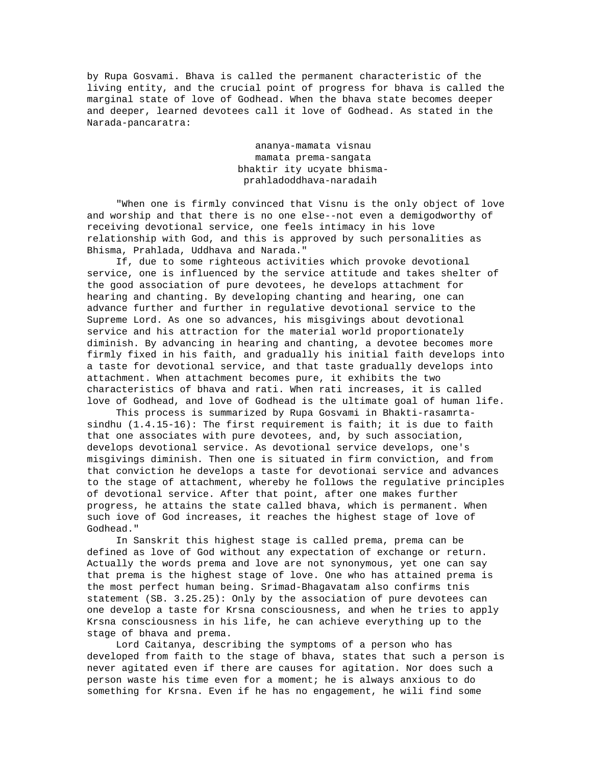by Rupa Gosvami. Bhava is called the permanent characteristic of the living entity, and the crucial point of progress for bhava is called the marginal state of love of Godhead. When the bhava state becomes deeper and deeper, learned devotees call it love of Godhead. As stated in the Narada-pancaratra:

> ananya-mamata visnau
> mamata prema-sangata
> bhaktir ity ucyate bhisma-
> prahladoddhava-naradaih

"When one is firmly convinced that Visnu is the only object of love and worship and that there is no one else--not even a demigodworthy of receiving devotional service, one feels intimacy in his love relationship with God, and this is approved by such personalities as Bhisma, Prahlada, Uddhava and Narada."

If, due to some righteous activities which provoke devotional service, one is influenced by the service attitude and takes shelter of the good association of pure devotees, he develops attachment for hearing and chanting. By developing chanting and hearing, one can advance further and further in regulative devotional service to the Supreme Lord. As one so advances, his misgivings about devotional service and his attraction for the material world proportionately diminish. By advancing in hearing and chanting, a devotee becomes more firmly fixed in his faith, and gradually his initial faith develops into a taste for devotional service, and that taste gradually develops into attachment. When attachment becomes pure, it exhibits the two characteristics of bhava and rati. When rati increases, it is called love of Godhead, and love of Godhead is the ultimate goal of human life.

This process is summarized by Rupa Gosvami in Bhakti-rasamrta-sindhu (1.4.15-16): The first requirement is faith; it is due to faith that one associates with pure devotees, and, by such association, develops devotional service. As devotional service develops, one's misgivings diminish. Then one is situated in firm conviction, and from that conviction he develops a taste for devotionai service and advances to the stage of attachment, whereby he follows the regulative principles of devotional service. After that point, after one makes further progress, he attains the state called bhava, which is permanent. When such iove of God increases, it reaches the highest stage of love of Godhead."

In Sanskrit this highest stage is called prema, prema can be defined as love of God without any expectation of exchange or return. Actually the words prema and love are not synonymous, yet one can say that prema is the highest stage of love. One who has attained prema is the most perfect human being. Srimad-Bhagavatam also confirms tnis statement (SB. 3.25.25): Only by the association of pure devotees can one develop a taste for Krsna consciousness, and when he tries to apply Krsna consciousness in his life, he can achieve everything up to the stage of bhava and prema.

Lord Caitanya, describing the symptoms of a person who has developed from faith to the stage of bhava, states that such a person is never agitated even if there are causes for agitation. Nor does such a person waste his time even for a moment; he is always anxious to do something for Krsna. Even if he has no engagement, he wili find some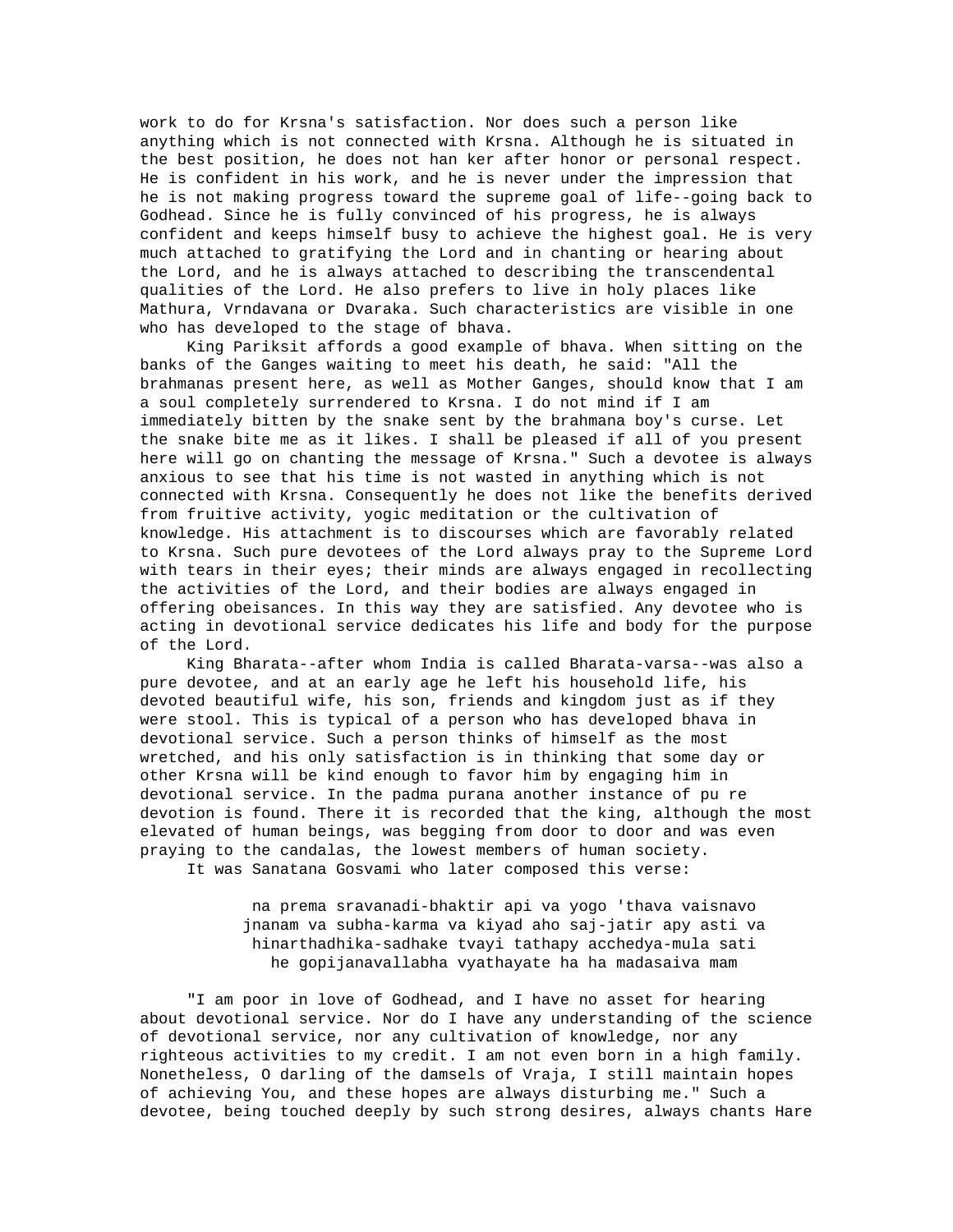work to do for Krsna's satisfaction. Nor does such a person like anything which is not connected with Krsna. Although he is situated in the best position, he does not han ker after honor or personal respect. He is confident in his work, and he is never under the impression that he is not making progress toward the supreme goal of life--going back to Godhead. Since he is fully convinced of his progress, he is always confident and keeps himself busy to achieve the highest goal. He is very much attached to gratifying the Lord and in chanting or hearing about the Lord, and he is always attached to describing the transcendental qualities of the Lord. He also prefers to live in holy places like Mathura, Vrndavana or Dvaraka. Such characteristics are visible in one who has developed to the stage of bhava.

King Pariksit affords a good example of bhava. When sitting on the banks of the Ganges waiting to meet his death, he said: "All the brahmanas present here, as well as Mother Ganges, should know that I am a soul completely surrendered to Krsna. I do not mind if I am immediately bitten by the snake sent by the brahmana boy's curse. Let the snake bite me as it likes. I shall be pleased if all of you present here will go on chanting the message of Krsna." Such a devotee is always anxious to see that his time is not wasted in anything which is not connected with Krsna. Consequently he does not like the benefits derived from fruitive activity, yogic meditation or the cultivation of knowledge. His attachment is to discourses which are favorably related to Krsna. Such pure devotees of the Lord always pray to the Supreme Lord with tears in their eyes; their minds are always engaged in recollecting the activities of the Lord, and their bodies are always engaged in offering obeisances. In this way they are satisfied. Any devotee who is acting in devotional service dedicates his life and body for the purpose of the Lord.

King Bharata--after whom India is called Bharata-varsa--was also a pure devotee, and at an early age he left his household life, his devoted beautiful wife, his son, friends and kingdom just as if they were stool. This is typical of a person who has developed bhava in devotional service. Such a person thinks of himself as the most wretched, and his only satisfaction is in thinking that some day or other Krsna will be kind enough to favor him by engaging him in devotional service. In the padma purana another instance of pu re devotion is found. There it is recorded that the king, although the most elevated of human beings, was begging from door to door and was even praying to the candalas, the lowest members of human society.

It was Sanatana Gosvami who later composed this verse:

> na prema sravanadi-bhaktir api va yogo 'thava vaisnavo
> jnanam va subha-karma va kiyad aho saj-jatir apy asti va
> hinarthadhika-sadhake tvayi tathapy acchedya-mula sati
> he gopijanavallabha vyathayate ha ha madasaiva mam

"I am poor in love of Godhead, and I have no asset for hearing about devotional service. Nor do I have any understanding of the science of devotional service, nor any cultivation of knowledge, nor any righteous activities to my credit. I am not even born in a high family. Nonetheless, O darling of the damsels of Vraja, I still maintain hopes of achieving You, and these hopes are always disturbing me." Such a devotee, being touched deeply by such strong desires, always chants Hare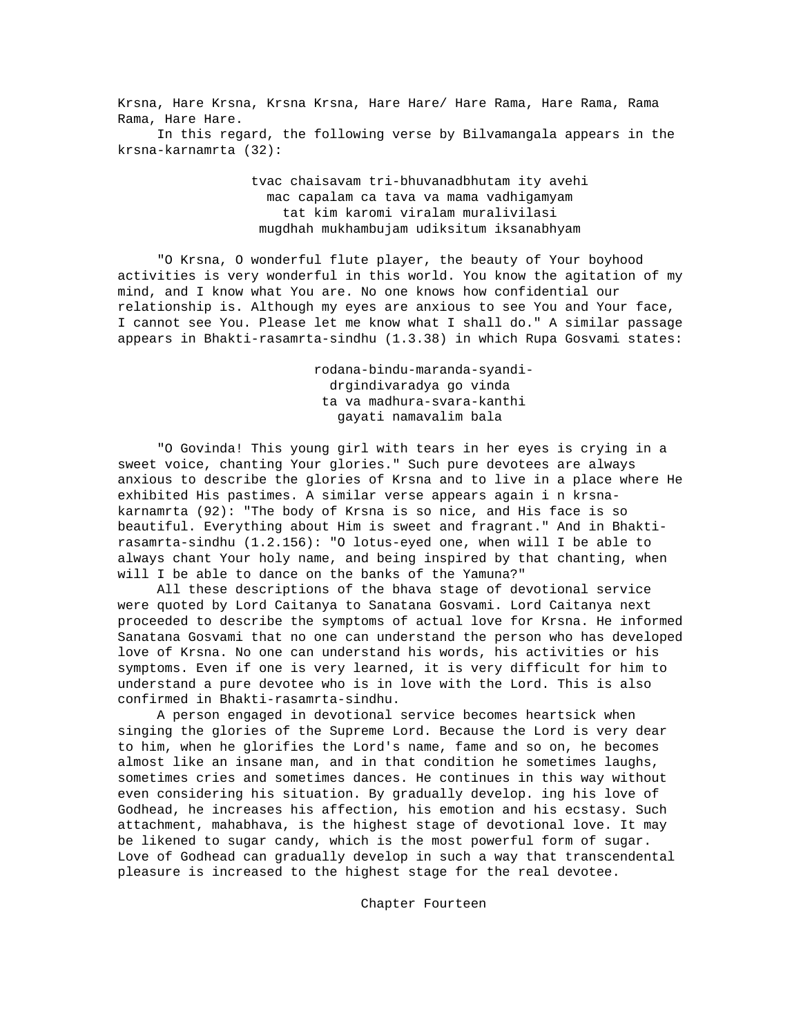Krsna, Hare Krsna, Krsna Krsna, Hare Hare/ Hare Rama, Hare Rama, Rama Rama, Hare Hare.

In this regard, the following verse by Bilvamangala appears in the krsna-karnamrta (32):

> tvac chaisavam tri-bhuvanadbhutam ity avehi
> mac capalam ca tava va mama vadhigamyam
> tat kim karomi viralam muralivilasi
> mugdhah mukhambujam udiksitum iksanabhyam

"O Krsna, O wonderful flute player, the beauty of Your boyhood activities is very wonderful in this world. You know the agitation of my mind, and I know what You are. No one knows how confidential our relationship is. Although my eyes are anxious to see You and Your face, I cannot see You. Please let me know what I shall do." A similar passage appears in Bhakti-rasamrta-sindhu (1.3.38) in which Rupa Gosvami states:

> rodana-bindu-maranda-syandi-
> drgindivaradya go vinda
> ta va madhura-svara-kanthi
> gayati namavalim bala

"O Govinda! This young girl with tears in her eyes is crying in a sweet voice, chanting Your glories." Such pure devotees are always anxious to describe the glories of Krsna and to live in a place where He exhibited His pastimes. A similar verse appears again i n krsna-karnamrta (92): "The body of Krsna is so nice, and His face is so beautiful. Everything about Him is sweet and fragrant." And in Bhakti-rasamrta-sindhu (1.2.156): "O lotus-eyed one, when will I be able to always chant Your holy name, and being inspired by that chanting, when will I be able to dance on the banks of the Yamuna?"

All these descriptions of the bhava stage of devotional service were quoted by Lord Caitanya to Sanatana Gosvami. Lord Caitanya next proceeded to describe the symptoms of actual love for Krsna. He informed Sanatana Gosvami that no one can understand the person who has developed love of Krsna. No one can understand his words, his activities or his symptoms. Even if one is very learned, it is very difficult for him to understand a pure devotee who is in love with the Lord. This is also confirmed in Bhakti-rasamrta-sindhu.

A person engaged in devotional service becomes heartsick when singing the glories of the Supreme Lord. Because the Lord is very dear to him, when he glorifies the Lord's name, fame and so on, he becomes almost like an insane man, and in that condition he sometimes laughs, sometimes cries and sometimes dances. He continues in this way without even considering his situation. By gradually develop. ing his love of Godhead, he increases his affection, his emotion and his ecstasy. Such attachment, mahabhava, is the highest stage of devotional love. It may be likened to sugar candy, which is the most powerful form of sugar. Love of Godhead can gradually develop in such a way that transcendental pleasure is increased to the highest stage for the real devotee.

## Chapter Fourteen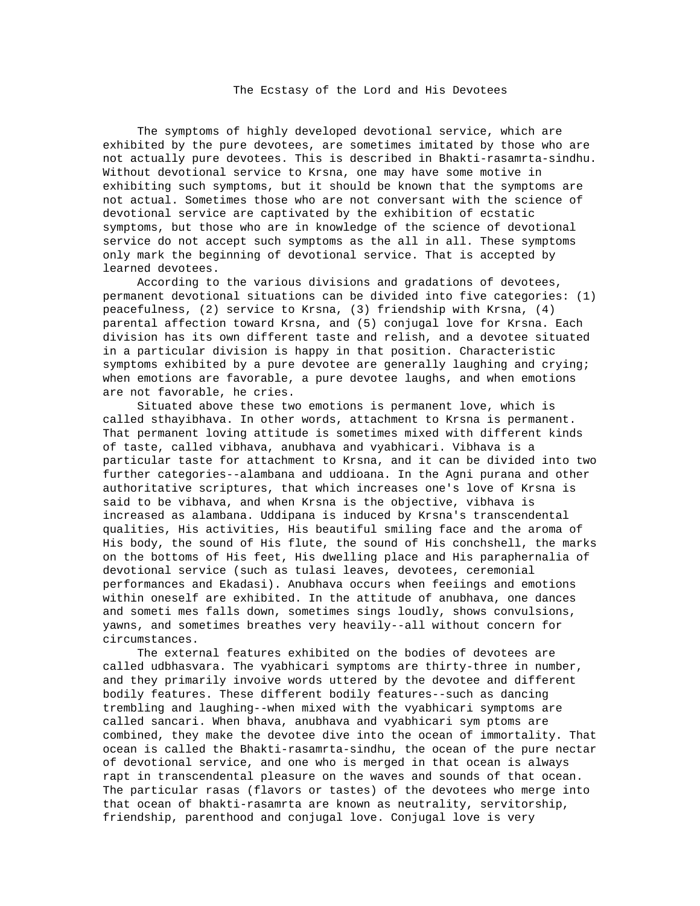# The Ecstasy of the Lord and His Devotees

The symptoms of highly developed devotional service, which are exhibited by the pure devotees, are sometimes imitated by those who are not actually pure devotees. This is described in Bhakti-rasamrta-sindhu. Without devotional service to Krsna, one may have some motive in exhibiting such symptoms, but it should be known that the symptoms are not actual. Sometimes those who are not conversant with the science of devotional service are captivated by the exhibition of ecstatic symptoms, but those who are in knowledge of the science of devotional service do not accept such symptoms as the all in all. These symptoms only mark the beginning of devotional service. That is accepted by learned devotees.

According to the various divisions and gradations of devotees, permanent devotional situations can be divided into five categories: (1) peacefulness, (2) service to Krsna, (3) friendship with Krsna, (4) parental affection toward Krsna, and (5) conjugal love for Krsna. Each division has its own different taste and relish, and a devotee situated in a particular division is happy in that position. Characteristic symptoms exhibited by a pure devotee are generally laughing and crying; when emotions are favorable, a pure devotee laughs, and when emotions are not favorable, he cries.

Situated above these two emotions is permanent love, which is called sthayibhava. In other words, attachment to Krsna is permanent. That permanent loving attitude is sometimes mixed with different kinds of taste, called vibhava, anubhava and vyabhicari. Vibhava is a particular taste for attachment to Krsna, and it can be divided into two further categories--alambana and uddioana. In the Agni purana and other authoritative scriptures, that which increases one's love of Krsna is said to be vibhava, and when Krsna is the objective, vibhava is increased as alambana. Uddipana is induced by Krsna's transcendental qualities, His activities, His beautiful smiling face and the aroma of His body, the sound of His flute, the sound of His conchshell, the marks on the bottoms of His feet, His dwelling place and His paraphernalia of devotional service (such as tulasi leaves, devotees, ceremonial performances and Ekadasi). Anubhava occurs when feeiings and emotions within oneself are exhibited. In the attitude of anubhava, one dances and someti mes falls down, sometimes sings loudly, shows convulsions, yawns, and sometimes breathes very heavily--all without concern for circumstances.

The external features exhibited on the bodies of devotees are called udbhasvara. The vyabhicari symptoms are thirty-three in number, and they primarily invoive words uttered by the devotee and different bodily features. These different bodily features--such as dancing trembling and laughing--when mixed with the vyabhicari symptoms are called sancari. When bhava, anubhava and vyabhicari sym ptoms are combined, they make the devotee dive into the ocean of immortality. That ocean is called the Bhakti-rasamrta-sindhu, the ocean of the pure nectar of devotional service, and one who is merged in that ocean is always rapt in transcendental pleasure on the waves and sounds of that ocean. The particular rasas (flavors or tastes) of the devotees who merge into that ocean of bhakti-rasamrta are known as neutrality, servitorship, friendship, parenthood and conjugal love. Conjugal love is very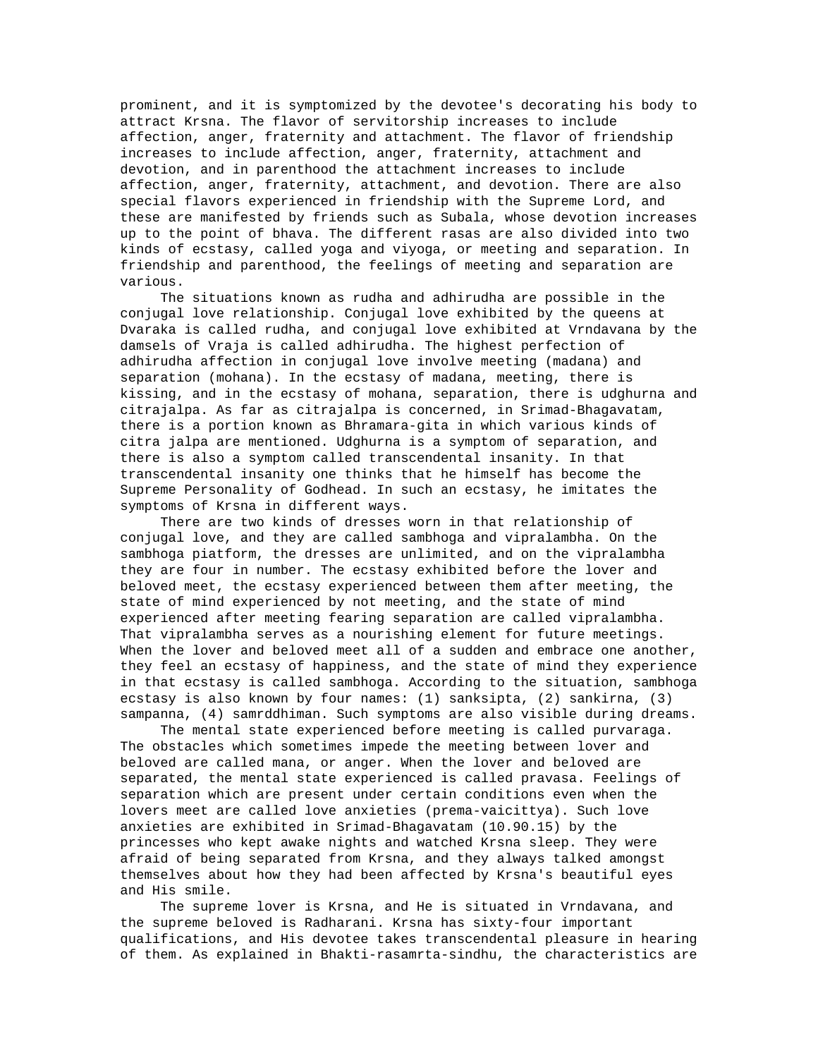prominent, and it is symptomized by the devotee's decorating his body to attract Krsna. The flavor of servitorship increases to include affection, anger, fraternity and attachment. The flavor of friendship increases to include affection, anger, fraternity, attachment and devotion, and in parenthood the attachment increases to include affection, anger, fraternity, attachment, and devotion. There are also special flavors experienced in friendship with the Supreme Lord, and these are manifested by friends such as Subala, whose devotion increases up to the point of bhava. The different rasas are also divided into two kinds of ecstasy, called yoga and viyoga, or meeting and separation. In friendship and parenthood, the feelings of meeting and separation are various.

The situations known as rudha and adhirudha are possible in the conjugal love relationship. Conjugal love exhibited by the queens at Dvaraka is called rudha, and conjugal love exhibited at Vrndavana by the damsels of Vraja is called adhirudha. The highest perfection of adhirudha affection in conjugal love involve meeting (madana) and separation (mohana). In the ecstasy of madana, meeting, there is kissing, and in the ecstasy of mohana, separation, there is udghurna and citrajalpa. As far as citrajalpa is concerned, in Srimad-Bhagavatam, there is a portion known as Bhramara-gita in which various kinds of citra jalpa are mentioned. Udghurna is a symptom of separation, and there is also a symptom called transcendental insanity. In that transcendental insanity one thinks that he himself has become the Supreme Personality of Godhead. In such an ecstasy, he imitates the symptoms of Krsna in different ways.

There are two kinds of dresses worn in that relationship of conjugal love, and they are called sambhoga and vipralambha. On the sambhoga piatform, the dresses are unlimited, and on the vipralambha they are four in number. The ecstasy exhibited before the lover and beloved meet, the ecstasy experienced between them after meeting, the state of mind experienced by not meeting, and the state of mind experienced after meeting fearing separation are called vipralambha. That vipralambha serves as a nourishing element for future meetings. When the lover and beloved meet all of a sudden and embrace one another, they feel an ecstasy of happiness, and the state of mind they experience in that ecstasy is called sambhoga. According to the situation, sambhoga ecstasy is also known by four names: (1) sanksipta, (2) sankirna, (3) sampanna, (4) samrddhiman. Such symptoms are also visible during dreams.

The mental state experienced before meeting is called purvaraga. The obstacles which sometimes impede the meeting between lover and beloved are called mana, or anger. When the lover and beloved are separated, the mental state experienced is called pravasa. Feelings of separation which are present under certain conditions even when the lovers meet are called love anxieties (prema-vaicittya). Such love anxieties are exhibited in Srimad-Bhagavatam (10.90.15) by the princesses who kept awake nights and watched Krsna sleep. They were afraid of being separated from Krsna, and they always talked amongst themselves about how they had been affected by Krsna's beautiful eyes and His smile.

The supreme lover is Krsna, and He is situated in Vrndavana, and the supreme beloved is Radharani. Krsna has sixty-four important qualifications, and His devotee takes transcendental pleasure in hearing of them. As explained in Bhakti-rasamrta-sindhu, the characteristics are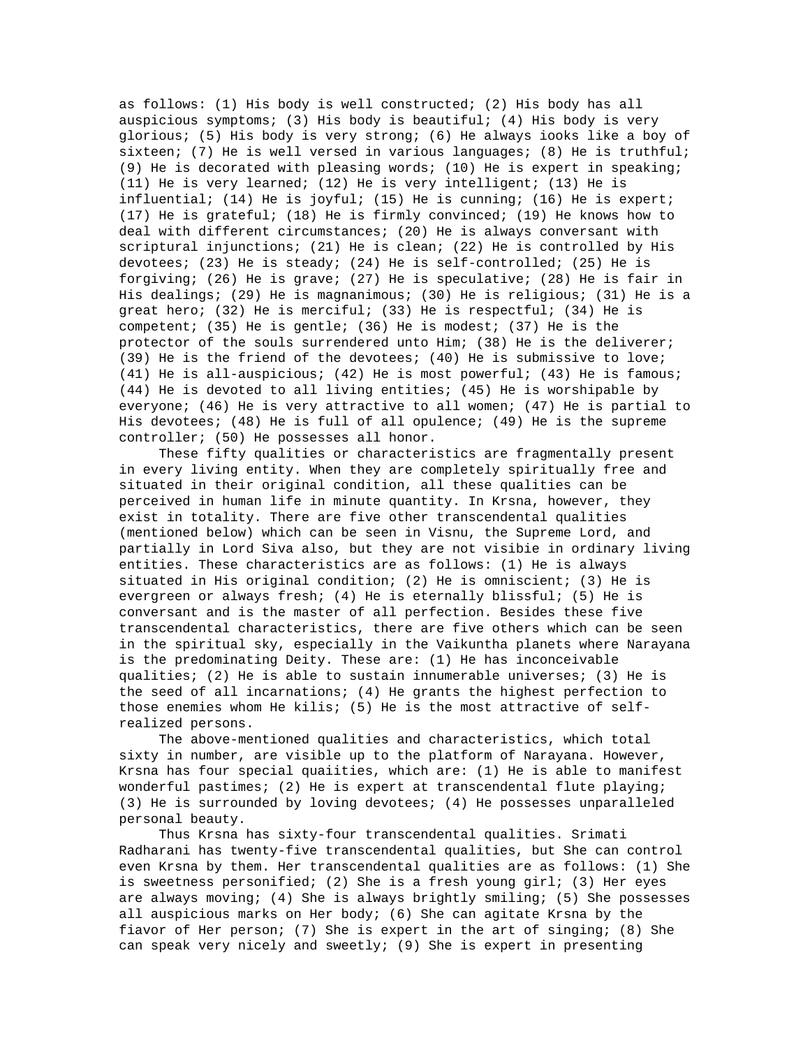as follows: (1) His body is well constructed; (2) His body has all auspicious symptoms; (3) His body is beautiful; (4) His body is very glorious; (5) His body is very strong; (6) He always iooks like a boy of sixteen; (7) He is well versed in various languages; (8) He is truthful; (9) He is decorated with pleasing words; (10) He is expert in speaking; (11) He is very learned; (12) He is very intelligent; (13) He is influential; (14) He is joyful; (15) He is cunning; (16) He is expert; (17) He is grateful; (18) He is firmly convinced; (19) He knows how to deal with different circumstances; (20) He is always conversant with scriptural injunctions; (21) He is clean; (22) He is controlled by His devotees; (23) He is steady; (24) He is self-controlled; (25) He is forgiving; (26) He is grave; (27) He is speculative; (28) He is fair in His dealings; (29) He is magnanimous; (30) He is religious; (31) He is a great hero; (32) He is merciful; (33) He is respectful; (34) He is competent; (35) He is gentle; (36) He is modest; (37) He is the protector of the souls surrendered unto Him; (38) He is the deliverer; (39) He is the friend of the devotees; (40) He is submissive to love; (41) He is all-auspicious; (42) He is most powerful; (43) He is famous; (44) He is devoted to all living entities; (45) He is worshipable by everyone; (46) He is very attractive to all women; (47) He is partial to His devotees; (48) He is full of all opulence; (49) He is the supreme controller; (50) He possesses all honor.

These fifty qualities or characteristics are fragmentally present in every living entity. When they are completely spiritually free and situated in their original condition, all these qualities can be perceived in human life in minute quantity. In Krsna, however, they exist in totality. There are five other transcendental qualities (mentioned below) which can be seen in Visnu, the Supreme Lord, and partially in Lord Siva also, but they are not visibie in ordinary living entities. These characteristics are as follows: (1) He is always situated in His original condition; (2) He is omniscient; (3) He is evergreen or always fresh; (4) He is eternally blissful; (5) He is conversant and is the master of all perfection. Besides these five transcendental characteristics, there are five others which can be seen in the spiritual sky, especially in the Vaikuntha planets where Narayana is the predominating Deity. These are: (1) He has inconceivable qualities; (2) He is able to sustain innumerable universes; (3) He is the seed of all incarnations; (4) He grants the highest perfection to those enemies whom He kilis; (5) He is the most attractive of self-realized persons.

The above-mentioned qualities and characteristics, which total sixty in number, are visible up to the platform of Narayana. However, Krsna has four special quaiities, which are: (1) He is able to manifest wonderful pastimes; (2) He is expert at transcendental flute playing; (3) He is surrounded by loving devotees; (4) He possesses unparalleled personal beauty.

Thus Krsna has sixty-four transcendental qualities. Srimati Radharani has twenty-five transcendental qualities, but She can control even Krsna by them. Her transcendental qualities are as follows: (1) She is sweetness personified; (2) She is a fresh young girl; (3) Her eyes are always moving; (4) She is always brightly smiling; (5) She possesses all auspicious marks on Her body; (6) She can agitate Krsna by the fiavor of Her person; (7) She is expert in the art of singing; (8) She can speak very nicely and sweetly; (9) She is expert in presenting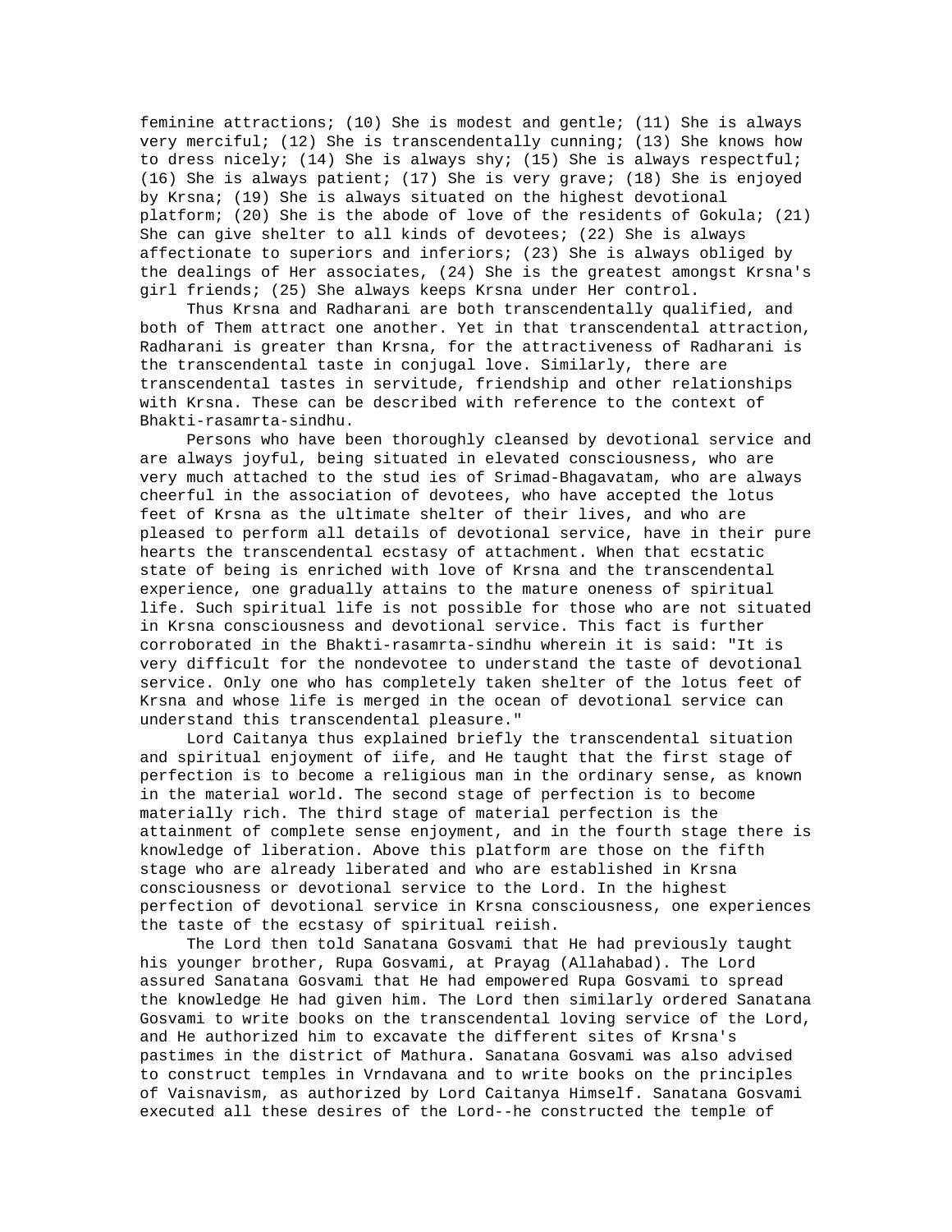feminine attractions; (10) She is modest and gentle; (11) She is always very merciful; (12) She is transcendentally cunning; (13) She knows how to dress nicely; (14) She is always shy; (15) She is always respectful; (16) She is always patient; (17) She is very grave; (18) She is enjoyed by Krsna; (19) She is always situated on the highest devotional platform; (20) She is the abode of love of the residents of Gokula; (21) She can give shelter to all kinds of devotees; (22) She is always affectionate to superiors and inferiors; (23) She is always obliged by the dealings of Her associates, (24) She is the greatest amongst Krsna's girl friends; (25) She always keeps Krsna under Her control.

Thus Krsna and Radharani are both transcendentally qualified, and both of Them attract one another. Yet in that transcendental attraction, Radharani is greater than Krsna, for the attractiveness of Radharani is the transcendental taste in conjugal love. Similarly, there are transcendental tastes in servitude, friendship and other relationships with Krsna. These can be described with reference to the context of Bhakti-rasamrta-sindhu.

Persons who have been thoroughly cleansed by devotional service and are always joyful, being situated in elevated consciousness, who are very much attached to the stud ies of Srimad-Bhagavatam, who are always cheerful in the association of devotees, who have accepted the lotus feet of Krsna as the ultimate shelter of their lives, and who are pleased to perform all details of devotional service, have in their pure hearts the transcendental ecstasy of attachment. When that ecstatic state of being is enriched with love of Krsna and the transcendental experience, one gradually attains to the mature oneness of spiritual life. Such spiritual life is not possible for those who are not situated in Krsna consciousness and devotional service. This fact is further corroborated in the Bhakti-rasamrta-sindhu wherein it is said: "It is very difficult for the nondevotee to understand the taste of devotional service. Only one who has completely taken shelter of the lotus feet of Krsna and whose life is merged in the ocean of devotional service can understand this transcendental pleasure."

Lord Caitanya thus explained briefly the transcendental situation and spiritual enjoyment of iife, and He taught that the first stage of perfection is to become a religious man in the ordinary sense, as known in the material world. The second stage of perfection is to become materially rich. The third stage of material perfection is the attainment of complete sense enjoyment, and in the fourth stage there is knowledge of liberation. Above this platform are those on the fifth stage who are already liberated and who are established in Krsna consciousness or devotional service to the Lord. In the highest perfection of devotional service in Krsna consciousness, one experiences the taste of the ecstasy of spiritual reiish.

The Lord then told Sanatana Gosvami that He had previously taught his younger brother, Rupa Gosvami, at Prayag (Allahabad). The Lord assured Sanatana Gosvami that He had empowered Rupa Gosvami to spread the knowledge He had given him. The Lord then similarly ordered Sanatana Gosvami to write books on the transcendental loving service of the Lord, and He authorized him to excavate the different sites of Krsna's pastimes in the district of Mathura. Sanatana Gosvami was also advised to construct temples in Vrndavana and to write books on the principles of Vaisnavism, as authorized by Lord Caitanya Himself. Sanatana Gosvami executed all these desires of the Lord--he constructed the temple of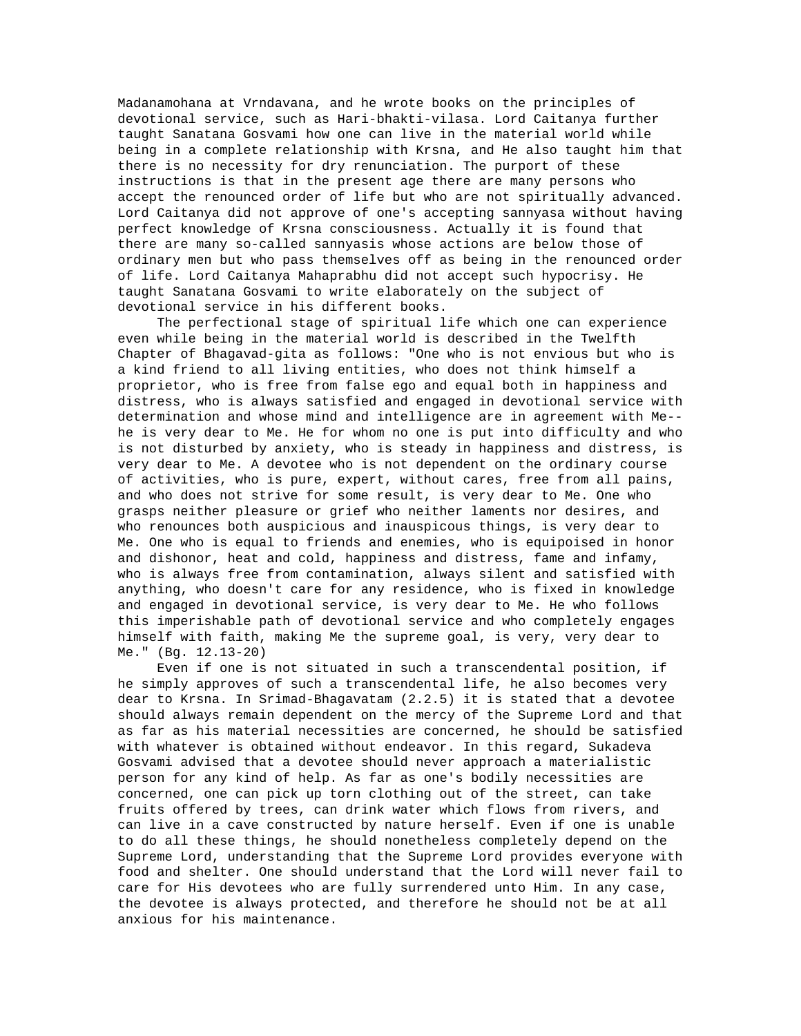Madanamohana at Vrndavana, and he wrote books on the principles of devotional service, such as Hari-bhakti-vilasa. Lord Caitanya further taught Sanatana Gosvami how one can live in the material world while being in a complete relationship with Krsna, and He also taught him that there is no necessity for dry renunciation. The purport of these instructions is that in the present age there are many persons who accept the renounced order of life but who are not spiritually advanced. Lord Caitanya did not approve of one's accepting sannyasa without having perfect knowledge of Krsna consciousness. Actually it is found that there are many so-called sannyasis whose actions are below those of ordinary men but who pass themselves off as being in the renounced order of life. Lord Caitanya Mahaprabhu did not accept such hypocrisy. He taught Sanatana Gosvami to write elaborately on the subject of devotional service in his different books.

The perfectional stage of spiritual life which one can experience even while being in the material world is described in the Twelfth Chapter of Bhagavad-gita as follows: "One who is not envious but who is a kind friend to all living entities, who does not think himself a proprietor, who is free from false ego and equal both in happiness and distress, who is always satisfied and engaged in devotional service with determination and whose mind and intelligence are in agreement with Me--he is very dear to Me. He for whom no one is put into difficulty and who is not disturbed by anxiety, who is steady in happiness and distress, is very dear to Me. A devotee who is not dependent on the ordinary course of activities, who is pure, expert, without cares, free from all pains, and who does not strive for some result, is very dear to Me. One who grasps neither pleasure or grief who neither laments nor desires, and who renounces both auspicious and inauspicous things, is very dear to Me. One who is equal to friends and enemies, who is equipoised in honor and dishonor, heat and cold, happiness and distress, fame and infamy, who is always free from contamination, always silent and satisfied with anything, who doesn't care for any residence, who is fixed in knowledge and engaged in devotional service, is very dear to Me. He who follows this imperishable path of devotional service and who completely engages himself with faith, making Me the supreme goal, is very, very dear to Me." (Bg. 12.13-20)

Even if one is not situated in such a transcendental position, if he simply approves of such a transcendental life, he also becomes very dear to Krsna. In Srimad-Bhagavatam (2.2.5) it is stated that a devotee should always remain dependent on the mercy of the Supreme Lord and that as far as his material necessities are concerned, he should be satisfied with whatever is obtained without endeavor. In this regard, Sukadeva Gosvami advised that a devotee should never approach a materialistic person for any kind of help. As far as one's bodily necessities are concerned, one can pick up torn clothing out of the street, can take fruits offered by trees, can drink water which flows from rivers, and can live in a cave constructed by nature herself. Even if one is unable to do all these things, he should nonetheless completely depend on the Supreme Lord, understanding that the Supreme Lord provides everyone with food and shelter. One should understand that the Lord will never fail to care for His devotees who are fully surrendered unto Him. In any case, the devotee is always protected, and therefore he should not be at all anxious for his maintenance.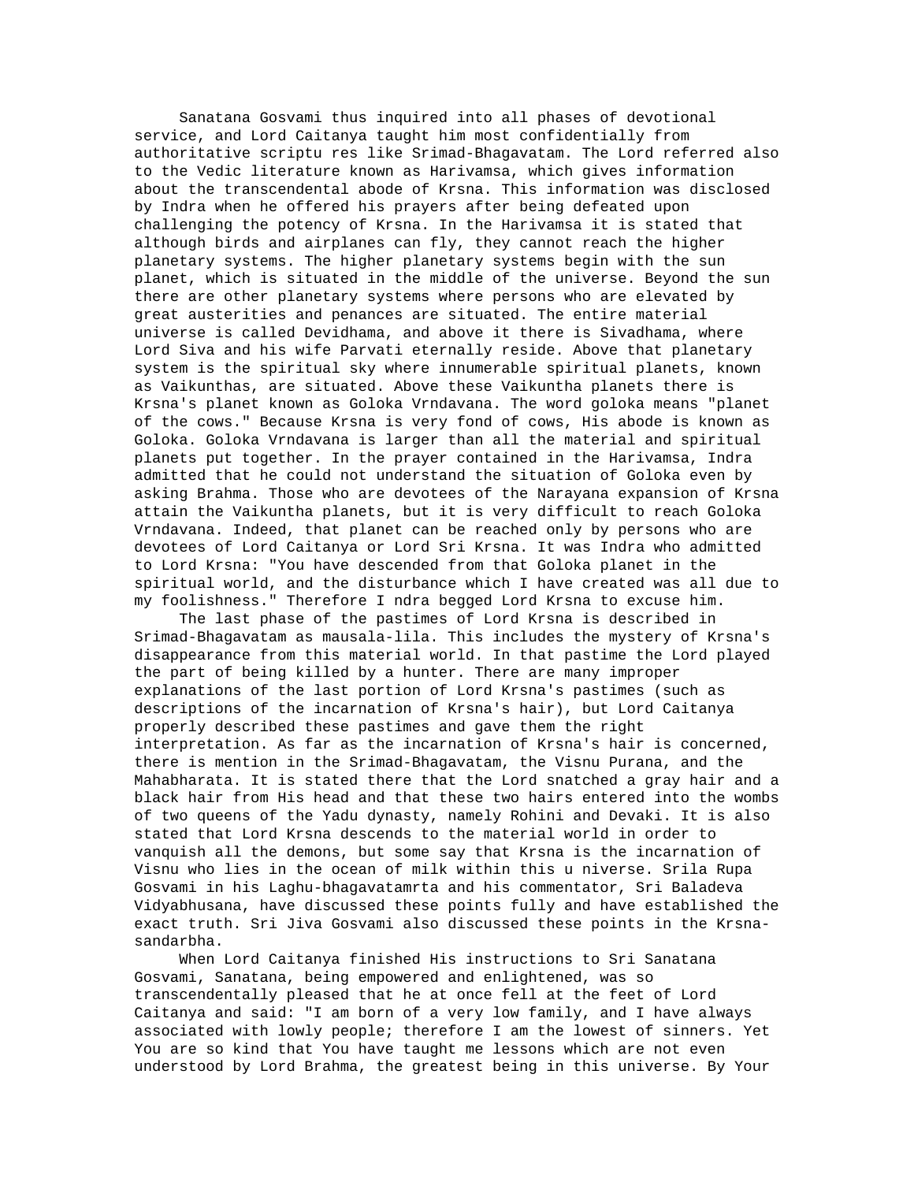Sanatana Gosvami thus inquired into all phases of devotional service, and Lord Caitanya taught him most confidentially from authoritative scriptu res like Srimad-Bhagavatam. The Lord referred also to the Vedic literature known as Harivamsa, which gives information about the transcendental abode of Krsna. This information was disclosed by Indra when he offered his prayers after being defeated upon challenging the potency of Krsna. In the Harivamsa it is stated that although birds and airplanes can fly, they cannot reach the higher planetary systems. The higher planetary systems begin with the sun planet, which is situated in the middle of the universe. Beyond the sun there are other planetary systems where persons who are elevated by great austerities and penances are situated. The entire material universe is called Devidhama, and above it there is Sivadhama, where Lord Siva and his wife Parvati eternally reside. Above that planetary system is the spiritual sky where innumerable spiritual planets, known as Vaikunthas, are situated. Above these Vaikuntha planets there is Krsna's planet known as Goloka Vrndavana. The word goloka means "planet of the cows." Because Krsna is very fond of cows, His abode is known as Goloka. Goloka Vrndavana is larger than all the material and spiritual planets put together. In the prayer contained in the Harivamsa, Indra admitted that he could not understand the situation of Goloka even by asking Brahma. Those who are devotees of the Narayana expansion of Krsna attain the Vaikuntha planets, but it is very difficult to reach Goloka Vrndavana. Indeed, that planet can be reached only by persons who are devotees of Lord Caitanya or Lord Sri Krsna. It was Indra who admitted to Lord Krsna: "You have descended from that Goloka planet in the spiritual world, and the disturbance which I have created was all due to my foolishness." Therefore I ndra begged Lord Krsna to excuse him.

The last phase of the pastimes of Lord Krsna is described in Srimad-Bhagavatam as mausala-lila. This includes the mystery of Krsna's disappearance from this material world. In that pastime the Lord played the part of being killed by a hunter. There are many improper explanations of the last portion of Lord Krsna's pastimes (such as descriptions of the incarnation of Krsna's hair), but Lord Caitanya properly described these pastimes and gave them the right interpretation. As far as the incarnation of Krsna's hair is concerned, there is mention in the Srimad-Bhagavatam, the Visnu Purana, and the Mahabharata. It is stated there that the Lord snatched a gray hair and a black hair from His head and that these two hairs entered into the wombs of two queens of the Yadu dynasty, namely Rohini and Devaki. It is also stated that Lord Krsna descends to the material world in order to vanquish all the demons, but some say that Krsna is the incarnation of Visnu who lies in the ocean of milk within this u niverse. Srila Rupa Gosvami in his Laghu-bhagavatamrta and his commentator, Sri Baladeva Vidyabhusana, have discussed these points fully and have established the exact truth. Sri Jiva Gosvami also discussed these points in the Krsna-sandarbha.

When Lord Caitanya finished His instructions to Sri Sanatana Gosvami, Sanatana, being empowered and enlightened, was so transcendentally pleased that he at once fell at the feet of Lord Caitanya and said: "I am born of a very low family, and I have always associated with lowly people; therefore I am the lowest of sinners. Yet You are so kind that You have taught me lessons which are not even understood by Lord Brahma, the greatest being in this universe. By Your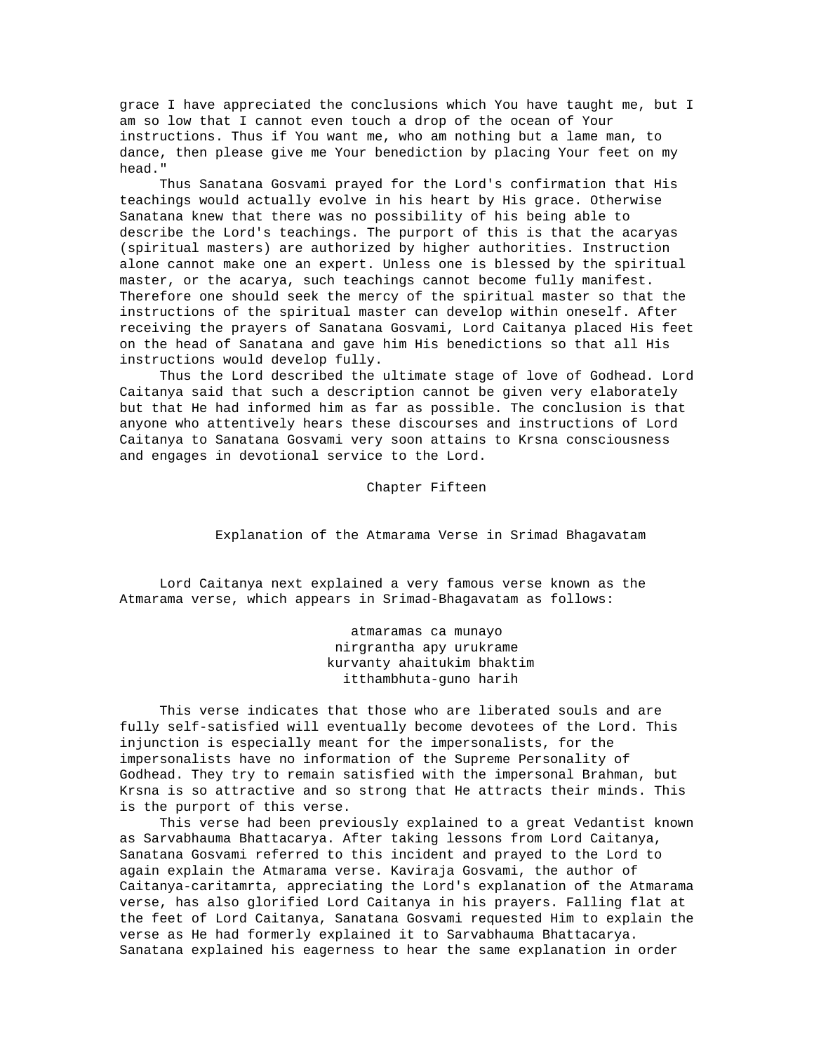grace I have appreciated the conclusions which You have taught me, but I am so low that I cannot even touch a drop of the ocean of Your instructions. Thus if You want me, who am nothing but a lame man, to dance, then please give me Your benediction by placing Your feet on my head."

Thus Sanatana Gosvami prayed for the Lord's confirmation that His teachings would actually evolve in his heart by His grace. Otherwise Sanatana knew that there was no possibility of his being able to describe the Lord's teachings. The purport of this is that the acaryas (spiritual masters) are authorized by higher authorities. Instruction alone cannot make one an expert. Unless one is blessed by the spiritual master, or the acarya, such teachings cannot become fully manifest. Therefore one should seek the mercy of the spiritual master so that the instructions of the spiritual master can develop within oneself. After receiving the prayers of Sanatana Gosvami, Lord Caitanya placed His feet on the head of Sanatana and gave him His benedictions so that all His instructions would develop fully.

Thus the Lord described the ultimate stage of love of Godhead. Lord Caitanya said that such a description cannot be given very elaborately but that He had informed him as far as possible. The conclusion is that anyone who attentively hears these discourses and instructions of Lord Caitanya to Sanatana Gosvami very soon attains to Krsna consciousness and engages in devotional service to the Lord.

# Chapter Fifteen

## Explanation of the Atmarama Verse in Srimad Bhagavatam

Lord Caitanya next explained a very famous verse known as the Atmarama verse, which appears in Srimad-Bhagavatam as follows:

> atmaramas ca munayo
> nirgrantha apy urukrame
> kurvanty ahaitukim bhaktim
> itthambhuta-guno harih

This verse indicates that those who are liberated souls and are fully self-satisfied will eventually become devotees of the Lord. This injunction is especially meant for the impersonalists, for the impersonalists have no information of the Supreme Personality of Godhead. They try to remain satisfied with the impersonal Brahman, but Krsna is so attractive and so strong that He attracts their minds. This is the purport of this verse.

This verse had been previously explained to a great Vedantist known as Sarvabhauma Bhattacarya. After taking lessons from Lord Caitanya, Sanatana Gosvami referred to this incident and prayed to the Lord to again explain the Atmarama verse. Kaviraja Gosvami, the author of Caitanya-caritamrta, appreciating the Lord's explanation of the Atmarama verse, has also glorified Lord Caitanya in his prayers. Falling flat at the feet of Lord Caitanya, Sanatana Gosvami requested Him to explain the verse as He had formerly explained it to Sarvabhauma Bhattacarya. Sanatana explained his eagerness to hear the same explanation in order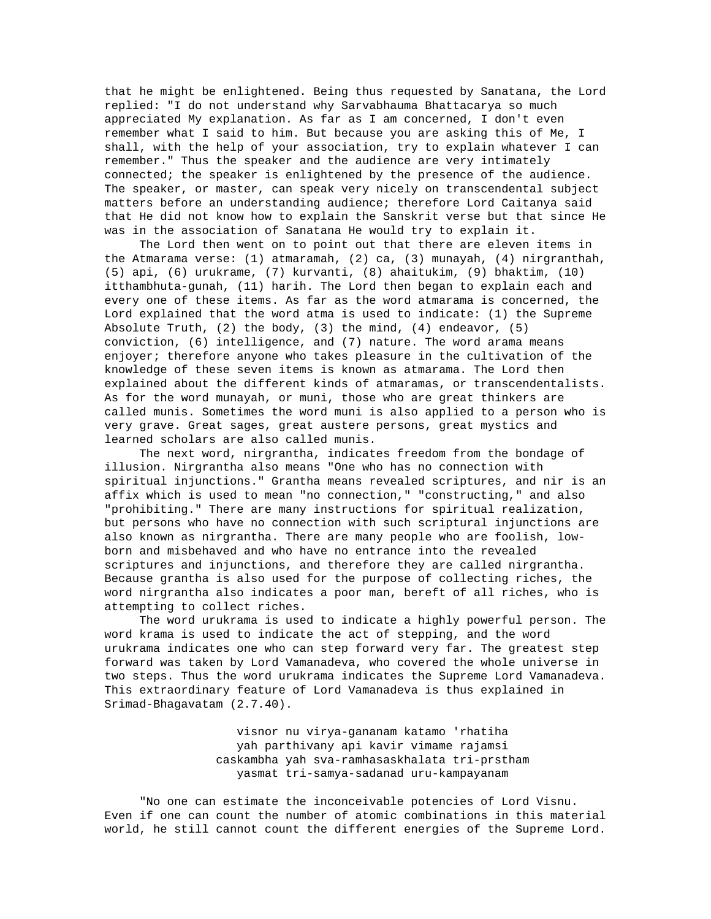that he might be enlightened. Being thus requested by Sanatana, the Lord replied: "I do not understand why Sarvabhauma Bhattacarya so much appreciated My explanation. As far as I am concerned, I don't even remember what I said to him. But because you are asking this of Me, I shall, with the help of your association, try to explain whatever I can remember." Thus the speaker and the audience are very intimately connected; the speaker is enlightened by the presence of the audience. The speaker, or master, can speak very nicely on transcendental subject matters before an understanding audience; therefore Lord Caitanya said that He did not know how to explain the Sanskrit verse but that since He was in the association of Sanatana He would try to explain it.

The Lord then went on to point out that there are eleven items in the Atmarama verse: (1) atmaramah, (2) ca, (3) munayah, (4) nirgranthah, (5) api, (6) urukrame, (7) kurvanti, (8) ahaitukim, (9) bhaktim, (10) itthambhuta-gunah, (11) harih. The Lord then began to explain each and every one of these items. As far as the word atmarama is concerned, the Lord explained that the word atma is used to indicate: (1) the Supreme Absolute Truth, (2) the body, (3) the mind, (4) endeavor, (5) conviction, (6) intelligence, and (7) nature. The word arama means enjoyer; therefore anyone who takes pleasure in the cultivation of the knowledge of these seven items is known as atmarama. The Lord then explained about the different kinds of atmaramas, or transcendentalists. As for the word munayah, or muni, those who are great thinkers are called munis. Sometimes the word muni is also applied to a person who is very grave. Great sages, great austere persons, great mystics and learned scholars are also called munis.

The next word, nirgrantha, indicates freedom from the bondage of illusion. Nirgrantha also means "One who has no connection with spiritual injunctions." Grantha means revealed scriptures, and nir is an affix which is used to mean "no connection," "constructing," and also "prohibiting." There are many instructions for spiritual realization, but persons who have no connection with such scriptural injunctions are also known as nirgrantha. There are many people who are foolish, low-born and misbehaved and who have no entrance into the revealed scriptures and injunctions, and therefore they are called nirgrantha. Because grantha is also used for the purpose of collecting riches, the word nirgrantha also indicates a poor man, bereft of all riches, who is attempting to collect riches.

The word urukrama is used to indicate a highly powerful person. The word krama is used to indicate the act of stepping, and the word urukrama indicates one who can step forward very far. The greatest step forward was taken by Lord Vamanadeva, who covered the whole universe in two steps. Thus the word urukrama indicates the Supreme Lord Vamanadeva. This extraordinary feature of Lord Vamanadeva is thus explained in Srimad-Bhagavatam (2.7.40).

> visnor nu virya-gananam katamo 'rhatiha
> yah parthivany api kavir vimame rajamsi
> caskambha yah sva-ramhasaskhalata tri-prstham
> yasmat tri-samya-sadanad uru-kampayanam

"No one can estimate the inconceivable potencies of Lord Visnu. Even if one can count the number of atomic combinations in this material world, he still cannot count the different energies of the Supreme Lord.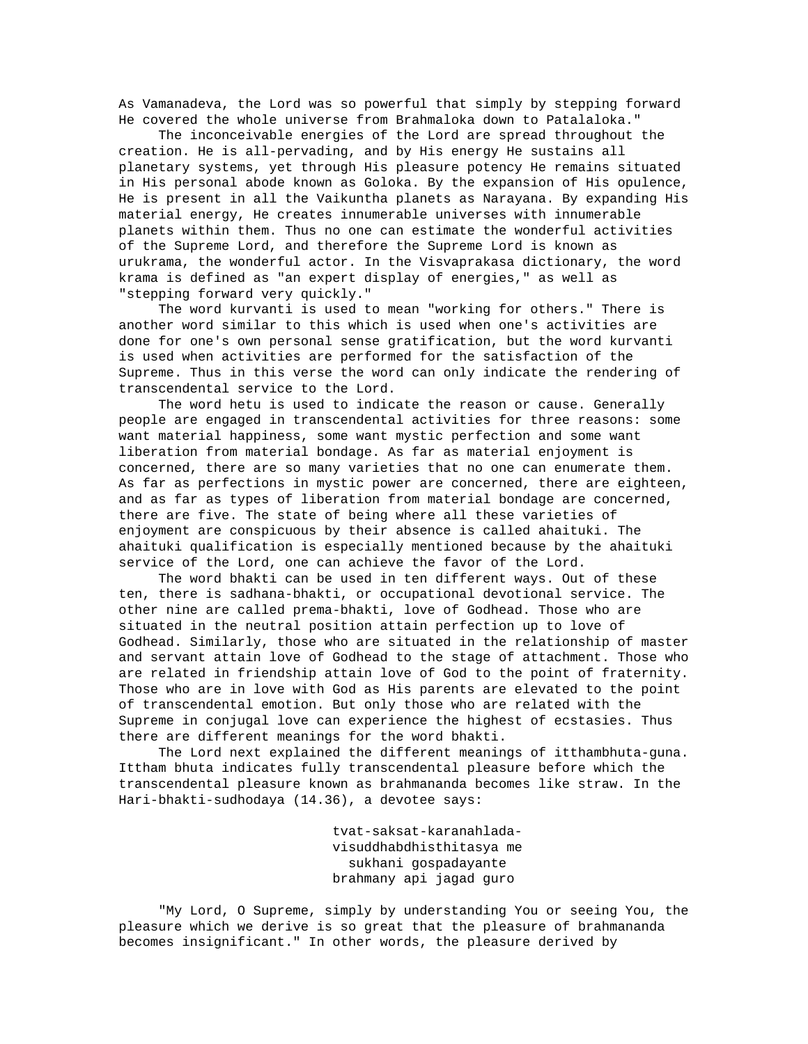As Vamanadeva, the Lord was so powerful that simply by stepping forward He covered the whole universe from Brahmaloka down to Patalaloka."

The inconceivable energies of the Lord are spread throughout the creation. He is all-pervading, and by His energy He sustains all planetary systems, yet through His pleasure potency He remains situated in His personal abode known as Goloka. By the expansion of His opulence, He is present in all the Vaikuntha planets as Narayana. By expanding His material energy, He creates innumerable universes with innumerable planets within them. Thus no one can estimate the wonderful activities of the Supreme Lord, and therefore the Supreme Lord is known as urukrama, the wonderful actor. In the Visvaprakasa dictionary, the word krama is defined as "an expert display of energies," as well as "stepping forward very quickly."

The word kurvanti is used to mean "working for others." There is another word similar to this which is used when one's activities are done for one's own personal sense gratification, but the word kurvanti is used when activities are performed for the satisfaction of the Supreme. Thus in this verse the word can only indicate the rendering of transcendental service to the Lord.

The word hetu is used to indicate the reason or cause. Generally people are engaged in transcendental activities for three reasons: some want material happiness, some want mystic perfection and some want liberation from material bondage. As far as material enjoyment is concerned, there are so many varieties that no one can enumerate them. As far as perfections in mystic power are concerned, there are eighteen, and as far as types of liberation from material bondage are concerned, there are five. The state of being where all these varieties of enjoyment are conspicuous by their absence is called ahaituki. The ahaituki qualification is especially mentioned because by the ahaituki service of the Lord, one can achieve the favor of the Lord.

The word bhakti can be used in ten different ways. Out of these ten, there is sadhana-bhakti, or occupational devotional service. The other nine are called prema-bhakti, love of Godhead. Those who are situated in the neutral position attain perfection up to love of Godhead. Similarly, those who are situated in the relationship of master and servant attain love of Godhead to the stage of attachment. Those who are related in friendship attain love of God to the point of fraternity. Those who are in love with God as His parents are elevated to the point of transcendental emotion. But only those who are related with the Supreme in conjugal love can experience the highest of ecstasies. Thus there are different meanings for the word bhakti.

The Lord next explained the different meanings of itthambhuta-guna. Ittham bhuta indicates fully transcendental pleasure before which the transcendental pleasure known as brahmananda becomes like straw. In the Hari-bhakti-sudhodaya (14.36), a devotee says:

> tvat-saksat-karanahlada-
> visuddhabdhisthitasya me
> sukhani gospadayante
> brahmany api jagad guro

"My Lord, O Supreme, simply by understanding You or seeing You, the pleasure which we derive is so great that the pleasure of brahmananda becomes insignificant." In other words, the pleasure derived by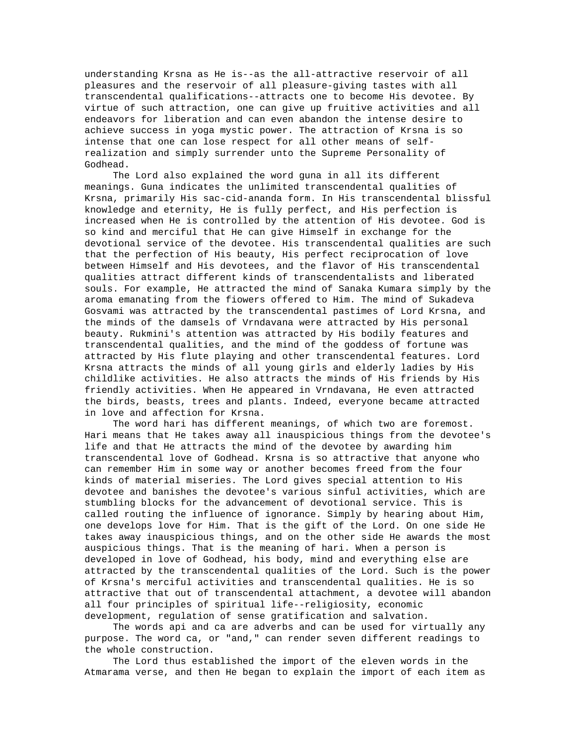understanding Krsna as He is--as the all-attractive reservoir of all pleasures and the reservoir of all pleasure-giving tastes with all transcendental qualifications--attracts one to become His devotee. By virtue of such attraction, one can give up fruitive activities and all endeavors for liberation and can even abandon the intense desire to achieve success in yoga mystic power. The attraction of Krsna is so intense that one can lose respect for all other means of self-realization and simply surrender unto the Supreme Personality of Godhead.

The Lord also explained the word guna in all its different meanings. Guna indicates the unlimited transcendental qualities of Krsna, primarily His sac-cid-ananda form. In His transcendental blissful knowledge and eternity, He is fully perfect, and His perfection is increased when He is controlled by the attention of His devotee. God is so kind and merciful that He can give Himself in exchange for the devotional service of the devotee. His transcendental qualities are such that the perfection of His beauty, His perfect reciprocation of love between Himself and His devotees, and the flavor of His transcendental qualities attract different kinds of transcendentalists and liberated souls. For example, He attracted the mind of Sanaka Kumara simply by the aroma emanating from the fiowers offered to Him. The mind of Sukadeva Gosvami was attracted by the transcendental pastimes of Lord Krsna, and the minds of the damsels of Vrndavana were attracted by His personal beauty. Rukmini's attention was attracted by His bodily features and transcendental qualities, and the mind of the goddess of fortune was attracted by His flute playing and other transcendental features. Lord Krsna attracts the minds of all young girls and elderly ladies by His childlike activities. He also attracts the minds of His friends by His friendly activities. When He appeared in Vrndavana, He even attracted the birds, beasts, trees and plants. Indeed, everyone became attracted in love and affection for Krsna.

The word hari has different meanings, of which two are foremost. Hari means that He takes away all inauspicious things from the devotee's life and that He attracts the mind of the devotee by awarding him transcendental love of Godhead. Krsna is so attractive that anyone who can remember Him in some way or another becomes freed from the four kinds of material miseries. The Lord gives special attention to His devotee and banishes the devotee's various sinful activities, which are stumbling blocks for the advancement of devotional service. This is called routing the influence of ignorance. Simply by hearing about Him, one develops love for Him. That is the gift of the Lord. On one side He takes away inauspicious things, and on the other side He awards the most auspicious things. That is the meaning of hari. When a person is developed in love of Godhead, his body, mind and everything else are attracted by the transcendental qualities of the Lord. Such is the power of Krsna's merciful activities and transcendental qualities. He is so attractive that out of transcendental attachment, a devotee will abandon all four principles of spiritual life--religiosity, economic development, regulation of sense gratification and salvation.

The words api and ca are adverbs and can be used for virtually any purpose. The word ca, or "and," can render seven different readings to the whole construction.

The Lord thus established the import of the eleven words in the Atmarama verse, and then He began to explain the import of each item as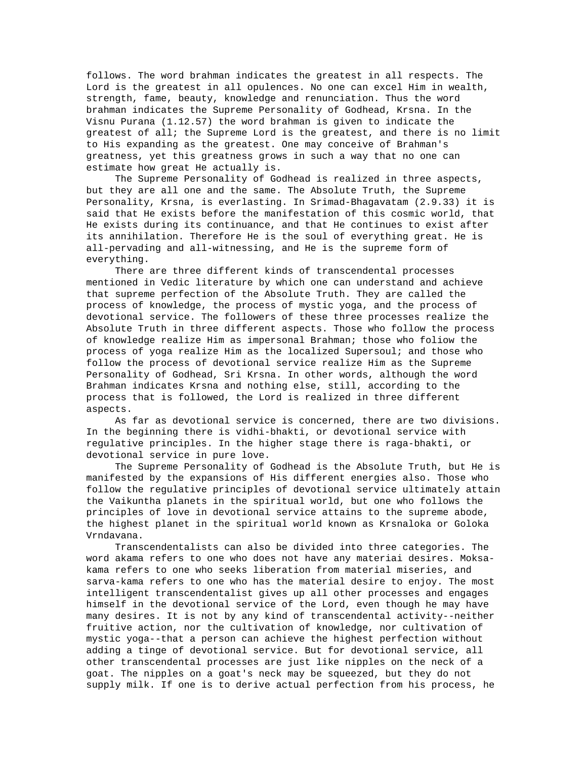follows. The word brahman indicates the greatest in all respects. The Lord is the greatest in all opulences. No one can excel Him in wealth, strength, fame, beauty, knowledge and renunciation. Thus the word brahman indicates the Supreme Personality of Godhead, Krsna. In the Visnu Purana (1.12.57) the word brahman is given to indicate the greatest of all; the Supreme Lord is the greatest, and there is no limit to His expanding as the greatest. One may conceive of Brahman's greatness, yet this greatness grows in such a way that no one can estimate how great He actually is.

The Supreme Personality of Godhead is realized in three aspects, but they are all one and the same. The Absolute Truth, the Supreme Personality, Krsna, is everlasting. In Srimad-Bhagavatam (2.9.33) it is said that He exists before the manifestation of this cosmic world, that He exists during its continuance, and that He continues to exist after its annihilation. Therefore He is the soul of everything great. He is all-pervading and all-witnessing, and He is the supreme form of everything.

There are three different kinds of transcendental processes mentioned in Vedic literature by which one can understand and achieve that supreme perfection of the Absolute Truth. They are called the process of knowledge, the process of mystic yoga, and the process of devotional service. The followers of these three processes realize the Absolute Truth in three different aspects. Those who follow the process of knowledge realize Him as impersonal Brahman; those who foliow the process of yoga realize Him as the localized Supersoul; and those who follow the process of devotional service realize Him as the Supreme Personality of Godhead, Sri Krsna. In other words, although the word Brahman indicates Krsna and nothing else, still, according to the process that is followed, the Lord is realized in three different aspects.

As far as devotional service is concerned, there are two divisions. In the beginning there is vidhi-bhakti, or devotional service with regulative principles. In the higher stage there is raga-bhakti, or devotional service in pure love.

The Supreme Personality of Godhead is the Absolute Truth, but He is manifested by the expansions of His different energies also. Those who follow the regulative principles of devotional service ultimately attain the Vaikuntha planets in the spiritual world, but one who follows the principles of love in devotional service attains to the supreme abode, the highest planet in the spiritual world known as Krsnaloka or Goloka Vrndavana.

Transcendentalists can also be divided into three categories. The word akama refers to one who does not have any materiai desires. Moksa-kama refers to one who seeks liberation from material miseries, and sarva-kama refers to one who has the material desire to enjoy. The most intelligent transcendentalist gives up all other processes and engages himself in the devotional service of the Lord, even though he may have many desires. It is not by any kind of transcendental activity--neither fruitive action, nor the cultivation of knowledge, nor cultivation of mystic yoga--that a person can achieve the highest perfection without adding a tinge of devotional service. But for devotional service, all other transcendental processes are just like nipples on the neck of a goat. The nipples on a goat's neck may be squeezed, but they do not supply milk. If one is to derive actual perfection from his process, he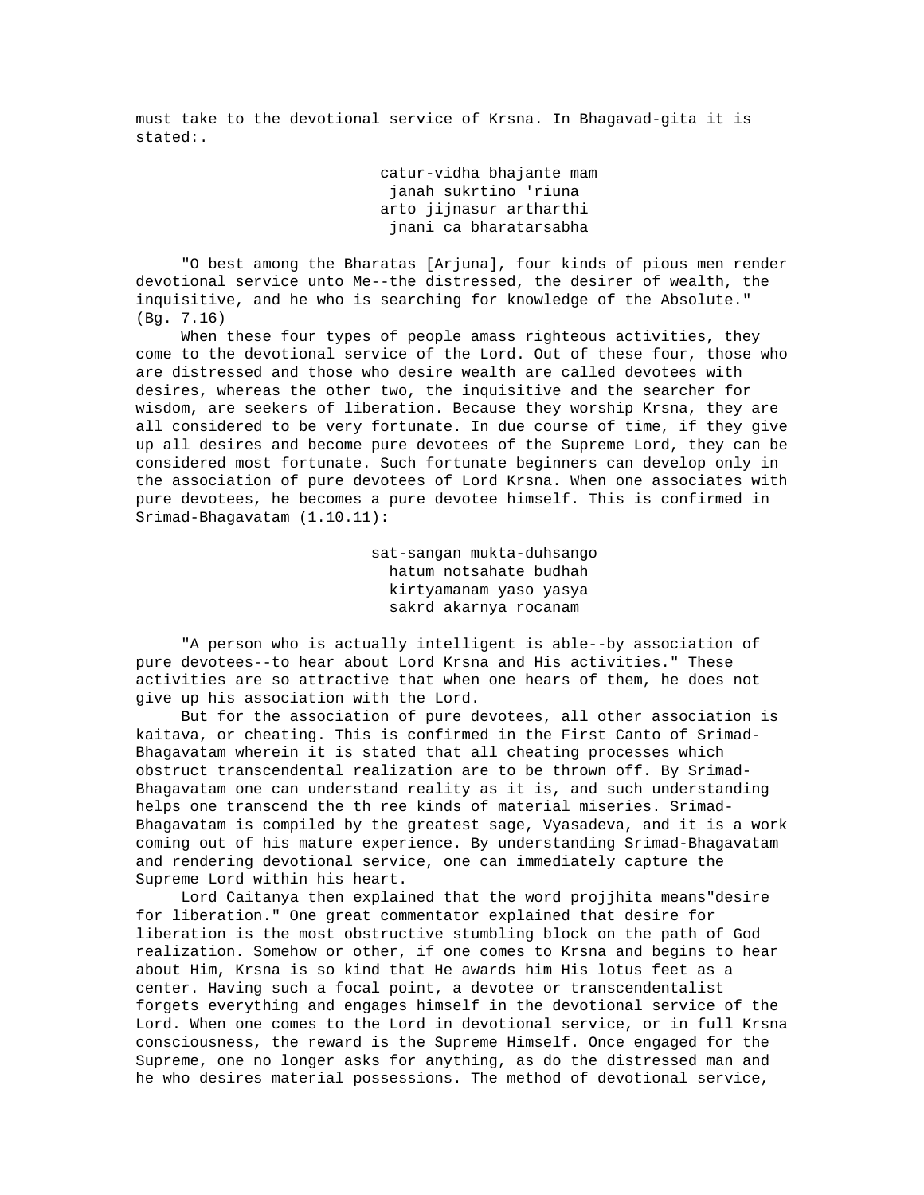must take to the devotional service of Krsna. In Bhagavad-gita it is stated:.

> catur-vidha bhajante mam
> janah sukrtino 'riuna
> arto jijnasur artharthi
> jnani ca bharatarsabha

"O best among the Bharatas [Arjuna], four kinds of pious men render devotional service unto Me--the distressed, the desirer of wealth, the inquisitive, and he who is searching for knowledge of the Absolute." (Bg. 7.16)

When these four types of people amass righteous activities, they come to the devotional service of the Lord. Out of these four, those who are distressed and those who desire wealth are called devotees with desires, whereas the other two, the inquisitive and the searcher for wisdom, are seekers of liberation. Because they worship Krsna, they are all considered to be very fortunate. In due course of time, if they give up all desires and become pure devotees of the Supreme Lord, they can be considered most fortunate. Such fortunate beginners can develop only in the association of pure devotees of Lord Krsna. When one associates with pure devotees, he becomes a pure devotee himself. This is confirmed in Srimad-Bhagavatam (1.10.11):

> sat-sangan mukta-duhsango
> hatum notsahate budhah
> kirtyamanam yaso yasya
> sakrd akarnya rocanam

"A person who is actually intelligent is able--by association of pure devotees--to hear about Lord Krsna and His activities." These activities are so attractive that when one hears of them, he does not give up his association with the Lord.

But for the association of pure devotees, all other association is kaitava, or cheating. This is confirmed in the First Canto of Srimad-Bhagavatam wherein it is stated that all cheating processes which obstruct transcendental realization are to be thrown off. By Srimad-Bhagavatam one can understand reality as it is, and such understanding helps one transcend the th ree kinds of material miseries. Srimad-Bhagavatam is compiled by the greatest sage, Vyasadeva, and it is a work coming out of his mature experience. By understanding Srimad-Bhagavatam and rendering devotional service, one can immediately capture the Supreme Lord within his heart.

Lord Caitanya then explained that the word projjhita means"desire for liberation." One great commentator explained that desire for liberation is the most obstructive stumbling block on the path of God realization. Somehow or other, if one comes to Krsna and begins to hear about Him, Krsna is so kind that He awards him His lotus feet as a center. Having such a focal point, a devotee or transcendentalist forgets everything and engages himself in the devotional service of the Lord. When one comes to the Lord in devotional service, or in full Krsna consciousness, the reward is the Supreme Himself. Once engaged for the Supreme, one no longer asks for anything, as do the distressed man and he who desires material possessions. The method of devotional service,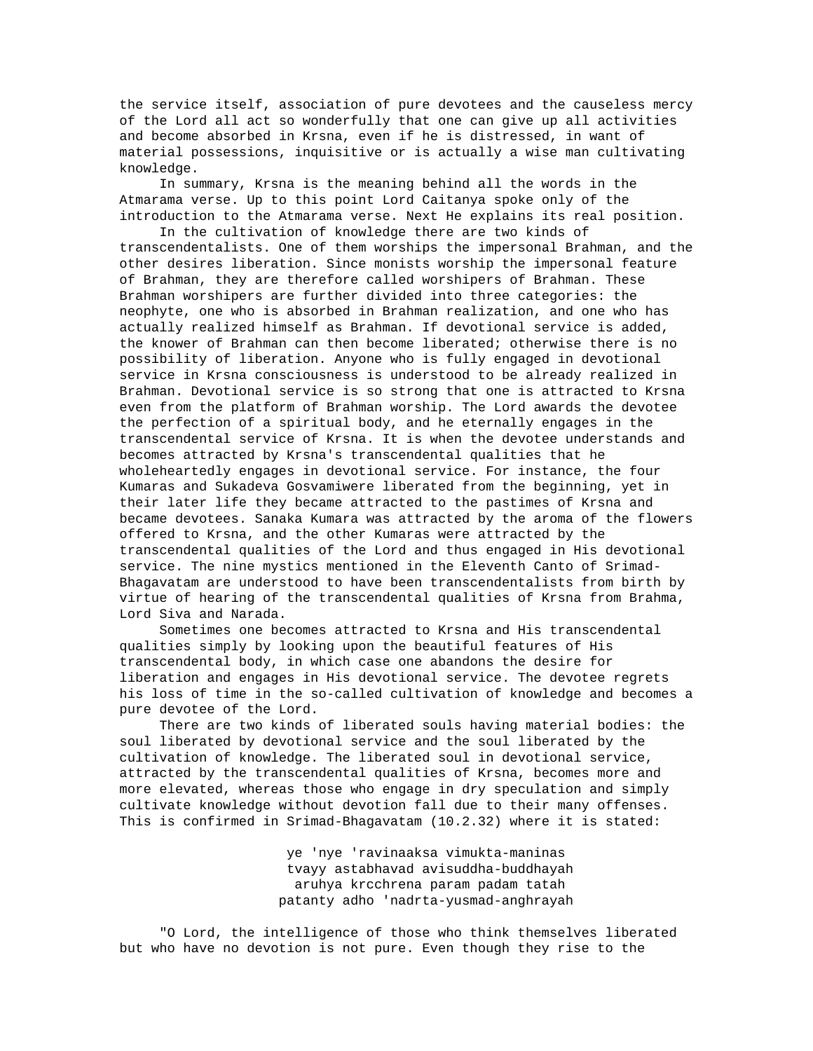the service itself, association of pure devotees and the causeless mercy of the Lord all act so wonderfully that one can give up all activities and become absorbed in Krsna, even if he is distressed, in want of material possessions, inquisitive or is actually a wise man cultivating knowledge.

In summary, Krsna is the meaning behind all the words in the Atmarama verse. Up to this point Lord Caitanya spoke only of the introduction to the Atmarama verse. Next He explains its real position.

In the cultivation of knowledge there are two kinds of transcendentalists. One of them worships the impersonal Brahman, and the other desires liberation. Since monists worship the impersonal feature of Brahman, they are therefore called worshipers of Brahman. These Brahman worshipers are further divided into three categories: the neophyte, one who is absorbed in Brahman realization, and one who has actually realized himself as Brahman. If devotional service is added, the knower of Brahman can then become liberated; otherwise there is no possibility of liberation. Anyone who is fully engaged in devotional service in Krsna consciousness is understood to be already realized in Brahman. Devotional service is so strong that one is attracted to Krsna even from the platform of Brahman worship. The Lord awards the devotee the perfection of a spiritual body, and he eternally engages in the transcendental service of Krsna. It is when the devotee understands and becomes attracted by Krsna's transcendental qualities that he wholeheartedly engages in devotional service. For instance, the four Kumaras and Sukadeva Gosvamiwere liberated from the beginning, yet in their later life they became attracted to the pastimes of Krsna and became devotees. Sanaka Kumara was attracted by the aroma of the flowers offered to Krsna, and the other Kumaras were attracted by the transcendental qualities of the Lord and thus engaged in His devotional service. The nine mystics mentioned in the Eleventh Canto of Srimad-Bhagavatam are understood to have been transcendentalists from birth by virtue of hearing of the transcendental qualities of Krsna from Brahma, Lord Siva and Narada.

Sometimes one becomes attracted to Krsna and His transcendental qualities simply by looking upon the beautiful features of His transcendental body, in which case one abandons the desire for liberation and engages in His devotional service. The devotee regrets his loss of time in the so-called cultivation of knowledge and becomes a pure devotee of the Lord.

There are two kinds of liberated souls having material bodies: the soul liberated by devotional service and the soul liberated by the cultivation of knowledge. The liberated soul in devotional service, attracted by the transcendental qualities of Krsna, becomes more and more elevated, whereas those who engage in dry speculation and simply cultivate knowledge without devotion fall due to their many offenses. This is confirmed in Srimad-Bhagavatam (10.2.32) where it is stated:

ye 'nye 'ravinaaksa vimukta-maninas
tvayy astabhavad avisuddha-buddhayah
aruhya krcchrena param padam tatah
patanty adho 'nadrta-yusmad-anghrayah

"O Lord, the intelligence of those who think themselves liberated but who have no devotion is not pure. Even though they rise to the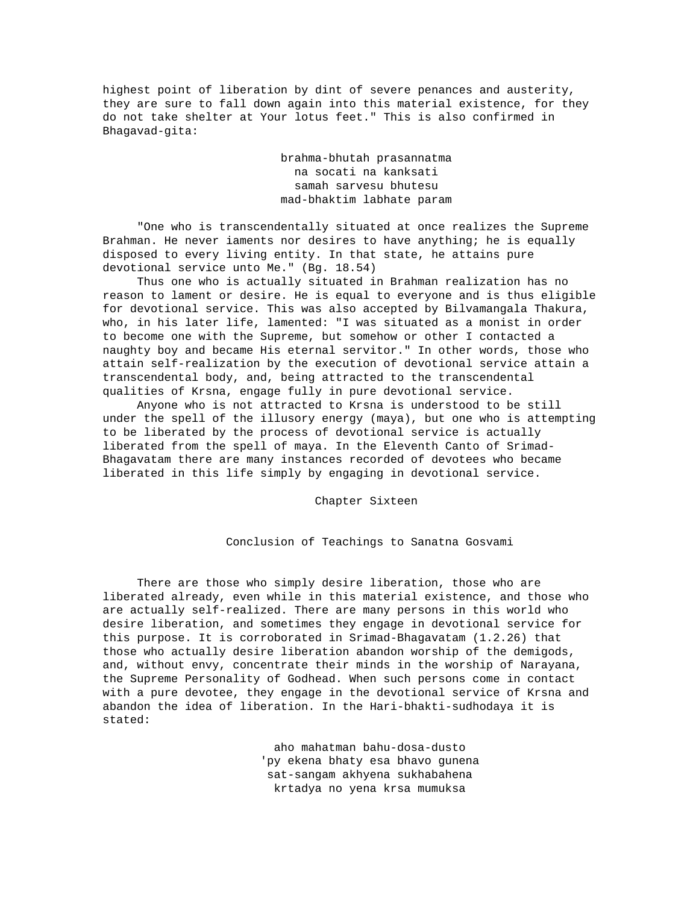highest point of liberation by dint of severe penances and austerity, they are sure to fall down again into this material existence, for they do not take shelter at Your lotus feet." This is also confirmed in Bhagavad-gita:

> brahma-bhutah prasannatma  
> na socati na kanksati  
> samah sarvesu bhutesu  
> mad-bhaktim labhate param

"One who is transcendentally situated at once realizes the Supreme Brahman. He never iaments nor desires to have anything; he is equally disposed to every living entity. In that state, he attains pure devotional service unto Me." (Bg. 18.54)

Thus one who is actually situated in Brahman realization has no reason to lament or desire. He is equal to everyone and is thus eligible for devotional service. This was also accepted by Bilvamangala Thakura, who, in his later life, lamented: "I was situated as a monist in order to become one with the Supreme, but somehow or other I contacted a naughty boy and became His eternal servitor." In other words, those who attain self-realization by the execution of devotional service attain a transcendental body, and, being attracted to the transcendental qualities of Krsna, engage fully in pure devotional service.

Anyone who is not attracted to Krsna is understood to be still under the spell of the illusory energy (maya), but one who is attempting to be liberated by the process of devotional service is actually liberated from the spell of maya. In the Eleventh Canto of Srimad-Bhagavatam there are many instances recorded of devotees who became liberated in this life simply by engaging in devotional service.

# Chapter Sixteen

## Conclusion of Teachings to Sanatna Gosvami

There are those who simply desire liberation, those who are liberated already, even while in this material existence, and those who are actually self-realized. There are many persons in this world who desire liberation, and sometimes they engage in devotional service for this purpose. It is corroborated in Srimad-Bhagavatam (1.2.26) that those who actually desire liberation abandon worship of the demigods, and, without envy, concentrate their minds in the worship of Narayana, the Supreme Personality of Godhead. When such persons come in contact with a pure devotee, they engage in the devotional service of Krsna and abandon the idea of liberation. In the Hari-bhakti-sudhodaya it is stated:

> aho mahatman bahu-dosa-dusto  
> 'py ekena bhaty esa bhavo gunena  
> sat-sangam akhyena sukhabahena  
> krtadya no yena krsa mumuksa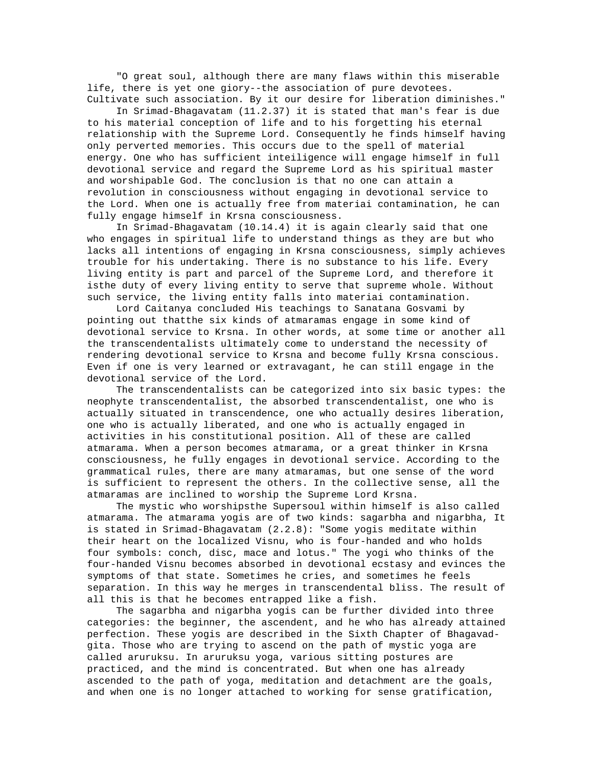"O great soul, although there are many flaws within this miserable life, there is yet one giory--the association of pure devotees. Cultivate such association. By it our desire for liberation diminishes."

In Srimad-Bhagavatam (11.2.37) it is stated that man's fear is due to his material conception of life and to his forgetting his eternal relationship with the Supreme Lord. Consequently he finds himself having only perverted memories. This occurs due to the spell of material energy. One who has sufficient inteiligence will engage himself in full devotional service and regard the Supreme Lord as his spiritual master and worshipable God. The conclusion is that no one can attain a revolution in consciousness without engaging in devotional service to the Lord. When one is actually free from materiai contamination, he can fully engage himself in Krsna consciousness.

In Srimad-Bhagavatam (10.14.4) it is again clearly said that one who engages in spiritual life to understand things as they are but who lacks all intentions of engaging in Krsna consciousness, simply achieves trouble for his undertaking. There is no substance to his life. Every living entity is part and parcel of the Supreme Lord, and therefore it isthe duty of every living entity to serve that supreme whole. Without such service, the living entity falls into materiai contamination.

Lord Caitanya concluded His teachings to Sanatana Gosvami by pointing out thatthe six kinds of atmaramas engage in some kind of devotional service to Krsna. In other words, at some time or another all the transcendentalists ultimately come to understand the necessity of rendering devotional service to Krsna and become fully Krsna conscious. Even if one is very learned or extravagant, he can still engage in the devotional service of the Lord.

The transcendentalists can be categorized into six basic types: the neophyte transcendentalist, the absorbed transcendentalist, one who is actually situated in transcendence, one who actually desires liberation, one who is actually liberated, and one who is actually engaged in activities in his constitutional position. All of these are called atmarama. When a person becomes atmarama, or a great thinker in Krsna consciousness, he fully engages in devotional service. According to the grammatical rules, there are many atmaramas, but one sense of the word is sufficient to represent the others. In the collective sense, all the atmaramas are inclined to worship the Supreme Lord Krsna.

The mystic who worshipsthe Supersoul within himself is also called atmarama. The atmarama yogis are of two kinds: sagarbha and nigarbha, It is stated in Srimad-Bhagavatam (2.2.8): "Some yogis meditate within their heart on the localized Visnu, who is four-handed and who holds four symbols: conch, disc, mace and lotus." The yogi who thinks of the four-handed Visnu becomes absorbed in devotional ecstasy and evinces the symptoms of that state. Sometimes he cries, and sometimes he feels separation. In this way he merges in transcendental bliss. The result of all this is that he becomes entrapped like a fish.

The sagarbha and nigarbha yogis can be further divided into three categories: the beginner, the ascendent, and he who has already attained perfection. These yogis are described in the Sixth Chapter of Bhagavad-gita. Those who are trying to ascend on the path of mystic yoga are called aruruksu. In aruruksu yoga, various sitting postures are practiced, and the mind is concentrated. But when one has already ascended to the path of yoga, meditation and detachment are the goals, and when one is no longer attached to working for sense gratification,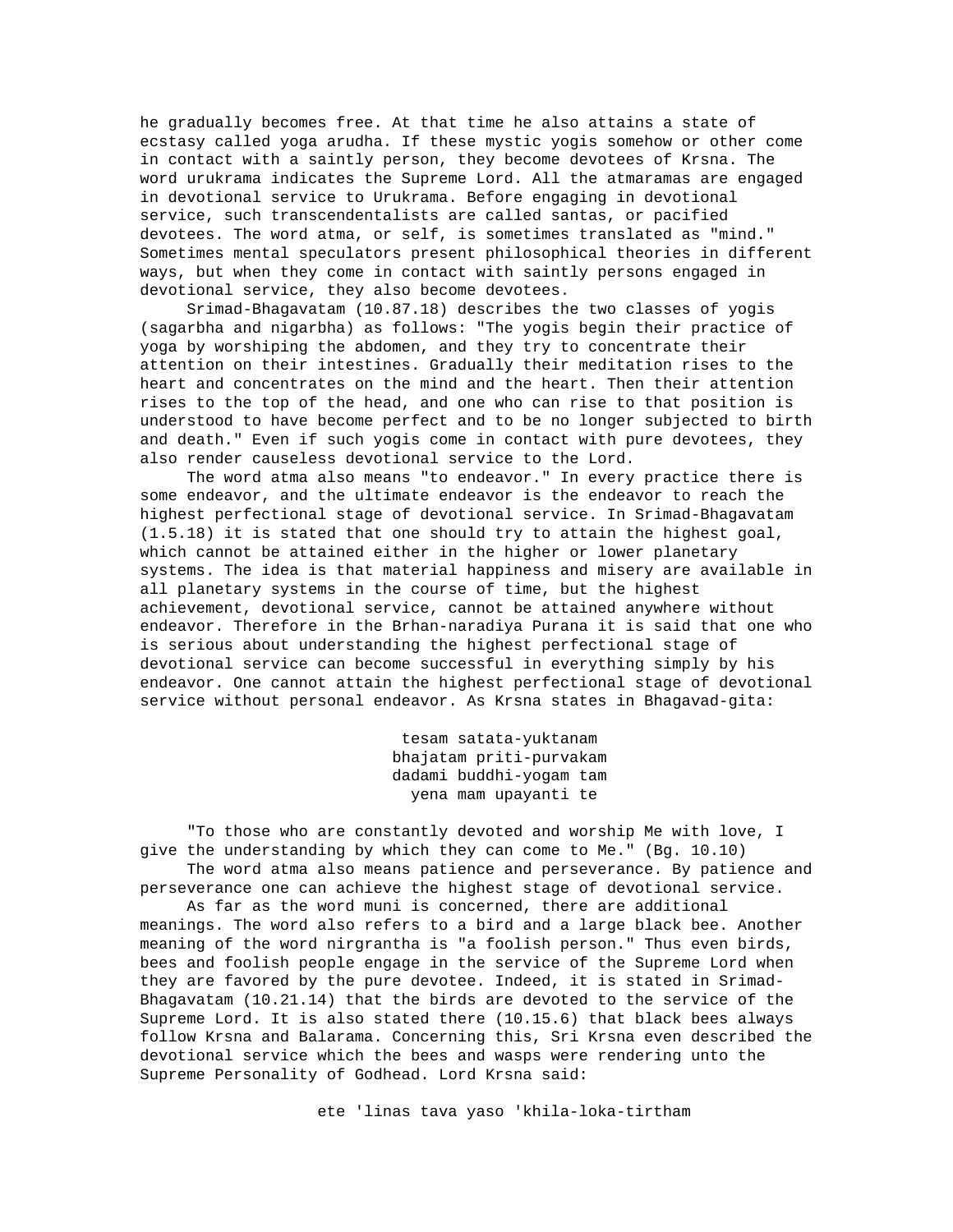he gradually becomes free. At that time he also attains a state of ecstasy called yoga arudha. If these mystic yogis somehow or other come in contact with a saintly person, they become devotees of Krsna. The word urukrama indicates the Supreme Lord. All the atmaramas are engaged in devotional service to Urukrama. Before engaging in devotional service, such transcendentalists are called santas, or pacified devotees. The word atma, or self, is sometimes translated as "mind." Sometimes mental speculators present philosophical theories in different ways, but when they come in contact with saintly persons engaged in devotional service, they also become devotees.

Srimad-Bhagavatam (10.87.18) describes the two classes of yogis (sagarbha and nigarbha) as follows: "The yogis begin their practice of yoga by worshiping the abdomen, and they try to concentrate their attention on their intestines. Gradually their meditation rises to the heart and concentrates on the mind and the heart. Then their attention rises to the top of the head, and one who can rise to that position is understood to have become perfect and to be no longer subjected to birth and death." Even if such yogis come in contact with pure devotees, they also render causeless devotional service to the Lord.

The word atma also means "to endeavor." In every practice there is some endeavor, and the ultimate endeavor is the endeavor to reach the highest perfectional stage of devotional service. In Srimad-Bhagavatam (1.5.18) it is stated that one should try to attain the highest goal, which cannot be attained either in the higher or lower planetary systems. The idea is that material happiness and misery are available in all planetary systems in the course of time, but the highest achievement, devotional service, cannot be attained anywhere without endeavor. Therefore in the Brhan-naradiya Purana it is said that one who is serious about understanding the highest perfectional stage of devotional service can become successful in everything simply by his endeavor. One cannot attain the highest perfectional stage of devotional service without personal endeavor. As Krsna states in Bhagavad-gita:

tesam satata-yuktanam
bhajatam priti-purvakam
dadami buddhi-yogam tam
yena mam upayanti te

"To those who are constantly devoted and worship Me with love, I give the understanding by which they can come to Me." (Bg. 10.10)

The word atma also means patience and perseverance. By patience and perseverance one can achieve the highest stage of devotional service.

As far as the word muni is concerned, there are additional meanings. The word also refers to a bird and a large black bee. Another meaning of the word nirgrantha is "a foolish person." Thus even birds, bees and foolish people engage in the service of the Supreme Lord when they are favored by the pure devotee. Indeed, it is stated in Srimad-Bhagavatam (10.21.14) that the birds are devoted to the service of the Supreme Lord. It is also stated there (10.15.6) that black bees always follow Krsna and Balarama. Concerning this, Sri Krsna even described the devotional service which the bees and wasps were rendering unto the Supreme Personality of Godhead. Lord Krsna said:

ete 'linas tava yaso 'khila-loka-tirtham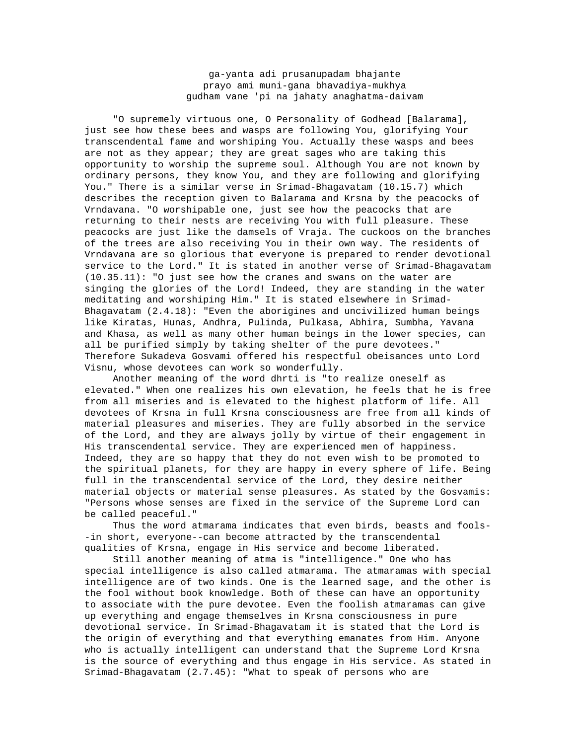ga-yanta adi prusanupadam bhajante
prayo ami muni-gana bhavadiya-mukhya
gudham vane 'pi na jahaty anaghatma-daivam

"O supremely virtuous one, O Personality of Godhead [Balarama], just see how these bees and wasps are following You, glorifying Your transcendental fame and worshiping You. Actually these wasps and bees are not as they appear; they are great sages who are taking this opportunity to worship the supreme soul. Although You are not known by ordinary persons, they know You, and they are following and glorifying You." There is a similar verse in Srimad-Bhagavatam (10.15.7) which describes the reception given to Balarama and Krsna by the peacocks of Vrndavana. "O worshipable one, just see how the peacocks that are returning to their nests are receiving You with full pleasure. These peacocks are just like the damsels of Vraja. The cuckoos on the branches of the trees are also receiving You in their own way. The residents of Vrndavana are so glorious that everyone is prepared to render devotional service to the Lord." It is stated in another verse of Srimad-Bhagavatam (10.35.11): "O just see how the cranes and swans on the water are singing the glories of the Lord! Indeed, they are standing in the water meditating and worshiping Him." It is stated elsewhere in Srimad-Bhagavatam (2.4.18): "Even the aborigines and uncivilized human beings like Kiratas, Hunas, Andhra, Pulinda, Pulkasa, Abhira, Sumbha, Yavana and Khasa, as well as many other human beings in the lower species, can all be purified simply by taking shelter of the pure devotees." Therefore Sukadeva Gosvami offered his respectful obeisances unto Lord Visnu, whose devotees can work so wonderfully.

Another meaning of the word dhrti is "to realize oneself as elevated." When one realizes his own elevation, he feels that he is free from all miseries and is elevated to the highest platform of life. All devotees of Krsna in full Krsna consciousness are free from all kinds of material pleasures and miseries. They are fully absorbed in the service of the Lord, and they are always jolly by virtue of their engagement in His transcendental service. They are experienced men of happiness. Indeed, they are so happy that they do not even wish to be promoted to the spiritual planets, for they are happy in every sphere of life. Being full in the transcendental service of the Lord, they desire neither material objects or material sense pleasures. As stated by the Gosvamis: "Persons whose senses are fixed in the service of the Supreme Lord can be called peaceful."

Thus the word atmarama indicates that even birds, beasts and fools--in short, everyone--can become attracted by the transcendental qualities of Krsna, engage in His service and become liberated.

Still another meaning of atma is "intelligence." One who has special intelligence is also called atmarama. The atmaramas with special intelligence are of two kinds. One is the learned sage, and the other is the fool without book knowledge. Both of these can have an opportunity to associate with the pure devotee. Even the foolish atmaramas can give up everything and engage themselves in Krsna consciousness in pure devotional service. In Srimad-Bhagavatam it is stated that the Lord is the origin of everything and that everything emanates from Him. Anyone who is actually intelligent can understand that the Supreme Lord Krsna is the source of everything and thus engage in His service. As stated in Srimad-Bhagavatam (2.7.45): "What to speak of persons who are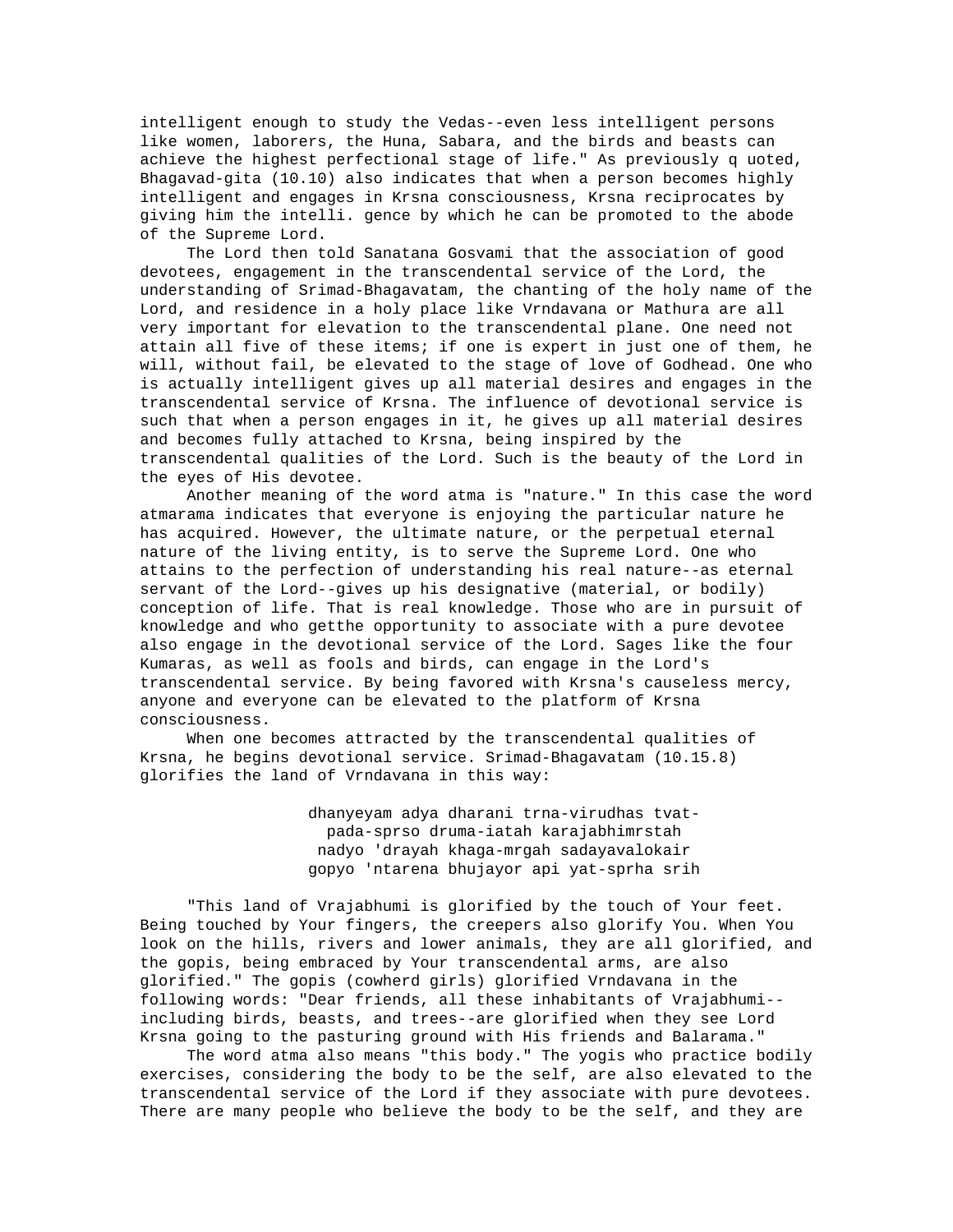intelligent enough to study the Vedas--even less intelligent persons like women, laborers, the Huna, Sabara, and the birds and beasts can achieve the highest perfectional stage of life." As previously q uoted, Bhagavad-gita (10.10) also indicates that when a person becomes highly intelligent and engages in Krsna consciousness, Krsna reciprocates by giving him the intelli. gence by which he can be promoted to the abode of the Supreme Lord.

The Lord then told Sanatana Gosvami that the association of good devotees, engagement in the transcendental service of the Lord, the understanding of Srimad-Bhagavatam, the chanting of the holy name of the Lord, and residence in a holy place like Vrndavana or Mathura are all very important for elevation to the transcendental plane. One need not attain all five of these items; if one is expert in just one of them, he will, without fail, be elevated to the stage of love of Godhead. One who is actually intelligent gives up all material desires and engages in the transcendental service of Krsna. The influence of devotional service is such that when a person engages in it, he gives up all material desires and becomes fully attached to Krsna, being inspired by the transcendental qualities of the Lord. Such is the beauty of the Lord in the eyes of His devotee.

Another meaning of the word atma is "nature." In this case the word atmarama indicates that everyone is enjoying the particular nature he has acquired. However, the ultimate nature, or the perpetual eternal nature of the living entity, is to serve the Supreme Lord. One who attains to the perfection of understanding his real nature--as eternal servant of the Lord--gives up his designative (material, or bodily) conception of life. That is real knowledge. Those who are in pursuit of knowledge and who getthe opportunity to associate with a pure devotee also engage in the devotional service of the Lord. Sages like the four Kumaras, as well as fools and birds, can engage in the Lord's transcendental service. By being favored with Krsna's causeless mercy, anyone and everyone can be elevated to the platform of Krsna consciousness.

When one becomes attracted by the transcendental qualities of Krsna, he begins devotional service. Srimad-Bhagavatam (10.15.8) glorifies the land of Vrndavana in this way:

> dhanyeyam adya dharani trna-virudhas tvat-
> pada-sprso druma-iatah karajabhimrstah
> nadyo 'drayah khaga-mrgah sadayavalokair
> gopyo 'ntarena bhujayor api yat-sprha srih

"This land of Vrajabhumi is glorified by the touch of Your feet. Being touched by Your fingers, the creepers also glorify You. When You look on the hills, rivers and lower animals, they are all glorified, and the gopis, being embraced by Your transcendental arms, are also glorified." The gopis (cowherd girls) glorified Vrndavana in the following words: "Dear friends, all these inhabitants of Vrajabhumi--including birds, beasts, and trees--are glorified when they see Lord Krsna going to the pasturing ground with His friends and Balarama."

The word atma also means "this body." The yogis who practice bodily exercises, considering the body to be the self, are also elevated to the transcendental service of the Lord if they associate with pure devotees. There are many people who believe the body to be the self, and they are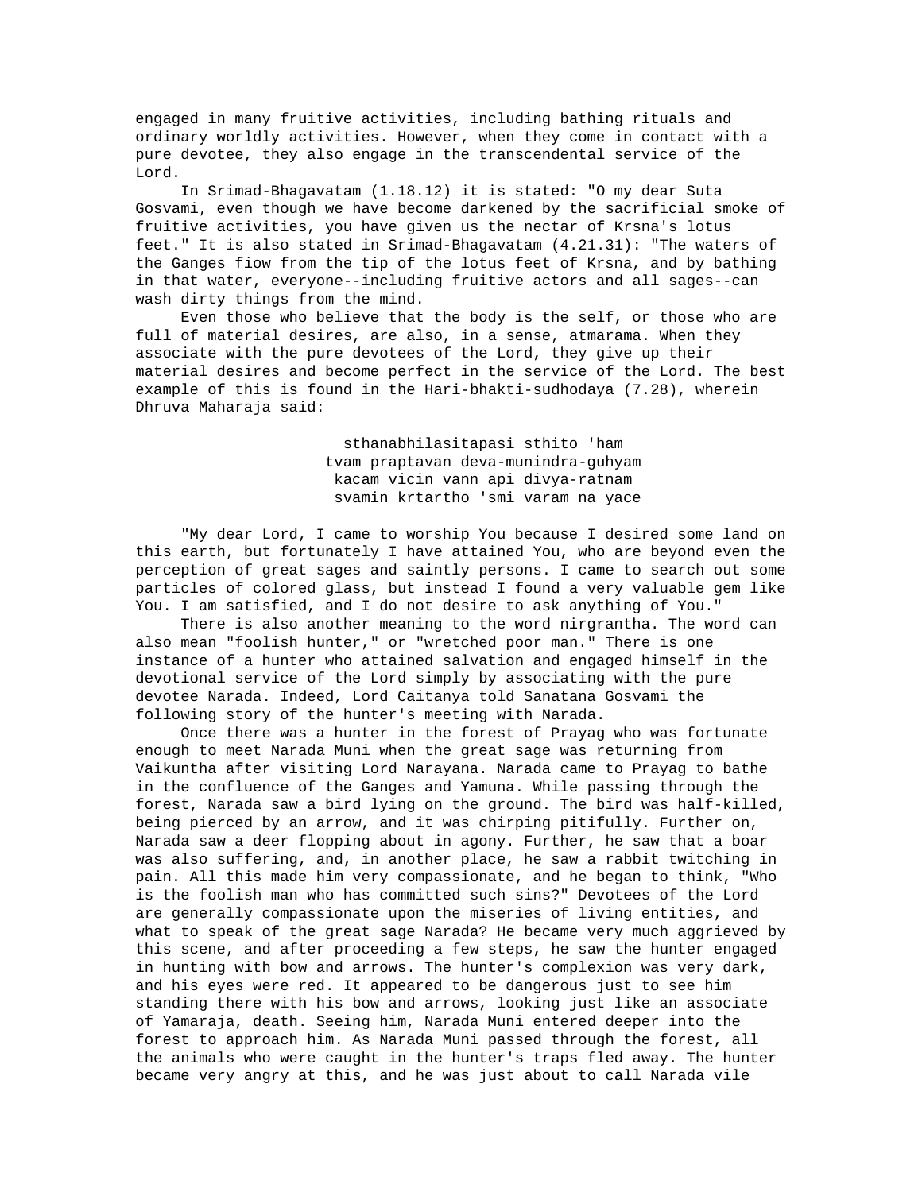engaged in many fruitive activities, including bathing rituals and ordinary worldly activities. However, when they come in contact with a pure devotee, they also engage in the transcendental service of the Lord.

In Srimad-Bhagavatam (1.18.12) it is stated: "O my dear Suta Gosvami, even though we have become darkened by the sacrificial smoke of fruitive activities, you have given us the nectar of Krsna's lotus feet." It is also stated in Srimad-Bhagavatam (4.21.31): "The waters of the Ganges fiow from the tip of the lotus feet of Krsna, and by bathing in that water, everyone--including fruitive actors and all sages--can wash dirty things from the mind.

Even those who believe that the body is the self, or those who are full of material desires, are also, in a sense, atmarama. When they associate with the pure devotees of the Lord, they give up their material desires and become perfect in the service of the Lord. The best example of this is found in the Hari-bhakti-sudhodaya (7.28), wherein Dhruva Maharaja said:

> sthanabhilasitapasi sthito 'ham
> tvam praptavan deva-munindra-guhyam
> kacam vicin vann api divya-ratnam
> svamin krtartho 'smi varam na yace

"My dear Lord, I came to worship You because I desired some land on this earth, but fortunately I have attained You, who are beyond even the perception of great sages and saintly persons. I came to search out some particles of colored glass, but instead I found a very valuable gem like You. I am satisfied, and I do not desire to ask anything of You."

There is also another meaning to the word nirgrantha. The word can also mean "foolish hunter," or "wretched poor man." There is one instance of a hunter who attained salvation and engaged himself in the devotional service of the Lord simply by associating with the pure devotee Narada. Indeed, Lord Caitanya told Sanatana Gosvami the following story of the hunter's meeting with Narada.

Once there was a hunter in the forest of Prayag who was fortunate enough to meet Narada Muni when the great sage was returning from Vaikuntha after visiting Lord Narayana. Narada came to Prayag to bathe in the confluence of the Ganges and Yamuna. While passing through the forest, Narada saw a bird lying on the ground. The bird was half-killed, being pierced by an arrow, and it was chirping pitifully. Further on, Narada saw a deer flopping about in agony. Further, he saw that a boar was also suffering, and, in another place, he saw a rabbit twitching in pain. All this made him very compassionate, and he began to think, "Who is the foolish man who has committed such sins?" Devotees of the Lord are generally compassionate upon the miseries of living entities, and what to speak of the great sage Narada? He became very much aggrieved by this scene, and after proceeding a few steps, he saw the hunter engaged in hunting with bow and arrows. The hunter's complexion was very dark, and his eyes were red. It appeared to be dangerous just to see him standing there with his bow and arrows, looking just like an associate of Yamaraja, death. Seeing him, Narada Muni entered deeper into the forest to approach him. As Narada Muni passed through the forest, all the animals who were caught in the hunter's traps fled away. The hunter became very angry at this, and he was just about to call Narada vile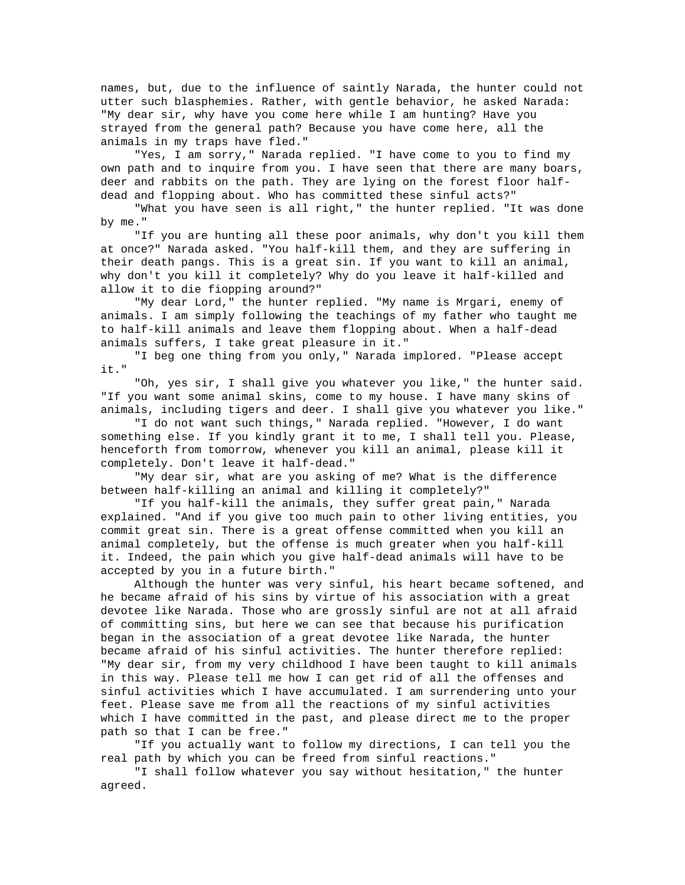names, but, due to the influence of saintly Narada, the hunter could not utter such blasphemies. Rather, with gentle behavior, he asked Narada: "My dear sir, why have you come here while I am hunting? Have you strayed from the general path? Because you have come here, all the animals in my traps have fled."

"Yes, I am sorry," Narada replied. "I have come to you to find my own path and to inquire from you. I have seen that there are many boars, deer and rabbits on the path. They are lying on the forest floor half-dead and flopping about. Who has committed these sinful acts?"

"What you have seen is all right," the hunter replied. "It was done by me."

"If you are hunting all these poor animals, why don't you kill them at once?" Narada asked. "You half-kill them, and they are suffering in their death pangs. This is a great sin. If you want to kill an animal, why don't you kill it completely? Why do you leave it half-killed and allow it to die fiopping around?"

"My dear Lord," the hunter replied. "My name is Mrgari, enemy of animals. I am simply following the teachings of my father who taught me to half-kill animals and leave them flopping about. When a half-dead animals suffers, I take great pleasure in it."

"I beg one thing from you only," Narada implored. "Please accept it."

"Oh, yes sir, I shall give you whatever you like," the hunter said. "If you want some animal skins, come to my house. I have many skins of animals, including tigers and deer. I shall give you whatever you like."

"I do not want such things," Narada replied. "However, I do want something else. If you kindly grant it to me, I shall tell you. Please, henceforth from tomorrow, whenever you kill an animal, please kill it completely. Don't leave it half-dead."

"My dear sir, what are you asking of me? What is the difference between half-killing an animal and killing it completely?"

"If you half-kill the animals, they suffer great pain," Narada explained. "And if you give too much pain to other living entities, you commit great sin. There is a great offense committed when you kill an animal completely, but the offense is much greater when you half-kill it. Indeed, the pain which you give half-dead animals will have to be accepted by you in a future birth."

Although the hunter was very sinful, his heart became softened, and he became afraid of his sins by virtue of his association with a great devotee like Narada. Those who are grossly sinful are not at all afraid of committing sins, but here we can see that because his purification began in the association of a great devotee like Narada, the hunter became afraid of his sinful activities. The hunter therefore replied: "My dear sir, from my very childhood I have been taught to kill animals in this way. Please tell me how I can get rid of all the offenses and sinful activities which I have accumulated. I am surrendering unto your feet. Please save me from all the reactions of my sinful activities which I have committed in the past, and please direct me to the proper path so that I can be free."

"If you actually want to follow my directions, I can tell you the real path by which you can be freed from sinful reactions."

"I shall follow whatever you say without hesitation," the hunter agreed.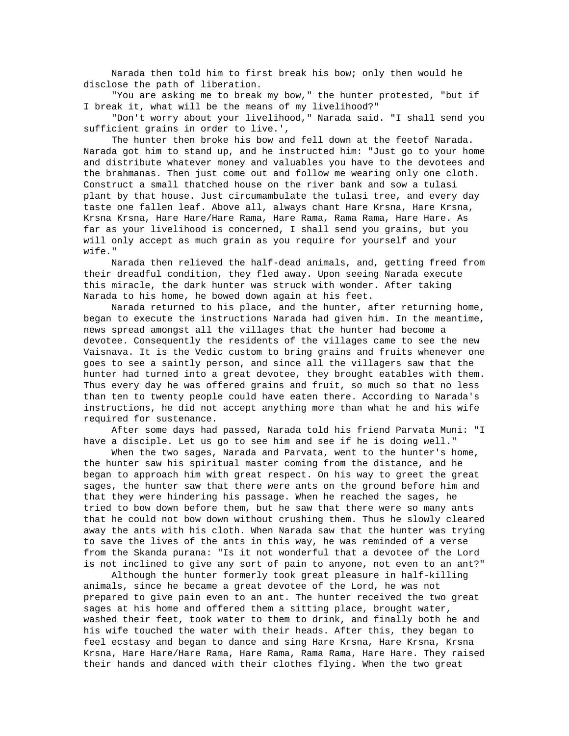Narada then told him to first break his bow; only then would he disclose the path of liberation.

"You are asking me to break my bow," the hunter protested, "but if I break it, what will be the means of my livelihood?"

"Don't worry about your livelihood," Narada said. "I shall send you sufficient grains in order to live.',

The hunter then broke his bow and fell down at the feetof Narada. Narada got him to stand up, and he instructed him: "Just go to your home and distribute whatever money and valuables you have to the devotees and the brahmanas. Then just come out and follow me wearing only one cloth. Construct a small thatched house on the river bank and sow a tulasi plant by that house. Just circumambulate the tulasi tree, and every day taste one fallen leaf. Above all, always chant Hare Krsna, Hare Krsna, Krsna Krsna, Hare Hare/Hare Rama, Hare Rama, Rama Rama, Hare Hare. As far as your livelihood is concerned, I shall send you grains, but you will only accept as much grain as you require for yourself and your wife."

Narada then relieved the half-dead animals, and, getting freed from their dreadful condition, they fled away. Upon seeing Narada execute this miracle, the dark hunter was struck with wonder. After taking Narada to his home, he bowed down again at his feet.

Narada returned to his place, and the hunter, after returning home, began to execute the instructions Narada had given him. In the meantime, news spread amongst all the villages that the hunter had become a devotee. Consequently the residents of the villages came to see the new Vaisnava. It is the Vedic custom to bring grains and fruits whenever one goes to see a saintly person, and since all the villagers saw that the hunter had turned into a great devotee, they brought eatables with them. Thus every day he was offered grains and fruit, so much so that no less than ten to twenty people could have eaten there. According to Narada's instructions, he did not accept anything more than what he and his wife required for sustenance.

After some days had passed, Narada told his friend Parvata Muni: "I have a disciple. Let us go to see him and see if he is doing well."

When the two sages, Narada and Parvata, went to the hunter's home, the hunter saw his spiritual master coming from the distance, and he began to approach him with great respect. On his way to greet the great sages, the hunter saw that there were ants on the ground before him and that they were hindering his passage. When he reached the sages, he tried to bow down before them, but he saw that there were so many ants that he could not bow down without crushing them. Thus he slowly cleared away the ants with his cloth. When Narada saw that the hunter was trying to save the lives of the ants in this way, he was reminded of a verse from the Skanda purana: "Is it not wonderful that a devotee of the Lord is not inclined to give any sort of pain to anyone, not even to an ant?"

Although the hunter formerly took great pleasure in half-killing animals, since he became a great devotee of the Lord, he was not prepared to give pain even to an ant. The hunter received the two great sages at his home and offered them a sitting place, brought water, washed their feet, took water to them to drink, and finally both he and his wife touched the water with their heads. After this, they began to feel ecstasy and began to dance and sing Hare Krsna, Hare Krsna, Krsna Krsna, Hare Hare/Hare Rama, Hare Rama, Rama Rama, Hare Hare. They raised their hands and danced with their clothes flying. When the two great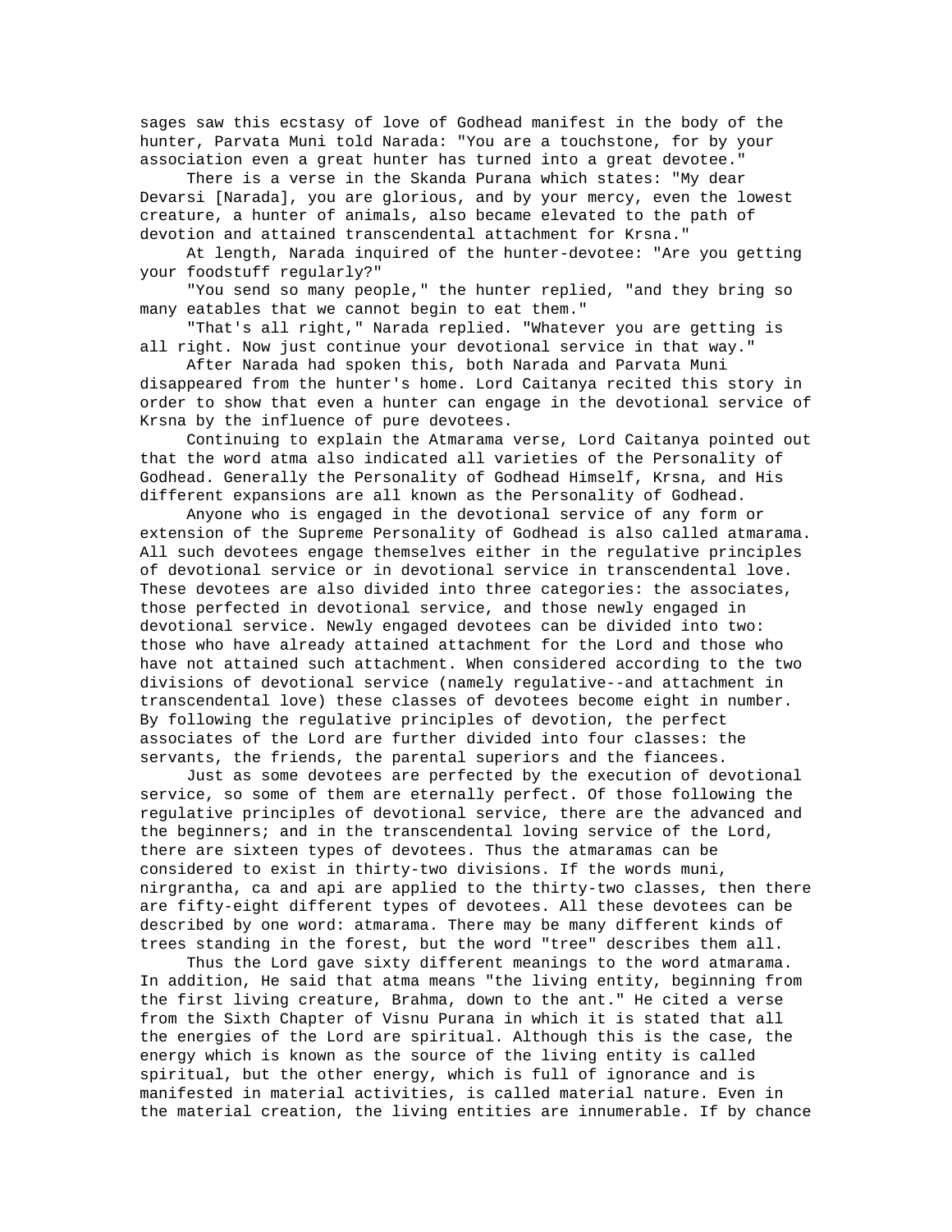sages saw this ecstasy of love of Godhead manifest in the body of the hunter, Parvata Muni told Narada: "You are a touchstone, for by your association even a great hunter has turned into a great devotee."

There is a verse in the Skanda Purana which states: "My dear Devarsi [Narada], you are glorious, and by your mercy, even the lowest creature, a hunter of animals, also became elevated to the path of devotion and attained transcendental attachment for Krsna."

At length, Narada inquired of the hunter-devotee: "Are you getting your foodstuff regularly?"

"You send so many people," the hunter replied, "and they bring so many eatables that we cannot begin to eat them."

"That's all right," Narada replied. "Whatever you are getting is all right. Now just continue your devotional service in that way."

After Narada had spoken this, both Narada and Parvata Muni disappeared from the hunter's home. Lord Caitanya recited this story in order to show that even a hunter can engage in the devotional service of Krsna by the influence of pure devotees.

Continuing to explain the Atmarama verse, Lord Caitanya pointed out that the word atma also indicated all varieties of the Personality of Godhead. Generally the Personality of Godhead Himself, Krsna, and His different expansions are all known as the Personality of Godhead.

Anyone who is engaged in the devotional service of any form or extension of the Supreme Personality of Godhead is also called atmarama. All such devotees engage themselves either in the regulative principles of devotional service or in devotional service in transcendental love. These devotees are also divided into three categories: the associates, those perfected in devotional service, and those newly engaged in devotional service. Newly engaged devotees can be divided into two: those who have already attained attachment for the Lord and those who have not attained such attachment. When considered according to the two divisions of devotional service (namely regulative--and attachment in transcendental love) these classes of devotees become eight in number. By following the regulative principles of devotion, the perfect associates of the Lord are further divided into four classes: the servants, the friends, the parental superiors and the fiancees.

Just as some devotees are perfected by the execution of devotional service, so some of them are eternally perfect. Of those following the regulative principles of devotional service, there are the advanced and the beginners; and in the transcendental loving service of the Lord, there are sixteen types of devotees. Thus the atmaramas can be considered to exist in thirty-two divisions. If the words muni, nirgrantha, ca and api are applied to the thirty-two classes, then there are fifty-eight different types of devotees. All these devotees can be described by one word: atmarama. There may be many different kinds of trees standing in the forest, but the word "tree" describes them all.

Thus the Lord gave sixty different meanings to the word atmarama. In addition, He said that atma means "the living entity, beginning from the first living creature, Brahma, down to the ant." He cited a verse from the Sixth Chapter of Visnu Purana in which it is stated that all the energies of the Lord are spiritual. Although this is the case, the energy which is known as the source of the living entity is called spiritual, but the other energy, which is full of ignorance and is manifested in material activities, is called material nature. Even in the material creation, the living entities are innumerable. If by chance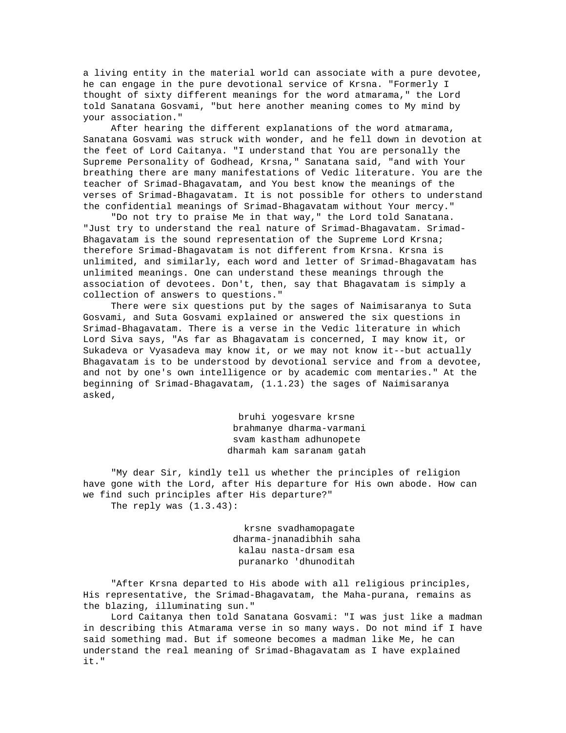a living entity in the material world can associate with a pure devotee, he can engage in the pure devotional service of Krsna. "Formerly I thought of sixty different meanings for the word atmarama," the Lord told Sanatana Gosvami, "but here another meaning comes to My mind by your association."

After hearing the different explanations of the word atmarama, Sanatana Gosvami was struck with wonder, and he fell down in devotion at the feet of Lord Caitanya. "I understand that You are personally the Supreme Personality of Godhead, Krsna," Sanatana said, "and with Your breathing there are many manifestations of Vedic literature. You are the teacher of Srimad-Bhagavatam, and You best know the meanings of the verses of Srimad-Bhagavatam. It is not possible for others to understand the confidential meanings of Srimad-Bhagavatam without Your mercy."

"Do not try to praise Me in that way," the Lord told Sanatana. "Just try to understand the real nature of Srimad-Bhagavatam. Srimad-Bhagavatam is the sound representation of the Supreme Lord Krsna; therefore Srimad-Bhagavatam is not different from Krsna. Krsna is unlimited, and similarly, each word and letter of Srimad-Bhagavatam has unlimited meanings. One can understand these meanings through the association of devotees. Don't, then, say that Bhagavatam is simply a collection of answers to questions."

There were six questions put by the sages of Naimisaranya to Suta Gosvami, and Suta Gosvami explained or answered the six questions in Srimad-Bhagavatam. There is a verse in the Vedic literature in which Lord Siva says, "As far as Bhagavatam is concerned, I may know it, or Sukadeva or Vyasadeva may know it, or we may not know it--but actually Bhagavatam is to be understood by devotional service and from a devotee, and not by one's own intelligence or by academic com mentaries." At the beginning of Srimad-Bhagavatam, (1.1.23) the sages of Naimisaranya asked,

> bruhi yogesvare krsne
> brahmanye dharma-varmani
> svam kastham adhunopete
> dharmah kam saranam gatah

"My dear Sir, kindly tell us whether the principles of religion have gone with the Lord, after His departure for His own abode. How can we find such principles after His departure?"

The reply was (1.3.43):

> krsne svadhamopagate
> dharma-jnanadibhih saha
> kalau nasta-drsam esa
> puranarko 'dhunoditah

"After Krsna departed to His abode with all religious principles, His representative, the Srimad-Bhagavatam, the Maha-purana, remains as the blazing, illuminating sun."

Lord Caitanya then told Sanatana Gosvami: "I was just like a madman in describing this Atmarama verse in so many ways. Do not mind if I have said something mad. But if someone becomes a madman like Me, he can understand the real meaning of Srimad-Bhagavatam as I have explained it."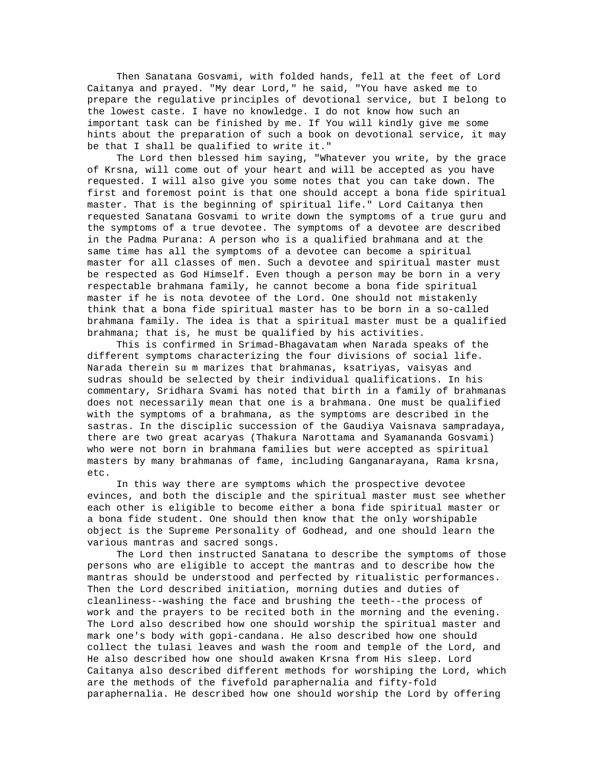Then Sanatana Gosvami, with folded hands, fell at the feet of Lord Caitanya and prayed. "My dear Lord," he said, "You have asked me to prepare the regulative principles of devotional service, but I belong to the lowest caste. I have no knowledge. I do not know how such an important task can be finished by me. If You will kindly give me some hints about the preparation of such a book on devotional service, it may be that I shall be qualified to write it."

The Lord then blessed him saying, "Whatever you write, by the grace of Krsna, will come out of your heart and will be accepted as you have requested. I will also give you some notes that you can take down. The first and foremost point is that one should accept a bona fide spiritual master. That is the beginning of spiritual life." Lord Caitanya then requested Sanatana Gosvami to write down the symptoms of a true guru and the symptoms of a true devotee. The symptoms of a devotee are described in the Padma Purana: A person who is a qualified brahmana and at the same time has all the symptoms of a devotee can become a spiritual master for all classes of men. Such a devotee and spiritual master must be respected as God Himself. Even though a person may be born in a very respectable brahmana family, he cannot become a bona fide spiritual master if he is nota devotee of the Lord. One should not mistakenly think that a bona fide spiritual master has to be born in a so-called brahmana family. The idea is that a spiritual master must be a qualified brahmana; that is, he must be qualified by his activities.

This is confirmed in Srimad-Bhagavatam when Narada speaks of the different symptoms characterizing the four divisions of social life. Narada therein su m marizes that brahmanas, ksatriyas, vaisyas and sudras should be selected by their individual qualifications. In his commentary, Sridhara Svami has noted that birth in a family of brahmanas does not necessarily mean that one is a brahmana. One must be qualified with the symptoms of a brahmana, as the symptoms are described in the sastras. In the disciplic succession of the Gaudiya Vaisnava sampradaya, there are two great acaryas (Thakura Narottama and Syamananda Gosvami) who were not born in brahmana families but were accepted as spiritual masters by many brahmanas of fame, including Ganganarayana, Rama krsna, etc.

In this way there are symptoms which the prospective devotee evinces, and both the disciple and the spiritual master must see whether each other is eligible to become either a bona fide spiritual master or a bona fide student. One should then know that the only worshipable object is the Supreme Personality of Godhead, and one should learn the various mantras and sacred songs.

The Lord then instructed Sanatana to describe the symptoms of those persons who are eligible to accept the mantras and to describe how the mantras should be understood and perfected by ritualistic performances. Then the Lord described initiation, morning duties and duties of cleanliness--washing the face and brushing the teeth--the process of work and the prayers to be recited both in the morning and the evening. The Lord also described how one should worship the spiritual master and mark one's body with gopi-candana. He also described how one should collect the tulasi leaves and wash the room and temple of the Lord, and He also described how one should awaken Krsna from His sleep. Lord Caitanya also described different methods for worshiping the Lord, which are the methods of the fivefold paraphernalia and fifty-fold paraphernalia. He described how one should worship the Lord by offering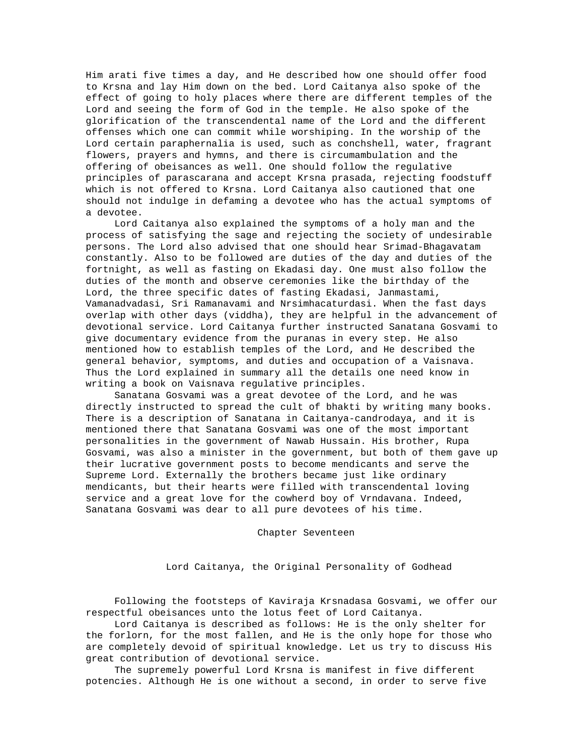Him arati five times a day, and He described how one should offer food to Krsna and lay Him down on the bed. Lord Caitanya also spoke of the effect of going to holy places where there are different temples of the Lord and seeing the form of God in the temple. He also spoke of the glorification of the transcendental name of the Lord and the different offenses which one can commit while worshiping. In the worship of the Lord certain paraphernalia is used, such as conchshell, water, fragrant flowers, prayers and hymns, and there is circumambulation and the offering of obeisances as well. One should follow the regulative principles of parascarana and accept Krsna prasada, rejecting foodstuff which is not offered to Krsna. Lord Caitanya also cautioned that one should not indulge in defaming a devotee who has the actual symptoms of a devotee.

Lord Caitanya also explained the symptoms of a holy man and the process of satisfying the sage and rejecting the society of undesirable persons. The Lord also advised that one should hear Srimad-Bhagavatam constantly. Also to be followed are duties of the day and duties of the fortnight, as well as fasting on Ekadasi day. One must also follow the duties of the month and observe ceremonies like the birthday of the Lord, the three specific dates of fasting Ekadasi, Janmastami, Vamanadvadasi, Sri Ramanavami and Nrsimhacaturdasi. When the fast days overlap with other days (viddha), they are helpful in the advancement of devotional service. Lord Caitanya further instructed Sanatana Gosvami to give documentary evidence from the puranas in every step. He also mentioned how to establish temples of the Lord, and He described the general behavior, symptoms, and duties and occupation of a Vaisnava. Thus the Lord explained in summary all the details one need know in writing a book on Vaisnava regulative principles.

Sanatana Gosvami was a great devotee of the Lord, and he was directly instructed to spread the cult of bhakti by writing many books. There is a description of Sanatana in Caitanya-candrodaya, and it is mentioned there that Sanatana Gosvami was one of the most important personalities in the government of Nawab Hussain. His brother, Rupa Gosvami, was also a minister in the government, but both of them gave up their lucrative government posts to become mendicants and serve the Supreme Lord. Externally the brothers became just like ordinary mendicants, but their hearts were filled with transcendental loving service and a great love for the cowherd boy of Vrndavana. Indeed, Sanatana Gosvami was dear to all pure devotees of his time.

# Chapter Seventeen

## Lord Caitanya, the Original Personality of Godhead

Following the footsteps of Kaviraja Krsnadasa Gosvami, we offer our respectful obeisances unto the lotus feet of Lord Caitanya.

Lord Caitanya is described as follows: He is the only shelter for the forlorn, for the most fallen, and He is the only hope for those who are completely devoid of spiritual knowledge. Let us try to discuss His great contribution of devotional service.

The supremely powerful Lord Krsna is manifest in five different potencies. Although He is one without a second, in order to serve five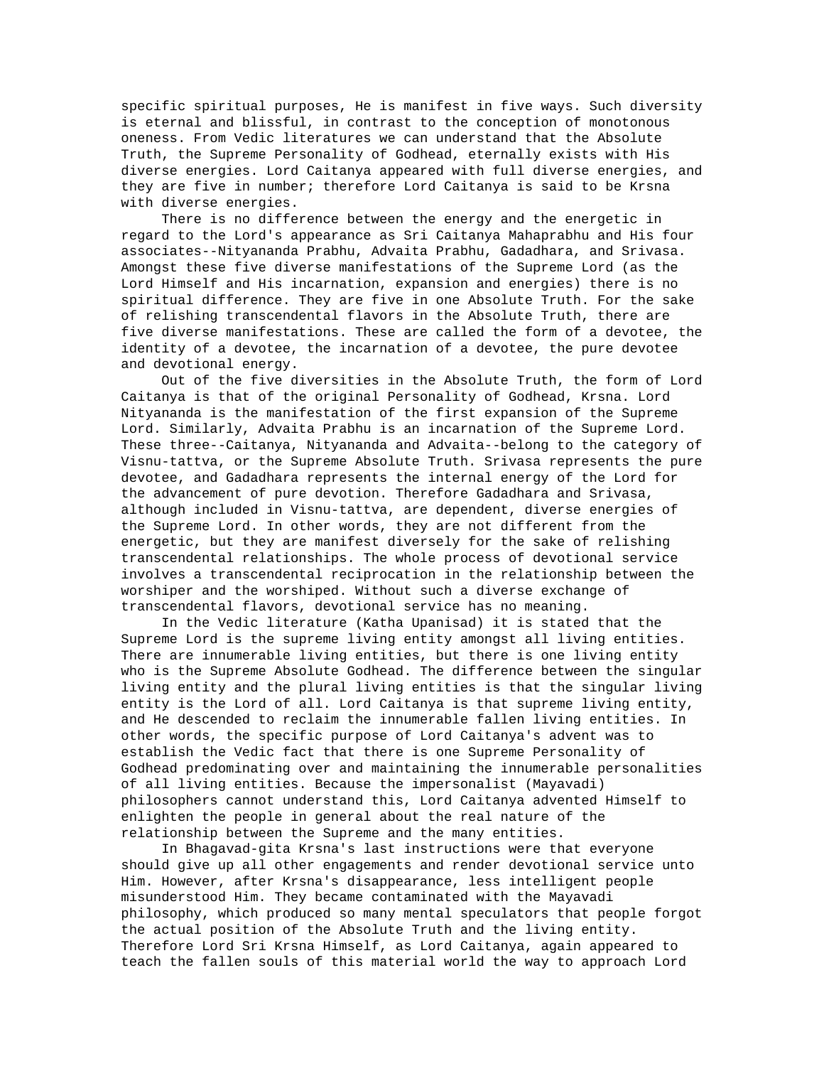specific spiritual purposes, He is manifest in five ways. Such diversity is eternal and blissful, in contrast to the conception of monotonous oneness. From Vedic literatures we can understand that the Absolute Truth, the Supreme Personality of Godhead, eternally exists with His diverse energies. Lord Caitanya appeared with full diverse energies, and they are five in number; therefore Lord Caitanya is said to be Krsna with diverse energies.

There is no difference between the energy and the energetic in regard to the Lord's appearance as Sri Caitanya Mahaprabhu and His four associates--Nityananda Prabhu, Advaita Prabhu, Gadadhara, and Srivasa. Amongst these five diverse manifestations of the Supreme Lord (as the Lord Himself and His incarnation, expansion and energies) there is no spiritual difference. They are five in one Absolute Truth. For the sake of relishing transcendental flavors in the Absolute Truth, there are five diverse manifestations. These are called the form of a devotee, the identity of a devotee, the incarnation of a devotee, the pure devotee and devotional energy.

Out of the five diversities in the Absolute Truth, the form of Lord Caitanya is that of the original Personality of Godhead, Krsna. Lord Nityananda is the manifestation of the first expansion of the Supreme Lord. Similarly, Advaita Prabhu is an incarnation of the Supreme Lord. These three--Caitanya, Nityananda and Advaita--belong to the category of Visnu-tattva, or the Supreme Absolute Truth. Srivasa represents the pure devotee, and Gadadhara represents the internal energy of the Lord for the advancement of pure devotion. Therefore Gadadhara and Srivasa, although included in Visnu-tattva, are dependent, diverse energies of the Supreme Lord. In other words, they are not different from the energetic, but they are manifest diversely for the sake of relishing transcendental relationships. The whole process of devotional service involves a transcendental reciprocation in the relationship between the worshiper and the worshiped. Without such a diverse exchange of transcendental flavors, devotional service has no meaning.

In the Vedic literature (Katha Upanisad) it is stated that the Supreme Lord is the supreme living entity amongst all living entities. There are innumerable living entities, but there is one living entity who is the Supreme Absolute Godhead. The difference between the singular living entity and the plural living entities is that the singular living entity is the Lord of all. Lord Caitanya is that supreme living entity, and He descended to reclaim the innumerable fallen living entities. In other words, the specific purpose of Lord Caitanya's advent was to establish the Vedic fact that there is one Supreme Personality of Godhead predominating over and maintaining the innumerable personalities of all living entities. Because the impersonalist (Mayavadi) philosophers cannot understand this, Lord Caitanya advented Himself to enlighten the people in general about the real nature of the relationship between the Supreme and the many entities.

In Bhagavad-gita Krsna's last instructions were that everyone should give up all other engagements and render devotional service unto Him. However, after Krsna's disappearance, less intelligent people misunderstood Him. They became contaminated with the Mayavadi philosophy, which produced so many mental speculators that people forgot the actual position of the Absolute Truth and the living entity. Therefore Lord Sri Krsna Himself, as Lord Caitanya, again appeared to teach the fallen souls of this material world the way to approach Lord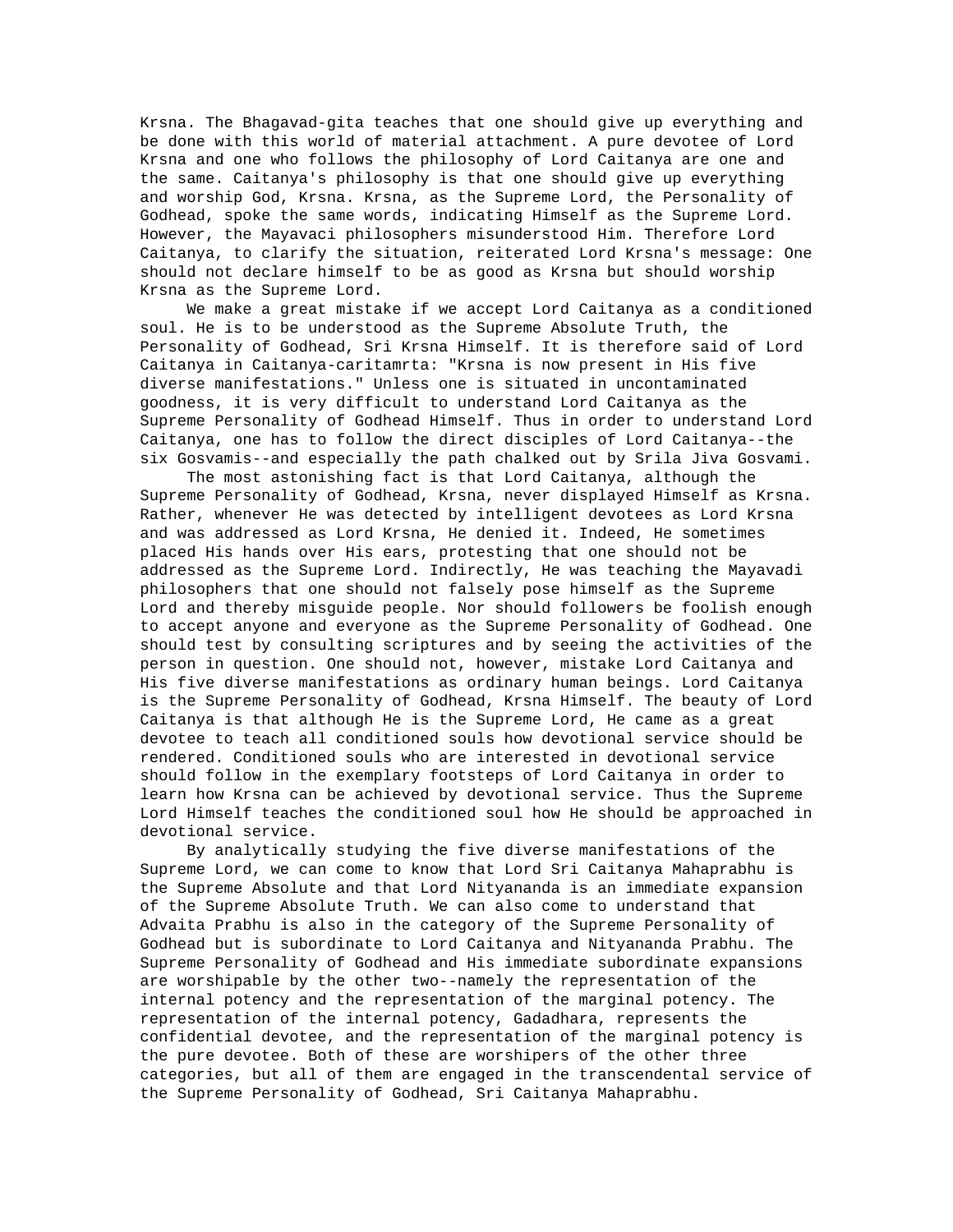Krsna. The Bhagavad-gita teaches that one should give up everything and be done with this world of material attachment. A pure devotee of Lord Krsna and one who follows the philosophy of Lord Caitanya are one and the same. Caitanya's philosophy is that one should give up everything and worship God, Krsna. Krsna, as the Supreme Lord, the Personality of Godhead, spoke the same words, indicating Himself as the Supreme Lord. However, the Mayavaci philosophers misunderstood Him. Therefore Lord Caitanya, to clarify the situation, reiterated Lord Krsna's message: One should not declare himself to be as good as Krsna but should worship Krsna as the Supreme Lord.

We make a great mistake if we accept Lord Caitanya as a conditioned soul. He is to be understood as the Supreme Absolute Truth, the Personality of Godhead, Sri Krsna Himself. It is therefore said of Lord Caitanya in Caitanya-caritamrta: "Krsna is now present in His five diverse manifestations." Unless one is situated in uncontaminated goodness, it is very difficult to understand Lord Caitanya as the Supreme Personality of Godhead Himself. Thus in order to understand Lord Caitanya, one has to follow the direct disciples of Lord Caitanya--the six Gosvamis--and especially the path chalked out by Srila Jiva Gosvami.

The most astonishing fact is that Lord Caitanya, although the Supreme Personality of Godhead, Krsna, never displayed Himself as Krsna. Rather, whenever He was detected by intelligent devotees as Lord Krsna and was addressed as Lord Krsna, He denied it. Indeed, He sometimes placed His hands over His ears, protesting that one should not be addressed as the Supreme Lord. Indirectly, He was teaching the Mayavadi philosophers that one should not falsely pose himself as the Supreme Lord and thereby misguide people. Nor should followers be foolish enough to accept anyone and everyone as the Supreme Personality of Godhead. One should test by consulting scriptures and by seeing the activities of the person in question. One should not, however, mistake Lord Caitanya and His five diverse manifestations as ordinary human beings. Lord Caitanya is the Supreme Personality of Godhead, Krsna Himself. The beauty of Lord Caitanya is that although He is the Supreme Lord, He came as a great devotee to teach all conditioned souls how devotional service should be rendered. Conditioned souls who are interested in devotional service should follow in the exemplary footsteps of Lord Caitanya in order to learn how Krsna can be achieved by devotional service. Thus the Supreme Lord Himself teaches the conditioned soul how He should be approached in devotional service.

By analytically studying the five diverse manifestations of the Supreme Lord, we can come to know that Lord Sri Caitanya Mahaprabhu is the Supreme Absolute and that Lord Nityananda is an immediate expansion of the Supreme Absolute Truth. We can also come to understand that Advaita Prabhu is also in the category of the Supreme Personality of Godhead but is subordinate to Lord Caitanya and Nityananda Prabhu. The Supreme Personality of Godhead and His immediate subordinate expansions are worshipable by the other two--namely the representation of the internal potency and the representation of the marginal potency. The representation of the internal potency, Gadadhara, represents the confidential devotee, and the representation of the marginal potency is the pure devotee. Both of these are worshipers of the other three categories, but all of them are engaged in the transcendental service of the Supreme Personality of Godhead, Sri Caitanya Mahaprabhu.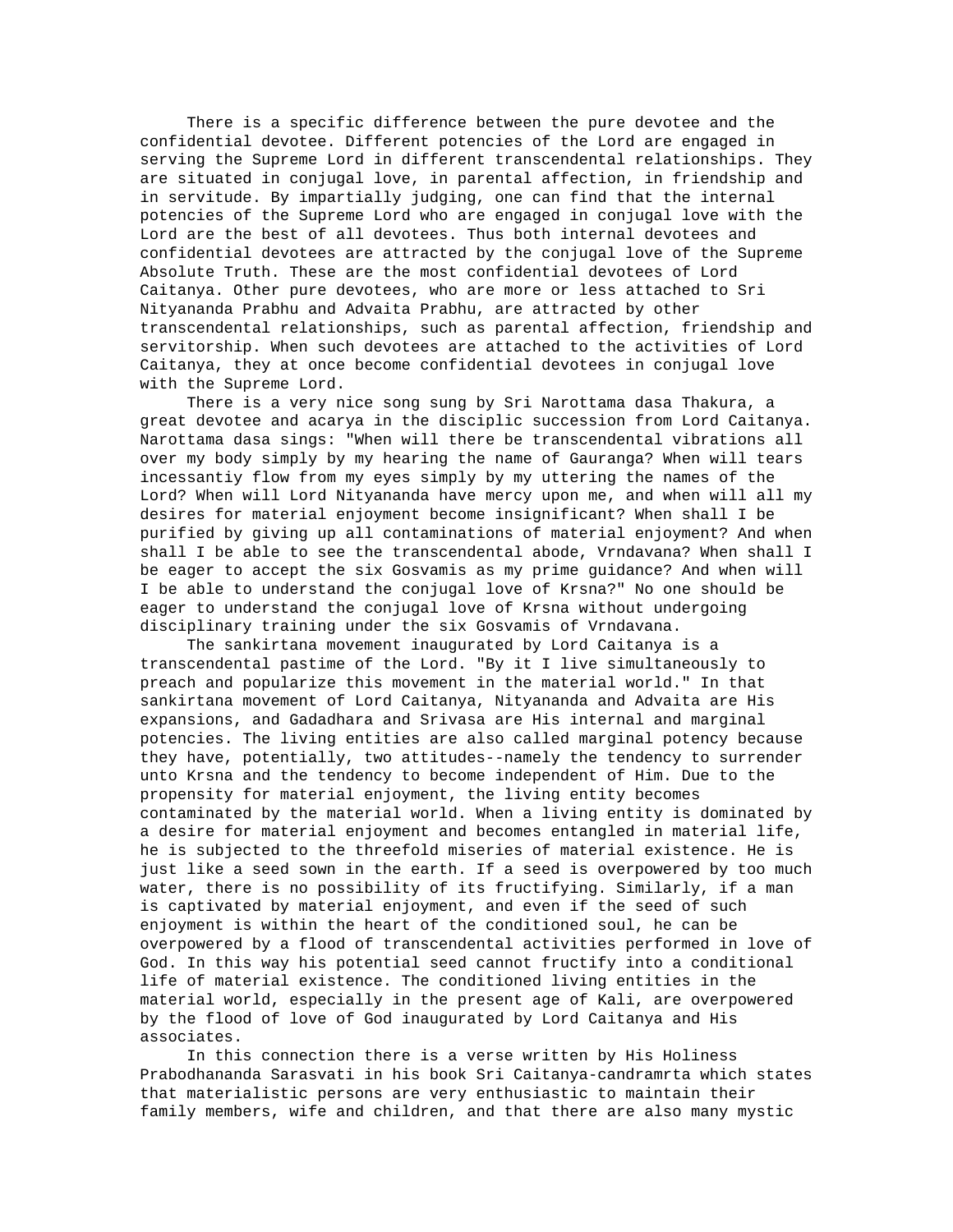There is a specific difference between the pure devotee and the confidential devotee. Different potencies of the Lord are engaged in serving the Supreme Lord in different transcendental relationships. They are situated in conjugal love, in parental affection, in friendship and in servitude. By impartially judging, one can find that the internal potencies of the Supreme Lord who are engaged in conjugal love with the Lord are the best of all devotees. Thus both internal devotees and confidential devotees are attracted by the conjugal love of the Supreme Absolute Truth. These are the most confidential devotees of Lord Caitanya. Other pure devotees, who are more or less attached to Sri Nityananda Prabhu and Advaita Prabhu, are attracted by other transcendental relationships, such as parental affection, friendship and servitorship. When such devotees are attached to the activities of Lord Caitanya, they at once become confidential devotees in conjugal love with the Supreme Lord.

There is a very nice song sung by Sri Narottama dasa Thakura, a great devotee and acarya in the disciplic succession from Lord Caitanya. Narottama dasa sings: "When will there be transcendental vibrations all over my body simply by my hearing the name of Gauranga? When will tears incessantiy flow from my eyes simply by my uttering the names of the Lord? When will Lord Nityananda have mercy upon me, and when will all my desires for material enjoyment become insignificant? When shall I be purified by giving up all contaminations of material enjoyment? And when shall I be able to see the transcendental abode, Vrndavana? When shall I be eager to accept the six Gosvamis as my prime guidance? And when will I be able to understand the conjugal love of Krsna?" No one should be eager to understand the conjugal love of Krsna without undergoing disciplinary training under the six Gosvamis of Vrndavana.

The sankirtana movement inaugurated by Lord Caitanya is a transcendental pastime of the Lord. "By it I live simultaneously to preach and popularize this movement in the material world." In that sankirtana movement of Lord Caitanya, Nityananda and Advaita are His expansions, and Gadadhara and Srivasa are His internal and marginal potencies. The living entities are also called marginal potency because they have, potentially, two attitudes--namely the tendency to surrender unto Krsna and the tendency to become independent of Him. Due to the propensity for material enjoyment, the living entity becomes contaminated by the material world. When a living entity is dominated by a desire for material enjoyment and becomes entangled in material life, he is subjected to the threefold miseries of material existence. He is just like a seed sown in the earth. If a seed is overpowered by too much water, there is no possibility of its fructifying. Similarly, if a man is captivated by material enjoyment, and even if the seed of such enjoyment is within the heart of the conditioned soul, he can be overpowered by a flood of transcendental activities performed in love of God. In this way his potential seed cannot fructify into a conditional life of material existence. The conditioned living entities in the material world, especially in the present age of Kali, are overpowered by the flood of love of God inaugurated by Lord Caitanya and His associates.

In this connection there is a verse written by His Holiness Prabodhananda Sarasvati in his book Sri Caitanya-candramrta which states that materialistic persons are very enthusiastic to maintain their family members, wife and children, and that there are also many mystic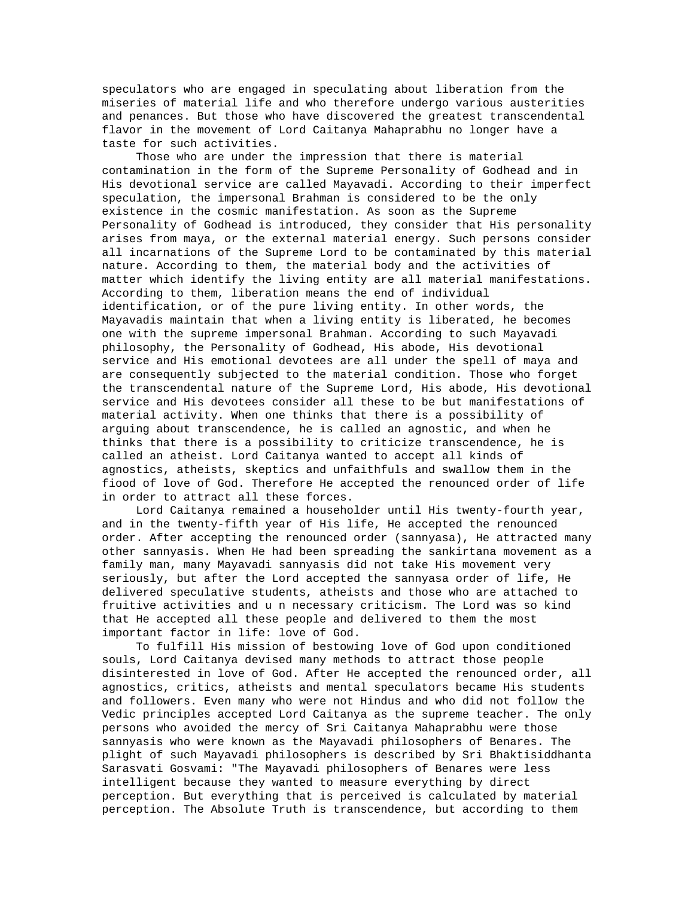speculators who are engaged in speculating about liberation from the miseries of material life and who therefore undergo various austerities and penances. But those who have discovered the greatest transcendental flavor in the movement of Lord Caitanya Mahaprabhu no longer have a taste for such activities.

Those who are under the impression that there is material contamination in the form of the Supreme Personality of Godhead and in His devotional service are called Mayavadi. According to their imperfect speculation, the impersonal Brahman is considered to be the only existence in the cosmic manifestation. As soon as the Supreme Personality of Godhead is introduced, they consider that His personality arises from maya, or the external material energy. Such persons consider all incarnations of the Supreme Lord to be contaminated by this material nature. According to them, the material body and the activities of matter which identify the living entity are all material manifestations. According to them, liberation means the end of individual identification, or of the pure living entity. In other words, the Mayavadis maintain that when a living entity is liberated, he becomes one with the supreme impersonal Brahman. According to such Mayavadi philosophy, the Personality of Godhead, His abode, His devotional service and His emotional devotees are all under the spell of maya and are consequently subjected to the material condition. Those who forget the transcendental nature of the Supreme Lord, His abode, His devotional service and His devotees consider all these to be but manifestations of material activity. When one thinks that there is a possibility of arguing about transcendence, he is called an agnostic, and when he thinks that there is a possibility to criticize transcendence, he is called an atheist. Lord Caitanya wanted to accept all kinds of agnostics, atheists, skeptics and unfaithfuls and swallow them in the fiood of love of God. Therefore He accepted the renounced order of life in order to attract all these forces.

Lord Caitanya remained a householder until His twenty-fourth year, and in the twenty-fifth year of His life, He accepted the renounced order. After accepting the renounced order (sannyasa), He attracted many other sannyasis. When He had been spreading the sankirtana movement as a family man, many Mayavadi sannyasis did not take His movement very seriously, but after the Lord accepted the sannyasa order of life, He delivered speculative students, atheists and those who are attached to fruitive activities and u n necessary criticism. The Lord was so kind that He accepted all these people and delivered to them the most important factor in life: love of God.

To fulfill His mission of bestowing love of God upon conditioned souls, Lord Caitanya devised many methods to attract those people disinterested in love of God. After He accepted the renounced order, all agnostics, critics, atheists and mental speculators became His students and followers. Even many who were not Hindus and who did not follow the Vedic principles accepted Lord Caitanya as the supreme teacher. The only persons who avoided the mercy of Sri Caitanya Mahaprabhu were those sannyasis who were known as the Mayavadi philosophers of Benares. The plight of such Mayavadi philosophers is described by Sri Bhaktisiddhanta Sarasvati Gosvami: "The Mayavadi philosophers of Benares were less intelligent because they wanted to measure everything by direct perception. But everything that is perceived is calculated by material perception. The Absolute Truth is transcendence, but according to them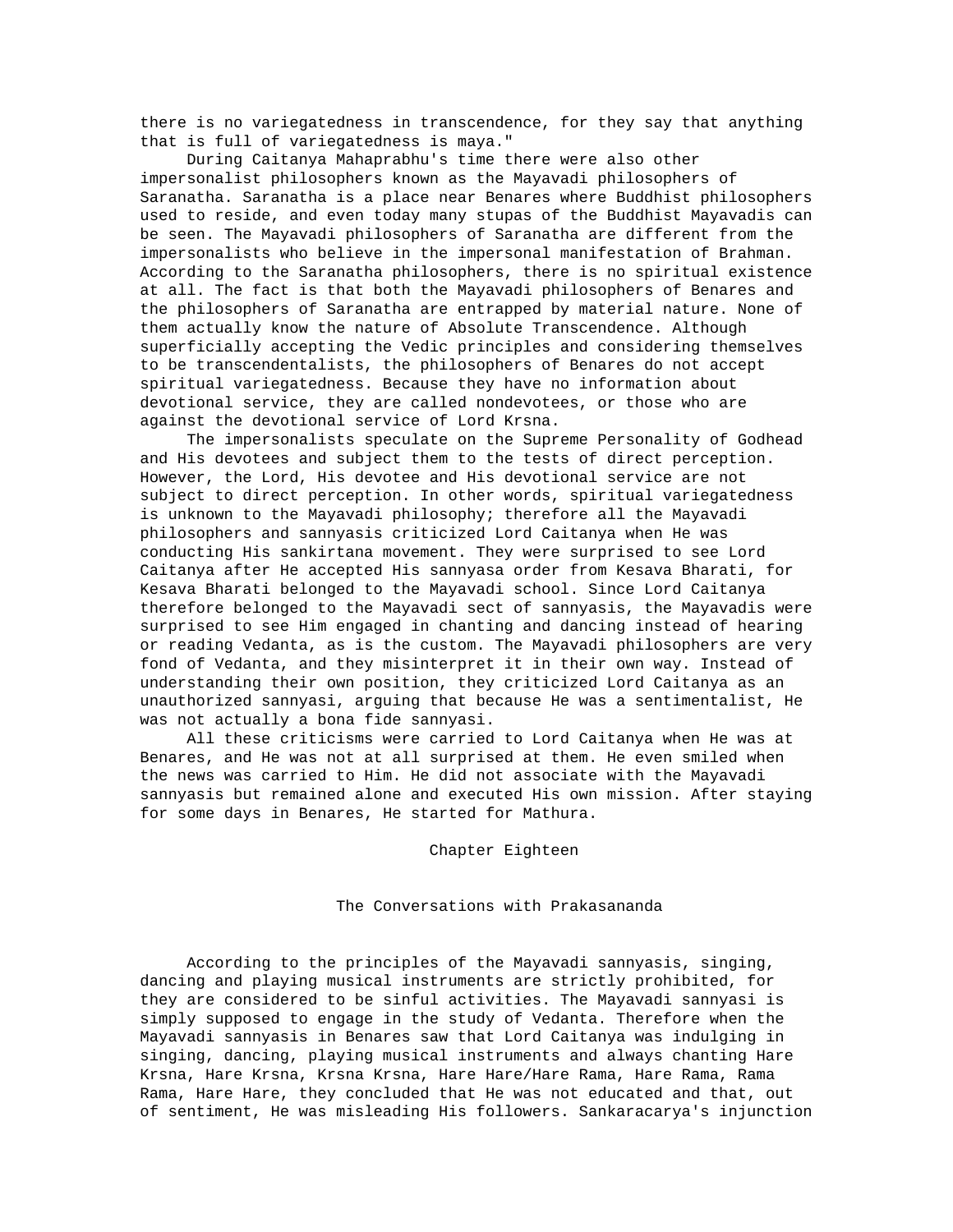there is no variegatedness in transcendence, for they say that anything that is full of variegatedness is maya."

During Caitanya Mahaprabhu's time there were also other impersonalist philosophers known as the Mayavadi philosophers of Saranatha. Saranatha is a place near Benares where Buddhist philosophers used to reside, and even today many stupas of the Buddhist Mayavadis can be seen. The Mayavadi philosophers of Saranatha are different from the impersonalists who believe in the impersonal manifestation of Brahman. According to the Saranatha philosophers, there is no spiritual existence at all. The fact is that both the Mayavadi philosophers of Benares and the philosophers of Saranatha are entrapped by material nature. None of them actually know the nature of Absolute Transcendence. Although superficially accepting the Vedic principles and considering themselves to be transcendentalists, the philosophers of Benares do not accept spiritual variegatedness. Because they have no information about devotional service, they are called nondevotees, or those who are against the devotional service of Lord Krsna.

The impersonalists speculate on the Supreme Personality of Godhead and His devotees and subject them to the tests of direct perception. However, the Lord, His devotee and His devotional service are not subject to direct perception. In other words, spiritual variegatedness is unknown to the Mayavadi philosophy; therefore all the Mayavadi philosophers and sannyasis criticized Lord Caitanya when He was conducting His sankirtana movement. They were surprised to see Lord Caitanya after He accepted His sannyasa order from Kesava Bharati, for Kesava Bharati belonged to the Mayavadi school. Since Lord Caitanya therefore belonged to the Mayavadi sect of sannyasis, the Mayavadis were surprised to see Him engaged in chanting and dancing instead of hearing or reading Vedanta, as is the custom. The Mayavadi philosophers are very fond of Vedanta, and they misinterpret it in their own way. Instead of understanding their own position, they criticized Lord Caitanya as an unauthorized sannyasi, arguing that because He was a sentimentalist, He was not actually a bona fide sannyasi.

All these criticisms were carried to Lord Caitanya when He was at Benares, and He was not at all surprised at them. He even smiled when the news was carried to Him. He did not associate with the Mayavadi sannyasis but remained alone and executed His own mission. After staying for some days in Benares, He started for Mathura.

# Chapter Eighteen

## The Conversations with Prakasananda

According to the principles of the Mayavadi sannyasis, singing, dancing and playing musical instruments are strictly prohibited, for they are considered to be sinful activities. The Mayavadi sannyasi is simply supposed to engage in the study of Vedanta. Therefore when the Mayavadi sannyasis in Benares saw that Lord Caitanya was indulging in singing, dancing, playing musical instruments and always chanting Hare Krsna, Hare Krsna, Krsna Krsna, Hare Hare/Hare Rama, Hare Rama, Rama Rama, Hare Hare, they concluded that He was not educated and that, out of sentiment, He was misleading His followers. Sankaracarya's injunction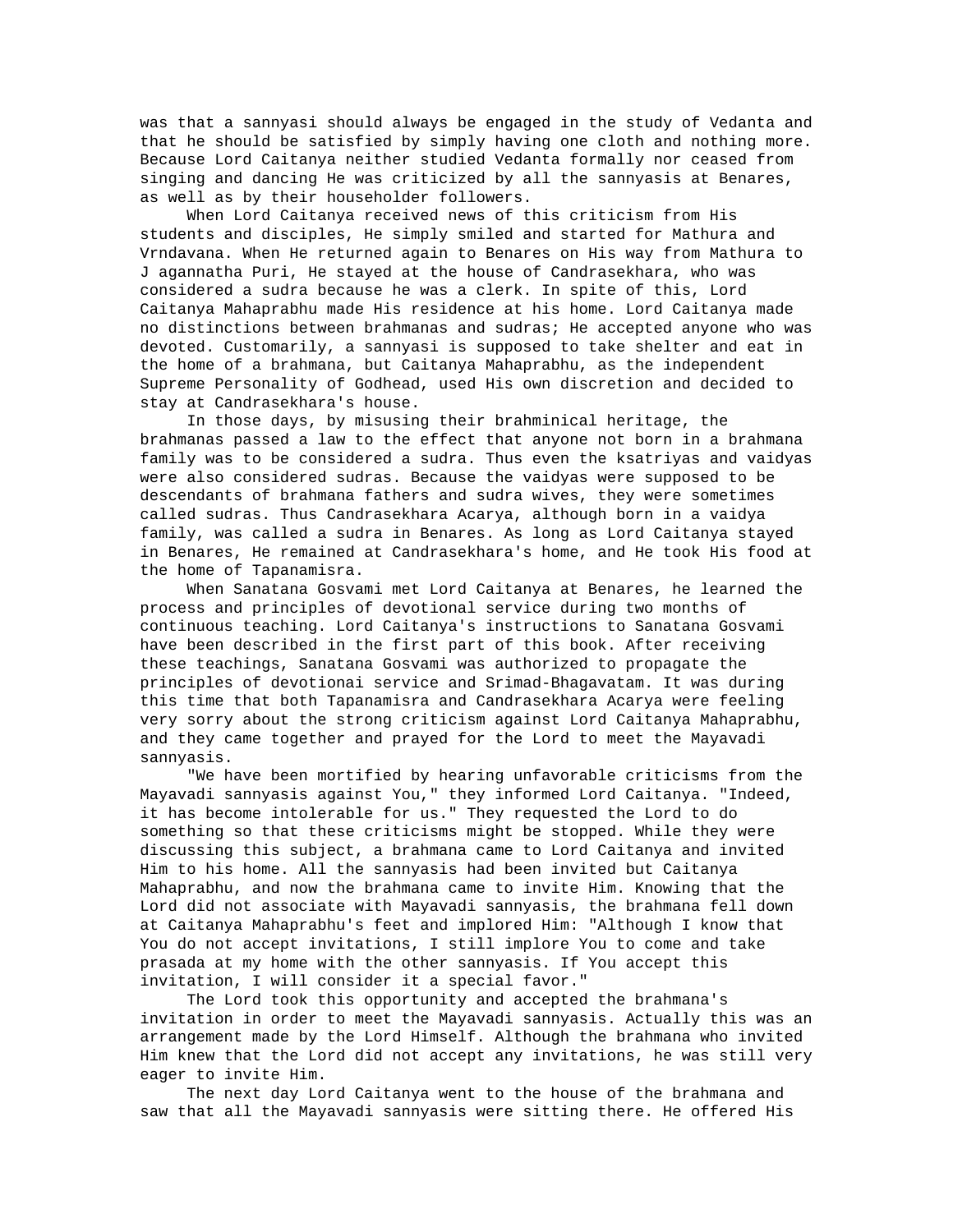was that a sannyasi should always be engaged in the study of Vedanta and that he should be satisfied by simply having one cloth and nothing more. Because Lord Caitanya neither studied Vedanta formally nor ceased from singing and dancing He was criticized by all the sannyasis at Benares, as well as by their householder followers.

When Lord Caitanya received news of this criticism from His students and disciples, He simply smiled and started for Mathura and Vrndavana. When He returned again to Benares on His way from Mathura to J agannatha Puri, He stayed at the house of Candrasekhara, who was considered a sudra because he was a clerk. In spite of this, Lord Caitanya Mahaprabhu made His residence at his home. Lord Caitanya made no distinctions between brahmanas and sudras; He accepted anyone who was devoted. Customarily, a sannyasi is supposed to take shelter and eat in the home of a brahmana, but Caitanya Mahaprabhu, as the independent Supreme Personality of Godhead, used His own discretion and decided to stay at Candrasekhara's house.

In those days, by misusing their brahminical heritage, the brahmanas passed a law to the effect that anyone not born in a brahmana family was to be considered a sudra. Thus even the ksatriyas and vaidyas were also considered sudras. Because the vaidyas were supposed to be descendants of brahmana fathers and sudra wives, they were sometimes called sudras. Thus Candrasekhara Acarya, although born in a vaidya family, was called a sudra in Benares. As long as Lord Caitanya stayed in Benares, He remained at Candrasekhara's home, and He took His food at the home of Tapanamisra.

When Sanatana Gosvami met Lord Caitanya at Benares, he learned the process and principles of devotional service during two months of continuous teaching. Lord Caitanya's instructions to Sanatana Gosvami have been described in the first part of this book. After receiving these teachings, Sanatana Gosvami was authorized to propagate the principles of devotionai service and Srimad-Bhagavatam. It was during this time that both Tapanamisra and Candrasekhara Acarya were feeling very sorry about the strong criticism against Lord Caitanya Mahaprabhu, and they came together and prayed for the Lord to meet the Mayavadi sannyasis.

"We have been mortified by hearing unfavorable criticisms from the Mayavadi sannyasis against You," they informed Lord Caitanya. "Indeed, it has become intolerable for us." They requested the Lord to do something so that these criticisms might be stopped. While they were discussing this subject, a brahmana came to Lord Caitanya and invited Him to his home. All the sannyasis had been invited but Caitanya Mahaprabhu, and now the brahmana came to invite Him. Knowing that the Lord did not associate with Mayavadi sannyasis, the brahmana fell down at Caitanya Mahaprabhu's feet and implored Him: "Although I know that You do not accept invitations, I still implore You to come and take prasada at my home with the other sannyasis. If You accept this invitation, I will consider it a special favor."

The Lord took this opportunity and accepted the brahmana's invitation in order to meet the Mayavadi sannyasis. Actually this was an arrangement made by the Lord Himself. Although the brahmana who invited Him knew that the Lord did not accept any invitations, he was still very eager to invite Him.

The next day Lord Caitanya went to the house of the brahmana and saw that all the Mayavadi sannyasis were sitting there. He offered His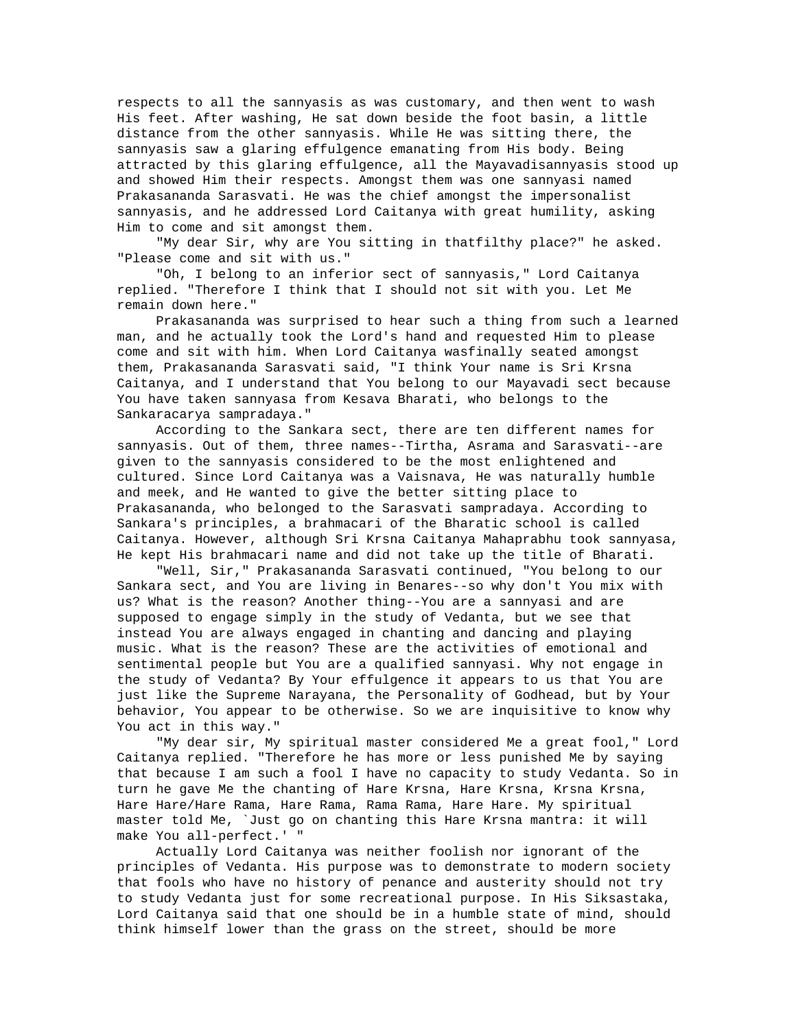respects to all the sannyasis as was customary, and then went to wash His feet. After washing, He sat down beside the foot basin, a little distance from the other sannyasis. While He was sitting there, the sannyasis saw a glaring effulgence emanating from His body. Being attracted by this glaring effulgence, all the Mayavadisannyasis stood up and showed Him their respects. Amongst them was one sannyasi named Prakasananda Sarasvati. He was the chief amongst the impersonalist sannyasis, and he addressed Lord Caitanya with great humility, asking Him to come and sit amongst them.

"My dear Sir, why are You sitting in thatfilthy place?" he asked. "Please come and sit with us."

"Oh, I belong to an inferior sect of sannyasis," Lord Caitanya replied. "Therefore I think that I should not sit with you. Let Me remain down here."

Prakasananda was surprised to hear such a thing from such a learned man, and he actually took the Lord's hand and requested Him to please come and sit with him. When Lord Caitanya wasfinally seated amongst them, Prakasananda Sarasvati said, "I think Your name is Sri Krsna Caitanya, and I understand that You belong to our Mayavadi sect because You have taken sannyasa from Kesava Bharati, who belongs to the Sankaracarya sampradaya."

According to the Sankara sect, there are ten different names for sannyasis. Out of them, three names--Tirtha, Asrama and Sarasvati--are given to the sannyasis considered to be the most enlightened and cultured. Since Lord Caitanya was a Vaisnava, He was naturally humble and meek, and He wanted to give the better sitting place to Prakasananda, who belonged to the Sarasvati sampradaya. According to Sankara's principles, a brahmacari of the Bharatic school is called Caitanya. However, although Sri Krsna Caitanya Mahaprabhu took sannyasa, He kept His brahmacari name and did not take up the title of Bharati.

"Well, Sir," Prakasananda Sarasvati continued, "You belong to our Sankara sect, and You are living in Benares--so why don't You mix with us? What is the reason? Another thing--You are a sannyasi and are supposed to engage simply in the study of Vedanta, but we see that instead You are always engaged in chanting and dancing and playing music. What is the reason? These are the activities of emotional and sentimental people but You are a qualified sannyasi. Why not engage in the study of Vedanta? By Your effulgence it appears to us that You are just like the Supreme Narayana, the Personality of Godhead, but by Your behavior, You appear to be otherwise. So we are inquisitive to know why You act in this way."

"My dear sir, My spiritual master considered Me a great fool," Lord Caitanya replied. "Therefore he has more or less punished Me by saying that because I am such a fool I have no capacity to study Vedanta. So in turn he gave Me the chanting of Hare Krsna, Hare Krsna, Krsna Krsna, Hare Hare/Hare Rama, Hare Rama, Rama Rama, Hare Hare. My spiritual master told Me, `Just go on chanting this Hare Krsna mantra: it will make You all-perfect.' "

Actually Lord Caitanya was neither foolish nor ignorant of the principles of Vedanta. His purpose was to demonstrate to modern society that fools who have no history of penance and austerity should not try to study Vedanta just for some recreational purpose. In His Siksastaka, Lord Caitanya said that one should be in a humble state of mind, should think himself lower than the grass on the street, should be more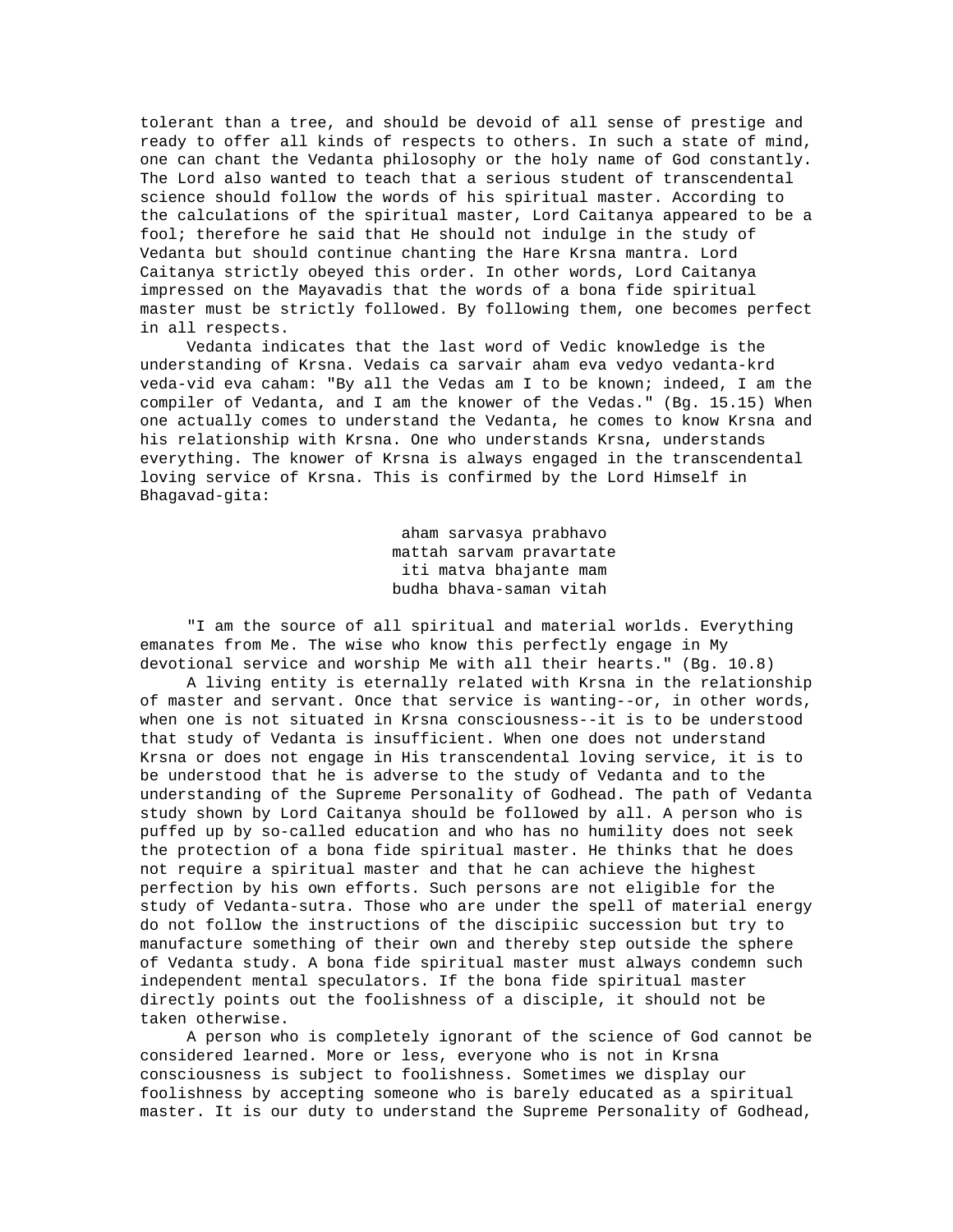tolerant than a tree, and should be devoid of all sense of prestige and ready to offer all kinds of respects to others. In such a state of mind, one can chant the Vedanta philosophy or the holy name of God constantly. The Lord also wanted to teach that a serious student of transcendental science should follow the words of his spiritual master. According to the calculations of the spiritual master, Lord Caitanya appeared to be a fool; therefore he said that He should not indulge in the study of Vedanta but should continue chanting the Hare Krsna mantra. Lord Caitanya strictly obeyed this order. In other words, Lord Caitanya impressed on the Mayavadis that the words of a bona fide spiritual master must be strictly followed. By following them, one becomes perfect in all respects.

Vedanta indicates that the last word of Vedic knowledge is the understanding of Krsna. Vedais ca sarvair aham eva vedyo vedanta-krd veda-vid eva caham: "By all the Vedas am I to be known; indeed, I am the compiler of Vedanta, and I am the knower of the Vedas." (Bg. 15.15) When one actually comes to understand the Vedanta, he comes to know Krsna and his relationship with Krsna. One who understands Krsna, understands everything. The knower of Krsna is always engaged in the transcendental loving service of Krsna. This is confirmed by the Lord Himself in Bhagavad-gita:

aham sarvasya prabhavo
mattah sarvam pravartate
iti matva bhajante mam
budha bhava-saman vitah

"I am the source of all spiritual and material worlds. Everything emanates from Me. The wise who know this perfectly engage in My devotional service and worship Me with all their hearts." (Bg. 10.8)

A living entity is eternally related with Krsna in the relationship of master and servant. Once that service is wanting--or, in other words, when one is not situated in Krsna consciousness--it is to be understood that study of Vedanta is insufficient. When one does not understand Krsna or does not engage in His transcendental loving service, it is to be understood that he is adverse to the study of Vedanta and to the understanding of the Supreme Personality of Godhead. The path of Vedanta study shown by Lord Caitanya should be followed by all. A person who is puffed up by so-called education and who has no humility does not seek the protection of a bona fide spiritual master. He thinks that he does not require a spiritual master and that he can achieve the highest perfection by his own efforts. Such persons are not eligible for the study of Vedanta-sutra. Those who are under the spell of material energy do not follow the instructions of the discipiic succession but try to manufacture something of their own and thereby step outside the sphere of Vedanta study. A bona fide spiritual master must always condemn such independent mental speculators. If the bona fide spiritual master directly points out the foolishness of a disciple, it should not be taken otherwise.

A person who is completely ignorant of the science of God cannot be considered learned. More or less, everyone who is not in Krsna consciousness is subject to foolishness. Sometimes we display our foolishness by accepting someone who is barely educated as a spiritual master. It is our duty to understand the Supreme Personality of Godhead,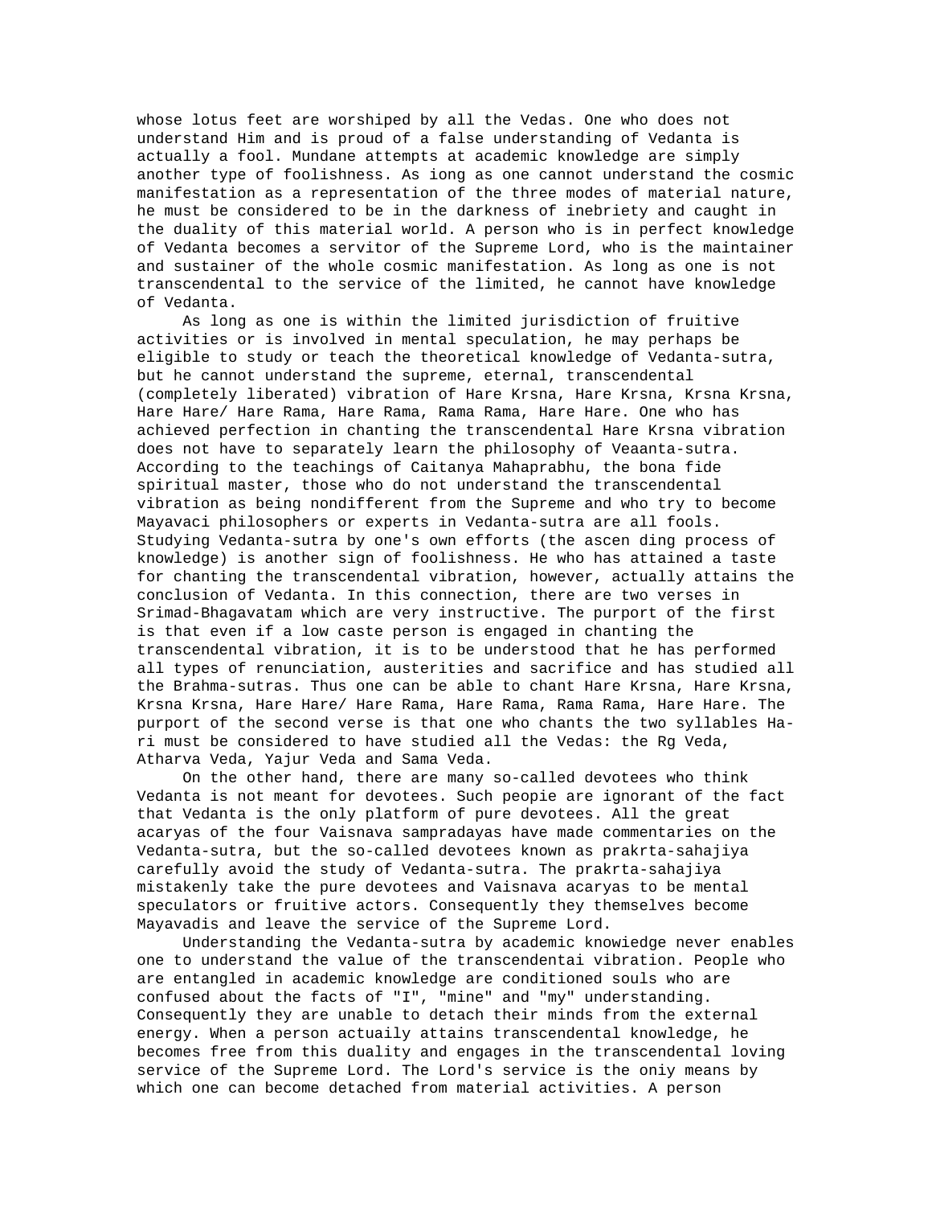whose lotus feet are worshiped by all the Vedas. One who does not understand Him and is proud of a false understanding of Vedanta is actually a fool. Mundane attempts at academic knowledge are simply another type of foolishness. As iong as one cannot understand the cosmic manifestation as a representation of the three modes of material nature, he must be considered to be in the darkness of inebriety and caught in the duality of this material world. A person who is in perfect knowledge of Vedanta becomes a servitor of the Supreme Lord, who is the maintainer and sustainer of the whole cosmic manifestation. As long as one is not transcendental to the service of the limited, he cannot have knowledge of Vedanta.

As long as one is within the limited jurisdiction of fruitive activities or is involved in mental speculation, he may perhaps be eligible to study or teach the theoretical knowledge of Vedanta-sutra, but he cannot understand the supreme, eternal, transcendental (completely liberated) vibration of Hare Krsna, Hare Krsna, Krsna Krsna, Hare Hare/ Hare Rama, Hare Rama, Rama Rama, Hare Hare. One who has achieved perfection in chanting the transcendental Hare Krsna vibration does not have to separately learn the philosophy of Veaanta-sutra. According to the teachings of Caitanya Mahaprabhu, the bona fide spiritual master, those who do not understand the transcendental vibration as being nondifferent from the Supreme and who try to become Mayavaci philosophers or experts in Vedanta-sutra are all fools. Studying Vedanta-sutra by one's own efforts (the ascen ding process of knowledge) is another sign of foolishness. He who has attained a taste for chanting the transcendental vibration, however, actually attains the conclusion of Vedanta. In this connection, there are two verses in Srimad-Bhagavatam which are very instructive. The purport of the first is that even if a low caste person is engaged in chanting the transcendental vibration, it is to be understood that he has performed all types of renunciation, austerities and sacrifice and has studied all the Brahma-sutras. Thus one can be able to chant Hare Krsna, Hare Krsna, Krsna Krsna, Hare Hare/ Hare Rama, Hare Rama, Rama Rama, Hare Hare. The purport of the second verse is that one who chants the two syllables Ha-ri must be considered to have studied all the Vedas: the Rg Veda, Atharva Veda, Yajur Veda and Sama Veda.

On the other hand, there are many so-called devotees who think Vedanta is not meant for devotees. Such peopie are ignorant of the fact that Vedanta is the only platform of pure devotees. All the great acaryas of the four Vaisnava sampradayas have made commentaries on the Vedanta-sutra, but the so-called devotees known as prakrta-sahajiya carefully avoid the study of Vedanta-sutra. The prakrta-sahajiya mistakenly take the pure devotees and Vaisnava acaryas to be mental speculators or fruitive actors. Consequently they themselves become Mayavadis and leave the service of the Supreme Lord.

Understanding the Vedanta-sutra by academic knowiedge never enables one to understand the value of the transcendentai vibration. People who are entangled in academic knowledge are conditioned souls who are confused about the facts of "I", "mine" and "my" understanding. Consequently they are unable to detach their minds from the external energy. When a person actuaily attains transcendental knowledge, he becomes free from this duality and engages in the transcendental loving service of the Supreme Lord. The Lord's service is the oniy means by which one can become detached from material activities. A person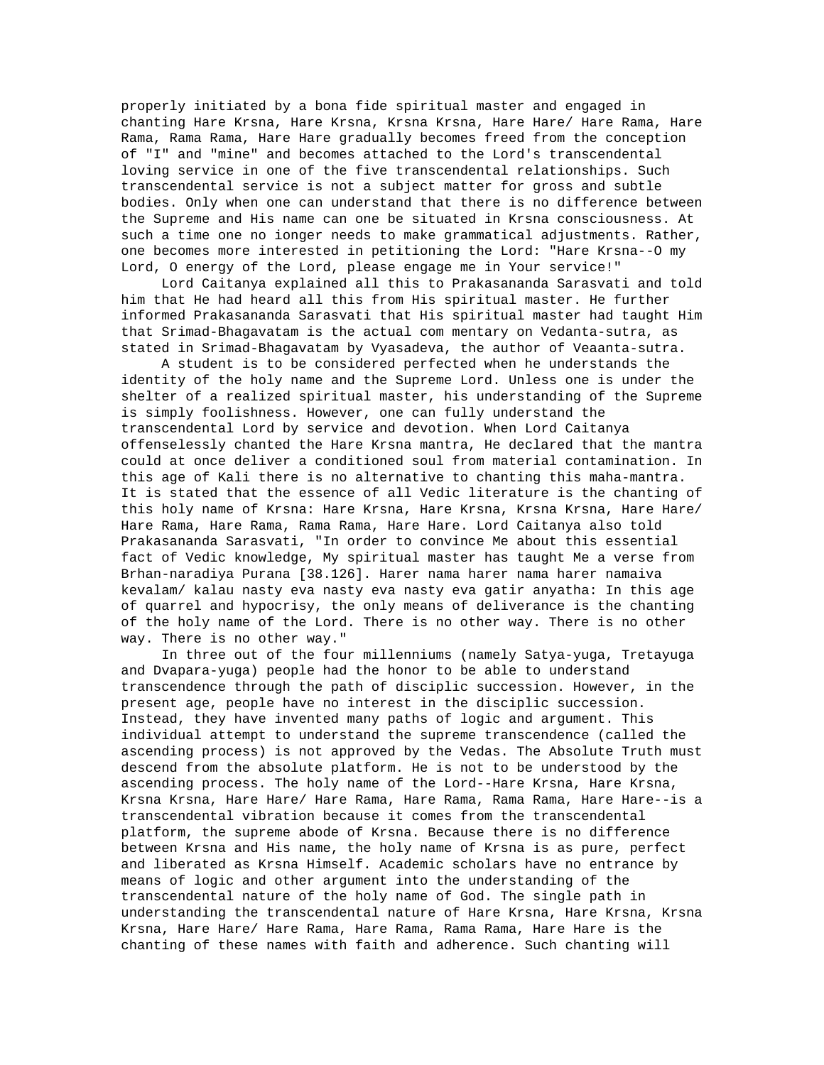properly initiated by a bona fide spiritual master and engaged in chanting Hare Krsna, Hare Krsna, Krsna Krsna, Hare Hare/ Hare Rama, Hare Rama, Rama Rama, Hare Hare gradually becomes freed from the conception of "I" and "mine" and becomes attached to the Lord's transcendental loving service in one of the five transcendental relationships. Such transcendental service is not a subject matter for gross and subtle bodies. Only when one can understand that there is no difference between the Supreme and His name can one be situated in Krsna consciousness. At such a time one no ionger needs to make grammatical adjustments. Rather, one becomes more interested in petitioning the Lord: "Hare Krsna--O my Lord, O energy of the Lord, please engage me in Your service!"

Lord Caitanya explained all this to Prakasananda Sarasvati and told him that He had heard all this from His spiritual master. He further informed Prakasananda Sarasvati that His spiritual master had taught Him that Srimad-Bhagavatam is the actual com mentary on Vedanta-sutra, as stated in Srimad-Bhagavatam by Vyasadeva, the author of Veaanta-sutra.

A student is to be considered perfected when he understands the identity of the holy name and the Supreme Lord. Unless one is under the shelter of a realized spiritual master, his understanding of the Supreme is simply foolishness. However, one can fully understand the transcendental Lord by service and devotion. When Lord Caitanya offenselessly chanted the Hare Krsna mantra, He declared that the mantra could at once deliver a conditioned soul from material contamination. In this age of Kali there is no alternative to chanting this maha-mantra. It is stated that the essence of all Vedic literature is the chanting of this holy name of Krsna: Hare Krsna, Hare Krsna, Krsna Krsna, Hare Hare/ Hare Rama, Hare Rama, Rama Rama, Hare Hare. Lord Caitanya also told Prakasananda Sarasvati, "In order to convince Me about this essential fact of Vedic knowledge, My spiritual master has taught Me a verse from Brhan-naradiya Purana [38.126]. Harer nama harer nama harer namaiva kevalam/ kalau nasty eva nasty eva nasty eva gatir anyatha: In this age of quarrel and hypocrisy, the only means of deliverance is the chanting of the holy name of the Lord. There is no other way. There is no other way. There is no other way."

In three out of the four millenniums (namely Satya-yuga, Tretayuga and Dvapara-yuga) people had the honor to be able to understand transcendence through the path of disciplic succession. However, in the present age, people have no interest in the disciplic succession. Instead, they have invented many paths of logic and argument. This individual attempt to understand the supreme transcendence (called the ascending process) is not approved by the Vedas. The Absolute Truth must descend from the absolute platform. He is not to be understood by the ascending process. The holy name of the Lord--Hare Krsna, Hare Krsna, Krsna Krsna, Hare Hare/ Hare Rama, Hare Rama, Rama Rama, Hare Hare--is a transcendental vibration because it comes from the transcendental platform, the supreme abode of Krsna. Because there is no difference between Krsna and His name, the holy name of Krsna is as pure, perfect and liberated as Krsna Himself. Academic scholars have no entrance by means of logic and other argument into the understanding of the transcendental nature of the holy name of God. The single path in understanding the transcendental nature of Hare Krsna, Hare Krsna, Krsna Krsna, Hare Hare/ Hare Rama, Hare Rama, Rama Rama, Hare Hare is the chanting of these names with faith and adherence. Such chanting will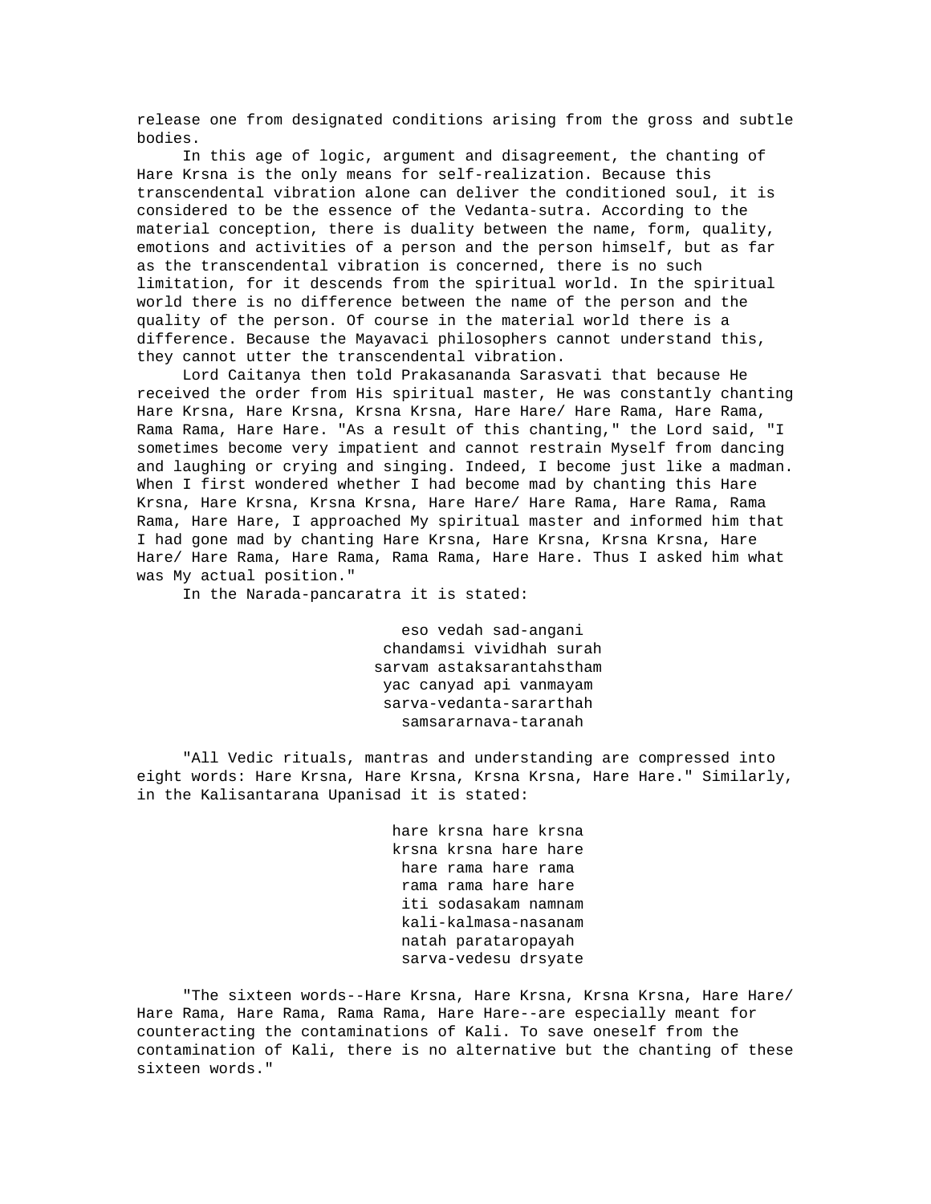release one from designated conditions arising from the gross and subtle bodies.

In this age of logic, argument and disagreement, the chanting of Hare Krsna is the only means for self-realization. Because this transcendental vibration alone can deliver the conditioned soul, it is considered to be the essence of the Vedanta-sutra. According to the material conception, there is duality between the name, form, quality, emotions and activities of a person and the person himself, but as far as the transcendental vibration is concerned, there is no such limitation, for it descends from the spiritual world. In the spiritual world there is no difference between the name of the person and the quality of the person. Of course in the material world there is a difference. Because the Mayavaci philosophers cannot understand this, they cannot utter the transcendental vibration.

Lord Caitanya then told Prakasananda Sarasvati that because He received the order from His spiritual master, He was constantly chanting Hare Krsna, Hare Krsna, Krsna Krsna, Hare Hare/ Hare Rama, Hare Rama, Rama Rama, Hare Hare. "As a result of this chanting," the Lord said, "I sometimes become very impatient and cannot restrain Myself from dancing and laughing or crying and singing. Indeed, I become just like a madman. When I first wondered whether I had become mad by chanting this Hare Krsna, Hare Krsna, Krsna Krsna, Hare Hare/ Hare Rama, Hare Rama, Rama Rama, Hare Hare, I approached My spiritual master and informed him that I had gone mad by chanting Hare Krsna, Hare Krsna, Krsna Krsna, Hare Hare/ Hare Rama, Hare Rama, Rama Rama, Hare Hare. Thus I asked him what was My actual position."

In the Narada-pancaratra it is stated:

eso vedah sad-angani
chandamsi vividhah surah
sarvam astaksarantahstham
yac canyad api vanmayam
sarva-vedanta-sararthah
samsararnava-taranah

"All Vedic rituals, mantras and understanding are compressed into eight words: Hare Krsna, Hare Krsna, Krsna Krsna, Hare Hare." Similarly, in the Kalisantarana Upanisad it is stated:

hare krsna hare krsna
krsna krsna hare hare
hare rama hare rama
rama rama hare hare
iti sodasakam namnam
kali-kalmasa-nasanam
natah parataropayah
sarva-vedesu drsyate

"The sixteen words--Hare Krsna, Hare Krsna, Krsna Krsna, Hare Hare/ Hare Rama, Hare Rama, Rama Rama, Hare Hare--are especially meant for counteracting the contaminations of Kali. To save oneself from the contamination of Kali, there is no alternative but the chanting of these sixteen words."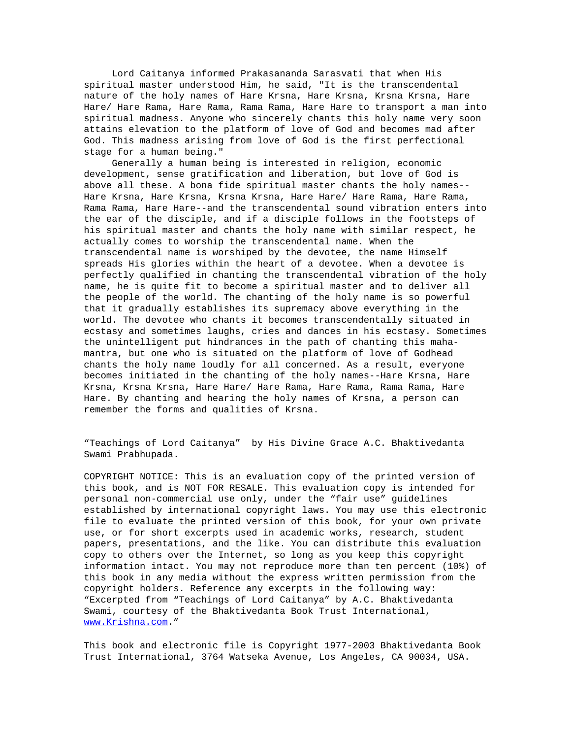Lord Caitanya informed Prakasananda Sarasvati that when His spiritual master understood Him, he said, "It is the transcendental nature of the holy names of Hare Krsna, Hare Krsna, Krsna Krsna, Hare Hare/ Hare Rama, Hare Rama, Rama Rama, Hare Hare to transport a man into spiritual madness. Anyone who sincerely chants this holy name very soon attains elevation to the platform of love of God and becomes mad after God. This madness arising from love of God is the first perfectional stage for a human being."

Generally a human being is interested in religion, economic development, sense gratification and liberation, but love of God is above all these. A bona fide spiritual master chants the holy names--Hare Krsna, Hare Krsna, Krsna Krsna, Hare Hare/ Hare Rama, Hare Rama, Rama Rama, Hare Hare--and the transcendental sound vibration enters into the ear of the disciple, and if a disciple follows in the footsteps of his spiritual master and chants the holy name with similar respect, he actually comes to worship the transcendental name. When the transcendental name is worshiped by the devotee, the name Himself spreads His glories within the heart of a devotee. When a devotee is perfectly qualified in chanting the transcendental vibration of the holy name, he is quite fit to become a spiritual master and to deliver all the people of the world. The chanting of the holy name is so powerful that it gradually establishes its supremacy above everything in the world. The devotee who chants it becomes transcendentally situated in ecstasy and sometimes laughs, cries and dances in his ecstasy. Sometimes the unintelligent put hindrances in the path of chanting this maha-mantra, but one who is situated on the platform of love of Godhead chants the holy name loudly for all concerned. As a result, everyone becomes initiated in the chanting of the holy names--Hare Krsna, Hare Krsna, Krsna Krsna, Hare Hare/ Hare Rama, Hare Rama, Rama Rama, Hare Hare. By chanting and hearing the holy names of Krsna, a person can remember the forms and qualities of Krsna.

"Teachings of Lord Caitanya" by His Divine Grace A.C. Bhaktivedanta Swami Prabhupada.

COPYRIGHT NOTICE: This is an evaluation copy of the printed version of this book, and is NOT FOR RESALE. This evaluation copy is intended for personal non-commercial use only, under the "fair use" guidelines established by international copyright laws. You may use this electronic file to evaluate the printed version of this book, for your own private use, or for short excerpts used in academic works, research, student papers, presentations, and the like. You can distribute this evaluation copy to others over the Internet, so long as you keep this copyright information intact. You may not reproduce more than ten percent (10%) of this book in any media without the express written permission from the copyright holders. Reference any excerpts in the following way: "Excerpted from "Teachings of Lord Caitanya" by A.C. Bhaktivedanta Swami, courtesy of the Bhaktivedanta Book Trust International, www.Krishna.com."

This book and electronic file is Copyright 1977-2003 Bhaktivedanta Book Trust International, 3764 Watseka Avenue, Los Angeles, CA 90034, USA.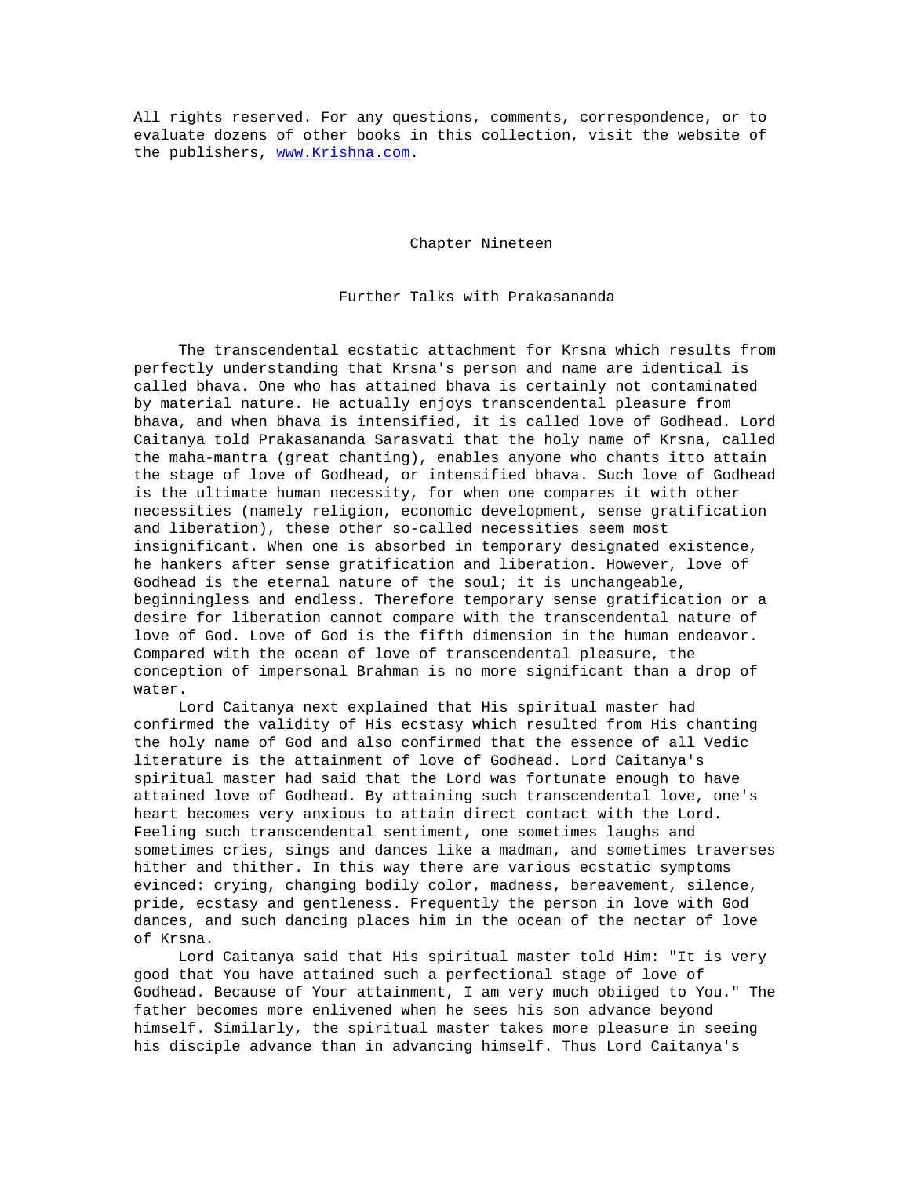All rights reserved. For any questions, comments, correspondence, or to evaluate dozens of other books in this collection, visit the website of the publishers, www.Krishna.com.

## Chapter Nineteen

### Further Talks with Prakasananda

The transcendental ecstatic attachment for Krsna which results from perfectly understanding that Krsna's person and name are identical is called bhava. One who has attained bhava is certainly not contaminated by material nature. He actually enjoys transcendental pleasure from bhava, and when bhava is intensified, it is called love of Godhead. Lord Caitanya told Prakasananda Sarasvati that the holy name of Krsna, called the maha-mantra (great chanting), enables anyone who chants itto attain the stage of love of Godhead, or intensified bhava. Such love of Godhead is the ultimate human necessity, for when one compares it with other necessities (namely religion, economic development, sense gratification and liberation), these other so-called necessities seem most insignificant. When one is absorbed in temporary designated existence, he hankers after sense gratification and liberation. However, love of Godhead is the eternal nature of the soul; it is unchangeable, beginningless and endless. Therefore temporary sense gratification or a desire for liberation cannot compare with the transcendental nature of love of God. Love of God is the fifth dimension in the human endeavor. Compared with the ocean of love of transcendental pleasure, the conception of impersonal Brahman is no more significant than a drop of water.

Lord Caitanya next explained that His spiritual master had confirmed the validity of His ecstasy which resulted from His chanting the holy name of God and also confirmed that the essence of all Vedic literature is the attainment of love of Godhead. Lord Caitanya's spiritual master had said that the Lord was fortunate enough to have attained love of Godhead. By attaining such transcendental love, one's heart becomes very anxious to attain direct contact with the Lord. Feeling such transcendental sentiment, one sometimes laughs and sometimes cries, sings and dances like a madman, and sometimes traverses hither and thither. In this way there are various ecstatic symptoms evinced: crying, changing bodily color, madness, bereavement, silence, pride, ecstasy and gentleness. Frequently the person in love with God dances, and such dancing places him in the ocean of the nectar of love of Krsna.

Lord Caitanya said that His spiritual master told Him: "It is very good that You have attained such a perfectional stage of love of Godhead. Because of Your attainment, I am very much obiiged to You." The father becomes more enlivened when he sees his son advance beyond himself. Similarly, the spiritual master takes more pleasure in seeing his disciple advance than in advancing himself. Thus Lord Caitanya's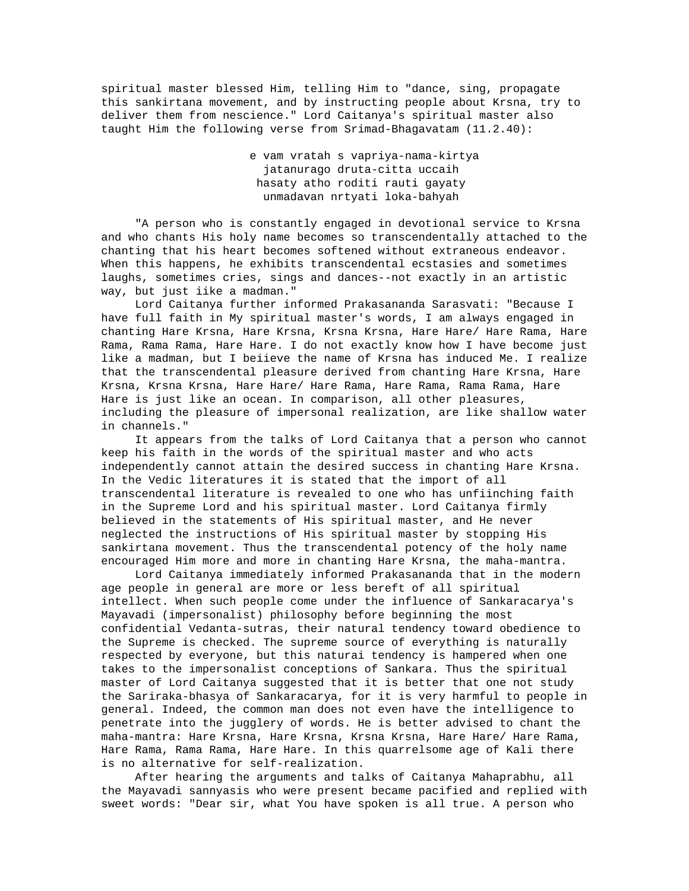spiritual master blessed Him, telling Him to "dance, sing, propagate this sankirtana movement, and by instructing people about Krsna, try to deliver them from nescience." Lord Caitanya's spiritual master also taught Him the following verse from Srimad-Bhagavatam (11.2.40):

> e vam vratah s vapriya-nama-kirtya
> jatanurago druta-citta uccaih
> hasaty atho roditi rauti gayaty
> unmadavan nrtyati loka-bahyah

"A person who is constantly engaged in devotional service to Krsna and who chants His holy name becomes so transcendentally attached to the chanting that his heart becomes softened without extraneous endeavor. When this happens, he exhibits transcendental ecstasies and sometimes laughs, sometimes cries, sings and dances--not exactly in an artistic way, but just iike a madman."

Lord Caitanya further informed Prakasananda Sarasvati: "Because I have full faith in My spiritual master's words, I am always engaged in chanting Hare Krsna, Hare Krsna, Krsna Krsna, Hare Hare/ Hare Rama, Hare Rama, Rama Rama, Hare Hare. I do not exactly know how I have become just like a madman, but I beiieve the name of Krsna has induced Me. I realize that the transcendental pleasure derived from chanting Hare Krsna, Hare Krsna, Krsna Krsna, Hare Hare/ Hare Rama, Hare Rama, Rama Rama, Hare Hare is just like an ocean. In comparison, all other pleasures, including the pleasure of impersonal realization, are like shallow water in channels."

It appears from the talks of Lord Caitanya that a person who cannot keep his faith in the words of the spiritual master and who acts independently cannot attain the desired success in chanting Hare Krsna. In the Vedic literatures it is stated that the import of all transcendental literature is revealed to one who has unfiinching faith in the Supreme Lord and his spiritual master. Lord Caitanya firmly believed in the statements of His spiritual master, and He never neglected the instructions of His spiritual master by stopping His sankirtana movement. Thus the transcendental potency of the holy name encouraged Him more and more in chanting Hare Krsna, the maha-mantra.

Lord Caitanya immediately informed Prakasananda that in the modern age people in general are more or less bereft of all spiritual intellect. When such people come under the influence of Sankaracarya's Mayavadi (impersonalist) philosophy before beginning the most confidential Vedanta-sutras, their natural tendency toward obedience to the Supreme is checked. The supreme source of everything is naturally respected by everyone, but this naturai tendency is hampered when one takes to the impersonalist conceptions of Sankara. Thus the spiritual master of Lord Caitanya suggested that it is better that one not study the Sariraka-bhasya of Sankaracarya, for it is very harmful to people in general. Indeed, the common man does not even have the intelligence to penetrate into the jugglery of words. He is better advised to chant the maha-mantra: Hare Krsna, Hare Krsna, Krsna Krsna, Hare Hare/ Hare Rama, Hare Rama, Rama Rama, Hare Hare. In this quarrelsome age of Kali there is no alternative for self-realization.

After hearing the arguments and talks of Caitanya Mahaprabhu, all the Mayavadi sannyasis who were present became pacified and replied with sweet words: "Dear sir, what You have spoken is all true. A person who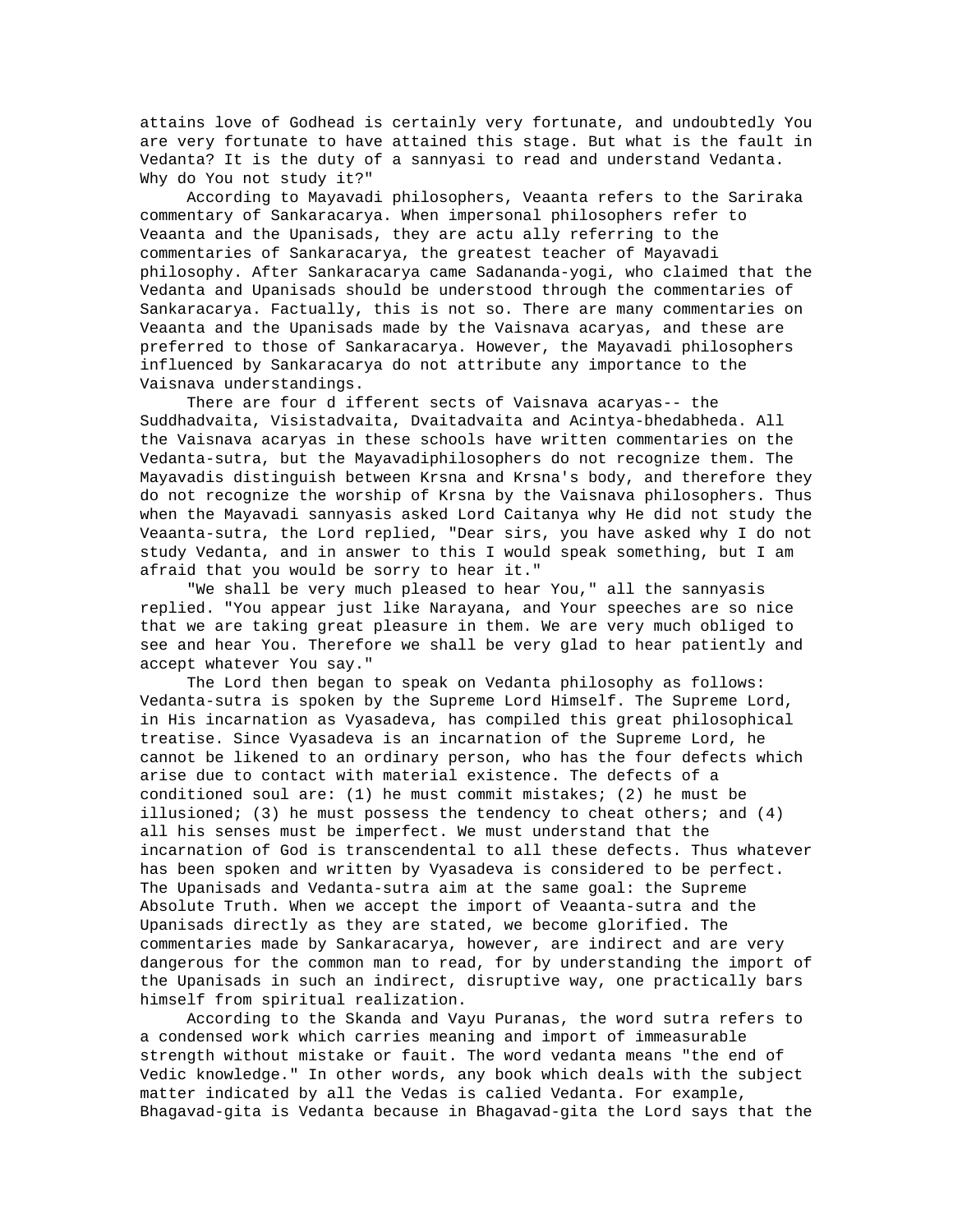attains love of Godhead is certainly very fortunate, and undoubtedly You are very fortunate to have attained this stage. But what is the fault in Vedanta? It is the duty of a sannyasi to read and understand Vedanta. Why do You not study it?"

According to Mayavadi philosophers, Veaanta refers to the Sariraka commentary of Sankaracarya. When impersonal philosophers refer to Veaanta and the Upanisads, they are actu ally referring to the commentaries of Sankaracarya, the greatest teacher of Mayavadi philosophy. After Sankaracarya came Sadananda-yogi, who claimed that the Vedanta and Upanisads should be understood through the commentaries of Sankaracarya. Factually, this is not so. There are many commentaries on Veaanta and the Upanisads made by the Vaisnava acaryas, and these are preferred to those of Sankaracarya. However, the Mayavadi philosophers influenced by Sankaracarya do not attribute any importance to the Vaisnava understandings.

There are four d ifferent sects of Vaisnava acaryas-- the Suddhadvaita, Visistadvaita, Dvaitadvaita and Acintya-bhedabheda. All the Vaisnava acaryas in these schools have written commentaries on the Vedanta-sutra, but the Mayavadiphilosophers do not recognize them. The Mayavadis distinguish between Krsna and Krsna's body, and therefore they do not recognize the worship of Krsna by the Vaisnava philosophers. Thus when the Mayavadi sannyasis asked Lord Caitanya why He did not study the Veaanta-sutra, the Lord replied, "Dear sirs, you have asked why I do not study Vedanta, and in answer to this I would speak something, but I am afraid that you would be sorry to hear it."

"We shall be very much pleased to hear You," all the sannyasis replied. "You appear just like Narayana, and Your speeches are so nice that we are taking great pleasure in them. We are very much obliged to see and hear You. Therefore we shall be very glad to hear patiently and accept whatever You say."

The Lord then began to speak on Vedanta philosophy as follows: Vedanta-sutra is spoken by the Supreme Lord Himself. The Supreme Lord, in His incarnation as Vyasadeva, has compiled this great philosophical treatise. Since Vyasadeva is an incarnation of the Supreme Lord, he cannot be likened to an ordinary person, who has the four defects which arise due to contact with material existence. The defects of a conditioned soul are: (1) he must commit mistakes; (2) he must be illusioned; (3) he must possess the tendency to cheat others; and (4) all his senses must be imperfect. We must understand that the incarnation of God is transcendental to all these defects. Thus whatever has been spoken and written by Vyasadeva is considered to be perfect. The Upanisads and Vedanta-sutra aim at the same goal: the Supreme Absolute Truth. When we accept the import of Veaanta-sutra and the Upanisads directly as they are stated, we become glorified. The commentaries made by Sankaracarya, however, are indirect and are very dangerous for the common man to read, for by understanding the import of the Upanisads in such an indirect, disruptive way, one practically bars himself from spiritual realization.

According to the Skanda and Vayu Puranas, the word sutra refers to a condensed work which carries meaning and import of immeasurable strength without mistake or fauit. The word vedanta means "the end of Vedic knowledge." In other words, any book which deals with the subject matter indicated by all the Vedas is calied Vedanta. For example, Bhagavad-gita is Vedanta because in Bhagavad-gita the Lord says that the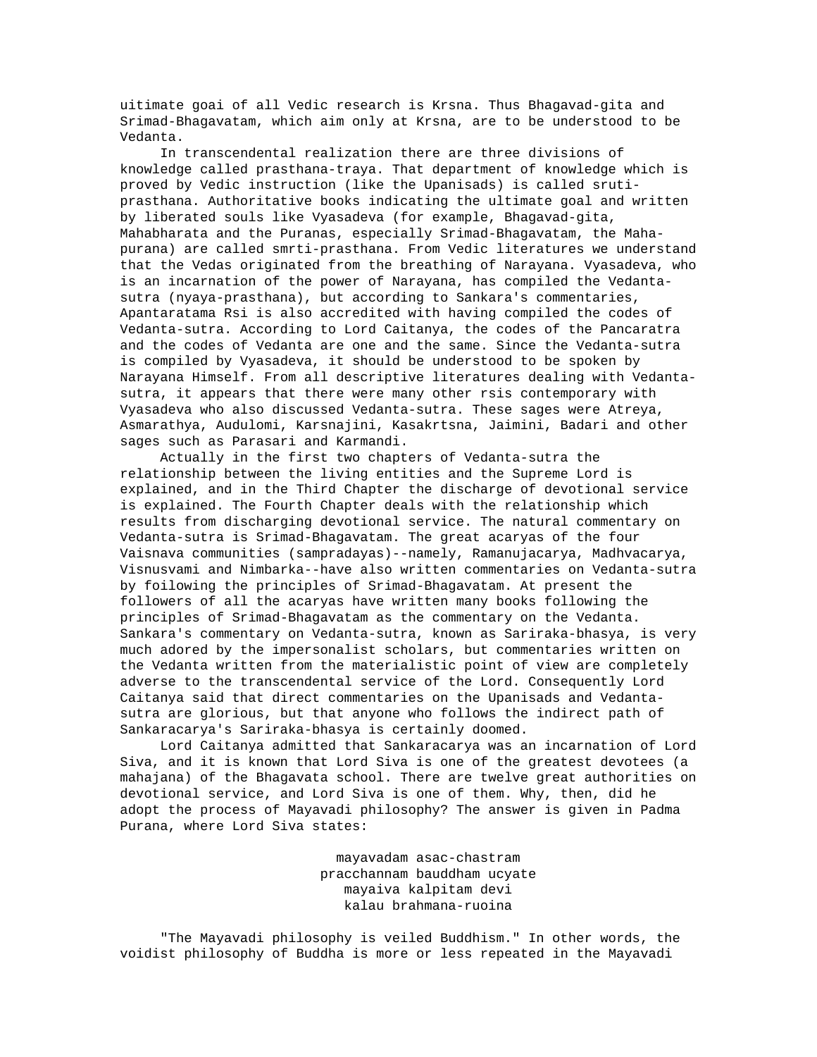uitimate goai of all Vedic research is Krsna. Thus Bhagavad-gita and Srimad-Bhagavatam, which aim only at Krsna, are to be understood to be Vedanta.

In transcendental realization there are three divisions of knowledge called prasthana-traya. That department of knowledge which is proved by Vedic instruction (like the Upanisads) is called sruti-prasthana. Authoritative books indicating the ultimate goal and written by liberated souls like Vyasadeva (for example, Bhagavad-gita, Mahabharata and the Puranas, especially Srimad-Bhagavatam, the Maha-purana) are called smrti-prasthana. From Vedic literatures we understand that the Vedas originated from the breathing of Narayana. Vyasadeva, who is an incarnation of the power of Narayana, has compiled the Vedanta-sutra (nyaya-prasthana), but according to Sankara's commentaries, Apantaratama Rsi is also accredited with having compiled the codes of Vedanta-sutra. According to Lord Caitanya, the codes of the Pancaratra and the codes of Vedanta are one and the same. Since the Vedanta-sutra is compiled by Vyasadeva, it should be understood to be spoken by Narayana Himself. From all descriptive literatures dealing with Vedanta-sutra, it appears that there were many other rsis contemporary with Vyasadeva who also discussed Vedanta-sutra. These sages were Atreya, Asmarathya, Audulomi, Karsnajini, Kasakrtsna, Jaimini, Badari and other sages such as Parasari and Karmandi.

Actually in the first two chapters of Vedanta-sutra the relationship between the living entities and the Supreme Lord is explained, and in the Third Chapter the discharge of devotional service is explained. The Fourth Chapter deals with the relationship which results from discharging devotional service. The natural commentary on Vedanta-sutra is Srimad-Bhagavatam. The great acaryas of the four Vaisnava communities (sampradayas)--namely, Ramanujacarya, Madhvacarya, Visnusvami and Nimbarka--have also written commentaries on Vedanta-sutra by foilowing the principles of Srimad-Bhagavatam. At present the followers of all the acaryas have written many books following the principles of Srimad-Bhagavatam as the commentary on the Vedanta. Sankara's commentary on Vedanta-sutra, known as Sariraka-bhasya, is very much adored by the impersonalist scholars, but commentaries written on the Vedanta written from the materialistic point of view are completely adverse to the transcendental service of the Lord. Consequently Lord Caitanya said that direct commentaries on the Upanisads and Vedanta-sutra are glorious, but that anyone who follows the indirect path of Sankaracarya's Sariraka-bhasya is certainly doomed.

Lord Caitanya admitted that Sankaracarya was an incarnation of Lord Siva, and it is known that Lord Siva is one of the greatest devotees (a mahajana) of the Bhagavata school. There are twelve great authorities on devotional service, and Lord Siva is one of them. Why, then, did he adopt the process of Mayavadi philosophy? The answer is given in Padma Purana, where Lord Siva states:

mayavadam asac-chastram
pracchannam bauddham ucyate
mayaiva kalpitam devi
kalau brahmana-ruoina

"The Mayavadi philosophy is veiled Buddhism." In other words, the voidist philosophy of Buddha is more or less repeated in the Mayavadi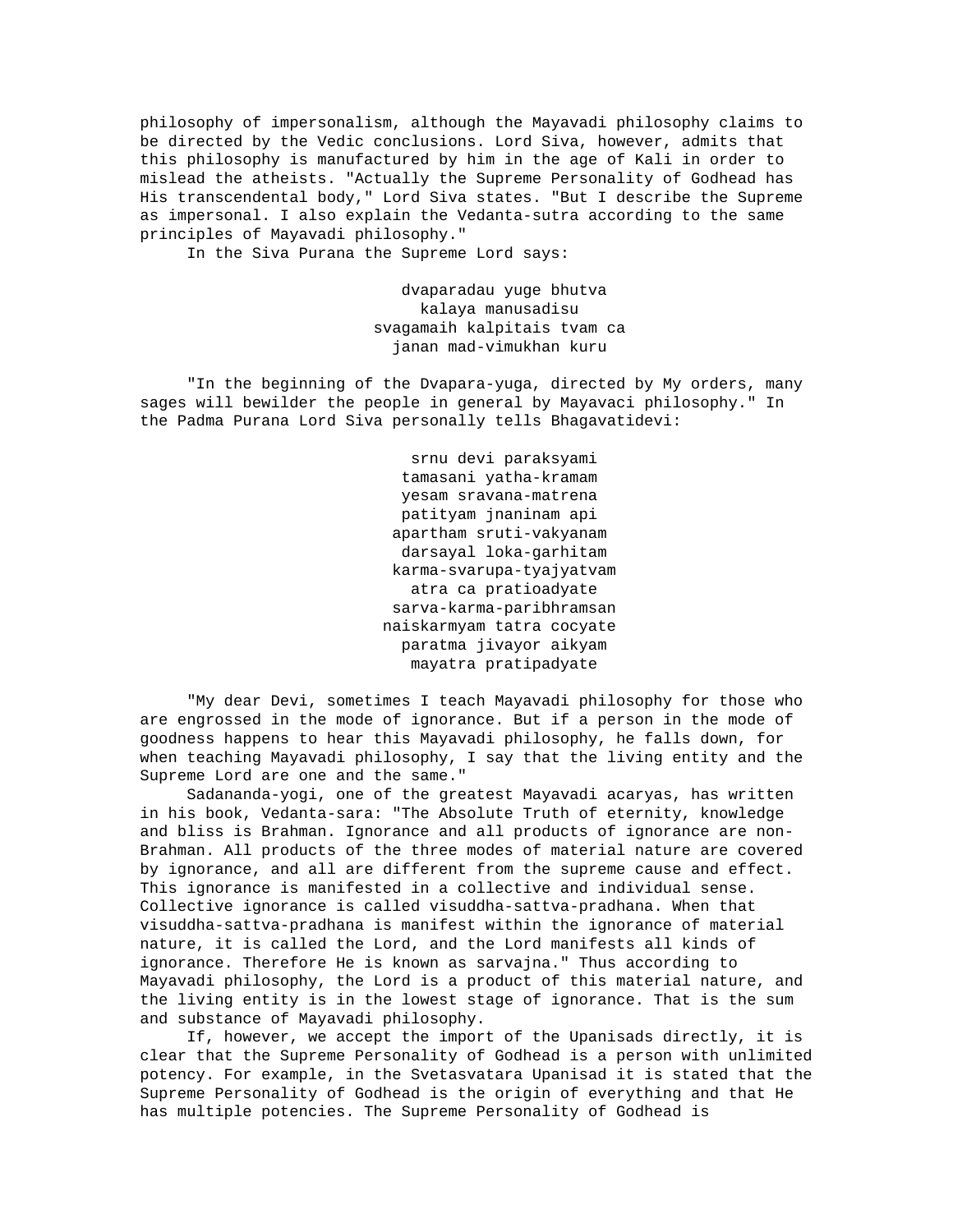philosophy of impersonalism, although the Mayavadi philosophy claims to be directed by the Vedic conclusions. Lord Siva, however, admits that this philosophy is manufactured by him in the age of Kali in order to mislead the atheists. "Actually the Supreme Personality of Godhead has His transcendental body," Lord Siva states. "But I describe the Supreme as impersonal. I also explain the Vedanta-sutra according to the same principles of Mayavadi philosophy."

In the Siva Purana the Supreme Lord says:

> dvaparadau yuge bhutva
> kalaya manusadisu
> svagamaih kalpitais tvam ca
> janan mad-vimukhan kuru

"In the beginning of the Dvapara-yuga, directed by My orders, many sages will bewilder the people in general by Mayavaci philosophy." In the Padma Purana Lord Siva personally tells Bhagavatidevi:

> srnu devi paraksyami
> tamasani yatha-kramam
> yesam sravana-matrena
> patityam jnaninam api
> apartham sruti-vakyanam
> darsayal loka-garhitam
> karma-svarupa-tyajyatvam
> atra ca pratioadyate
> sarva-karma-paribhramsan
> naiskarmyam tatra cocyate
> paratma jivayor aikyam
> mayatra pratipadyate

"My dear Devi, sometimes I teach Mayavadi philosophy for those who are engrossed in the mode of ignorance. But if a person in the mode of goodness happens to hear this Mayavadi philosophy, he falls down, for when teaching Mayavadi philosophy, I say that the living entity and the Supreme Lord are one and the same."

Sadananda-yogi, one of the greatest Mayavadi acaryas, has written in his book, Vedanta-sara: "The Absolute Truth of eternity, knowledge and bliss is Brahman. Ignorance and all products of ignorance are non-Brahman. All products of the three modes of material nature are covered by ignorance, and all are different from the supreme cause and effect. This ignorance is manifested in a collective and individual sense. Collective ignorance is called visuddha-sattva-pradhana. When that visuddha-sattva-pradhana is manifest within the ignorance of material nature, it is called the Lord, and the Lord manifests all kinds of ignorance. Therefore He is known as sarvajna." Thus according to Mayavadi philosophy, the Lord is a product of this material nature, and the living entity is in the lowest stage of ignorance. That is the sum and substance of Mayavadi philosophy.

If, however, we accept the import of the Upanisads directly, it is clear that the Supreme Personality of Godhead is a person with unlimited potency. For example, in the Svetasvatara Upanisad it is stated that the Supreme Personality of Godhead is the origin of everything and that He has multiple potencies. The Supreme Personality of Godhead is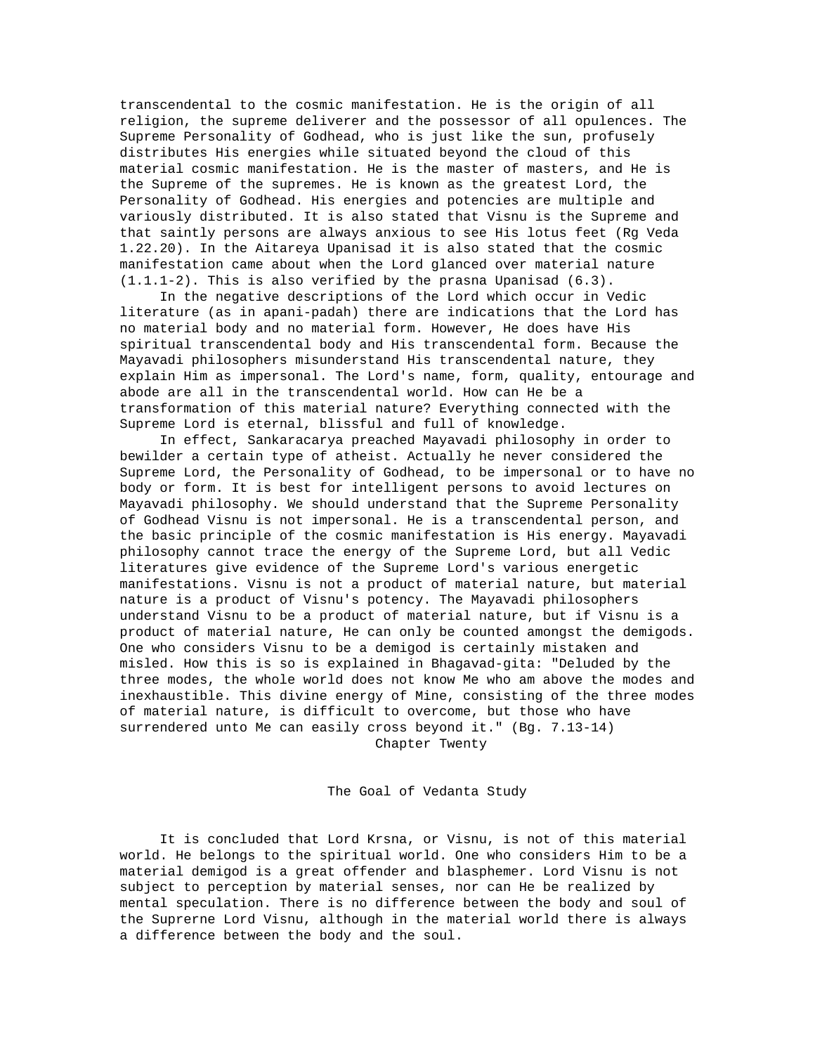transcendental to the cosmic manifestation. He is the origin of all religion, the supreme deliverer and the possessor of all opulences. The Supreme Personality of Godhead, who is just like the sun, profusely distributes His energies while situated beyond the cloud of this material cosmic manifestation. He is the master of masters, and He is the Supreme of the supremes. He is known as the greatest Lord, the Personality of Godhead. His energies and potencies are multiple and variously distributed. It is also stated that Visnu is the Supreme and that saintly persons are always anxious to see His lotus feet (Rg Veda 1.22.20). In the Aitareya Upanisad it is also stated that the cosmic manifestation came about when the Lord glanced over material nature (1.1.1-2). This is also verified by the prasna Upanisad (6.3).

In the negative descriptions of the Lord which occur in Vedic literature (as in apani-padah) there are indications that the Lord has no material body and no material form. However, He does have His spiritual transcendental body and His transcendental form. Because the Mayavadi philosophers misunderstand His transcendental nature, they explain Him as impersonal. The Lord's name, form, quality, entourage and abode are all in the transcendental world. How can He be a transformation of this material nature? Everything connected with the Supreme Lord is eternal, blissful and full of knowledge.

In effect, Sankaracarya preached Mayavadi philosophy in order to bewilder a certain type of atheist. Actually he never considered the Supreme Lord, the Personality of Godhead, to be impersonal or to have no body or form. It is best for intelligent persons to avoid lectures on Mayavadi philosophy. We should understand that the Supreme Personality of Godhead Visnu is not impersonal. He is a transcendental person, and the basic principle of the cosmic manifestation is His energy. Mayavadi philosophy cannot trace the energy of the Supreme Lord, but all Vedic literatures give evidence of the Supreme Lord's various energetic manifestations. Visnu is not a product of material nature, but material nature is a product of Visnu's potency. The Mayavadi philosophers understand Visnu to be a product of material nature, but if Visnu is a product of material nature, He can only be counted amongst the demigods. One who considers Visnu to be a demigod is certainly mistaken and misled. How this is so is explained in Bhagavad-gita: "Deluded by the three modes, the whole world does not know Me who am above the modes and inexhaustible. This divine energy of Mine, consisting of the three modes of material nature, is difficult to overcome, but those who have surrendered unto Me can easily cross beyond it." (Bg. 7.13-14)

# Chapter Twenty

## The Goal of Vedanta Study

It is concluded that Lord Krsna, or Visnu, is not of this material world. He belongs to the spiritual world. One who considers Him to be a material demigod is a great offender and blasphemer. Lord Visnu is not subject to perception by material senses, nor can He be realized by mental speculation. There is no difference between the body and soul of the Suprerne Lord Visnu, although in the material world there is always a difference between the body and the soul.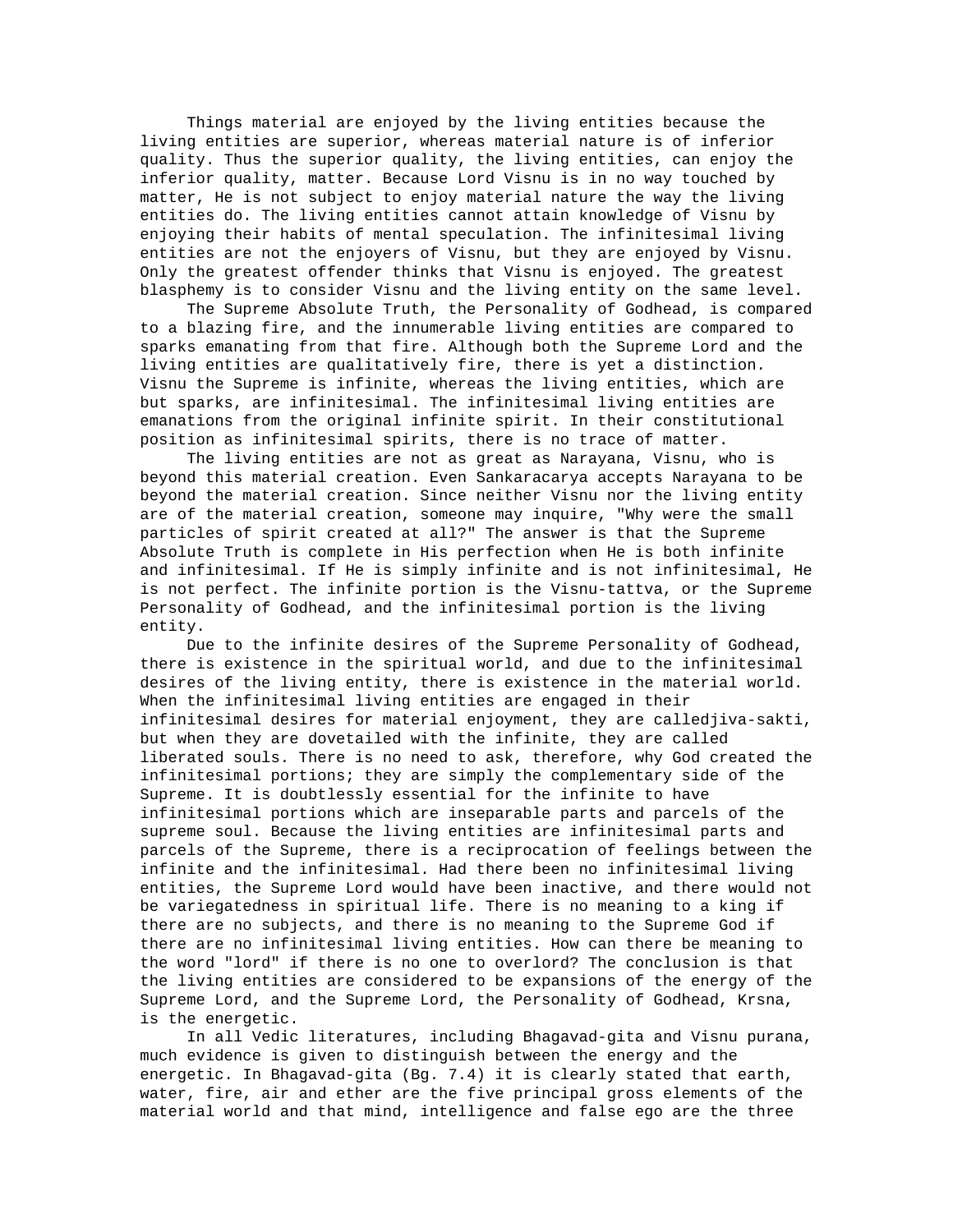Things material are enjoyed by the living entities because the living entities are superior, whereas material nature is of inferior quality. Thus the superior quality, the living entities, can enjoy the inferior quality, matter. Because Lord Visnu is in no way touched by matter, He is not subject to enjoy material nature the way the living entities do. The living entities cannot attain knowledge of Visnu by enjoying their habits of mental speculation. The infinitesimal living entities are not the enjoyers of Visnu, but they are enjoyed by Visnu. Only the greatest offender thinks that Visnu is enjoyed. The greatest blasphemy is to consider Visnu and the living entity on the same level.

The Supreme Absolute Truth, the Personality of Godhead, is compared to a blazing fire, and the innumerable living entities are compared to sparks emanating from that fire. Although both the Supreme Lord and the living entities are qualitatively fire, there is yet a distinction. Visnu the Supreme is infinite, whereas the living entities, which are but sparks, are infinitesimal. The infinitesimal living entities are emanations from the original infinite spirit. In their constitutional position as infinitesimal spirits, there is no trace of matter.

The living entities are not as great as Narayana, Visnu, who is beyond this material creation. Even Sankaracarya accepts Narayana to be beyond the material creation. Since neither Visnu nor the living entity are of the material creation, someone may inquire, "Why were the small particles of spirit created at all?" The answer is that the Supreme Absolute Truth is complete in His perfection when He is both infinite and infinitesimal. If He is simply infinite and is not infinitesimal, He is not perfect. The infinite portion is the Visnu-tattva, or the Supreme Personality of Godhead, and the infinitesimal portion is the living entity.

Due to the infinite desires of the Supreme Personality of Godhead, there is existence in the spiritual world, and due to the infinitesimal desires of the living entity, there is existence in the material world. When the infinitesimal living entities are engaged in their infinitesimal desires for material enjoyment, they are calledjiva-sakti, but when they are dovetailed with the infinite, they are called liberated souls. There is no need to ask, therefore, why God created the infinitesimal portions; they are simply the complementary side of the Supreme. It is doubtlessly essential for the infinite to have infinitesimal portions which are inseparable parts and parcels of the supreme soul. Because the living entities are infinitesimal parts and parcels of the Supreme, there is a reciprocation of feelings between the infinite and the infinitesimal. Had there been no infinitesimal living entities, the Supreme Lord would have been inactive, and there would not be variegatedness in spiritual life. There is no meaning to a king if there are no subjects, and there is no meaning to the Supreme God if there are no infinitesimal living entities. How can there be meaning to the word "lord" if there is no one to overlord? The conclusion is that the living entities are considered to be expansions of the energy of the Supreme Lord, and the Supreme Lord, the Personality of Godhead, Krsna, is the energetic.

In all Vedic literatures, including Bhagavad-gita and Visnu purana, much evidence is given to distinguish between the energy and the energetic. In Bhagavad-gita (Bg. 7.4) it is clearly stated that earth, water, fire, air and ether are the five principal gross elements of the material world and that mind, intelligence and false ego are the three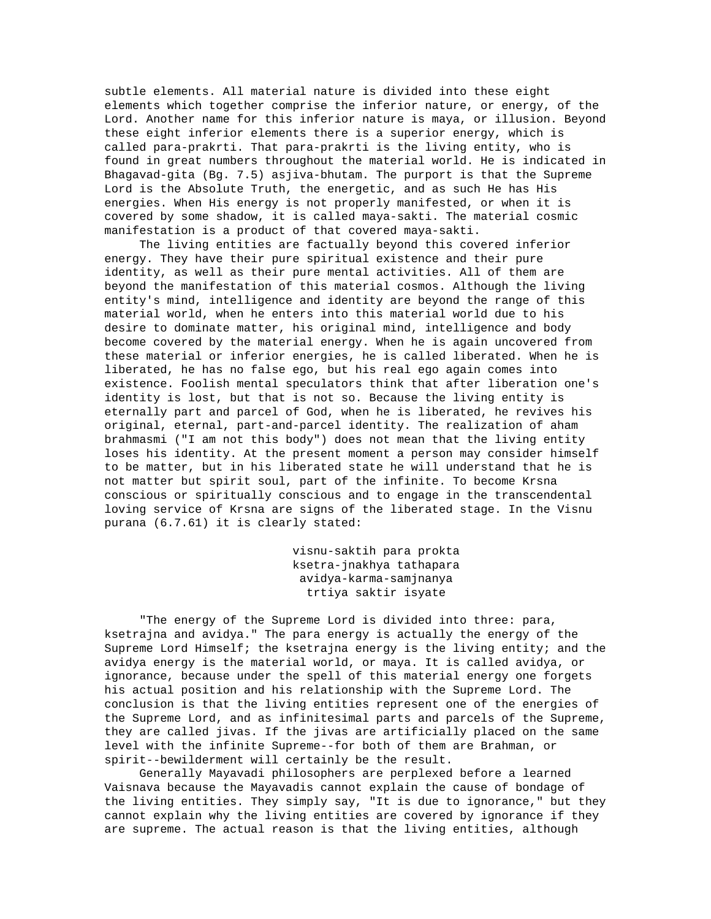subtle elements. All material nature is divided into these eight elements which together comprise the inferior nature, or energy, of the Lord. Another name for this inferior nature is maya, or illusion. Beyond these eight inferior elements there is a superior energy, which is called para-prakrti. That para-prakrti is the living entity, who is found in great numbers throughout the material world. He is indicated in Bhagavad-gita (Bg. 7.5) asjiva-bhutam. The purport is that the Supreme Lord is the Absolute Truth, the energetic, and as such He has His energies. When His energy is not properly manifested, or when it is covered by some shadow, it is called maya-sakti. The material cosmic manifestation is a product of that covered maya-sakti.

The living entities are factually beyond this covered inferior energy. They have their pure spiritual existence and their pure identity, as well as their pure mental activities. All of them are beyond the manifestation of this material cosmos. Although the living entity's mind, intelligence and identity are beyond the range of this material world, when he enters into this material world due to his desire to dominate matter, his original mind, intelligence and body become covered by the material energy. When he is again uncovered from these material or inferior energies, he is called liberated. When he is liberated, he has no false ego, but his real ego again comes into existence. Foolish mental speculators think that after liberation one's identity is lost, but that is not so. Because the living entity is eternally part and parcel of God, when he is liberated, he revives his original, eternal, part-and-parcel identity. The realization of aham brahmasmi ("I am not this body") does not mean that the living entity loses his identity. At the present moment a person may consider himself to be matter, but in his liberated state he will understand that he is not matter but spirit soul, part of the infinite. To become Krsna conscious or spiritually conscious and to engage in the transcendental loving service of Krsna are signs of the liberated stage. In the Visnu purana (6.7.61) it is clearly stated:

> visnu-saktih para prokta
> ksetra-jnakhya tathapara
> avidya-karma-samjnanya
> trtiya saktir isyate

"The energy of the Supreme Lord is divided into three: para, ksetrajna and avidya." The para energy is actually the energy of the Supreme Lord Himself; the ksetrajna energy is the living entity; and the avidya energy is the material world, or maya. It is called avidya, or ignorance, because under the spell of this material energy one forgets his actual position and his relationship with the Supreme Lord. The conclusion is that the living entities represent one of the energies of the Supreme Lord, and as infinitesimal parts and parcels of the Supreme, they are called jivas. If the jivas are artificially placed on the same level with the infinite Supreme--for both of them are Brahman, or spirit--bewilderment will certainly be the result.

Generally Mayavadi philosophers are perplexed before a learned Vaisnava because the Mayavadis cannot explain the cause of bondage of the living entities. They simply say, "It is due to ignorance," but they cannot explain why the living entities are covered by ignorance if they are supreme. The actual reason is that the living entities, although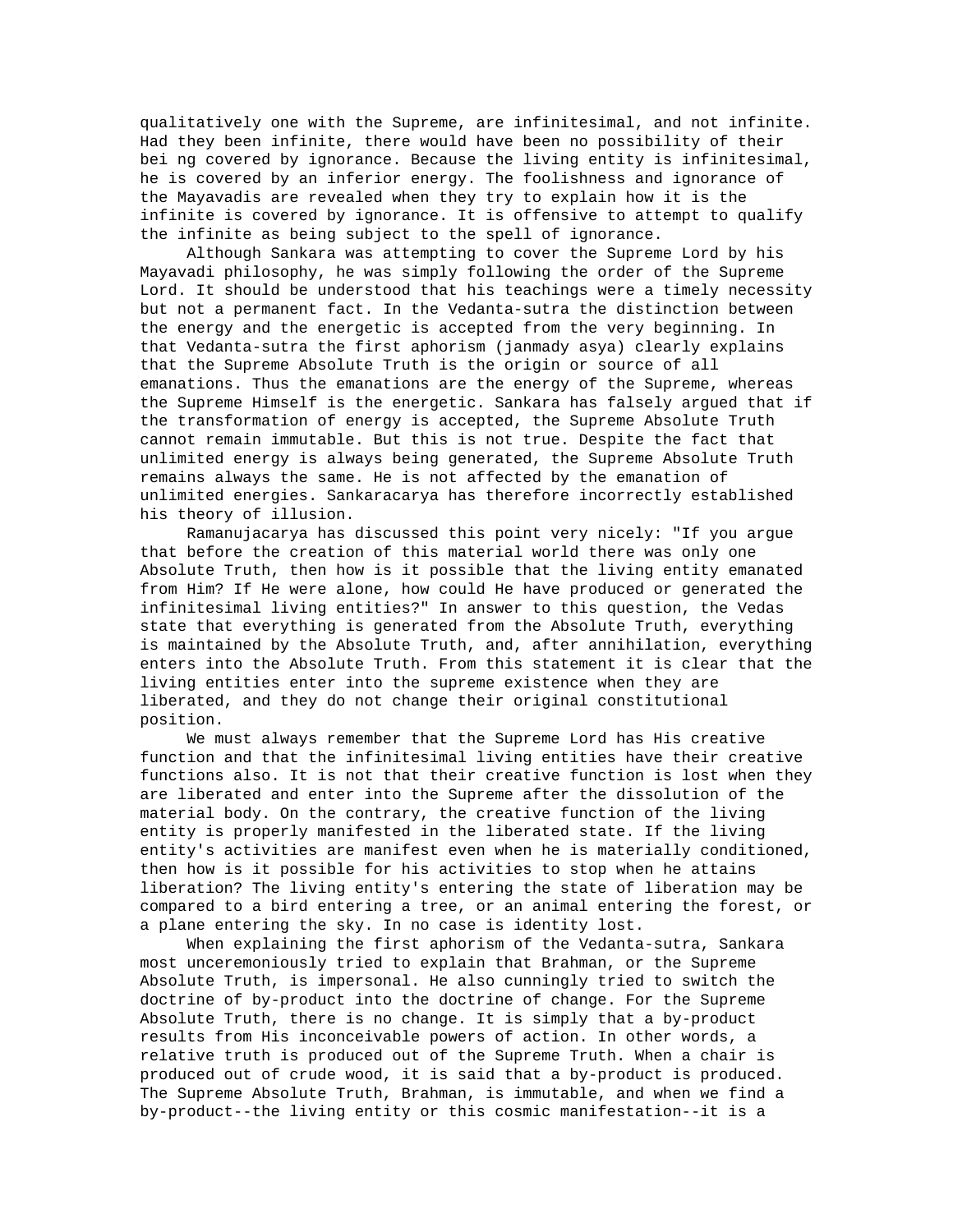qualitatively one with the Supreme, are infinitesimal, and not infinite. Had they been infinite, there would have been no possibility of their bei ng covered by ignorance. Because the living entity is infinitesimal, he is covered by an inferior energy. The foolishness and ignorance of the Mayavadis are revealed when they try to explain how it is the infinite is covered by ignorance. It is offensive to attempt to qualify the infinite as being subject to the spell of ignorance.

Although Sankara was attempting to cover the Supreme Lord by his Mayavadi philosophy, he was simply following the order of the Supreme Lord. It should be understood that his teachings were a timely necessity but not a permanent fact. In the Vedanta-sutra the distinction between the energy and the energetic is accepted from the very beginning. In that Vedanta-sutra the first aphorism (janmady asya) clearly explains that the Supreme Absolute Truth is the origin or source of all emanations. Thus the emanations are the energy of the Supreme, whereas the Supreme Himself is the energetic. Sankara has falsely argued that if the transformation of energy is accepted, the Supreme Absolute Truth cannot remain immutable. But this is not true. Despite the fact that unlimited energy is always being generated, the Supreme Absolute Truth remains always the same. He is not affected by the emanation of unlimited energies. Sankaracarya has therefore incorrectly established his theory of illusion.

Ramanujacarya has discussed this point very nicely: "If you argue that before the creation of this material world there was only one Absolute Truth, then how is it possible that the living entity emanated from Him? If He were alone, how could He have produced or generated the infinitesimal living entities?" In answer to this question, the Vedas state that everything is generated from the Absolute Truth, everything is maintained by the Absolute Truth, and, after annihilation, everything enters into the Absolute Truth. From this statement it is clear that the living entities enter into the supreme existence when they are liberated, and they do not change their original constitutional position.

We must always remember that the Supreme Lord has His creative function and that the infinitesimal living entities have their creative functions also. It is not that their creative function is lost when they are liberated and enter into the Supreme after the dissolution of the material body. On the contrary, the creative function of the living entity is properly manifested in the liberated state. If the living entity's activities are manifest even when he is materially conditioned, then how is it possible for his activities to stop when he attains liberation? The living entity's entering the state of liberation may be compared to a bird entering a tree, or an animal entering the forest, or a plane entering the sky. In no case is identity lost.

When explaining the first aphorism of the Vedanta-sutra, Sankara most unceremoniously tried to explain that Brahman, or the Supreme Absolute Truth, is impersonal. He also cunningly tried to switch the doctrine of by-product into the doctrine of change. For the Supreme Absolute Truth, there is no change. It is simply that a by-product results from His inconceivable powers of action. In other words, a relative truth is produced out of the Supreme Truth. When a chair is produced out of crude wood, it is said that a by-product is produced. The Supreme Absolute Truth, Brahman, is immutable, and when we find a by-product--the living entity or this cosmic manifestation--it is a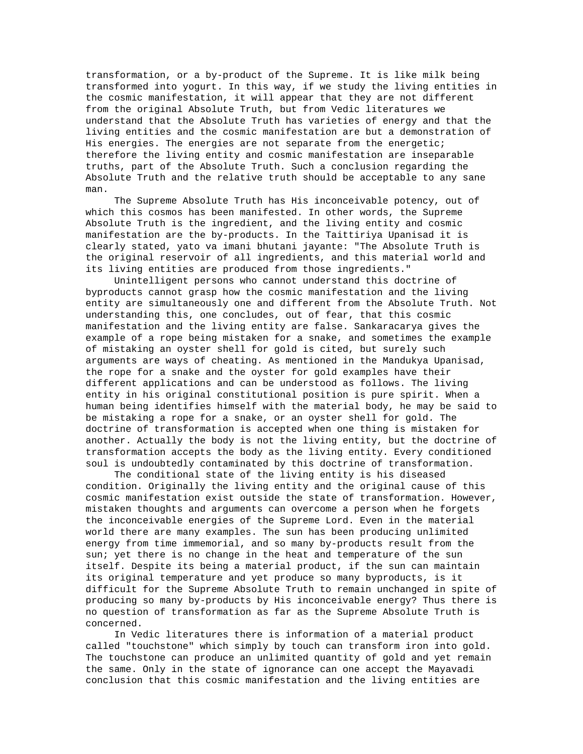transformation, or a by-product of the Supreme. It is like milk being transformed into yogurt. In this way, if we study the living entities in the cosmic manifestation, it will appear that they are not different from the original Absolute Truth, but from Vedic literatures we understand that the Absolute Truth has varieties of energy and that the living entities and the cosmic manifestation are but a demonstration of His energies. The energies are not separate from the energetic; therefore the living entity and cosmic manifestation are inseparable truths, part of the Absolute Truth. Such a conclusion regarding the Absolute Truth and the relative truth should be acceptable to any sane man.

The Supreme Absolute Truth has His inconceivable potency, out of which this cosmos has been manifested. In other words, the Supreme Absolute Truth is the ingredient, and the living entity and cosmic manifestation are the by-products. In the Taittiriya Upanisad it is clearly stated, yato va imani bhutani jayante: "The Absolute Truth is the original reservoir of all ingredients, and this material world and its living entities are produced from those ingredients."

Unintelligent persons who cannot understand this doctrine of byproducts cannot grasp how the cosmic manifestation and the living entity are simultaneously one and different from the Absolute Truth. Not understanding this, one concludes, out of fear, that this cosmic manifestation and the living entity are false. Sankaracarya gives the example of a rope being mistaken for a snake, and sometimes the example of mistaking an oyster shell for gold is cited, but surely such arguments are ways of cheating. As mentioned in the Mandukya Upanisad, the rope for a snake and the oyster for gold examples have their different applications and can be understood as follows. The living entity in his original constitutional position is pure spirit. When a human being identifies himself with the material body, he may be said to be mistaking a rope for a snake, or an oyster shell for gold. The doctrine of transformation is accepted when one thing is mistaken for another. Actually the body is not the living entity, but the doctrine of transformation accepts the body as the living entity. Every conditioned soul is undoubtedly contaminated by this doctrine of transformation.

The conditional state of the living entity is his diseased condition. Originally the living entity and the original cause of this cosmic manifestation exist outside the state of transformation. However, mistaken thoughts and arguments can overcome a person when he forgets the inconceivable energies of the Supreme Lord. Even in the material world there are many examples. The sun has been producing unlimited energy from time immemorial, and so many by-products result from the sun; yet there is no change in the heat and temperature of the sun itself. Despite its being a material product, if the sun can maintain its original temperature and yet produce so many byproducts, is it difficult for the Supreme Absolute Truth to remain unchanged in spite of producing so many by-products by His inconceivable energy? Thus there is no question of transformation as far as the Supreme Absolute Truth is concerned.

In Vedic literatures there is information of a material product called "touchstone" which simply by touch can transform iron into gold. The touchstone can produce an unlimited quantity of gold and yet remain the same. Only in the state of ignorance can one accept the Mayavadi conclusion that this cosmic manifestation and the living entities are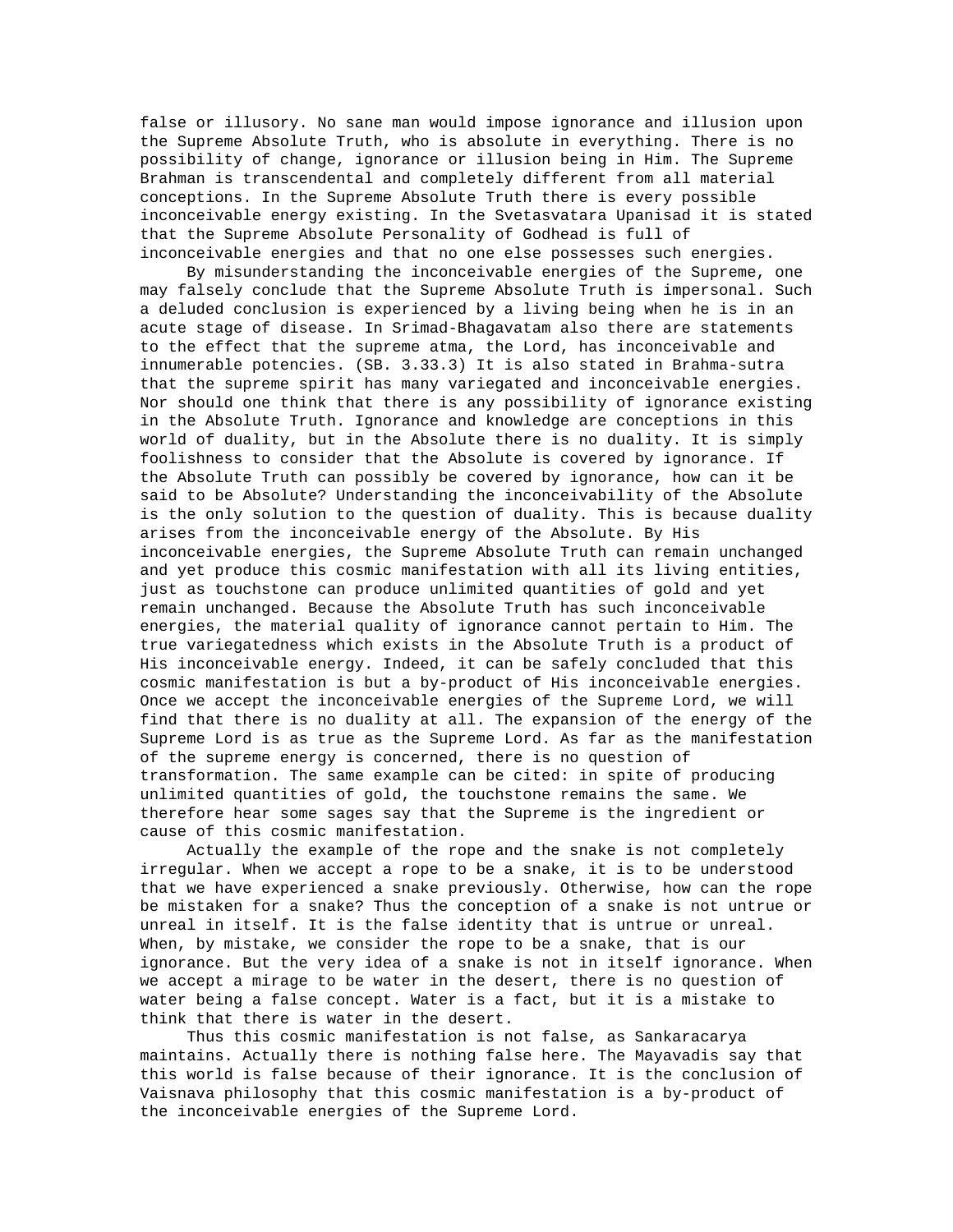false or illusory. No sane man would impose ignorance and illusion upon the Supreme Absolute Truth, who is absolute in everything. There is no possibility of change, ignorance or illusion being in Him. The Supreme Brahman is transcendental and completely different from all material conceptions. In the Supreme Absolute Truth there is every possible inconceivable energy existing. In the Svetasvatara Upanisad it is stated that the Supreme Absolute Personality of Godhead is full of inconceivable energies and that no one else possesses such energies.

By misunderstanding the inconceivable energies of the Supreme, one may falsely conclude that the Supreme Absolute Truth is impersonal. Such a deluded conclusion is experienced by a living being when he is in an acute stage of disease. In Srimad-Bhagavatam also there are statements to the effect that the supreme atma, the Lord, has inconceivable and innumerable potencies. (SB. 3.33.3) It is also stated in Brahma-sutra that the supreme spirit has many variegated and inconceivable energies. Nor should one think that there is any possibility of ignorance existing in the Absolute Truth. Ignorance and knowledge are conceptions in this world of duality, but in the Absolute there is no duality. It is simply foolishness to consider that the Absolute is covered by ignorance. If the Absolute Truth can possibly be covered by ignorance, how can it be said to be Absolute? Understanding the inconceivability of the Absolute is the only solution to the question of duality. This is because duality arises from the inconceivable energy of the Absolute. By His inconceivable energies, the Supreme Absolute Truth can remain unchanged and yet produce this cosmic manifestation with all its living entities, just as touchstone can produce unlimited quantities of gold and yet remain unchanged. Because the Absolute Truth has such inconceivable energies, the material quality of ignorance cannot pertain to Him. The true variegatedness which exists in the Absolute Truth is a product of His inconceivable energy. Indeed, it can be safely concluded that this cosmic manifestation is but a by-product of His inconceivable energies. Once we accept the inconceivable energies of the Supreme Lord, we will find that there is no duality at all. The expansion of the energy of the Supreme Lord is as true as the Supreme Lord. As far as the manifestation of the supreme energy is concerned, there is no question of transformation. The same example can be cited: in spite of producing unlimited quantities of gold, the touchstone remains the same. We therefore hear some sages say that the Supreme is the ingredient or cause of this cosmic manifestation.

Actually the example of the rope and the snake is not completely irregular. When we accept a rope to be a snake, it is to be understood that we have experienced a snake previously. Otherwise, how can the rope be mistaken for a snake? Thus the conception of a snake is not untrue or unreal in itself. It is the false identity that is untrue or unreal. When, by mistake, we consider the rope to be a snake, that is our ignorance. But the very idea of a snake is not in itself ignorance. When we accept a mirage to be water in the desert, there is no question of water being a false concept. Water is a fact, but it is a mistake to think that there is water in the desert.

Thus this cosmic manifestation is not false, as Sankaracarya maintains. Actually there is nothing false here. The Mayavadis say that this world is false because of their ignorance. It is the conclusion of Vaisnava philosophy that this cosmic manifestation is a by-product of the inconceivable energies of the Supreme Lord.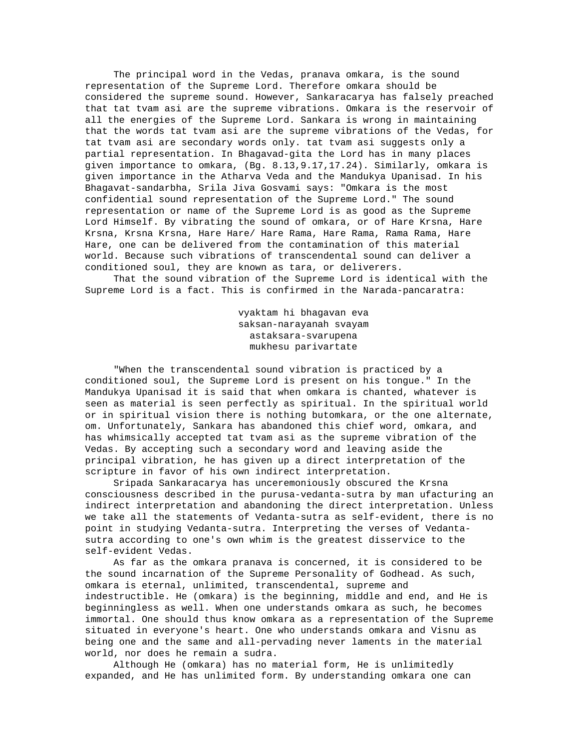The principal word in the Vedas, pranava omkara, is the sound representation of the Supreme Lord. Therefore omkara should be considered the supreme sound. However, Sankaracarya has falsely preached that tat tvam asi are the supreme vibrations. Omkara is the reservoir of all the energies of the Supreme Lord. Sankara is wrong in maintaining that the words tat tvam asi are the supreme vibrations of the Vedas, for tat tvam asi are secondary words only. tat tvam asi suggests only a partial representation. In Bhagavad-gita the Lord has in many places given importance to omkara, (Bg. 8.13,9.17,17.24). Similarly, omkara is given importance in the Atharva Veda and the Mandukya Upanisad. In his Bhagavat-sandarbha, Srila Jiva Gosvami says: "Omkara is the most confidential sound representation of the Supreme Lord." The sound representation or name of the Supreme Lord is as good as the Supreme Lord Himself. By vibrating the sound of omkara, or of Hare Krsna, Hare Krsna, Krsna Krsna, Hare Hare/ Hare Rama, Hare Rama, Rama Rama, Hare Hare, one can be delivered from the contamination of this material world. Because such vibrations of transcendental sound can deliver a conditioned soul, they are known as tara, or deliverers.

That the sound vibration of the Supreme Lord is identical with the Supreme Lord is a fact. This is confirmed in the Narada-pancaratra:

vyaktam hi bhagavan eva
saksan-narayanah svayam
astaksara-svarupena
mukhesu parivartate

"When the transcendental sound vibration is practiced by a conditioned soul, the Supreme Lord is present on his tongue." In the Mandukya Upanisad it is said that when omkara is chanted, whatever is seen as material is seen perfectly as spiritual. In the spiritual world or in spiritual vision there is nothing butomkara, or the one alternate, om. Unfortunately, Sankara has abandoned this chief word, omkara, and has whimsically accepted tat tvam asi as the supreme vibration of the Vedas. By accepting such a secondary word and leaving aside the principal vibration, he has given up a direct interpretation of the scripture in favor of his own indirect interpretation.

Sripada Sankaracarya has unceremoniously obscured the Krsna consciousness described in the purusa-vedanta-sutra by man ufacturing an indirect interpretation and abandoning the direct interpretation. Unless we take all the statements of Vedanta-sutra as self-evident, there is no point in studying Vedanta-sutra. Interpreting the verses of Vedanta-sutra according to one's own whim is the greatest disservice to the self-evident Vedas.

As far as the omkara pranava is concerned, it is considered to be the sound incarnation of the Supreme Personality of Godhead. As such, omkara is eternal, unlimited, transcendental, supreme and indestructible. He (omkara) is the beginning, middle and end, and He is beginningless as well. When one understands omkara as such, he becomes immortal. One should thus know omkara as a representation of the Supreme situated in everyone's heart. One who understands omkara and Visnu as being one and the same and all-pervading never laments in the material world, nor does he remain a sudra.

Although He (omkara) has no material form, He is unlimitedly expanded, and He has unlimited form. By understanding omkara one can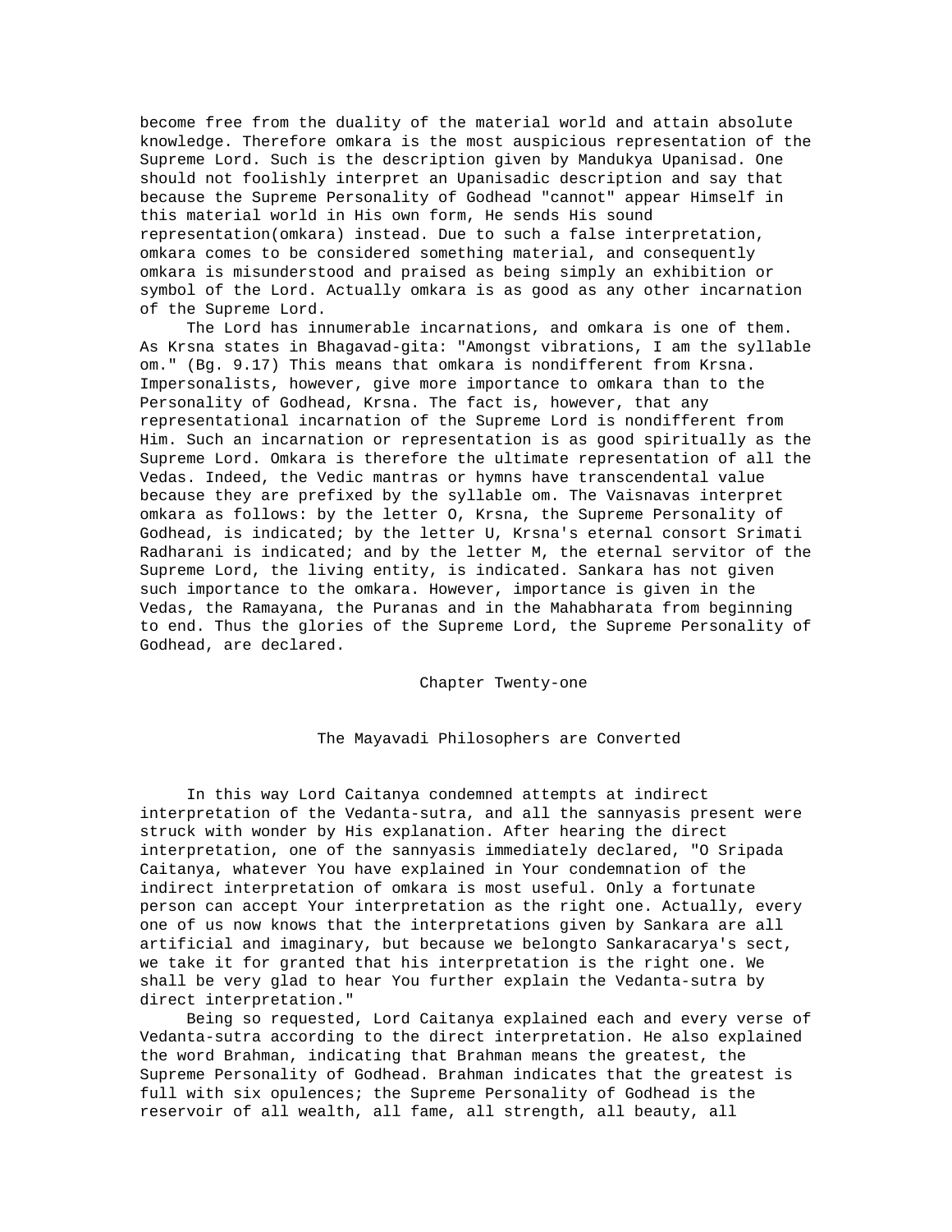become free from the duality of the material world and attain absolute knowledge. Therefore omkara is the most auspicious representation of the Supreme Lord. Such is the description given by Mandukya Upanisad. One should not foolishly interpret an Upanisadic description and say that because the Supreme Personality of Godhead "cannot" appear Himself in this material world in His own form, He sends His sound representation(omkara) instead. Due to such a false interpretation, omkara comes to be considered something material, and consequently omkara is misunderstood and praised as being simply an exhibition or symbol of the Lord. Actually omkara is as good as any other incarnation of the Supreme Lord.

The Lord has innumerable incarnations, and omkara is one of them. As Krsna states in Bhagavad-gita: "Amongst vibrations, I am the syllable om." (Bg. 9.17) This means that omkara is nondifferent from Krsna. Impersonalists, however, give more importance to omkara than to the Personality of Godhead, Krsna. The fact is, however, that any representational incarnation of the Supreme Lord is nondifferent from Him. Such an incarnation or representation is as good spiritually as the Supreme Lord. Omkara is therefore the ultimate representation of all the Vedas. Indeed, the Vedic mantras or hymns have transcendental value because they are prefixed by the syllable om. The Vaisnavas interpret omkara as follows: by the letter O, Krsna, the Supreme Personality of Godhead, is indicated; by the letter U, Krsna's eternal consort Srimati Radharani is indicated; and by the letter M, the eternal servitor of the Supreme Lord, the living entity, is indicated. Sankara has not given such importance to the omkara. However, importance is given in the Vedas, the Ramayana, the Puranas and in the Mahabharata from beginning to end. Thus the glories of the Supreme Lord, the Supreme Personality of Godhead, are declared.

# Chapter Twenty-one

## The Mayavadi Philosophers are Converted

In this way Lord Caitanya condemned attempts at indirect interpretation of the Vedanta-sutra, and all the sannyasis present were struck with wonder by His explanation. After hearing the direct interpretation, one of the sannyasis immediately declared, "O Sripada Caitanya, whatever You have explained in Your condemnation of the indirect interpretation of omkara is most useful. Only a fortunate person can accept Your interpretation as the right one. Actually, every one of us now knows that the interpretations given by Sankara are all artificial and imaginary, but because we belongto Sankaracarya's sect, we take it for granted that his interpretation is the right one. We shall be very glad to hear You further explain the Vedanta-sutra by direct interpretation."

Being so requested, Lord Caitanya explained each and every verse of Vedanta-sutra according to the direct interpretation. He also explained the word Brahman, indicating that Brahman means the greatest, the Supreme Personality of Godhead. Brahman indicates that the greatest is full with six opulences; the Supreme Personality of Godhead is the reservoir of all wealth, all fame, all strength, all beauty, all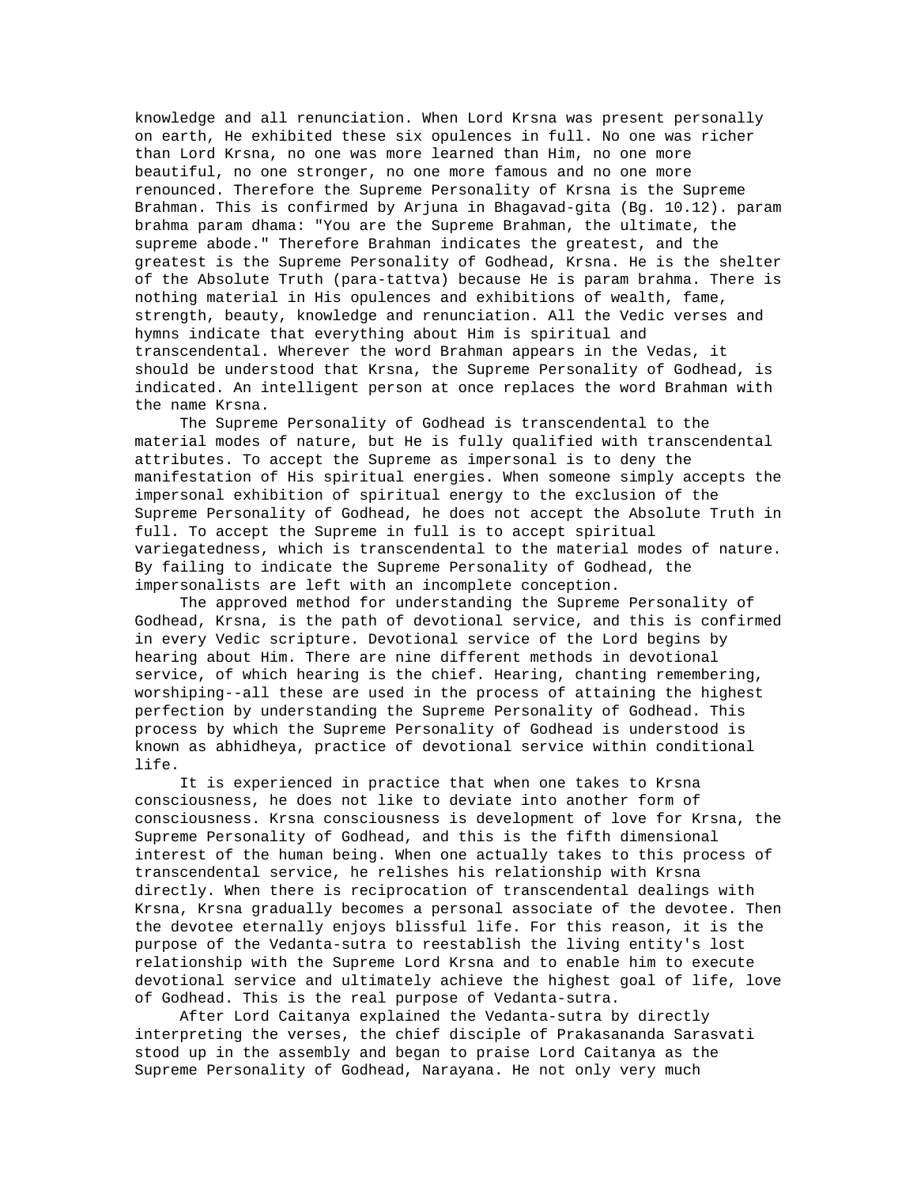knowledge and all renunciation. When Lord Krsna was present personally on earth, He exhibited these six opulences in full. No one was richer than Lord Krsna, no one was more learned than Him, no one more beautiful, no one stronger, no one more famous and no one more renounced. Therefore the Supreme Personality of Krsna is the Supreme Brahman. This is confirmed by Arjuna in Bhagavad-gita (Bg. 10.12). param brahma param dhama: "You are the Supreme Brahman, the ultimate, the supreme abode." Therefore Brahman indicates the greatest, and the greatest is the Supreme Personality of Godhead, Krsna. He is the shelter of the Absolute Truth (para-tattva) because He is param brahma. There is nothing material in His opulences and exhibitions of wealth, fame, strength, beauty, knowledge and renunciation. All the Vedic verses and hymns indicate that everything about Him is spiritual and transcendental. Wherever the word Brahman appears in the Vedas, it should be understood that Krsna, the Supreme Personality of Godhead, is indicated. An intelligent person at once replaces the word Brahman with the name Krsna.

The Supreme Personality of Godhead is transcendental to the material modes of nature, but He is fully qualified with transcendental attributes. To accept the Supreme as impersonal is to deny the manifestation of His spiritual energies. When someone simply accepts the impersonal exhibition of spiritual energy to the exclusion of the Supreme Personality of Godhead, he does not accept the Absolute Truth in full. To accept the Supreme in full is to accept spiritual variegatedness, which is transcendental to the material modes of nature. By failing to indicate the Supreme Personality of Godhead, the impersonalists are left with an incomplete conception.

The approved method for understanding the Supreme Personality of Godhead, Krsna, is the path of devotional service, and this is confirmed in every Vedic scripture. Devotional service of the Lord begins by hearing about Him. There are nine different methods in devotional service, of which hearing is the chief. Hearing, chanting remembering, worshiping--all these are used in the process of attaining the highest perfection by understanding the Supreme Personality of Godhead. This process by which the Supreme Personality of Godhead is understood is known as abhidheya, practice of devotional service within conditional life.

It is experienced in practice that when one takes to Krsna consciousness, he does not like to deviate into another form of consciousness. Krsna consciousness is development of love for Krsna, the Supreme Personality of Godhead, and this is the fifth dimensional interest of the human being. When one actually takes to this process of transcendental service, he relishes his relationship with Krsna directly. When there is reciprocation of transcendental dealings with Krsna, Krsna gradually becomes a personal associate of the devotee. Then the devotee eternally enjoys blissful life. For this reason, it is the purpose of the Vedanta-sutra to reestablish the living entity's lost relationship with the Supreme Lord Krsna and to enable him to execute devotional service and ultimately achieve the highest goal of life, love of Godhead. This is the real purpose of Vedanta-sutra.

After Lord Caitanya explained the Vedanta-sutra by directly interpreting the verses, the chief disciple of Prakasananda Sarasvati stood up in the assembly and began to praise Lord Caitanya as the Supreme Personality of Godhead, Narayana. He not only very much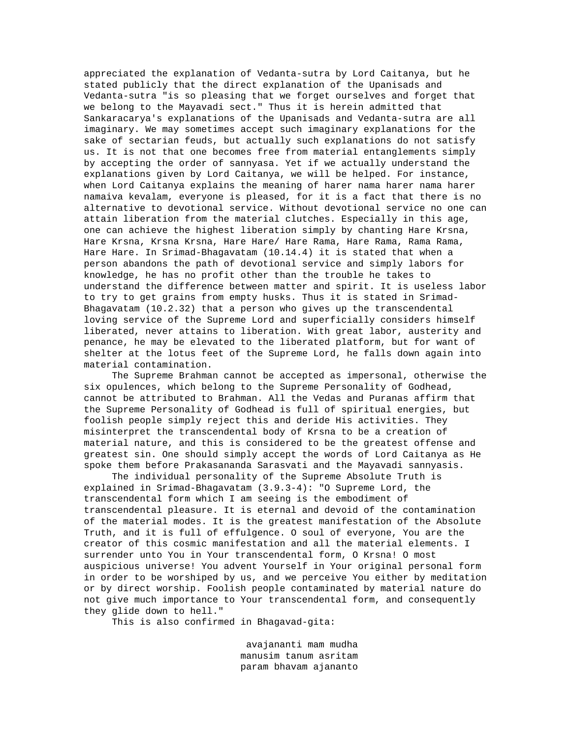appreciated the explanation of Vedanta-sutra by Lord Caitanya, but he stated publicly that the direct explanation of the Upanisads and Vedanta-sutra "is so pleasing that we forget ourselves and forget that we belong to the Mayavadi sect." Thus it is herein admitted that Sankaracarya's explanations of the Upanisads and Vedanta-sutra are all imaginary. We may sometimes accept such imaginary explanations for the sake of sectarian feuds, but actually such explanations do not satisfy us. It is not that one becomes free from material entanglements simply by accepting the order of sannyasa. Yet if we actually understand the explanations given by Lord Caitanya, we will be helped. For instance, when Lord Caitanya explains the meaning of harer nama harer nama harer namaiva kevalam, everyone is pleased, for it is a fact that there is no alternative to devotional service. Without devotional service no one can attain liberation from the material clutches. Especially in this age, one can achieve the highest liberation simply by chanting Hare Krsna, Hare Krsna, Krsna Krsna, Hare Hare/ Hare Rama, Hare Rama, Rama Rama, Hare Hare. In Srimad-Bhagavatam (10.14.4) it is stated that when a person abandons the path of devotional service and simply labors for knowledge, he has no profit other than the trouble he takes to understand the difference between matter and spirit. It is useless labor to try to get grains from empty husks. Thus it is stated in Srimad-Bhagavatam (10.2.32) that a person who gives up the transcendental loving service of the Supreme Lord and superficially considers himself liberated, never attains to liberation. With great labor, austerity and penance, he may be elevated to the liberated platform, but for want of shelter at the lotus feet of the Supreme Lord, he falls down again into material contamination.

The Supreme Brahman cannot be accepted as impersonal, otherwise the six opulences, which belong to the Supreme Personality of Godhead, cannot be attributed to Brahman. All the Vedas and Puranas affirm that the Supreme Personality of Godhead is full of spiritual energies, but foolish people simply reject this and deride His activities. They misinterpret the transcendental body of Krsna to be a creation of material nature, and this is considered to be the greatest offense and greatest sin. One should simply accept the words of Lord Caitanya as He spoke them before Prakasananda Sarasvati and the Mayavadi sannyasis.

The individual personality of the Supreme Absolute Truth is explained in Srimad-Bhagavatam (3.9.3-4): "O Supreme Lord, the transcendental form which I am seeing is the embodiment of transcendental pleasure. It is eternal and devoid of the contamination of the material modes. It is the greatest manifestation of the Absolute Truth, and it is full of effulgence. O soul of everyone, You are the creator of this cosmic manifestation and all the material elements. I surrender unto You in Your transcendental form, O Krsna! O most auspicious universe! You advent Yourself in Your original personal form in order to be worshiped by us, and we perceive You either by meditation or by direct worship. Foolish people contaminated by material nature do not give much importance to Your transcendental form, and consequently they glide down to hell."

This is also confirmed in Bhagavad-gita:

avajananti mam mudha
manusim tanum asritam
param bhavam ajananto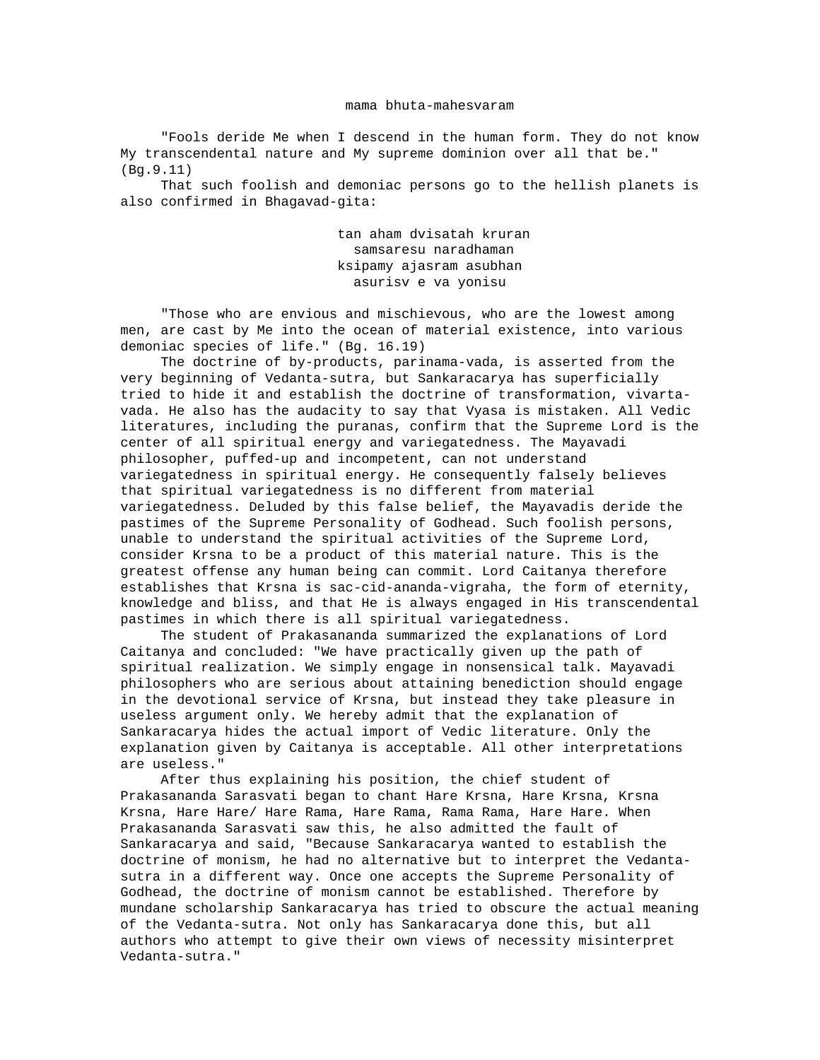mama bhuta-mahesvaram

"Fools deride Me when I descend in the human form. They do not know My transcendental nature and My supreme dominion over all that be." (Bg.9.11)

That such foolish and demoniac persons go to the hellish planets is also confirmed in Bhagavad-gita:

tan aham dvisatah kruran
samsaresu naradhaman
ksipamy ajasram asubhan
asurisv e va yonisu

"Those who are envious and mischievous, who are the lowest among men, are cast by Me into the ocean of material existence, into various demoniac species of life." (Bg. 16.19)

The doctrine of by-products, parinama-vada, is asserted from the very beginning of Vedanta-sutra, but Sankaracarya has superficially tried to hide it and establish the doctrine of transformation, vivarta-vada. He also has the audacity to say that Vyasa is mistaken. All Vedic literatures, including the puranas, confirm that the Supreme Lord is the center of all spiritual energy and variegatedness. The Mayavadi philosopher, puffed-up and incompetent, can not understand variegatedness in spiritual energy. He consequently falsely believes that spiritual variegatedness is no different from material variegatedness. Deluded by this false belief, the Mayavadis deride the pastimes of the Supreme Personality of Godhead. Such foolish persons, unable to understand the spiritual activities of the Supreme Lord, consider Krsna to be a product of this material nature. This is the greatest offense any human being can commit. Lord Caitanya therefore establishes that Krsna is sac-cid-ananda-vigraha, the form of eternity, knowledge and bliss, and that He is always engaged in His transcendental pastimes in which there is all spiritual variegatedness.

The student of Prakasananda summarized the explanations of Lord Caitanya and concluded: "We have practically given up the path of spiritual realization. We simply engage in nonsensical talk. Mayavadi philosophers who are serious about attaining benediction should engage in the devotional service of Krsna, but instead they take pleasure in useless argument only. We hereby admit that the explanation of Sankaracarya hides the actual import of Vedic literature. Only the explanation given by Caitanya is acceptable. All other interpretations are useless."

After thus explaining his position, the chief student of Prakasananda Sarasvati began to chant Hare Krsna, Hare Krsna, Krsna Krsna, Hare Hare/ Hare Rama, Hare Rama, Rama Rama, Hare Hare. When Prakasananda Sarasvati saw this, he also admitted the fault of Sankaracarya and said, "Because Sankaracarya wanted to establish the doctrine of monism, he had no alternative but to interpret the Vedanta-sutra in a different way. Once one accepts the Supreme Personality of Godhead, the doctrine of monism cannot be established. Therefore by mundane scholarship Sankaracarya has tried to obscure the actual meaning of the Vedanta-sutra. Not only has Sankaracarya done this, but all authors who attempt to give their own views of necessity misinterpret Vedanta-sutra."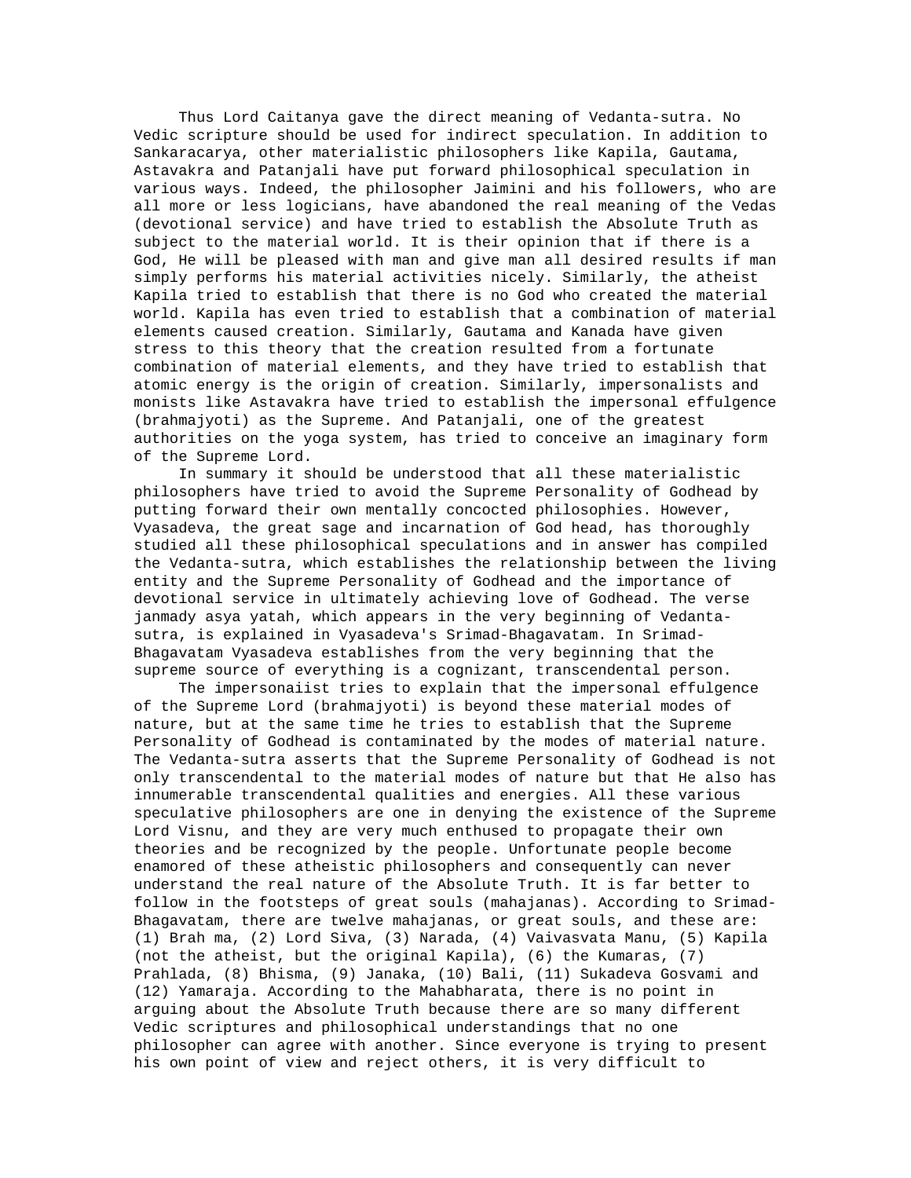Thus Lord Caitanya gave the direct meaning of Vedanta-sutra. No Vedic scripture should be used for indirect speculation. In addition to Sankaracarya, other materialistic philosophers like Kapila, Gautama, Astavakra and Patanjali have put forward philosophical speculation in various ways. Indeed, the philosopher Jaimini and his followers, who are all more or less logicians, have abandoned the real meaning of the Vedas (devotional service) and have tried to establish the Absolute Truth as subject to the material world. It is their opinion that if there is a God, He will be pleased with man and give man all desired results if man simply performs his material activities nicely. Similarly, the atheist Kapila tried to establish that there is no God who created the material world. Kapila has even tried to establish that a combination of material elements caused creation. Similarly, Gautama and Kanada have given stress to this theory that the creation resulted from a fortunate combination of material elements, and they have tried to establish that atomic energy is the origin of creation. Similarly, impersonalists and monists like Astavakra have tried to establish the impersonal effulgence (brahmajyoti) as the Supreme. And Patanjali, one of the greatest authorities on the yoga system, has tried to conceive an imaginary form of the Supreme Lord.

In summary it should be understood that all these materialistic philosophers have tried to avoid the Supreme Personality of Godhead by putting forward their own mentally concocted philosophies. However, Vyasadeva, the great sage and incarnation of God head, has thoroughly studied all these philosophical speculations and in answer has compiled the Vedanta-sutra, which establishes the relationship between the living entity and the Supreme Personality of Godhead and the importance of devotional service in ultimately achieving love of Godhead. The verse janmady asya yatah, which appears in the very beginning of Vedanta-sutra, is explained in Vyasadeva's Srimad-Bhagavatam. In Srimad-Bhagavatam Vyasadeva establishes from the very beginning that the supreme source of everything is a cognizant, transcendental person.

The impersonaiist tries to explain that the impersonal effulgence of the Supreme Lord (brahmajyoti) is beyond these material modes of nature, but at the same time he tries to establish that the Supreme Personality of Godhead is contaminated by the modes of material nature. The Vedanta-sutra asserts that the Supreme Personality of Godhead is not only transcendental to the material modes of nature but that He also has innumerable transcendental qualities and energies. All these various speculative philosophers are one in denying the existence of the Supreme Lord Visnu, and they are very much enthused to propagate their own theories and be recognized by the people. Unfortunate people become enamored of these atheistic philosophers and consequently can never understand the real nature of the Absolute Truth. It is far better to follow in the footsteps of great souls (mahajanas). According to Srimad-Bhagavatam, there are twelve mahajanas, or great souls, and these are: (1) Brah ma, (2) Lord Siva, (3) Narada, (4) Vaivasvata Manu, (5) Kapila (not the atheist, but the original Kapila), (6) the Kumaras, (7) Prahlada, (8) Bhisma, (9) Janaka, (10) Bali, (11) Sukadeva Gosvami and (12) Yamaraja. According to the Mahabharata, there is no point in arguing about the Absolute Truth because there are so many different Vedic scriptures and philosophical understandings that no one philosopher can agree with another. Since everyone is trying to present his own point of view and reject others, it is very difficult to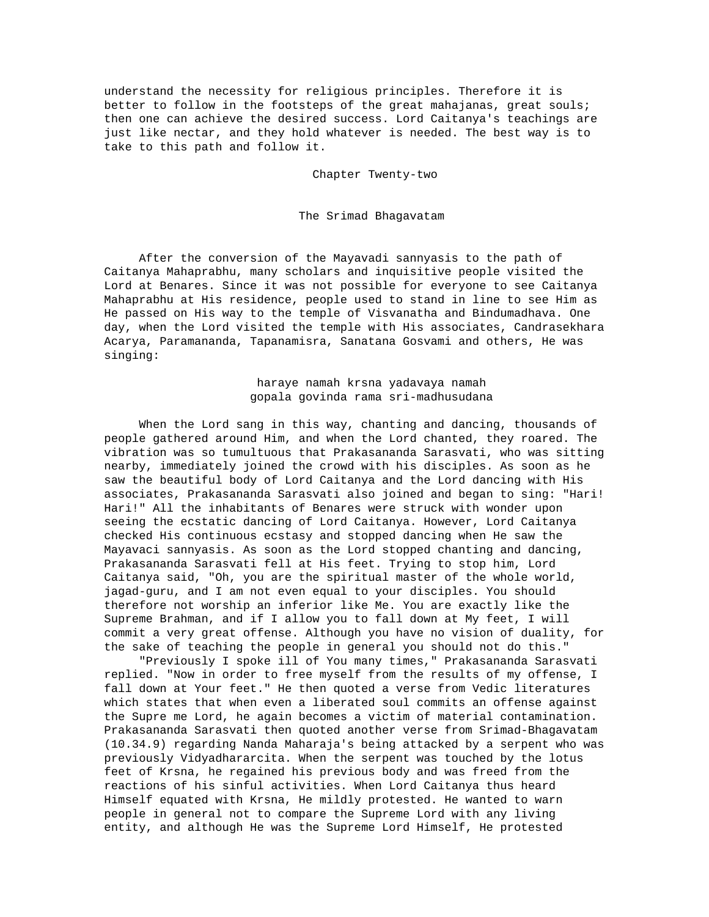understand the necessity for religious principles. Therefore it is better to follow in the footsteps of the great mahajanas, great souls; then one can achieve the desired success. Lord Caitanya's teachings are just like nectar, and they hold whatever is needed. The best way is to take to this path and follow it.

## Chapter Twenty-two

## The Srimad Bhagavatam

After the conversion of the Mayavadi sannyasis to the path of Caitanya Mahaprabhu, many scholars and inquisitive people visited the Lord at Benares. Since it was not possible for everyone to see Caitanya Mahaprabhu at His residence, people used to stand in line to see Him as He passed on His way to the temple of Visvanatha and Bindumadhava. One day, when the Lord visited the temple with His associates, Candrasekhara Acarya, Paramananda, Tapanamisra, Sanatana Gosvami and others, He was singing:

> haraye namah krsna yadavaya namah
> gopala govinda rama sri-madhusudana

When the Lord sang in this way, chanting and dancing, thousands of people gathered around Him, and when the Lord chanted, they roared. The vibration was so tumultuous that Prakasananda Sarasvati, who was sitting nearby, immediately joined the crowd with his disciples. As soon as he saw the beautiful body of Lord Caitanya and the Lord dancing with His associates, Prakasananda Sarasvati also joined and began to sing: "Hari! Hari!" All the inhabitants of Benares were struck with wonder upon seeing the ecstatic dancing of Lord Caitanya. However, Lord Caitanya checked His continuous ecstasy and stopped dancing when He saw the Mayavaci sannyasis. As soon as the Lord stopped chanting and dancing, Prakasananda Sarasvati fell at His feet. Trying to stop him, Lord Caitanya said, "Oh, you are the spiritual master of the whole world, jagad-guru, and I am not even equal to your disciples. You should therefore not worship an inferior like Me. You are exactly like the Supreme Brahman, and if I allow you to fall down at My feet, I will commit a very great offense. Although you have no vision of duality, for the sake of teaching the people in general you should not do this."

"Previously I spoke ill of You many times," Prakasananda Sarasvati replied. "Now in order to free myself from the results of my offense, I fall down at Your feet." He then quoted a verse from Vedic literatures which states that when even a liberated soul commits an offense against the Supre me Lord, he again becomes a victim of material contamination. Prakasananda Sarasvati then quoted another verse from Srimad-Bhagavatam (10.34.9) regarding Nanda Maharaja's being attacked by a serpent who was previously Vidyadhorarcita. When the serpent was touched by the lotus feet of Krsna, he regained his previous body and was freed from the reactions of his sinful activities. When Lord Caitanya thus heard Himself equated with Krsna, He mildly protested. He wanted to warn people in general not to compare the Supreme Lord with any living entity, and although He was the Supreme Lord Himself, He protested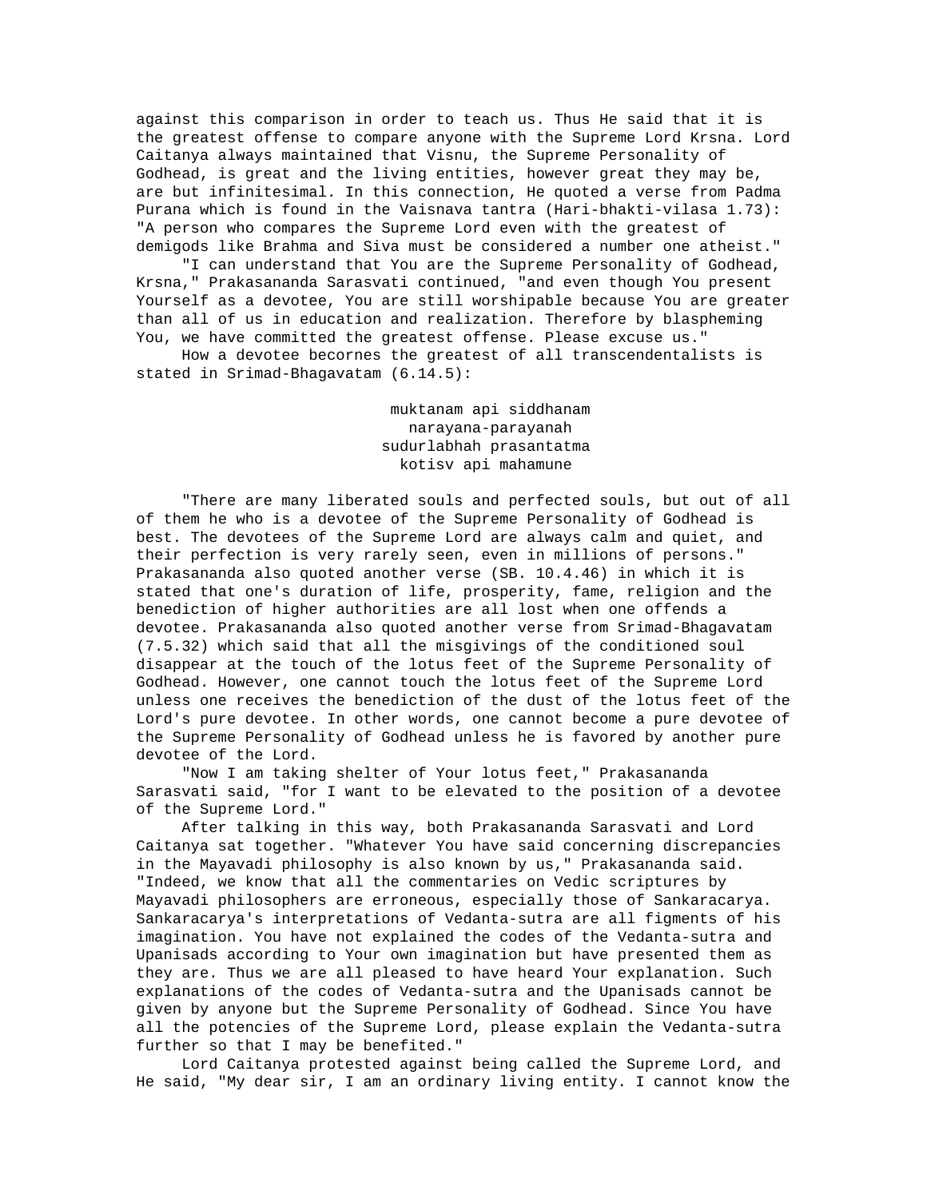against this comparison in order to teach us. Thus He said that it is the greatest offense to compare anyone with the Supreme Lord Krsna. Lord Caitanya always maintained that Visnu, the Supreme Personality of Godhead, is great and the living entities, however great they may be, are but infinitesimal. In this connection, He quoted a verse from Padma Purana which is found in the Vaisnava tantra (Hari-bhakti-vilasa 1.73): "A person who compares the Supreme Lord even with the greatest of demigods like Brahma and Siva must be considered a number one atheist."

"I can understand that You are the Supreme Personality of Godhead, Krsna," Prakasananda Sarasvati continued, "and even though You present Yourself as a devotee, You are still worshipable because You are greater than all of us in education and realization. Therefore by blaspheming You, we have committed the greatest offense. Please excuse us."

How a devotee becornes the greatest of all transcendentalists is stated in Srimad-Bhagavatam (6.14.5):

> muktanam api siddhanam
> narayana-parayanah
> sudurlabhah prasantatma
> kotisv api mahamune

"There are many liberated souls and perfected souls, but out of all of them he who is a devotee of the Supreme Personality of Godhead is best. The devotees of the Supreme Lord are always calm and quiet, and their perfection is very rarely seen, even in millions of persons." Prakasananda also quoted another verse (SB. 10.4.46) in which it is stated that one's duration of life, prosperity, fame, religion and the benediction of higher authorities are all lost when one offends a devotee. Prakasananda also quoted another verse from Srimad-Bhagavatam (7.5.32) which said that all the misgivings of the conditioned soul disappear at the touch of the lotus feet of the Supreme Personality of Godhead. However, one cannot touch the lotus feet of the Supreme Lord unless one receives the benediction of the dust of the lotus feet of the Lord's pure devotee. In other words, one cannot become a pure devotee of the Supreme Personality of Godhead unless he is favored by another pure devotee of the Lord.

"Now I am taking shelter of Your lotus feet," Prakasananda Sarasvati said, "for I want to be elevated to the position of a devotee of the Supreme Lord."

After talking in this way, both Prakasananda Sarasvati and Lord Caitanya sat together. "Whatever You have said concerning discrepancies in the Mayavadi philosophy is also known by us," Prakasananda said. "Indeed, we know that all the commentaries on Vedic scriptures by Mayavadi philosophers are erroneous, especially those of Sankaracarya. Sankaracarya's interpretations of Vedanta-sutra are all figments of his imagination. You have not explained the codes of the Vedanta-sutra and Upanisads according to Your own imagination but have presented them as they are. Thus we are all pleased to have heard Your explanation. Such explanations of the codes of Vedanta-sutra and the Upanisads cannot be given by anyone but the Supreme Personality of Godhead. Since You have all the potencies of the Supreme Lord, please explain the Vedanta-sutra further so that I may be benefited."

Lord Caitanya protested against being called the Supreme Lord, and He said, "My dear sir, I am an ordinary living entity. I cannot know the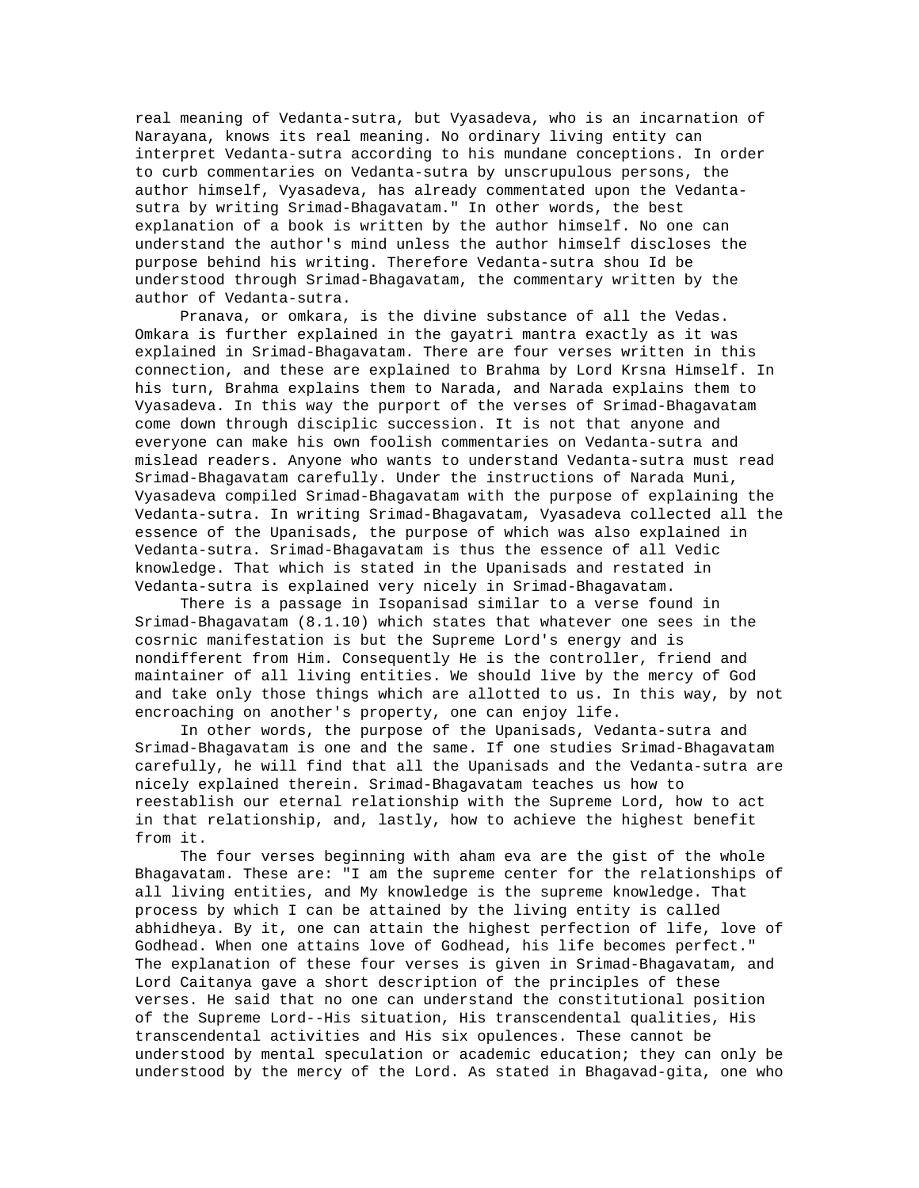real meaning of Vedanta-sutra, but Vyasadeva, who is an incarnation of Narayana, knows its real meaning. No ordinary living entity can interpret Vedanta-sutra according to his mundane conceptions. In order to curb commentaries on Vedanta-sutra by unscrupulous persons, the author himself, Vyasadeva, has already commentated upon the Vedanta-sutra by writing Srimad-Bhagavatam." In other words, the best explanation of a book is written by the author himself. No one can understand the author's mind unless the author himself discloses the purpose behind his writing. Therefore Vedanta-sutra shou Id be understood through Srimad-Bhagavatam, the commentary written by the author of Vedanta-sutra.

Pranava, or omkara, is the divine substance of all the Vedas. Omkara is further explained in the gayatri mantra exactly as it was explained in Srimad-Bhagavatam. There are four verses written in this connection, and these are explained to Brahma by Lord Krsna Himself. In his turn, Brahma explains them to Narada, and Narada explains them to Vyasadeva. In this way the purport of the verses of Srimad-Bhagavatam come down through disciplic succession. It is not that anyone and everyone can make his own foolish commentaries on Vedanta-sutra and mislead readers. Anyone who wants to understand Vedanta-sutra must read Srimad-Bhagavatam carefully. Under the instructions of Narada Muni, Vyasadeva compiled Srimad-Bhagavatam with the purpose of explaining the Vedanta-sutra. In writing Srimad-Bhagavatam, Vyasadeva collected all the essence of the Upanisads, the purpose of which was also explained in Vedanta-sutra. Srimad-Bhagavatam is thus the essence of all Vedic knowledge. That which is stated in the Upanisads and restated in Vedanta-sutra is explained very nicely in Srimad-Bhagavatam.

There is a passage in Isopanisad similar to a verse found in Srimad-Bhagavatam (8.1.10) which states that whatever one sees in the cosrnic manifestation is but the Supreme Lord's energy and is nondifferent from Him. Consequently He is the controller, friend and maintainer of all living entities. We should live by the mercy of God and take only those things which are allotted to us. In this way, by not encroaching on another's property, one can enjoy life.

In other words, the purpose of the Upanisads, Vedanta-sutra and Srimad-Bhagavatam is one and the same. If one studies Srimad-Bhagavatam carefully, he will find that all the Upanisads and the Vedanta-sutra are nicely explained therein. Srimad-Bhagavatam teaches us how to reestablish our eternal relationship with the Supreme Lord, how to act in that relationship, and, lastly, how to achieve the highest benefit from it.

The four verses beginning with aham eva are the gist of the whole Bhagavatam. These are: "I am the supreme center for the relationships of all living entities, and My knowledge is the supreme knowledge. That process by which I can be attained by the living entity is called abhidheya. By it, one can attain the highest perfection of life, love of Godhead. When one attains love of Godhead, his life becomes perfect." The explanation of these four verses is given in Srimad-Bhagavatam, and Lord Caitanya gave a short description of the principles of these verses. He said that no one can understand the constitutional position of the Supreme Lord--His situation, His transcendental qualities, His transcendental activities and His six opulences. These cannot be understood by mental speculation or academic education; they can only be understood by the mercy of the Lord. As stated in Bhagavad-gita, one who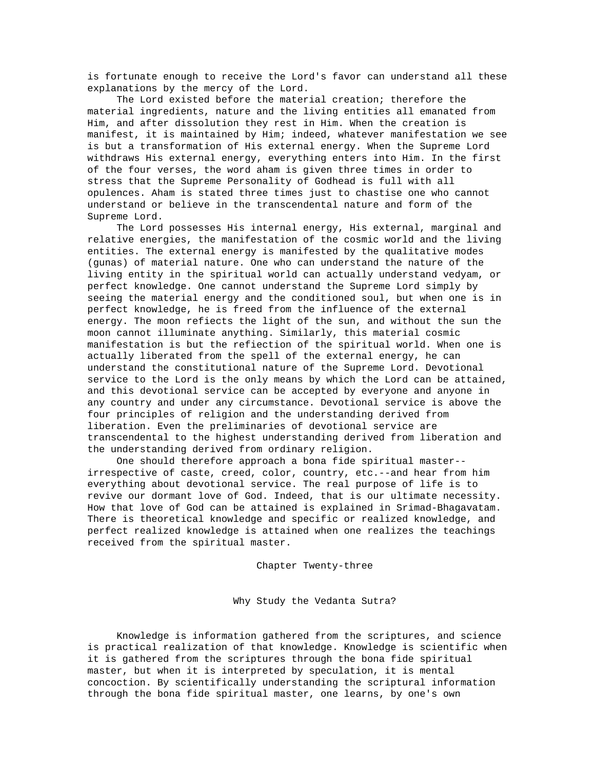is fortunate enough to receive the Lord's favor can understand all these explanations by the mercy of the Lord.

The Lord existed before the material creation; therefore the material ingredients, nature and the living entities all emanated from Him, and after dissolution they rest in Him. When the creation is manifest, it is maintained by Him; indeed, whatever manifestation we see is but a transformation of His external energy. When the Supreme Lord withdraws His external energy, everything enters into Him. In the first of the four verses, the word aham is given three times in order to stress that the Supreme Personality of Godhead is full with all opulences. Aham is stated three times just to chastise one who cannot understand or believe in the transcendental nature and form of the Supreme Lord.

The Lord possesses His internal energy, His external, marginal and relative energies, the manifestation of the cosmic world and the living entities. The external energy is manifested by the qualitative modes (gunas) of material nature. One who can understand the nature of the living entity in the spiritual world can actually understand vedyam, or perfect knowledge. One cannot understand the Supreme Lord simply by seeing the material energy and the conditioned soul, but when one is in perfect knowledge, he is freed from the influence of the external energy. The moon reflects the light of the sun, and without the sun the moon cannot illuminate anything. Similarly, this material cosmic manifestation is but the reflection of the spiritual world. When one is actually liberated from the spell of the external energy, he can understand the constitutional nature of the Supreme Lord. Devotional service to the Lord is the only means by which the Lord can be attained, and this devotional service can be accepted by everyone and anyone in any country and under any circumstance. Devotional service is above the four principles of religion and the understanding derived from liberation. Even the preliminaries of devotional service are transcendental to the highest understanding derived from liberation and the understanding derived from ordinary religion.

One should therefore approach a bona fide spiritual master--irrespective of caste, creed, color, country, etc.--and hear from him everything about devotional service. The real purpose of life is to revive our dormant love of God. Indeed, that is our ultimate necessity. How that love of God can be attained is explained in Srimad-Bhagavatam. There is theoretical knowledge and specific or realized knowledge, and perfect realized knowledge is attained when one realizes the teachings received from the spiritual master.

# Chapter Twenty-three

## Why Study the Vedanta Sutra?

Knowledge is information gathered from the scriptures, and science is practical realization of that knowledge. Knowledge is scientific when it is gathered from the scriptures through the bona fide spiritual master, but when it is interpreted by speculation, it is mental concoction. By scientifically understanding the scriptural information through the bona fide spiritual master, one learns, by one's own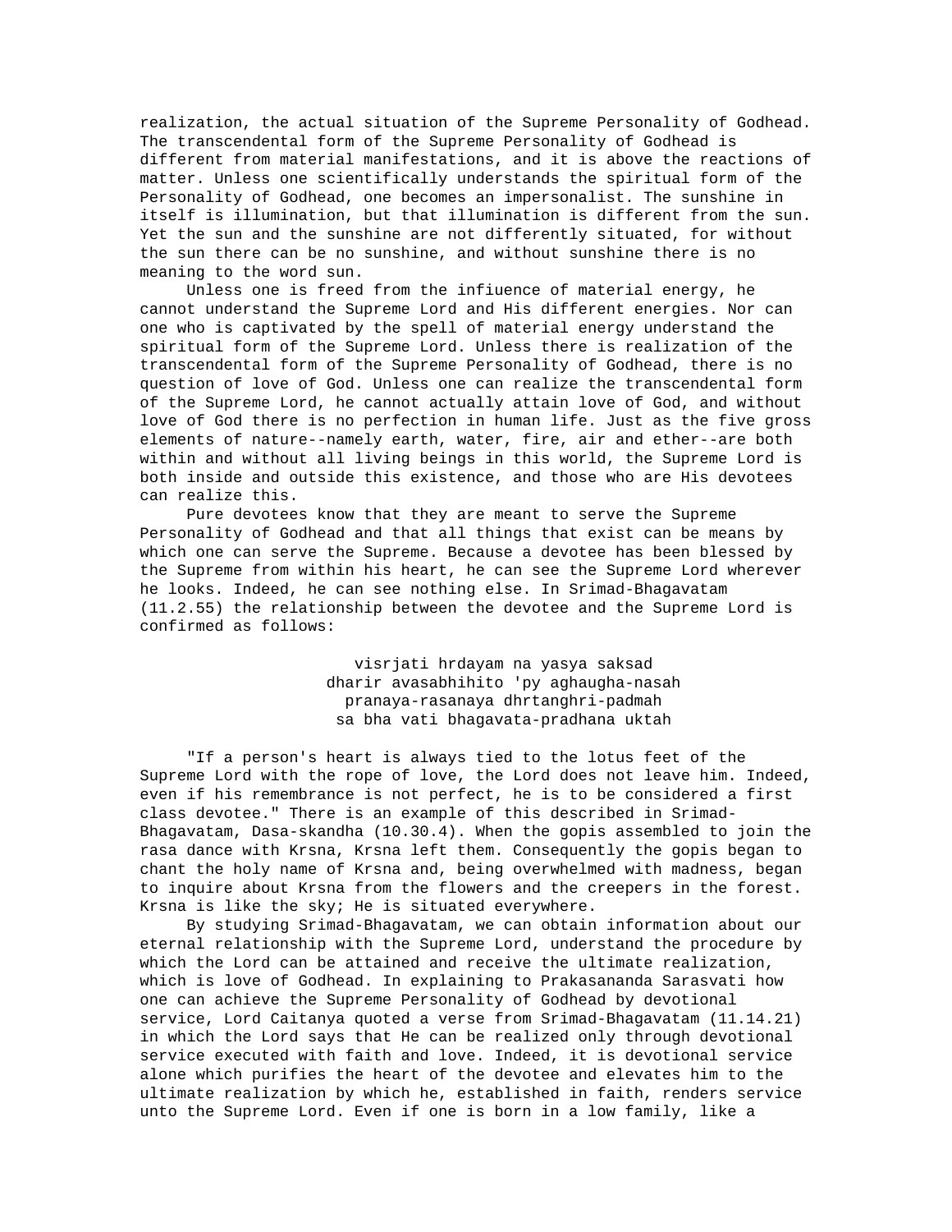realization, the actual situation of the Supreme Personality of Godhead. The transcendental form of the Supreme Personality of Godhead is different from material manifestations, and it is above the reactions of matter. Unless one scientifically understands the spiritual form of the Personality of Godhead, one becomes an impersonalist. The sunshine in itself is illumination, but that illumination is different from the sun. Yet the sun and the sunshine are not differently situated, for without the sun there can be no sunshine, and without sunshine there is no meaning to the word sun.

Unless one is freed from the infiuence of material energy, he cannot understand the Supreme Lord and His different energies. Nor can one who is captivated by the spell of material energy understand the spiritual form of the Supreme Lord. Unless there is realization of the transcendental form of the Supreme Personality of Godhead, there is no question of love of God. Unless one can realize the transcendental form of the Supreme Lord, he cannot actually attain love of God, and without love of God there is no perfection in human life. Just as the five gross elements of nature--namely earth, water, fire, air and ether--are both within and without all living beings in this world, the Supreme Lord is both inside and outside this existence, and those who are His devotees can realize this.

Pure devotees know that they are meant to serve the Supreme Personality of Godhead and that all things that exist can be means by which one can serve the Supreme. Because a devotee has been blessed by the Supreme from within his heart, he can see the Supreme Lord wherever he looks. Indeed, he can see nothing else. In Srimad-Bhagavatam (11.2.55) the relationship between the devotee and the Supreme Lord is confirmed as follows:

visrjati hrdayam na yasya saksad
dharir avasabhihito 'py aghaugha-nasah
pranaya-rasanaya dhrtanghri-padmah
sa bha vati bhagavata-pradhana uktah

"If a person's heart is always tied to the lotus feet of the Supreme Lord with the rope of love, the Lord does not leave him. Indeed, even if his remembrance is not perfect, he is to be considered a first class devotee." There is an example of this described in Srimad-Bhagavatam, Dasa-skandha (10.30.4). When the gopis assembled to join the rasa dance with Krsna, Krsna left them. Consequently the gopis began to chant the holy name of Krsna and, being overwhelmed with madness, began to inquire about Krsna from the flowers and the creepers in the forest. Krsna is like the sky; He is situated everywhere.

By studying Srimad-Bhagavatam, we can obtain information about our eternal relationship with the Supreme Lord, understand the procedure by which the Lord can be attained and receive the ultimate realization, which is love of Godhead. In explaining to Prakasananda Sarasvati how one can achieve the Supreme Personality of Godhead by devotional service, Lord Caitanya quoted a verse from Srimad-Bhagavatam (11.14.21) in which the Lord says that He can be realized only through devotional service executed with faith and love. Indeed, it is devotional service alone which purifies the heart of the devotee and elevates him to the ultimate realization by which he, established in faith, renders service unto the Supreme Lord. Even if one is born in a low family, like a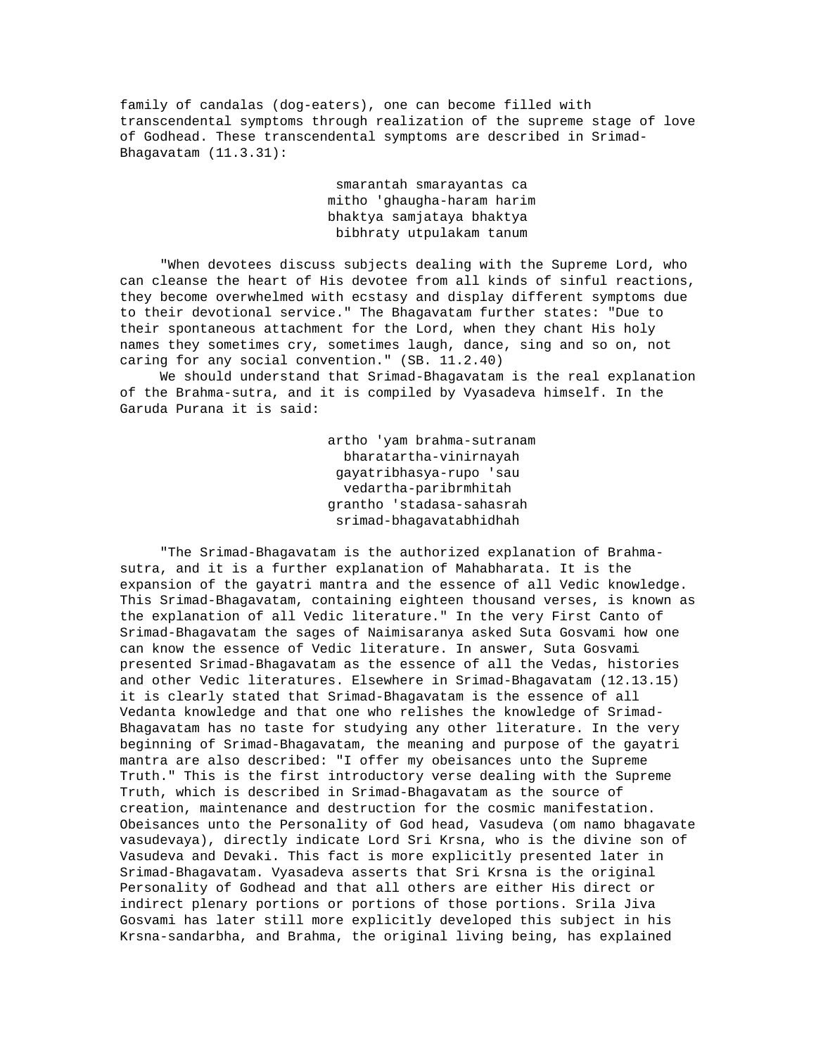family of candalas (dog-eaters), one can become filled with transcendental symptoms through realization of the supreme stage of love of Godhead. These transcendental symptoms are described in Srimad-Bhagavatam (11.3.31):

> smarantah smarayantas ca
> mitho 'ghaugha-haram harim
> bhaktya samjataya bhaktya
> bibhraty utpulakam tanum

"When devotees discuss subjects dealing with the Supreme Lord, who can cleanse the heart of His devotee from all kinds of sinful reactions, they become overwhelmed with ecstasy and display different symptoms due to their devotional service." The Bhagavatam further states: "Due to their spontaneous attachment for the Lord, when they chant His holy names they sometimes cry, sometimes laugh, dance, sing and so on, not caring for any social convention." (SB. 11.2.40)

We should understand that Srimad-Bhagavatam is the real explanation of the Brahma-sutra, and it is compiled by Vyasadeva himself. In the Garuda Purana it is said:

> artho 'yam brahma-sutranam
> bharatartha-vinirnayah
> gayatribhasya-rupo 'sau
> vedartha-paribrmhitah
> grantho 'stadasa-sahasrah
> srimad-bhagavatabhidhah

"The Srimad-Bhagavatam is the authorized explanation of Brahma-sutra, and it is a further explanation of Mahabharata. It is the expansion of the gayatri mantra and the essence of all Vedic knowledge. This Srimad-Bhagavatam, containing eighteen thousand verses, is known as the explanation of all Vedic literature." In the very First Canto of Srimad-Bhagavatam the sages of Naimisaranya asked Suta Gosvami how one can know the essence of Vedic literature. In answer, Suta Gosvami presented Srimad-Bhagavatam as the essence of all the Vedas, histories and other Vedic literatures. Elsewhere in Srimad-Bhagavatam (12.13.15) it is clearly stated that Srimad-Bhagavatam is the essence of all Vedanta knowledge and that one who relishes the knowledge of Srimad-Bhagavatam has no taste for studying any other literature. In the very beginning of Srimad-Bhagavatam, the meaning and purpose of the gayatri mantra are also described: "I offer my obeisances unto the Supreme Truth." This is the first introductory verse dealing with the Supreme Truth, which is described in Srimad-Bhagavatam as the source of creation, maintenance and destruction for the cosmic manifestation. Obeisances unto the Personality of God head, Vasudeva (om namo bhagavate vasudevaya), directly indicate Lord Sri Krsna, who is the divine son of Vasudeva and Devaki. This fact is more explicitly presented later in Srimad-Bhagavatam. Vyasadeva asserts that Sri Krsna is the original Personality of Godhead and that all others are either His direct or indirect plenary portions or portions of those portions. Srila Jiva Gosvami has later still more explicitly developed this subject in his Krsna-sandarbha, and Brahma, the original living being, has explained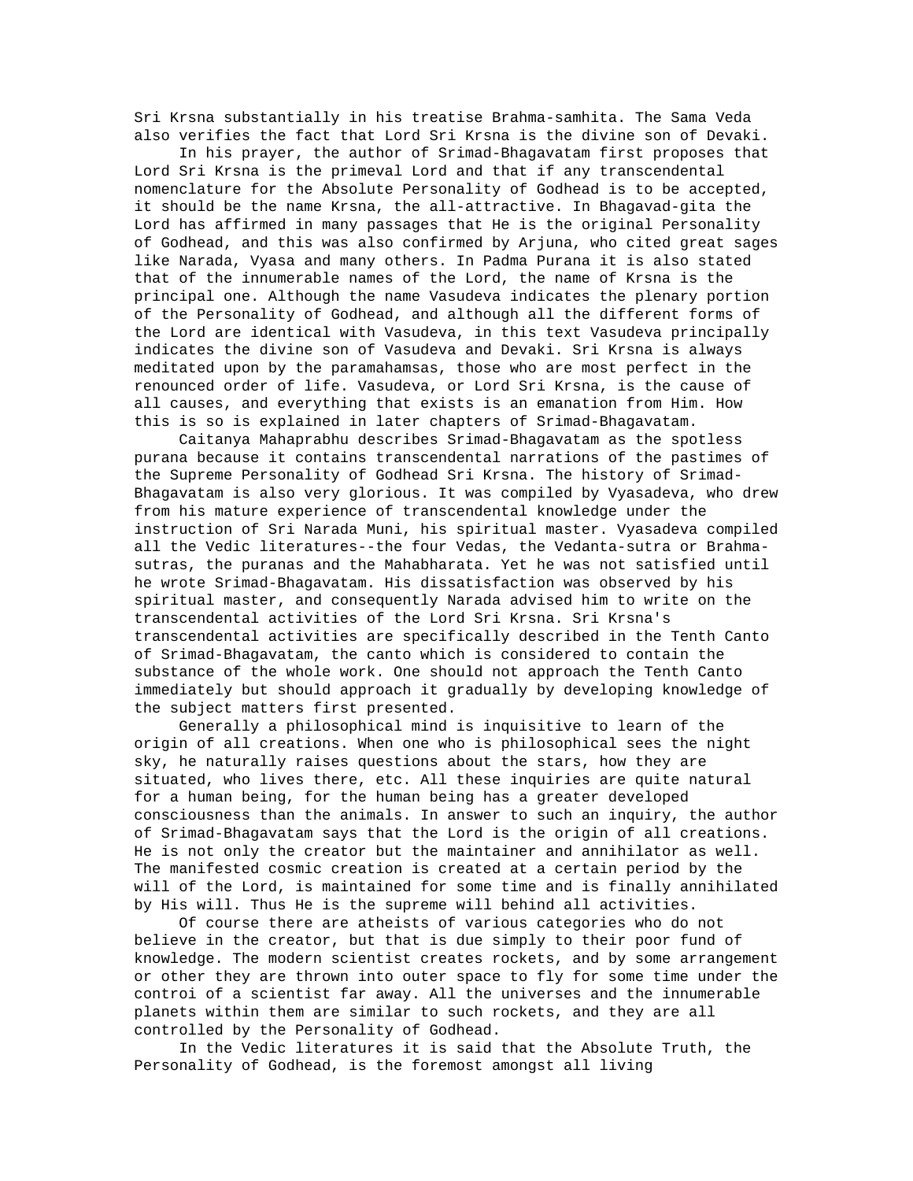Sri Krsna substantially in his treatise Brahma-samhita. The Sama Veda also verifies the fact that Lord Sri Krsna is the divine son of Devaki.

In his prayer, the author of Srimad-Bhagavatam first proposes that Lord Sri Krsna is the primeval Lord and that if any transcendental nomenclature for the Absolute Personality of Godhead is to be accepted, it should be the name Krsna, the all-attractive. In Bhagavad-gita the Lord has affirmed in many passages that He is the original Personality of Godhead, and this was also confirmed by Arjuna, who cited great sages like Narada, Vyasa and many others. In Padma Purana it is also stated that of the innumerable names of the Lord, the name of Krsna is the principal one. Although the name Vasudeva indicates the plenary portion of the Personality of Godhead, and although all the different forms of the Lord are identical with Vasudeva, in this text Vasudeva principally indicates the divine son of Vasudeva and Devaki. Sri Krsna is always meditated upon by the paramahamsas, those who are most perfect in the renounced order of life. Vasudeva, or Lord Sri Krsna, is the cause of all causes, and everything that exists is an emanation from Him. How this is so is explained in later chapters of Srimad-Bhagavatam.

Caitanya Mahaprabhu describes Srimad-Bhagavatam as the spotless purana because it contains transcendental narrations of the pastimes of the Supreme Personality of Godhead Sri Krsna. The history of Srimad-Bhagavatam is also very glorious. It was compiled by Vyasadeva, who drew from his mature experience of transcendental knowledge under the instruction of Sri Narada Muni, his spiritual master. Vyasadeva compiled all the Vedic literatures--the four Vedas, the Vedanta-sutra or Brahma-sutras, the puranas and the Mahabharata. Yet he was not satisfied until he wrote Srimad-Bhagavatam. His dissatisfaction was observed by his spiritual master, and consequently Narada advised him to write on the transcendental activities of the Lord Sri Krsna. Sri Krsna's transcendental activities are specifically described in the Tenth Canto of Srimad-Bhagavatam, the canto which is considered to contain the substance of the whole work. One should not approach the Tenth Canto immediately but should approach it gradually by developing knowledge of the subject matters first presented.

Generally a philosophical mind is inquisitive to learn of the origin of all creations. When one who is philosophical sees the night sky, he naturally raises questions about the stars, how they are situated, who lives there, etc. All these inquiries are quite natural for a human being, for the human being has a greater developed consciousness than the animals. In answer to such an inquiry, the author of Srimad-Bhagavatam says that the Lord is the origin of all creations. He is not only the creator but the maintainer and annihilator as well. The manifested cosmic creation is created at a certain period by the will of the Lord, is maintained for some time and is finally annihilated by His will. Thus He is the supreme will behind all activities.

Of course there are atheists of various categories who do not believe in the creator, but that is due simply to their poor fund of knowledge. The modern scientist creates rockets, and by some arrangement or other they are thrown into outer space to fly for some time under the controi of a scientist far away. All the universes and the innumerable planets within them are similar to such rockets, and they are all controlled by the Personality of Godhead.

In the Vedic literatures it is said that the Absolute Truth, the Personality of Godhead, is the foremost amongst all living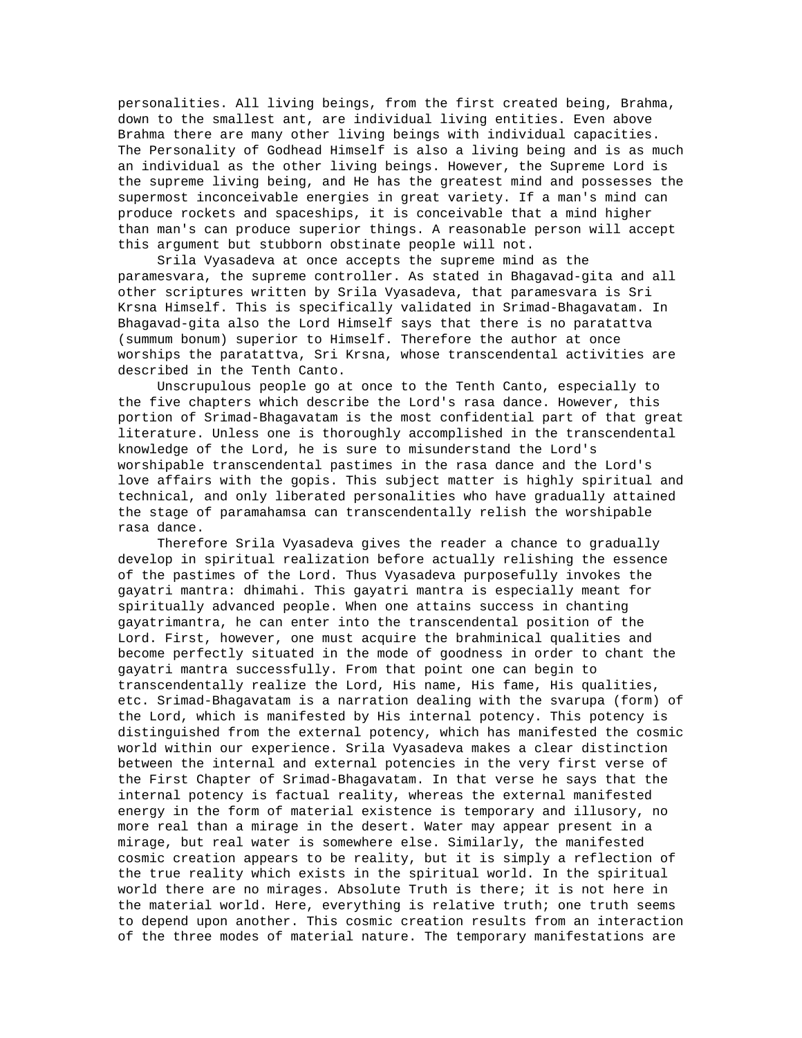personalities. All living beings, from the first created being, Brahma, down to the smallest ant, are individual living entities. Even above Brahma there are many other living beings with individual capacities. The Personality of Godhead Himself is also a living being and is as much an individual as the other living beings. However, the Supreme Lord is the supreme living being, and He has the greatest mind and possesses the supermost inconceivable energies in great variety. If a man's mind can produce rockets and spaceships, it is conceivable that a mind higher than man's can produce superior things. A reasonable person will accept this argument but stubborn obstinate people will not.

Srila Vyasadeva at once accepts the supreme mind as the paramesvara, the supreme controller. As stated in Bhagavad-gita and all other scriptures written by Srila Vyasadeva, that paramesvara is Sri Krsna Himself. This is specifically validated in Srimad-Bhagavatam. In Bhagavad-gita also the Lord Himself says that there is no paratattva (summum bonum) superior to Himself. Therefore the author at once worships the paratattva, Sri Krsna, whose transcendental activities are described in the Tenth Canto.

Unscrupulous people go at once to the Tenth Canto, especially to the five chapters which describe the Lord's rasa dance. However, this portion of Srimad-Bhagavatam is the most confidential part of that great literature. Unless one is thoroughly accomplished in the transcendental knowledge of the Lord, he is sure to misunderstand the Lord's worshipable transcendental pastimes in the rasa dance and the Lord's love affairs with the gopis. This subject matter is highly spiritual and technical, and only liberated personalities who have gradually attained the stage of paramahamsa can transcendentally relish the worshipable rasa dance.

Therefore Srila Vyasadeva gives the reader a chance to gradually develop in spiritual realization before actually relishing the essence of the pastimes of the Lord. Thus Vyasadeva purposefully invokes the gayatri mantra: dhimahi. This gayatri mantra is especially meant for spiritually advanced people. When one attains success in chanting gayatrimantra, he can enter into the transcendental position of the Lord. First, however, one must acquire the brahminical qualities and become perfectly situated in the mode of goodness in order to chant the gayatri mantra successfully. From that point one can begin to transcendentally realize the Lord, His name, His fame, His qualities, etc. Srimad-Bhagavatam is a narration dealing with the svarupa (form) of the Lord, which is manifested by His internal potency. This potency is distinguished from the external potency, which has manifested the cosmic world within our experience. Srila Vyasadeva makes a clear distinction between the internal and external potencies in the very first verse of the First Chapter of Srimad-Bhagavatam. In that verse he says that the internal potency is factual reality, whereas the external manifested energy in the form of material existence is temporary and illusory, no more real than a mirage in the desert. Water may appear present in a mirage, but real water is somewhere else. Similarly, the manifested cosmic creation appears to be reality, but it is simply a reflection of the true reality which exists in the spiritual world. In the spiritual world there are no mirages. Absolute Truth is there; it is not here in the material world. Here, everything is relative truth; one truth seems to depend upon another. This cosmic creation results from an interaction of the three modes of material nature. The temporary manifestations are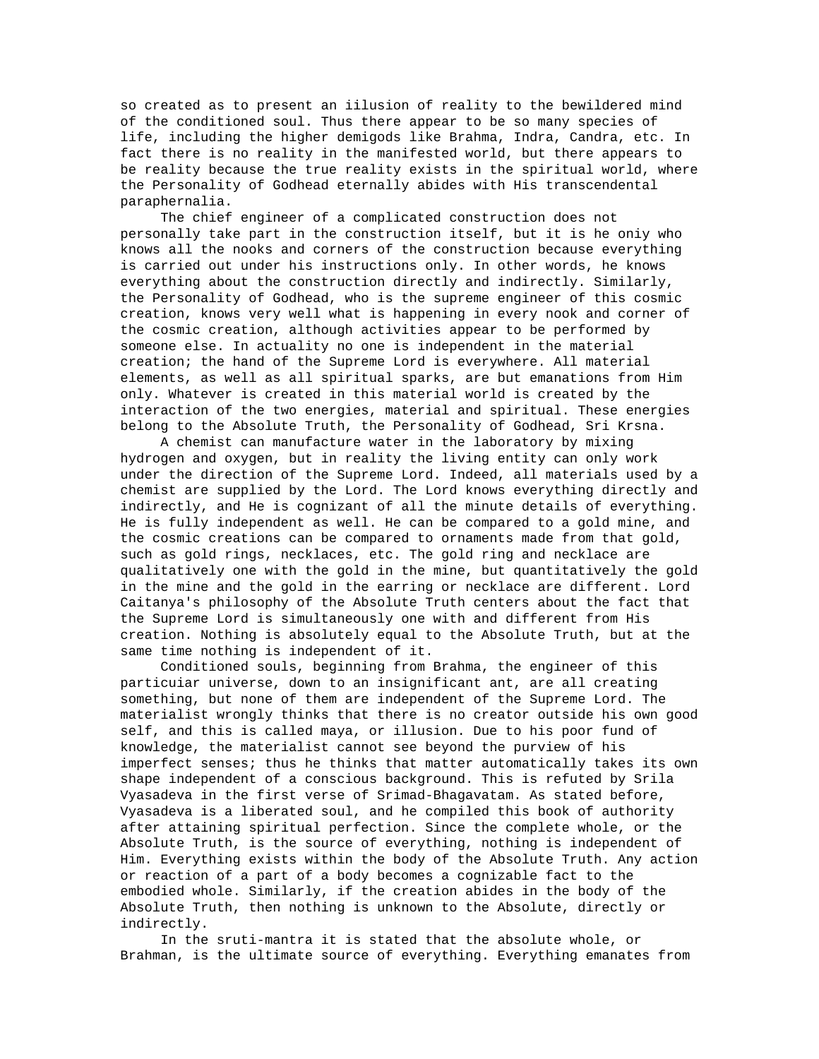so created as to present an iilusion of reality to the bewildered mind of the conditioned soul. Thus there appear to be so many species of life, including the higher demigods like Brahma, Indra, Candra, etc. In fact there is no reality in the manifested world, but there appears to be reality because the true reality exists in the spiritual world, where the Personality of Godhead eternally abides with His transcendental paraphernalia.

The chief engineer of a complicated construction does not personally take part in the construction itself, but it is he oniy who knows all the nooks and corners of the construction because everything is carried out under his instructions only. In other words, he knows everything about the construction directly and indirectly. Similarly, the Personality of Godhead, who is the supreme engineer of this cosmic creation, knows very well what is happening in every nook and corner of the cosmic creation, although activities appear to be performed by someone else. In actuality no one is independent in the material creation; the hand of the Supreme Lord is everywhere. All material elements, as well as all spiritual sparks, are but emanations from Him only. Whatever is created in this material world is created by the interaction of the two energies, material and spiritual. These energies belong to the Absolute Truth, the Personality of Godhead, Sri Krsna.

A chemist can manufacture water in the laboratory by mixing hydrogen and oxygen, but in reality the living entity can only work under the direction of the Supreme Lord. Indeed, all materials used by a chemist are supplied by the Lord. The Lord knows everything directly and indirectly, and He is cognizant of all the minute details of everything. He is fully independent as well. He can be compared to a gold mine, and the cosmic creations can be compared to ornaments made from that gold, such as gold rings, necklaces, etc. The gold ring and necklace are qualitatively one with the gold in the mine, but quantitatively the gold in the mine and the gold in the earring or necklace are different. Lord Caitanya's philosophy of the Absolute Truth centers about the fact that the Supreme Lord is simultaneously one with and different from His creation. Nothing is absolutely equal to the Absolute Truth, but at the same time nothing is independent of it.

Conditioned souls, beginning from Brahma, the engineer of this particuiar universe, down to an insignificant ant, are all creating something, but none of them are independent of the Supreme Lord. The materialist wrongly thinks that there is no creator outside his own good self, and this is called maya, or illusion. Due to his poor fund of knowledge, the materialist cannot see beyond the purview of his imperfect senses; thus he thinks that matter automatically takes its own shape independent of a conscious background. This is refuted by Srila Vyasadeva in the first verse of Srimad-Bhagavatam. As stated before, Vyasadeva is a liberated soul, and he compiled this book of authority after attaining spiritual perfection. Since the complete whole, or the Absolute Truth, is the source of everything, nothing is independent of Him. Everything exists within the body of the Absolute Truth. Any action or reaction of a part of a body becomes a cognizable fact to the embodied whole. Similarly, if the creation abides in the body of the Absolute Truth, then nothing is unknown to the Absolute, directly or indirectly.

In the sruti-mantra it is stated that the absolute whole, or Brahman, is the ultimate source of everything. Everything emanates from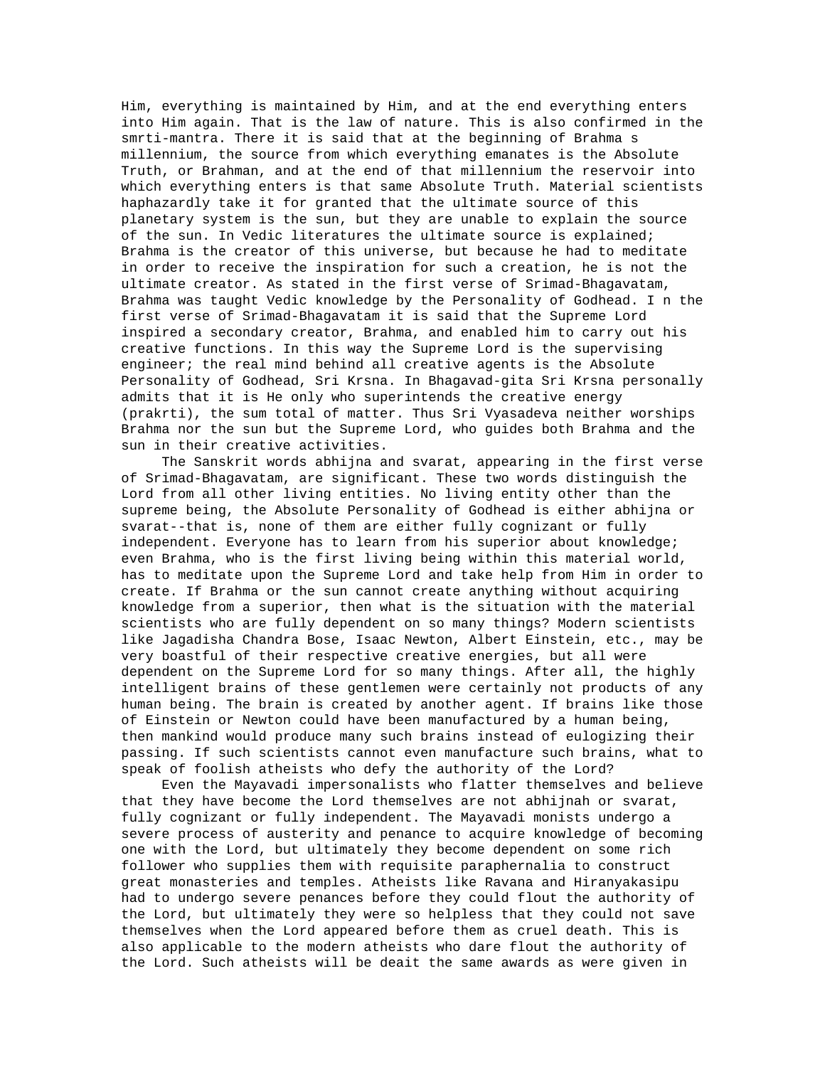Him, everything is maintained by Him, and at the end everything enters into Him again. That is the law of nature. This is also confirmed in the smrti-mantra. There it is said that at the beginning of Brahma s millennium, the source from which everything emanates is the Absolute Truth, or Brahman, and at the end of that millennium the reservoir into which everything enters is that same Absolute Truth. Material scientists haphazardly take it for granted that the ultimate source of this planetary system is the sun, but they are unable to explain the source of the sun. In Vedic literatures the ultimate source is explained; Brahma is the creator of this universe, but because he had to meditate in order to receive the inspiration for such a creation, he is not the ultimate creator. As stated in the first verse of Srimad-Bhagavatam, Brahma was taught Vedic knowledge by the Personality of Godhead. I n the first verse of Srimad-Bhagavatam it is said that the Supreme Lord inspired a secondary creator, Brahma, and enabled him to carry out his creative functions. In this way the Supreme Lord is the supervising engineer; the real mind behind all creative agents is the Absolute Personality of Godhead, Sri Krsna. In Bhagavad-gita Sri Krsna personally admits that it is He only who superintends the creative energy (prakrti), the sum total of matter. Thus Sri Vyasadeva neither worships Brahma nor the sun but the Supreme Lord, who guides both Brahma and the sun in their creative activities.

The Sanskrit words abhijna and svarat, appearing in the first verse of Srimad-Bhagavatam, are significant. These two words distinguish the Lord from all other living entities. No living entity other than the supreme being, the Absolute Personality of Godhead is either abhijna or svarat--that is, none of them are either fully cognizant or fully independent. Everyone has to learn from his superior about knowledge; even Brahma, who is the first living being within this material world, has to meditate upon the Supreme Lord and take help from Him in order to create. If Brahma or the sun cannot create anything without acquiring knowledge from a superior, then what is the situation with the material scientists who are fully dependent on so many things? Modern scientists like Jagadisha Chandra Bose, Isaac Newton, Albert Einstein, etc., may be very boastful of their respective creative energies, but all were dependent on the Supreme Lord for so many things. After all, the highly intelligent brains of these gentlemen were certainly not products of any human being. The brain is created by another agent. If brains like those of Einstein or Newton could have been manufactured by a human being, then mankind would produce many such brains instead of eulogizing their passing. If such scientists cannot even manufacture such brains, what to speak of foolish atheists who defy the authority of the Lord?

Even the Mayavadi impersonalists who flatter themselves and believe that they have become the Lord themselves are not abhijnah or svarat, fully cognizant or fully independent. The Mayavadi monists undergo a severe process of austerity and penance to acquire knowledge of becoming one with the Lord, but ultimately they become dependent on some rich follower who supplies them with requisite paraphernalia to construct great monasteries and temples. Atheists like Ravana and Hiranyakasipu had to undergo severe penances before they could flout the authority of the Lord, but ultimately they were so helpless that they could not save themselves when the Lord appeared before them as cruel death. This is also applicable to the modern atheists who dare flout the authority of the Lord. Such atheists will be deait the same awards as were given in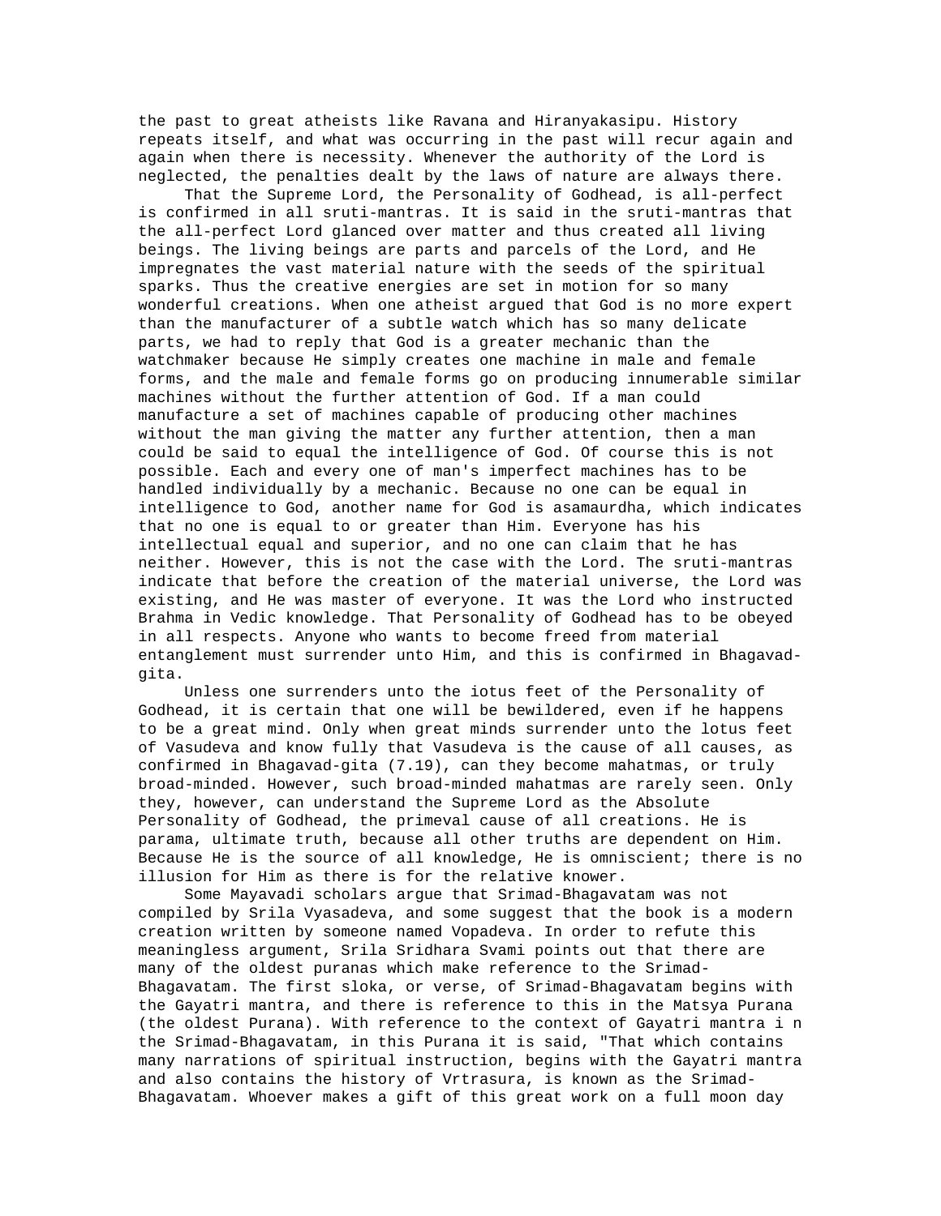the past to great atheists like Ravana and Hiranyakasipu. History repeats itself, and what was occurring in the past will recur again and again when there is necessity. Whenever the authority of the Lord is neglected, the penalties dealt by the laws of nature are always there.

That the Supreme Lord, the Personality of Godhead, is all-perfect is confirmed in all sruti-mantras. It is said in the sruti-mantras that the all-perfect Lord glanced over matter and thus created all living beings. The living beings are parts and parcels of the Lord, and He impregnates the vast material nature with the seeds of the spiritual sparks. Thus the creative energies are set in motion for so many wonderful creations. When one atheist argued that God is no more expert than the manufacturer of a subtle watch which has so many delicate parts, we had to reply that God is a greater mechanic than the watchmaker because He simply creates one machine in male and female forms, and the male and female forms go on producing innumerable similar machines without the further attention of God. If a man could manufacture a set of machines capable of producing other machines without the man giving the matter any further attention, then a man could be said to equal the intelligence of God. Of course this is not possible. Each and every one of man's imperfect machines has to be handled individually by a mechanic. Because no one can be equal in intelligence to God, another name for God is asamaurdha, which indicates that no one is equal to or greater than Him. Everyone has his intellectual equal and superior, and no one can claim that he has neither. However, this is not the case with the Lord. The sruti-mantras indicate that before the creation of the material universe, the Lord was existing, and He was master of everyone. It was the Lord who instructed Brahma in Vedic knowledge. That Personality of Godhead has to be obeyed in all respects. Anyone who wants to become freed from material entanglement must surrender unto Him, and this is confirmed in Bhagavad-gita.

Unless one surrenders unto the iotus feet of the Personality of Godhead, it is certain that one will be bewildered, even if he happens to be a great mind. Only when great minds surrender unto the lotus feet of Vasudeva and know fully that Vasudeva is the cause of all causes, as confirmed in Bhagavad-gita (7.19), can they become mahatmas, or truly broad-minded. However, such broad-minded mahatmas are rarely seen. Only they, however, can understand the Supreme Lord as the Absolute Personality of Godhead, the primeval cause of all creations. He is parama, ultimate truth, because all other truths are dependent on Him. Because He is the source of all knowledge, He is omniscient; there is no illusion for Him as there is for the relative knower.

Some Mayavadi scholars argue that Srimad-Bhagavatam was not compiled by Srila Vyasadeva, and some suggest that the book is a modern creation written by someone named Vopadeva. In order to refute this meaningless argument, Srila Sridhara Svami points out that there are many of the oldest puranas which make reference to the Srimad-Bhagavatam. The first sloka, or verse, of Srimad-Bhagavatam begins with the Gayatri mantra, and there is reference to this in the Matsya Purana (the oldest Purana). With reference to the context of Gayatri mantra i n the Srimad-Bhagavatam, in this Purana it is said, "That which contains many narrations of spiritual instruction, begins with the Gayatri mantra and also contains the history of Vrtrasura, is known as the Srimad-Bhagavatam. Whoever makes a gift of this great work on a full moon day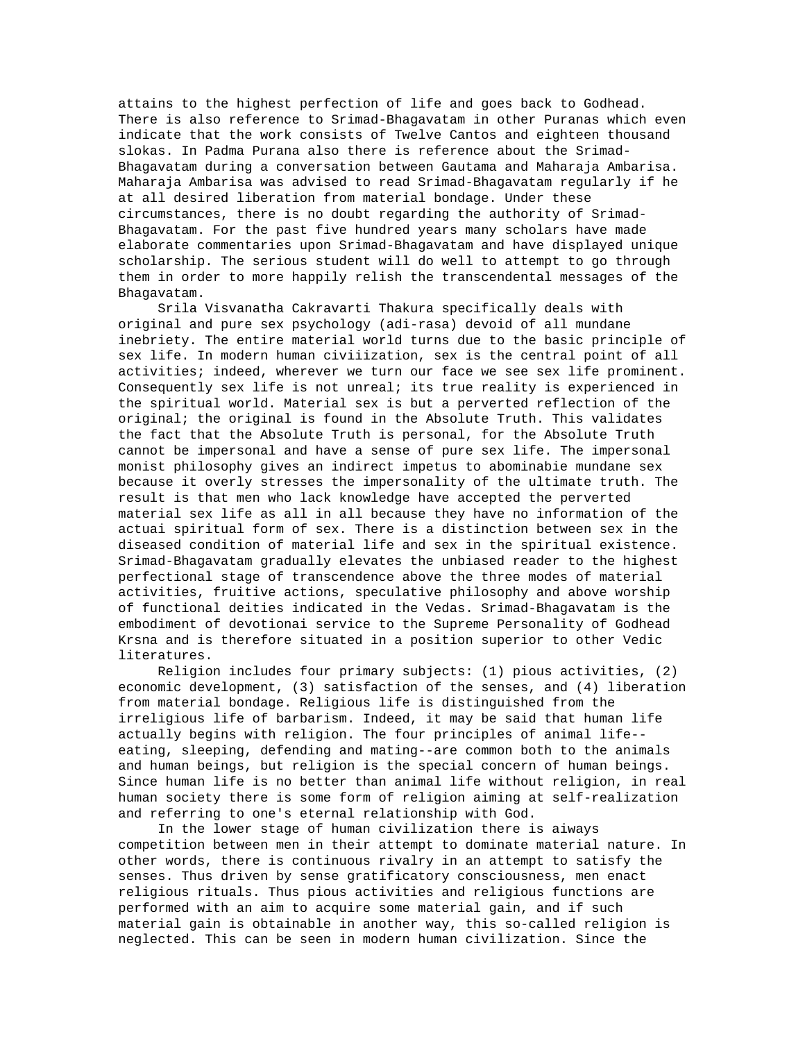attains to the highest perfection of life and goes back to Godhead. There is also reference to Srimad-Bhagavatam in other Puranas which even indicate that the work consists of Twelve Cantos and eighteen thousand slokas. In Padma Purana also there is reference about the Srimad-Bhagavatam during a conversation between Gautama and Maharaja Ambarisa. Maharaja Ambarisa was advised to read Srimad-Bhagavatam regularly if he at all desired liberation from material bondage. Under these circumstances, there is no doubt regarding the authority of Srimad-Bhagavatam. For the past five hundred years many scholars have made elaborate commentaries upon Srimad-Bhagavatam and have displayed unique scholarship. The serious student will do well to attempt to go through them in order to more happily relish the transcendental messages of the Bhagavatam.

Srila Visvanatha Cakravarti Thakura specifically deals with original and pure sex psychology (adi-rasa) devoid of all mundane inebriety. The entire material world turns due to the basic principle of sex life. In modern human civiiization, sex is the central point of all activities; indeed, wherever we turn our face we see sex life prominent. Consequently sex life is not unreal; its true reality is experienced in the spiritual world. Material sex is but a perverted reflection of the original; the original is found in the Absolute Truth. This validates the fact that the Absolute Truth is personal, for the Absolute Truth cannot be impersonal and have a sense of pure sex life. The impersonal monist philosophy gives an indirect impetus to abominabie mundane sex because it overly stresses the impersonality of the ultimate truth. The result is that men who lack knowledge have accepted the perverted material sex life as all in all because they have no information of the actuai spiritual form of sex. There is a distinction between sex in the diseased condition of material life and sex in the spiritual existence. Srimad-Bhagavatam gradually elevates the unbiased reader to the highest perfectional stage of transcendence above the three modes of material activities, fruitive actions, speculative philosophy and above worship of functional deities indicated in the Vedas. Srimad-Bhagavatam is the embodiment of devotionai service to the Supreme Personality of Godhead Krsna and is therefore situated in a position superior to other Vedic literatures.

Religion includes four primary subjects: (1) pious activities, (2) economic development, (3) satisfaction of the senses, and (4) liberation from material bondage. Religious life is distinguished from the irreligious life of barbarism. Indeed, it may be said that human life actually begins with religion. The four principles of animal life--eating, sleeping, defending and mating--are common both to the animals and human beings, but religion is the special concern of human beings. Since human life is no better than animal life without religion, in real human society there is some form of religion aiming at self-realization and referring to one's eternal relationship with God.

In the lower stage of human civilization there is aiways competition between men in their attempt to dominate material nature. In other words, there is continuous rivalry in an attempt to satisfy the senses. Thus driven by sense gratificatory consciousness, men enact religious rituals. Thus pious activities and religious functions are performed with an aim to acquire some material gain, and if such material gain is obtainable in another way, this so-called religion is neglected. This can be seen in modern human civilization. Since the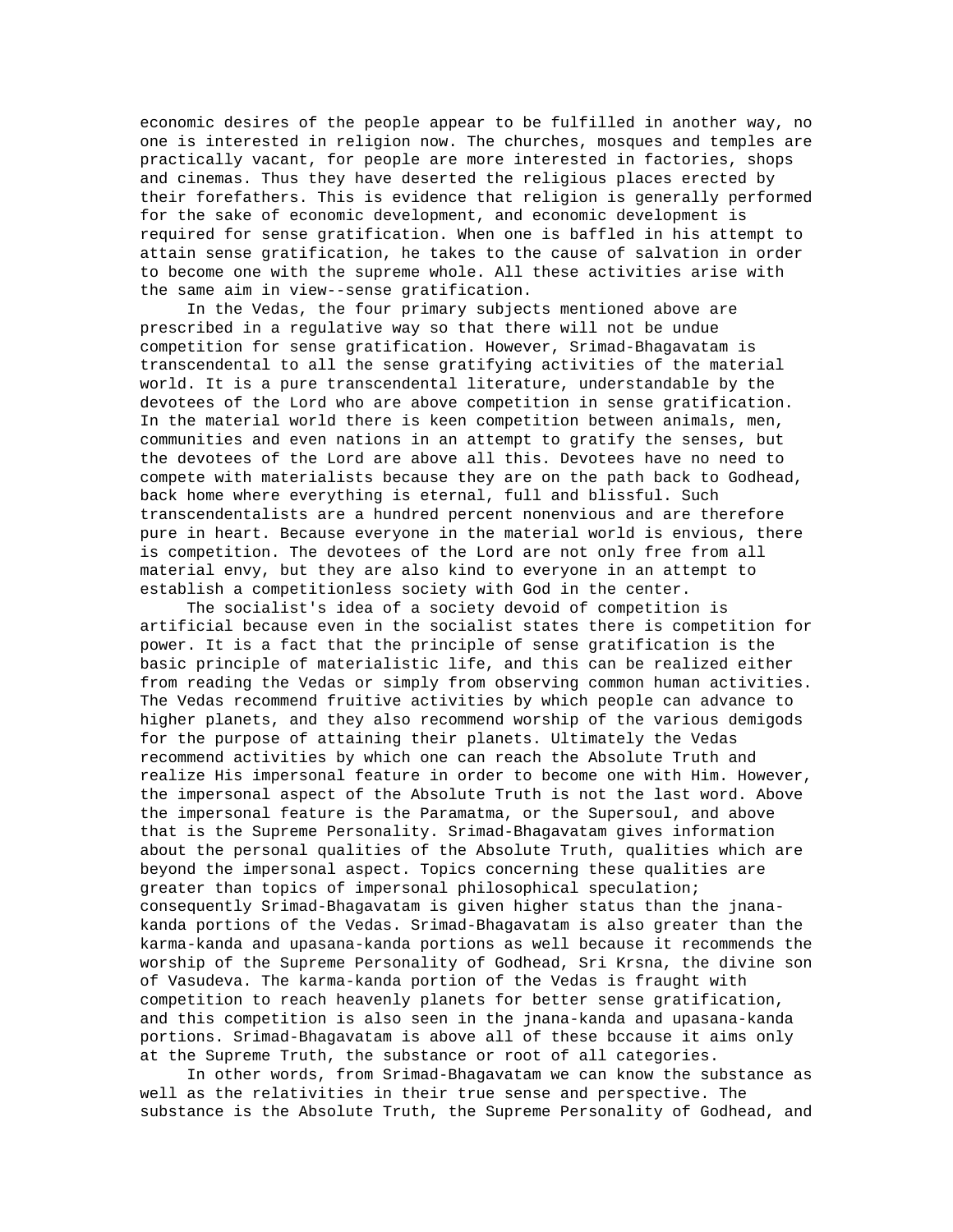economic desires of the people appear to be fulfilled in another way, no one is interested in religion now. The churches, mosques and temples are practically vacant, for people are more interested in factories, shops and cinemas. Thus they have deserted the religious places erected by their forefathers. This is evidence that religion is generally performed for the sake of economic development, and economic development is required for sense gratification. When one is baffled in his attempt to attain sense gratification, he takes to the cause of salvation in order to become one with the supreme whole. All these activities arise with the same aim in view--sense gratification.

In the Vedas, the four primary subjects mentioned above are prescribed in a regulative way so that there will not be undue competition for sense gratification. However, Srimad-Bhagavatam is transcendental to all the sense gratifying activities of the material world. It is a pure transcendental literature, understandable by the devotees of the Lord who are above competition in sense gratification. In the material world there is keen competition between animals, men, communities and even nations in an attempt to gratify the senses, but the devotees of the Lord are above all this. Devotees have no need to compete with materialists because they are on the path back to Godhead, back home where everything is eternal, full and blissful. Such transcendentalists are a hundred percent nonenvious and are therefore pure in heart. Because everyone in the material world is envious, there is competition. The devotees of the Lord are not only free from all material envy, but they are also kind to everyone in an attempt to establish a competitionless society with God in the center.

The socialist's idea of a society devoid of competition is artificial because even in the socialist states there is competition for power. It is a fact that the principle of sense gratification is the basic principle of materialistic life, and this can be realized either from reading the Vedas or simply from observing common human activities. The Vedas recommend fruitive activities by which people can advance to higher planets, and they also recommend worship of the various demigods for the purpose of attaining their planets. Ultimately the Vedas recommend activities by which one can reach the Absolute Truth and realize His impersonal feature in order to become one with Him. However, the impersonal aspect of the Absolute Truth is not the last word. Above the impersonal feature is the Paramatma, or the Supersoul, and above that is the Supreme Personality. Srimad-Bhagavatam gives information about the personal qualities of the Absolute Truth, qualities which are beyond the impersonal aspect. Topics concerning these qualities are greater than topics of impersonal philosophical speculation; consequently Srimad-Bhagavatam is given higher status than the jnana-kanda portions of the Vedas. Srimad-Bhagavatam is also greater than the karma-kanda and upasana-kanda portions as well because it recommends the worship of the Supreme Personality of Godhead, Sri Krsna, the divine son of Vasudeva. The karma-kanda portion of the Vedas is fraught with competition to reach heavenly planets for better sense gratification, and this competition is also seen in the jnana-kanda and upasana-kanda portions. Srimad-Bhagavatam is above all of these bccause it aims only at the Supreme Truth, the substance or root of all categories.

In other words, from Srimad-Bhagavatam we can know the substance as well as the relativities in their true sense and perspective. The substance is the Absolute Truth, the Supreme Personality of Godhead, and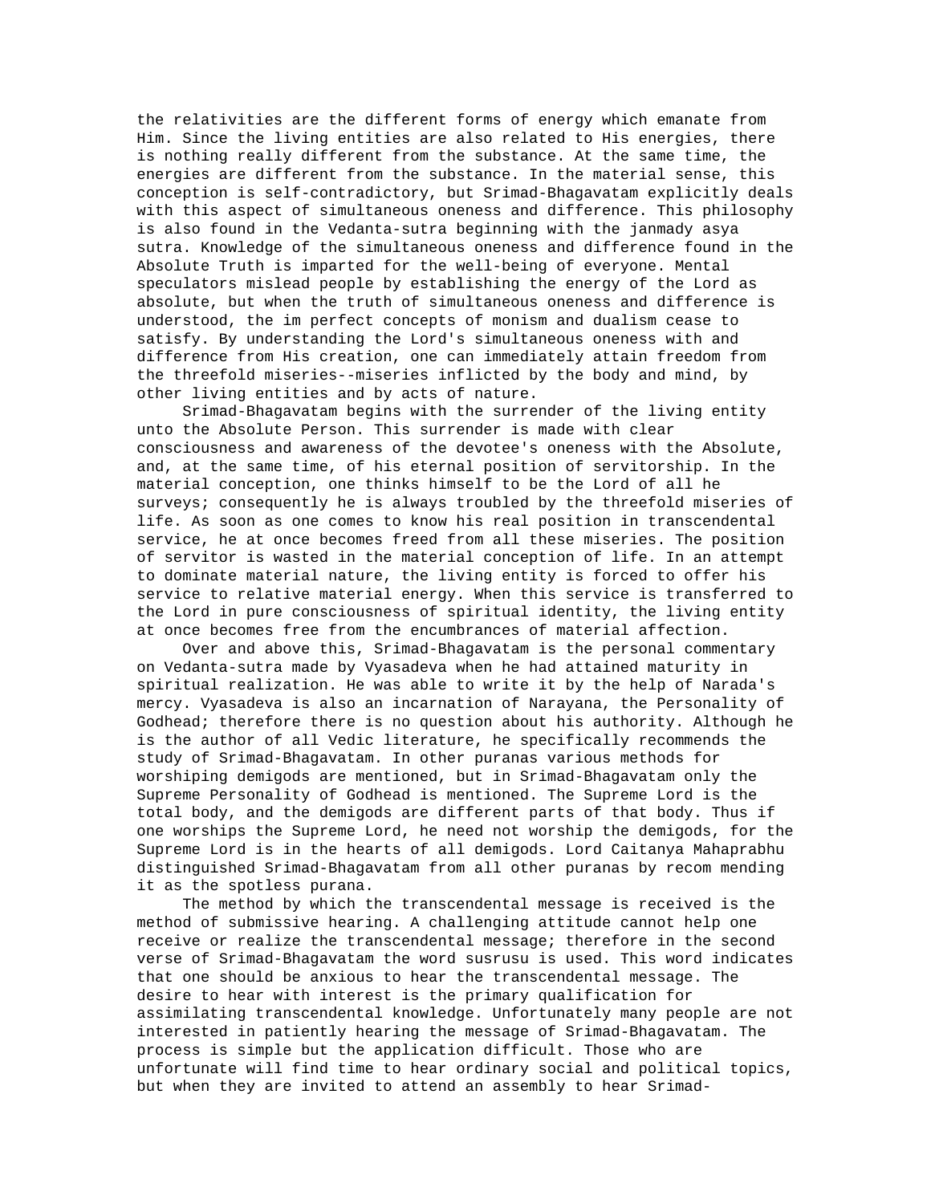the relativities are the different forms of energy which emanate from Him. Since the living entities are also related to His energies, there is nothing really different from the substance. At the same time, the energies are different from the substance. In the material sense, this conception is self-contradictory, but Srimad-Bhagavatam explicitly deals with this aspect of simultaneous oneness and difference. This philosophy is also found in the Vedanta-sutra beginning with the janmady asya sutra. Knowledge of the simultaneous oneness and difference found in the Absolute Truth is imparted for the well-being of everyone. Mental speculators mislead people by establishing the energy of the Lord as absolute, but when the truth of simultaneous oneness and difference is understood, the im perfect concepts of monism and dualism cease to satisfy. By understanding the Lord's simultaneous oneness with and difference from His creation, one can immediately attain freedom from the threefold miseries--miseries inflicted by the body and mind, by other living entities and by acts of nature.

Srimad-Bhagavatam begins with the surrender of the living entity unto the Absolute Person. This surrender is made with clear consciousness and awareness of the devotee's oneness with the Absolute, and, at the same time, of his eternal position of servitorship. In the material conception, one thinks himself to be the Lord of all he surveys; consequently he is always troubled by the threefold miseries of life. As soon as one comes to know his real position in transcendental service, he at once becomes freed from all these miseries. The position of servitor is wasted in the material conception of life. In an attempt to dominate material nature, the living entity is forced to offer his service to relative material energy. When this service is transferred to the Lord in pure consciousness of spiritual identity, the living entity at once becomes free from the encumbrances of material affection.

Over and above this, Srimad-Bhagavatam is the personal commentary on Vedanta-sutra made by Vyasadeva when he had attained maturity in spiritual realization. He was able to write it by the help of Narada's mercy. Vyasadeva is also an incarnation of Narayana, the Personality of Godhead; therefore there is no question about his authority. Although he is the author of all Vedic literature, he specifically recommends the study of Srimad-Bhagavatam. In other puranas various methods for worshiping demigods are mentioned, but in Srimad-Bhagavatam only the Supreme Personality of Godhead is mentioned. The Supreme Lord is the total body, and the demigods are different parts of that body. Thus if one worships the Supreme Lord, he need not worship the demigods, for the Supreme Lord is in the hearts of all demigods. Lord Caitanya Mahaprabhu distinguished Srimad-Bhagavatam from all other puranas by recom mending it as the spotless purana.

The method by which the transcendental message is received is the method of submissive hearing. A challenging attitude cannot help one receive or realize the transcendental message; therefore in the second verse of Srimad-Bhagavatam the word susrusu is used. This word indicates that one should be anxious to hear the transcendental message. The desire to hear with interest is the primary qualification for assimilating transcendental knowledge. Unfortunately many people are not interested in patiently hearing the message of Srimad-Bhagavatam. The process is simple but the application difficult. Those who are unfortunate will find time to hear ordinary social and political topics, but when they are invited to attend an assembly to hear Srimad-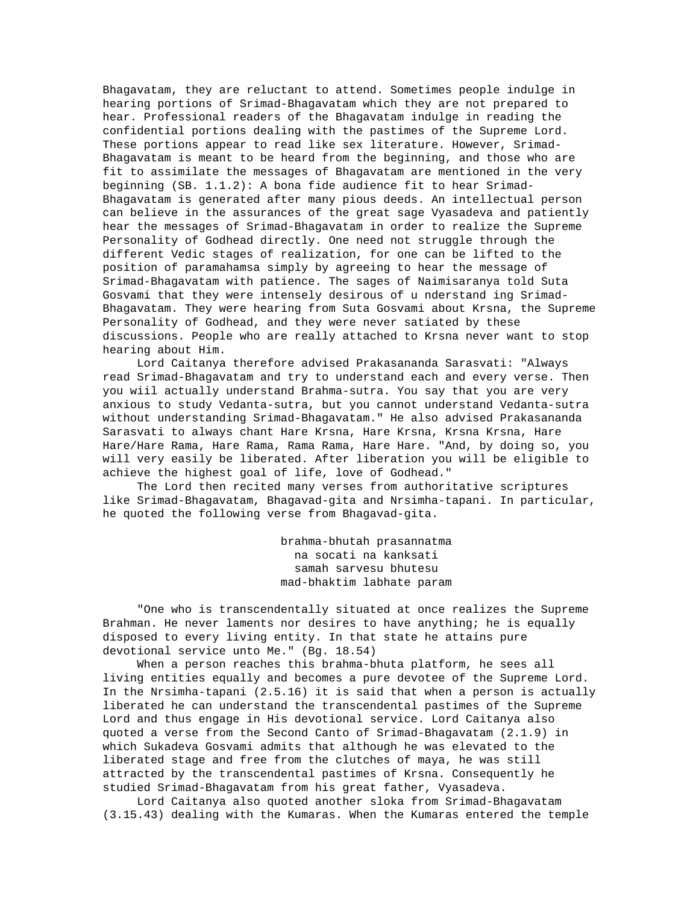Bhagavatam, they are reluctant to attend. Sometimes people indulge in hearing portions of Srimad-Bhagavatam which they are not prepared to hear. Professional readers of the Bhagavatam indulge in reading the confidential portions dealing with the pastimes of the Supreme Lord. These portions appear to read like sex literature. However, Srimad-Bhagavatam is meant to be heard from the beginning, and those who are fit to assimilate the messages of Bhagavatam are mentioned in the very beginning (SB. 1.1.2): A bona fide audience fit to hear Srimad-Bhagavatam is generated after many pious deeds. An intellectual person can believe in the assurances of the great sage Vyasadeva and patiently hear the messages of Srimad-Bhagavatam in order to realize the Supreme Personality of Godhead directly. One need not struggle through the different Vedic stages of realization, for one can be lifted to the position of paramahamsa simply by agreeing to hear the message of Srimad-Bhagavatam with patience. The sages of Naimisaranya told Suta Gosvami that they were intensely desirous of u nderstand ing Srimad-Bhagavatam. They were hearing from Suta Gosvami about Krsna, the Supreme Personality of Godhead, and they were never satiated by these discussions. People who are really attached to Krsna never want to stop hearing about Him.

Lord Caitanya therefore advised Prakasananda Sarasvati: "Always read Srimad-Bhagavatam and try to understand each and every verse. Then you wiil actually understand Brahma-sutra. You say that you are very anxious to study Vedanta-sutra, but you cannot understand Vedanta-sutra without understanding Srimad-Bhagavatam." He also advised Prakasananda Sarasvati to always chant Hare Krsna, Hare Krsna, Krsna Krsna, Hare Hare/Hare Rama, Hare Rama, Rama Rama, Hare Hare. "And, by doing so, you will very easily be liberated. After liberation you will be eligible to achieve the highest goal of life, love of Godhead."

The Lord then recited many verses from authoritative scriptures like Srimad-Bhagavatam, Bhagavad-gita and Nrsimha-tapani. In particular, he quoted the following verse from Bhagavad-gita.

brahma-bhutah prasannatma
na socati na kanksati
samah sarvesu bhutesu
mad-bhaktim labhate param

"One who is transcendentally situated at once realizes the Supreme Brahman. He never laments nor desires to have anything; he is equally disposed to every living entity. In that state he attains pure devotional service unto Me." (Bg. 18.54)

When a person reaches this brahma-bhuta platform, he sees all living entities equally and becomes a pure devotee of the Supreme Lord. In the Nrsimha-tapani (2.5.16) it is said that when a person is actually liberated he can understand the transcendental pastimes of the Supreme Lord and thus engage in His devotional service. Lord Caitanya also quoted a verse from the Second Canto of Srimad-Bhagavatam (2.1.9) in which Sukadeva Gosvami admits that although he was elevated to the liberated stage and free from the clutches of maya, he was still attracted by the transcendental pastimes of Krsna. Consequently he studied Srimad-Bhagavatam from his great father, Vyasadeva.

Lord Caitanya also quoted another sloka from Srimad-Bhagavatam (3.15.43) dealing with the Kumaras. When the Kumaras entered the temple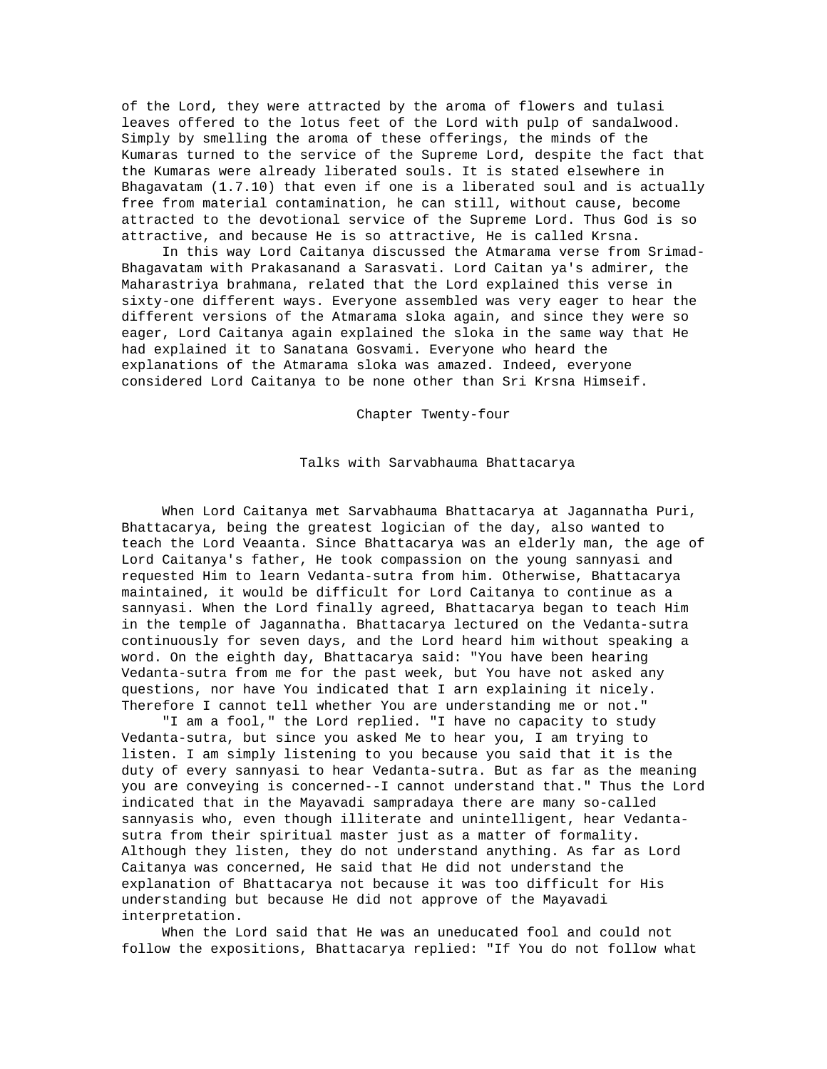of the Lord, they were attracted by the aroma of flowers and tulasi leaves offered to the lotus feet of the Lord with pulp of sandalwood. Simply by smelling the aroma of these offerings, the minds of the Kumaras turned to the service of the Supreme Lord, despite the fact that the Kumaras were already liberated souls. It is stated elsewhere in Bhagavatam (1.7.10) that even if one is a liberated soul and is actually free from material contamination, he can still, without cause, become attracted to the devotional service of the Supreme Lord. Thus God is so attractive, and because He is so attractive, He is called Krsna.

In this way Lord Caitanya discussed the Atmarama verse from Srimad-Bhagavatam with Prakasanand a Sarasvati. Lord Caitan ya's admirer, the Maharastriya brahmana, related that the Lord explained this verse in sixty-one different ways. Everyone assembled was very eager to hear the different versions of the Atmarama sloka again, and since they were so eager, Lord Caitanya again explained the sloka in the same way that He had explained it to Sanatana Gosvami. Everyone who heard the explanations of the Atmarama sloka was amazed. Indeed, everyone considered Lord Caitanya to be none other than Sri Krsna Himseif.

## Chapter Twenty-four

## Talks with Sarvabhauma Bhattacarya

When Lord Caitanya met Sarvabhauma Bhattacarya at Jagannatha Puri, Bhattacarya, being the greatest logician of the day, also wanted to teach the Lord Veaanta. Since Bhattacarya was an elderly man, the age of Lord Caitanya's father, He took compassion on the young sannyasi and requested Him to learn Vedanta-sutra from him. Otherwise, Bhattacarya maintained, it would be difficult for Lord Caitanya to continue as a sannyasi. When the Lord finally agreed, Bhattacarya began to teach Him in the temple of Jagannatha. Bhattacarya lectured on the Vedanta-sutra continuously for seven days, and the Lord heard him without speaking a word. On the eighth day, Bhattacarya said: "You have been hearing Vedanta-sutra from me for the past week, but You have not asked any questions, nor have You indicated that I arn explaining it nicely. Therefore I cannot tell whether You are understanding me or not."

"I am a fool," the Lord replied. "I have no capacity to study Vedanta-sutra, but since you asked Me to hear you, I am trying to listen. I am simply listening to you because you said that it is the duty of every sannyasi to hear Vedanta-sutra. But as far as the meaning you are conveying is concerned--I cannot understand that." Thus the Lord indicated that in the Mayavadi sampradaya there are many so-called sannyasis who, even though illiterate and unintelligent, hear Vedanta-sutra from their spiritual master just as a matter of formality. Although they listen, they do not understand anything. As far as Lord Caitanya was concerned, He said that He did not understand the explanation of Bhattacarya not because it was too difficult for His understanding but because He did not approve of the Mayavadi interpretation.

When the Lord said that He was an uneducated fool and could not follow the expositions, Bhattacarya replied: "If You do not follow what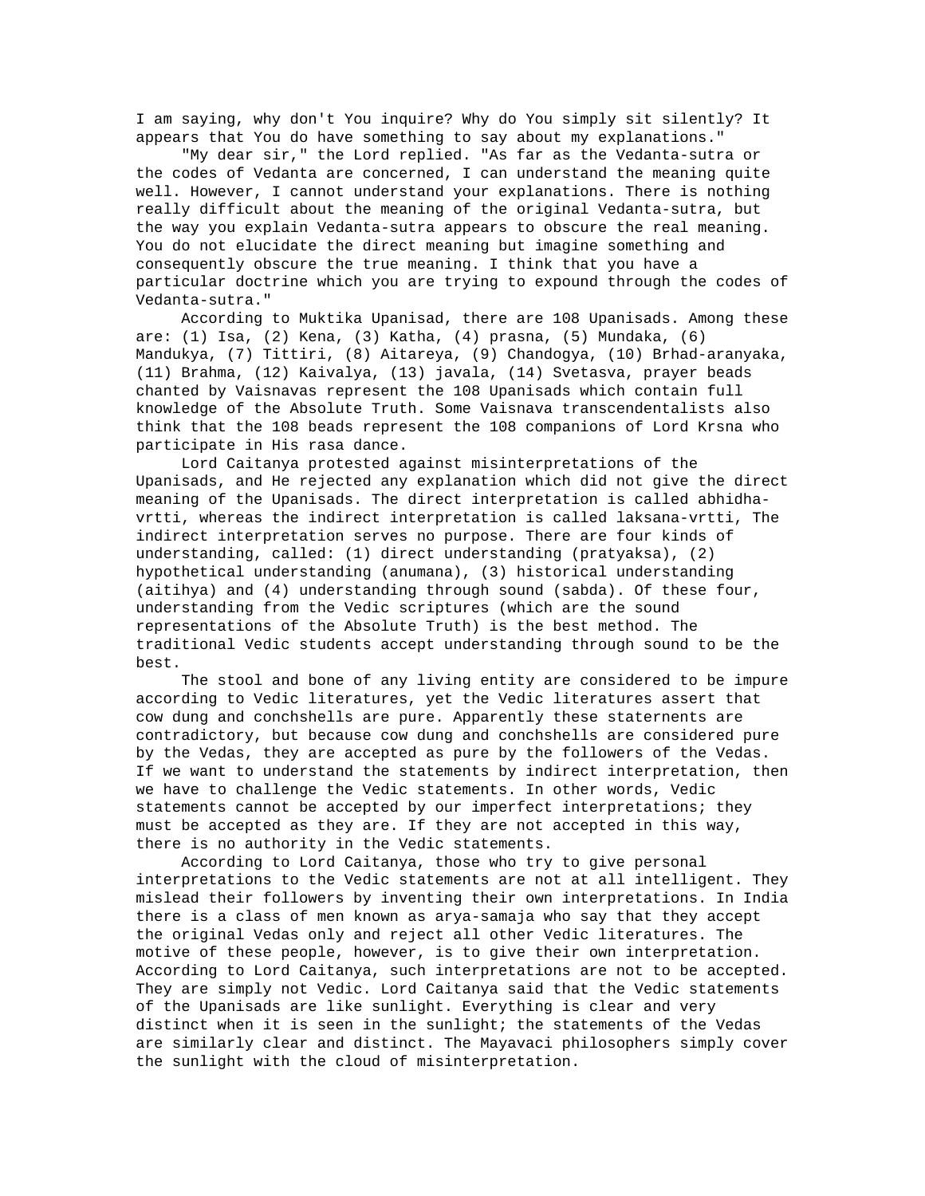I am saying, why don't You inquire? Why do You simply sit silently? It appears that You do have something to say about my explanations."

"My dear sir," the Lord replied. "As far as the Vedanta-sutra or the codes of Vedanta are concerned, I can understand the meaning quite well. However, I cannot understand your explanations. There is nothing really difficult about the meaning of the original Vedanta-sutra, but the way you explain Vedanta-sutra appears to obscure the real meaning. You do not elucidate the direct meaning but imagine something and consequently obscure the true meaning. I think that you have a particular doctrine which you are trying to expound through the codes of Vedanta-sutra."

According to Muktika Upanisad, there are 108 Upanisads. Among these are: (1) Isa, (2) Kena, (3) Katha, (4) prasna, (5) Mundaka, (6) Mandukya, (7) Tittiri, (8) Aitareya, (9) Chandogya, (10) Brhad-aranyaka, (11) Brahma, (12) Kaivalya, (13) javala, (14) Svetasva, prayer beads chanted by Vaisnavas represent the 108 Upanisads which contain full knowledge of the Absolute Truth. Some Vaisnava transcendentalists also think that the 108 beads represent the 108 companions of Lord Krsna who participate in His rasa dance.

Lord Caitanya protested against misinterpretations of the Upanisads, and He rejected any explanation which did not give the direct meaning of the Upanisads. The direct interpretation is called abhidha-vrtti, whereas the indirect interpretation is called laksana-vrtti, The indirect interpretation serves no purpose. There are four kinds of understanding, called: (1) direct understanding (pratyaksa), (2) hypothetical understanding (anumana), (3) historical understanding (aitihya) and (4) understanding through sound (sabda). Of these four, understanding from the Vedic scriptures (which are the sound representations of the Absolute Truth) is the best method. The traditional Vedic students accept understanding through sound to be the best.

The stool and bone of any living entity are considered to be impure according to Vedic literatures, yet the Vedic literatures assert that cow dung and conchshells are pure. Apparently these staternents are contradictory, but because cow dung and conchshells are considered pure by the Vedas, they are accepted as pure by the followers of the Vedas. If we want to understand the statements by indirect interpretation, then we have to challenge the Vedic statements. In other words, Vedic statements cannot be accepted by our imperfect interpretations; they must be accepted as they are. If they are not accepted in this way, there is no authority in the Vedic statements.

According to Lord Caitanya, those who try to give personal interpretations to the Vedic statements are not at all intelligent. They mislead their followers by inventing their own interpretations. In India there is a class of men known as arya-samaja who say that they accept the original Vedas only and reject all other Vedic literatures. The motive of these people, however, is to give their own interpretation. According to Lord Caitanya, such interpretations are not to be accepted. They are simply not Vedic. Lord Caitanya said that the Vedic statements of the Upanisads are like sunlight. Everything is clear and very distinct when it is seen in the sunlight; the statements of the Vedas are similarly clear and distinct. The Mayavaci philosophers simply cover the sunlight with the cloud of misinterpretation.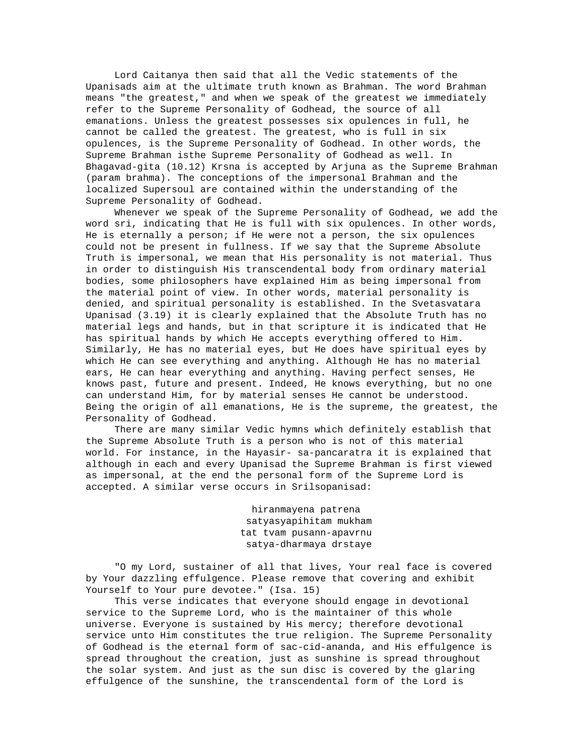Lord Caitanya then said that all the Vedic statements of the Upanisads aim at the ultimate truth known as Brahman. The word Brahman means "the greatest," and when we speak of the greatest we immediately refer to the Supreme Personality of Godhead, the source of all emanations. Unless the greatest possesses six opulences in full, he cannot be called the greatest. The greatest, who is full in six opulences, is the Supreme Personality of Godhead. In other words, the Supreme Brahman isthe Supreme Personality of Godhead as well. In Bhagavad-gita (10.12) Krsna is accepted by Arjuna as the Supreme Brahman (param brahma). The conceptions of the impersonal Brahman and the localized Supersoul are contained within the understanding of the Supreme Personality of Godhead.

Whenever we speak of the Supreme Personality of Godhead, we add the word sri, indicating that He is full with six opulences. In other words, He is eternally a person; if He were not a person, the six opulences could not be present in fullness. If we say that the Supreme Absolute Truth is impersonal, we mean that His personality is not material. Thus in order to distinguish His transcendental body from ordinary material bodies, some philosophers have explained Him as being impersonal from the material point of view. In other words, material personality is denied, and spiritual personality is established. In the Svetasvatara Upanisad (3.19) it is clearly explained that the Absolute Truth has no material legs and hands, but in that scripture it is indicated that He has spiritual hands by which He accepts everything offered to Him. Similarly, He has no material eyes, but He does have spiritual eyes by which He can see everything and anything. Although He has no material ears, He can hear everything and anything. Having perfect senses, He knows past, future and present. Indeed, He knows everything, but no one can understand Him, for by material senses He cannot be understood. Being the origin of all emanations, He is the supreme, the greatest, the Personality of Godhead.

There are many similar Vedic hymns which definitely establish that the Supreme Absolute Truth is a person who is not of this material world. For instance, in the Hayasir- sa-pancaratra it is explained that although in each and every Upanisad the Supreme Brahman is first viewed as impersonal, at the end the personal form of the Supreme Lord is accepted. A similar verse occurs in Srilsopanisad:

hiranmayena patrena
satyasyapihitam mukham
tat tvam pusann-apavrnu
satya-dharmaya drstaye

"O my Lord, sustainer of all that lives, Your real face is covered by Your dazzling effulgence. Please remove that covering and exhibit Yourself to Your pure devotee." (Isa. 15)

This verse indicates that everyone should engage in devotional service to the Supreme Lord, who is the maintainer of this whole universe. Everyone is sustained by His mercy; therefore devotional service unto Him constitutes the true religion. The Supreme Personality of Godhead is the eternal form of sac-cid-ananda, and His effulgence is spread throughout the creation, just as sunshine is spread throughout the solar system. And just as the sun disc is covered by the glaring effulgence of the sunshine, the transcendental form of the Lord is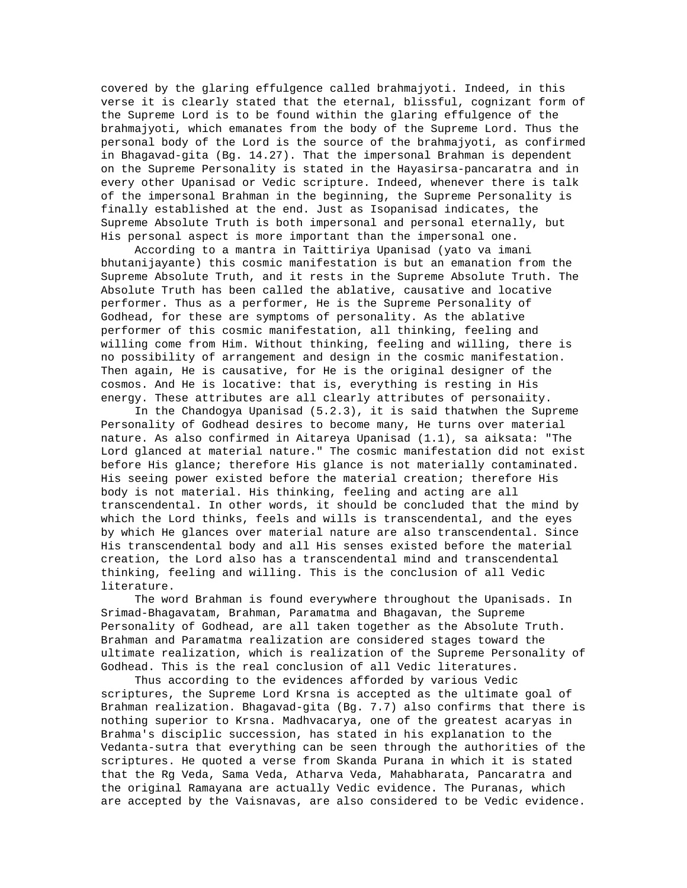covered by the glaring effulgence called brahmajyoti. Indeed, in this verse it is clearly stated that the eternal, blissful, cognizant form of the Supreme Lord is to be found within the glaring effulgence of the brahmajyoti, which emanates from the body of the Supreme Lord. Thus the personal body of the Lord is the source of the brahmajyoti, as confirmed in Bhagavad-gita (Bg. 14.27). That the impersonal Brahman is dependent on the Supreme Personality is stated in the Hayasirsa-pancaratra and in every other Upanisad or Vedic scripture. Indeed, whenever there is talk of the impersonal Brahman in the beginning, the Supreme Personality is finally established at the end. Just as Isopanisad indicates, the Supreme Absolute Truth is both impersonal and personal eternally, but His personal aspect is more important than the impersonal one.

According to a mantra in Taittiriya Upanisad (yato va imani bhutanijayante) this cosmic manifestation is but an emanation from the Supreme Absolute Truth, and it rests in the Supreme Absolute Truth. The Absolute Truth has been called the ablative, causative and locative performer. Thus as a performer, He is the Supreme Personality of Godhead, for these are symptoms of personality. As the ablative performer of this cosmic manifestation, all thinking, feeling and willing come from Him. Without thinking, feeling and willing, there is no possibility of arrangement and design in the cosmic manifestation. Then again, He is causative, for He is the original designer of the cosmos. And He is locative: that is, everything is resting in His energy. These attributes are all clearly attributes of personaiity.

In the Chandogya Upanisad (5.2.3), it is said thatwhen the Supreme Personality of Godhead desires to become many, He turns over material nature. As also confirmed in Aitareya Upanisad (1.1), sa aiksata: "The Lord glanced at material nature." The cosmic manifestation did not exist before His glance; therefore His glance is not materially contaminated. His seeing power existed before the material creation; therefore His body is not material. His thinking, feeling and acting are all transcendental. In other words, it should be concluded that the mind by which the Lord thinks, feels and wills is transcendental, and the eyes by which He glances over material nature are also transcendental. Since His transcendental body and all His senses existed before the material creation, the Lord also has a transcendental mind and transcendental thinking, feeling and willing. This is the conclusion of all Vedic literature.

The word Brahman is found everywhere throughout the Upanisads. In Srimad-Bhagavatam, Brahman, Paramatma and Bhagavan, the Supreme Personality of Godhead, are all taken together as the Absolute Truth. Brahman and Paramatma realization are considered stages toward the ultimate realization, which is realization of the Supreme Personality of Godhead. This is the real conclusion of all Vedic literatures.

Thus according to the evidences afforded by various Vedic scriptures, the Supreme Lord Krsna is accepted as the ultimate goal of Brahman realization. Bhagavad-gita (Bg. 7.7) also confirms that there is nothing superior to Krsna. Madhvacarya, one of the greatest acaryas in Brahma's disciplic succession, has stated in his explanation to the Vedanta-sutra that everything can be seen through the authorities of the scriptures. He quoted a verse from Skanda Purana in which it is stated that the Rg Veda, Sama Veda, Atharva Veda, Mahabharata, Pancaratra and the original Ramayana are actually Vedic evidence. The Puranas, which are accepted by the Vaisnavas, are also considered to be Vedic evidence.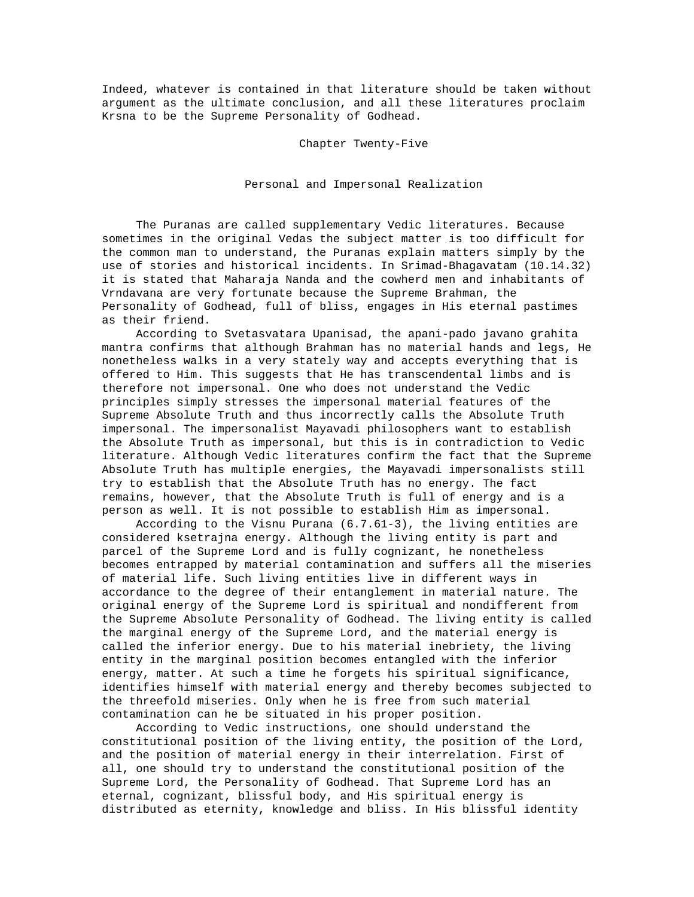Indeed, whatever is contained in that literature should be taken without argument as the ultimate conclusion, and all these literatures proclaim Krsna to be the Supreme Personality of Godhead.

## Chapter Twenty-Five

### Personal and Impersonal Realization

The Puranas are called supplementary Vedic literatures. Because sometimes in the original Vedas the subject matter is too difficult for the common man to understand, the Puranas explain matters simply by the use of stories and historical incidents. In Srimad-Bhagavatam (10.14.32) it is stated that Maharaja Nanda and the cowherd men and inhabitants of Vrndavana are very fortunate because the Supreme Brahman, the Personality of Godhead, full of bliss, engages in His eternal pastimes as their friend.

According to Svetasvatara Upanisad, the apani-pado javano grahita mantra confirms that although Brahman has no material hands and legs, He nonetheless walks in a very stately way and accepts everything that is offered to Him. This suggests that He has transcendental limbs and is therefore not impersonal. One who does not understand the Vedic principles simply stresses the impersonal material features of the Supreme Absolute Truth and thus incorrectly calls the Absolute Truth impersonal. The impersonalist Mayavadi philosophers want to establish the Absolute Truth as impersonal, but this is in contradiction to Vedic literature. Although Vedic literatures confirm the fact that the Supreme Absolute Truth has multiple energies, the Mayavadi impersonalists still try to establish that the Absolute Truth has no energy. The fact remains, however, that the Absolute Truth is full of energy and is a person as well. It is not possible to establish Him as impersonal.

According to the Visnu Purana (6.7.61-3), the living entities are considered ksetrajna energy. Although the living entity is part and parcel of the Supreme Lord and is fully cognizant, he nonetheless becomes entrapped by material contamination and suffers all the miseries of material life. Such living entities live in different ways in accordance to the degree of their entanglement in material nature. The original energy of the Supreme Lord is spiritual and nondifferent from the Supreme Absolute Personality of Godhead. The living entity is called the marginal energy of the Supreme Lord, and the material energy is called the inferior energy. Due to his material inebriety, the living entity in the marginal position becomes entangled with the inferior energy, matter. At such a time he forgets his spiritual significance, identifies himself with material energy and thereby becomes subjected to the threefold miseries. Only when he is free from such material contamination can he be situated in his proper position.

According to Vedic instructions, one should understand the constitutional position of the living entity, the position of the Lord, and the position of material energy in their interrelation. First of all, one should try to understand the constitutional position of the Supreme Lord, the Personality of Godhead. That Supreme Lord has an eternal, cognizant, blissful body, and His spiritual energy is distributed as eternity, knowledge and bliss. In His blissful identity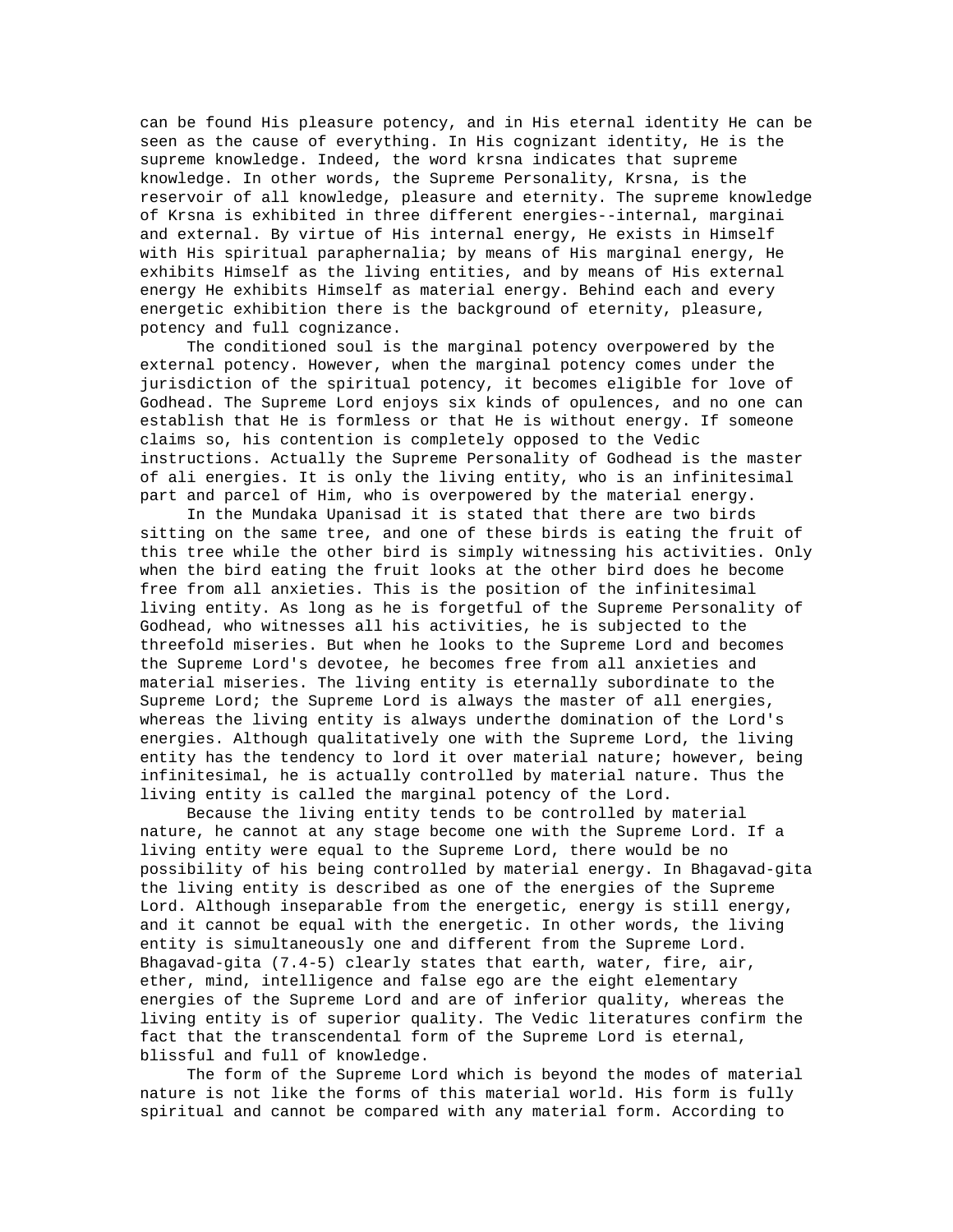can be found His pleasure potency, and in His eternal identity He can be seen as the cause of everything. In His cognizant identity, He is the supreme knowledge. Indeed, the word krsna indicates that supreme knowledge. In other words, the Supreme Personality, Krsna, is the reservoir of all knowledge, pleasure and eternity. The supreme knowledge of Krsna is exhibited in three different energies--internal, marginai and external. By virtue of His internal energy, He exists in Himself with His spiritual paraphernalia; by means of His marginal energy, He exhibits Himself as the living entities, and by means of His external energy He exhibits Himself as material energy. Behind each and every energetic exhibition there is the background of eternity, pleasure, potency and full cognizance.

The conditioned soul is the marginal potency overpowered by the external potency. However, when the marginal potency comes under the jurisdiction of the spiritual potency, it becomes eligible for love of Godhead. The Supreme Lord enjoys six kinds of opulences, and no one can establish that He is formless or that He is without energy. If someone claims so, his contention is completely opposed to the Vedic instructions. Actually the Supreme Personality of Godhead is the master of ali energies. It is only the living entity, who is an infinitesimal part and parcel of Him, who is overpowered by the material energy.

In the Mundaka Upanisad it is stated that there are two birds sitting on the same tree, and one of these birds is eating the fruit of this tree while the other bird is simply witnessing his activities. Only when the bird eating the fruit looks at the other bird does he become free from all anxieties. This is the position of the infinitesimal living entity. As long as he is forgetful of the Supreme Personality of Godhead, who witnesses all his activities, he is subjected to the threefold miseries. But when he looks to the Supreme Lord and becomes the Supreme Lord's devotee, he becomes free from all anxieties and material miseries. The living entity is eternally subordinate to the Supreme Lord; the Supreme Lord is always the master of all energies, whereas the living entity is always underthe domination of the Lord's energies. Although qualitatively one with the Supreme Lord, the living entity has the tendency to lord it over material nature; however, being infinitesimal, he is actually controlled by material nature. Thus the living entity is called the marginal potency of the Lord.

Because the living entity tends to be controlled by material nature, he cannot at any stage become one with the Supreme Lord. If a living entity were equal to the Supreme Lord, there would be no possibility of his being controlled by material energy. In Bhagavad-gita the living entity is described as one of the energies of the Supreme Lord. Although inseparable from the energetic, energy is still energy, and it cannot be equal with the energetic. In other words, the living entity is simultaneously one and different from the Supreme Lord. Bhagavad-gita (7.4-5) clearly states that earth, water, fire, air, ether, mind, intelligence and false ego are the eight elementary energies of the Supreme Lord and are of inferior quality, whereas the living entity is of superior quality. The Vedic literatures confirm the fact that the transcendental form of the Supreme Lord is eternal, blissful and full of knowledge.

The form of the Supreme Lord which is beyond the modes of material nature is not like the forms of this material world. His form is fully spiritual and cannot be compared with any material form. According to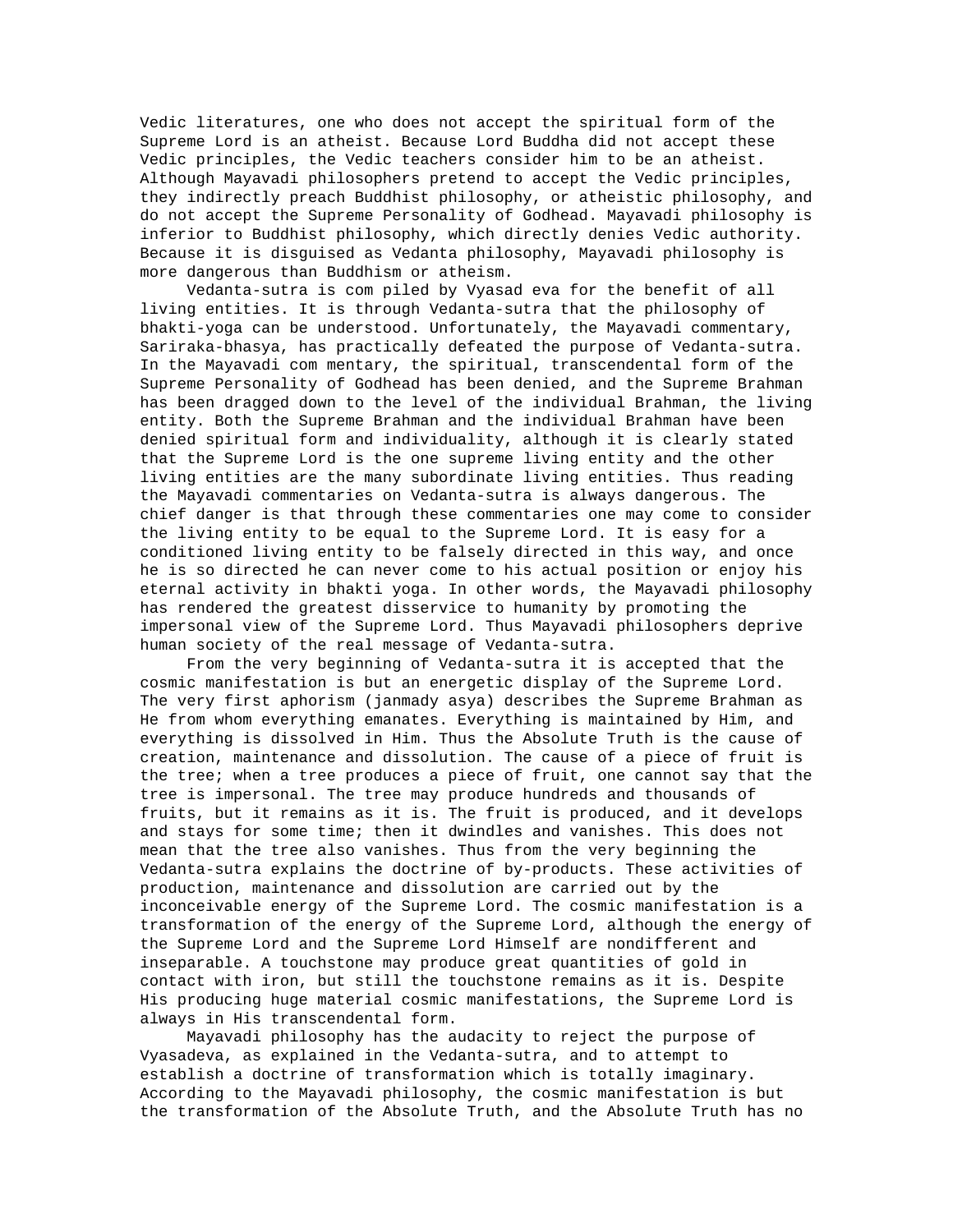Vedic literatures, one who does not accept the spiritual form of the Supreme Lord is an atheist. Because Lord Buddha did not accept these Vedic principles, the Vedic teachers consider him to be an atheist. Although Mayavadi philosophers pretend to accept the Vedic principles, they indirectly preach Buddhist philosophy, or atheistic philosophy, and do not accept the Supreme Personality of Godhead. Mayavadi philosophy is inferior to Buddhist philosophy, which directly denies Vedic authority. Because it is disguised as Vedanta philosophy, Mayavadi philosophy is more dangerous than Buddhism or atheism.

Vedanta-sutra is com piled by Vyasad eva for the benefit of all living entities. It is through Vedanta-sutra that the philosophy of bhakti-yoga can be understood. Unfortunately, the Mayavadi commentary, Sariraka-bhasya, has practically defeated the purpose of Vedanta-sutra. In the Mayavadi com mentary, the spiritual, transcendental form of the Supreme Personality of Godhead has been denied, and the Supreme Brahman has been dragged down to the level of the individual Brahman, the living entity. Both the Supreme Brahman and the individual Brahman have been denied spiritual form and individuality, although it is clearly stated that the Supreme Lord is the one supreme living entity and the other living entities are the many subordinate living entities. Thus reading the Mayavadi commentaries on Vedanta-sutra is always dangerous. The chief danger is that through these commentaries one may come to consider the living entity to be equal to the Supreme Lord. It is easy for a conditioned living entity to be falsely directed in this way, and once he is so directed he can never come to his actual position or enjoy his eternal activity in bhakti yoga. In other words, the Mayavadi philosophy has rendered the greatest disservice to humanity by promoting the impersonal view of the Supreme Lord. Thus Mayavadi philosophers deprive human society of the real message of Vedanta-sutra.

From the very beginning of Vedanta-sutra it is accepted that the cosmic manifestation is but an energetic display of the Supreme Lord. The very first aphorism (janmady asya) describes the Supreme Brahman as He from whom everything emanates. Everything is maintained by Him, and everything is dissolved in Him. Thus the Absolute Truth is the cause of creation, maintenance and dissolution. The cause of a piece of fruit is the tree; when a tree produces a piece of fruit, one cannot say that the tree is impersonal. The tree may produce hundreds and thousands of fruits, but it remains as it is. The fruit is produced, and it develops and stays for some time; then it dwindles and vanishes. This does not mean that the tree also vanishes. Thus from the very beginning the Vedanta-sutra explains the doctrine of by-products. These activities of production, maintenance and dissolution are carried out by the inconceivable energy of the Supreme Lord. The cosmic manifestation is a transformation of the energy of the Supreme Lord, although the energy of the Supreme Lord and the Supreme Lord Himself are nondifferent and inseparable. A touchstone may produce great quantities of gold in contact with iron, but still the touchstone remains as it is. Despite His producing huge material cosmic manifestations, the Supreme Lord is always in His transcendental form.

Mayavadi philosophy has the audacity to reject the purpose of Vyasadeva, as explained in the Vedanta-sutra, and to attempt to establish a doctrine of transformation which is totally imaginary. According to the Mayavadi philosophy, the cosmic manifestation is but the transformation of the Absolute Truth, and the Absolute Truth has no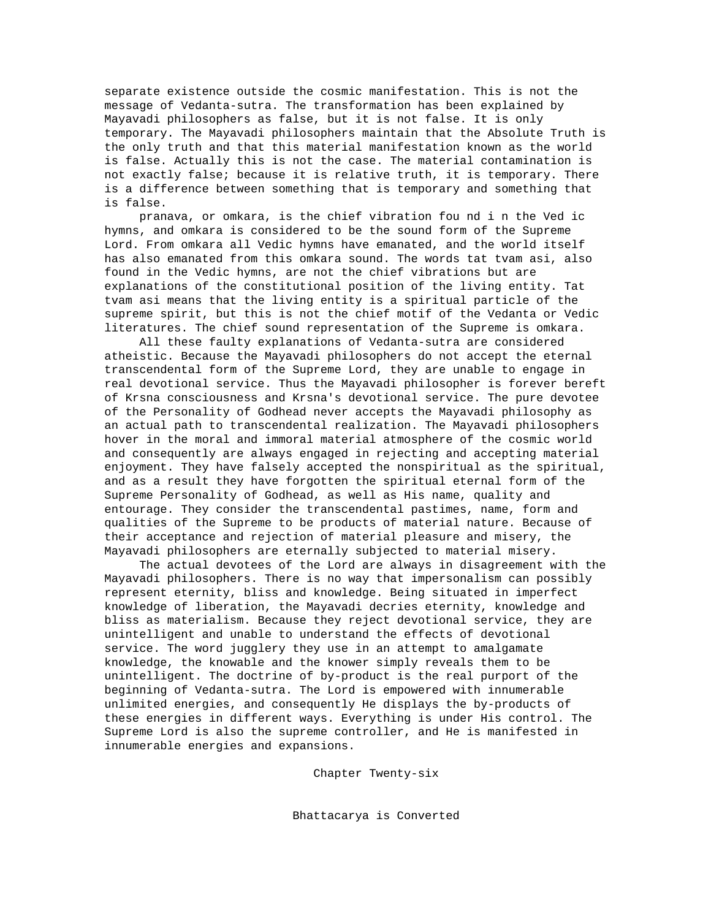separate existence outside the cosmic manifestation. This is not the message of Vedanta-sutra. The transformation has been explained by Mayavadi philosophers as false, but it is not false. It is only temporary. The Mayavadi philosophers maintain that the Absolute Truth is the only truth and that this material manifestation known as the world is false. Actually this is not the case. The material contamination is not exactly false; because it is relative truth, it is temporary. There is a difference between something that is temporary and something that is false.

pranava, or omkara, is the chief vibration fou nd i n the Ved ic hymns, and omkara is considered to be the sound form of the Supreme Lord. From omkara all Vedic hymns have emanated, and the world itself has also emanated from this omkara sound. The words tat tvam asi, also found in the Vedic hymns, are not the chief vibrations but are explanations of the constitutional position of the living entity. Tat tvam asi means that the living entity is a spiritual particle of the supreme spirit, but this is not the chief motif of the Vedanta or Vedic literatures. The chief sound representation of the Supreme is omkara.

All these faulty explanations of Vedanta-sutra are considered atheistic. Because the Mayavadi philosophers do not accept the eternal transcendental form of the Supreme Lord, they are unable to engage in real devotional service. Thus the Mayavadi philosopher is forever bereft of Krsna consciousness and Krsna's devotional service. The pure devotee of the Personality of Godhead never accepts the Mayavadi philosophy as an actual path to transcendental realization. The Mayavadi philosophers hover in the moral and immoral material atmosphere of the cosmic world and consequently are always engaged in rejecting and accepting material enjoyment. They have falsely accepted the nonspiritual as the spiritual, and as a result they have forgotten the spiritual eternal form of the Supreme Personality of Godhead, as well as His name, quality and entourage. They consider the transcendental pastimes, name, form and qualities of the Supreme to be products of material nature. Because of their acceptance and rejection of material pleasure and misery, the Mayavadi philosophers are eternally subjected to material misery.

The actual devotees of the Lord are always in disagreement with the Mayavadi philosophers. There is no way that impersonalism can possibly represent eternity, bliss and knowledge. Being situated in imperfect knowledge of liberation, the Mayavadi decries eternity, knowledge and bliss as materialism. Because they reject devotional service, they are unintelligent and unable to understand the effects of devotional service. The word jugglery they use in an attempt to amalgamate knowledge, the knowable and the knower simply reveals them to be unintelligent. The doctrine of by-product is the real purport of the beginning of Vedanta-sutra. The Lord is empowered with innumerable unlimited energies, and consequently He displays the by-products of these energies in different ways. Everything is under His control. The Supreme Lord is also the supreme controller, and He is manifested in innumerable energies and expansions.

## Chapter Twenty-six

## Bhattacarya is Converted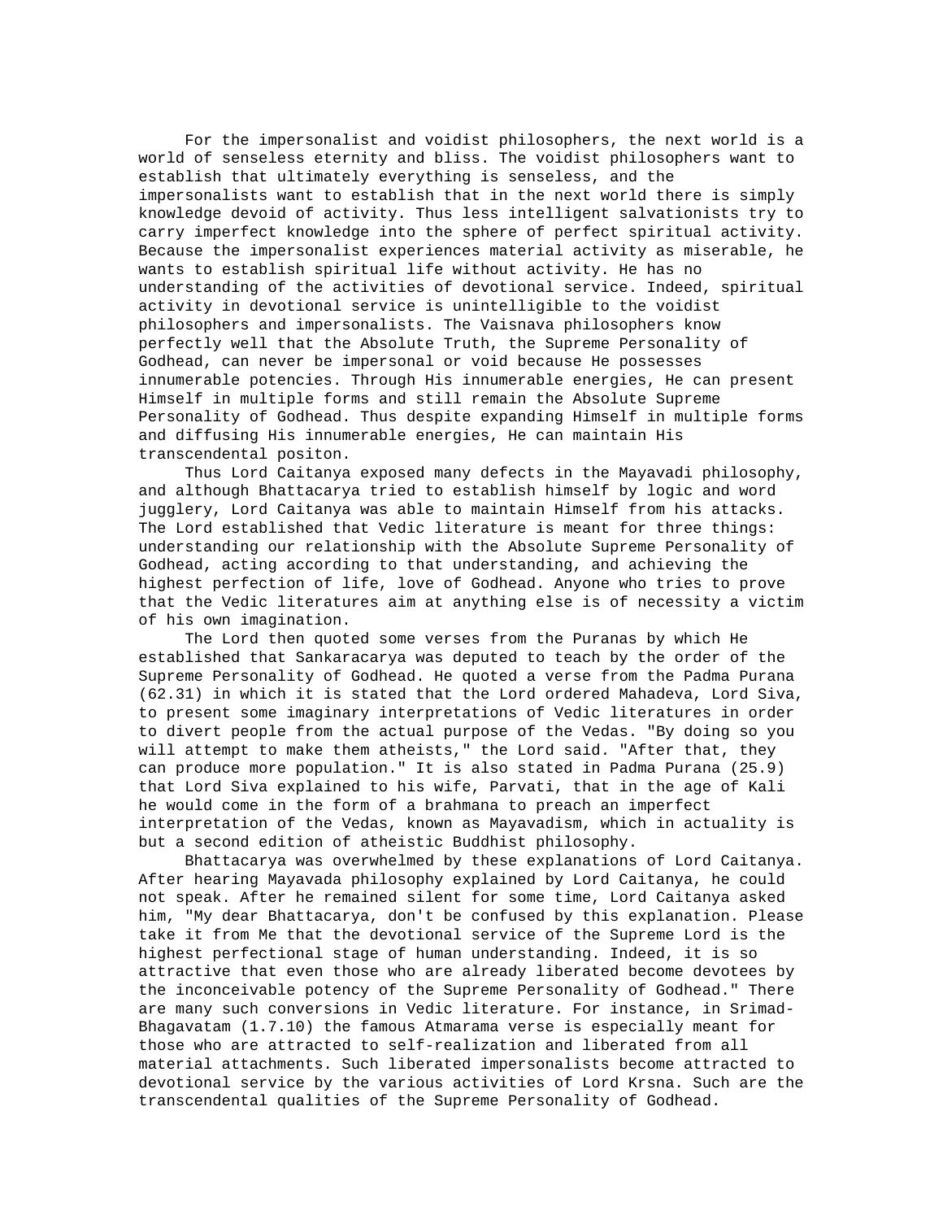For the impersonalist and voidist philosophers, the next world is a world of senseless eternity and bliss. The voidist philosophers want to establish that ultimately everything is senseless, and the impersonalists want to establish that in the next world there is simply knowledge devoid of activity. Thus less intelligent salvationists try to carry imperfect knowledge into the sphere of perfect spiritual activity. Because the impersonalist experiences material activity as miserable, he wants to establish spiritual life without activity. He has no understanding of the activities of devotional service. Indeed, spiritual activity in devotional service is unintelligible to the voidist philosophers and impersonalists. The Vaisnava philosophers know perfectly well that the Absolute Truth, the Supreme Personality of Godhead, can never be impersonal or void because He possesses innumerable potencies. Through His innumerable energies, He can present Himself in multiple forms and still remain the Absolute Supreme Personality of Godhead. Thus despite expanding Himself in multiple forms and diffusing His innumerable energies, He can maintain His transcendental positon.

Thus Lord Caitanya exposed many defects in the Mayavadi philosophy, and although Bhattacarya tried to establish himself by logic and word jugglery, Lord Caitanya was able to maintain Himself from his attacks. The Lord established that Vedic literature is meant for three things: understanding our relationship with the Absolute Supreme Personality of Godhead, acting according to that understanding, and achieving the highest perfection of life, love of Godhead. Anyone who tries to prove that the Vedic literatures aim at anything else is of necessity a victim of his own imagination.

The Lord then quoted some verses from the Puranas by which He established that Sankaracarya was deputed to teach by the order of the Supreme Personality of Godhead. He quoted a verse from the Padma Purana (62.31) in which it is stated that the Lord ordered Mahadeva, Lord Siva, to present some imaginary interpretations of Vedic literatures in order to divert people from the actual purpose of the Vedas. "By doing so you will attempt to make them atheists," the Lord said. "After that, they can produce more population." It is also stated in Padma Purana (25.9) that Lord Siva explained to his wife, Parvati, that in the age of Kali he would come in the form of a brahmana to preach an imperfect interpretation of the Vedas, known as Mayavadism, which in actuality is but a second edition of atheistic Buddhist philosophy.

Bhattacarya was overwhelmed by these explanations of Lord Caitanya. After hearing Mayavada philosophy explained by Lord Caitanya, he could not speak. After he remained silent for some time, Lord Caitanya asked him, "My dear Bhattacarya, don't be confused by this explanation. Please take it from Me that the devotional service of the Supreme Lord is the highest perfectional stage of human understanding. Indeed, it is so attractive that even those who are already liberated become devotees by the inconceivable potency of the Supreme Personality of Godhead." There are many such conversions in Vedic literature. For instance, in Srimad-Bhagavatam (1.7.10) the famous Atmarama verse is especially meant for those who are attracted to self-realization and liberated from all material attachments. Such liberated impersonalists become attracted to devotional service by the various activities of Lord Krsna. Such are the transcendental qualities of the Supreme Personality of Godhead.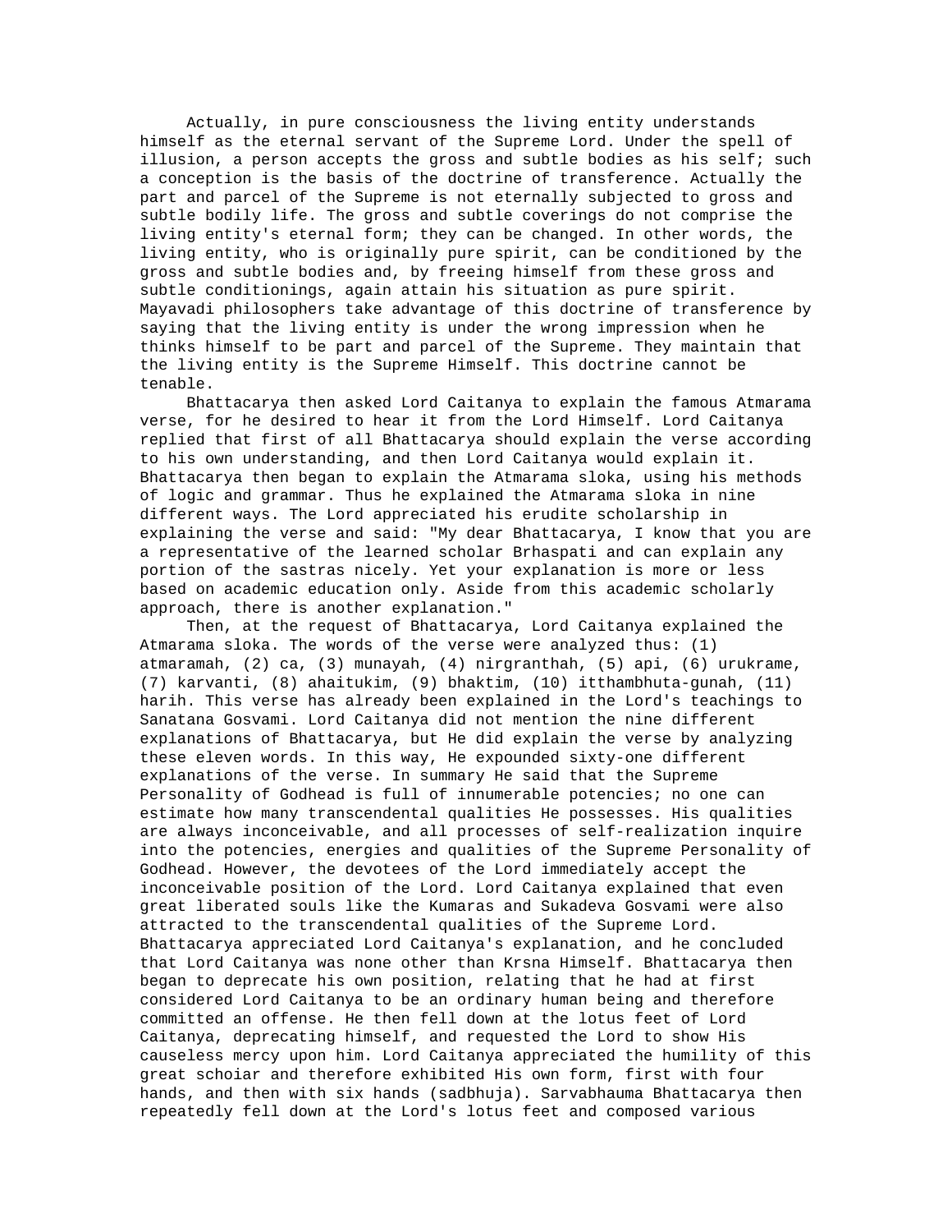Actually, in pure consciousness the living entity understands himself as the eternal servant of the Supreme Lord. Under the spell of illusion, a person accepts the gross and subtle bodies as his self; such a conception is the basis of the doctrine of transference. Actually the part and parcel of the Supreme is not eternally subjected to gross and subtle bodily life. The gross and subtle coverings do not comprise the living entity's eternal form; they can be changed. In other words, the living entity, who is originally pure spirit, can be conditioned by the gross and subtle bodies and, by freeing himself from these gross and subtle conditionings, again attain his situation as pure spirit. Mayavadi philosophers take advantage of this doctrine of transference by saying that the living entity is under the wrong impression when he thinks himself to be part and parcel of the Supreme. They maintain that the living entity is the Supreme Himself. This doctrine cannot be tenable.

Bhattacarya then asked Lord Caitanya to explain the famous Atmarama verse, for he desired to hear it from the Lord Himself. Lord Caitanya replied that first of all Bhattacarya should explain the verse according to his own understanding, and then Lord Caitanya would explain it. Bhattacarya then began to explain the Atmarama sloka, using his methods of logic and grammar. Thus he explained the Atmarama sloka in nine different ways. The Lord appreciated his erudite scholarship in explaining the verse and said: "My dear Bhattacarya, I know that you are a representative of the learned scholar Brhaspati and can explain any portion of the sastras nicely. Yet your explanation is more or less based on academic education only. Aside from this academic scholarly approach, there is another explanation."

Then, at the request of Bhattacarya, Lord Caitanya explained the Atmarama sloka. The words of the verse were analyzed thus: (1) atmaramah, (2) ca, (3) munayah, (4) nirgranthah, (5) api, (6) urukrame, (7) karvanti, (8) ahaitukim, (9) bhaktim, (10) itthambhuta-gunah, (11) harih. This verse has already been explained in the Lord's teachings to Sanatana Gosvami. Lord Caitanya did not mention the nine different explanations of Bhattacarya, but He did explain the verse by analyzing these eleven words. In this way, He expounded sixty-one different explanations of the verse. In summary He said that the Supreme Personality of Godhead is full of innumerable potencies; no one can estimate how many transcendental qualities He possesses. His qualities are always inconceivable, and all processes of self-realization inquire into the potencies, energies and qualities of the Supreme Personality of Godhead. However, the devotees of the Lord immediately accept the inconceivable position of the Lord. Lord Caitanya explained that even great liberated souls like the Kumaras and Sukadeva Gosvami were also attracted to the transcendental qualities of the Supreme Lord. Bhattacarya appreciated Lord Caitanya's explanation, and he concluded that Lord Caitanya was none other than Krsna Himself. Bhattacarya then began to deprecate his own position, relating that he had at first considered Lord Caitanya to be an ordinary human being and therefore committed an offense. He then fell down at the lotus feet of Lord Caitanya, deprecating himself, and requested the Lord to show His causeless mercy upon him. Lord Caitanya appreciated the humility of this great schoiar and therefore exhibited His own form, first with four hands, and then with six hands (sadbhuja). Sarvabhauma Bhattacarya then repeatedly fell down at the Lord's lotus feet and composed various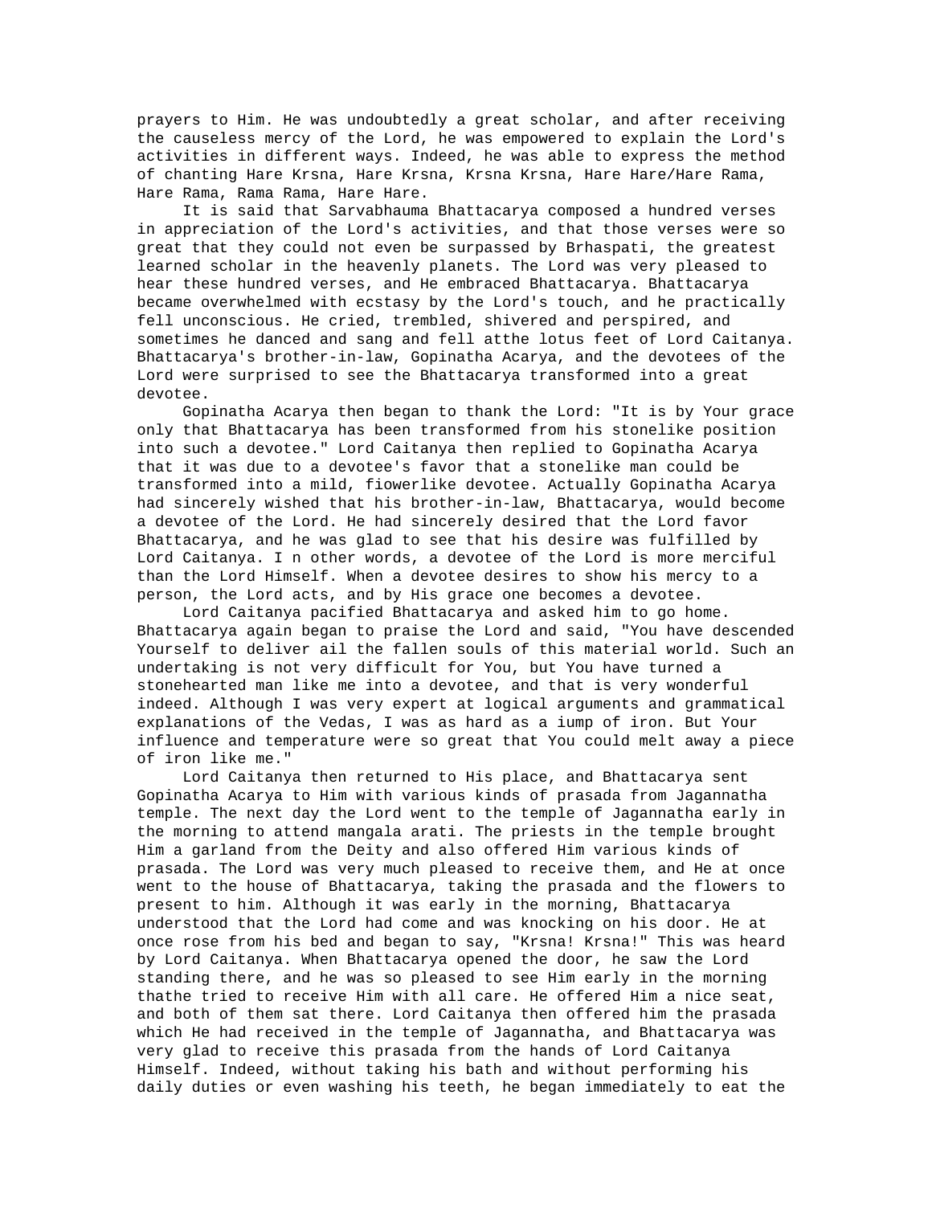prayers to Him. He was undoubtedly a great scholar, and after receiving the causeless mercy of the Lord, he was empowered to explain the Lord's activities in different ways. Indeed, he was able to express the method of chanting Hare Krsna, Hare Krsna, Krsna Krsna, Hare Hare/Hare Rama, Hare Rama, Rama Rama, Hare Hare.

It is said that Sarvabhauma Bhattacarya composed a hundred verses in appreciation of the Lord's activities, and that those verses were so great that they could not even be surpassed by Brhaspati, the greatest learned scholar in the heavenly planets. The Lord was very pleased to hear these hundred verses, and He embraced Bhattacarya. Bhattacarya became overwhelmed with ecstasy by the Lord's touch, and he practically fell unconscious. He cried, trembled, shivered and perspired, and sometimes he danced and sang and fell atthe lotus feet of Lord Caitanya. Bhattacarya's brother-in-law, Gopinatha Acarya, and the devotees of the Lord were surprised to see the Bhattacarya transformed into a great devotee.

Gopinatha Acarya then began to thank the Lord: "It is by Your grace only that Bhattacarya has been transformed from his stonelike position into such a devotee." Lord Caitanya then replied to Gopinatha Acarya that it was due to a devotee's favor that a stonelike man could be transformed into a mild, fiowerlike devotee. Actually Gopinatha Acarya had sincerely wished that his brother-in-law, Bhattacarya, would become a devotee of the Lord. He had sincerely desired that the Lord favor Bhattacarya, and he was glad to see that his desire was fulfilled by Lord Caitanya. I n other words, a devotee of the Lord is more merciful than the Lord Himself. When a devotee desires to show his mercy to a person, the Lord acts, and by His grace one becomes a devotee.

Lord Caitanya pacified Bhattacarya and asked him to go home. Bhattacarya again began to praise the Lord and said, "You have descended Yourself to deliver ail the fallen souls of this material world. Such an undertaking is not very difficult for You, but You have turned a stonehearted man like me into a devotee, and that is very wonderful indeed. Although I was very expert at logical arguments and grammatical explanations of the Vedas, I was as hard as a iump of iron. But Your influence and temperature were so great that You could melt away a piece of iron like me."

Lord Caitanya then returned to His place, and Bhattacarya sent Gopinatha Acarya to Him with various kinds of prasada from Jagannatha temple. The next day the Lord went to the temple of Jagannatha early in the morning to attend mangala arati. The priests in the temple brought Him a garland from the Deity and also offered Him various kinds of prasada. The Lord was very much pleased to receive them, and He at once went to the house of Bhattacarya, taking the prasada and the flowers to present to him. Although it was early in the morning, Bhattacarya understood that the Lord had come and was knocking on his door. He at once rose from his bed and began to say, "Krsna! Krsna!" This was heard by Lord Caitanya. When Bhattacarya opened the door, he saw the Lord standing there, and he was so pleased to see Him early in the morning thathe tried to receive Him with all care. He offered Him a nice seat, and both of them sat there. Lord Caitanya then offered him the prasada which He had received in the temple of Jagannatha, and Bhattacarya was very glad to receive this prasada from the hands of Lord Caitanya Himself. Indeed, without taking his bath and without performing his daily duties or even washing his teeth, he began immediately to eat the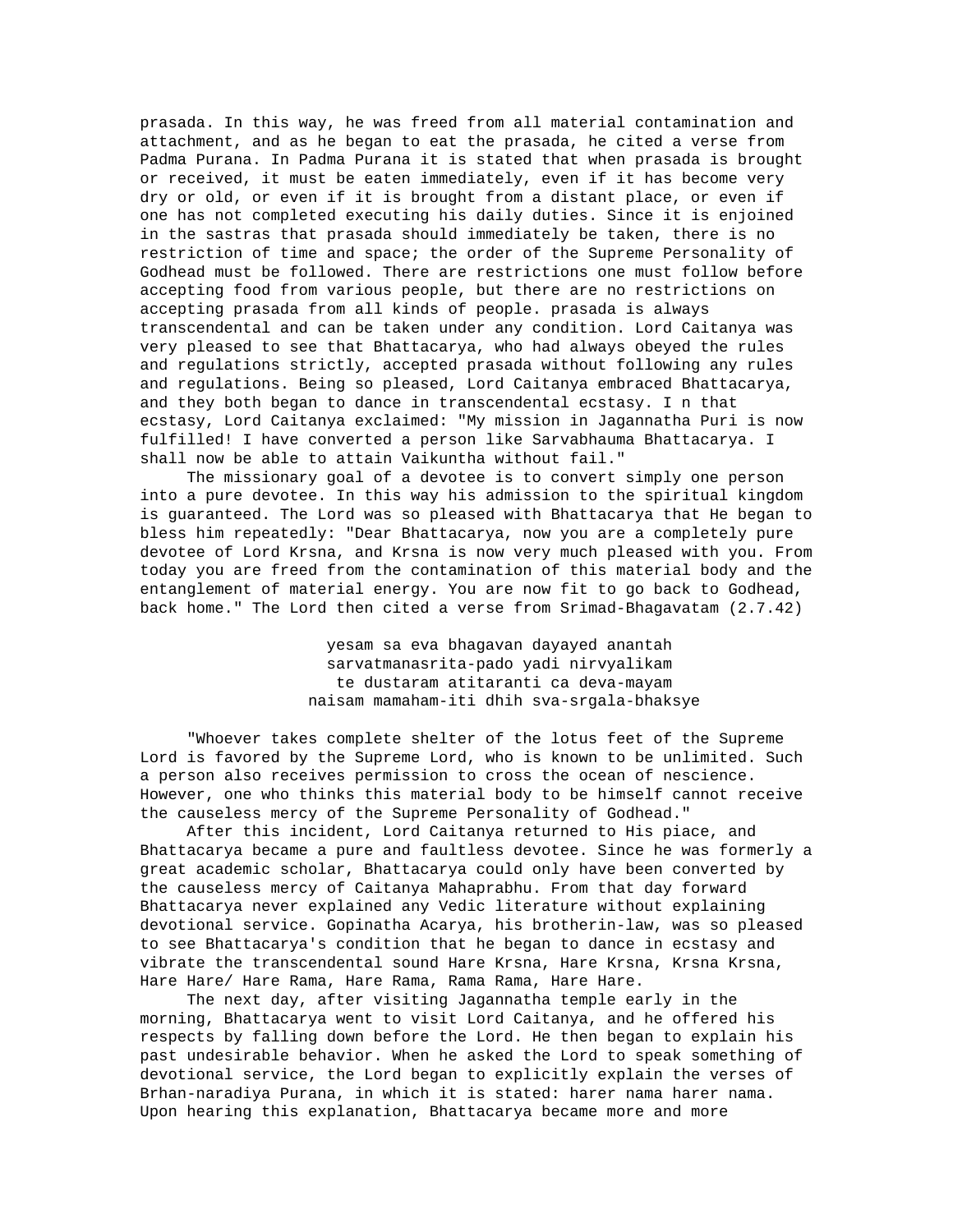prasada. In this way, he was freed from all material contamination and attachment, and as he began to eat the prasada, he cited a verse from Padma Purana. In Padma Purana it is stated that when prasada is brought or received, it must be eaten immediately, even if it has become very dry or old, or even if it is brought from a distant place, or even if one has not completed executing his daily duties. Since it is enjoined in the sastras that prasada should immediately be taken, there is no restriction of time and space; the order of the Supreme Personality of Godhead must be followed. There are restrictions one must follow before accepting food from various people, but there are no restrictions on accepting prasada from all kinds of people. prasada is always transcendental and can be taken under any condition. Lord Caitanya was very pleased to see that Bhattacarya, who had always obeyed the rules and regulations strictly, accepted prasada without following any rules and regulations. Being so pleased, Lord Caitanya embraced Bhattacarya, and they both began to dance in transcendental ecstasy. I n that ecstasy, Lord Caitanya exclaimed: "My mission in Jagannatha Puri is now fulfilled! I have converted a person like Sarvabhauma Bhattacarya. I shall now be able to attain Vaikuntha without fail."

The missionary goal of a devotee is to convert simply one person into a pure devotee. In this way his admission to the spiritual kingdom is guaranteed. The Lord was so pleased with Bhattacarya that He began to bless him repeatedly: "Dear Bhattacarya, now you are a completely pure devotee of Lord Krsna, and Krsna is now very much pleased with you. From today you are freed from the contamination of this material body and the entanglement of material energy. You are now fit to go back to Godhead, back home." The Lord then cited a verse from Srimad-Bhagavatam (2.7.42)

> yesam sa eva bhagavan dayayed anantah
> sarvatmanasrita-pado yadi nirvyalikam
> te dustaram atitaranti ca deva-mayam
> naisam mamaham-iti dhih sva-srgala-bhaksye

"Whoever takes complete shelter of the lotus feet of the Supreme Lord is favored by the Supreme Lord, who is known to be unlimited. Such a person also receives permission to cross the ocean of nescience. However, one who thinks this material body to be himself cannot receive the causeless mercy of the Supreme Personality of Godhead."

After this incident, Lord Caitanya returned to His piace, and Bhattacarya became a pure and faultless devotee. Since he was formerly a great academic scholar, Bhattacarya could only have been converted by the causeless mercy of Caitanya Mahaprabhu. From that day forward Bhattacarya never explained any Vedic literature without explaining devotional service. Gopinatha Acarya, his brotherin-law, was so pleased to see Bhattacarya's condition that he began to dance in ecstasy and vibrate the transcendental sound Hare Krsna, Hare Krsna, Krsna Krsna, Hare Hare/ Hare Rama, Hare Rama, Rama Rama, Hare Hare.

The next day, after visiting Jagannatha temple early in the morning, Bhattacarya went to visit Lord Caitanya, and he offered his respects by falling down before the Lord. He then began to explain his past undesirable behavior. When he asked the Lord to speak something of devotional service, the Lord began to explicitly explain the verses of Brhan-naradiya Purana, in which it is stated: harer nama harer nama. Upon hearing this explanation, Bhattacarya became more and more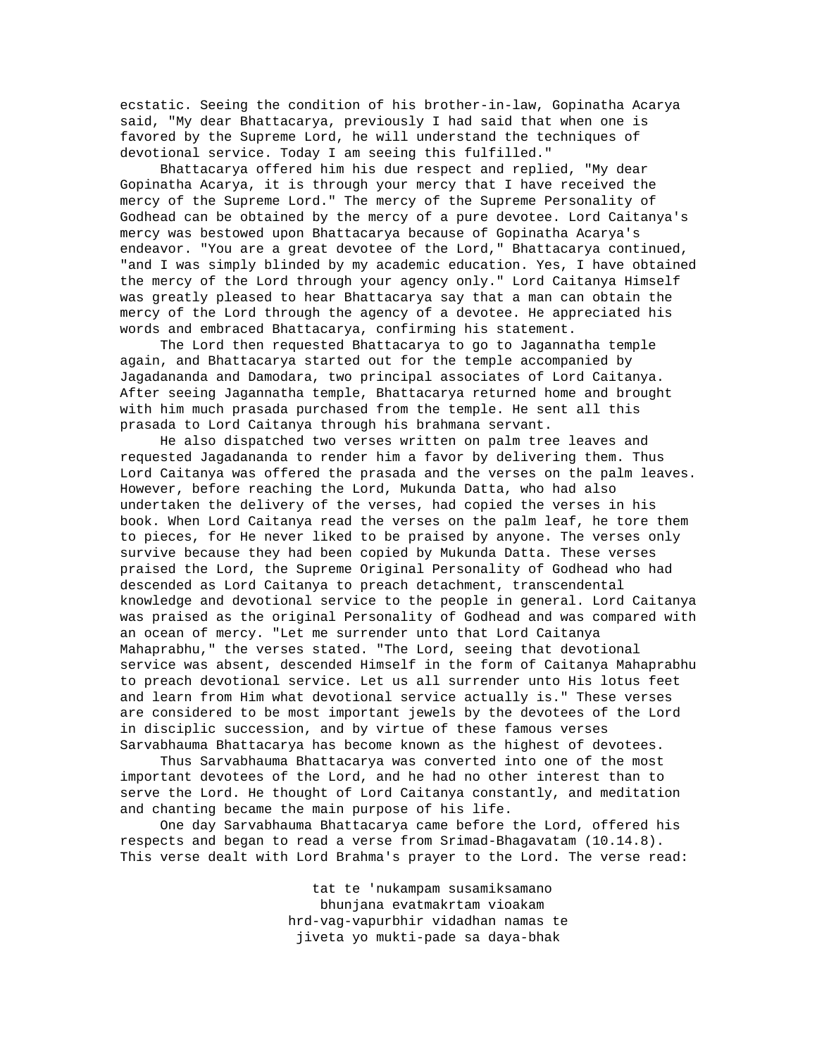ecstatic. Seeing the condition of his brother-in-law, Gopinatha Acarya said, "My dear Bhattacarya, previously I had said that when one is favored by the Supreme Lord, he will understand the techniques of devotional service. Today I am seeing this fulfilled."

Bhattacarya offered him his due respect and replied, "My dear Gopinatha Acarya, it is through your mercy that I have received the mercy of the Supreme Lord." The mercy of the Supreme Personality of Godhead can be obtained by the mercy of a pure devotee. Lord Caitanya's mercy was bestowed upon Bhattacarya because of Gopinatha Acarya's endeavor. "You are a great devotee of the Lord," Bhattacarya continued, "and I was simply blinded by my academic education. Yes, I have obtained the mercy of the Lord through your agency only." Lord Caitanya Himself was greatly pleased to hear Bhattacarya say that a man can obtain the mercy of the Lord through the agency of a devotee. He appreciated his words and embraced Bhattacarya, confirming his statement.

The Lord then requested Bhattacarya to go to Jagannatha temple again, and Bhattacarya started out for the temple accompanied by Jagadananda and Damodara, two principal associates of Lord Caitanya. After seeing Jagannatha temple, Bhattacarya returned home and brought with him much prasada purchased from the temple. He sent all this prasada to Lord Caitanya through his brahmana servant.

He also dispatched two verses written on palm tree leaves and requested Jagadananda to render him a favor by delivering them. Thus Lord Caitanya was offered the prasada and the verses on the palm leaves. However, before reaching the Lord, Mukunda Datta, who had also undertaken the delivery of the verses, had copied the verses in his book. When Lord Caitanya read the verses on the palm leaf, he tore them to pieces, for He never liked to be praised by anyone. The verses only survive because they had been copied by Mukunda Datta. These verses praised the Lord, the Supreme Original Personality of Godhead who had descended as Lord Caitanya to preach detachment, transcendental knowledge and devotional service to the people in general. Lord Caitanya was praised as the original Personality of Godhead and was compared with an ocean of mercy. "Let me surrender unto that Lord Caitanya Mahaprabhu," the verses stated. "The Lord, seeing that devotional service was absent, descended Himself in the form of Caitanya Mahaprabhu to preach devotional service. Let us all surrender unto His lotus feet and learn from Him what devotional service actually is." These verses are considered to be most important jewels by the devotees of the Lord in disciplic succession, and by virtue of these famous verses Sarvabhauma Bhattacarya has become known as the highest of devotees.

Thus Sarvabhauma Bhattacarya was converted into one of the most important devotees of the Lord, and he had no other interest than to serve the Lord. He thought of Lord Caitanya constantly, and meditation and chanting became the main purpose of his life.

One day Sarvabhauma Bhattacarya came before the Lord, offered his respects and began to read a verse from Srimad-Bhagavatam (10.14.8). This verse dealt with Lord Brahma's prayer to the Lord. The verse read:

tat te 'nukampam susamiksamano
bhunjana evatmakrtam vioakam
hrd-vag-vapurbhir vidadhan namas te
jiveta yo mukti-pade sa daya-bhak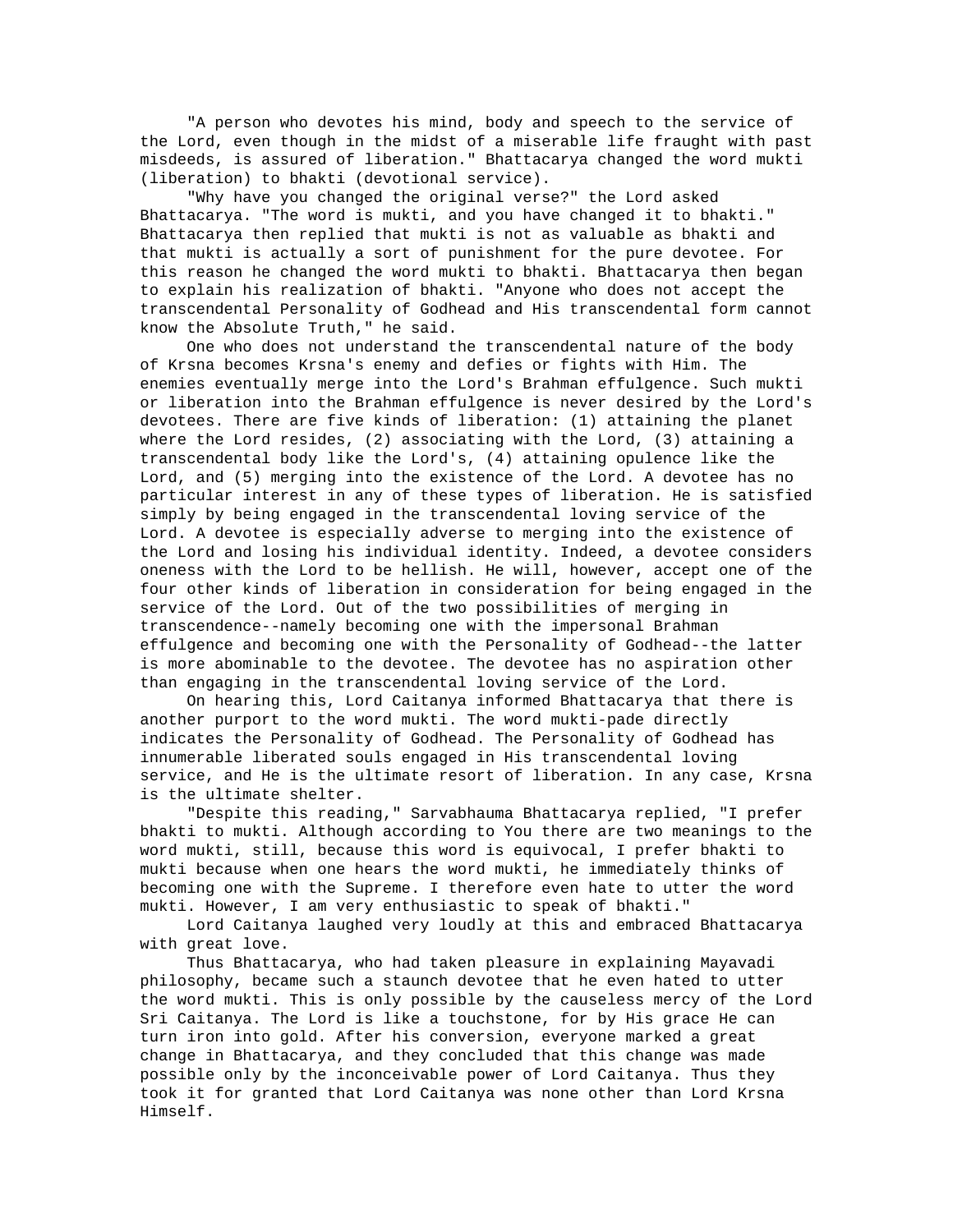"A person who devotes his mind, body and speech to the service of the Lord, even though in the midst of a miserable life fraught with past misdeeds, is assured of liberation." Bhattacarya changed the word mukti (liberation) to bhakti (devotional service).

"Why have you changed the original verse?" the Lord asked Bhattacarya. "The word is mukti, and you have changed it to bhakti." Bhattacarya then replied that mukti is not as valuable as bhakti and that mukti is actually a sort of punishment for the pure devotee. For this reason he changed the word mukti to bhakti. Bhattacarya then began to explain his realization of bhakti. "Anyone who does not accept the transcendental Personality of Godhead and His transcendental form cannot know the Absolute Truth," he said.

One who does not understand the transcendental nature of the body of Krsna becomes Krsna's enemy and defies or fights with Him. The enemies eventually merge into the Lord's Brahman effulgence. Such mukti or liberation into the Brahman effulgence is never desired by the Lord's devotees. There are five kinds of liberation: (1) attaining the planet where the Lord resides, (2) associating with the Lord, (3) attaining a transcendental body like the Lord's, (4) attaining opulence like the Lord, and (5) merging into the existence of the Lord. A devotee has no particular interest in any of these types of liberation. He is satisfied simply by being engaged in the transcendental loving service of the Lord. A devotee is especially adverse to merging into the existence of the Lord and losing his individual identity. Indeed, a devotee considers oneness with the Lord to be hellish. He will, however, accept one of the four other kinds of liberation in consideration for being engaged in the service of the Lord. Out of the two possibilities of merging in transcendence--namely becoming one with the impersonal Brahman effulgence and becoming one with the Personality of Godhead--the latter is more abominable to the devotee. The devotee has no aspiration other than engaging in the transcendental loving service of the Lord.

On hearing this, Lord Caitanya informed Bhattacarya that there is another purport to the word mukti. The word mukti-pade directly indicates the Personality of Godhead. The Personality of Godhead has innumerable liberated souls engaged in His transcendental loving service, and He is the ultimate resort of liberation. In any case, Krsna is the ultimate shelter.

"Despite this reading," Sarvabhauma Bhattacarya replied, "I prefer bhakti to mukti. Although according to You there are two meanings to the word mukti, still, because this word is equivocal, I prefer bhakti to mukti because when one hears the word mukti, he immediately thinks of becoming one with the Supreme. I therefore even hate to utter the word mukti. However, I am very enthusiastic to speak of bhakti."

Lord Caitanya laughed very loudly at this and embraced Bhattacarya with great love.

Thus Bhattacarya, who had taken pleasure in explaining Mayavadi philosophy, became such a staunch devotee that he even hated to utter the word mukti. This is only possible by the causeless mercy of the Lord Sri Caitanya. The Lord is like a touchstone, for by His grace He can turn iron into gold. After his conversion, everyone marked a great change in Bhattacarya, and they concluded that this change was made possible only by the inconceivable power of Lord Caitanya. Thus they took it for granted that Lord Caitanya was none other than Lord Krsna Himself.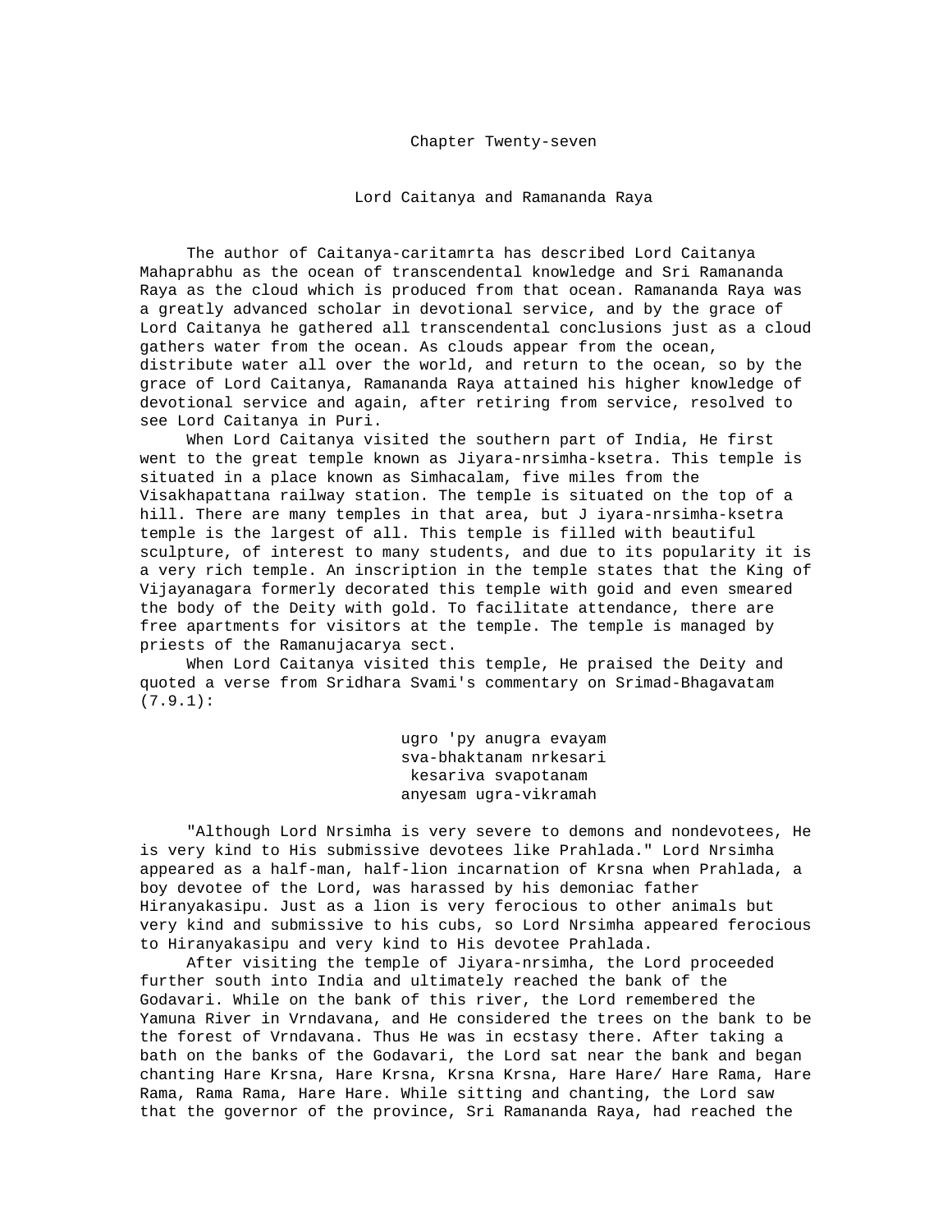# Chapter Twenty-seven

## Lord Caitanya and Ramananda Raya

The author of Caitanya-caritamrta has described Lord Caitanya Mahaprabhu as the ocean of transcendental knowledge and Sri Ramananda Raya as the cloud which is produced from that ocean. Ramananda Raya was a greatly advanced scholar in devotional service, and by the grace of Lord Caitanya he gathered all transcendental conclusions just as a cloud gathers water from the ocean. As clouds appear from the ocean, distribute water all over the world, and return to the ocean, so by the grace of Lord Caitanya, Ramananda Raya attained his higher knowledge of devotional service and again, after retiring from service, resolved to see Lord Caitanya in Puri.

When Lord Caitanya visited the southern part of India, He first went to the great temple known as Jiyara-nrsimha-ksetra. This temple is situated in a place known as Simhacalam, five miles from the Visakhapattana railway station. The temple is situated on the top of a hill. There are many temples in that area, but J iyara-nrsimha-ksetra temple is the largest of all. This temple is filled with beautiful sculpture, of interest to many students, and due to its popularity it is a very rich temple. An inscription in the temple states that the King of Vijayanagara formerly decorated this temple with goid and even smeared the body of the Deity with gold. To facilitate attendance, there are free apartments for visitors at the temple. The temple is managed by priests of the Ramanujacarya sect.

When Lord Caitanya visited this temple, He praised the Deity and quoted a verse from Sridhara Svami's commentary on Srimad-Bhagavatam (7.9.1):

> ugro 'py anugra evayam
> sva-bhaktanam nrkesari
> kesariva svapotanam
> anyesam ugra-vikramah

"Although Lord Nrsimha is very severe to demons and nondevotees, He is very kind to His submissive devotees like Prahlada." Lord Nrsimha appeared as a half-man, half-lion incarnation of Krsna when Prahlada, a boy devotee of the Lord, was harassed by his demoniac father Hiranyakasipu. Just as a lion is very ferocious to other animals but very kind and submissive to his cubs, so Lord Nrsimha appeared ferocious to Hiranyakasipu and very kind to His devotee Prahlada.

After visiting the temple of Jiyara-nrsimha, the Lord proceeded further south into India and ultimately reached the bank of the Godavari. While on the bank of this river, the Lord remembered the Yamuna River in Vrndavana, and He considered the trees on the bank to be the forest of Vrndavana. Thus He was in ecstasy there. After taking a bath on the banks of the Godavari, the Lord sat near the bank and began chanting Hare Krsna, Hare Krsna, Krsna Krsna, Hare Hare/ Hare Rama, Hare Rama, Rama Rama, Hare Hare. While sitting and chanting, the Lord saw that the governor of the province, Sri Ramananda Raya, had reached the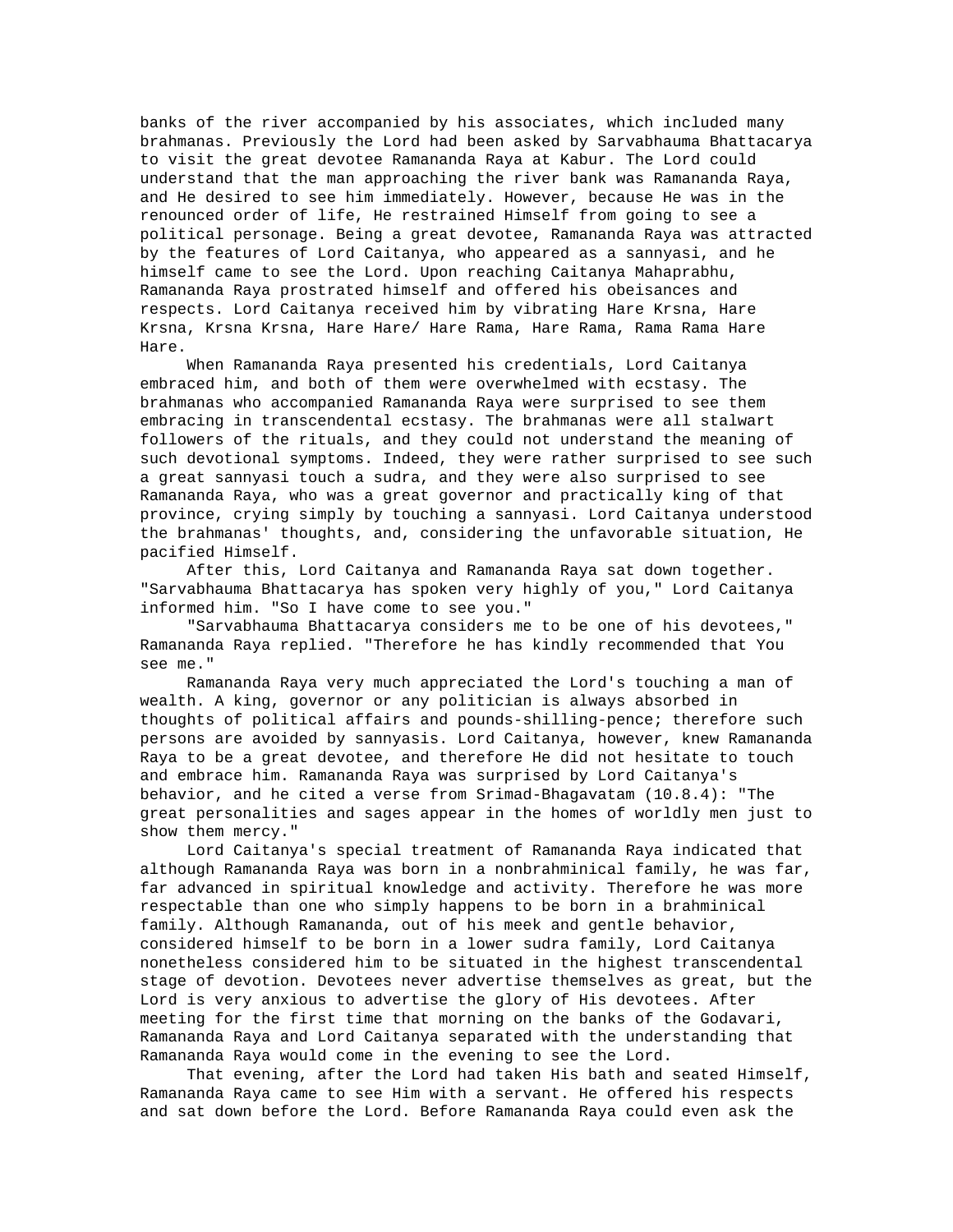banks of the river accompanied by his associates, which included many brahmanas. Previously the Lord had been asked by Sarvabhauma Bhattacarya to visit the great devotee Ramananda Raya at Kabur. The Lord could understand that the man approaching the river bank was Ramananda Raya, and He desired to see him immediately. However, because He was in the renounced order of life, He restrained Himself from going to see a political personage. Being a great devotee, Ramananda Raya was attracted by the features of Lord Caitanya, who appeared as a sannyasi, and he himself came to see the Lord. Upon reaching Caitanya Mahaprabhu, Ramananda Raya prostrated himself and offered his obeisances and respects. Lord Caitanya received him by vibrating Hare Krsna, Hare Krsna, Krsna Krsna, Hare Hare/ Hare Rama, Hare Rama, Rama Rama Hare Hare.

When Ramananda Raya presented his credentials, Lord Caitanya embraced him, and both of them were overwhelmed with ecstasy. The brahmanas who accompanied Ramananda Raya were surprised to see them embracing in transcendental ecstasy. The brahmanas were all stalwart followers of the rituals, and they could not understand the meaning of such devotional symptoms. Indeed, they were rather surprised to see such a great sannyasi touch a sudra, and they were also surprised to see Ramananda Raya, who was a great governor and practically king of that province, crying simply by touching a sannyasi. Lord Caitanya understood the brahmanas' thoughts, and, considering the unfavorable situation, He pacified Himself.

After this, Lord Caitanya and Ramananda Raya sat down together. "Sarvabhauma Bhattacarya has spoken very highly of you," Lord Caitanya informed him. "So I have come to see you."

"Sarvabhauma Bhattacarya considers me to be one of his devotees," Ramananda Raya replied. "Therefore he has kindly recommended that You see me."

Ramananda Raya very much appreciated the Lord's touching a man of wealth. A king, governor or any politician is always absorbed in thoughts of political affairs and pounds-shilling-pence; therefore such persons are avoided by sannyasis. Lord Caitanya, however, knew Ramananda Raya to be a great devotee, and therefore He did not hesitate to touch and embrace him. Ramananda Raya was surprised by Lord Caitanya's behavior, and he cited a verse from Srimad-Bhagavatam (10.8.4): "The great personalities and sages appear in the homes of worldly men just to show them mercy."

Lord Caitanya's special treatment of Ramananda Raya indicated that although Ramananda Raya was born in a nonbrahminical family, he was far, far advanced in spiritual knowledge and activity. Therefore he was more respectable than one who simply happens to be born in a brahminical family. Although Ramananda, out of his meek and gentle behavior, considered himself to be born in a lower sudra family, Lord Caitanya nonetheless considered him to be situated in the highest transcendental stage of devotion. Devotees never advertise themselves as great, but the Lord is very anxious to advertise the glory of His devotees. After meeting for the first time that morning on the banks of the Godavari, Ramananda Raya and Lord Caitanya separated with the understanding that Ramananda Raya would come in the evening to see the Lord.

That evening, after the Lord had taken His bath and seated Himself, Ramananda Raya came to see Him with a servant. He offered his respects and sat down before the Lord. Before Ramananda Raya could even ask the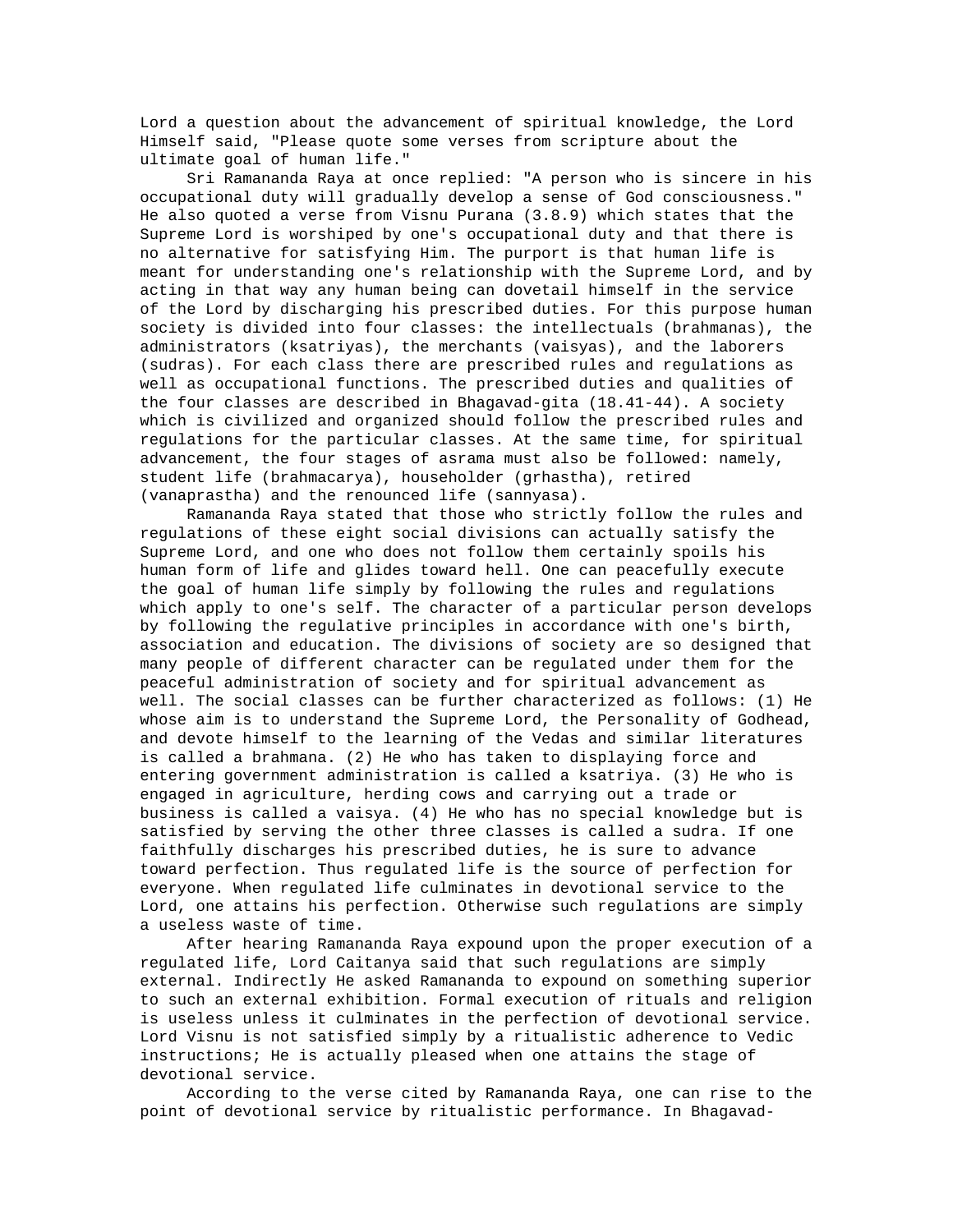Lord a question about the advancement of spiritual knowledge, the Lord Himself said, "Please quote some verses from scripture about the ultimate goal of human life."

Sri Ramananda Raya at once replied: "A person who is sincere in his occupational duty will gradually develop a sense of God consciousness." He also quoted a verse from Visnu Purana (3.8.9) which states that the Supreme Lord is worshiped by one's occupational duty and that there is no alternative for satisfying Him. The purport is that human life is meant for understanding one's relationship with the Supreme Lord, and by acting in that way any human being can dovetail himself in the service of the Lord by discharging his prescribed duties. For this purpose human society is divided into four classes: the intellectuals (brahmanas), the administrators (ksatriyas), the merchants (vaisyas), and the laborers (sudras). For each class there are prescribed rules and regulations as well as occupational functions. The prescribed duties and qualities of the four classes are described in Bhagavad-gita (18.41-44). A society which is civilized and organized should follow the prescribed rules and regulations for the particular classes. At the same time, for spiritual advancement, the four stages of asrama must also be followed: namely, student life (brahmacarya), householder (grhastha), retired (vanaprastha) and the renounced life (sannyasa).

Ramananda Raya stated that those who strictly follow the rules and regulations of these eight social divisions can actually satisfy the Supreme Lord, and one who does not follow them certainly spoils his human form of life and glides toward hell. One can peacefully execute the goal of human life simply by following the rules and regulations which apply to one's self. The character of a particular person develops by following the regulative principles in accordance with one's birth, association and education. The divisions of society are so designed that many people of different character can be regulated under them for the peaceful administration of society and for spiritual advancement as well. The social classes can be further characterized as follows: (1) He whose aim is to understand the Supreme Lord, the Personality of Godhead, and devote himself to the learning of the Vedas and similar literatures is called a brahmana. (2) He who has taken to displaying force and entering government administration is called a ksatriya. (3) He who is engaged in agriculture, herding cows and carrying out a trade or business is called a vaisya. (4) He who has no special knowledge but is satisfied by serving the other three classes is called a sudra. If one faithfully discharges his prescribed duties, he is sure to advance toward perfection. Thus regulated life is the source of perfection for everyone. When regulated life culminates in devotional service to the Lord, one attains his perfection. Otherwise such regulations are simply a useless waste of time.

After hearing Ramananda Raya expound upon the proper execution of a regulated life, Lord Caitanya said that such regulations are simply external. Indirectly He asked Ramananda to expound on something superior to such an external exhibition. Formal execution of rituals and religion is useless unless it culminates in the perfection of devotional service. Lord Visnu is not satisfied simply by a ritualistic adherence to Vedic instructions; He is actually pleased when one attains the stage of devotional service.

According to the verse cited by Ramananda Raya, one can rise to the point of devotional service by ritualistic performance. In Bhagavad-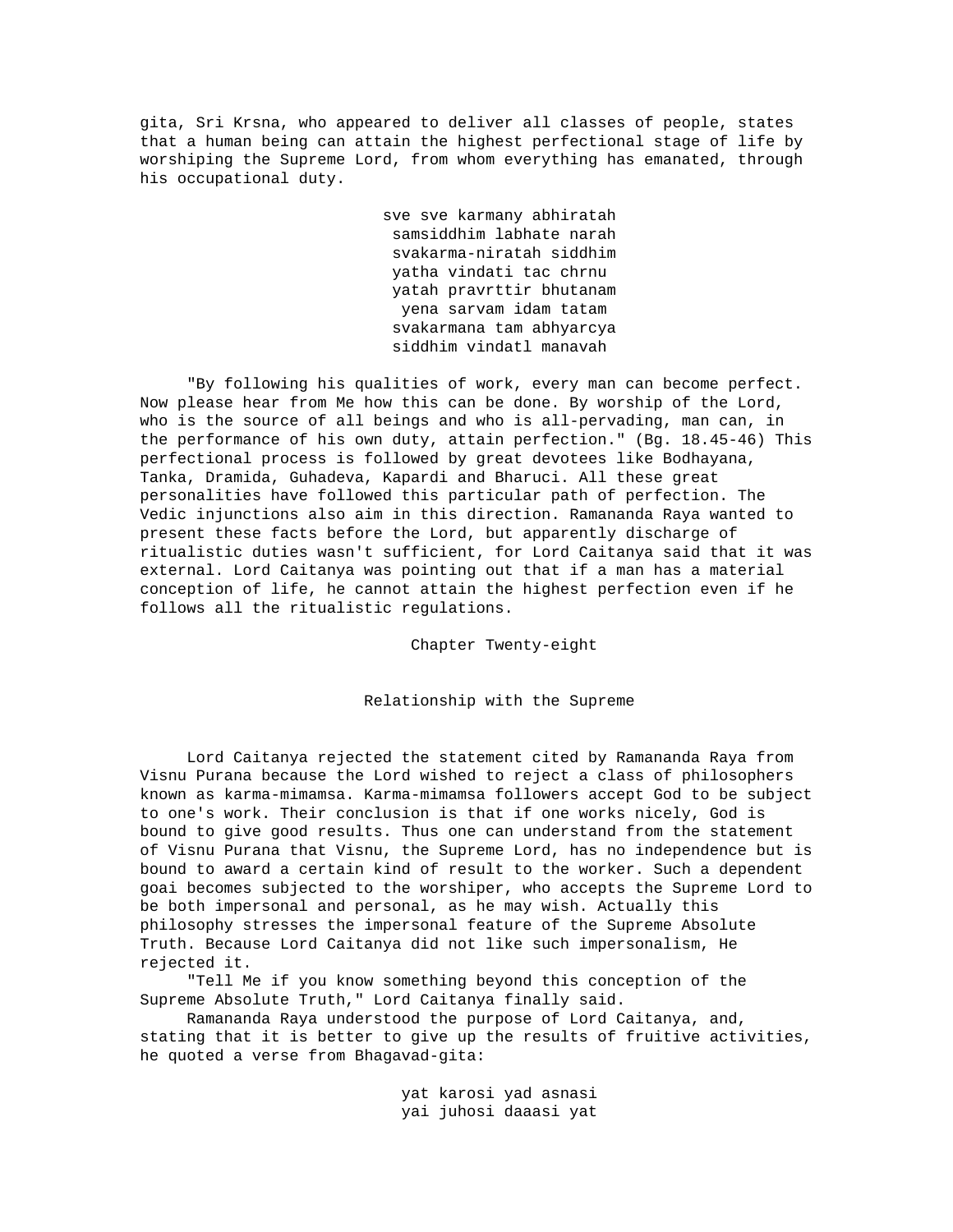gita, Sri Krsna, who appeared to deliver all classes of people, states that a human being can attain the highest perfectional stage of life by worshiping the Supreme Lord, from whom everything has emanated, through his occupational duty.

> sve sve karmany abhiratah
> samsiddhim labhate narah
> svakarma-niratah siddhim
> yatha vindati tac chrnu
> yatah pravrttir bhutanam
> yena sarvam idam tatam
> svakarmana tam abhyarcya
> siddhim vindatl manavah

"By following his qualities of work, every man can become perfect. Now please hear from Me how this can be done. By worship of the Lord, who is the source of all beings and who is all-pervading, man can, in the performance of his own duty, attain perfection." (Bg. 18.45-46) This perfectional process is followed by great devotees like Bodhayana, Tanka, Dramida, Guhadeva, Kapardi and Bharuci. All these great personalities have followed this particular path of perfection. The Vedic injunctions also aim in this direction. Ramananda Raya wanted to present these facts before the Lord, but apparently discharge of ritualistic duties wasn't sufficient, for Lord Caitanya said that it was external. Lord Caitanya was pointing out that if a man has a material conception of life, he cannot attain the highest perfection even if he follows all the ritualistic regulations.

# Chapter Twenty-eight

## Relationship with the Supreme

Lord Caitanya rejected the statement cited by Ramananda Raya from Visnu Purana because the Lord wished to reject a class of philosophers known as karma-mimamsa. Karma-mimamsa followers accept God to be subject to one's work. Their conclusion is that if one works nicely, God is bound to give good results. Thus one can understand from the statement of Visnu Purana that Visnu, the Supreme Lord, has no independence but is bound to award a certain kind of result to the worker. Such a dependent goai becomes subjected to the worshiper, who accepts the Supreme Lord to be both impersonal and personal, as he may wish. Actually this philosophy stresses the impersonal feature of the Supreme Absolute Truth. Because Lord Caitanya did not like such impersonalism, He rejected it.

"Tell Me if you know something beyond this conception of the Supreme Absolute Truth," Lord Caitanya finally said.

Ramananda Raya understood the purpose of Lord Caitanya, and, stating that it is better to give up the results of fruitive activities, he quoted a verse from Bhagavad-gita:

> yat karosi yad asnasi
> yai juhosi daaasi yat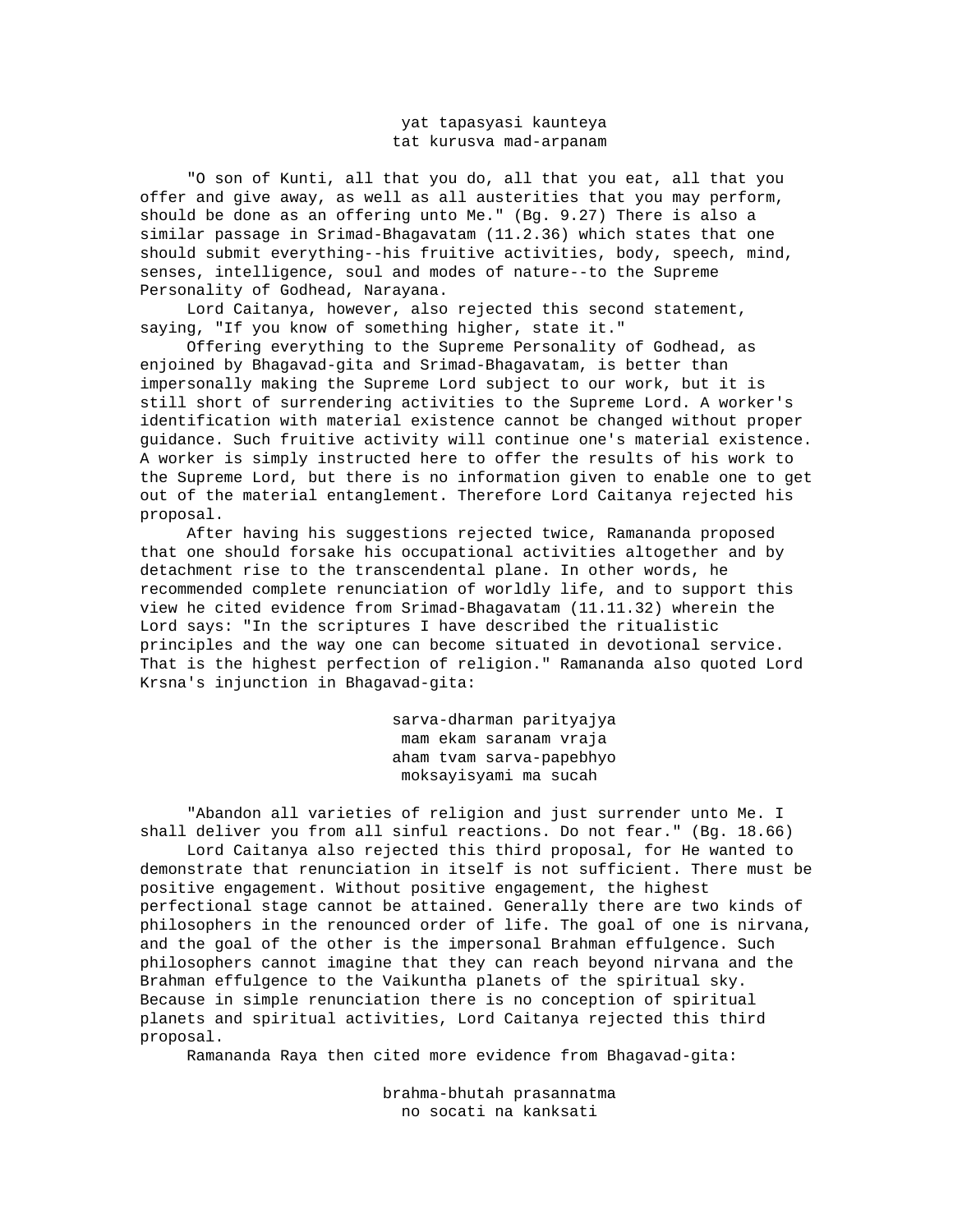yat tapasyasi kaunteya
tat kurusva mad-arpanam

"O son of Kunti, all that you do, all that you eat, all that you offer and give away, as well as all austerities that you may perform, should be done as an offering unto Me." (Bg. 9.27) There is also a similar passage in Srimad-Bhagavatam (11.2.36) which states that one should submit everything--his fruitive activities, body, speech, mind, senses, intelligence, soul and modes of nature--to the Supreme Personality of Godhead, Narayana.

Lord Caitanya, however, also rejected this second statement, saying, "If you know of something higher, state it."

Offering everything to the Supreme Personality of Godhead, as enjoined by Bhagavad-gita and Srimad-Bhagavatam, is better than impersonally making the Supreme Lord subject to our work, but it is still short of surrendering activities to the Supreme Lord. A worker's identification with material existence cannot be changed without proper guidance. Such fruitive activity will continue one's material existence. A worker is simply instructed here to offer the results of his work to the Supreme Lord, but there is no information given to enable one to get out of the material entanglement. Therefore Lord Caitanya rejected his proposal.

After having his suggestions rejected twice, Ramananda proposed that one should forsake his occupational activities altogether and by detachment rise to the transcendental plane. In other words, he recommended complete renunciation of worldly life, and to support this view he cited evidence from Srimad-Bhagavatam (11.11.32) wherein the Lord says: "In the scriptures I have described the ritualistic principles and the way one can become situated in devotional service. That is the highest perfection of religion." Ramananda also quoted Lord Krsna's injunction in Bhagavad-gita:

sarva-dharman parityajya
mam ekam saranam vraja
aham tvam sarva-papebhyo
moksayisyami ma sucah

"Abandon all varieties of religion and just surrender unto Me. I shall deliver you from all sinful reactions. Do not fear." (Bg. 18.66)

Lord Caitanya also rejected this third proposal, for He wanted to demonstrate that renunciation in itself is not sufficient. There must be positive engagement. Without positive engagement, the highest perfectional stage cannot be attained. Generally there are two kinds of philosophers in the renounced order of life. The goal of one is nirvana, and the goal of the other is the impersonal Brahman effulgence. Such philosophers cannot imagine that they can reach beyond nirvana and the Brahman effulgence to the Vaikuntha planets of the spiritual sky. Because in simple renunciation there is no conception of spiritual planets and spiritual activities, Lord Caitanya rejected this third proposal.

Ramananda Raya then cited more evidence from Bhagavad-gita:

brahma-bhutah prasannatma
no socati na kanksati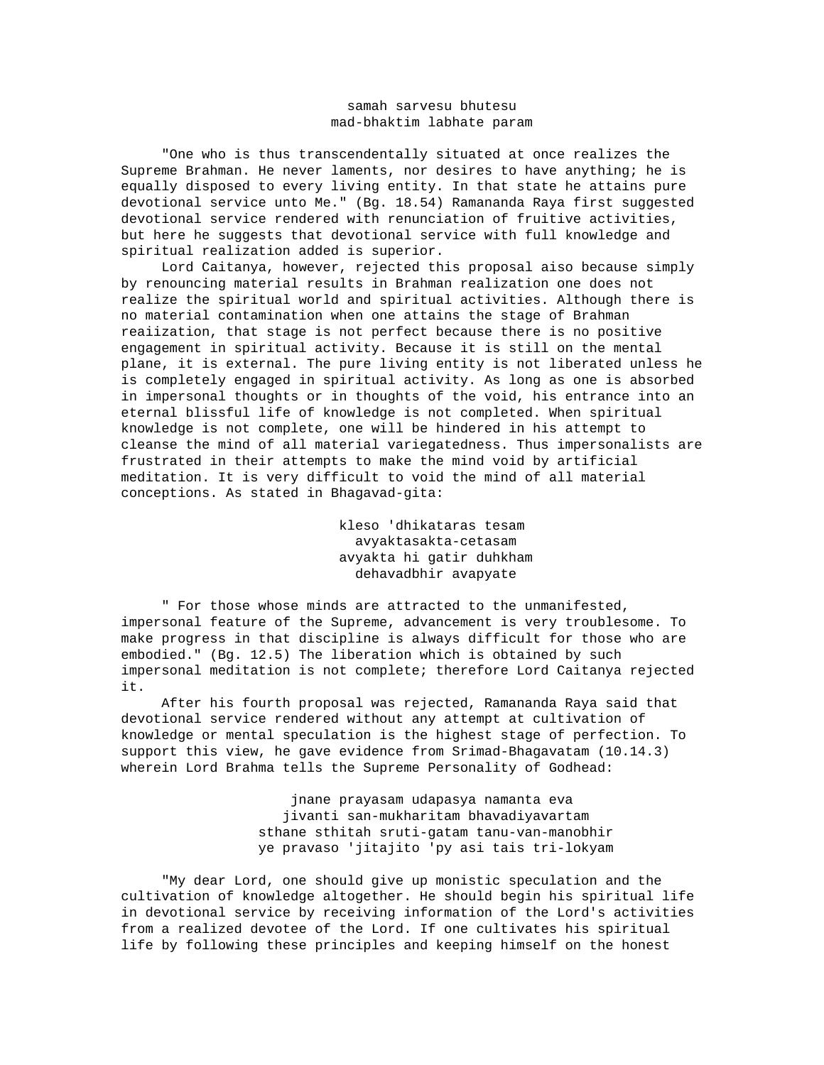samah sarvesu bhutesu
mad-bhaktim labhate param

"One who is thus transcendentally situated at once realizes the Supreme Brahman. He never laments, nor desires to have anything; he is equally disposed to every living entity. In that state he attains pure devotional service unto Me." (Bg. 18.54) Ramananda Raya first suggested devotional service rendered with renunciation of fruitive activities, but here he suggests that devotional service with full knowledge and spiritual realization added is superior.

Lord Caitanya, however, rejected this proposal aiso because simply by renouncing material results in Brahman realization one does not realize the spiritual world and spiritual activities. Although there is no material contamination when one attains the stage of Brahman reaiization, that stage is not perfect because there is no positive engagement in spiritual activity. Because it is still on the mental plane, it is external. The pure living entity is not liberated unless he is completely engaged in spiritual activity. As long as one is absorbed in impersonal thoughts or in thoughts of the void, his entrance into an eternal blissful life of knowledge is not completed. When spiritual knowledge is not complete, one will be hindered in his attempt to cleanse the mind of all material variegatedness. Thus impersonalists are frustrated in their attempts to make the mind void by artificial meditation. It is very difficult to void the mind of all material conceptions. As stated in Bhagavad-gita:

kleso 'dhikataras tesam
avyaktasakta-cetasam
avyakta hi gatir duhkham
dehavadbhir avapyate

" For those whose minds are attracted to the unmanifested, impersonal feature of the Supreme, advancement is very troublesome. To make progress in that discipline is always difficult for those who are embodied." (Bg. 12.5) The liberation which is obtained by such impersonal meditation is not complete; therefore Lord Caitanya rejected it.

After his fourth proposal was rejected, Ramananda Raya said that devotional service rendered without any attempt at cultivation of knowledge or mental speculation is the highest stage of perfection. To support this view, he gave evidence from Srimad-Bhagavatam (10.14.3) wherein Lord Brahma tells the Supreme Personality of Godhead:

jnane prayasam udapasya namanta eva
jivanti san-mukharitam bhavadiyavartam
sthane sthitah sruti-gatam tanu-van-manobhir
ye pravaso 'jitajito 'py asi tais tri-lokyam

"My dear Lord, one should give up monistic speculation and the cultivation of knowledge altogether. He should begin his spiritual life in devotional service by receiving information of the Lord's activities from a realized devotee of the Lord. If one cultivates his spiritual life by following these principles and keeping himself on the honest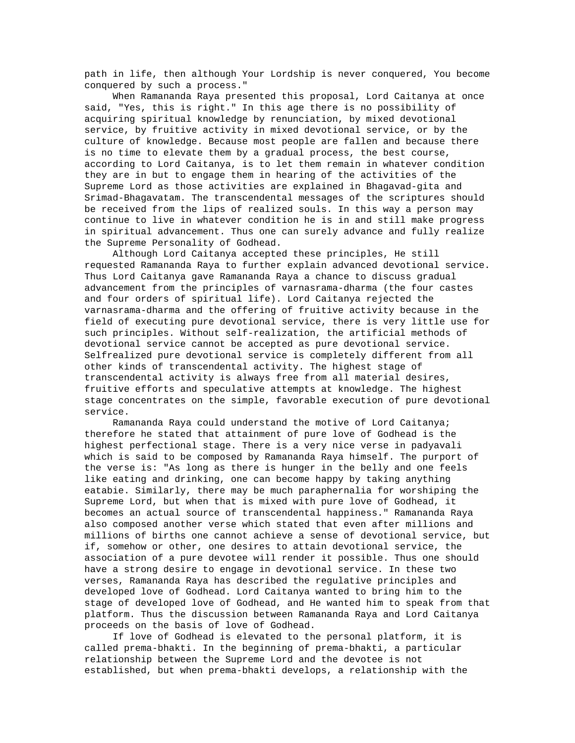path in life, then although Your Lordship is never conquered, You become conquered by such a process."

When Ramananda Raya presented this proposal, Lord Caitanya at once said, "Yes, this is right." In this age there is no possibility of acquiring spiritual knowledge by renunciation, by mixed devotional service, by fruitive activity in mixed devotional service, or by the culture of knowledge. Because most people are fallen and because there is no time to elevate them by a gradual process, the best course, according to Lord Caitanya, is to let them remain in whatever condition they are in but to engage them in hearing of the activities of the Supreme Lord as those activities are explained in Bhagavad-gita and Srimad-Bhagavatam. The transcendental messages of the scriptures should be received from the lips of realized souls. In this way a person may continue to live in whatever condition he is in and still make progress in spiritual advancement. Thus one can surely advance and fully realize the Supreme Personality of Godhead.

Although Lord Caitanya accepted these principles, He still requested Ramananda Raya to further explain advanced devotional service. Thus Lord Caitanya gave Ramananda Raya a chance to discuss gradual advancement from the principles of varnasrama-dharma (the four castes and four orders of spiritual life). Lord Caitanya rejected the varnasrama-dharma and the offering of fruitive activity because in the field of executing pure devotional service, there is very little use for such principles. Without self-realization, the artificial methods of devotional service cannot be accepted as pure devotional service. Selfrealized pure devotional service is completely different from all other kinds of transcendental activity. The highest stage of transcendental activity is always free from all material desires, fruitive efforts and speculative attempts at knowledge. The highest stage concentrates on the simple, favorable execution of pure devotional service.

Ramananda Raya could understand the motive of Lord Caitanya; therefore he stated that attainment of pure love of Godhead is the highest perfectional stage. There is a very nice verse in padyavali which is said to be composed by Ramananda Raya himself. The purport of the verse is: "As long as there is hunger in the belly and one feels like eating and drinking, one can become happy by taking anything eatabie. Similarly, there may be much paraphernalia for worshiping the Supreme Lord, but when that is mixed with pure love of Godhead, it becomes an actual source of transcendental happiness." Ramananda Raya also composed another verse which stated that even after millions and millions of births one cannot achieve a sense of devotional service, but if, somehow or other, one desires to attain devotional service, the association of a pure devotee will render it possible. Thus one should have a strong desire to engage in devotional service. In these two verses, Ramananda Raya has described the regulative principles and developed love of Godhead. Lord Caitanya wanted to bring him to the stage of developed love of Godhead, and He wanted him to speak from that platform. Thus the discussion between Ramananda Raya and Lord Caitanya proceeds on the basis of love of Godhead.

If love of Godhead is elevated to the personal platform, it is called prema-bhakti. In the beginning of prema-bhakti, a particular relationship between the Supreme Lord and the devotee is not established, but when prema-bhakti develops, a relationship with the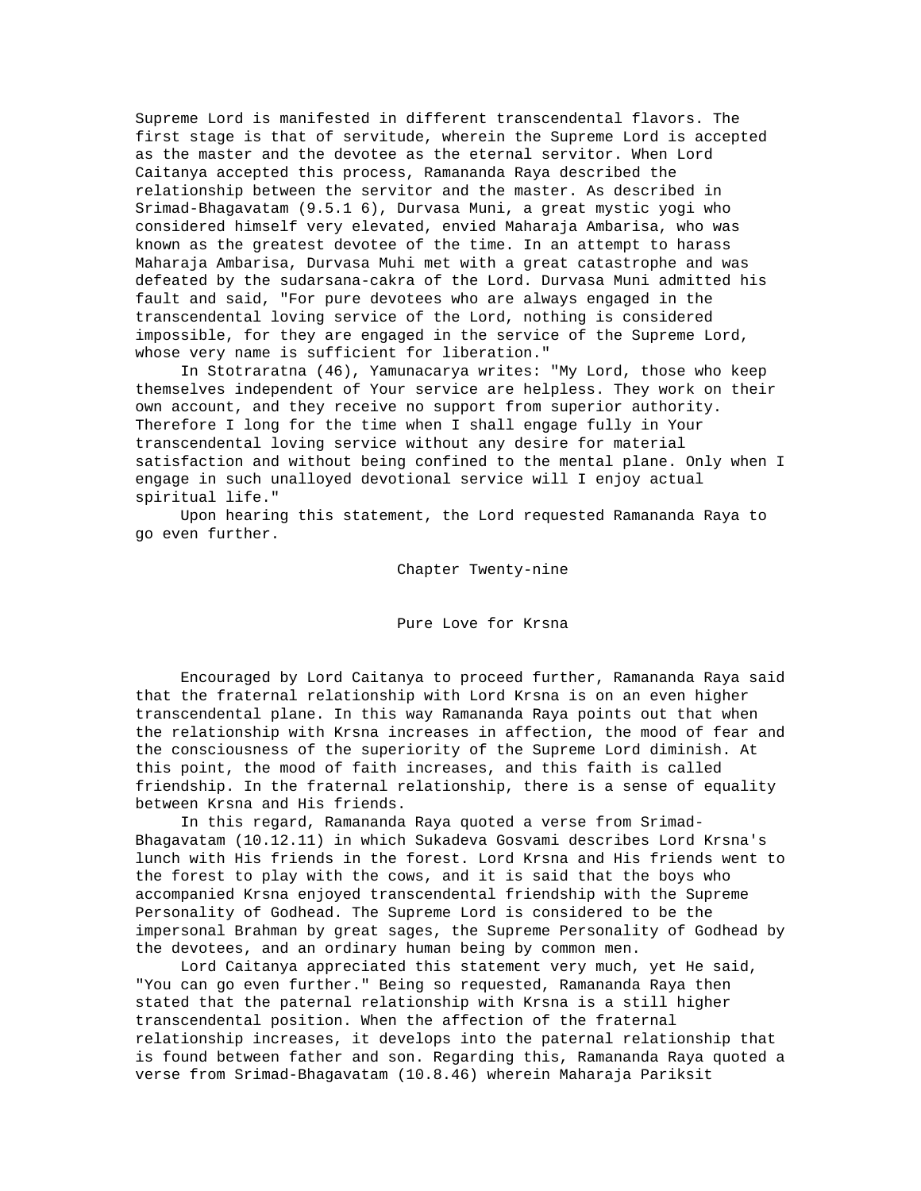Supreme Lord is manifested in different transcendental flavors. The first stage is that of servitude, wherein the Supreme Lord is accepted as the master and the devotee as the eternal servitor. When Lord Caitanya accepted this process, Ramananda Raya described the relationship between the servitor and the master. As described in Srimad-Bhagavatam (9.5.1 6), Durvasa Muni, a great mystic yogi who considered himself very elevated, envied Maharaja Ambarisa, who was known as the greatest devotee of the time. In an attempt to harass Maharaja Ambarisa, Durvasa Muhi met with a great catastrophe and was defeated by the sudarsana-cakra of the Lord. Durvasa Muni admitted his fault and said, "For pure devotees who are always engaged in the transcendental loving service of the Lord, nothing is considered impossible, for they are engaged in the service of the Supreme Lord, whose very name is sufficient for liberation."

In Stotraratna (46), Yamunacarya writes: "My Lord, those who keep themselves independent of Your service are helpless. They work on their own account, and they receive no support from superior authority. Therefore I long for the time when I shall engage fully in Your transcendental loving service without any desire for material satisfaction and without being confined to the mental plane. Only when I engage in such unalloyed devotional service will I enjoy actual spiritual life."

Upon hearing this statement, the Lord requested Ramananda Raya to go even further.

# Chapter Twenty-nine

## Pure Love for Krsna

Encouraged by Lord Caitanya to proceed further, Ramananda Raya said that the fraternal relationship with Lord Krsna is on an even higher transcendental plane. In this way Ramananda Raya points out that when the relationship with Krsna increases in affection, the mood of fear and the consciousness of the superiority of the Supreme Lord diminish. At this point, the mood of faith increases, and this faith is called friendship. In the fraternal relationship, there is a sense of equality between Krsna and His friends.

In this regard, Ramananda Raya quoted a verse from Srimad-Bhagavatam (10.12.11) in which Sukadeva Gosvami describes Lord Krsna's lunch with His friends in the forest. Lord Krsna and His friends went to the forest to play with the cows, and it is said that the boys who accompanied Krsna enjoyed transcendental friendship with the Supreme Personality of Godhead. The Supreme Lord is considered to be the impersonal Brahman by great sages, the Supreme Personality of Godhead by the devotees, and an ordinary human being by common men.

Lord Caitanya appreciated this statement very much, yet He said, "You can go even further." Being so requested, Ramananda Raya then stated that the paternal relationship with Krsna is a still higher transcendental position. When the affection of the fraternal relationship increases, it develops into the paternal relationship that is found between father and son. Regarding this, Ramananda Raya quoted a verse from Srimad-Bhagavatam (10.8.46) wherein Maharaja Pariksit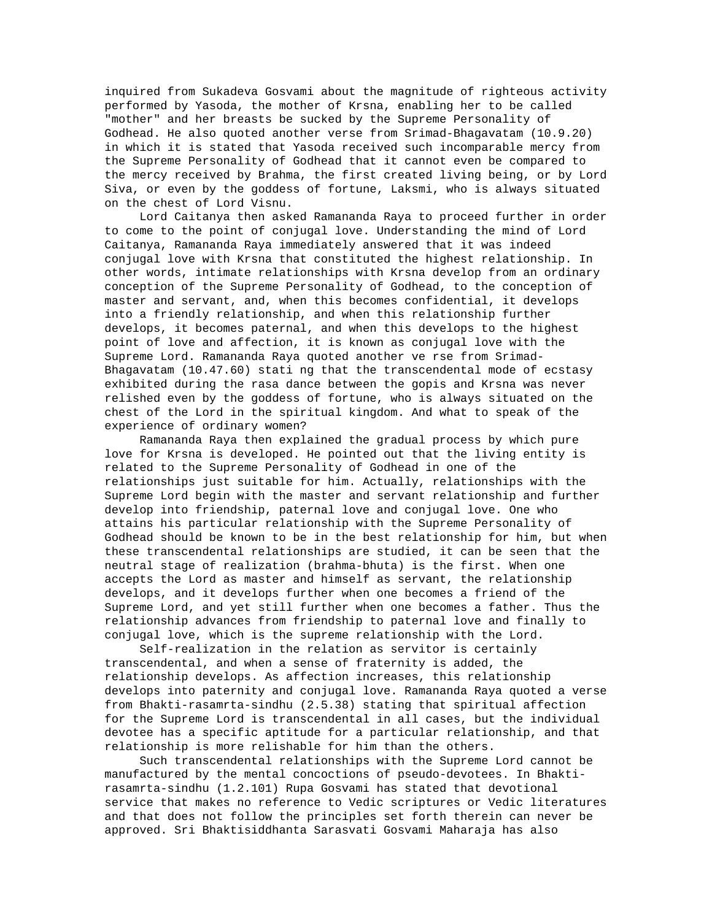inquired from Sukadeva Gosvami about the magnitude of righteous activity performed by Yasoda, the mother of Krsna, enabling her to be called "mother" and her breasts be sucked by the Supreme Personality of Godhead. He also quoted another verse from Srimad-Bhagavatam (10.9.20) in which it is stated that Yasoda received such incomparable mercy from the Supreme Personality of Godhead that it cannot even be compared to the mercy received by Brahma, the first created living being, or by Lord Siva, or even by the goddess of fortune, Laksmi, who is always situated on the chest of Lord Visnu.

Lord Caitanya then asked Ramananda Raya to proceed further in order to come to the point of conjugal love. Understanding the mind of Lord Caitanya, Ramananda Raya immediately answered that it was indeed conjugal love with Krsna that constituted the highest relationship. In other words, intimate relationships with Krsna develop from an ordinary conception of the Supreme Personality of Godhead, to the conception of master and servant, and, when this becomes confidential, it develops into a friendly relationship, and when this relationship further develops, it becomes paternal, and when this develops to the highest point of love and affection, it is known as conjugal love with the Supreme Lord. Ramananda Raya quoted another ve rse from Srimad-Bhagavatam (10.47.60) stati ng that the transcendental mode of ecstasy exhibited during the rasa dance between the gopis and Krsna was never relished even by the goddess of fortune, who is always situated on the chest of the Lord in the spiritual kingdom. And what to speak of the experience of ordinary women?

Ramananda Raya then explained the gradual process by which pure love for Krsna is developed. He pointed out that the living entity is related to the Supreme Personality of Godhead in one of the relationships just suitable for him. Actually, relationships with the Supreme Lord begin with the master and servant relationship and further develop into friendship, paternal love and conjugal love. One who attains his particular relationship with the Supreme Personality of Godhead should be known to be in the best relationship for him, but when these transcendental relationships are studied, it can be seen that the neutral stage of realization (brahma-bhuta) is the first. When one accepts the Lord as master and himself as servant, the relationship develops, and it develops further when one becomes a friend of the Supreme Lord, and yet still further when one becomes a father. Thus the relationship advances from friendship to paternal love and finally to conjugal love, which is the supreme relationship with the Lord.

Self-realization in the relation as servitor is certainly transcendental, and when a sense of fraternity is added, the relationship develops. As affection increases, this relationship develops into paternity and conjugal love. Ramananda Raya quoted a verse from Bhakti-rasamrta-sindhu (2.5.38) stating that spiritual affection for the Supreme Lord is transcendental in all cases, but the individual devotee has a specific aptitude for a particular relationship, and that relationship is more relishable for him than the others.

Such transcendental relationships with the Supreme Lord cannot be manufactured by the mental concoctions of pseudo-devotees. In Bhakti-rasamrta-sindhu (1.2.101) Rupa Gosvami has stated that devotional service that makes no reference to Vedic scriptures or Vedic literatures and that does not follow the principles set forth therein can never be approved. Sri Bhaktisiddhanta Sarasvati Gosvami Maharaja has also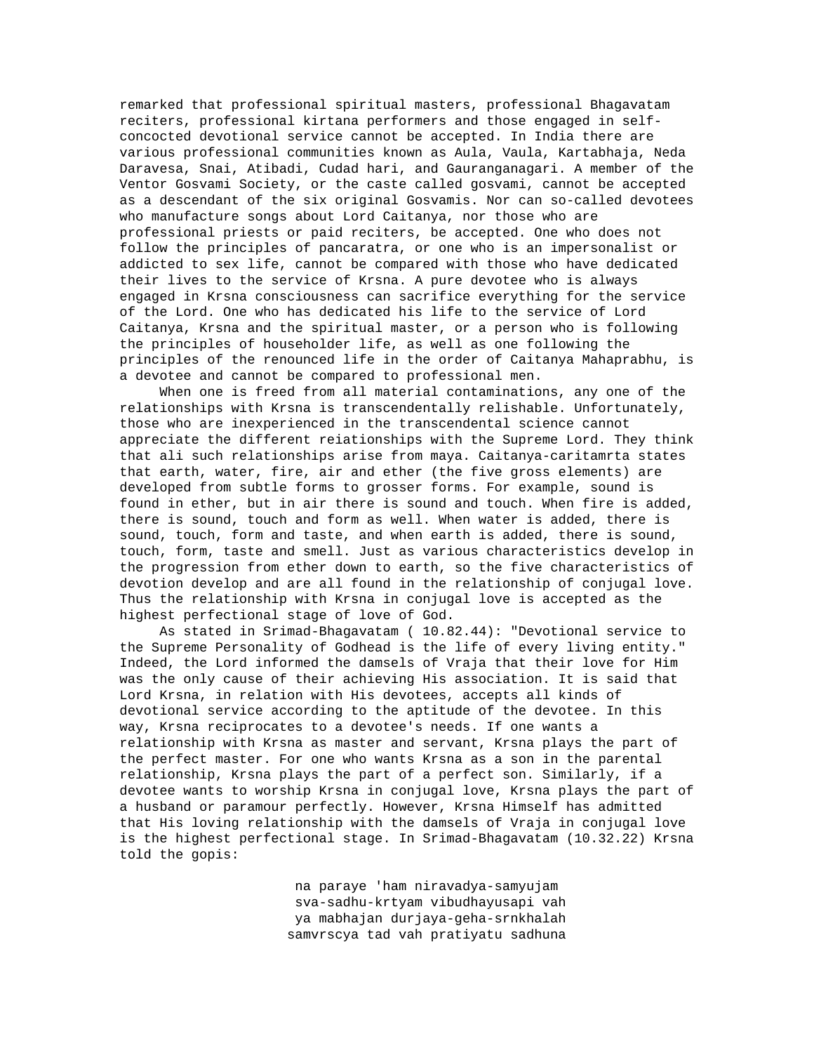remarked that professional spiritual masters, professional Bhagavatam reciters, professional kirtana performers and those engaged in self-concocted devotional service cannot be accepted. In India there are various professional communities known as Aula, Vaula, Kartabhaja, Neda Daravesa, Snai, Atibadi, Cudad hari, and Gauranganagari. A member of the Ventor Gosvami Society, or the caste called gosvami, cannot be accepted as a descendant of the six original Gosvamis. Nor can so-called devotees who manufacture songs about Lord Caitanya, nor those who are professional priests or paid reciters, be accepted. One who does not follow the principles of pancaratra, or one who is an impersonalist or addicted to sex life, cannot be compared with those who have dedicated their lives to the service of Krsna. A pure devotee who is always engaged in Krsna consciousness can sacrifice everything for the service of the Lord. One who has dedicated his life to the service of Lord Caitanya, Krsna and the spiritual master, or a person who is following the principles of householder life, as well as one following the principles of the renounced life in the order of Caitanya Mahaprabhu, is a devotee and cannot be compared to professional men.

When one is freed from all material contaminations, any one of the relationships with Krsna is transcendentally relishable. Unfortunately, those who are inexperienced in the transcendental science cannot appreciate the different reiationships with the Supreme Lord. They think that ali such relationships arise from maya. Caitanya-caritamrta states that earth, water, fire, air and ether (the five gross elements) are developed from subtle forms to grosser forms. For example, sound is found in ether, but in air there is sound and touch. When fire is added, there is sound, touch and form as well. When water is added, there is sound, touch, form and taste, and when earth is added, there is sound, touch, form, taste and smell. Just as various characteristics develop in the progression from ether down to earth, so the five characteristics of devotion develop and are all found in the relationship of conjugal love. Thus the relationship with Krsna in conjugal love is accepted as the highest perfectional stage of love of God.

As stated in Srimad-Bhagavatam ( 10.82.44): "Devotional service to the Supreme Personality of Godhead is the life of every living entity." Indeed, the Lord informed the damsels of Vraja that their love for Him was the only cause of their achieving His association. It is said that Lord Krsna, in relation with His devotees, accepts all kinds of devotional service according to the aptitude of the devotee. In this way, Krsna reciprocates to a devotee's needs. If one wants a relationship with Krsna as master and servant, Krsna plays the part of the perfect master. For one who wants Krsna as a son in the parental relationship, Krsna plays the part of a perfect son. Similarly, if a devotee wants to worship Krsna in conjugal love, Krsna plays the part of a husband or paramour perfectly. However, Krsna Himself has admitted that His loving relationship with the damsels of Vraja in conjugal love is the highest perfectional stage. In Srimad-Bhagavatam (10.32.22) Krsna told the gopis:

> na paraye 'ham niravadya-samyujam
> sva-sadhu-krtyam vibudhayusapi vah
> ya mabhajan durjaya-geha-srnkhalah
> samvrscya tad vah pratiyatu sadhuna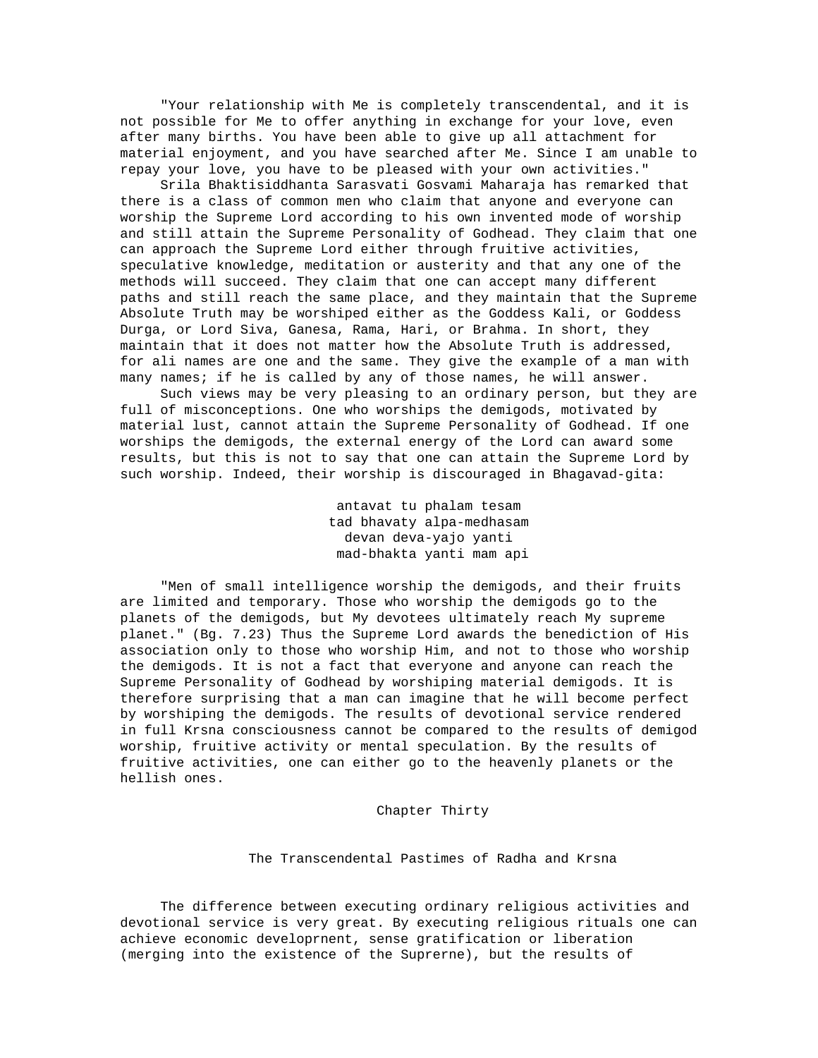"Your relationship with Me is completely transcendental, and it is not possible for Me to offer anything in exchange for your love, even after many births. You have been able to give up all attachment for material enjoyment, and you have searched after Me. Since I am unable to repay your love, you have to be pleased with your own activities."

Srila Bhaktisiddhanta Sarasvati Gosvami Maharaja has remarked that there is a class of common men who claim that anyone and everyone can worship the Supreme Lord according to his own invented mode of worship and still attain the Supreme Personality of Godhead. They claim that one can approach the Supreme Lord either through fruitive activities, speculative knowledge, meditation or austerity and that any one of the methods will succeed. They claim that one can accept many different paths and still reach the same place, and they maintain that the Supreme Absolute Truth may be worshiped either as the Goddess Kali, or Goddess Durga, or Lord Siva, Ganesa, Rama, Hari, or Brahma. In short, they maintain that it does not matter how the Absolute Truth is addressed, for ali names are one and the same. They give the example of a man with many names; if he is called by any of those names, he will answer.

Such views may be very pleasing to an ordinary person, but they are full of misconceptions. One who worships the demigods, motivated by material lust, cannot attain the Supreme Personality of Godhead. If one worships the demigods, the external energy of the Lord can award some results, but this is not to say that one can attain the Supreme Lord by such worship. Indeed, their worship is discouraged in Bhagavad-gita:

antavat tu phalam tesam
tad bhavaty alpa-medhasam
devan deva-yajo yanti
mad-bhakta yanti mam api

"Men of small intelligence worship the demigods, and their fruits are limited and temporary. Those who worship the demigods go to the planets of the demigods, but My devotees ultimately reach My supreme planet." (Bg. 7.23) Thus the Supreme Lord awards the benediction of His association only to those who worship Him, and not to those who worship the demigods. It is not a fact that everyone and anyone can reach the Supreme Personality of Godhead by worshiping material demigods. It is therefore surprising that a man can imagine that he will become perfect by worshiping the demigods. The results of devotional service rendered in full Krsna consciousness cannot be compared to the results of demigod worship, fruitive activity or mental speculation. By the results of fruitive activities, one can either go to the heavenly planets or the hellish ones.

# Chapter Thirty

## The Transcendental Pastimes of Radha and Krsna

The difference between executing ordinary religious activities and devotional service is very great. By executing religious rituals one can achieve economic developrnent, sense gratification or liberation (merging into the existence of the Suprerne), but the results of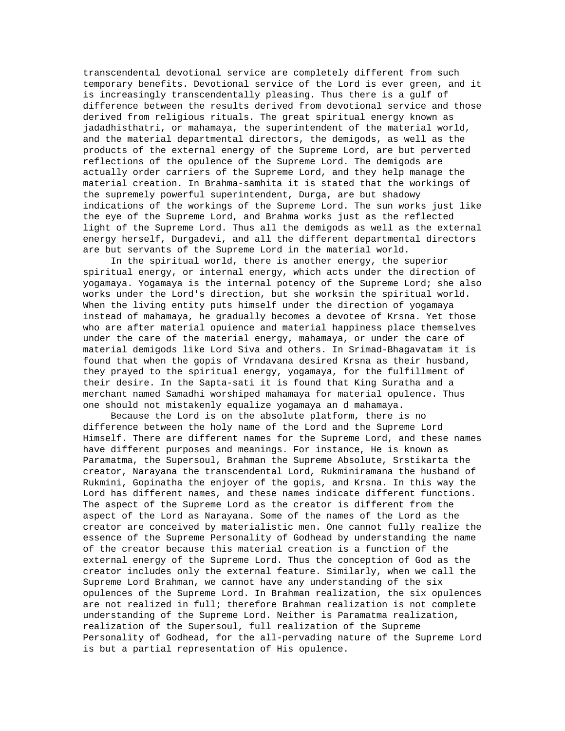transcendental devotional service are completely different from such temporary benefits. Devotional service of the Lord is ever green, and it is increasingly transcendentally pleasing. Thus there is a gulf of difference between the results derived from devotional service and those derived from religious rituals. The great spiritual energy known as jadadhisthatri, or mahamaya, the superintendent of the material world, and the material departmental directors, the demigods, as well as the products of the external energy of the Supreme Lord, are but perverted reflections of the opulence of the Supreme Lord. The demigods are actually order carriers of the Supreme Lord, and they help manage the material creation. In Brahma-samhita it is stated that the workings of the supremely powerful superintendent, Durga, are but shadowy indications of the workings of the Supreme Lord. The sun works just like the eye of the Supreme Lord, and Brahma works just as the reflected light of the Supreme Lord. Thus all the demigods as well as the external energy herself, Durgadevi, and all the different departmental directors are but servants of the Supreme Lord in the material world.

In the spiritual world, there is another energy, the superior spiritual energy, or internal energy, which acts under the direction of yogamaya. Yogamaya is the internal potency of the Supreme Lord; she also works under the Lord's direction, but she worksin the spiritual world. When the living entity puts himself under the direction of yogamaya instead of mahamaya, he gradually becomes a devotee of Krsna. Yet those who are after material opuience and material happiness place themselves under the care of the material energy, mahamaya, or under the care of material demigods like Lord Siva and others. In Srimad-Bhagavatam it is found that when the gopis of Vrndavana desired Krsna as their husband, they prayed to the spiritual energy, yogamaya, for the fulfillment of their desire. In the Sapta-sati it is found that King Suratha and a merchant named Samadhi worshiped mahamaya for material opulence. Thus one should not mistakenly equalize yogamaya an d mahamaya.

Because the Lord is on the absolute platform, there is no difference between the holy name of the Lord and the Supreme Lord Himself. There are different names for the Supreme Lord, and these names have different purposes and meanings. For instance, He is known as Paramatma, the Supersoul, Brahman the Supreme Absolute, Srstikarta the creator, Narayana the transcendental Lord, Rukminiramana the husband of Rukmini, Gopinatha the enjoyer of the gopis, and Krsna. In this way the Lord has different names, and these names indicate different functions. The aspect of the Supreme Lord as the creator is different from the aspect of the Lord as Narayana. Some of the names of the Lord as the creator are conceived by materialistic men. One cannot fully realize the essence of the Supreme Personality of Godhead by understanding the name of the creator because this material creation is a function of the external energy of the Supreme Lord. Thus the conception of God as the creator includes only the external feature. Similarly, when we call the Supreme Lord Brahman, we cannot have any understanding of the six opulences of the Supreme Lord. In Brahman realization, the six opulences are not realized in full; therefore Brahman realization is not complete understanding of the Supreme Lord. Neither is Paramatma realization, realization of the Supersoul, full realization of the Supreme Personality of Godhead, for the all-pervading nature of the Supreme Lord is but a partial representation of His opulence.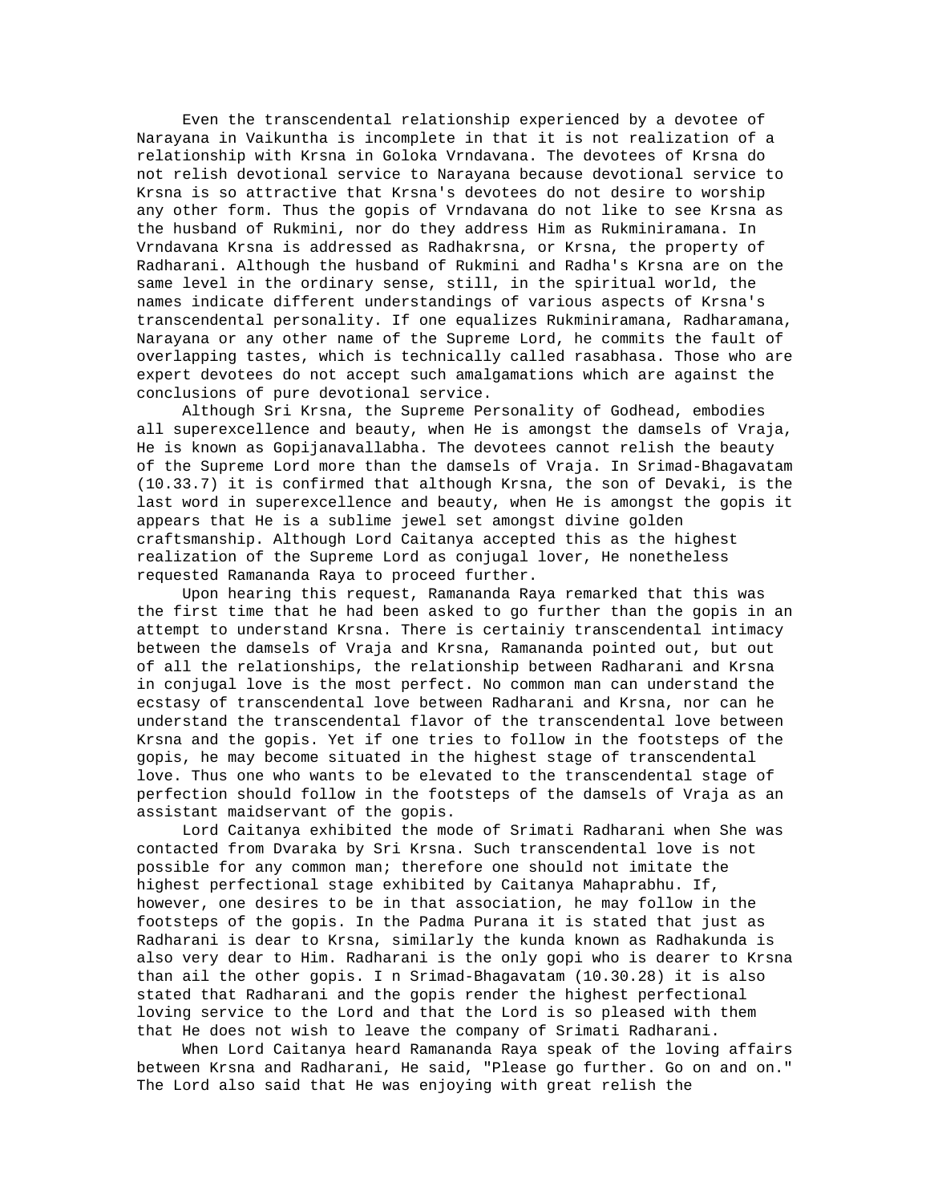Even the transcendental relationship experienced by a devotee of Narayana in Vaikuntha is incomplete in that it is not realization of a relationship with Krsna in Goloka Vrndavana. The devotees of Krsna do not relish devotional service to Narayana because devotional service to Krsna is so attractive that Krsna's devotees do not desire to worship any other form. Thus the gopis of Vrndavana do not like to see Krsna as the husband of Rukmini, nor do they address Him as Rukminiramana. In Vrndavana Krsna is addressed as Radhakrsna, or Krsna, the property of Radharani. Although the husband of Rukmini and Radha's Krsna are on the same level in the ordinary sense, still, in the spiritual world, the names indicate different understandings of various aspects of Krsna's transcendental personality. If one equalizes Rukminiramana, Radharamana, Narayana or any other name of the Supreme Lord, he commits the fault of overlapping tastes, which is technically called rasabhasa. Those who are expert devotees do not accept such amalgamations which are against the conclusions of pure devotional service.

Although Sri Krsna, the Supreme Personality of Godhead, embodies all superexcellence and beauty, when He is amongst the damsels of Vraja, He is known as Gopijanavallabha. The devotees cannot relish the beauty of the Supreme Lord more than the damsels of Vraja. In Srimad-Bhagavatam (10.33.7) it is confirmed that although Krsna, the son of Devaki, is the last word in superexcellence and beauty, when He is amongst the gopis it appears that He is a sublime jewel set amongst divine golden craftsmanship. Although Lord Caitanya accepted this as the highest realization of the Supreme Lord as conjugal lover, He nonetheless requested Ramananda Raya to proceed further.

Upon hearing this request, Ramananda Raya remarked that this was the first time that he had been asked to go further than the gopis in an attempt to understand Krsna. There is certainiy transcendental intimacy between the damsels of Vraja and Krsna, Ramananda pointed out, but out of all the relationships, the relationship between Radharani and Krsna in conjugal love is the most perfect. No common man can understand the ecstasy of transcendental love between Radharani and Krsna, nor can he understand the transcendental flavor of the transcendental love between Krsna and the gopis. Yet if one tries to follow in the footsteps of the gopis, he may become situated in the highest stage of transcendental love. Thus one who wants to be elevated to the transcendental stage of perfection should follow in the footsteps of the damsels of Vraja as an assistant maidservant of the gopis.

Lord Caitanya exhibited the mode of Srimati Radharani when She was contacted from Dvaraka by Sri Krsna. Such transcendental love is not possible for any common man; therefore one should not imitate the highest perfectional stage exhibited by Caitanya Mahaprabhu. If, however, one desires to be in that association, he may follow in the footsteps of the gopis. In the Padma Purana it is stated that just as Radharani is dear to Krsna, similarly the kunda known as Radhakunda is also very dear to Him. Radharani is the only gopi who is dearer to Krsna than ail the other gopis. I n Srimad-Bhagavatam (10.30.28) it is also stated that Radharani and the gopis render the highest perfectional loving service to the Lord and that the Lord is so pleased with them that He does not wish to leave the company of Srimati Radharani.

When Lord Caitanya heard Ramananda Raya speak of the loving affairs between Krsna and Radharani, He said, "Please go further. Go on and on." The Lord also said that He was enjoying with great relish the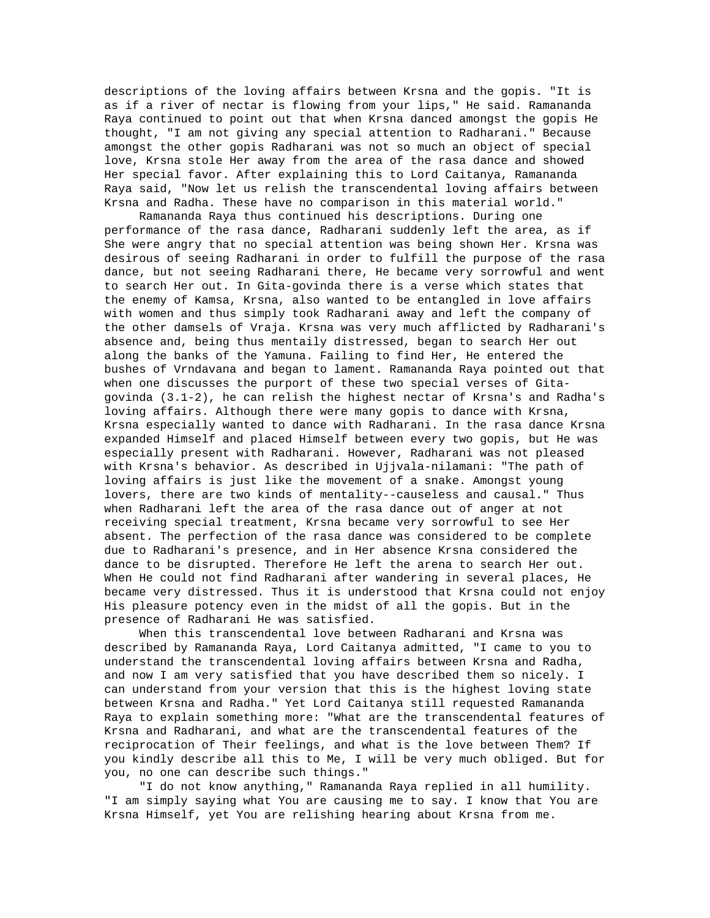descriptions of the loving affairs between Krsna and the gopis. "It is as if a river of nectar is flowing from your lips," He said. Ramananda Raya continued to point out that when Krsna danced amongst the gopis He thought, "I am not giving any special attention to Radharani." Because amongst the other gopis Radharani was not so much an object of special love, Krsna stole Her away from the area of the rasa dance and showed Her special favor. After explaining this to Lord Caitanya, Ramananda Raya said, "Now let us relish the transcendental loving affairs between Krsna and Radha. These have no comparison in this material world."

Ramananda Raya thus continued his descriptions. During one performance of the rasa dance, Radharani suddenly left the area, as if She were angry that no special attention was being shown Her. Krsna was desirous of seeing Radharani in order to fulfill the purpose of the rasa dance, but not seeing Radharani there, He became very sorrowful and went to search Her out. In Gita-govinda there is a verse which states that the enemy of Kamsa, Krsna, also wanted to be entangled in love affairs with women and thus simply took Radharani away and left the company of the other damsels of Vraja. Krsna was very much afflicted by Radharani's absence and, being thus mentaily distressed, began to search Her out along the banks of the Yamuna. Failing to find Her, He entered the bushes of Vrndavana and began to lament. Ramananda Raya pointed out that when one discusses the purport of these two special verses of Gita-govinda (3.1-2), he can relish the highest nectar of Krsna's and Radha's loving affairs. Although there were many gopis to dance with Krsna, Krsna especially wanted to dance with Radharani. In the rasa dance Krsna expanded Himself and placed Himself between every two gopis, but He was especially present with Radharani. However, Radharani was not pleased with Krsna's behavior. As described in Ujjvala-nilamani: "The path of loving affairs is just like the movement of a snake. Amongst young lovers, there are two kinds of mentality--causeless and causal." Thus when Radharani left the area of the rasa dance out of anger at not receiving special treatment, Krsna became very sorrowful to see Her absent. The perfection of the rasa dance was considered to be complete due to Radharani's presence, and in Her absence Krsna considered the dance to be disrupted. Therefore He left the arena to search Her out. When He could not find Radharani after wandering in several places, He became very distressed. Thus it is understood that Krsna could not enjoy His pleasure potency even in the midst of all the gopis. But in the presence of Radharani He was satisfied.

When this transcendental love between Radharani and Krsna was described by Ramananda Raya, Lord Caitanya admitted, "I came to you to understand the transcendental loving affairs between Krsna and Radha, and now I am very satisfied that you have described them so nicely. I can understand from your version that this is the highest loving state between Krsna and Radha." Yet Lord Caitanya still requested Ramananda Raya to explain something more: "What are the transcendental features of Krsna and Radharani, and what are the transcendental features of the reciprocation of Their feelings, and what is the love between Them? If you kindly describe all this to Me, I will be very much obliged. But for you, no one can describe such things."

"I do not know anything," Ramananda Raya replied in all humility. "I am simply saying what You are causing me to say. I know that You are Krsna Himself, yet You are relishing hearing about Krsna from me.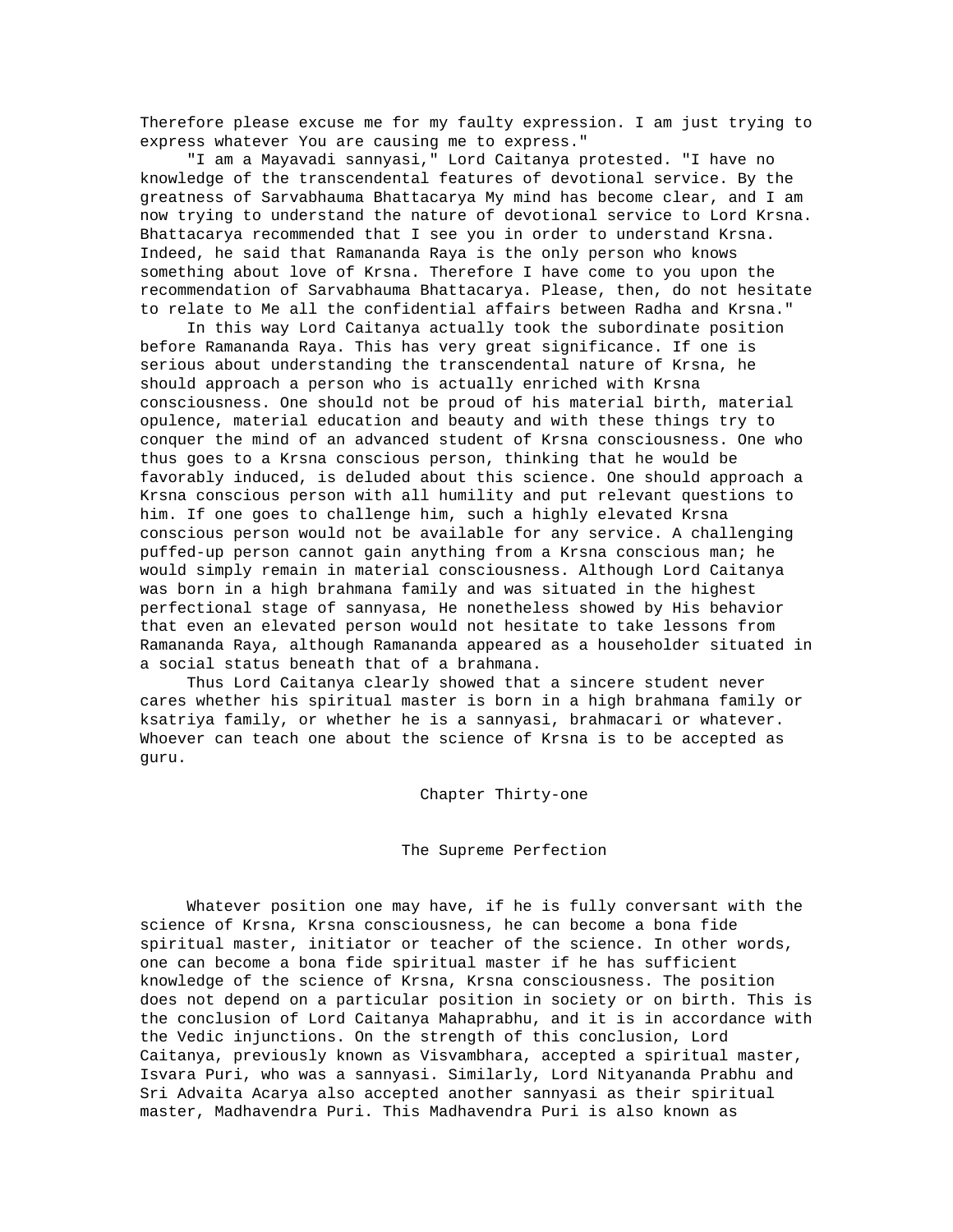Therefore please excuse me for my faulty expression. I am just trying to express whatever You are causing me to express."

"I am a Mayavadi sannyasi," Lord Caitanya protested. "I have no knowledge of the transcendental features of devotional service. By the greatness of Sarvabhauma Bhattacarya My mind has become clear, and I am now trying to understand the nature of devotional service to Lord Krsna. Bhattacarya recommended that I see you in order to understand Krsna. Indeed, he said that Ramananda Raya is the only person who knows something about love of Krsna. Therefore I have come to you upon the recommendation of Sarvabhauma Bhattacarya. Please, then, do not hesitate to relate to Me all the confidential affairs between Radha and Krsna."

In this way Lord Caitanya actually took the subordinate position before Ramananda Raya. This has very great significance. If one is serious about understanding the transcendental nature of Krsna, he should approach a person who is actually enriched with Krsna consciousness. One should not be proud of his material birth, material opulence, material education and beauty and with these things try to conquer the mind of an advanced student of Krsna consciousness. One who thus goes to a Krsna conscious person, thinking that he would be favorably induced, is deluded about this science. One should approach a Krsna conscious person with all humility and put relevant questions to him. If one goes to challenge him, such a highly elevated Krsna conscious person would not be available for any service. A challenging puffed-up person cannot gain anything from a Krsna conscious man; he would simply remain in material consciousness. Although Lord Caitanya was born in a high brahmana family and was situated in the highest perfectional stage of sannyasa, He nonetheless showed by His behavior that even an elevated person would not hesitate to take lessons from Ramananda Raya, although Ramananda appeared as a householder situated in a social status beneath that of a brahmana.

Thus Lord Caitanya clearly showed that a sincere student never cares whether his spiritual master is born in a high brahmana family or ksatriya family, or whether he is a sannyasi, brahmacari or whatever. Whoever can teach one about the science of Krsna is to be accepted as guru.

# Chapter Thirty-one

## The Supreme Perfection

Whatever position one may have, if he is fully conversant with the science of Krsna, Krsna consciousness, he can become a bona fide spiritual master, initiator or teacher of the science. In other words, one can become a bona fide spiritual master if he has sufficient knowledge of the science of Krsna, Krsna consciousness. The position does not depend on a particular position in society or on birth. This is the conclusion of Lord Caitanya Mahaprabhu, and it is in accordance with the Vedic injunctions. On the strength of this conclusion, Lord Caitanya, previously known as Visvambhara, accepted a spiritual master, Isvara Puri, who was a sannyasi. Similarly, Lord Nityananda Prabhu and Sri Advaita Acarya also accepted another sannyasi as their spiritual master, Madhavendra Puri. This Madhavendra Puri is also known as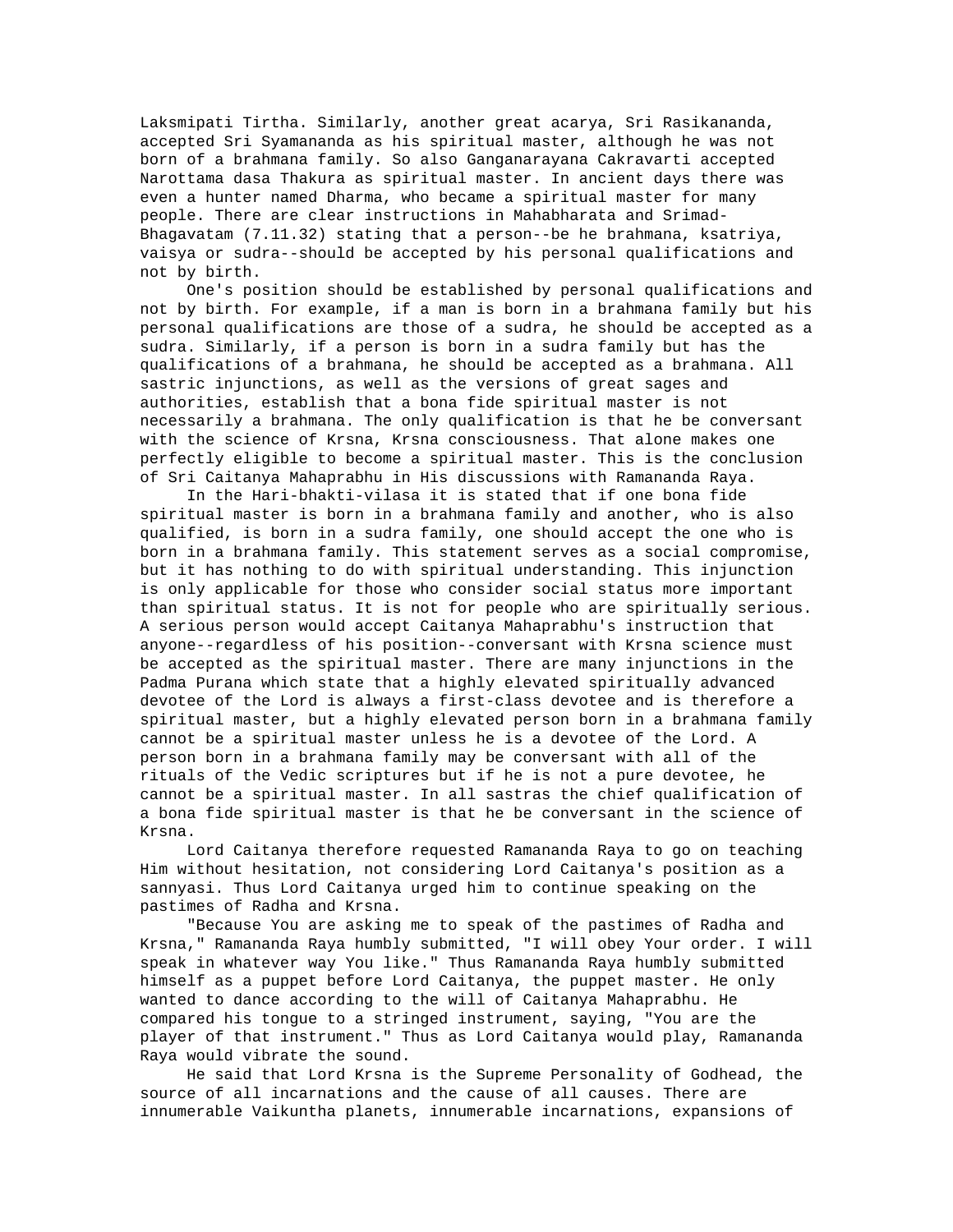Laksmipati Tirtha. Similarly, another great acarya, Sri Rasikananda, accepted Sri Syamananda as his spiritual master, although he was not born of a brahmana family. So also Ganganarayana Cakravarti accepted Narottama dasa Thakura as spiritual master. In ancient days there was even a hunter named Dharma, who became a spiritual master for many people. There are clear instructions in Mahabharata and Srimad-Bhagavatam (7.11.32) stating that a person--be he brahmana, ksatriya, vaisya or sudra--should be accepted by his personal qualifications and not by birth.

One's position should be established by personal qualifications and not by birth. For example, if a man is born in a brahmana family but his personal qualifications are those of a sudra, he should be accepted as a sudra. Similarly, if a person is born in a sudra family but has the qualifications of a brahmana, he should be accepted as a brahmana. All sastric injunctions, as well as the versions of great sages and authorities, establish that a bona fide spiritual master is not necessarily a brahmana. The only qualification is that he be conversant with the science of Krsna, Krsna consciousness. That alone makes one perfectly eligible to become a spiritual master. This is the conclusion of Sri Caitanya Mahaprabhu in His discussions with Ramananda Raya.

In the Hari-bhakti-vilasa it is stated that if one bona fide spiritual master is born in a brahmana family and another, who is also qualified, is born in a sudra family, one should accept the one who is born in a brahmana family. This statement serves as a social compromise, but it has nothing to do with spiritual understanding. This injunction is only applicable for those who consider social status more important than spiritual status. It is not for people who are spiritually serious. A serious person would accept Caitanya Mahaprabhu's instruction that anyone--regardless of his position--conversant with Krsna science must be accepted as the spiritual master. There are many injunctions in the Padma Purana which state that a highly elevated spiritually advanced devotee of the Lord is always a first-class devotee and is therefore a spiritual master, but a highly elevated person born in a brahmana family cannot be a spiritual master unless he is a devotee of the Lord. A person born in a brahmana family may be conversant with all of the rituals of the Vedic scriptures but if he is not a pure devotee, he cannot be a spiritual master. In all sastras the chief qualification of a bona fide spiritual master is that he be conversant in the science of Krsna.

Lord Caitanya therefore requested Ramananda Raya to go on teaching Him without hesitation, not considering Lord Caitanya's position as a sannyasi. Thus Lord Caitanya urged him to continue speaking on the pastimes of Radha and Krsna.

"Because You are asking me to speak of the pastimes of Radha and Krsna," Ramananda Raya humbly submitted, "I will obey Your order. I will speak in whatever way You like." Thus Ramananda Raya humbly submitted himself as a puppet before Lord Caitanya, the puppet master. He only wanted to dance according to the will of Caitanya Mahaprabhu. He compared his tongue to a stringed instrument, saying, "You are the player of that instrument." Thus as Lord Caitanya would play, Ramananda Raya would vibrate the sound.

He said that Lord Krsna is the Supreme Personality of Godhead, the source of all incarnations and the cause of all causes. There are innumerable Vaikuntha planets, innumerable incarnations, expansions of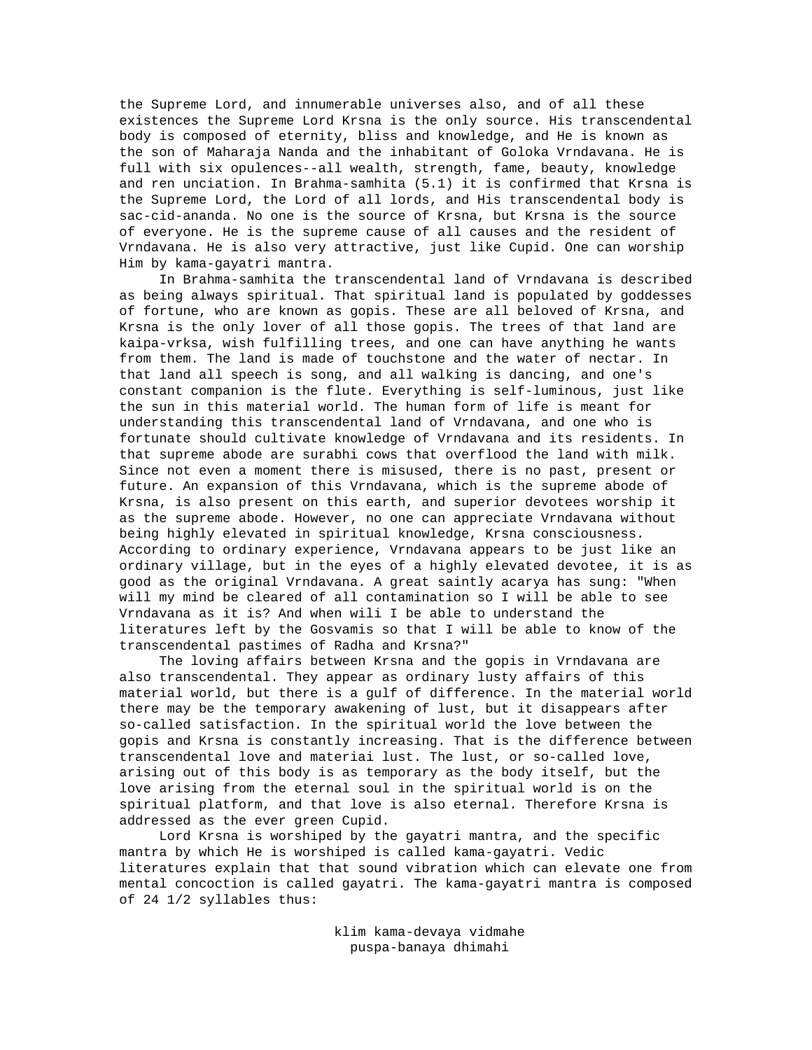the Supreme Lord, and innumerable universes also, and of all these existences the Supreme Lord Krsna is the only source. His transcendental body is composed of eternity, bliss and knowledge, and He is known as the son of Maharaja Nanda and the inhabitant of Goloka Vrndavana. He is full with six opulences--all wealth, strength, fame, beauty, knowledge and ren unciation. In Brahma-samhita (5.1) it is confirmed that Krsna is the Supreme Lord, the Lord of all lords, and His transcendental body is sac-cid-ananda. No one is the source of Krsna, but Krsna is the source of everyone. He is the supreme cause of all causes and the resident of Vrndavana. He is also very attractive, just like Cupid. One can worship Him by kama-gayatri mantra.

In Brahma-samhita the transcendental land of Vrndavana is described as being always spiritual. That spiritual land is populated by goddesses of fortune, who are known as gopis. These are all beloved of Krsna, and Krsna is the only lover of all those gopis. The trees of that land are kaipa-vrksa, wish fulfilling trees, and one can have anything he wants from them. The land is made of touchstone and the water of nectar. In that land all speech is song, and all walking is dancing, and one's constant companion is the flute. Everything is self-luminous, just like the sun in this material world. The human form of life is meant for understanding this transcendental land of Vrndavana, and one who is fortunate should cultivate knowledge of Vrndavana and its residents. In that supreme abode are surabhi cows that overflood the land with milk. Since not even a moment there is misused, there is no past, present or future. An expansion of this Vrndavana, which is the supreme abode of Krsna, is also present on this earth, and superior devotees worship it as the supreme abode. However, no one can appreciate Vrndavana without being highly elevated in spiritual knowledge, Krsna consciousness. According to ordinary experience, Vrndavana appears to be just like an ordinary village, but in the eyes of a highly elevated devotee, it is as good as the original Vrndavana. A great saintly acarya has sung: "When will my mind be cleared of all contamination so I will be able to see Vrndavana as it is? And when wili I be able to understand the literatures left by the Gosvamis so that I will be able to know of the transcendental pastimes of Radha and Krsna?"

The loving affairs between Krsna and the gopis in Vrndavana are also transcendental. They appear as ordinary lusty affairs of this material world, but there is a gulf of difference. In the material world there may be the temporary awakening of lust, but it disappears after so-called satisfaction. In the spiritual world the love between the gopis and Krsna is constantly increasing. That is the difference between transcendental love and materiai lust. The lust, or so-called love, arising out of this body is as temporary as the body itself, but the love arising from the eternal soul in the spiritual world is on the spiritual platform, and that love is also eternal. Therefore Krsna is addressed as the ever green Cupid.

Lord Krsna is worshiped by the gayatri mantra, and the specific mantra by which He is worshiped is called kama-gayatri. Vedic literatures explain that that sound vibration which can elevate one from mental concoction is called gayatri. The kama-gayatri mantra is composed of 24 1/2 syllables thus:

klim kama-devaya vidmahe
puspa-banaya dhimahi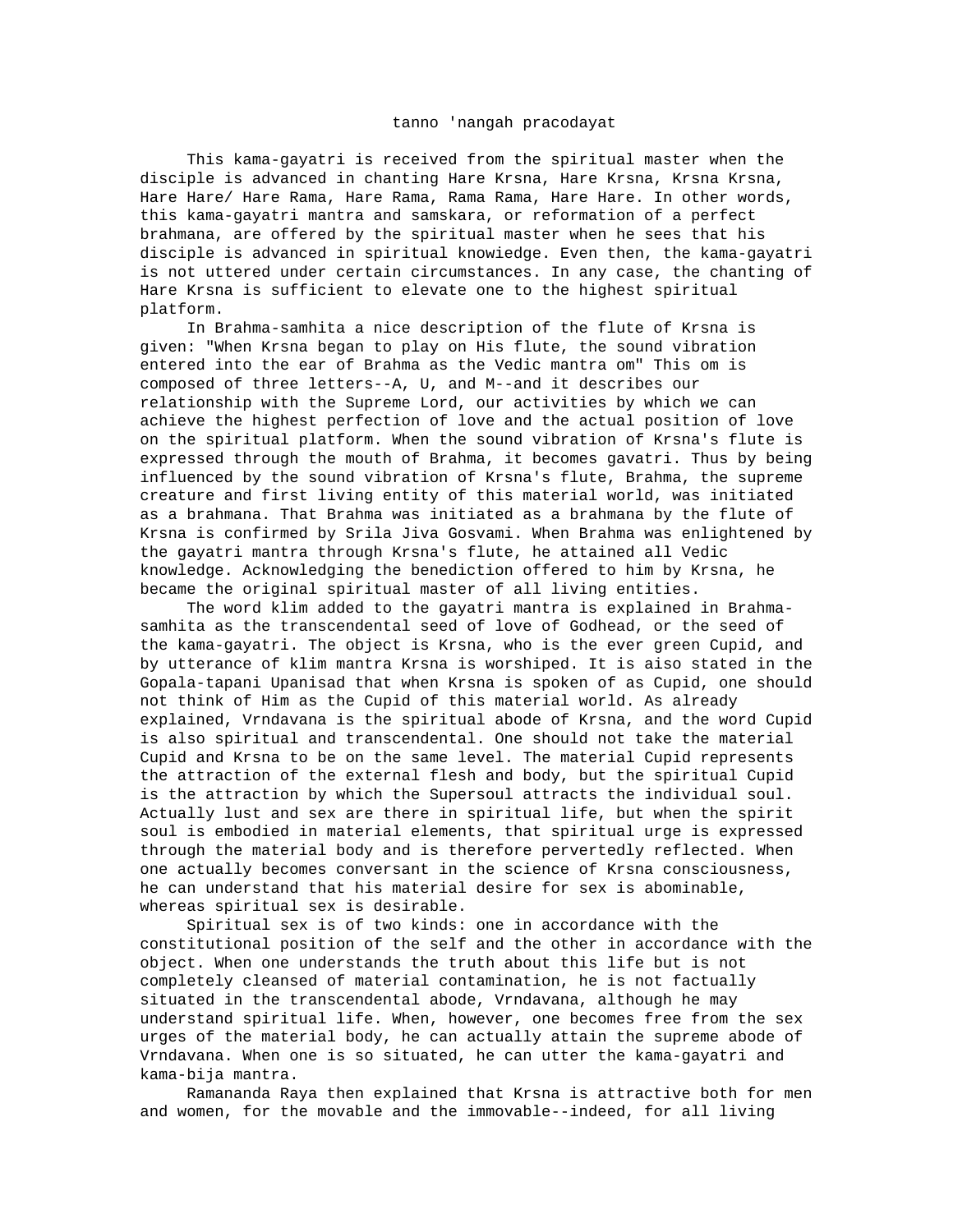tanno 'nangah pracodayat

This kama-gayatri is received from the spiritual master when the disciple is advanced in chanting Hare Krsna, Hare Krsna, Krsna Krsna, Hare Hare/ Hare Rama, Hare Rama, Rama Rama, Hare Hare. In other words, this kama-gayatri mantra and samskara, or reformation of a perfect brahmana, are offered by the spiritual master when he sees that his disciple is advanced in spiritual knowiedge. Even then, the kama-gayatri is not uttered under certain circumstances. In any case, the chanting of Hare Krsna is sufficient to elevate one to the highest spiritual platform.

In Brahma-samhita a nice description of the flute of Krsna is given: "When Krsna began to play on His flute, the sound vibration entered into the ear of Brahma as the Vedic mantra om" This om is composed of three letters--A, U, and M--and it describes our relationship with the Supreme Lord, our activities by which we can achieve the highest perfection of love and the actual position of love on the spiritual platform. When the sound vibration of Krsna's flute is expressed through the mouth of Brahma, it becomes gavatri. Thus by being influenced by the sound vibration of Krsna's flute, Brahma, the supreme creature and first living entity of this material world, was initiated as a brahmana. That Brahma was initiated as a brahmana by the flute of Krsna is confirmed by Srila Jiva Gosvami. When Brahma was enlightened by the gayatri mantra through Krsna's flute, he attained all Vedic knowledge. Acknowledging the benediction offered to him by Krsna, he became the original spiritual master of all living entities.

The word klim added to the gayatri mantra is explained in Brahma-samhita as the transcendental seed of love of Godhead, or the seed of the kama-gayatri. The object is Krsna, who is the ever green Cupid, and by utterance of klim mantra Krsna is worshiped. It is aiso stated in the Gopala-tapani Upanisad that when Krsna is spoken of as Cupid, one should not think of Him as the Cupid of this material world. As already explained, Vrndavana is the spiritual abode of Krsna, and the word Cupid is also spiritual and transcendental. One should not take the material Cupid and Krsna to be on the same level. The material Cupid represents the attraction of the external flesh and body, but the spiritual Cupid is the attraction by which the Supersoul attracts the individual soul. Actually lust and sex are there in spiritual life, but when the spirit soul is embodied in material elements, that spiritual urge is expressed through the material body and is therefore pervertedly reflected. When one actually becomes conversant in the science of Krsna consciousness, he can understand that his material desire for sex is abominable, whereas spiritual sex is desirable.

Spiritual sex is of two kinds: one in accordance with the constitutional position of the self and the other in accordance with the object. When one understands the truth about this life but is not completely cleansed of material contamination, he is not factually situated in the transcendental abode, Vrndavana, although he may understand spiritual life. When, however, one becomes free from the sex urges of the material body, he can actually attain the supreme abode of Vrndavana. When one is so situated, he can utter the kama-gayatri and kama-bija mantra.

Ramananda Raya then explained that Krsna is attractive both for men and women, for the movable and the immovable--indeed, for all living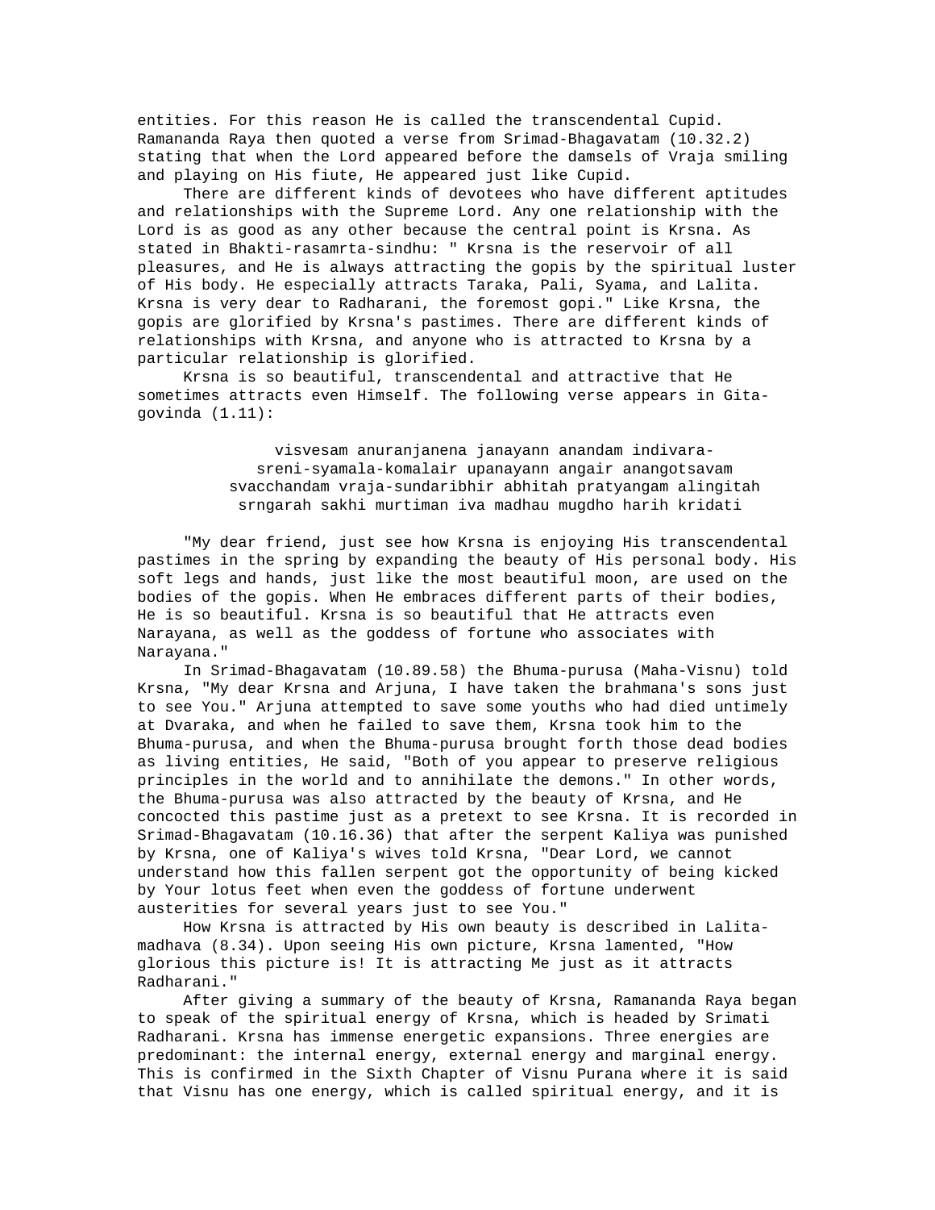entities. For this reason He is called the transcendental Cupid. Ramananda Raya then quoted a verse from Srimad-Bhagavatam (10.32.2) stating that when the Lord appeared before the damsels of Vraja smiling and playing on His fiute, He appeared just like Cupid.

There are different kinds of devotees who have different aptitudes and relationships with the Supreme Lord. Any one relationship with the Lord is as good as any other because the central point is Krsna. As stated in Bhakti-rasamrta-sindhu: " Krsna is the reservoir of all pleasures, and He is always attracting the gopis by the spiritual luster of His body. He especially attracts Taraka, Pali, Syama, and Lalita. Krsna is very dear to Radharani, the foremost gopi." Like Krsna, the gopis are glorified by Krsna's pastimes. There are different kinds of relationships with Krsna, and anyone who is attracted to Krsna by a particular relationship is glorified.

Krsna is so beautiful, transcendental and attractive that He sometimes attracts even Himself. The following verse appears in Gita-govinda (1.11):

> visvesam anuranjanena janayann anandam indivara-
> sreni-syamala-komalair upanayann angair anangotsavam
> svacchandam vraja-sundaribhir abhitah pratyangam alingitah
> srngarah sakhi murtiman iva madhau mugdho harih kridati

"My dear friend, just see how Krsna is enjoying His transcendental pastimes in the spring by expanding the beauty of His personal body. His soft legs and hands, just like the most beautiful moon, are used on the bodies of the gopis. When He embraces different parts of their bodies, He is so beautiful. Krsna is so beautiful that He attracts even Narayana, as well as the goddess of fortune who associates with Narayana."

In Srimad-Bhagavatam (10.89.58) the Bhuma-purusa (Maha-Visnu) told Krsna, "My dear Krsna and Arjuna, I have taken the brahmana's sons just to see You." Arjuna attempted to save some youths who had died untimely at Dvaraka, and when he failed to save them, Krsna took him to the Bhuma-purusa, and when the Bhuma-purusa brought forth those dead bodies as living entities, He said, "Both of you appear to preserve religious principles in the world and to annihilate the demons." In other words, the Bhuma-purusa was also attracted by the beauty of Krsna, and He concocted this pastime just as a pretext to see Krsna. It is recorded in Srimad-Bhagavatam (10.16.36) that after the serpent Kaliya was punished by Krsna, one of Kaliya's wives told Krsna, "Dear Lord, we cannot understand how this fallen serpent got the opportunity of being kicked by Your lotus feet when even the goddess of fortune underwent austerities for several years just to see You."

How Krsna is attracted by His own beauty is described in Lalita-madhava (8.34). Upon seeing His own picture, Krsna lamented, "How glorious this picture is! It is attracting Me just as it attracts Radharani."

After giving a summary of the beauty of Krsna, Ramananda Raya began to speak of the spiritual energy of Krsna, which is headed by Srimati Radharani. Krsna has immense energetic expansions. Three energies are predominant: the internal energy, external energy and marginal energy. This is confirmed in the Sixth Chapter of Visnu Purana where it is said that Visnu has one energy, which is called spiritual energy, and it is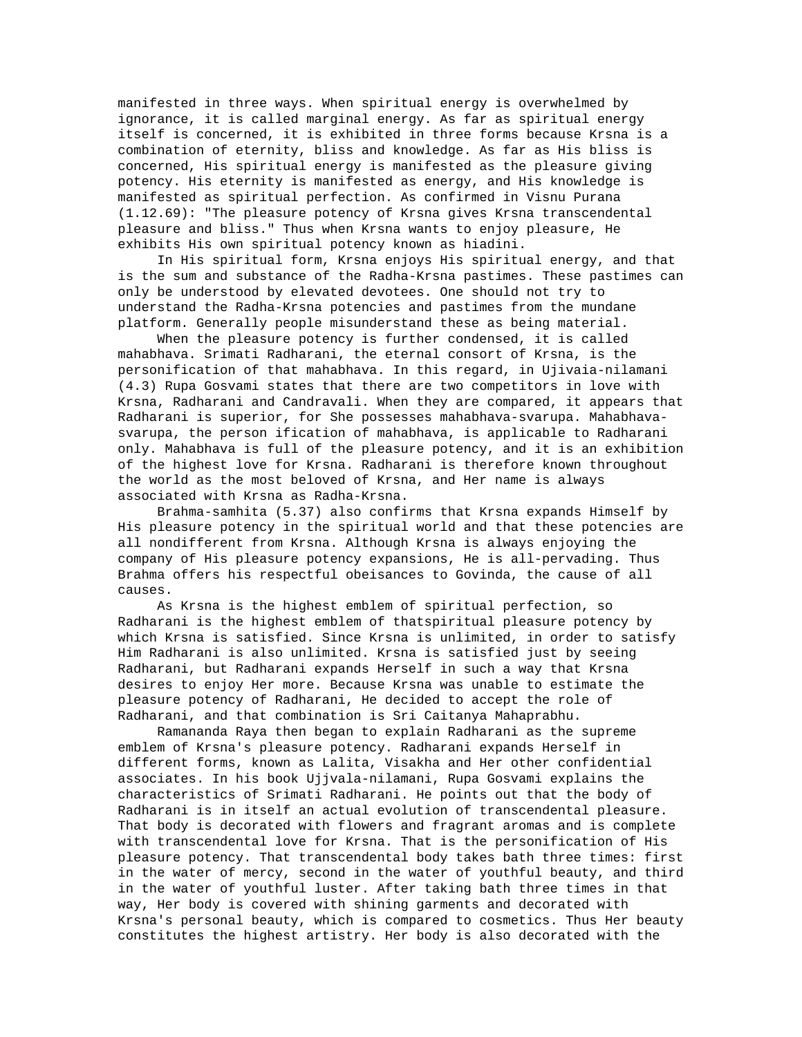manifested in three ways. When spiritual energy is overwhelmed by ignorance, it is called marginal energy. As far as spiritual energy itself is concerned, it is exhibited in three forms because Krsna is a combination of eternity, bliss and knowledge. As far as His bliss is concerned, His spiritual energy is manifested as the pleasure giving potency. His eternity is manifested as energy, and His knowledge is manifested as spiritual perfection. As confirmed in Visnu Purana (1.12.69): "The pleasure potency of Krsna gives Krsna transcendental pleasure and bliss." Thus when Krsna wants to enjoy pleasure, He exhibits His own spiritual potency known as hiadini.

In His spiritual form, Krsna enjoys His spiritual energy, and that is the sum and substance of the Radha-Krsna pastimes. These pastimes can only be understood by elevated devotees. One should not try to understand the Radha-Krsna potencies and pastimes from the mundane platform. Generally people misunderstand these as being material.

When the pleasure potency is further condensed, it is called mahabhava. Srimati Radharani, the eternal consort of Krsna, is the personification of that mahabhava. In this regard, in Ujivaia-nilamani (4.3) Rupa Gosvami states that there are two competitors in love with Krsna, Radharani and Candravali. When they are compared, it appears that Radharani is superior, for She possesses mahabhava-svarupa. Mahabhava-svarupa, the person ification of mahabhava, is applicable to Radharani only. Mahabhava is full of the pleasure potency, and it is an exhibition of the highest love for Krsna. Radharani is therefore known throughout the world as the most beloved of Krsna, and Her name is always associated with Krsna as Radha-Krsna.

Brahma-samhita (5.37) also confirms that Krsna expands Himself by His pleasure potency in the spiritual world and that these potencies are all nondifferent from Krsna. Although Krsna is always enjoying the company of His pleasure potency expansions, He is all-pervading. Thus Brahma offers his respectful obeisances to Govinda, the cause of all causes.

As Krsna is the highest emblem of spiritual perfection, so Radharani is the highest emblem of thatspiritual pleasure potency by which Krsna is satisfied. Since Krsna is unlimited, in order to satisfy Him Radharani is also unlimited. Krsna is satisfied just by seeing Radharani, but Radharani expands Herself in such a way that Krsna desires to enjoy Her more. Because Krsna was unable to estimate the pleasure potency of Radharani, He decided to accept the role of Radharani, and that combination is Sri Caitanya Mahaprabhu.

Ramananda Raya then began to explain Radharani as the supreme emblem of Krsna's pleasure potency. Radharani expands Herself in different forms, known as Lalita, Visakha and Her other confidential associates. In his book Ujjvala-nilamani, Rupa Gosvami explains the characteristics of Srimati Radharani. He points out that the body of Radharani is in itself an actual evolution of transcendental pleasure. That body is decorated with flowers and fragrant aromas and is complete with transcendental love for Krsna. That is the personification of His pleasure potency. That transcendental body takes bath three times: first in the water of mercy, second in the water of youthful beauty, and third in the water of youthful luster. After taking bath three times in that way, Her body is covered with shining garments and decorated with Krsna's personal beauty, which is compared to cosmetics. Thus Her beauty constitutes the highest artistry. Her body is also decorated with the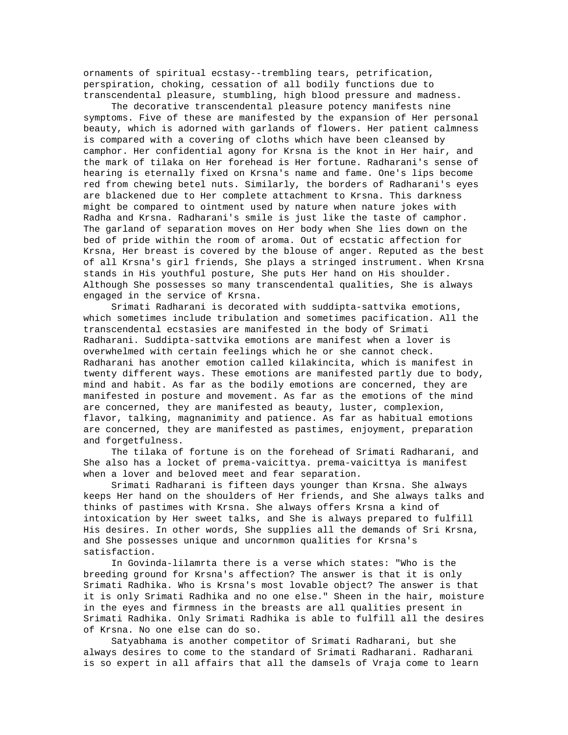ornaments of spiritual ecstasy--trembling tears, petrification, perspiration, choking, cessation of all bodily functions due to transcendental pleasure, stumbling, high blood pressure and madness.

The decorative transcendental pleasure potency manifests nine symptoms. Five of these are manifested by the expansion of Her personal beauty, which is adorned with garlands of flowers. Her patient calmness is compared with a covering of cloths which have been cleansed by camphor. Her confidential agony for Krsna is the knot in Her hair, and the mark of tilaka on Her forehead is Her fortune. Radharani's sense of hearing is eternally fixed on Krsna's name and fame. One's lips become red from chewing betel nuts. Similarly, the borders of Radharani's eyes are blackened due to Her complete attachment to Krsna. This darkness might be compared to ointment used by nature when nature jokes with Radha and Krsna. Radharani's smile is just like the taste of camphor. The garland of separation moves on Her body when She lies down on the bed of pride within the room of aroma. Out of ecstatic affection for Krsna, Her breast is covered by the blouse of anger. Reputed as the best of all Krsna's girl friends, She plays a stringed instrument. When Krsna stands in His youthful posture, She puts Her hand on His shoulder. Although She possesses so many transcendental qualities, She is always engaged in the service of Krsna.

Srimati Radharani is decorated with suddipta-sattvika emotions, which sometimes include tribulation and sometimes pacification. All the transcendental ecstasies are manifested in the body of Srimati Radharani. Suddipta-sattvika emotions are manifest when a lover is overwhelmed with certain feelings which he or she cannot check. Radharani has another emotion called kilakincita, which is manifest in twenty different ways. These emotions are manifested partly due to body, mind and habit. As far as the bodily emotions are concerned, they are manifested in posture and movement. As far as the emotions of the mind are concerned, they are manifested as beauty, luster, complexion, flavor, talking, magnanimity and patience. As far as habitual emotions are concerned, they are manifested as pastimes, enjoyment, preparation and forgetfulness.

The tilaka of fortune is on the forehead of Srimati Radharani, and She also has a locket of prema-vaicittya. prema-vaicittya is manifest when a lover and beloved meet and fear separation.

Srimati Radharani is fifteen days younger than Krsna. She always keeps Her hand on the shoulders of Her friends, and She always talks and thinks of pastimes with Krsna. She always offers Krsna a kind of intoxication by Her sweet talks, and She is always prepared to fulfill His desires. In other words, She supplies all the demands of Sri Krsna, and She possesses unique and uncornmon qualities for Krsna's satisfaction.

In Govinda-lilamrta there is a verse which states: "Who is the breeding ground for Krsna's affection? The answer is that it is only Srimati Radhika. Who is Krsna's most lovable object? The answer is that it is only Srimati Radhika and no one else." Sheen in the hair, moisture in the eyes and firmness in the breasts are all qualities present in Srimati Radhika. Only Srimati Radhika is able to fulfill all the desires of Krsna. No one else can do so.

Satyabhama is another competitor of Srimati Radharani, but she always desires to come to the standard of Srimati Radharani. Radharani is so expert in all affairs that all the damsels of Vraja come to learn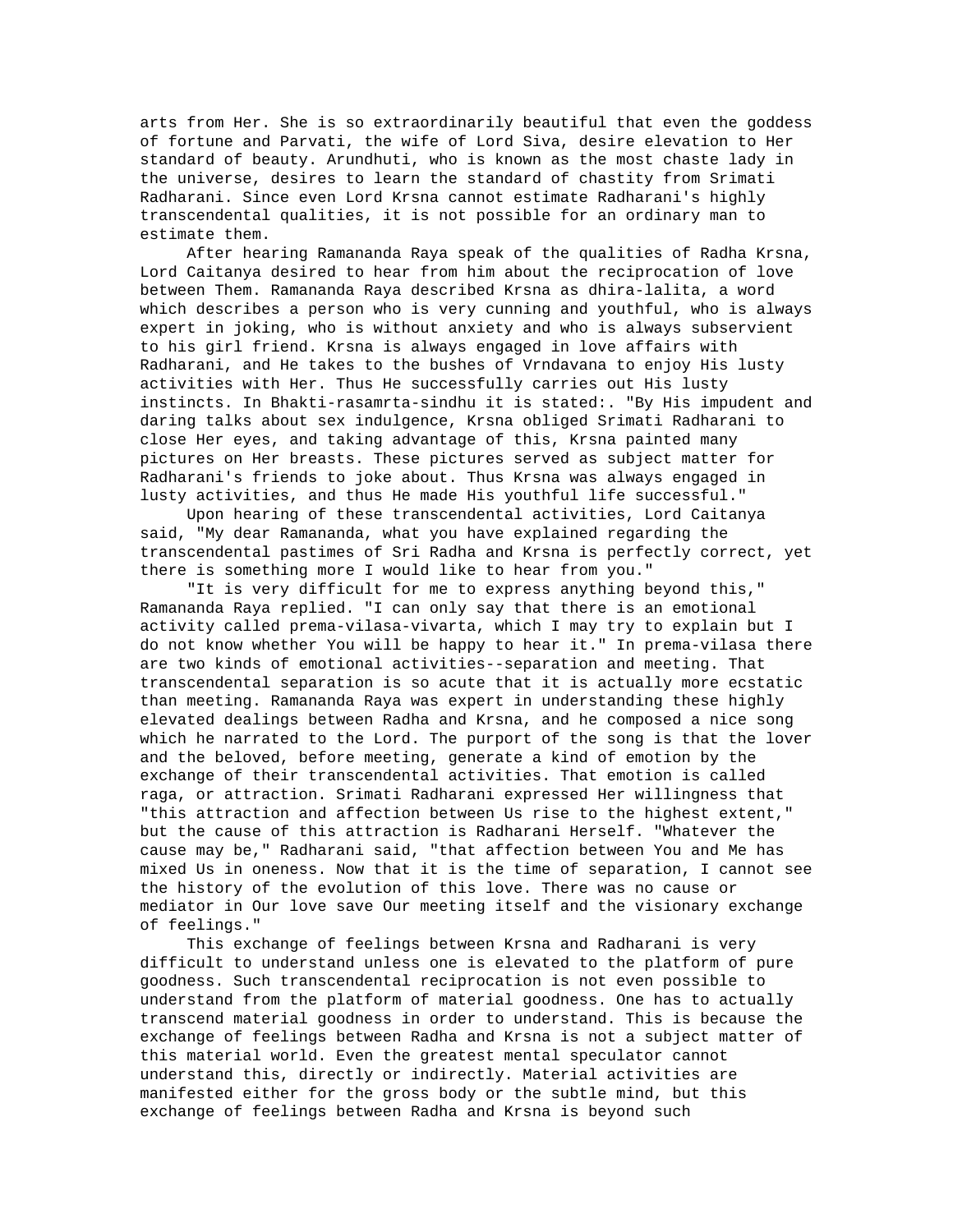arts from Her. She is so extraordinarily beautiful that even the goddess of fortune and Parvati, the wife of Lord Siva, desire elevation to Her standard of beauty. Arundhuti, who is known as the most chaste lady in the universe, desires to learn the standard of chastity from Srimati Radharani. Since even Lord Krsna cannot estimate Radharani's highly transcendental qualities, it is not possible for an ordinary man to estimate them.

After hearing Ramananda Raya speak of the qualities of Radha Krsna, Lord Caitanya desired to hear from him about the reciprocation of love between Them. Ramananda Raya described Krsna as dhira-lalita, a word which describes a person who is very cunning and youthful, who is always expert in joking, who is without anxiety and who is always subservient to his girl friend. Krsna is always engaged in love affairs with Radharani, and He takes to the bushes of Vrndavana to enjoy His lusty activities with Her. Thus He successfully carries out His lusty instincts. In Bhakti-rasamrta-sindhu it is stated:. "By His impudent and daring talks about sex indulgence, Krsna obliged Srimati Radharani to close Her eyes, and taking advantage of this, Krsna painted many pictures on Her breasts. These pictures served as subject matter for Radharani's friends to joke about. Thus Krsna was always engaged in lusty activities, and thus He made His youthful life successful."

Upon hearing of these transcendental activities, Lord Caitanya said, "My dear Ramananda, what you have explained regarding the transcendental pastimes of Sri Radha and Krsna is perfectly correct, yet there is something more I would like to hear from you."

"It is very difficult for me to express anything beyond this," Ramananda Raya replied. "I can only say that there is an emotional activity called prema-vilasa-vivarta, which I may try to explain but I do not know whether You will be happy to hear it." In prema-vilasa there are two kinds of emotional activities--separation and meeting. That transcendental separation is so acute that it is actually more ecstatic than meeting. Ramananda Raya was expert in understanding these highly elevated dealings between Radha and Krsna, and he composed a nice song which he narrated to the Lord. The purport of the song is that the lover and the beloved, before meeting, generate a kind of emotion by the exchange of their transcendental activities. That emotion is called raga, or attraction. Srimati Radharani expressed Her willingness that "this attraction and affection between Us rise to the highest extent," but the cause of this attraction is Radharani Herself. "Whatever the cause may be," Radharani said, "that affection between You and Me has mixed Us in oneness. Now that it is the time of separation, I cannot see the history of the evolution of this love. There was no cause or mediator in Our love save Our meeting itself and the visionary exchange of feelings."

This exchange of feelings between Krsna and Radharani is very difficult to understand unless one is elevated to the platform of pure goodness. Such transcendental reciprocation is not even possible to understand from the platform of material goodness. One has to actually transcend material goodness in order to understand. This is because the exchange of feelings between Radha and Krsna is not a subject matter of this material world. Even the greatest mental speculator cannot understand this, directly or indirectly. Material activities are manifested either for the gross body or the subtle mind, but this exchange of feelings between Radha and Krsna is beyond such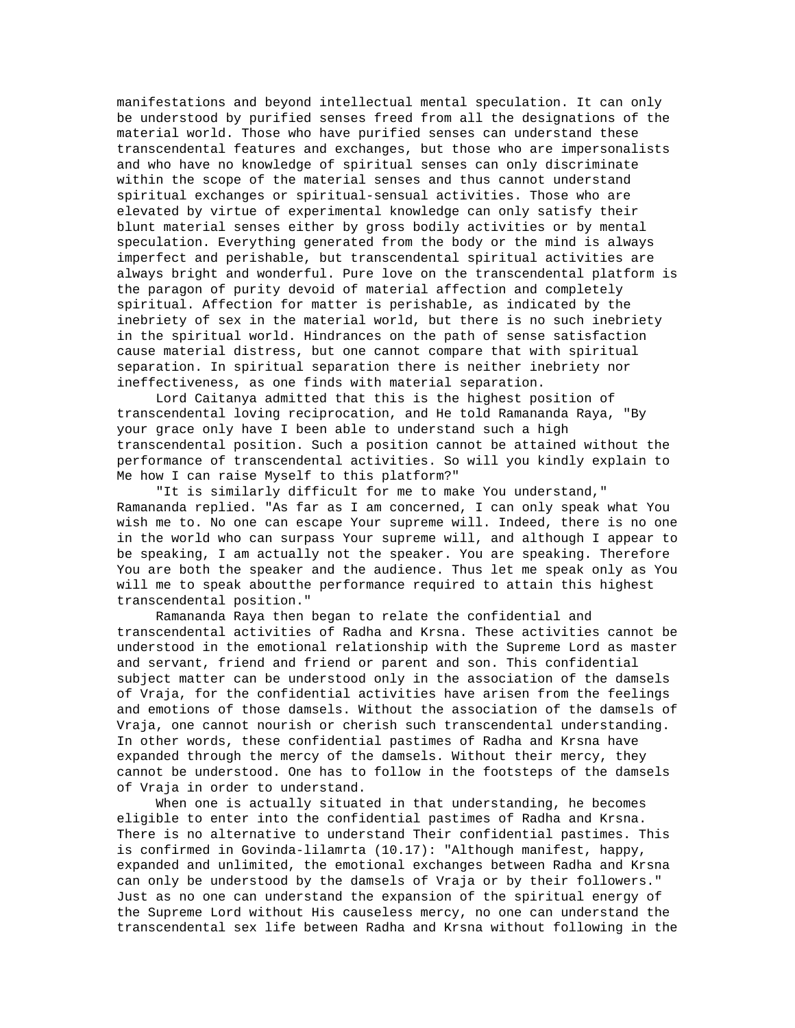manifestations and beyond intellectual mental speculation. It can only be understood by purified senses freed from all the designations of the material world. Those who have purified senses can understand these transcendental features and exchanges, but those who are impersonalists and who have no knowledge of spiritual senses can only discriminate within the scope of the material senses and thus cannot understand spiritual exchanges or spiritual-sensual activities. Those who are elevated by virtue of experimental knowledge can only satisfy their blunt material senses either by gross bodily activities or by mental speculation. Everything generated from the body or the mind is always imperfect and perishable, but transcendental spiritual activities are always bright and wonderful. Pure love on the transcendental platform is the paragon of purity devoid of material affection and completely spiritual. Affection for matter is perishable, as indicated by the inebriety of sex in the material world, but there is no such inebriety in the spiritual world. Hindrances on the path of sense satisfaction cause material distress, but one cannot compare that with spiritual separation. In spiritual separation there is neither inebriety nor ineffectiveness, as one finds with material separation.

Lord Caitanya admitted that this is the highest position of transcendental loving reciprocation, and He told Ramananda Raya, "By your grace only have I been able to understand such a high transcendental position. Such a position cannot be attained without the performance of transcendental activities. So will you kindly explain to Me how I can raise Myself to this platform?"

"It is similarly difficult for me to make You understand," Ramananda replied. "As far as I am concerned, I can only speak what You wish me to. No one can escape Your supreme will. Indeed, there is no one in the world who can surpass Your supreme will, and although I appear to be speaking, I am actually not the speaker. You are speaking. Therefore You are both the speaker and the audience. Thus let me speak only as You will me to speak aboutthe performance required to attain this highest transcendental position."

Ramananda Raya then began to relate the confidential and transcendental activities of Radha and Krsna. These activities cannot be understood in the emotional relationship with the Supreme Lord as master and servant, friend and friend or parent and son. This confidential subject matter can be understood only in the association of the damsels of Vraja, for the confidential activities have arisen from the feelings and emotions of those damsels. Without the association of the damsels of Vraja, one cannot nourish or cherish such transcendental understanding. In other words, these confidential pastimes of Radha and Krsna have expanded through the mercy of the damsels. Without their mercy, they cannot be understood. One has to follow in the footsteps of the damsels of Vraja in order to understand.

When one is actually situated in that understanding, he becomes eligible to enter into the confidential pastimes of Radha and Krsna. There is no alternative to understand Their confidential pastimes. This is confirmed in Govinda-lilamrta (10.17): "Although manifest, happy, expanded and unlimited, the emotional exchanges between Radha and Krsna can only be understood by the damsels of Vraja or by their followers." Just as no one can understand the expansion of the spiritual energy of the Supreme Lord without His causeless mercy, no one can understand the transcendental sex life between Radha and Krsna without following in the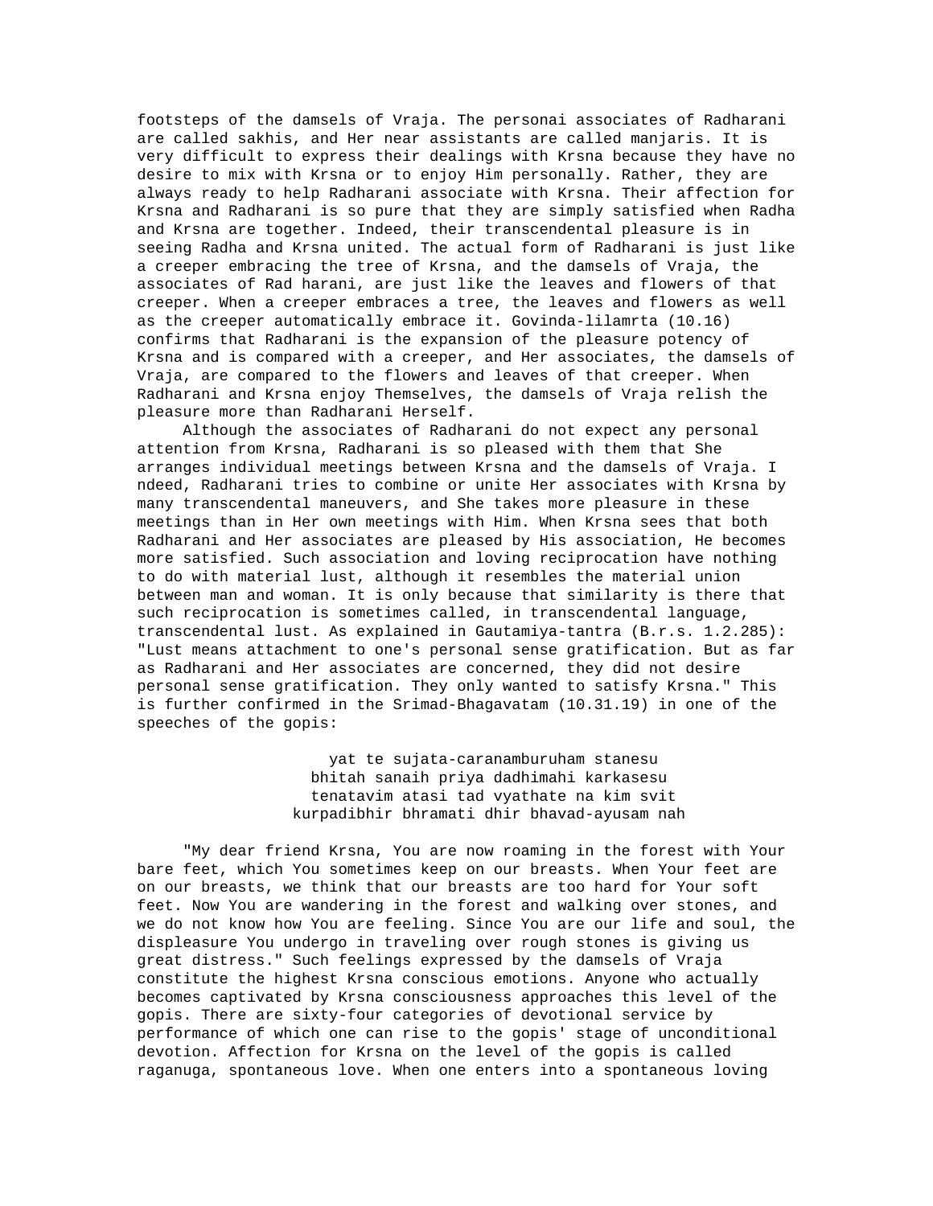footsteps of the damsels of Vraja. The personai associates of Radharani are called sakhis, and Her near assistants are called manjaris. It is very difficult to express their dealings with Krsna because they have no desire to mix with Krsna or to enjoy Him personally. Rather, they are always ready to help Radharani associate with Krsna. Their affection for Krsna and Radharani is so pure that they are simply satisfied when Radha and Krsna are together. Indeed, their transcendental pleasure is in seeing Radha and Krsna united. The actual form of Radharani is just like a creeper embracing the tree of Krsna, and the damsels of Vraja, the associates of Rad harani, are just like the leaves and flowers of that creeper. When a creeper embraces a tree, the leaves and flowers as well as the creeper automatically embrace it. Govinda-lilamrta (10.16) confirms that Radharani is the expansion of the pleasure potency of Krsna and is compared with a creeper, and Her associates, the damsels of Vraja, are compared to the flowers and leaves of that creeper. When Radharani and Krsna enjoy Themselves, the damsels of Vraja relish the pleasure more than Radharani Herself.

Although the associates of Radharani do not expect any personal attention from Krsna, Radharani is so pleased with them that She arranges individual meetings between Krsna and the damsels of Vraja. I ndeed, Radharani tries to combine or unite Her associates with Krsna by many transcendental maneuvers, and She takes more pleasure in these meetings than in Her own meetings with Him. When Krsna sees that both Radharani and Her associates are pleased by His association, He becomes more satisfied. Such association and loving reciprocation have nothing to do with material lust, although it resembles the material union between man and woman. It is only because that similarity is there that such reciprocation is sometimes called, in transcendental language, transcendental lust. As explained in Gautamiya-tantra (B.r.s. 1.2.285): "Lust means attachment to one's personal sense gratification. But as far as Radharani and Her associates are concerned, they did not desire personal sense gratification. They only wanted to satisfy Krsna." This is further confirmed in the Srimad-Bhagavatam (10.31.19) in one of the speeches of the gopis:

> yat te sujata-caranamburuham stanesu
> bhitah sanaih priya dadhimahi karkasesu
> tenatavim atasi tad vyathate na kim svit
> kurpadibhir bhramati dhir bhavad-ayusam nah

"My dear friend Krsna, You are now roaming in the forest with Your bare feet, which You sometimes keep on our breasts. When Your feet are on our breasts, we think that our breasts are too hard for Your soft feet. Now You are wandering in the forest and walking over stones, and we do not know how You are feeling. Since You are our life and soul, the displeasure You undergo in traveling over rough stones is giving us great distress." Such feelings expressed by the damsels of Vraja constitute the highest Krsna conscious emotions. Anyone who actually becomes captivated by Krsna consciousness approaches this level of the gopis. There are sixty-four categories of devotional service by performance of which one can rise to the gopis' stage of unconditional devotion. Affection for Krsna on the level of the gopis is called raganuga, spontaneous love. When one enters into a spontaneous loving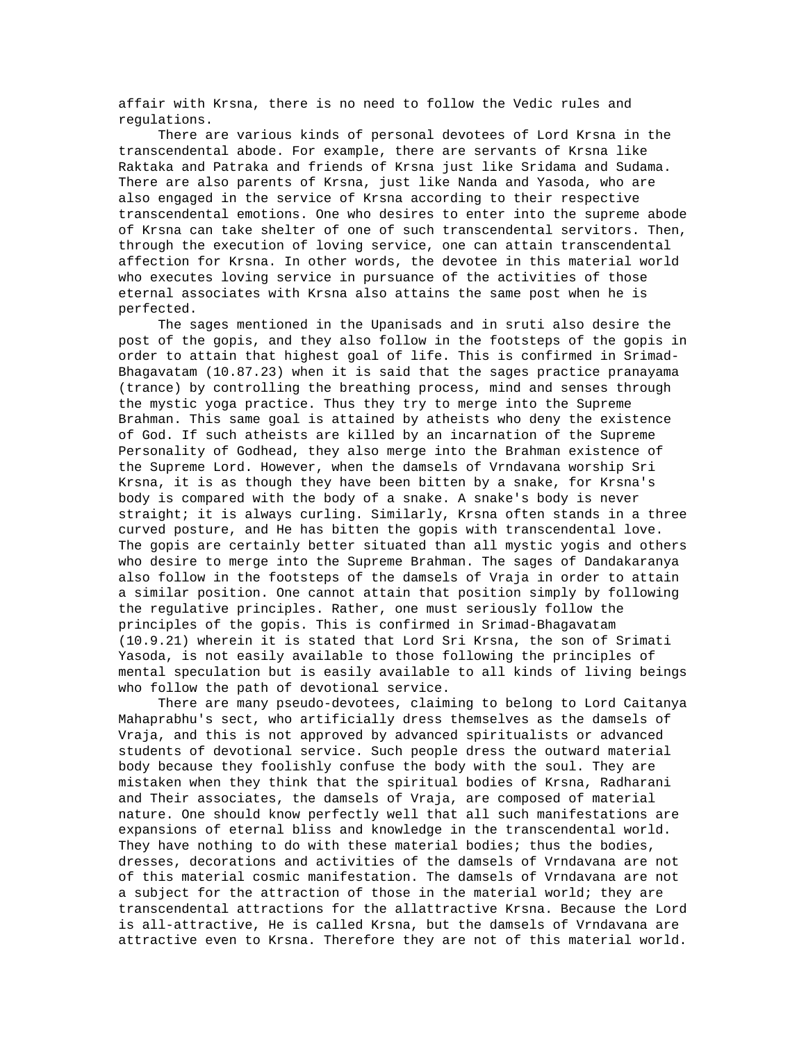affair with Krsna, there is no need to follow the Vedic rules and regulations.

There are various kinds of personal devotees of Lord Krsna in the transcendental abode. For example, there are servants of Krsna like Raktaka and Patraka and friends of Krsna just like Sridama and Sudama. There are also parents of Krsna, just like Nanda and Yasoda, who are also engaged in the service of Krsna according to their respective transcendental emotions. One who desires to enter into the supreme abode of Krsna can take shelter of one of such transcendental servitors. Then, through the execution of loving service, one can attain transcendental affection for Krsna. In other words, the devotee in this material world who executes loving service in pursuance of the activities of those eternal associates with Krsna also attains the same post when he is perfected.

The sages mentioned in the Upanisads and in sruti also desire the post of the gopis, and they also follow in the footsteps of the gopis in order to attain that highest goal of life. This is confirmed in Srimad-Bhagavatam (10.87.23) when it is said that the sages practice pranayama (trance) by controlling the breathing process, mind and senses through the mystic yoga practice. Thus they try to merge into the Supreme Brahman. This same goal is attained by atheists who deny the existence of God. If such atheists are killed by an incarnation of the Supreme Personality of Godhead, they also merge into the Brahman existence of the Supreme Lord. However, when the damsels of Vrndavana worship Sri Krsna, it is as though they have been bitten by a snake, for Krsna's body is compared with the body of a snake. A snake's body is never straight; it is always curling. Similarly, Krsna often stands in a three curved posture, and He has bitten the gopis with transcendental love. The gopis are certainly better situated than all mystic yogis and others who desire to merge into the Supreme Brahman. The sages of Dandakaranya also follow in the footsteps of the damsels of Vraja in order to attain a similar position. One cannot attain that position simply by following the regulative principles. Rather, one must seriously follow the principles of the gopis. This is confirmed in Srimad-Bhagavatam (10.9.21) wherein it is stated that Lord Sri Krsna, the son of Srimati Yasoda, is not easily available to those following the principles of mental speculation but is easily available to all kinds of living beings who follow the path of devotional service.

There are many pseudo-devotees, claiming to belong to Lord Caitanya Mahaprabhu's sect, who artificially dress themselves as the damsels of Vraja, and this is not approved by advanced spiritualists or advanced students of devotional service. Such people dress the outward material body because they foolishly confuse the body with the soul. They are mistaken when they think that the spiritual bodies of Krsna, Radharani and Their associates, the damsels of Vraja, are composed of material nature. One should know perfectly well that all such manifestations are expansions of eternal bliss and knowledge in the transcendental world. They have nothing to do with these material bodies; thus the bodies, dresses, decorations and activities of the damsels of Vrndavana are not of this material cosmic manifestation. The damsels of Vrndavana are not a subject for the attraction of those in the material world; they are transcendental attractions for the allattractive Krsna. Because the Lord is all-attractive, He is called Krsna, but the damsels of Vrndavana are attractive even to Krsna. Therefore they are not of this material world.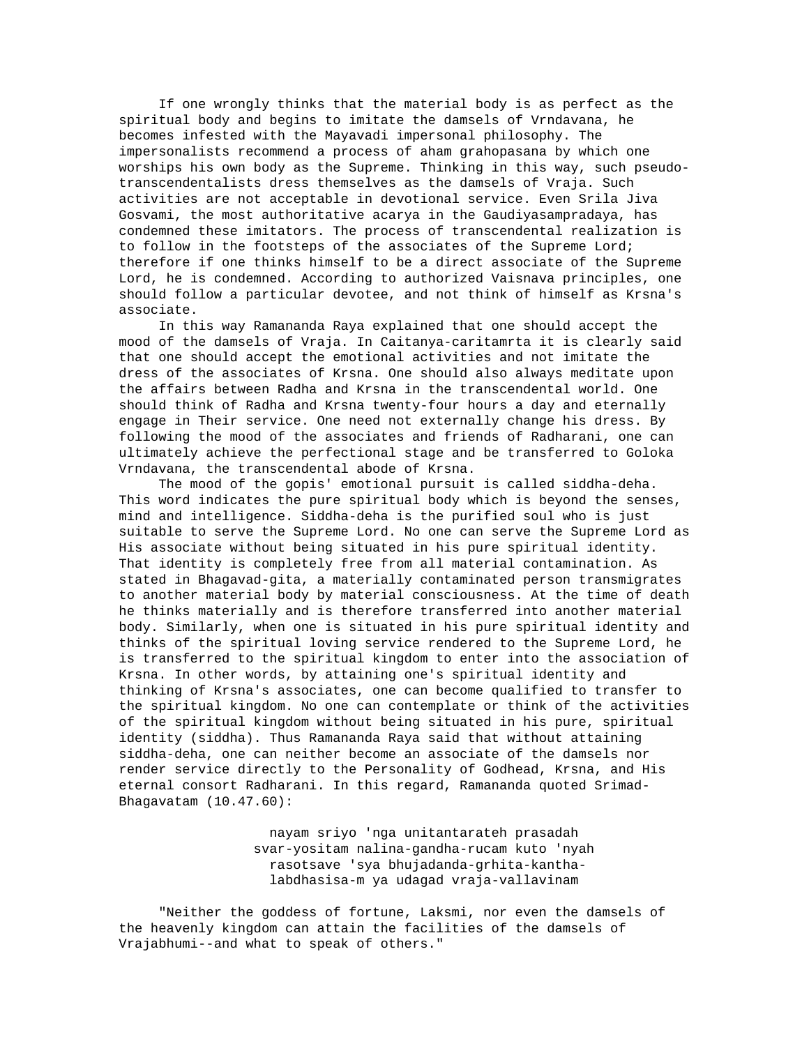If one wrongly thinks that the material body is as perfect as the spiritual body and begins to imitate the damsels of Vrndavana, he becomes infested with the Mayavadi impersonal philosophy. The impersonalists recommend a process of aham grahopasana by which one worships his own body as the Supreme. Thinking in this way, such pseudo-transcendentalists dress themselves as the damsels of Vraja. Such activities are not acceptable in devotional service. Even Srila Jiva Gosvami, the most authoritative acarya in the Gaudiyasampradaya, has condemned these imitators. The process of transcendental realization is to follow in the footsteps of the associates of the Supreme Lord; therefore if one thinks himself to be a direct associate of the Supreme Lord, he is condemned. According to authorized Vaisnava principles, one should follow a particular devotee, and not think of himself as Krsna's associate.

In this way Ramananda Raya explained that one should accept the mood of the damsels of Vraja. In Caitanya-caritamrta it is clearly said that one should accept the emotional activities and not imitate the dress of the associates of Krsna. One should also always meditate upon the affairs between Radha and Krsna in the transcendental world. One should think of Radha and Krsna twenty-four hours a day and eternally engage in Their service. One need not externally change his dress. By following the mood of the associates and friends of Radharani, one can ultimately achieve the perfectional stage and be transferred to Goloka Vrndavana, the transcendental abode of Krsna.

The mood of the gopis' emotional pursuit is called siddha-deha. This word indicates the pure spiritual body which is beyond the senses, mind and intelligence. Siddha-deha is the purified soul who is just suitable to serve the Supreme Lord. No one can serve the Supreme Lord as His associate without being situated in his pure spiritual identity. That identity is completely free from all material contamination. As stated in Bhagavad-gita, a materially contaminated person transmigrates to another material body by material consciousness. At the time of death he thinks materially and is therefore transferred into another material body. Similarly, when one is situated in his pure spiritual identity and thinks of the spiritual loving service rendered to the Supreme Lord, he is transferred to the spiritual kingdom to enter into the association of Krsna. In other words, by attaining one's spiritual identity and thinking of Krsna's associates, one can become qualified to transfer to the spiritual kingdom. No one can contemplate or think of the activities of the spiritual kingdom without being situated in his pure, spiritual identity (siddha). Thus Ramananda Raya said that without attaining siddha-deha, one can neither become an associate of the damsels nor render service directly to the Personality of Godhead, Krsna, and His eternal consort Radharani. In this regard, Ramananda quoted Srimad-Bhagavatam (10.47.60):

> nayam sriyo 'nga unitantarateh prasadah
> svar-yositam nalina-gandha-rucam kuto 'nyah
> rasotsave 'sya bhujadanda-grhita-kantha-
> labdhasisa-m ya udagad vraja-vallavinam

"Neither the goddess of fortune, Laksmi, nor even the damsels of the heavenly kingdom can attain the facilities of the damsels of Vrajabhumi--and what to speak of others."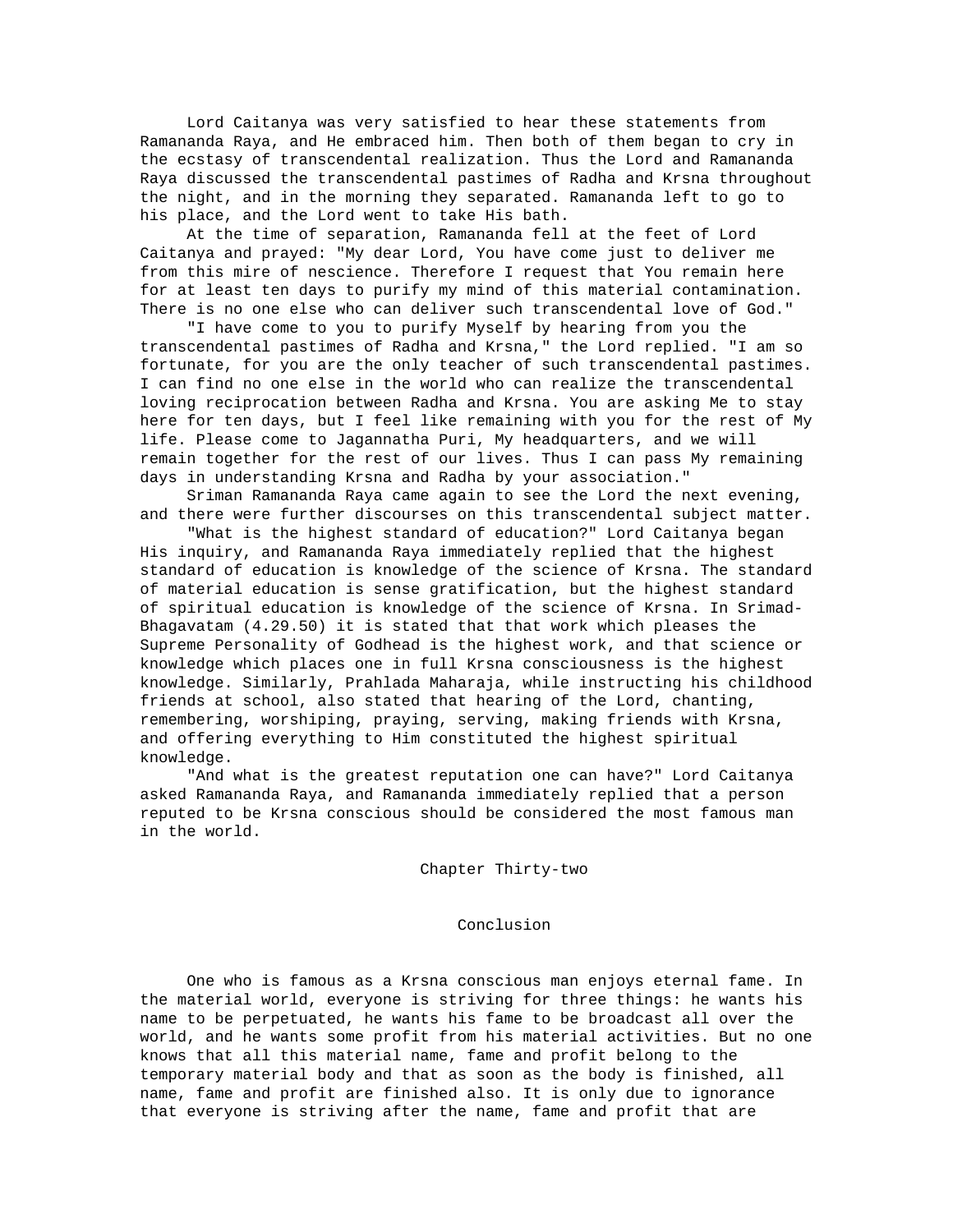Lord Caitanya was very satisfied to hear these statements from Ramananda Raya, and He embraced him. Then both of them began to cry in the ecstasy of transcendental realization. Thus the Lord and Ramananda Raya discussed the transcendental pastimes of Radha and Krsna throughout the night, and in the morning they separated. Ramananda left to go to his place, and the Lord went to take His bath.

At the time of separation, Ramananda fell at the feet of Lord Caitanya and prayed: "My dear Lord, You have come just to deliver me from this mire of nescience. Therefore I request that You remain here for at least ten days to purify my mind of this material contamination. There is no one else who can deliver such transcendental love of God."

"I have come to you to purify Myself by hearing from you the transcendental pastimes of Radha and Krsna," the Lord replied. "I am so fortunate, for you are the only teacher of such transcendental pastimes. I can find no one else in the world who can realize the transcendental loving reciprocation between Radha and Krsna. You are asking Me to stay here for ten days, but I feel like remaining with you for the rest of My life. Please come to Jagannatha Puri, My headquarters, and we will remain together for the rest of our lives. Thus I can pass My remaining days in understanding Krsna and Radha by your association."

Sriman Ramananda Raya came again to see the Lord the next evening, and there were further discourses on this transcendental subject matter.

"What is the highest standard of education?" Lord Caitanya began His inquiry, and Ramananda Raya immediately replied that the highest standard of education is knowledge of the science of Krsna. The standard of material education is sense gratification, but the highest standard of spiritual education is knowledge of the science of Krsna. In Srimad-Bhagavatam (4.29.50) it is stated that that work which pleases the Supreme Personality of Godhead is the highest work, and that science or knowledge which places one in full Krsna consciousness is the highest knowledge. Similarly, Prahlada Maharaja, while instructing his childhood friends at school, also stated that hearing of the Lord, chanting, remembering, worshiping, praying, serving, making friends with Krsna, and offering everything to Him constituted the highest spiritual knowledge.

"And what is the greatest reputation one can have?" Lord Caitanya asked Ramananda Raya, and Ramananda immediately replied that a person reputed to be Krsna conscious should be considered the most famous man in the world.

## Chapter Thirty-two

## Conclusion

One who is famous as a Krsna conscious man enjoys eternal fame. In the material world, everyone is striving for three things: he wants his name to be perpetuated, he wants his fame to be broadcast all over the world, and he wants some profit from his material activities. But no one knows that all this material name, fame and profit belong to the temporary material body and that as soon as the body is finished, all name, fame and profit are finished also. It is only due to ignorance that everyone is striving after the name, fame and profit that are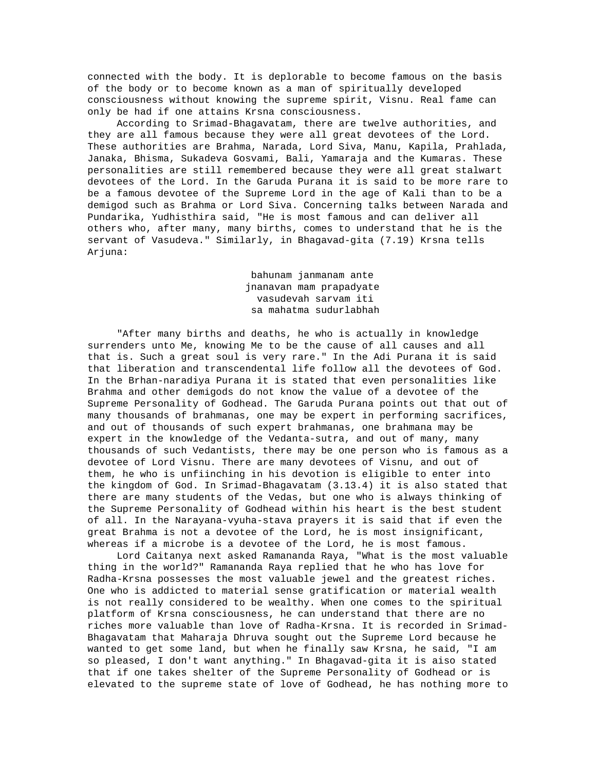connected with the body. It is deplorable to become famous on the basis of the body or to become known as a man of spiritually developed consciousness without knowing the supreme spirit, Visnu. Real fame can only be had if one attains Krsna consciousness.

According to Srimad-Bhagavatam, there are twelve authorities, and they are all famous because they were all great devotees of the Lord. These authorities are Brahma, Narada, Lord Siva, Manu, Kapila, Prahlada, Janaka, Bhisma, Sukadeva Gosvami, Bali, Yamaraja and the Kumaras. These personalities are still remembered because they were all great stalwart devotees of the Lord. In the Garuda Purana it is said to be more rare to be a famous devotee of the Supreme Lord in the age of Kali than to be a demigod such as Brahma or Lord Siva. Concerning talks between Narada and Pundarika, Yudhisthira said, "He is most famous and can deliver all others who, after many, many births, comes to understand that he is the servant of Vasudeva." Similarly, in Bhagavad-gita (7.19) Krsna tells Arjuna:

> bahunam janmanam ante
> jnanavan mam prapadyate
> vasudevah sarvam iti
> sa mahatma sudurlabhah

"After many births and deaths, he who is actually in knowledge surrenders unto Me, knowing Me to be the cause of all causes and all that is. Such a great soul is very rare." In the Adi Purana it is said that liberation and transcendental life follow all the devotees of God. In the Brhan-naradiya Purana it is stated that even personalities like Brahma and other demigods do not know the value of a devotee of the Supreme Personality of Godhead. The Garuda Purana points out that out of many thousands of brahmanas, one may be expert in performing sacrifices, and out of thousands of such expert brahmanas, one brahmana may be expert in the knowledge of the Vedanta-sutra, and out of many, many thousands of such Vedantists, there may be one person who is famous as a devotee of Lord Visnu. There are many devotees of Visnu, and out of them, he who is unfiinching in his devotion is eligible to enter into the kingdom of God. In Srimad-Bhagavatam (3.13.4) it is also stated that there are many students of the Vedas, but one who is always thinking of the Supreme Personality of Godhead within his heart is the best student of all. In the Narayana-vyuha-stava prayers it is said that if even the great Brahma is not a devotee of the Lord, he is most insignificant, whereas if a microbe is a devotee of the Lord, he is most famous.

Lord Caitanya next asked Ramananda Raya, "What is the most valuable thing in the world?" Ramananda Raya replied that he who has love for Radha-Krsna possesses the most valuable jewel and the greatest riches. One who is addicted to material sense gratification or material wealth is not really considered to be wealthy. When one comes to the spiritual platform of Krsna consciousness, he can understand that there are no riches more valuable than love of Radha-Krsna. It is recorded in Srimad-Bhagavatam that Maharaja Dhruva sought out the Supreme Lord because he wanted to get some land, but when he finally saw Krsna, he said, "I am so pleased, I don't want anything." In Bhagavad-gita it is aiso stated that if one takes shelter of the Supreme Personality of Godhead or is elevated to the supreme state of love of Godhead, he has nothing more to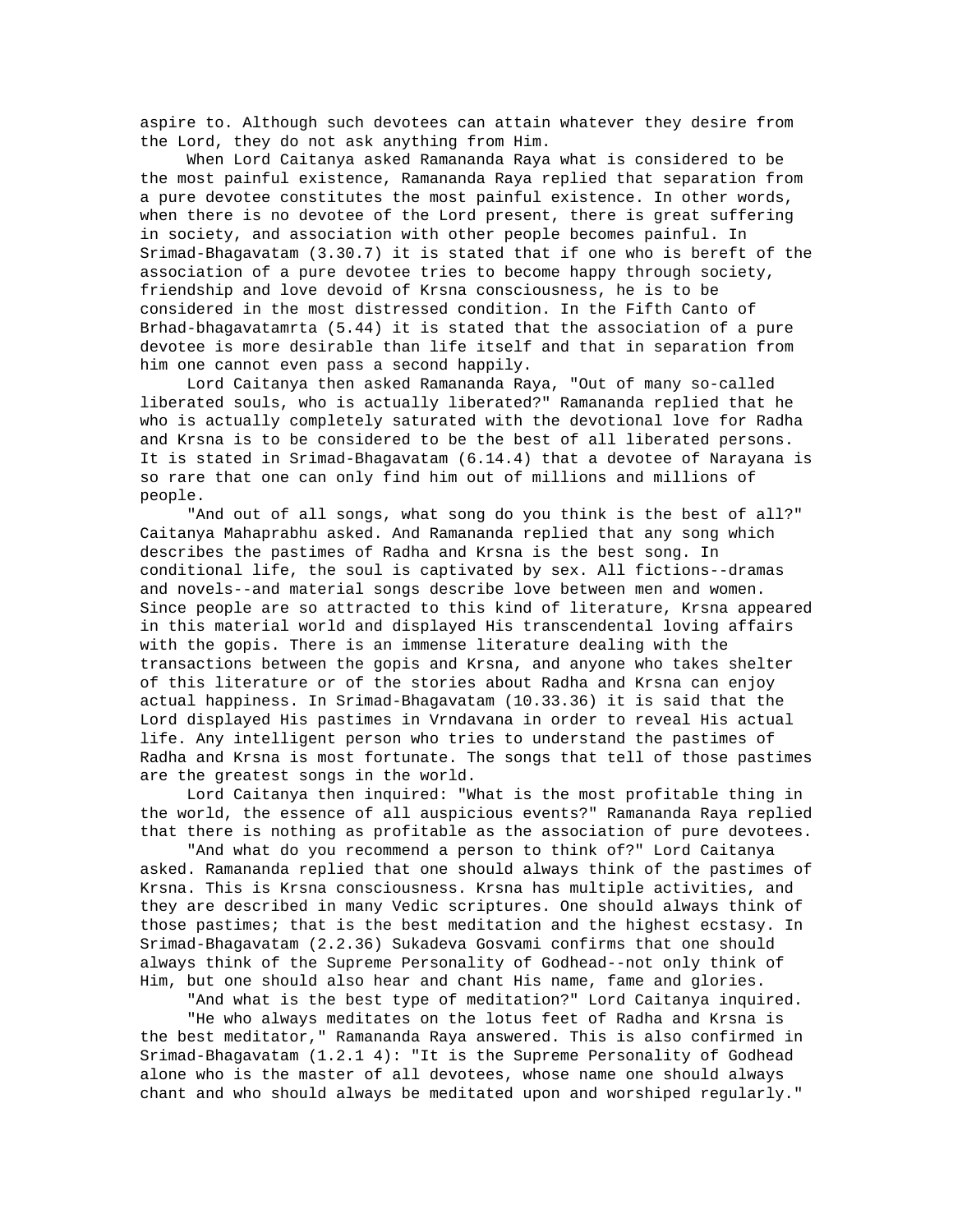aspire to. Although such devotees can attain whatever they desire from the Lord, they do not ask anything from Him.

When Lord Caitanya asked Ramananda Raya what is considered to be the most painful existence, Ramananda Raya replied that separation from a pure devotee constitutes the most painful existence. In other words, when there is no devotee of the Lord present, there is great suffering in society, and association with other people becomes painful. In Srimad-Bhagavatam (3.30.7) it is stated that if one who is bereft of the association of a pure devotee tries to become happy through society, friendship and love devoid of Krsna consciousness, he is to be considered in the most distressed condition. In the Fifth Canto of Brhad-bhagavatamrta (5.44) it is stated that the association of a pure devotee is more desirable than life itself and that in separation from him one cannot even pass a second happily.

Lord Caitanya then asked Ramananda Raya, "Out of many so-called liberated souls, who is actually liberated?" Ramananda replied that he who is actually completely saturated with the devotional love for Radha and Krsna is to be considered to be the best of all liberated persons. It is stated in Srimad-Bhagavatam (6.14.4) that a devotee of Narayana is so rare that one can only find him out of millions and millions of people.

"And out of all songs, what song do you think is the best of all?" Caitanya Mahaprabhu asked. And Ramananda replied that any song which describes the pastimes of Radha and Krsna is the best song. In conditional life, the soul is captivated by sex. All fictions--dramas and novels--and material songs describe love between men and women. Since people are so attracted to this kind of literature, Krsna appeared in this material world and displayed His transcendental loving affairs with the gopis. There is an immense literature dealing with the transactions between the gopis and Krsna, and anyone who takes shelter of this literature or of the stories about Radha and Krsna can enjoy actual happiness. In Srimad-Bhagavatam (10.33.36) it is said that the Lord displayed His pastimes in Vrndavana in order to reveal His actual life. Any intelligent person who tries to understand the pastimes of Radha and Krsna is most fortunate. The songs that tell of those pastimes are the greatest songs in the world.

Lord Caitanya then inquired: "What is the most profitable thing in the world, the essence of all auspicious events?" Ramananda Raya replied that there is nothing as profitable as the association of pure devotees.

"And what do you recommend a person to think of?" Lord Caitanya asked. Ramananda replied that one should always think of the pastimes of Krsna. This is Krsna consciousness. Krsna has multiple activities, and they are described in many Vedic scriptures. One should always think of those pastimes; that is the best meditation and the highest ecstasy. In Srimad-Bhagavatam (2.2.36) Sukadeva Gosvami confirms that one should always think of the Supreme Personality of Godhead--not only think of Him, but one should also hear and chant His name, fame and glories.

"And what is the best type of meditation?" Lord Caitanya inquired.

"He who always meditates on the lotus feet of Radha and Krsna is the best meditator," Ramananda Raya answered. This is also confirmed in Srimad-Bhagavatam (1.2.1 4): "It is the Supreme Personality of Godhead alone who is the master of all devotees, whose name one should always chant and who should always be meditated upon and worshiped regularly."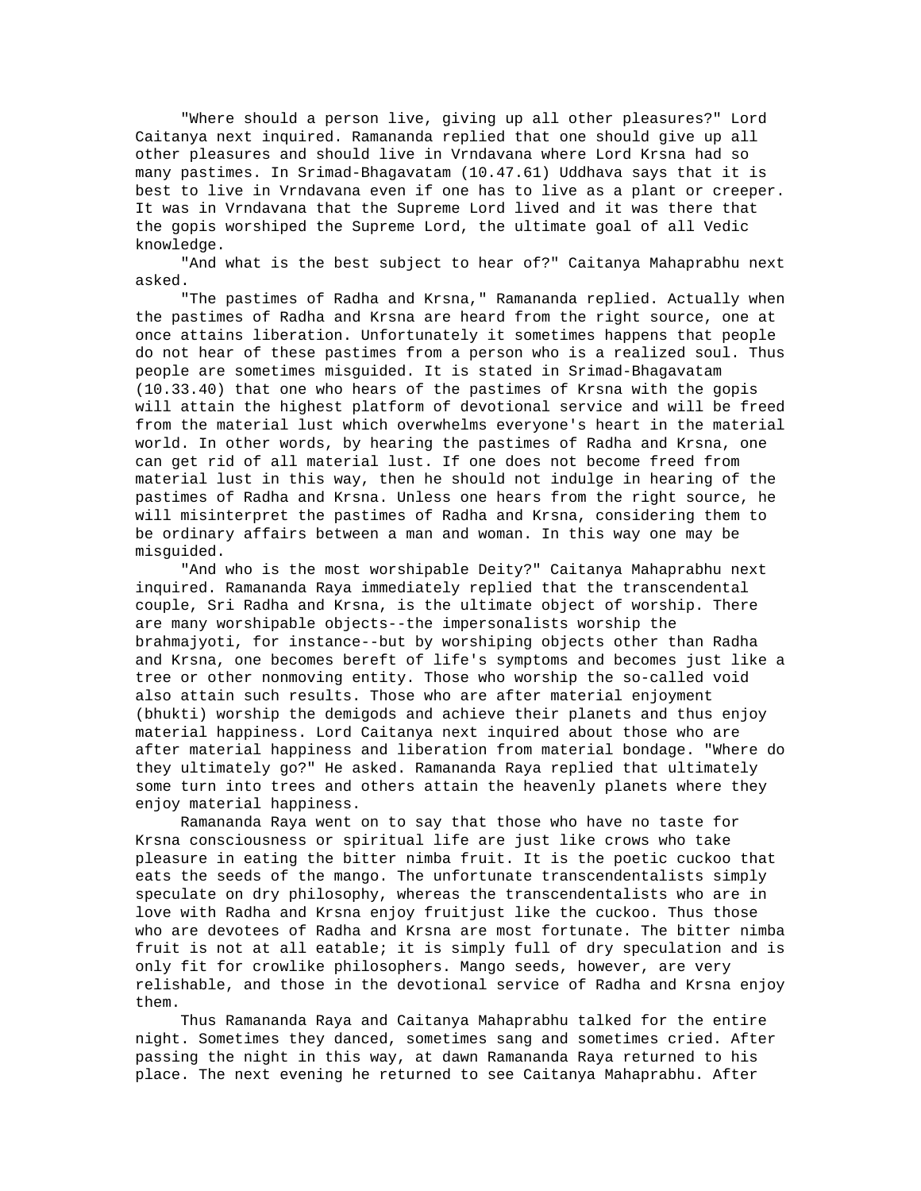"Where should a person live, giving up all other pleasures?" Lord Caitanya next inquired. Ramananda replied that one should give up all other pleasures and should live in Vrndavana where Lord Krsna had so many pastimes. In Srimad-Bhagavatam (10.47.61) Uddhava says that it is best to live in Vrndavana even if one has to live as a plant or creeper. It was in Vrndavana that the Supreme Lord lived and it was there that the gopis worshiped the Supreme Lord, the ultimate goal of all Vedic knowledge.

"And what is the best subject to hear of?" Caitanya Mahaprabhu next asked.

"The pastimes of Radha and Krsna," Ramananda replied. Actually when the pastimes of Radha and Krsna are heard from the right source, one at once attains liberation. Unfortunately it sometimes happens that people do not hear of these pastimes from a person who is a realized soul. Thus people are sometimes misguided. It is stated in Srimad-Bhagavatam (10.33.40) that one who hears of the pastimes of Krsna with the gopis will attain the highest platform of devotional service and will be freed from the material lust which overwhelms everyone's heart in the material world. In other words, by hearing the pastimes of Radha and Krsna, one can get rid of all material lust. If one does not become freed from material lust in this way, then he should not indulge in hearing of the pastimes of Radha and Krsna. Unless one hears from the right source, he will misinterpret the pastimes of Radha and Krsna, considering them to be ordinary affairs between a man and woman. In this way one may be misguided.

"And who is the most worshipable Deity?" Caitanya Mahaprabhu next inquired. Ramananda Raya immediately replied that the transcendental couple, Sri Radha and Krsna, is the ultimate object of worship. There are many worshipable objects--the impersonalists worship the brahmajyoti, for instance--but by worshiping objects other than Radha and Krsna, one becomes bereft of life's symptoms and becomes just like a tree or other nonmoving entity. Those who worship the so-called void also attain such results. Those who are after material enjoyment (bhukti) worship the demigods and achieve their planets and thus enjoy material happiness. Lord Caitanya next inquired about those who are after material happiness and liberation from material bondage. "Where do they ultimately go?" He asked. Ramananda Raya replied that ultimately some turn into trees and others attain the heavenly planets where they enjoy material happiness.

Ramananda Raya went on to say that those who have no taste for Krsna consciousness or spiritual life are just like crows who take pleasure in eating the bitter nimba fruit. It is the poetic cuckoo that eats the seeds of the mango. The unfortunate transcendentalists simply speculate on dry philosophy, whereas the transcendentalists who are in love with Radha and Krsna enjoy fruitjust like the cuckoo. Thus those who are devotees of Radha and Krsna are most fortunate. The bitter nimba fruit is not at all eatable; it is simply full of dry speculation and is only fit for crowlike philosophers. Mango seeds, however, are very relishable, and those in the devotional service of Radha and Krsna enjoy them.

Thus Ramananda Raya and Caitanya Mahaprabhu talked for the entire night. Sometimes they danced, sometimes sang and sometimes cried. After passing the night in this way, at dawn Ramananda Raya returned to his place. The next evening he returned to see Caitanya Mahaprabhu. After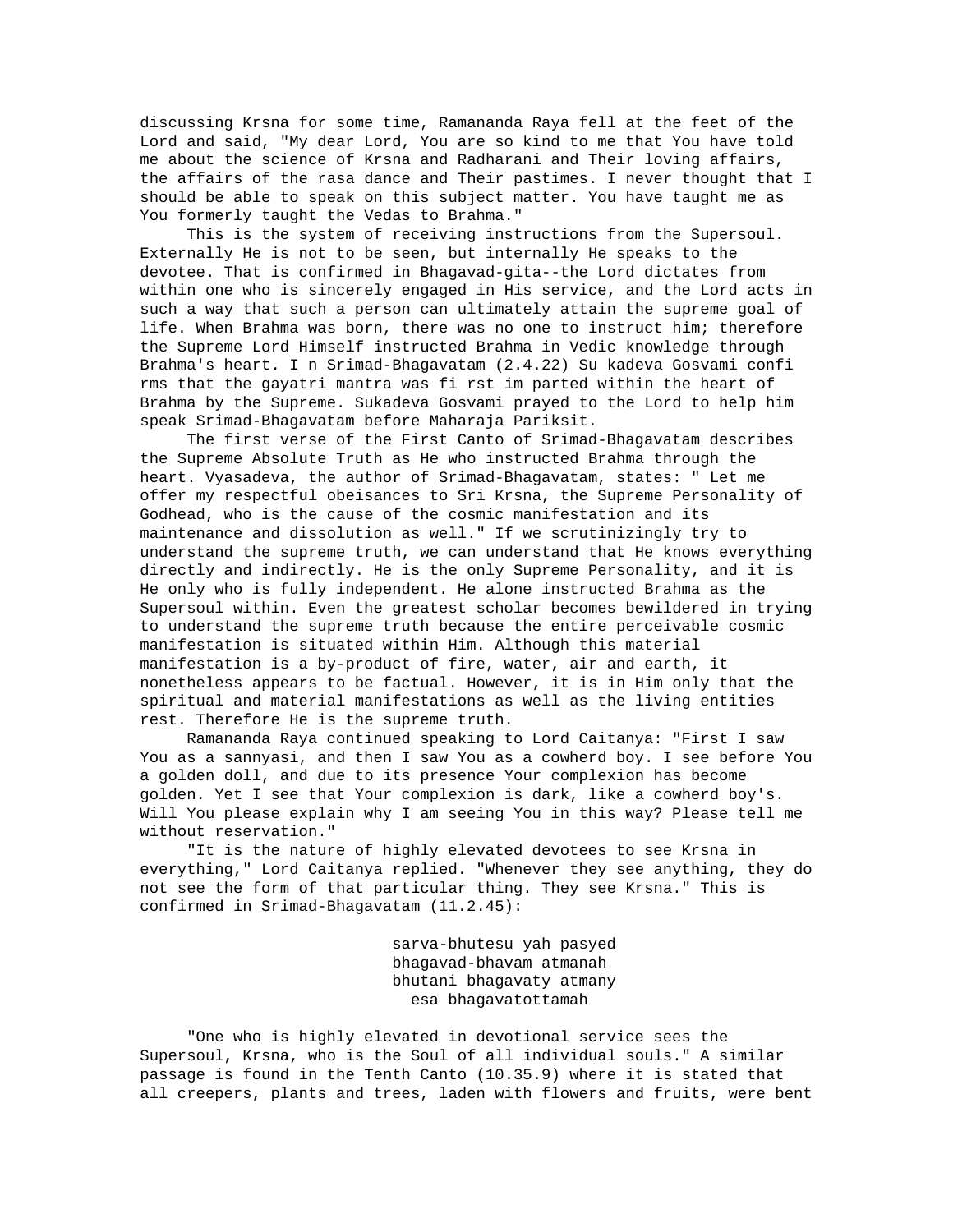discussing Krsna for some time, Ramananda Raya fell at the feet of the Lord and said, "My dear Lord, You are so kind to me that You have told me about the science of Krsna and Radharani and Their loving affairs, the affairs of the rasa dance and Their pastimes. I never thought that I should be able to speak on this subject matter. You have taught me as You formerly taught the Vedas to Brahma."

This is the system of receiving instructions from the Supersoul. Externally He is not to be seen, but internally He speaks to the devotee. That is confirmed in Bhagavad-gita--the Lord dictates from within one who is sincerely engaged in His service, and the Lord acts in such a way that such a person can ultimately attain the supreme goal of life. When Brahma was born, there was no one to instruct him; therefore the Supreme Lord Himself instructed Brahma in Vedic knowledge through Brahma's heart. I n Srimad-Bhagavatam (2.4.22) Su kadeva Gosvami confi rms that the gayatri mantra was fi rst im parted within the heart of Brahma by the Supreme. Sukadeva Gosvami prayed to the Lord to help him speak Srimad-Bhagavatam before Maharaja Pariksit.

The first verse of the First Canto of Srimad-Bhagavatam describes the Supreme Absolute Truth as He who instructed Brahma through the heart. Vyasadeva, the author of Srimad-Bhagavatam, states: " Let me offer my respectful obeisances to Sri Krsna, the Supreme Personality of Godhead, who is the cause of the cosmic manifestation and its maintenance and dissolution as well." If we scrutinizingly try to understand the supreme truth, we can understand that He knows everything directly and indirectly. He is the only Supreme Personality, and it is He only who is fully independent. He alone instructed Brahma as the Supersoul within. Even the greatest scholar becomes bewildered in trying to understand the supreme truth because the entire perceivable cosmic manifestation is situated within Him. Although this material manifestation is a by-product of fire, water, air and earth, it nonetheless appears to be factual. However, it is in Him only that the spiritual and material manifestations as well as the living entities rest. Therefore He is the supreme truth.

Ramananda Raya continued speaking to Lord Caitanya: "First I saw You as a sannyasi, and then I saw You as a cowherd boy. I see before You a golden doll, and due to its presence Your complexion has become golden. Yet I see that Your complexion is dark, like a cowherd boy's. Will You please explain why I am seeing You in this way? Please tell me without reservation."

"It is the nature of highly elevated devotees to see Krsna in everything," Lord Caitanya replied. "Whenever they see anything, they do not see the form of that particular thing. They see Krsna." This is confirmed in Srimad-Bhagavatam (11.2.45):

> sarva-bhutesu yah pasyed
> bhagavad-bhavam atmanah
> bhutani bhagavaty atmany
> esa bhagavatottamah

"One who is highly elevated in devotional service sees the Supersoul, Krsna, who is the Soul of all individual souls." A similar passage is found in the Tenth Canto (10.35.9) where it is stated that all creepers, plants and trees, laden with flowers and fruits, were bent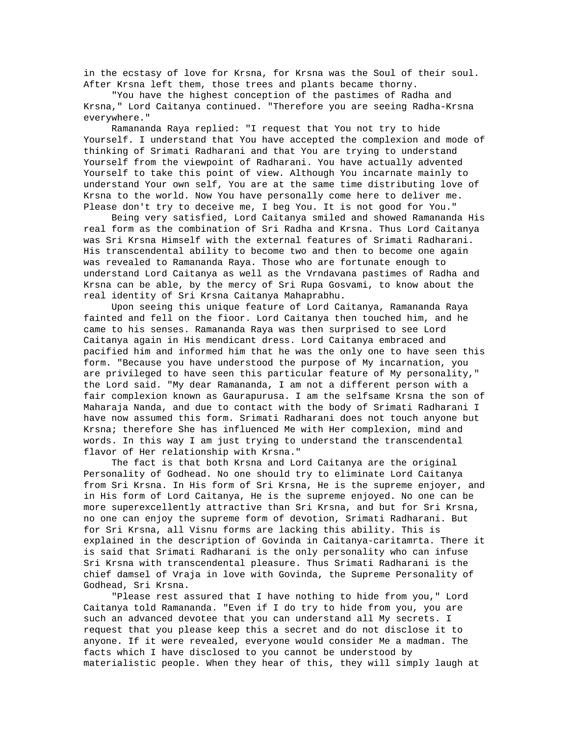in the ecstasy of love for Krsna, for Krsna was the Soul of their soul. After Krsna left them, those trees and plants became thorny.

"You have the highest conception of the pastimes of Radha and Krsna," Lord Caitanya continued. "Therefore you are seeing Radha-Krsna everywhere."

Ramananda Raya replied: "I request that You not try to hide Yourself. I understand that You have accepted the complexion and mode of thinking of Srimati Radharani and that You are trying to understand Yourself from the viewpoint of Radharani. You have actually advented Yourself to take this point of view. Although You incarnate mainly to understand Your own self, You are at the same time distributing love of Krsna to the world. Now You have personally come here to deliver me. Please don't try to deceive me, I beg You. It is not good for You."

Being very satisfied, Lord Caitanya smiled and showed Ramananda His real form as the combination of Sri Radha and Krsna. Thus Lord Caitanya was Sri Krsna Himself with the external features of Srimati Radharani. His transcendental ability to become two and then to become one again was revealed to Ramananda Raya. Those who are fortunate enough to understand Lord Caitanya as well as the Vrndavana pastimes of Radha and Krsna can be able, by the mercy of Sri Rupa Gosvami, to know about the real identity of Sri Krsna Caitanya Mahaprabhu.

Upon seeing this unique feature of Lord Caitanya, Ramananda Raya fainted and fell on the fioor. Lord Caitanya then touched him, and he came to his senses. Ramananda Raya was then surprised to see Lord Caitanya again in His mendicant dress. Lord Caitanya embraced and pacified him and informed him that he was the only one to have seen this form. "Because you have understood the purpose of My incarnation, you are privileged to have seen this particular feature of My personality," the Lord said. "My dear Ramananda, I am not a different person with a fair complexion known as Gaurapurusa. I am the selfsame Krsna the son of Maharaja Nanda, and due to contact with the body of Srimati Radharani I have now assumed this form. Srimati Radharani does not touch anyone but Krsna; therefore She has influenced Me with Her complexion, mind and words. In this way I am just trying to understand the transcendental flavor of Her relationship with Krsna."

The fact is that both Krsna and Lord Caitanya are the original Personality of Godhead. No one should try to eliminate Lord Caitanya from Sri Krsna. In His form of Sri Krsna, He is the supreme enjoyer, and in His form of Lord Caitanya, He is the supreme enjoyed. No one can be more superexcellently attractive than Sri Krsna, and but for Sri Krsna, no one can enjoy the supreme form of devotion, Srimati Radharani. But for Sri Krsna, all Visnu forms are lacking this ability. This is explained in the description of Govinda in Caitanya-caritamrta. There it is said that Srimati Radharani is the only personality who can infuse Sri Krsna with transcendental pleasure. Thus Srimati Radharani is the chief damsel of Vraja in love with Govinda, the Supreme Personality of Godhead, Sri Krsna.

"Please rest assured that I have nothing to hide from you," Lord Caitanya told Ramananda. "Even if I do try to hide from you, you are such an advanced devotee that you can understand all My secrets. I request that you please keep this a secret and do not disclose it to anyone. If it were revealed, everyone would consider Me a madman. The facts which I have disclosed to you cannot be understood by materialistic people. When they hear of this, they will simply laugh at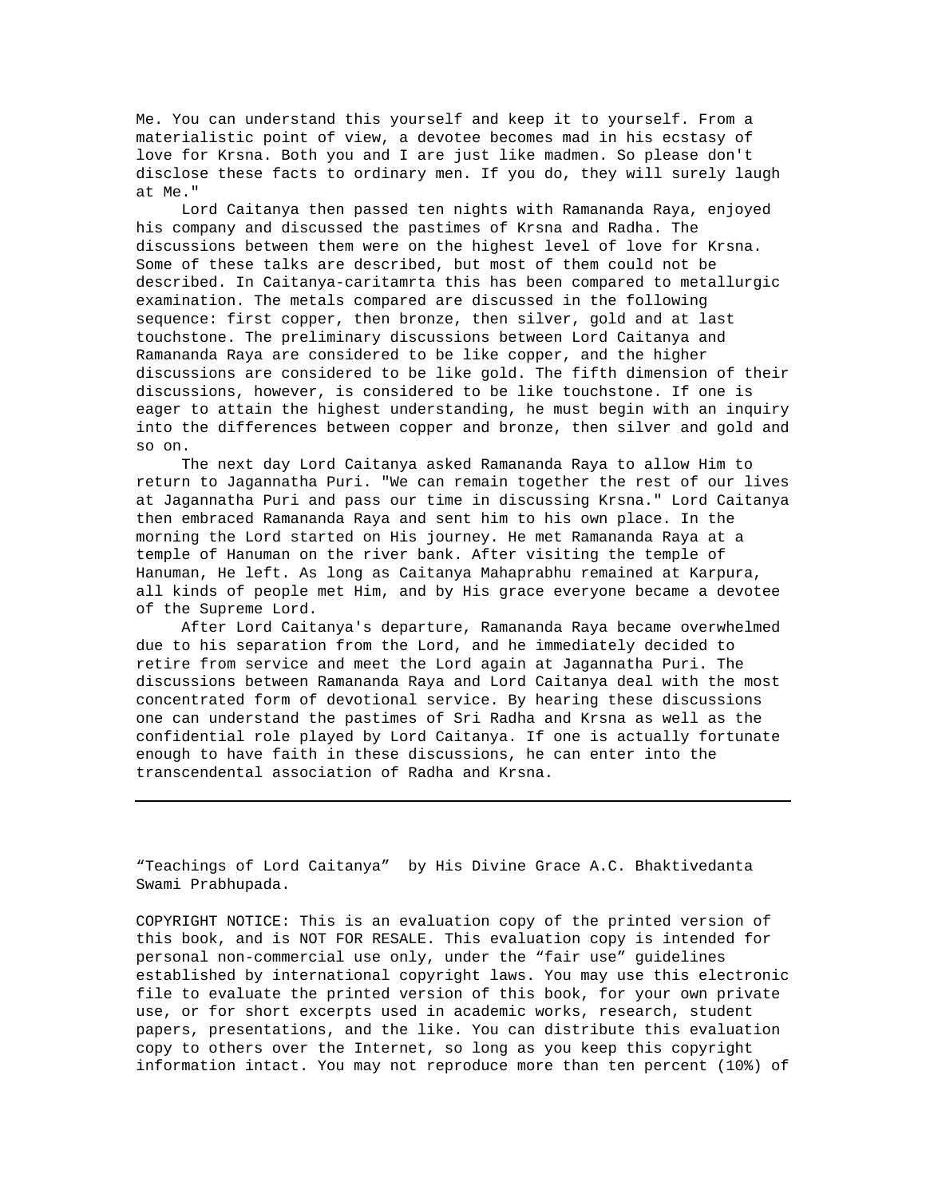Me. You can understand this yourself and keep it to yourself. From a materialistic point of view, a devotee becomes mad in his ecstasy of love for Krsna. Both you and I are just like madmen. So please don't disclose these facts to ordinary men. If you do, they will surely laugh at Me."

Lord Caitanya then passed ten nights with Ramananda Raya, enjoyed his company and discussed the pastimes of Krsna and Radha. The discussions between them were on the highest level of love for Krsna. Some of these talks are described, but most of them could not be described. In Caitanya-caritamrta this has been compared to metallurgic examination. The metals compared are discussed in the following sequence: first copper, then bronze, then silver, gold and at last touchstone. The preliminary discussions between Lord Caitanya and Ramananda Raya are considered to be like copper, and the higher discussions are considered to be like gold. The fifth dimension of their discussions, however, is considered to be like touchstone. If one is eager to attain the highest understanding, he must begin with an inquiry into the differences between copper and bronze, then silver and gold and so on.

The next day Lord Caitanya asked Ramananda Raya to allow Him to return to Jagannatha Puri. "We can remain together the rest of our lives at Jagannatha Puri and pass our time in discussing Krsna." Lord Caitanya then embraced Ramananda Raya and sent him to his own place. In the morning the Lord started on His journey. He met Ramananda Raya at a temple of Hanuman on the river bank. After visiting the temple of Hanuman, He left. As long as Caitanya Mahaprabhu remained at Karpura, all kinds of people met Him, and by His grace everyone became a devotee of the Supreme Lord.

After Lord Caitanya's departure, Ramananda Raya became overwhelmed due to his separation from the Lord, and he immediately decided to retire from service and meet the Lord again at Jagannatha Puri. The discussions between Ramananda Raya and Lord Caitanya deal with the most concentrated form of devotional service. By hearing these discussions one can understand the pastimes of Sri Radha and Krsna as well as the confidential role played by Lord Caitanya. If one is actually fortunate enough to have faith in these discussions, he can enter into the transcendental association of Radha and Krsna.

---

"Teachings of Lord Caitanya" by His Divine Grace A.C. Bhaktivedanta Swami Prabhupada.

COPYRIGHT NOTICE: This is an evaluation copy of the printed version of this book, and is NOT FOR RESALE. This evaluation copy is intended for personal non-commercial use only, under the "fair use" guidelines established by international copyright laws. You may use this electronic file to evaluate the printed version of this book, for your own private use, or for short excerpts used in academic works, research, student papers, presentations, and the like. You can distribute this evaluation copy to others over the Internet, so long as you keep this copyright information intact. You may not reproduce more than ten percent (10%) of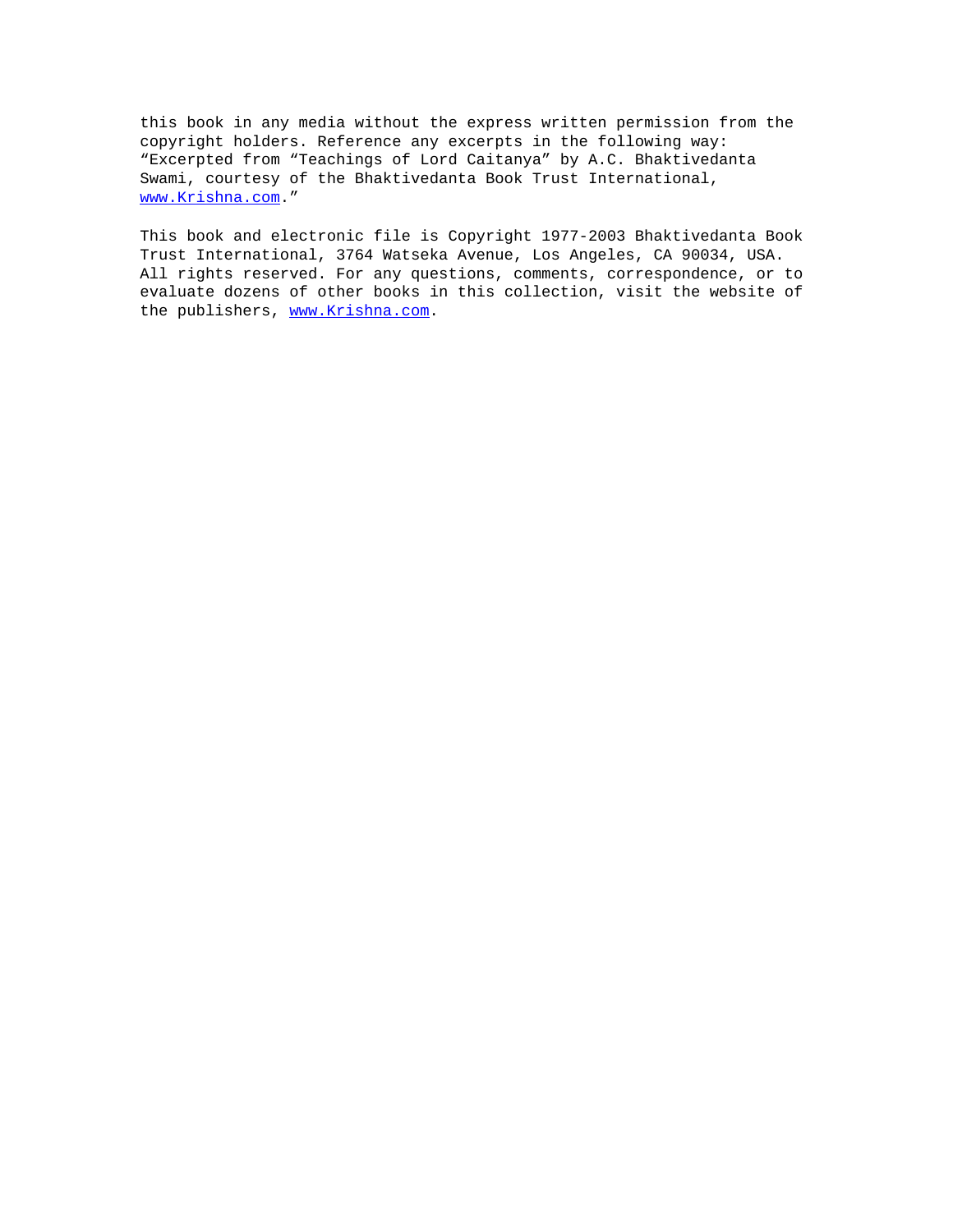this book in any media without the express written permission from the copyright holders. Reference any excerpts in the following way: "Excerpted from "Teachings of Lord Caitanya" by A.C. Bhaktivedanta Swami, courtesy of the Bhaktivedanta Book Trust International, www.Krishna.com."

This book and electronic file is Copyright 1977-2003 Bhaktivedanta Book Trust International, 3764 Watseka Avenue, Los Angeles, CA 90034, USA. All rights reserved. For any questions, comments, correspondence, or to evaluate dozens of other books in this collection, visit the website of the publishers, www.Krishna.com.